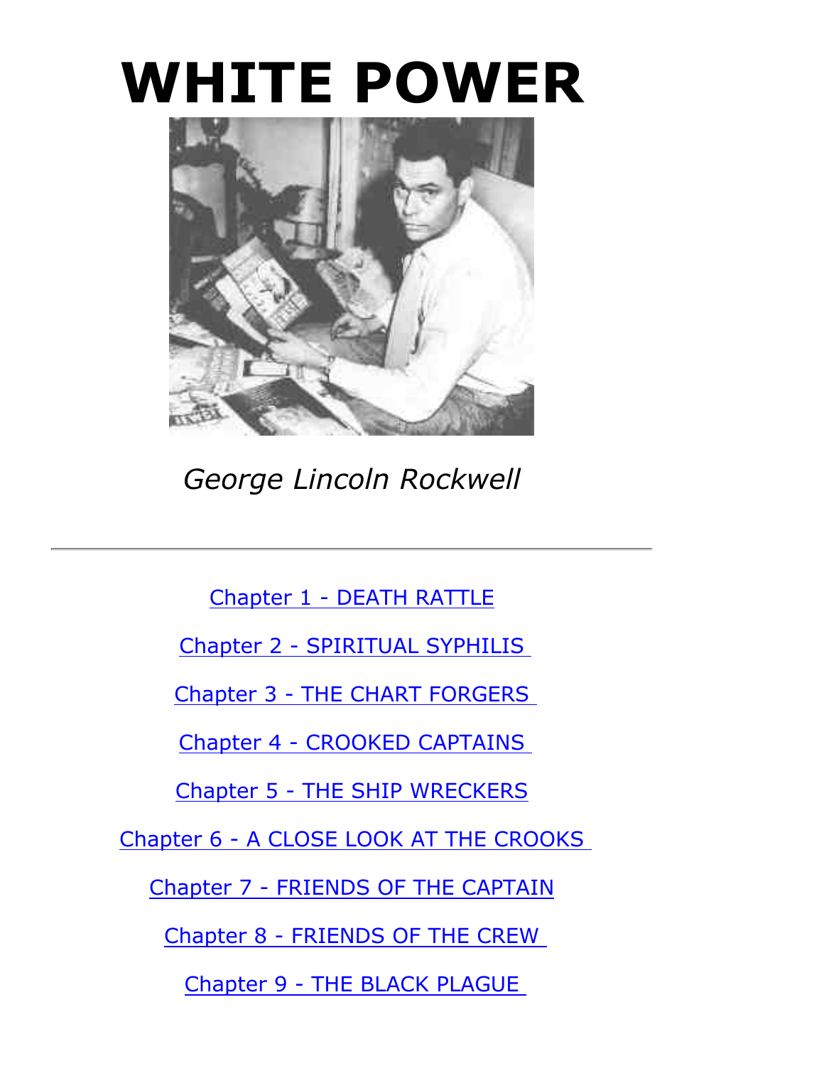# WHITE POWER

*George Lincoln Rockwell*

---

Chapter 1 - DEATH RATTLE

Chapter 2 - SPIRITUAL SYPHILIS

Chapter 3 - THE CHART FORGERS

Chapter 4 - CROOKED CAPTAINS

Chapter 5 - THE SHIP WRECKERS

Chapter 6 - A CLOSE LOOK AT THE CROOKS

Chapter 7 - FRIENDS OF THE CAPTAIN

Chapter 8 - FRIENDS OF THE CREW

Chapter 9 - THE BLACK PLAGUE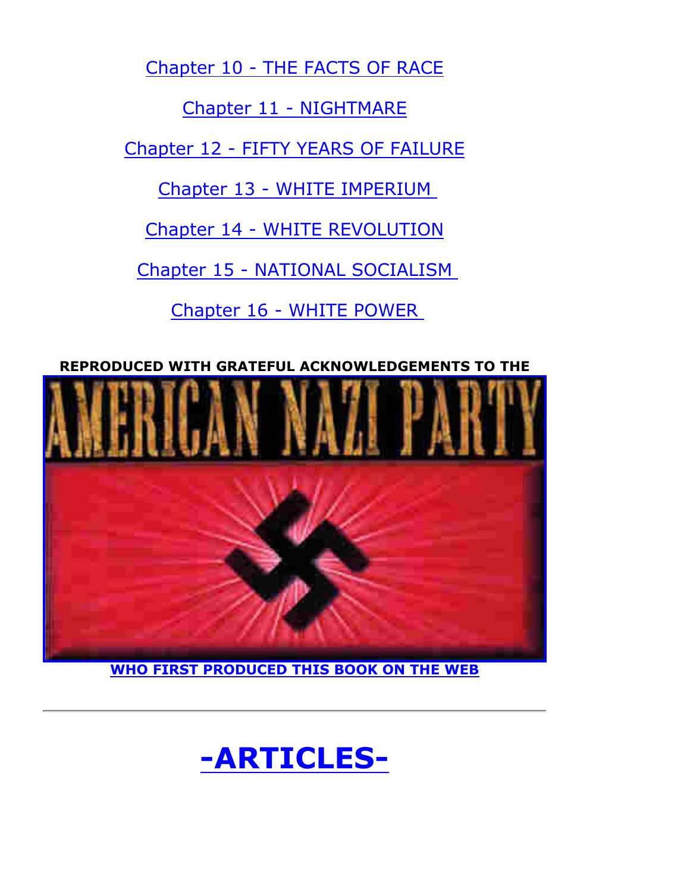Chapter 10 - THE FACTS OF RACE

Chapter 11 - NIGHTMARE

Chapter 12 - FIFTY YEARS OF FAILURE

Chapter 13 - WHITE IMPERIUM

Chapter 14 - WHITE REVOLUTION

Chapter 15 - NATIONAL SOCIALISM

Chapter 16 - WHITE POWER

**REPRODUCED WITH GRATEFUL ACKNOWLEDGEMENTS TO THE**

AMERICAN NAZI PARTY

**WHO FIRST PRODUCED THIS BOOK ON THE WEB**

---

# -ARTICLES-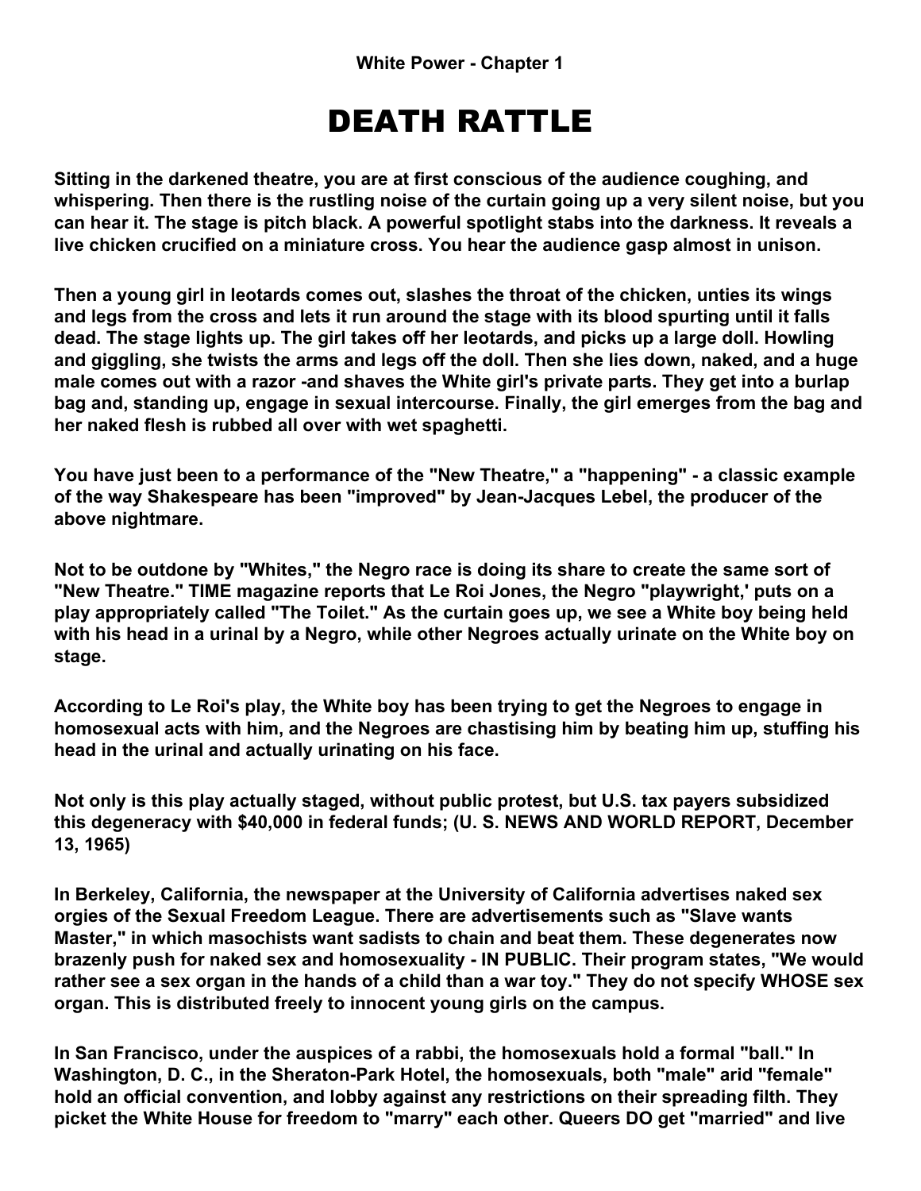**White Power - Chapter 1**

# DEATH RATTLE

**Sitting in the darkened theatre, you are at first conscious of the audience coughing, and whispering. Then there is the rustling noise of the curtain going up a very silent noise, but you can hear it. The stage is pitch black. A powerful spotlight stabs into the darkness. It reveals a live chicken crucified on a miniature cross. You hear the audience gasp almost in unison.**

**Then a young girl in leotards comes out, slashes the throat of the chicken, unties its wings and legs from the cross and lets it run around the stage with its blood spurting until it falls dead. The stage lights up. The girl takes off her leotards, and picks up a large doll. Howling and giggling, she twists the arms and legs off the doll. Then she lies down, naked, and a huge male comes out with a razor -and shaves the White girl's private parts. They get into a burlap bag and, standing up, engage in sexual intercourse. Finally, the girl emerges from the bag and her naked flesh is rubbed all over with wet spaghetti.**

**You have just been to a performance of the "New Theatre," a "happening" - a classic example of the way Shakespeare has been "improved" by Jean-Jacques Lebel, the producer of the above nightmare.**

**Not to be outdone by "Whites," the Negro race is doing its share to create the same sort of "New Theatre." TIME magazine reports that Le Roi Jones, the Negro "playwright,' puts on a play appropriately called "The Toilet." As the curtain goes up, we see a White boy being held with his head in a urinal by a Negro, while other Negroes actually urinate on the White boy on stage.**

**According to Le Roi's play, the White boy has been trying to get the Negroes to engage in homosexual acts with him, and the Negroes are chastising him by beating him up, stuffing his head in the urinal and actually urinating on his face.**

**Not only is this play actually staged, without public protest, but U.S. tax payers subsidized this degeneracy with $40,000 in federal funds; (U. S. NEWS AND WORLD REPORT, December 13, 1965)**

**In Berkeley, California, the newspaper at the University of California advertises naked sex orgies of the Sexual Freedom League. There are advertisements such as "Slave wants Master," in which masochists want sadists to chain and beat them. These degenerates now brazenly push for naked sex and homosexuality - IN PUBLIC. Their program states, "We would rather see a sex organ in the hands of a child than a war toy." They do not specify WHOSE sex organ. This is distributed freely to innocent young girls on the campus.**

**In San Francisco, under the auspices of a rabbi, the homosexuals hold a formal "ball." In Washington, D. C., in the Sheraton-Park Hotel, the homosexuals, both "male" arid "female" hold an official convention, and lobby against any restrictions on their spreading filth. They picket the White House for freedom to "marry" each other. Queers DO get "married" and live**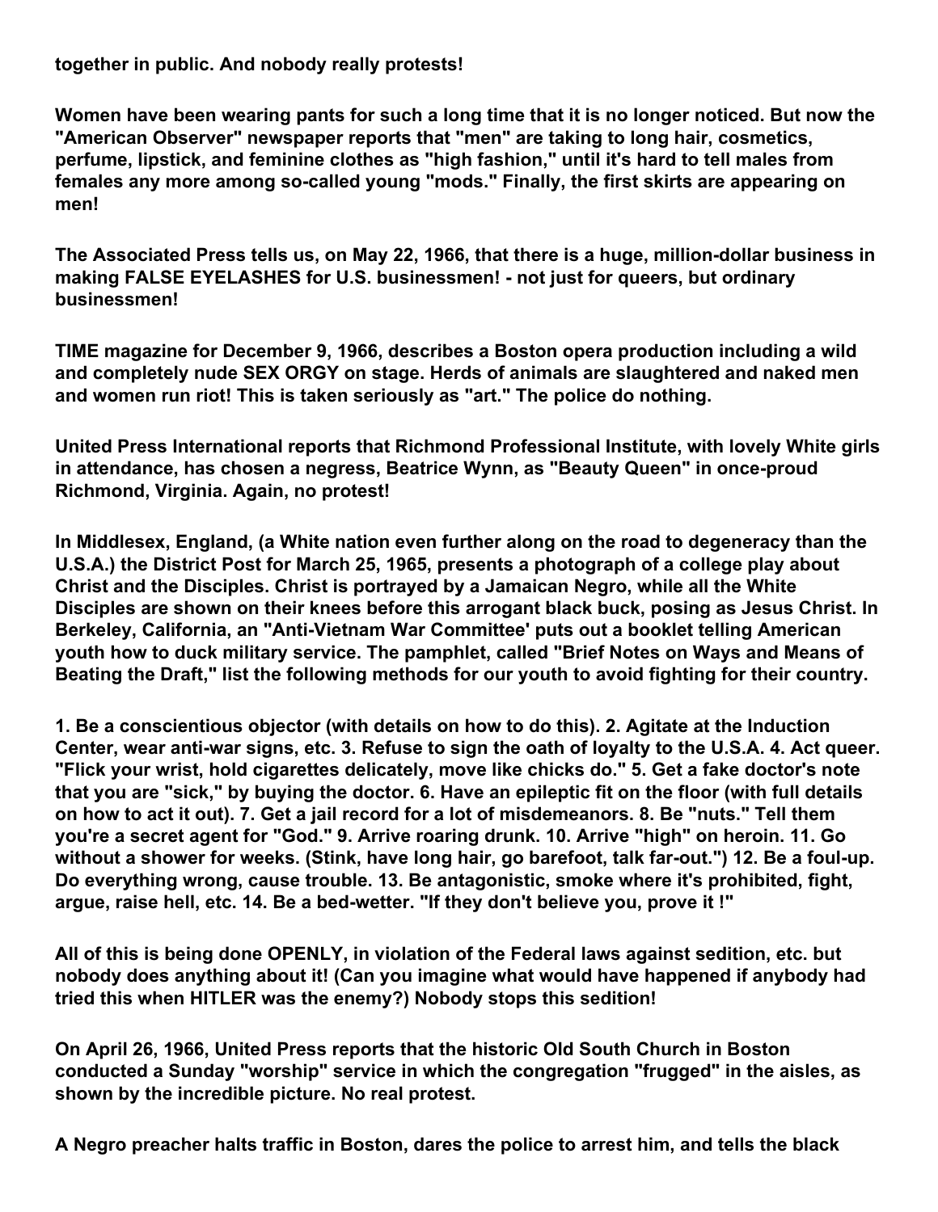**together in public. And nobody really protests!**

**Women have been wearing pants for such a long time that it is no longer noticed. But now the "American Observer" newspaper reports that "men" are taking to long hair, cosmetics, perfume, lipstick, and feminine clothes as "high fashion," until it's hard to tell males from females any more among so-called young "mods." Finally, the first skirts are appearing on men!**

**The Associated Press tells us, on May 22, 1966, that there is a huge, million-dollar business in making FALSE EYELASHES for U.S. businessmen! - not just for queers, but ordinary businessmen!**

**TIME magazine for December 9, 1966, describes a Boston opera production including a wild and completely nude SEX ORGY on stage. Herds of animals are slaughtered and naked men and women run riot! This is taken seriously as "art." The police do nothing.**

**United Press International reports that Richmond Professional Institute, with lovely White girls in attendance, has chosen a negress, Beatrice Wynn, as "Beauty Queen" in once-proud Richmond, Virginia. Again, no protest!**

**In Middlesex, England, (a White nation even further along on the road to degeneracy than the U.S.A.) the District Post for March 25, 1965, presents a photograph of a college play about Christ and the Disciples. Christ is portrayed by a Jamaican Negro, while all the White Disciples are shown on their knees before this arrogant black buck, posing as Jesus Christ. In Berkeley, California, an "Anti-Vietnam War Committee' puts out a booklet telling American youth how to duck military service. The pamphlet, called "Brief Notes on Ways and Means of Beating the Draft," list the following methods for our youth to avoid fighting for their country.**

**1. Be a conscientious objector (with details on how to do this). 2. Agitate at the Induction Center, wear anti-war signs, etc. 3. Refuse to sign the oath of loyalty to the U.S.A. 4. Act queer. "Flick your wrist, hold cigarettes delicately, move like chicks do." 5. Get a fake doctor's note that you are "sick," by buying the doctor. 6. Have an epileptic fit on the floor (with full details on how to act it out). 7. Get a jail record for a lot of misdemeanors. 8. Be "nuts." Tell them you're a secret agent for "God." 9. Arrive roaring drunk. 10. Arrive "high" on heroin. 11. Go without a shower for weeks. (Stink, have long hair, go barefoot, talk far-out.") 12. Be a foul-up. Do everything wrong, cause trouble. 13. Be antagonistic, smoke where it's prohibited, fight, argue, raise hell, etc. 14. Be a bed-wetter. "If they don't believe you, prove it !"**

**All of this is being done OPENLY, in violation of the Federal laws against sedition, etc. but nobody does anything about it! (Can you imagine what would have happened if anybody had tried this when HITLER was the enemy?) Nobody stops this sedition!**

**On April 26, 1966, United Press reports that the historic Old South Church in Boston conducted a Sunday "worship" service in which the congregation "frugged" in the aisles, as shown by the incredible picture. No real protest.**

**A Negro preacher halts traffic in Boston, dares the police to arrest him, and tells the black**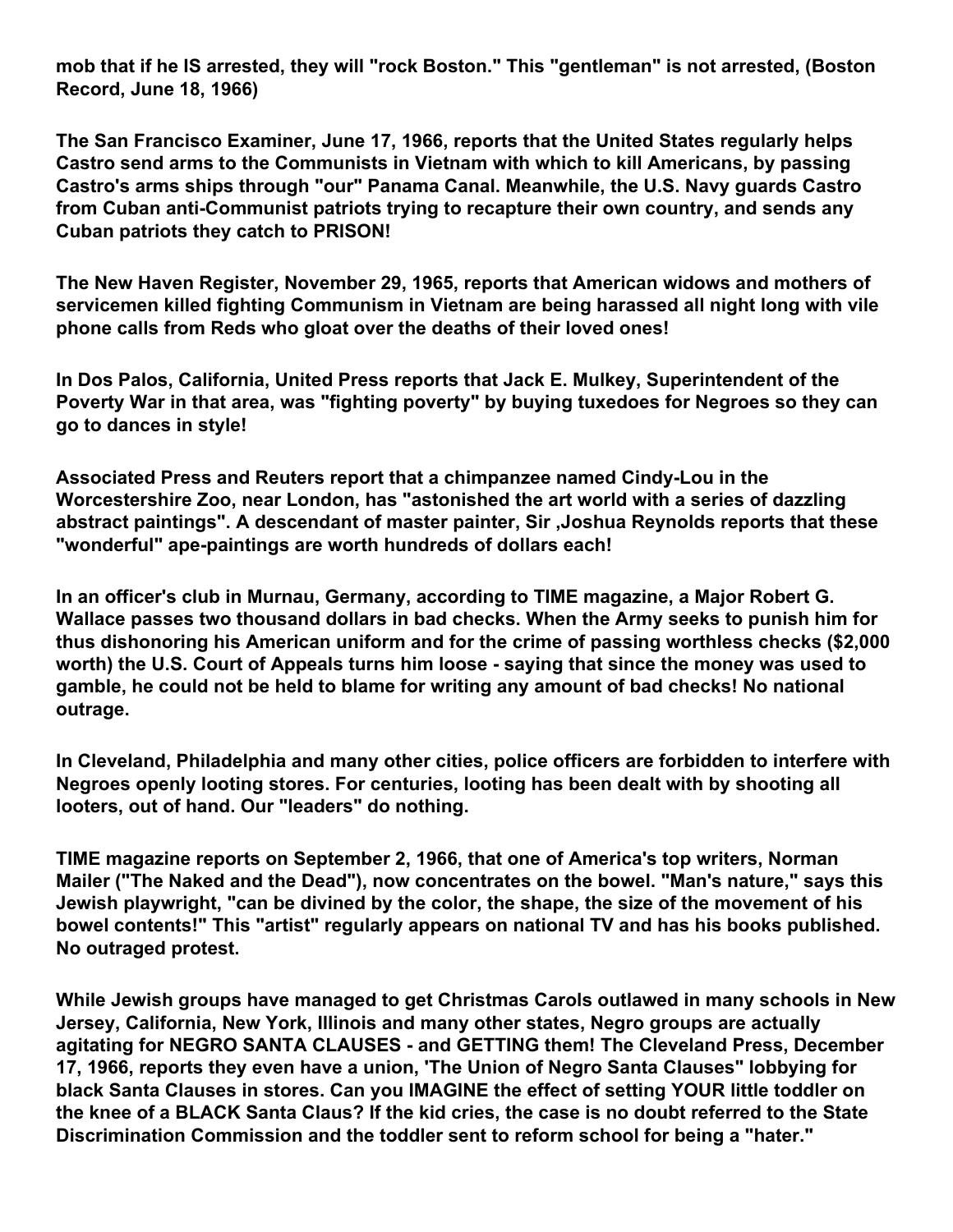**mob that if he IS arrested, they will "rock Boston." This "gentleman" is not arrested, (Boston Record, June 18, 1966)**

**The San Francisco Examiner, June 17, 1966, reports that the United States regularly helps Castro send arms to the Communists in Vietnam with which to kill Americans, by passing Castro's arms ships through "our" Panama Canal. Meanwhile, the U.S. Navy guards Castro from Cuban anti-Communist patriots trying to recapture their own country, and sends any Cuban patriots they catch to PRISON!**

**The New Haven Register, November 29, 1965, reports that American widows and mothers of servicemen killed fighting Communism in Vietnam are being harassed all night long with vile phone calls from Reds who gloat over the deaths of their loved ones!**

**In Dos Palos, California, United Press reports that Jack E. Mulkey, Superintendent of the Poverty War in that area, was "fighting poverty" by buying tuxedoes for Negroes so they can go to dances in style!**

**Associated Press and Reuters report that a chimpanzee named Cindy-Lou in the Worcestershire Zoo, near London, has "astonished the art world with a series of dazzling abstract paintings". A descendant of master painter, Sir ,Joshua Reynolds reports that these "wonderful" ape-paintings are worth hundreds of dollars each!**

**In an officer's club in Murnau, Germany, according to TIME magazine, a Major Robert G. Wallace passes two thousand dollars in bad checks. When the Army seeks to punish him for thus dishonoring his American uniform and for the crime of passing worthless checks ($2,000 worth) the U.S. Court of Appeals turns him loose - saying that since the money was used to gamble, he could not be held to blame for writing any amount of bad checks! No national outrage.**

**In Cleveland, Philadelphia and many other cities, police officers are forbidden to interfere with Negroes openly looting stores. For centuries, looting has been dealt with by shooting all looters, out of hand. Our "leaders" do nothing.**

**TIME magazine reports on September 2, 1966, that one of America's top writers, Norman Mailer ("The Naked and the Dead"), now concentrates on the bowel. "Man's nature," says this Jewish playwright, "can be divined by the color, the shape, the size of the movement of his bowel contents!" This "artist" regularly appears on national TV and has his books published. No outraged protest.**

**While Jewish groups have managed to get Christmas Carols outlawed in many schools in New Jersey, California, New York, Illinois and many other states, Negro groups are actually agitating for NEGRO SANTA CLAUSES - and GETTING them! The Cleveland Press, December 17, 1966, reports they even have a union, 'The Union of Negro Santa Clauses" lobbying for black Santa Clauses in stores. Can you IMAGINE the effect of setting YOUR little toddler on the knee of a BLACK Santa Claus? If the kid cries, the case is no doubt referred to the State Discrimination Commission and the toddler sent to reform school for being a "hater."**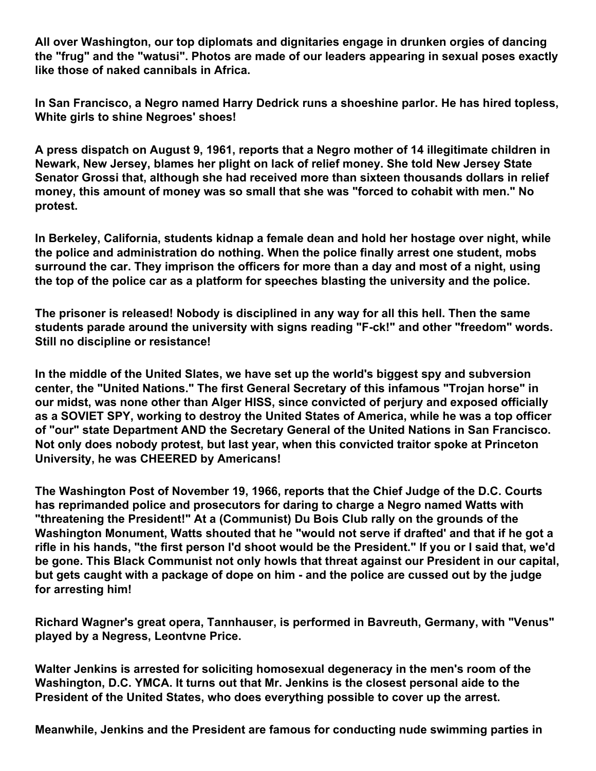**All over Washington, our top diplomats and dignitaries engage in drunken orgies of dancing the "frug" and the "watusi". Photos are made of our leaders appearing in sexual poses exactly like those of naked cannibals in Africa.**

**In San Francisco, a Negro named Harry Dedrick runs a shoeshine parlor. He has hired topless, White girls to shine Negroes' shoes!**

**A press dispatch on August 9, 1961, reports that a Negro mother of 14 illegitimate children in Newark, New Jersey, blames her plight on lack of relief money. She told New Jersey State Senator Grossi that, although she had received more than sixteen thousands dollars in relief money, this amount of money was so small that she was "forced to cohabit with men." No protest.**

**In Berkeley, California, students kidnap a female dean and hold her hostage over night, while the police and administration do nothing. When the police finally arrest one student, mobs surround the car. They imprison the officers for more than a day and most of a night, using the top of the police car as a platform for speeches blasting the university and the police.**

**The prisoner is released! Nobody is disciplined in any way for all this hell. Then the same students parade around the university with signs reading "F-ck!" and other "freedom" words. Still no discipline or resistance!**

**In the middle of the United Slates, we have set up the world's biggest spy and subversion center, the "United Nations." The first General Secretary of this infamous "Trojan horse" in our midst, was none other than Alger HISS, since convicted of perjury and exposed officially as a SOVIET SPY, working to destroy the United States of America, while he was a top officer of "our" state Department AND the Secretary General of the United Nations in San Francisco. Not only does nobody protest, but last year, when this convicted traitor spoke at Princeton University, he was CHEERED by Americans!**

**The Washington Post of November 19, 1966, reports that the Chief Judge of the D.C. Courts has reprimanded police and prosecutors for daring to charge a Negro named Watts with "threatening the President!" At a (Communist) Du Bois Club rally on the grounds of the Washington Monument, Watts shouted that he "would not serve if drafted' and that if he got a rifle in his hands, "the first person I'd shoot would be the President." If you or I said that, we'd be gone. This Black Communist not only howls that threat against our President in our capital, but gets caught with a package of dope on him - and the police are cussed out by the judge for arresting him!**

**Richard Wagner's great opera, Tannhauser, is performed in Bavreuth, Germany, with "Venus" played by a Negress, Leontvne Price.**

**Walter Jenkins is arrested for soliciting homosexual degeneracy in the men's room of the Washington, D.C. YMCA. It turns out that Mr. Jenkins is the closest personal aide to the President of the United States, who does everything possible to cover up the arrest.**

**Meanwhile, Jenkins and the President are famous for conducting nude swimming parties in**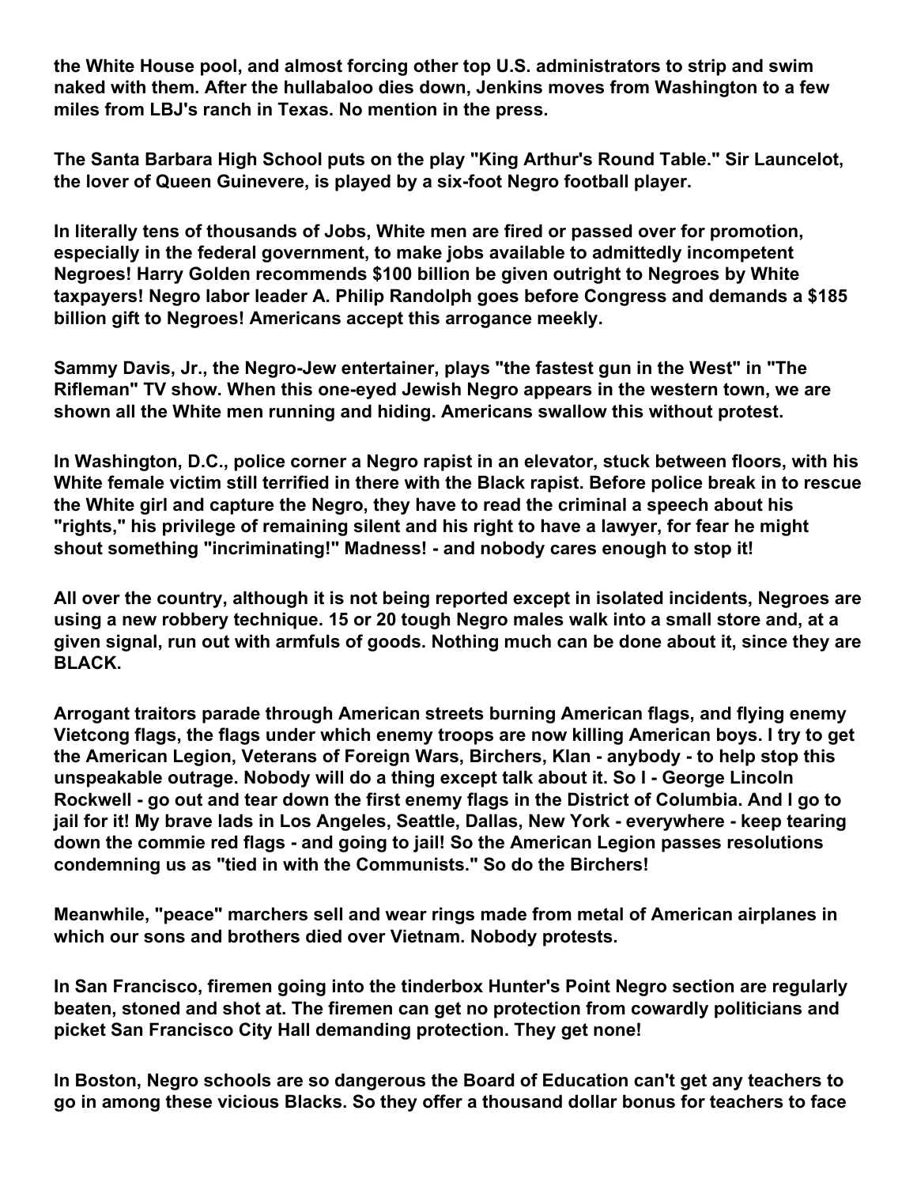**the White House pool, and almost forcing other top U.S. administrators to strip and swim naked with them. After the hullabaloo dies down, Jenkins moves from Washington to a few miles from LBJ's ranch in Texas. No mention in the press.**

**The Santa Barbara High School puts on the play "King Arthur's Round Table." Sir Launcelot, the lover of Queen Guinevere, is played by a six-foot Negro football player.**

**In literally tens of thousands of Jobs, White men are fired or passed over for promotion, especially in the federal government, to make jobs available to admittedly incompetent Negroes! Harry Golden recommends $100 billion be given outright to Negroes by White taxpayers! Negro labor leader A. Philip Randolph goes before Congress and demands a $185 billion gift to Negroes! Americans accept this arrogance meekly.**

**Sammy Davis, Jr., the Negro-Jew entertainer, plays "the fastest gun in the West" in "The Rifleman" TV show. When this one-eyed Jewish Negro appears in the western town, we are shown all the White men running and hiding. Americans swallow this without protest.**

**In Washington, D.C., police corner a Negro rapist in an elevator, stuck between floors, with his White female victim still terrified in there with the Black rapist. Before police break in to rescue the White girl and capture the Negro, they have to read the criminal a speech about his "rights," his privilege of remaining silent and his right to have a lawyer, for fear he might shout something "incriminating!" Madness! - and nobody cares enough to stop it!**

**All over the country, although it is not being reported except in isolated incidents, Negroes are using a new robbery technique. 15 or 20 tough Negro males walk into a small store and, at a given signal, run out with armfuls of goods. Nothing much can be done about it, since they are BLACK.**

**Arrogant traitors parade through American streets burning American flags, and flying enemy Vietcong flags, the flags under which enemy troops are now killing American boys. I try to get the American Legion, Veterans of Foreign Wars, Birchers, Klan - anybody - to help stop this unspeakable outrage. Nobody will do a thing except talk about it. So I - George Lincoln Rockwell - go out and tear down the first enemy flags in the District of Columbia. And I go to jail for it! My brave lads in Los Angeles, Seattle, Dallas, New York - everywhere - keep tearing down the commie red flags - and going to jail! So the American Legion passes resolutions condemning us as "tied in with the Communists." So do the Birchers!**

**Meanwhile, "peace" marchers sell and wear rings made from metal of American airplanes in which our sons and brothers died over Vietnam. Nobody protests.**

**In San Francisco, firemen going into the tinderbox Hunter's Point Negro section are regularly beaten, stoned and shot at. The firemen can get no protection from cowardly politicians and picket San Francisco City Hall demanding protection. They get none!**

**In Boston, Negro schools are so dangerous the Board of Education can't get any teachers to go in among these vicious Blacks. So they offer a thousand dollar bonus for teachers to face**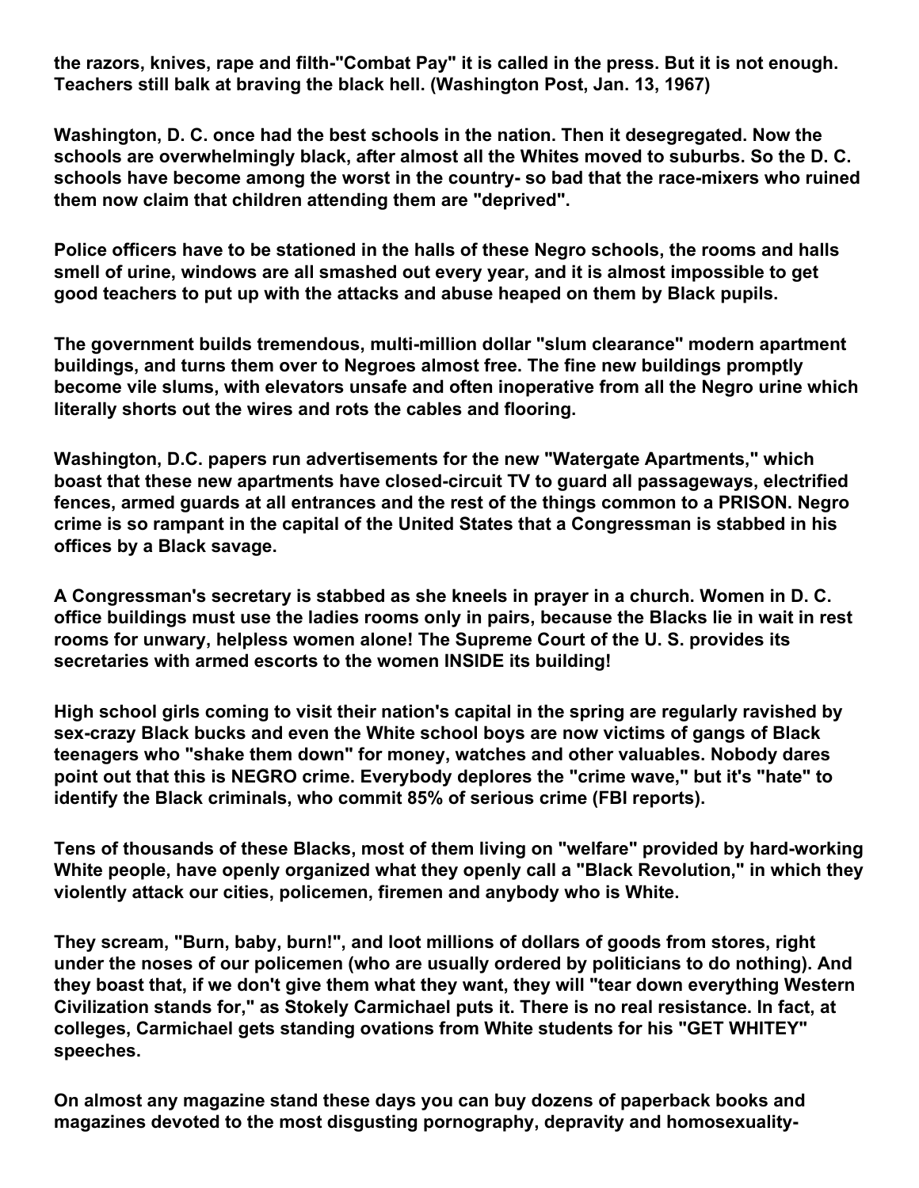**the razors, knives, rape and filth-"Combat Pay" it is called in the press. But it is not enough. Teachers still balk at braving the black hell. (Washington Post, Jan. 13, 1967)**

**Washington, D. C. once had the best schools in the nation. Then it desegregated. Now the schools are overwhelmingly black, after almost all the Whites moved to suburbs. So the D. C. schools have become among the worst in the country- so bad that the race-mixers who ruined them now claim that children attending them are "deprived".**

**Police officers have to be stationed in the halls of these Negro schools, the rooms and halls smell of urine, windows are all smashed out every year, and it is almost impossible to get good teachers to put up with the attacks and abuse heaped on them by Black pupils.**

**The government builds tremendous, multi-million dollar "slum clearance" modern apartment buildings, and turns them over to Negroes almost free. The fine new buildings promptly become vile slums, with elevators unsafe and often inoperative from all the Negro urine which literally shorts out the wires and rots the cables and flooring.**

**Washington, D.C. papers run advertisements for the new "Watergate Apartments," which boast that these new apartments have closed-circuit TV to guard all passageways, electrified fences, armed guards at all entrances and the rest of the things common to a PRISON. Negro crime is so rampant in the capital of the United States that a Congressman is stabbed in his offices by a Black savage.**

**A Congressman's secretary is stabbed as she kneels in prayer in a church. Women in D. C. office buildings must use the ladies rooms only in pairs, because the Blacks lie in wait in rest rooms for unwary, helpless women alone! The Supreme Court of the U. S. provides its secretaries with armed escorts to the women INSIDE its building!**

**High school girls coming to visit their nation's capital in the spring are regularly ravished by sex-crazy Black bucks and even the White school boys are now victims of gangs of Black teenagers who "shake them down" for money, watches and other valuables. Nobody dares point out that this is NEGRO crime. Everybody deplores the "crime wave," but it's "hate" to identify the Black criminals, who commit 85% of serious crime (FBI reports).**

**Tens of thousands of these Blacks, most of them living on "welfare" provided by hard-working White people, have openly organized what they openly call a "Black Revolution," in which they violently attack our cities, policemen, firemen and anybody who is White.**

**They scream, "Burn, baby, burn!", and loot millions of dollars of goods from stores, right under the noses of our policemen (who are usually ordered by politicians to do nothing). And they boast that, if we don't give them what they want, they will "tear down everything Western Civilization stands for," as Stokely Carmichael puts it. There is no real resistance. In fact, at colleges, Carmichael gets standing ovations from White students for his "GET WHITEY" speeches.**

**On almost any magazine stand these days you can buy dozens of paperback books and magazines devoted to the most disgusting pornography, depravity and homosexuality-**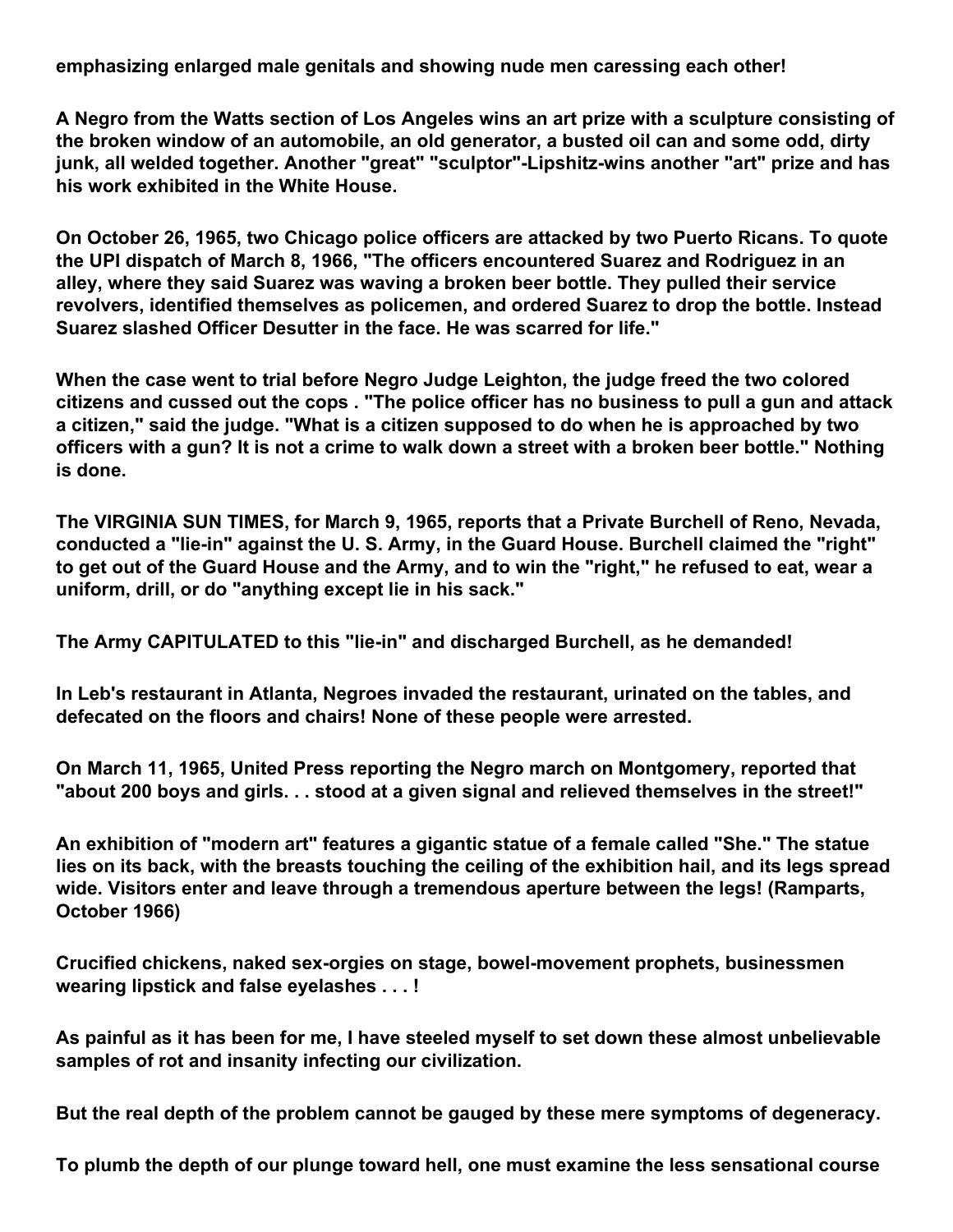**emphasizing enlarged male genitals and showing nude men caressing each other!**

**A Negro from the Watts section of Los Angeles wins an art prize with a sculpture consisting of the broken window of an automobile, an old generator, a busted oil can and some odd, dirty junk, all welded together. Another "great" "sculptor"-Lipshitz-wins another "art" prize and has his work exhibited in the White House.**

**On October 26, 1965, two Chicago police officers are attacked by two Puerto Ricans. To quote the UPI dispatch of March 8, 1966, "The officers encountered Suarez and Rodriguez in an alley, where they said Suarez was waving a broken beer bottle. They pulled their service revolvers, identified themselves as policemen, and ordered Suarez to drop the bottle. Instead Suarez slashed Officer Desutter in the face. He was scarred for life."**

**When the case went to trial before Negro Judge Leighton, the judge freed the two colored citizens and cussed out the cops . "The police officer has no business to pull a gun and attack a citizen," said the judge. "What is a citizen supposed to do when he is approached by two officers with a gun? It is not a crime to walk down a street with a broken beer bottle." Nothing is done.**

**The VIRGINIA SUN TIMES, for March 9, 1965, reports that a Private Burchell of Reno, Nevada, conducted a "lie-in" against the U. S. Army, in the Guard House. Burchell claimed the "right" to get out of the Guard House and the Army, and to win the "right," he refused to eat, wear a uniform, drill, or do "anything except lie in his sack."**

**The Army CAPITULATED to this "lie-in" and discharged Burchell, as he demanded!**

**In Leb's restaurant in Atlanta, Negroes invaded the restaurant, urinated on the tables, and defecated on the floors and chairs! None of these people were arrested.**

**On March 11, 1965, United Press reporting the Negro march on Montgomery, reported that "about 200 boys and girls. . . stood at a given signal and relieved themselves in the street!"**

**An exhibition of "modern art" features a gigantic statue of a female called "She." The statue lies on its back, with the breasts touching the ceiling of the exhibition hail, and its legs spread wide. Visitors enter and leave through a tremendous aperture between the legs! (Ramparts, October 1966)**

**Crucified chickens, naked sex-orgies on stage, bowel-movement prophets, businessmen wearing lipstick and false eyelashes . . . !**

**As painful as it has been for me, I have steeled myself to set down these almost unbelievable samples of rot and insanity infecting our civilization.**

**But the real depth of the problem cannot be gauged by these mere symptoms of degeneracy.**

**To plumb the depth of our plunge toward hell, one must examine the less sensational course**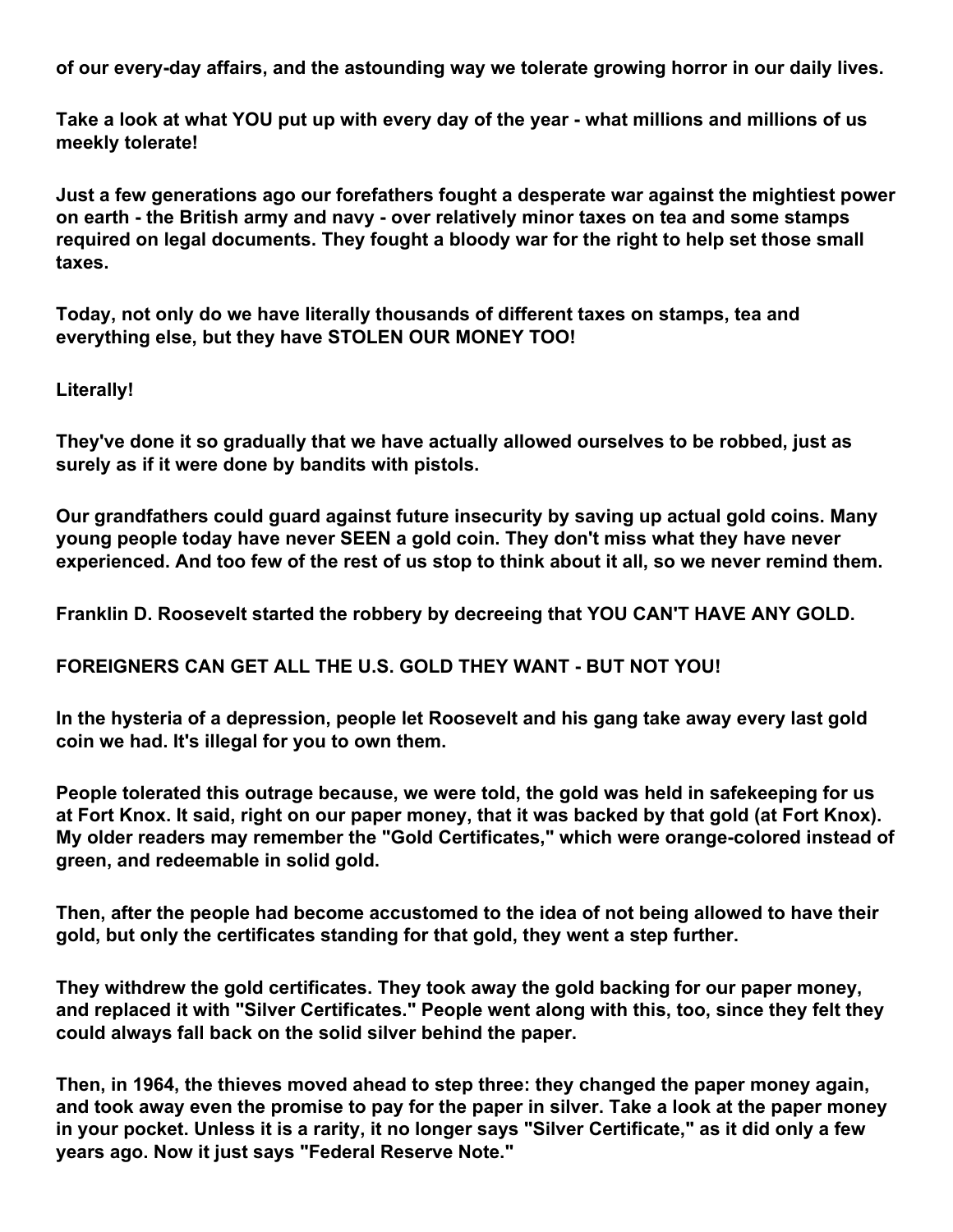**of our every-day affairs, and the astounding way we tolerate growing horror in our daily lives.**

**Take a look at what YOU put up with every day of the year - what millions and millions of us meekly tolerate!**

**Just a few generations ago our forefathers fought a desperate war against the mightiest power on earth - the British army and navy - over relatively minor taxes on tea and some stamps required on legal documents. They fought a bloody war for the right to help set those small taxes.**

**Today, not only do we have literally thousands of different taxes on stamps, tea and everything else, but they have STOLEN OUR MONEY TOO!**

**Literally!**

**They've done it so gradually that we have actually allowed ourselves to be robbed, just as surely as if it were done by bandits with pistols.**

**Our grandfathers could guard against future insecurity by saving up actual gold coins. Many young people today have never SEEN a gold coin. They don't miss what they have never experienced. And too few of the rest of us stop to think about it all, so we never remind them.**

**Franklin D. Roosevelt started the robbery by decreeing that YOU CAN'T HAVE ANY GOLD.**

**FOREIGNERS CAN GET ALL THE U.S. GOLD THEY WANT - BUT NOT YOU!**

**In the hysteria of a depression, people let Roosevelt and his gang take away every last gold coin we had. It's illegal for you to own them.**

**People tolerated this outrage because, we were told, the gold was held in safekeeping for us at Fort Knox. It said, right on our paper money, that it was backed by that gold (at Fort Knox). My older readers may remember the "Gold Certificates," which were orange-colored instead of green, and redeemable in solid gold.**

**Then, after the people had become accustomed to the idea of not being allowed to have their gold, but only the certificates standing for that gold, they went a step further.**

**They withdrew the gold certificates. They took away the gold backing for our paper money, and replaced it with "Silver Certificates." People went along with this, too, since they felt they could always fall back on the solid silver behind the paper.**

**Then, in 1964, the thieves moved ahead to step three: they changed the paper money again, and took away even the promise to pay for the paper in silver. Take a look at the paper money in your pocket. Unless it is a rarity, it no longer says "Silver Certificate," as it did only a few years ago. Now it just says "Federal Reserve Note."**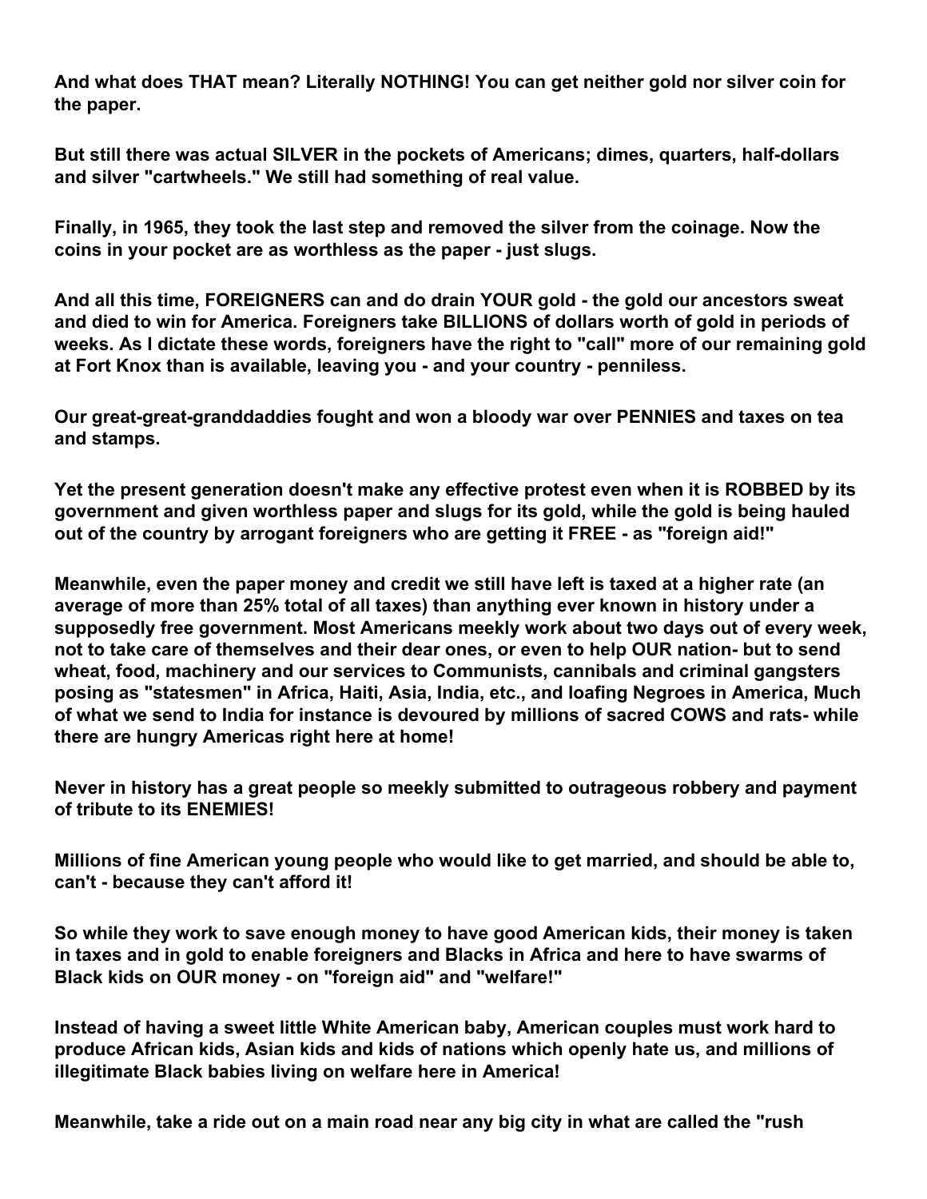**And what does THAT mean? Literally NOTHING! You can get neither gold nor silver coin for the paper.**

**But still there was actual SILVER in the pockets of Americans; dimes, quarters, half-dollars and silver "cartwheels." We still had something of real value.**

**Finally, in 1965, they took the last step and removed the silver from the coinage. Now the coins in your pocket are as worthless as the paper - just slugs.**

**And all this time, FOREIGNERS can and do drain YOUR gold - the gold our ancestors sweat and died to win for America. Foreigners take BILLIONS of dollars worth of gold in periods of weeks. As I dictate these words, foreigners have the right to "call" more of our remaining gold at Fort Knox than is available, leaving you - and your country - penniless.**

**Our great-great-granddaddies fought and won a bloody war over PENNIES and taxes on tea and stamps.**

**Yet the present generation doesn't make any effective protest even when it is ROBBED by its government and given worthless paper and slugs for its gold, while the gold is being hauled out of the country by arrogant foreigners who are getting it FREE - as "foreign aid!"**

**Meanwhile, even the paper money and credit we still have left is taxed at a higher rate (an average of more than 25% total of all taxes) than anything ever known in history under a supposedly free government. Most Americans meekly work about two days out of every week, not to take care of themselves and their dear ones, or even to help OUR nation- but to send wheat, food, machinery and our services to Communists, cannibals and criminal gangsters posing as "statesmen" in Africa, Haiti, Asia, India, etc., and loafing Negroes in America, Much of what we send to India for instance is devoured by millions of sacred COWS and rats- while there are hungry Americas right here at home!**

**Never in history has a great people so meekly submitted to outrageous robbery and payment of tribute to its ENEMIES!**

**Millions of fine American young people who would like to get married, and should be able to, can't - because they can't afford it!**

**So while they work to save enough money to have good American kids, their money is taken in taxes and in gold to enable foreigners and Blacks in Africa and here to have swarms of Black kids on OUR money - on "foreign aid" and "welfare!"**

**Instead of having a sweet little White American baby, American couples must work hard to produce African kids, Asian kids and kids of nations which openly hate us, and millions of illegitimate Black babies living on welfare here in America!**

**Meanwhile, take a ride out on a main road near any big city in what are called the "rush**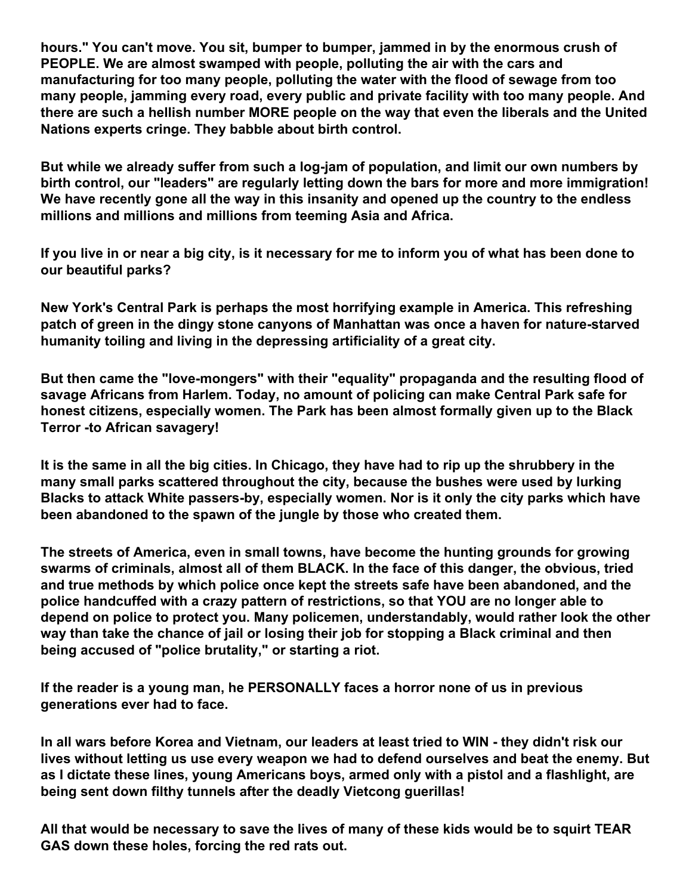**hours." You can't move. You sit, bumper to bumper, jammed in by the enormous crush of PEOPLE. We are almost swamped with people, polluting the air with the cars and manufacturing for too many people, polluting the water with the flood of sewage from too many people, jamming every road, every public and private facility with too many people. And there are such a hellish number MORE people on the way that even the liberals and the United Nations experts cringe. They babble about birth control.**

**But while we already suffer from such a log-jam of population, and limit our own numbers by birth control, our "leaders" are regularly letting down the bars for more and more immigration! We have recently gone all the way in this insanity and opened up the country to the endless millions and millions and millions from teeming Asia and Africa.**

**If you live in or near a big city, is it necessary for me to inform you of what has been done to our beautiful parks?**

**New York's Central Park is perhaps the most horrifying example in America. This refreshing patch of green in the dingy stone canyons of Manhattan was once a haven for nature-starved humanity toiling and living in the depressing artificiality of a great city.**

**But then came the "love-mongers" with their "equality" propaganda and the resulting flood of savage Africans from Harlem. Today, no amount of policing can make Central Park safe for honest citizens, especially women. The Park has been almost formally given up to the Black Terror -to African savagery!**

**It is the same in all the big cities. In Chicago, they have had to rip up the shrubbery in the many small parks scattered throughout the city, because the bushes were used by lurking Blacks to attack White passers-by, especially women. Nor is it only the city parks which have been abandoned to the spawn of the jungle by those who created them.**

**The streets of America, even in small towns, have become the hunting grounds for growing swarms of criminals, almost all of them BLACK. In the face of this danger, the obvious, tried and true methods by which police once kept the streets safe have been abandoned, and the police handcuffed with a crazy pattern of restrictions, so that YOU are no longer able to depend on police to protect you. Many policemen, understandably, would rather look the other way than take the chance of jail or losing their job for stopping a Black criminal and then being accused of "police brutality," or starting a riot.**

**If the reader is a young man, he PERSONALLY faces a horror none of us in previous generations ever had to face.**

**In all wars before Korea and Vietnam, our leaders at least tried to WIN - they didn't risk our lives without letting us use every weapon we had to defend ourselves and beat the enemy. But as I dictate these lines, young Americans boys, armed only with a pistol and a flashlight, are being sent down filthy tunnels after the deadly Vietcong guerillas!**

**All that would be necessary to save the lives of many of these kids would be to squirt TEAR GAS down these holes, forcing the red rats out.**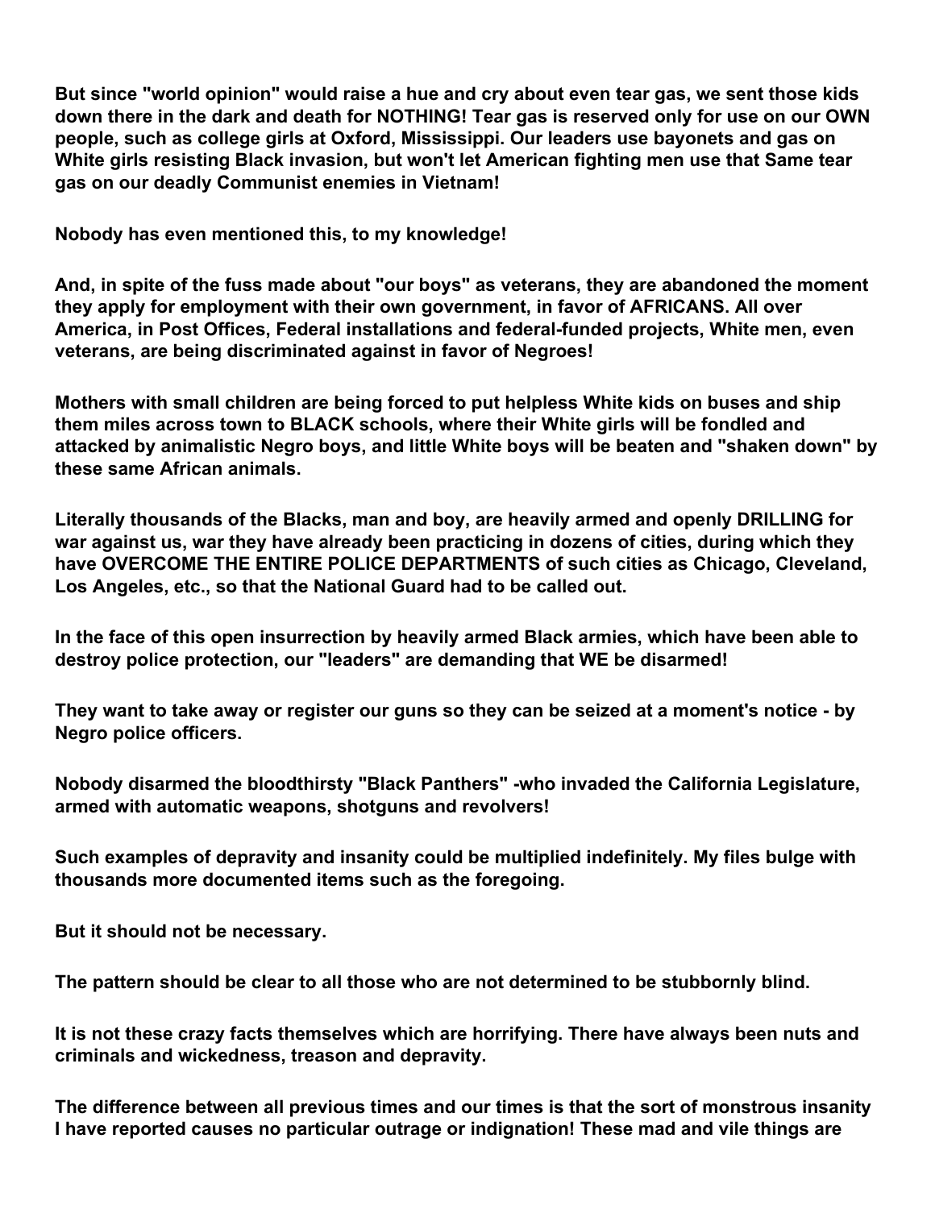**But since "world opinion" would raise a hue and cry about even tear gas, we sent those kids down there in the dark and death for NOTHING! Tear gas is reserved only for use on our OWN people, such as college girls at Oxford, Mississippi. Our leaders use bayonets and gas on White girls resisting Black invasion, but won't let American fighting men use that Same tear gas on our deadly Communist enemies in Vietnam!**

**Nobody has even mentioned this, to my knowledge!**

**And, in spite of the fuss made about "our boys" as veterans, they are abandoned the moment they apply for employment with their own government, in favor of AFRICANS. All over America, in Post Offices, Federal installations and federal-funded projects, White men, even veterans, are being discriminated against in favor of Negroes!**

**Mothers with small children are being forced to put helpless White kids on buses and ship them miles across town to BLACK schools, where their White girls will be fondled and attacked by animalistic Negro boys, and little White boys will be beaten and "shaken down" by these same African animals.**

**Literally thousands of the Blacks, man and boy, are heavily armed and openly DRILLING for war against us, war they have already been practicing in dozens of cities, during which they have OVERCOME THE ENTIRE POLICE DEPARTMENTS of such cities as Chicago, Cleveland, Los Angeles, etc., so that the National Guard had to be called out.**

**In the face of this open insurrection by heavily armed Black armies, which have been able to destroy police protection, our "leaders" are demanding that WE be disarmed!**

**They want to take away or register our guns so they can be seized at a moment's notice - by Negro police officers.**

**Nobody disarmed the bloodthirsty "Black Panthers" -who invaded the California Legislature, armed with automatic weapons, shotguns and revolvers!**

**Such examples of depravity and insanity could be multiplied indefinitely. My files bulge with thousands more documented items such as the foregoing.**

**But it should not be necessary.**

**The pattern should be clear to all those who are not determined to be stubbornly blind.**

**It is not these crazy facts themselves which are horrifying. There have always been nuts and criminals and wickedness, treason and depravity.**

**The difference between all previous times and our times is that the sort of monstrous insanity I have reported causes no particular outrage or indignation! These mad and vile things are**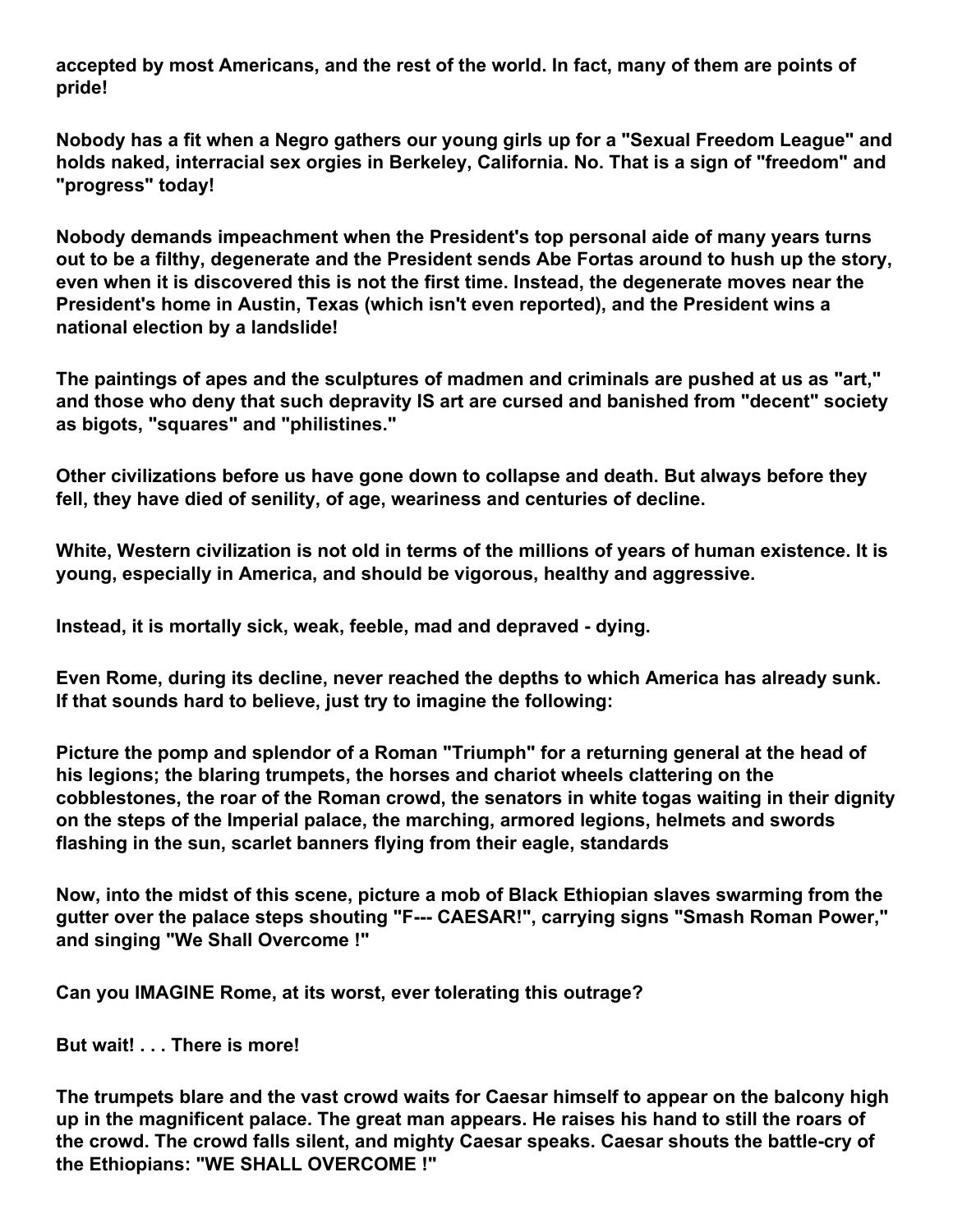accepted by most Americans, and the rest of the world. In fact, many of them are points of pride!

Nobody has a fit when a Negro gathers our young girls up for a "Sexual Freedom League" and holds naked, interracial sex orgies in Berkeley, California. No. That is a sign of "freedom" and "progress" today!

Nobody demands impeachment when the President's top personal aide of many years turns out to be a filthy, degenerate and the President sends Abe Fortas around to hush up the story, even when it is discovered this is not the first time. Instead, the degenerate moves near the President's home in Austin, Texas (which isn't even reported), and the President wins a national election by a landslide!

The paintings of apes and the sculptures of madmen and criminals are pushed at us as "art," and those who deny that such depravity IS art are cursed and banished from "decent" society as bigots, "squares" and "philistines."

Other civilizations before us have gone down to collapse and death. But always before they fell, they have died of senility, of age, weariness and centuries of decline.

White, Western civilization is not old in terms of the millions of years of human existence. It is young, especially in America, and should be vigorous, healthy and aggressive.

Instead, it is mortally sick, weak, feeble, mad and depraved - dying.

Even Rome, during its decline, never reached the depths to which America has already sunk. If that sounds hard to believe, just try to imagine the following:

Picture the pomp and splendor of a Roman "Triumph" for a returning general at the head of his legions; the blaring trumpets, the horses and chariot wheels clattering on the cobblestones, the roar of the Roman crowd, the senators in white togas waiting in their dignity on the steps of the Imperial palace, the marching, armored legions, helmets and swords flashing in the sun, scarlet banners flying from their eagle, standards

Now, into the midst of this scene, picture a mob of Black Ethiopian slaves swarming from the gutter over the palace steps shouting "F--- CAESAR!", carrying signs "Smash Roman Power," and singing "We Shall Overcome !"

Can you IMAGINE Rome, at its worst, ever tolerating this outrage?

But wait! . . . There is more!

The trumpets blare and the vast crowd waits for Caesar himself to appear on the balcony high up in the magnificent palace. The great man appears. He raises his hand to still the roars of the crowd. The crowd falls silent, and mighty Caesar speaks. Caesar shouts the battle-cry of the Ethiopians: "WE SHALL OVERCOME !"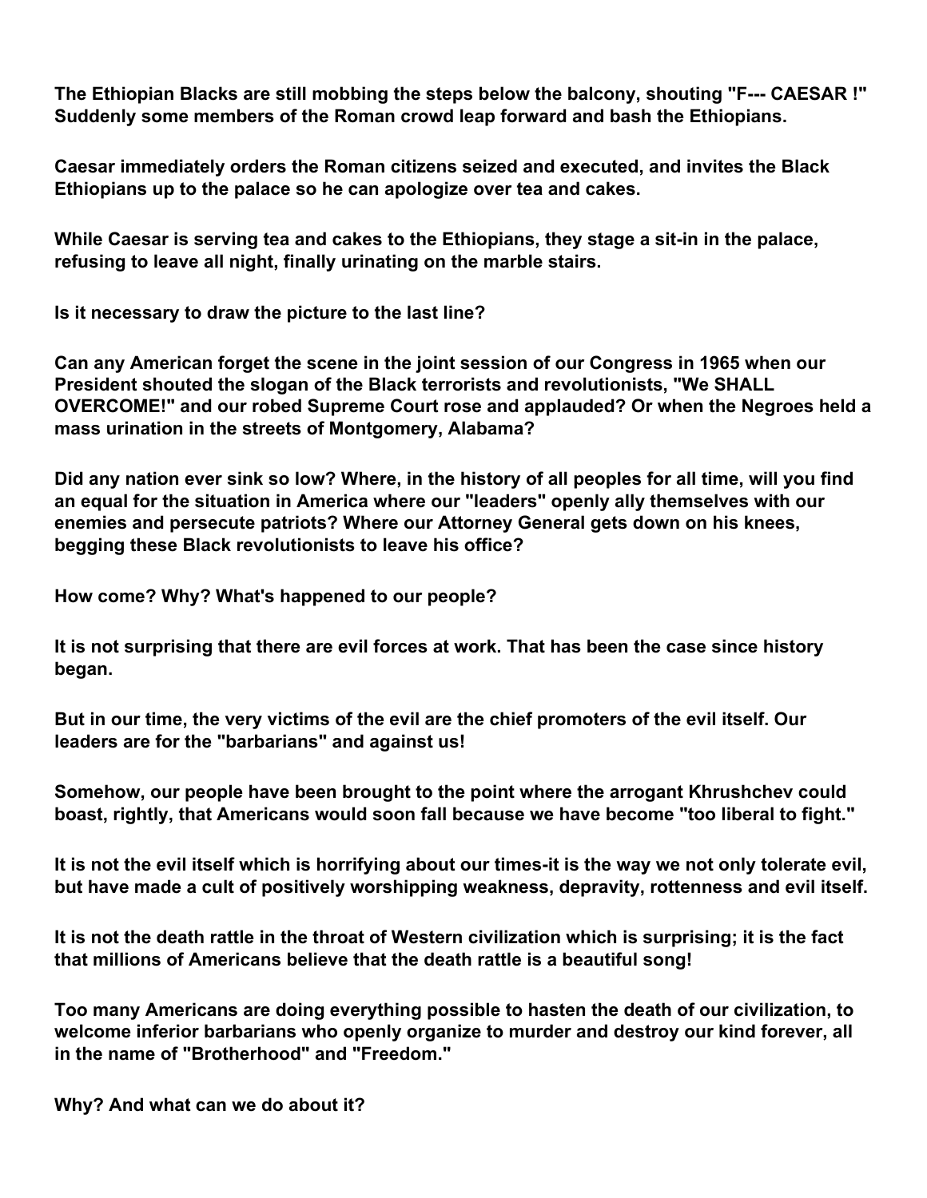**The Ethiopian Blacks are still mobbing the steps below the balcony, shouting "F--- CAESAR !" Suddenly some members of the Roman crowd leap forward and bash the Ethiopians.**

**Caesar immediately orders the Roman citizens seized and executed, and invites the Black Ethiopians up to the palace so he can apologize over tea and cakes.**

**While Caesar is serving tea and cakes to the Ethiopians, they stage a sit-in in the palace, refusing to leave all night, finally urinating on the marble stairs.**

**Is it necessary to draw the picture to the last line?**

**Can any American forget the scene in the joint session of our Congress in 1965 when our President shouted the slogan of the Black terrorists and revolutionists, "We SHALL OVERCOME!" and our robed Supreme Court rose and applauded? Or when the Negroes held a mass urination in the streets of Montgomery, Alabama?**

**Did any nation ever sink so low? Where, in the history of all peoples for all time, will you find an equal for the situation in America where our "leaders" openly ally themselves with our enemies and persecute patriots? Where our Attorney General gets down on his knees, begging these Black revolutionists to leave his office?**

**How come? Why? What's happened to our people?**

**It is not surprising that there are evil forces at work. That has been the case since history began.**

**But in our time, the very victims of the evil are the chief promoters of the evil itself. Our leaders are for the "barbarians" and against us!**

**Somehow, our people have been brought to the point where the arrogant Khrushchev could boast, rightly, that Americans would soon fall because we have become "too liberal to fight."**

**It is not the evil itself which is horrifying about our times-it is the way we not only tolerate evil, but have made a cult of positively worshipping weakness, depravity, rottenness and evil itself.**

**It is not the death rattle in the throat of Western civilization which is surprising; it is the fact that millions of Americans believe that the death rattle is a beautiful song!**

**Too many Americans are doing everything possible to hasten the death of our civilization, to welcome inferior barbarians who openly organize to murder and destroy our kind forever, all in the name of "Brotherhood" and "Freedom."**

**Why? And what can we do about it?**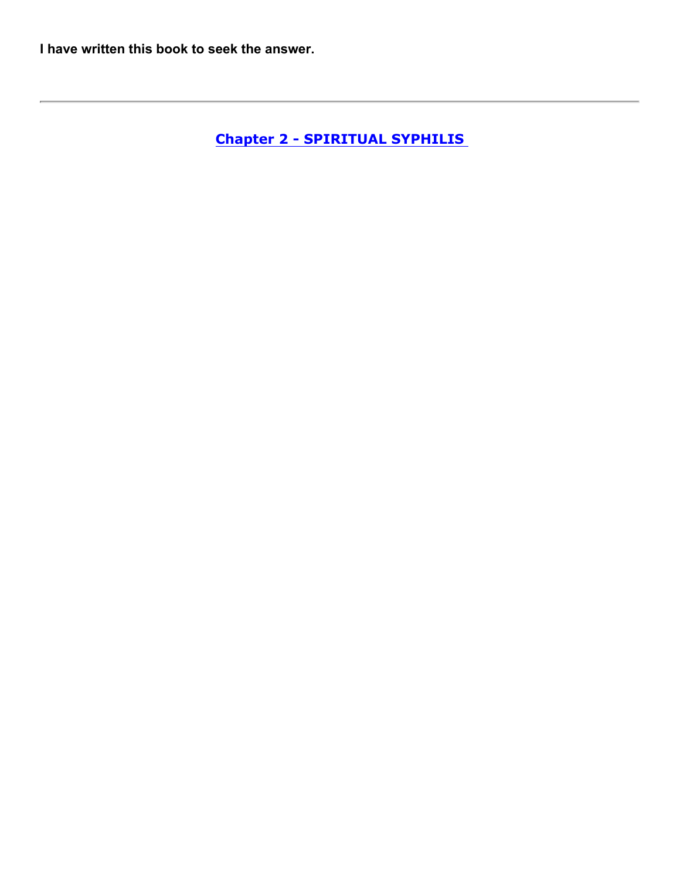**I have written this book to seek the answer.**

---

## Chapter 2 - SPIRITUAL SYPHILIS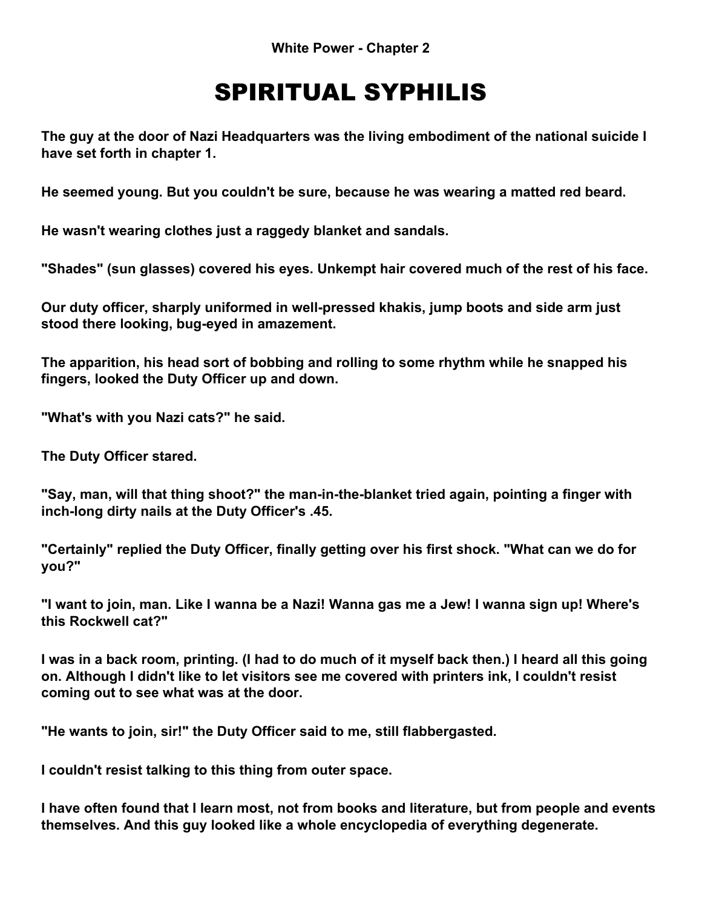**White Power - Chapter 2**

# SPIRITUAL SYPHILIS

**The guy at the door of Nazi Headquarters was the living embodiment of the national suicide I have set forth in chapter 1.**

**He seemed young. But you couldn't be sure, because he was wearing a matted red beard.**

**He wasn't wearing clothes just a raggedy blanket and sandals.**

**"Shades" (sun glasses) covered his eyes. Unkempt hair covered much of the rest of his face.**

**Our duty officer, sharply uniformed in well-pressed khakis, jump boots and side arm just stood there looking, bug-eyed in amazement.**

**The apparition, his head sort of bobbing and rolling to some rhythm while he snapped his fingers, looked the Duty Officer up and down.**

**"What's with you Nazi cats?" he said.**

**The Duty Officer stared.**

**"Say, man, will that thing shoot?" the man-in-the-blanket tried again, pointing a finger with inch-long dirty nails at the Duty Officer's .45.**

**"Certainly" replied the Duty Officer, finally getting over his first shock. "What can we do for you?"**

**"I want to join, man. Like I wanna be a Nazi! Wanna gas me a Jew! I wanna sign up! Where's this Rockwell cat?"**

**I was in a back room, printing. (I had to do much of it myself back then.) I heard all this going on. Although I didn't like to let visitors see me covered with printers ink, I couldn't resist coming out to see what was at the door.**

**"He wants to join, sir!" the Duty Officer said to me, still flabbergasted.**

**I couldn't resist talking to this thing from outer space.**

**I have often found that I learn most, not from books and literature, but from people and events themselves. And this guy looked like a whole encyclopedia of everything degenerate.**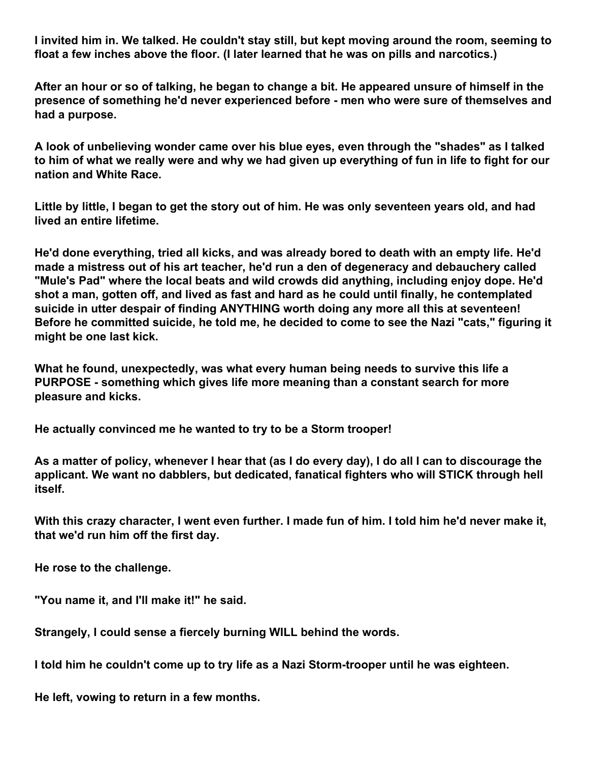**I invited him in. We talked. He couldn't stay still, but kept moving around the room, seeming to float a few inches above the floor. (I later learned that he was on pills and narcotics.)**

**After an hour or so of talking, he began to change a bit. He appeared unsure of himself in the presence of something he'd never experienced before - men who were sure of themselves and had a purpose.**

**A look of unbelieving wonder came over his blue eyes, even through the "shades" as I talked to him of what we really were and why we had given up everything of fun in life to fight for our nation and White Race.**

**Little by little, I began to get the story out of him. He was only seventeen years old, and had lived an entire lifetime.**

**He'd done everything, tried all kicks, and was already bored to death with an empty life. He'd made a mistress out of his art teacher, he'd run a den of degeneracy and debauchery called "Mule's Pad" where the local beats and wild crowds did anything, including enjoy dope. He'd shot a man, gotten off, and lived as fast and hard as he could until finally, he contemplated suicide in utter despair of finding ANYTHING worth doing any more all this at seventeen! Before he committed suicide, he told me, he decided to come to see the Nazi "cats," figuring it might be one last kick.**

**What he found, unexpectedly, was what every human being needs to survive this life a PURPOSE - something which gives life more meaning than a constant search for more pleasure and kicks.**

**He actually convinced me he wanted to try to be a Storm trooper!**

**As a matter of policy, whenever I hear that (as I do every day), I do all I can to discourage the applicant. We want no dabblers, but dedicated, fanatical fighters who will STICK through hell itself.**

**With this crazy character, I went even further. I made fun of him. I told him he'd never make it, that we'd run him off the first day.**

**He rose to the challenge.**

**"You name it, and I'll make it!" he said.**

**Strangely, I could sense a fiercely burning WILL behind the words.**

**I told him he couldn't come up to try life as a Nazi Storm-trooper until he was eighteen.**

**He left, vowing to return in a few months.**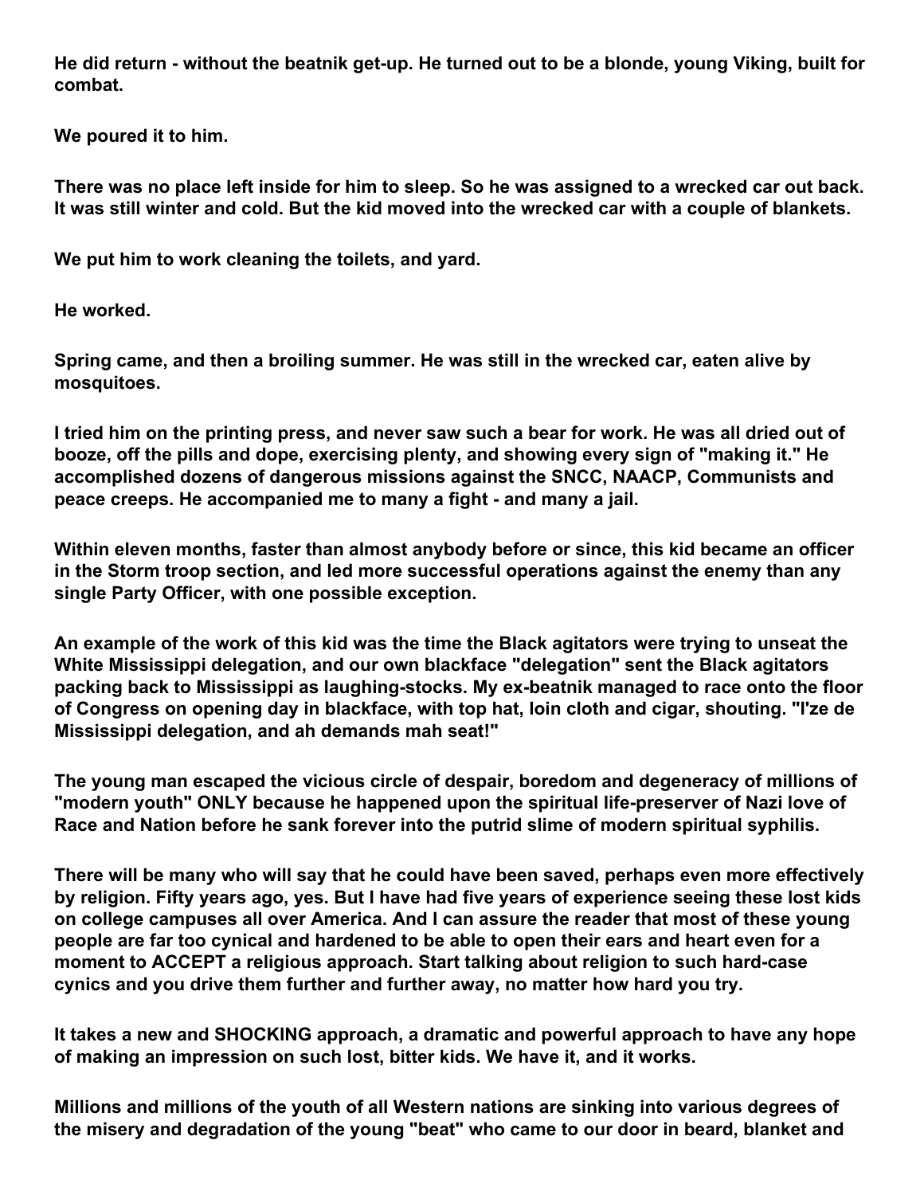**He did return - without the beatnik get-up. He turned out to be a blonde, young Viking, built for combat.**

**We poured it to him.**

**There was no place left inside for him to sleep. So he was assigned to a wrecked car out back. It was still winter and cold. But the kid moved into the wrecked car with a couple of blankets.**

**We put him to work cleaning the toilets, and yard.**

**He worked.**

**Spring came, and then a broiling summer. He was still in the wrecked car, eaten alive by mosquitoes.**

**I tried him on the printing press, and never saw such a bear for work. He was all dried out of booze, off the pills and dope, exercising plenty, and showing every sign of "making it." He accomplished dozens of dangerous missions against the SNCC, NAACP, Communists and peace creeps. He accompanied me to many a fight - and many a jail.**

**Within eleven months, faster than almost anybody before or since, this kid became an officer in the Storm troop section, and led more successful operations against the enemy than any single Party Officer, with one possible exception.**

**An example of the work of this kid was the time the Black agitators were trying to unseat the White Mississippi delegation, and our own blackface "delegation" sent the Black agitators packing back to Mississippi as laughing-stocks. My ex-beatnik managed to race onto the floor of Congress on opening day in blackface, with top hat, loin cloth and cigar, shouting. "I'ze de Mississippi delegation, and ah demands mah seat!"**

**The young man escaped the vicious circle of despair, boredom and degeneracy of millions of "modern youth" ONLY because he happened upon the spiritual life-preserver of Nazi love of Race and Nation before he sank forever into the putrid slime of modern spiritual syphilis.**

**There will be many who will say that he could have been saved, perhaps even more effectively by religion. Fifty years ago, yes. But I have had five years of experience seeing these lost kids on college campuses all over America. And I can assure the reader that most of these young people are far too cynical and hardened to be able to open their ears and heart even for a moment to ACCEPT a religious approach. Start talking about religion to such hard-case cynics and you drive them further and further away, no matter how hard you try.**

**It takes a new and SHOCKING approach, a dramatic and powerful approach to have any hope of making an impression on such lost, bitter kids. We have it, and it works.**

**Millions and millions of the youth of all Western nations are sinking into various degrees of the misery and degradation of the young "beat" who came to our door in beard, blanket and**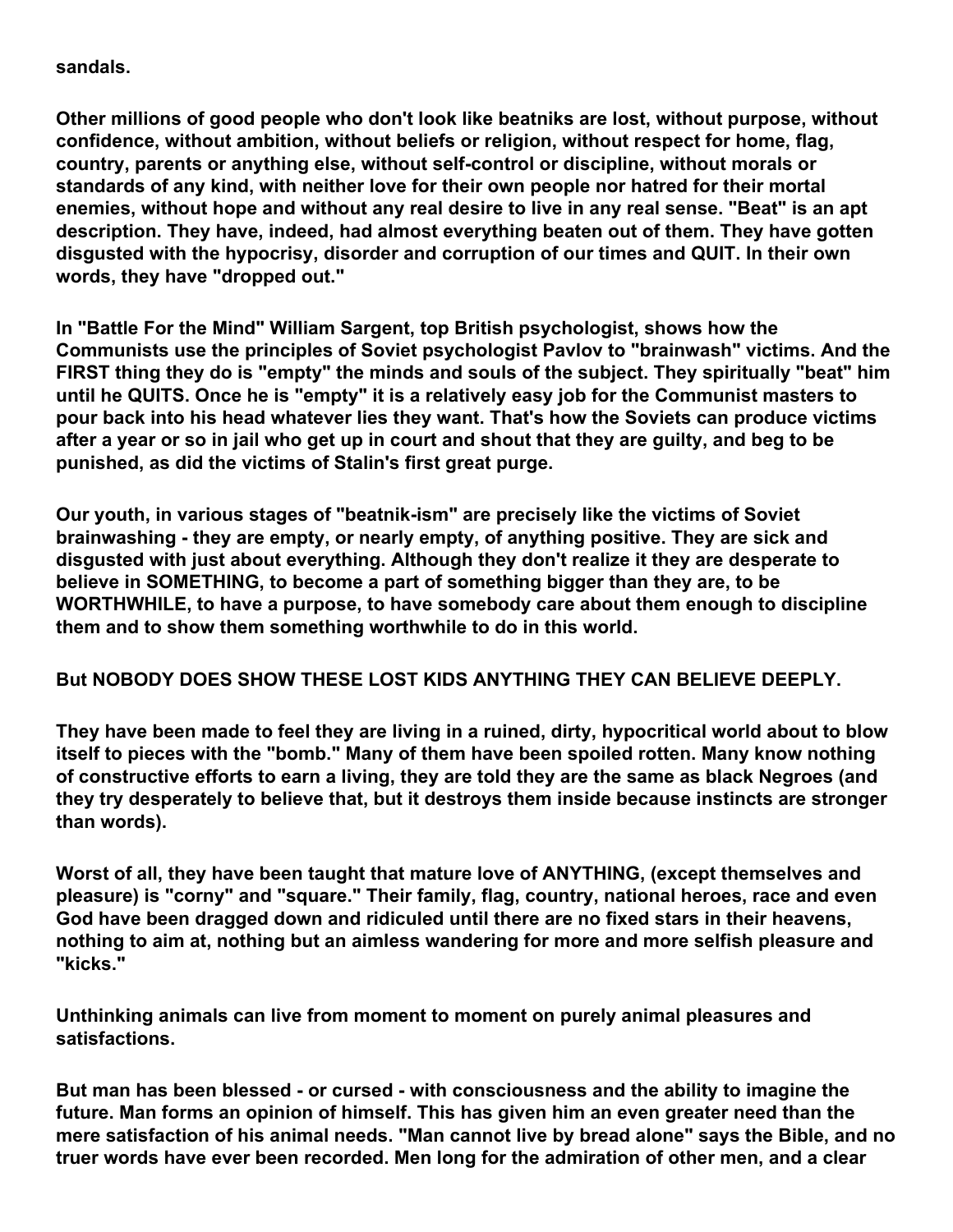sandals.

Other millions of good people who don't look like beatniks are lost, without purpose, without confidence, without ambition, without beliefs or religion, without respect for home, flag, country, parents or anything else, without self-control or discipline, without morals or standards of any kind, with neither love for their own people nor hatred for their mortal enemies, without hope and without any real desire to live in any real sense. "Beat" is an apt description. They have, indeed, had almost everything beaten out of them. They have gotten disgusted with the hypocrisy, disorder and corruption of our times and QUIT. In their own words, they have "dropped out."

In "Battle For the Mind" William Sargent, top British psychologist, shows how the Communists use the principles of Soviet psychologist Pavlov to "brainwash" victims. And the FIRST thing they do is "empty" the minds and souls of the subject. They spiritually "beat" him until he QUITS. Once he is "empty" it is a relatively easy job for the Communist masters to pour back into his head whatever lies they want. That's how the Soviets can produce victims after a year or so in jail who get up in court and shout that they are guilty, and beg to be punished, as did the victims of Stalin's first great purge.

Our youth, in various stages of "beatnik-ism" are precisely like the victims of Soviet brainwashing - they are empty, or nearly empty, of anything positive. They are sick and disgusted with just about everything. Although they don't realize it they are desperate to believe in SOMETHING, to become a part of something bigger than they are, to be WORTHWHILE, to have a purpose, to have somebody care about them enough to discipline them and to show them something worthwhile to do in this world.

But NOBODY DOES SHOW THESE LOST KIDS ANYTHING THEY CAN BELIEVE DEEPLY.

They have been made to feel they are living in a ruined, dirty, hypocritical world about to blow itself to pieces with the "bomb." Many of them have been spoiled rotten. Many know nothing of constructive efforts to earn a living, they are told they are the same as black Negroes (and they try desperately to believe that, but it destroys them inside because instincts are stronger than words).

Worst of all, they have been taught that mature love of ANYTHING, (except themselves and pleasure) is "corny" and "square." Their family, flag, country, national heroes, race and even God have been dragged down and ridiculed until there are no fixed stars in their heavens, nothing to aim at, nothing but an aimless wandering for more and more selfish pleasure and "kicks."

Unthinking animals can live from moment to moment on purely animal pleasures and satisfactions.

But man has been blessed - or cursed - with consciousness and the ability to imagine the future. Man forms an opinion of himself. This has given him an even greater need than the mere satisfaction of his animal needs. "Man cannot live by bread alone" says the Bible, and no truer words have ever been recorded. Men long for the admiration of other men, and a clear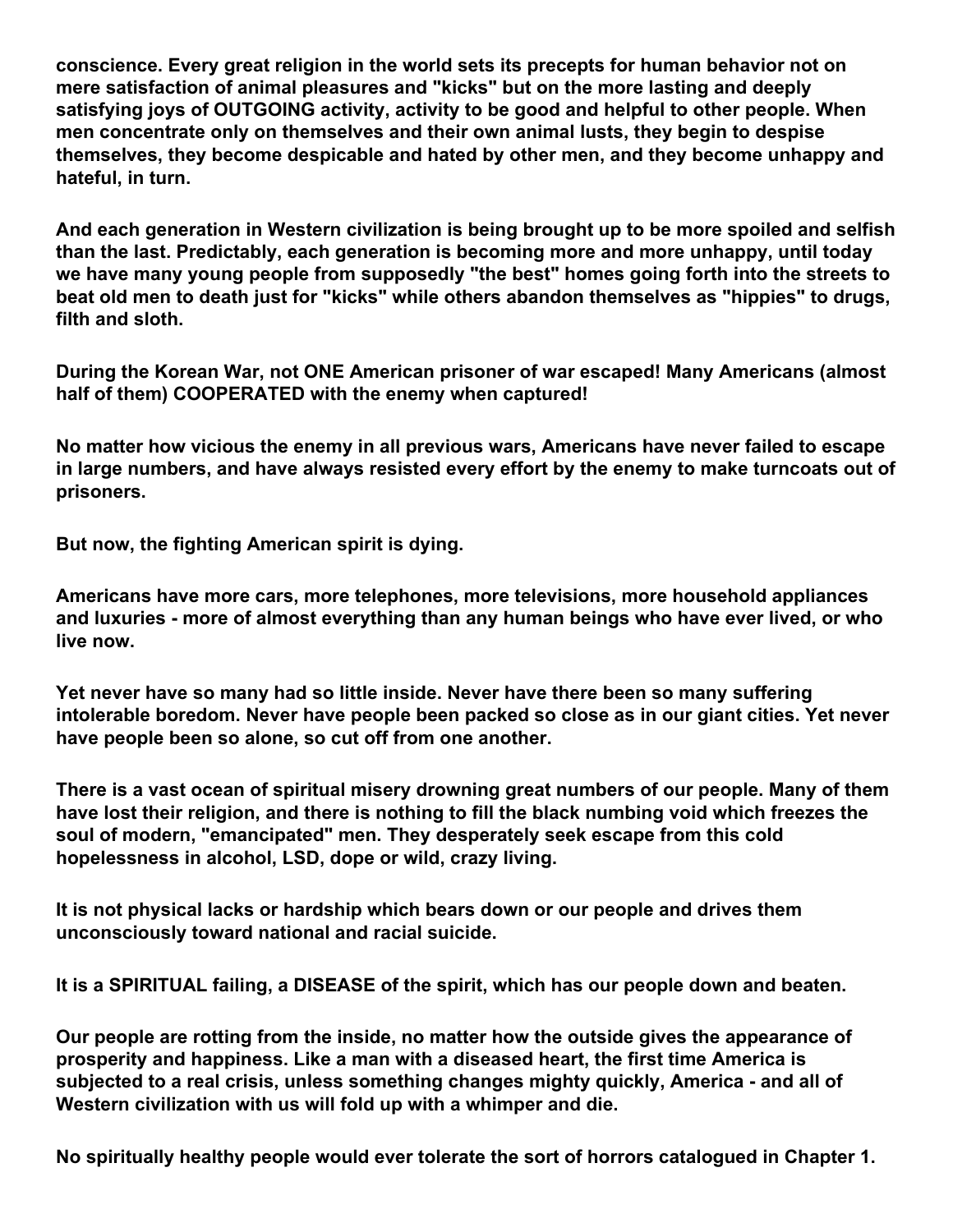**conscience. Every great religion in the world sets its precepts for human behavior not on mere satisfaction of animal pleasures and "kicks" but on the more lasting and deeply satisfying joys of OUTGOING activity, activity to be good and helpful to other people. When men concentrate only on themselves and their own animal lusts, they begin to despise themselves, they become despicable and hated by other men, and they become unhappy and hateful, in turn.**

**And each generation in Western civilization is being brought up to be more spoiled and selfish than the last. Predictably, each generation is becoming more and more unhappy, until today we have many young people from supposedly "the best" homes going forth into the streets to beat old men to death just for "kicks" while others abandon themselves as "hippies" to drugs, filth and sloth.**

**During the Korean War, not ONE American prisoner of war escaped! Many Americans (almost half of them) COOPERATED with the enemy when captured!**

**No matter how vicious the enemy in all previous wars, Americans have never failed to escape in large numbers, and have always resisted every effort by the enemy to make turncoats out of prisoners.**

**But now, the fighting American spirit is dying.**

**Americans have more cars, more telephones, more televisions, more household appliances and luxuries - more of almost everything than any human beings who have ever lived, or who live now.**

**Yet never have so many had so little inside. Never have there been so many suffering intolerable boredom. Never have people been packed so close as in our giant cities. Yet never have people been so alone, so cut off from one another.**

**There is a vast ocean of spiritual misery drowning great numbers of our people. Many of them have lost their religion, and there is nothing to fill the black numbing void which freezes the soul of modern, "emancipated" men. They desperately seek escape from this cold hopelessness in alcohol, LSD, dope or wild, crazy living.**

**It is not physical lacks or hardship which bears down or our people and drives them unconsciously toward national and racial suicide.**

**It is a SPIRITUAL failing, a DISEASE of the spirit, which has our people down and beaten.**

**Our people are rotting from the inside, no matter how the outside gives the appearance of prosperity and happiness. Like a man with a diseased heart, the first time America is subjected to a real crisis, unless something changes mighty quickly, America - and all of Western civilization with us will fold up with a whimper and die.**

**No spiritually healthy people would ever tolerate the sort of horrors catalogued in Chapter 1.**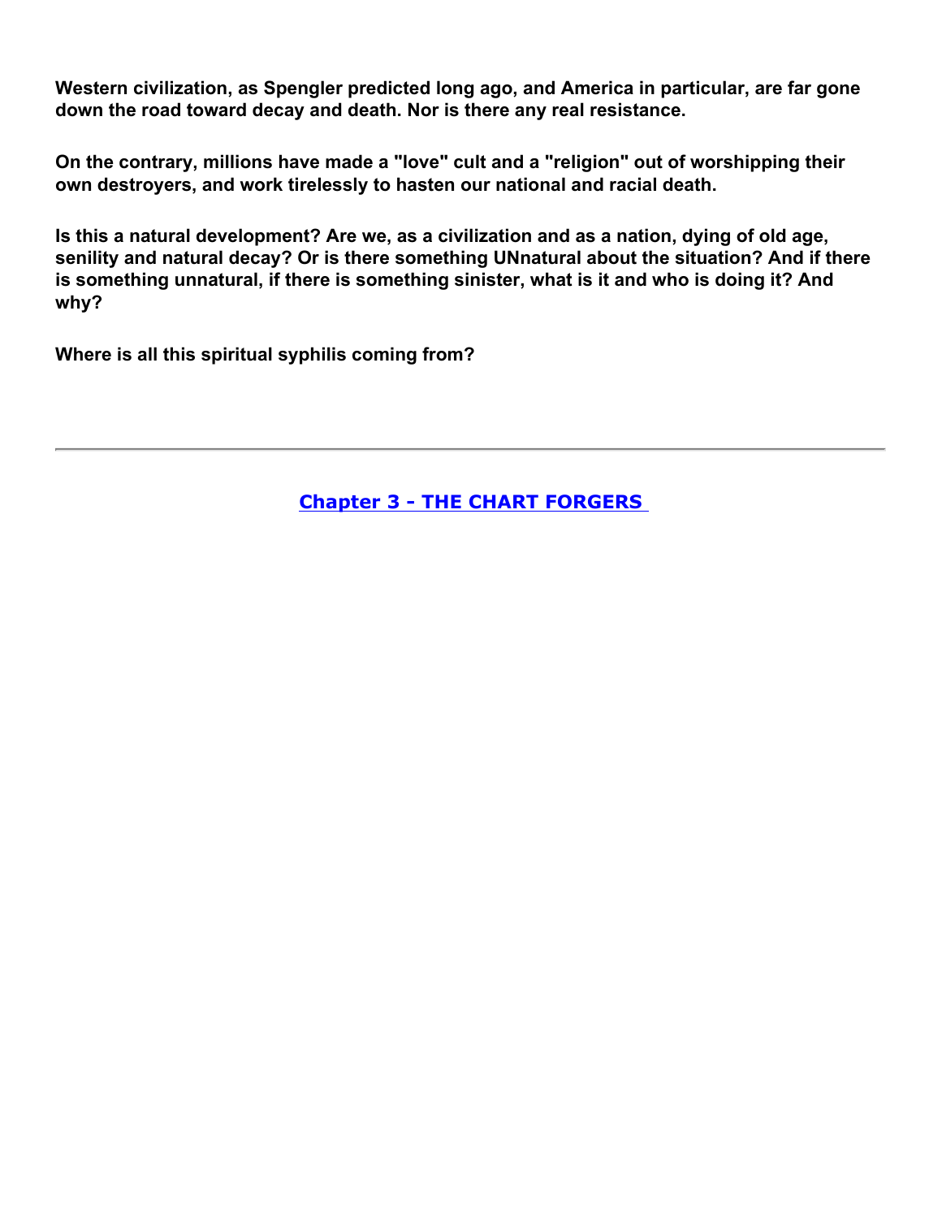**Western civilization, as Spengler predicted long ago, and America in particular, are far gone down the road toward decay and death. Nor is there any real resistance.**

**On the contrary, millions have made a "love" cult and a "religion" out of worshipping their own destroyers, and work tirelessly to hasten our national and racial death.**

**Is this a natural development? Are we, as a civilization and as a nation, dying of old age, senility and natural decay? Or is there something UNnatural about the situation? And if there is something unnatural, if there is something sinister, what is it and who is doing it? And why?**

**Where is all this spiritual syphilis coming from?**

---

**Chapter 3 - THE CHART FORGERS**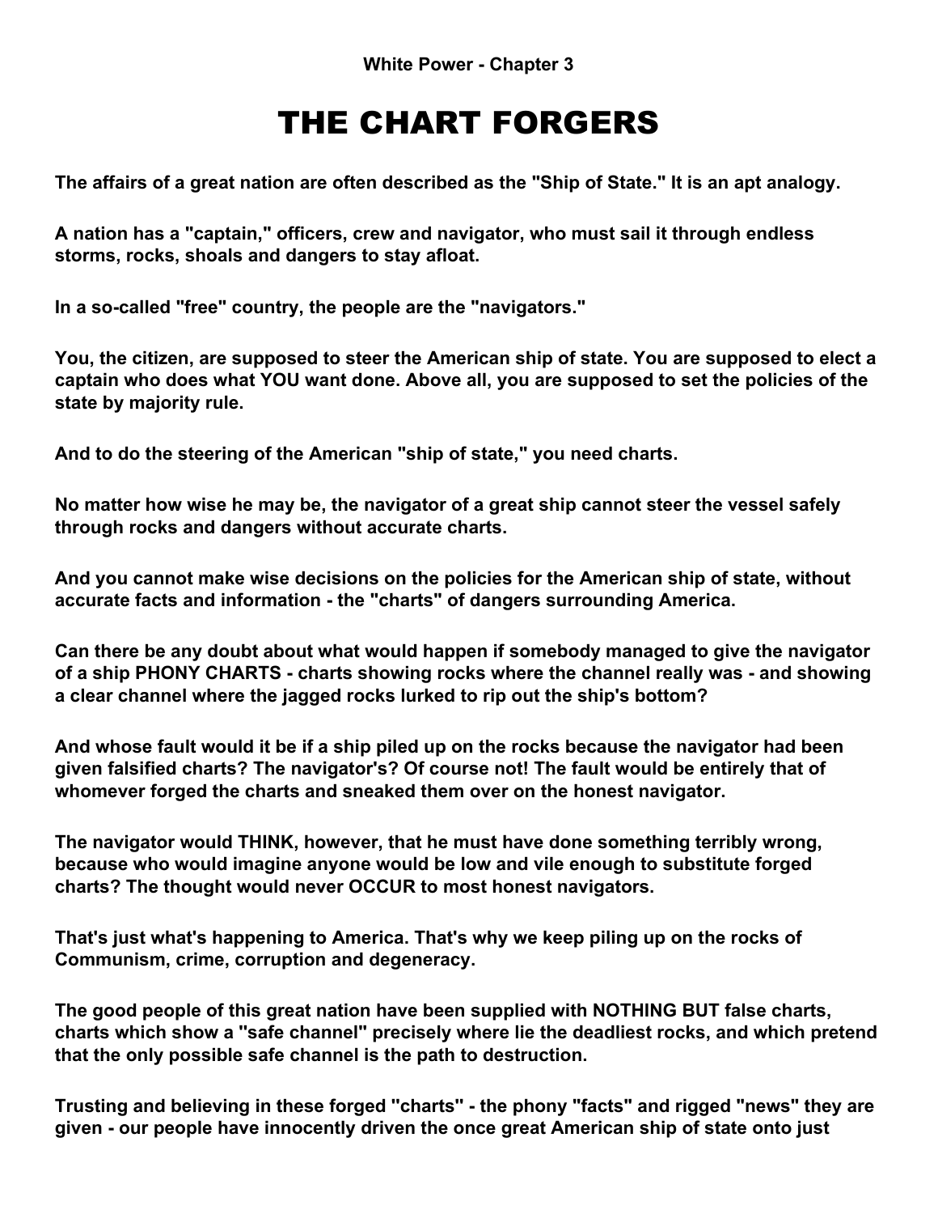**White Power - Chapter 3**

# THE CHART FORGERS

**The affairs of a great nation are often described as the "Ship of State." It is an apt analogy.**

**A nation has a "captain," officers, crew and navigator, who must sail it through endless storms, rocks, shoals and dangers to stay afloat.**

**In a so-called "free" country, the people are the "navigators."**

**You, the citizen, are supposed to steer the American ship of state. You are supposed to elect a captain who does what YOU want done. Above all, you are supposed to set the policies of the state by majority rule.**

**And to do the steering of the American "ship of state," you need charts.**

**No matter how wise he may be, the navigator of a great ship cannot steer the vessel safely through rocks and dangers without accurate charts.**

**And you cannot make wise decisions on the policies for the American ship of state, without accurate facts and information - the "charts" of dangers surrounding America.**

**Can there be any doubt about what would happen if somebody managed to give the navigator of a ship PHONY CHARTS - charts showing rocks where the channel really was - and showing a clear channel where the jagged rocks lurked to rip out the ship's bottom?**

**And whose fault would it be if a ship piled up on the rocks because the navigator had been given falsified charts? The navigator's? Of course not! The fault would be entirely that of whomever forged the charts and sneaked them over on the honest navigator.**

**The navigator would THINK, however, that he must have done something terribly wrong, because who would imagine anyone would be low and vile enough to substitute forged charts? The thought would never OCCUR to most honest navigators.**

**That's just what's happening to America. That's why we keep piling up on the rocks of Communism, crime, corruption and degeneracy.**

**The good people of this great nation have been supplied with NOTHING BUT false charts, charts which show a "safe channel" precisely where lie the deadliest rocks, and which pretend that the only possible safe channel is the path to destruction.**

**Trusting and believing in these forged "charts" - the phony "facts" and rigged "news" they are given - our people have innocently driven the once great American ship of state onto just**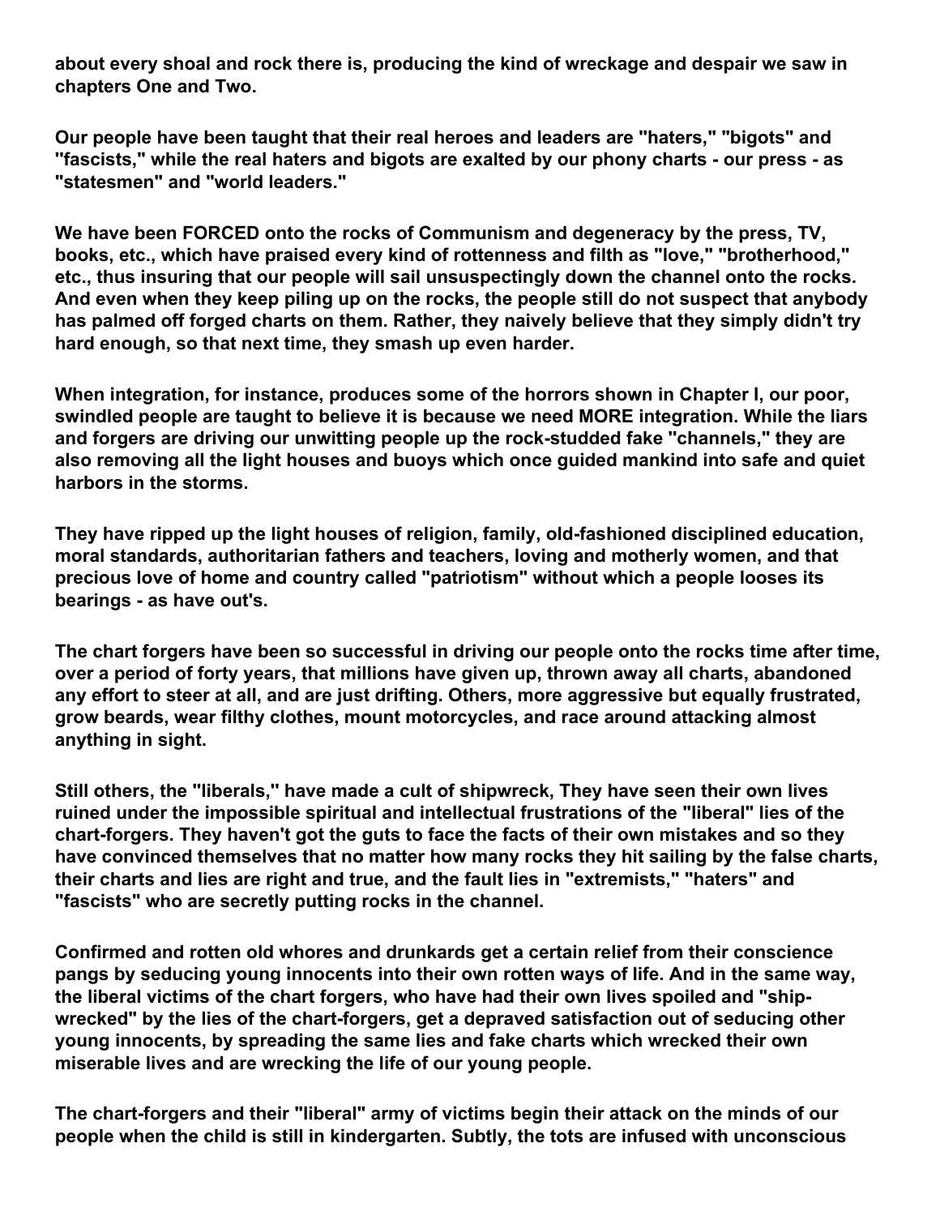**about every shoal and rock there is, producing the kind of wreckage and despair we saw in chapters One and Two.**

**Our people have been taught that their real heroes and leaders are "haters," "bigots" and "fascists," while the real haters and bigots are exalted by our phony charts - our press - as "statesmen" and "world leaders."**

**We have been FORCED onto the rocks of Communism and degeneracy by the press, TV, books, etc., which have praised every kind of rottenness and filth as "love," "brotherhood," etc., thus insuring that our people will sail unsuspectingly down the channel onto the rocks. And even when they keep piling up on the rocks, the people still do not suspect that anybody has palmed off forged charts on them. Rather, they naively believe that they simply didn't try hard enough, so that next time, they smash up even harder.**

**When integration, for instance, produces some of the horrors shown in Chapter I, our poor, swindled people are taught to believe it is because we need MORE integration. While the liars and forgers are driving our unwitting people up the rock-studded fake "channels," they are also removing all the light houses and buoys which once guided mankind into safe and quiet harbors in the storms.**

**They have ripped up the light houses of religion, family, old-fashioned disciplined education, moral standards, authoritarian fathers and teachers, loving and motherly women, and that precious love of home and country called "patriotism" without which a people looses its bearings - as have out's.**

**The chart forgers have been so successful in driving our people onto the rocks time after time, over a period of forty years, that millions have given up, thrown away all charts, abandoned any effort to steer at all, and are just drifting. Others, more aggressive but equally frustrated, grow beards, wear filthy clothes, mount motorcycles, and race around attacking almost anything in sight.**

**Still others, the "liberals," have made a cult of shipwreck, They have seen their own lives ruined under the impossible spiritual and intellectual frustrations of the "liberal" lies of the chart-forgers. They haven't got the guts to face the facts of their own mistakes and so they have convinced themselves that no matter how many rocks they hit sailing by the false charts, their charts and lies are right and true, and the fault lies in "extremists," "haters" and "fascists" who are secretly putting rocks in the channel.**

**Confirmed and rotten old whores and drunkards get a certain relief from their conscience pangs by seducing young innocents into their own rotten ways of life. And in the same way, the liberal victims of the chart forgers, who have had their own lives spoiled and "ship-wrecked" by the lies of the chart-forgers, get a depraved satisfaction out of seducing other young innocents, by spreading the same lies and fake charts which wrecked their own miserable lives and are wrecking the life of our young people.**

**The chart-forgers and their "liberal" army of victims begin their attack on the minds of our people when the child is still in kindergarten. Subtly, the tots are infused with unconscious**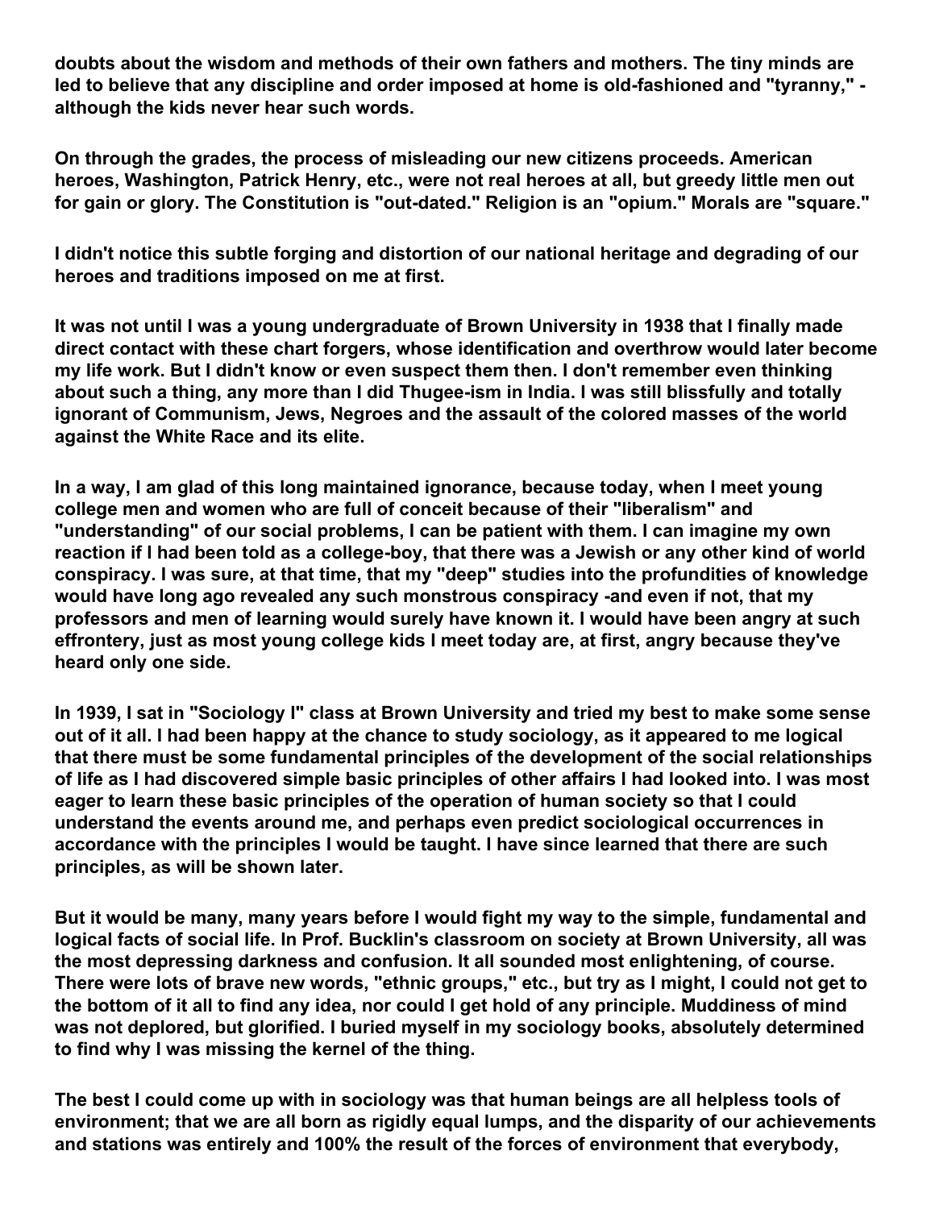doubts about the wisdom and methods of their own fathers and mothers. The tiny minds are led to believe that any discipline and order imposed at home is old-fashioned and "tyranny," - although the kids never hear such words.

On through the grades, the process of misleading our new citizens proceeds. American heroes, Washington, Patrick Henry, etc., were not real heroes at all, but greedy little men out for gain or glory. The Constitution is "out-dated." Religion is an "opium." Morals are "square."

I didn't notice this subtle forging and distortion of our national heritage and degrading of our heroes and traditions imposed on me at first.

It was not until I was a young undergraduate of Brown University in 1938 that I finally made direct contact with these chart forgers, whose identification and overthrow would later become my life work. But I didn't know or even suspect them then. I don't remember even thinking about such a thing, any more than I did Thugee-ism in India. I was still blissfully and totally ignorant of Communism, Jews, Negroes and the assault of the colored masses of the world against the White Race and its elite.

In a way, I am glad of this long maintained ignorance, because today, when I meet young college men and women who are full of conceit because of their "liberalism" and "understanding" of our social problems, I can be patient with them. I can imagine my own reaction if I had been told as a college-boy, that there was a Jewish or any other kind of world conspiracy. I was sure, at that time, that my "deep" studies into the profundities of knowledge would have long ago revealed any such monstrous conspiracy -and even if not, that my professors and men of learning would surely have known it. I would have been angry at such effrontery, just as most young college kids I meet today are, at first, angry because they've heard only one side.

In 1939, I sat in "Sociology I" class at Brown University and tried my best to make some sense out of it all. I had been happy at the chance to study sociology, as it appeared to me logical that there must be some fundamental principles of the development of the social relationships of life as I had discovered simple basic principles of other affairs I had looked into. I was most eager to learn these basic principles of the operation of human society so that I could understand the events around me, and perhaps even predict sociological occurrences in accordance with the principles I would be taught. I have since learned that there are such principles, as will be shown later.

But it would be many, many years before I would fight my way to the simple, fundamental and logical facts of social life. In Prof. Bucklin's classroom on society at Brown University, all was the most depressing darkness and confusion. It all sounded most enlightening, of course. There were lots of brave new words, "ethnic groups," etc., but try as I might, I could not get to the bottom of it all to find any idea, nor could I get hold of any principle. Muddiness of mind was not deplored, but glorified. I buried myself in my sociology books, absolutely determined to find why I was missing the kernel of the thing.

The best I could come up with in sociology was that human beings are all helpless tools of environment; that we are all born as rigidly equal lumps, and the disparity of our achievements and stations was entirely and 100% the result of the forces of environment that everybody,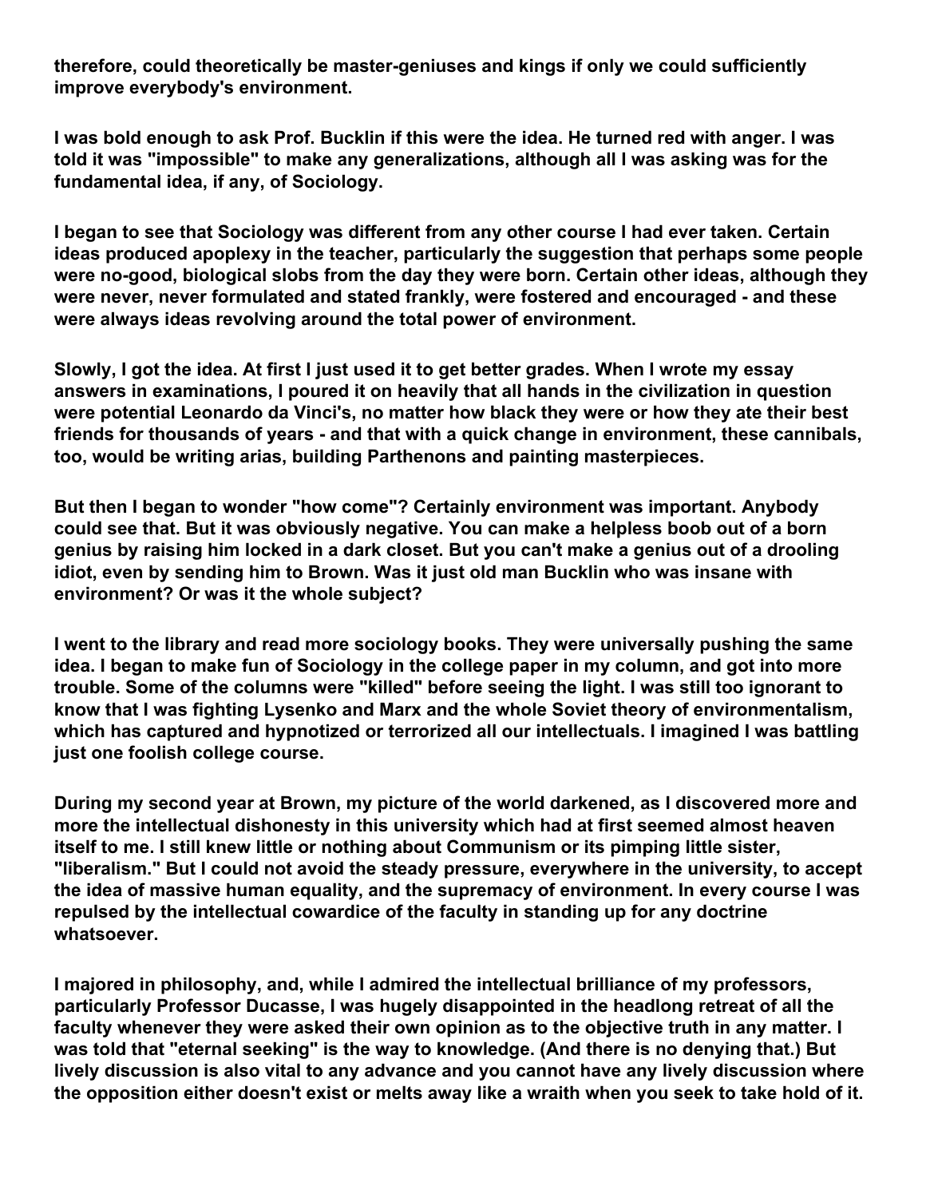**therefore, could theoretically be master-geniuses and kings if only we could sufficiently improve everybody's environment.**

**I was bold enough to ask Prof. Bucklin if this were the idea. He turned red with anger. I was told it was "impossible" to make any generalizations, although all I was asking was for the fundamental idea, if any, of Sociology.**

**I began to see that Sociology was different from any other course I had ever taken. Certain ideas produced apoplexy in the teacher, particularly the suggestion that perhaps some people were no-good, biological slobs from the day they were born. Certain other ideas, although they were never, never formulated and stated frankly, were fostered and encouraged - and these were always ideas revolving around the total power of environment.**

**Slowly, I got the idea. At first I just used it to get better grades. When I wrote my essay answers in examinations, I poured it on heavily that all hands in the civilization in question were potential Leonardo da Vinci's, no matter how black they were or how they ate their best friends for thousands of years - and that with a quick change in environment, these cannibals, too, would be writing arias, building Parthenons and painting masterpieces.**

**But then I began to wonder "how come"? Certainly environment was important. Anybody could see that. But it was obviously negative. You can make a helpless boob out of a born genius by raising him locked in a dark closet. But you can't make a genius out of a drooling idiot, even by sending him to Brown. Was it just old man Bucklin who was insane with environment? Or was it the whole subject?**

**I went to the library and read more sociology books. They were universally pushing the same idea. I began to make fun of Sociology in the college paper in my column, and got into more trouble. Some of the columns were "killed" before seeing the light. I was still too ignorant to know that I was fighting Lysenko and Marx and the whole Soviet theory of environmentalism, which has captured and hypnotized or terrorized all our intellectuals. I imagined I was battling just one foolish college course.**

**During my second year at Brown, my picture of the world darkened, as I discovered more and more the intellectual dishonesty in this university which had at first seemed almost heaven itself to me. I still knew little or nothing about Communism or its pimping little sister, "liberalism." But I could not avoid the steady pressure, everywhere in the university, to accept the idea of massive human equality, and the supremacy of environment. In every course I was repulsed by the intellectual cowardice of the faculty in standing up for any doctrine whatsoever.**

**I majored in philosophy, and, while I admired the intellectual brilliance of my professors, particularly Professor Ducasse, I was hugely disappointed in the headlong retreat of all the faculty whenever they were asked their own opinion as to the objective truth in any matter. I was told that "eternal seeking" is the way to knowledge. (And there is no denying that.) But lively discussion is also vital to any advance and you cannot have any lively discussion where the opposition either doesn't exist or melts away like a wraith when you seek to take hold of it.**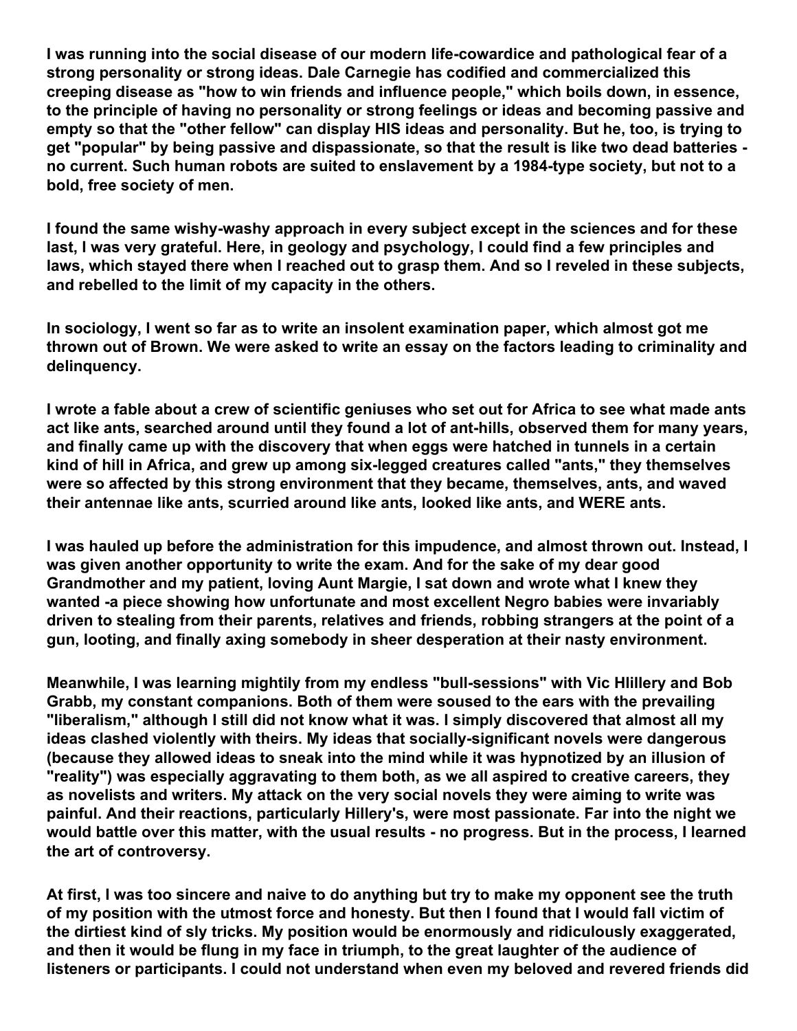I was running into the social disease of our modern life-cowardice and pathological fear of a strong personality or strong ideas. Dale Carnegie has codified and commercialized this creeping disease as "how to win friends and influence people," which boils down, in essence, to the principle of having no personality or strong feelings or ideas and becoming passive and empty so that the "other fellow" can display HIS ideas and personality. But he, too, is trying to get "popular" by being passive and dispassionate, so that the result is like two dead batteries - no current. Such human robots are suited to enslavement by a 1984-type society, but not to a bold, free society of men.

I found the same wishy-washy approach in every subject except in the sciences and for these last, I was very grateful. Here, in geology and psychology, I could find a few principles and laws, which stayed there when I reached out to grasp them. And so I reveled in these subjects, and rebelled to the limit of my capacity in the others.

In sociology, I went so far as to write an insolent examination paper, which almost got me thrown out of Brown. We were asked to write an essay on the factors leading to criminality and delinquency.

I wrote a fable about a crew of scientific geniuses who set out for Africa to see what made ants act like ants, searched around until they found a lot of ant-hills, observed them for many years, and finally came up with the discovery that when eggs were hatched in tunnels in a certain kind of hill in Africa, and grew up among six-legged creatures called "ants," they themselves were so affected by this strong environment that they became, themselves, ants, and waved their antennae like ants, scurried around like ants, looked like ants, and WERE ants.

I was hauled up before the administration for this impudence, and almost thrown out. Instead, I was given another opportunity to write the exam. And for the sake of my dear good Grandmother and my patient, loving Aunt Margie, I sat down and wrote what I knew they wanted -a piece showing how unfortunate and most excellent Negro babies were invariably driven to stealing from their parents, relatives and friends, robbing strangers at the point of a gun, looting, and finally axing somebody in sheer desperation at their nasty environment.

Meanwhile, I was learning mightily from my endless "bull-sessions" with Vic Hlillery and Bob Grabb, my constant companions. Both of them were soused to the ears with the prevailing "liberalism," although I still did not know what it was. I simply discovered that almost all my ideas clashed violently with theirs. My ideas that socially-significant novels were dangerous (because they allowed ideas to sneak into the mind while it was hypnotized by an illusion of "reality") was especially aggravating to them both, as we all aspired to creative careers, they as novelists and writers. My attack on the very social novels they were aiming to write was painful. And their reactions, particularly Hillery's, were most passionate. Far into the night we would battle over this matter, with the usual results - no progress. But in the process, I learned the art of controversy.

At first, I was too sincere and naive to do anything but try to make my opponent see the truth of my position with the utmost force and honesty. But then I found that I would fall victim of the dirtiest kind of sly tricks. My position would be enormously and ridiculously exaggerated, and then it would be flung in my face in triumph, to the great laughter of the audience of listeners or participants. I could not understand when even my beloved and revered friends did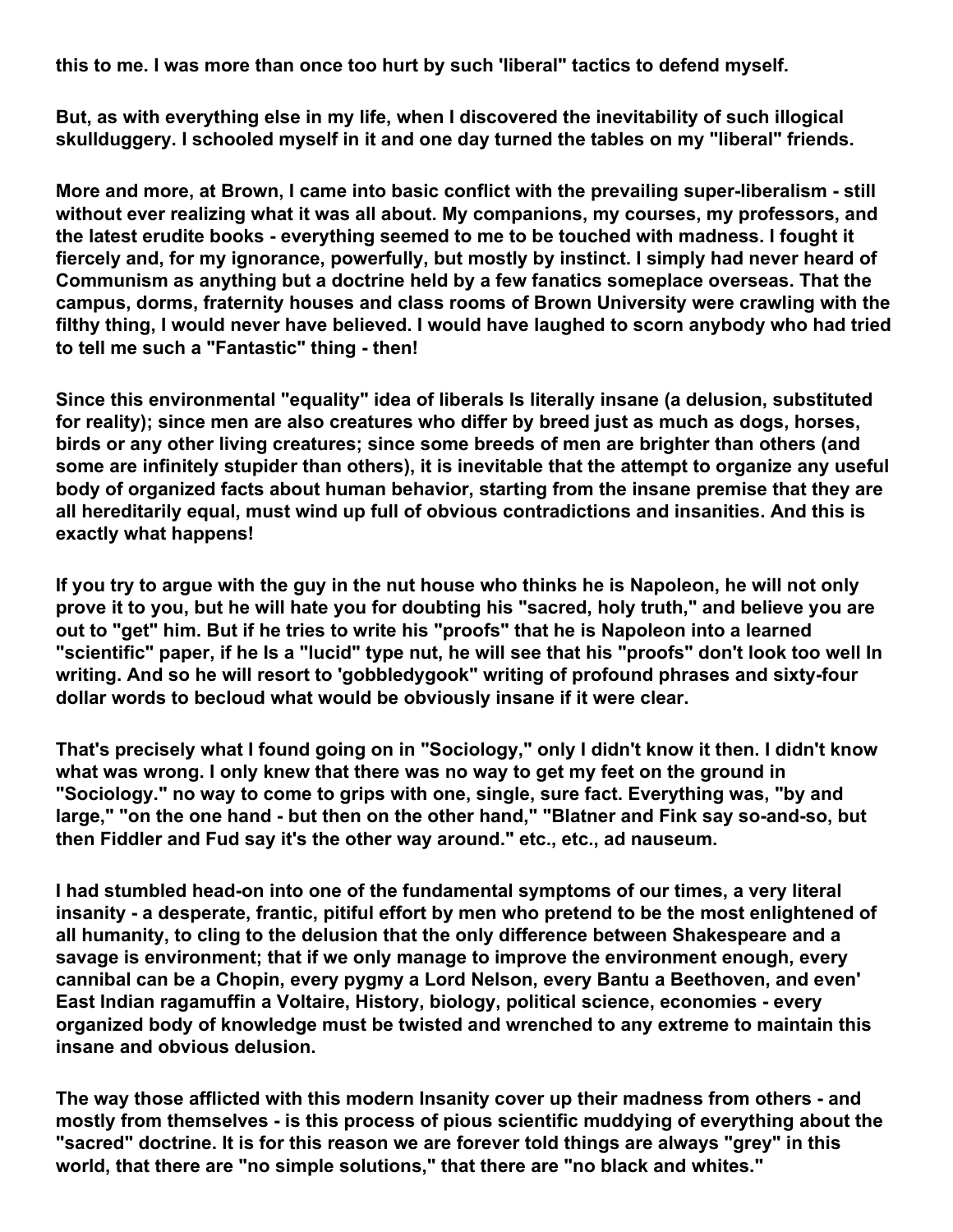**this to me. I was more than once too hurt by such 'liberal" tactics to defend myself.**

**But, as with everything else in my life, when I discovered the inevitability of such illogical skullduggery. I schooled myself in it and one day turned the tables on my "liberal" friends.**

**More and more, at Brown, I came into basic conflict with the prevailing super-liberalism - still without ever realizing what it was all about. My companions, my courses, my professors, and the latest erudite books - everything seemed to me to be touched with madness. I fought it fiercely and, for my ignorance, powerfully, but mostly by instinct. I simply had never heard of Communism as anything but a doctrine held by a few fanatics someplace overseas. That the campus, dorms, fraternity houses and class rooms of Brown University were crawling with the filthy thing, I would never have believed. I would have laughed to scorn anybody who had tried to tell me such a "Fantastic" thing - then!**

**Since this environmental "equality" idea of liberals Is literally insane (a delusion, substituted for reality); since men are also creatures who differ by breed just as much as dogs, horses, birds or any other living creatures; since some breeds of men are brighter than others (and some are infinitely stupider than others), it is inevitable that the attempt to organize any useful body of organized facts about human behavior, starting from the insane premise that they are all hereditarily equal, must wind up full of obvious contradictions and insanities. And this is exactly what happens!**

**If you try to argue with the guy in the nut house who thinks he is Napoleon, he will not only prove it to you, but he will hate you for doubting his "sacred, holy truth," and believe you are out to "get" him. But if he tries to write his "proofs" that he is Napoleon into a learned "scientific" paper, if he Is a "lucid" type nut, he will see that his "proofs" don't look too well In writing. And so he will resort to 'gobbledygook" writing of profound phrases and sixty-four dollar words to becloud what would be obviously insane if it were clear.**

**That's precisely what I found going on in "Sociology," only I didn't know it then. I didn't know what was wrong. I only knew that there was no way to get my feet on the ground in "Sociology." no way to come to grips with one, single, sure fact. Everything was, "by and large," "on the one hand - but then on the other hand," "Blatner and Fink say so-and-so, but then Fiddler and Fud say it's the other way around." etc., etc., ad nauseum.**

**I had stumbled head-on into one of the fundamental symptoms of our times, a very literal insanity - a desperate, frantic, pitiful effort by men who pretend to be the most enlightened of all humanity, to cling to the delusion that the only difference between Shakespeare and a savage is environment; that if we only manage to improve the environment enough, every cannibal can be a Chopin, every pygmy a Lord Nelson, every Bantu a Beethoven, and even' East Indian ragamuffin a Voltaire, History, biology, political science, economies - every organized body of knowledge must be twisted and wrenched to any extreme to maintain this insane and obvious delusion.**

**The way those afflicted with this modern Insanity cover up their madness from others - and mostly from themselves - is this process of pious scientific muddying of everything about the "sacred" doctrine. It is for this reason we are forever told things are always "grey" in this world, that there are "no simple solutions," that there are "no black and whites."**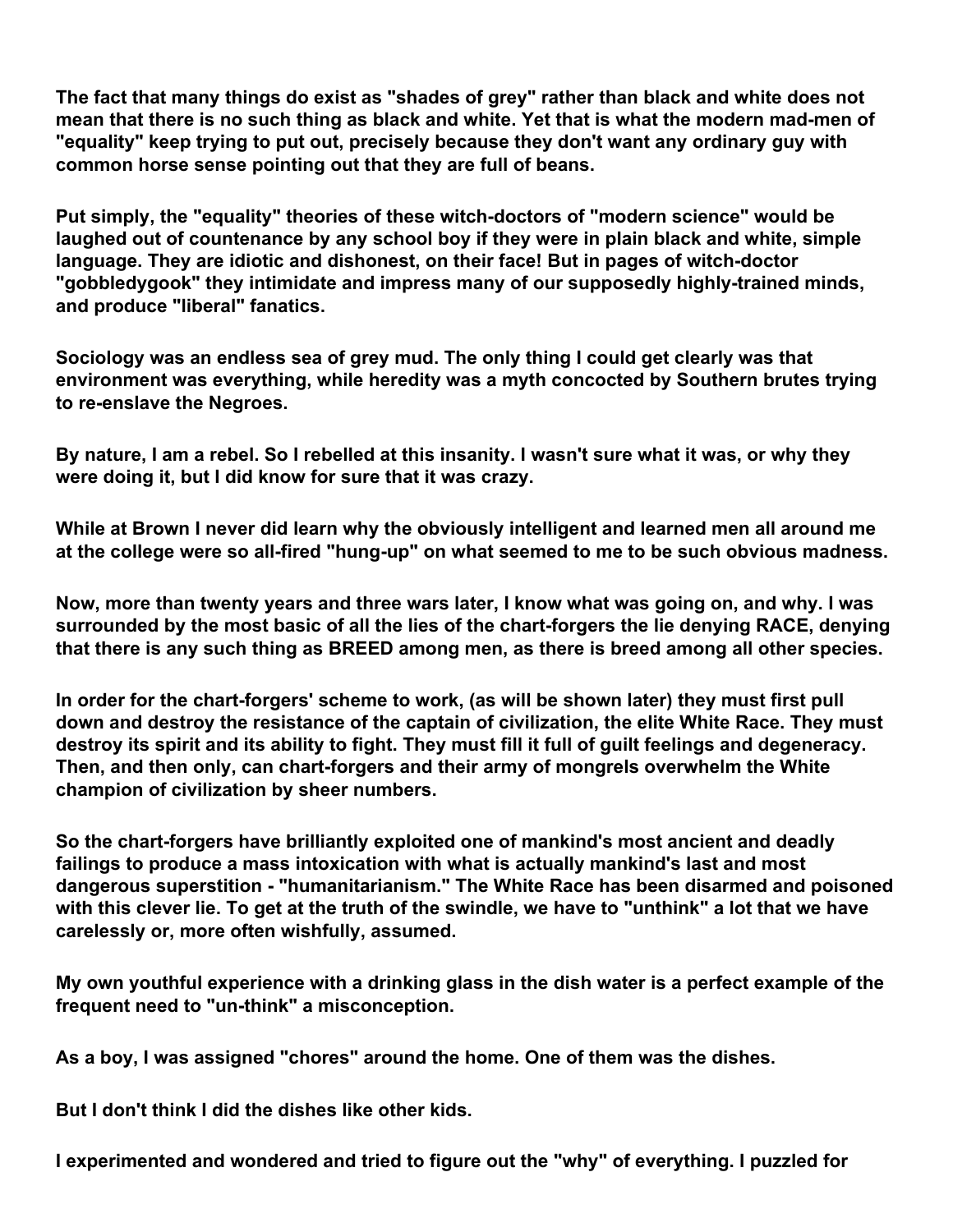**The fact that many things do exist as "shades of grey" rather than black and white does not mean that there is no such thing as black and white. Yet that is what the modern mad-men of "equality" keep trying to put out, precisely because they don't want any ordinary guy with common horse sense pointing out that they are full of beans.**

**Put simply, the "equality" theories of these witch-doctors of "modern science" would be laughed out of countenance by any school boy if they were in plain black and white, simple language. They are idiotic and dishonest, on their face! But in pages of witch-doctor "gobbledygook" they intimidate and impress many of our supposedly highly-trained minds, and produce "liberal" fanatics.**

**Sociology was an endless sea of grey mud. The only thing I could get clearly was that environment was everything, while heredity was a myth concocted by Southern brutes trying to re-enslave the Negroes.**

**By nature, I am a rebel. So I rebelled at this insanity. I wasn't sure what it was, or why they were doing it, but I did know for sure that it was crazy.**

**While at Brown I never did learn why the obviously intelligent and learned men all around me at the college were so all-fired "hung-up" on what seemed to me to be such obvious madness.**

**Now, more than twenty years and three wars later, I know what was going on, and why. I was surrounded by the most basic of all the lies of the chart-forgers the lie denying RACE, denying that there is any such thing as BREED among men, as there is breed among all other species.**

**In order for the chart-forgers' scheme to work, (as will be shown later) they must first pull down and destroy the resistance of the captain of civilization, the elite White Race. They must destroy its spirit and its ability to fight. They must fill it full of guilt feelings and degeneracy. Then, and then only, can chart-forgers and their army of mongrels overwhelm the White champion of civilization by sheer numbers.**

**So the chart-forgers have brilliantly exploited one of mankind's most ancient and deadly failings to produce a mass intoxication with what is actually mankind's last and most dangerous superstition - "humanitarianism." The White Race has been disarmed and poisoned with this clever lie. To get at the truth of the swindle, we have to "unthink" a lot that we have carelessly or, more often wishfully, assumed.**

**My own youthful experience with a drinking glass in the dish water is a perfect example of the frequent need to "un-think" a misconception.**

**As a boy, I was assigned "chores" around the home. One of them was the dishes.**

**But I don't think I did the dishes like other kids.**

**I experimented and wondered and tried to figure out the "why" of everything. I puzzled for**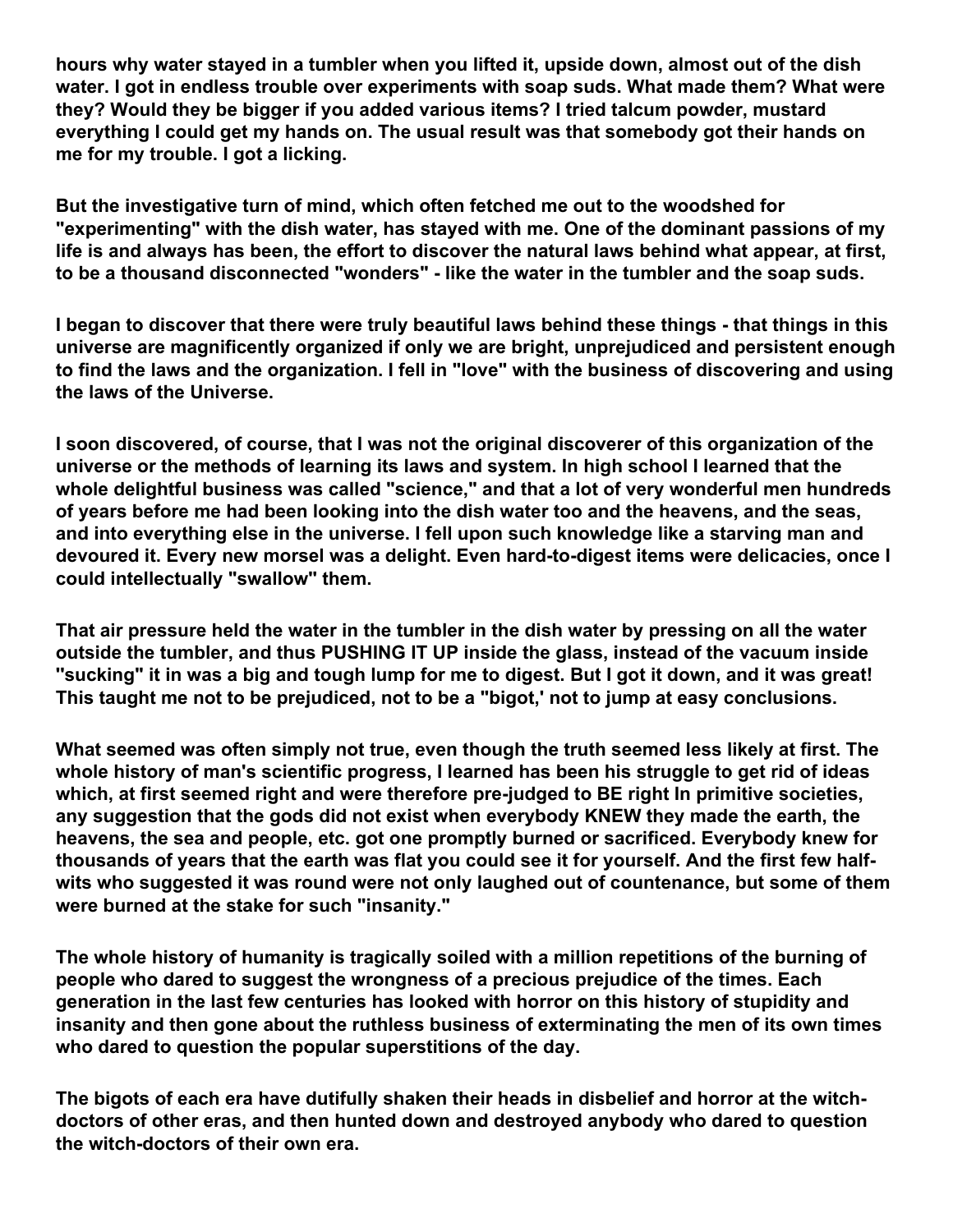hours why water stayed in a tumbler when you lifted it, upside down, almost out of the dish water. I got in endless trouble over experiments with soap suds. What made them? What were they? Would they be bigger if you added various items? I tried talcum powder, mustard everything I could get my hands on. The usual result was that somebody got their hands on me for my trouble. I got a licking.

But the investigative turn of mind, which often fetched me out to the woodshed for "experimenting" with the dish water, has stayed with me. One of the dominant passions of my life is and always has been, the effort to discover the natural laws behind what appear, at first, to be a thousand disconnected "wonders" - like the water in the tumbler and the soap suds.

I began to discover that there were truly beautiful laws behind these things - that things in this universe are magnificently organized if only we are bright, unprejudiced and persistent enough to find the laws and the organization. I fell in "love" with the business of discovering and using the laws of the Universe.

I soon discovered, of course, that I was not the original discoverer of this organization of the universe or the methods of learning its laws and system. In high school I learned that the whole delightful business was called "science," and that a lot of very wonderful men hundreds of years before me had been looking into the dish water too and the heavens, and the seas, and into everything else in the universe. I fell upon such knowledge like a starving man and devoured it. Every new morsel was a delight. Even hard-to-digest items were delicacies, once I could intellectually "swallow" them.

That air pressure held the water in the tumbler in the dish water by pressing on all the water outside the tumbler, and thus PUSHING IT UP inside the glass, instead of the vacuum inside "sucking" it in was a big and tough lump for me to digest. But I got it down, and it was great! This taught me not to be prejudiced, not to be a "bigot,' not to jump at easy conclusions.

What seemed was often simply not true, even though the truth seemed less likely at first. The whole history of man's scientific progress, I learned has been his struggle to get rid of ideas which, at first seemed right and were therefore pre-judged to BE right In primitive societies, any suggestion that the gods did not exist when everybody KNEW they made the earth, the heavens, the sea and people, etc. got one promptly burned or sacrificed. Everybody knew for thousands of years that the earth was flat you could see it for yourself. And the first few half-wits who suggested it was round were not only laughed out of countenance, but some of them were burned at the stake for such "insanity."

The whole history of humanity is tragically soiled with a million repetitions of the burning of people who dared to suggest the wrongness of a precious prejudice of the times. Each generation in the last few centuries has looked with horror on this history of stupidity and insanity and then gone about the ruthless business of exterminating the men of its own times who dared to question the popular superstitions of the day.

The bigots of each era have dutifully shaken their heads in disbelief and horror at the witch-doctors of other eras, and then hunted down and destroyed anybody who dared to question the witch-doctors of their own era.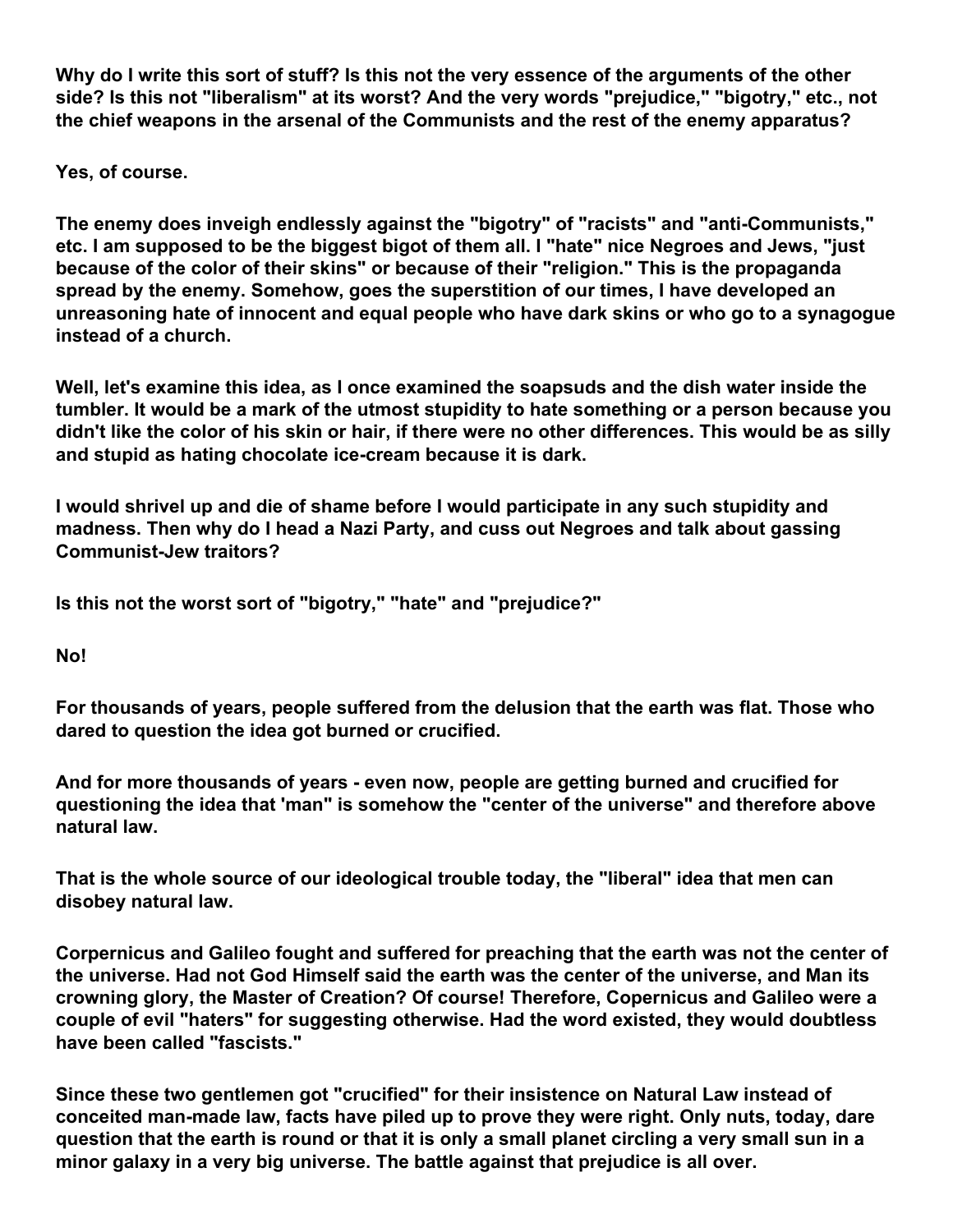**Why do I write this sort of stuff? Is this not the very essence of the arguments of the other side? Is this not "liberalism" at its worst? And the very words "prejudice," "bigotry," etc., not the chief weapons in the arsenal of the Communists and the rest of the enemy apparatus?**

**Yes, of course.**

**The enemy does inveigh endlessly against the "bigotry" of "racists" and "anti-Communists," etc. I am supposed to be the biggest bigot of them all. I "hate" nice Negroes and Jews, "just because of the color of their skins" or because of their "religion." This is the propaganda spread by the enemy. Somehow, goes the superstition of our times, I have developed an unreasoning hate of innocent and equal people who have dark skins or who go to a synagogue instead of a church.**

**Well, let's examine this idea, as I once examined the soapsuds and the dish water inside the tumbler. It would be a mark of the utmost stupidity to hate something or a person because you didn't like the color of his skin or hair, if there were no other differences. This would be as silly and stupid as hating chocolate ice-cream because it is dark.**

**I would shrivel up and die of shame before I would participate in any such stupidity and madness. Then why do I head a Nazi Party, and cuss out Negroes and talk about gassing Communist-Jew traitors?**

**Is this not the worst sort of "bigotry," "hate" and "prejudice?"**

**No!**

**For thousands of years, people suffered from the delusion that the earth was flat. Those who dared to question the idea got burned or crucified.**

**And for more thousands of years - even now, people are getting burned and crucified for questioning the idea that 'man" is somehow the "center of the universe" and therefore above natural law.**

**That is the whole source of our ideological trouble today, the "liberal" idea that men can disobey natural law.**

**Corpernicus and Galileo fought and suffered for preaching that the earth was not the center of the universe. Had not God Himself said the earth was the center of the universe, and Man its crowning glory, the Master of Creation? Of course! Therefore, Copernicus and Galileo were a couple of evil "haters" for suggesting otherwise. Had the word existed, they would doubtless have been called "fascists."**

**Since these two gentlemen got "crucified" for their insistence on Natural Law instead of conceited man-made law, facts have piled up to prove they were right. Only nuts, today, dare question that the earth is round or that it is only a small planet circling a very small sun in a minor galaxy in a very big universe. The battle against that prejudice is all over.**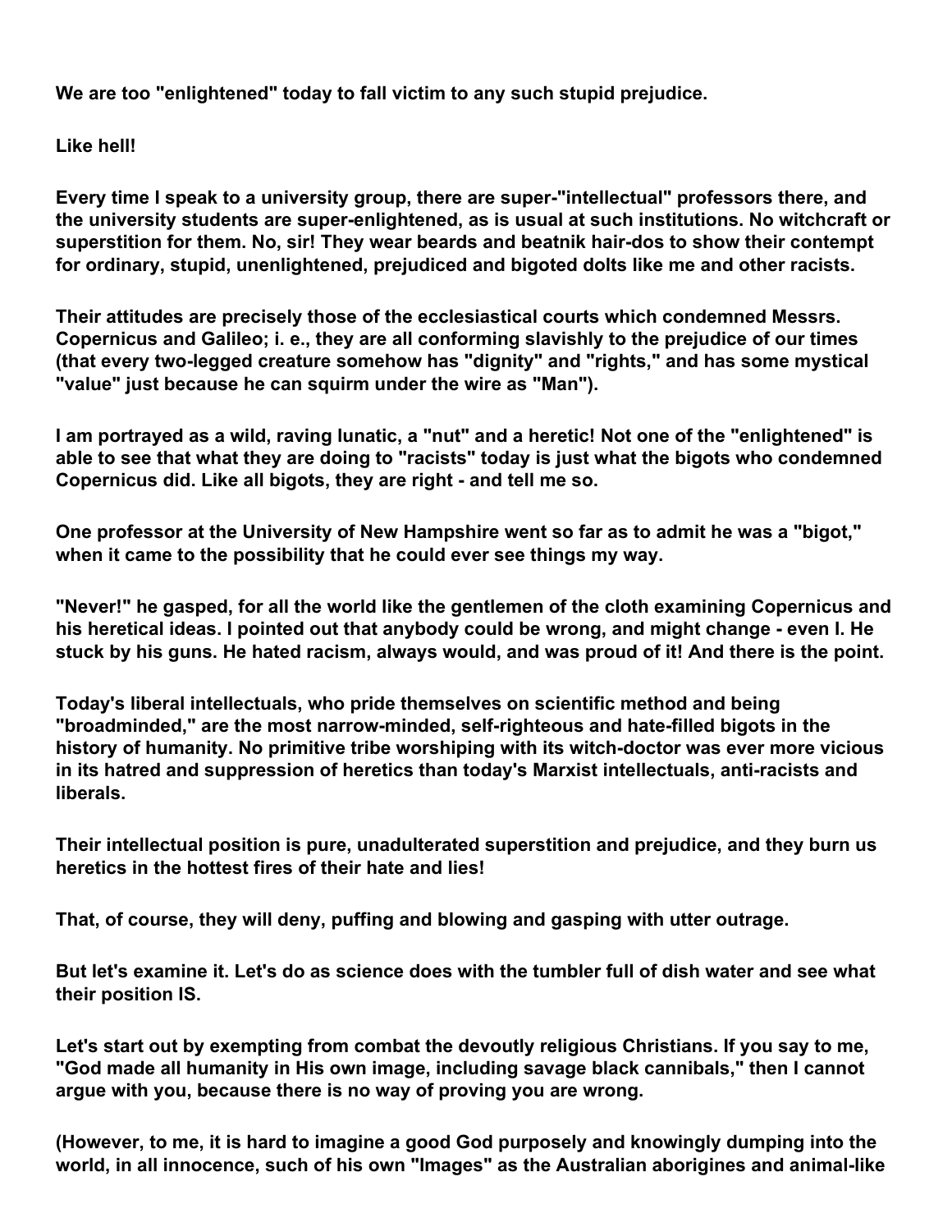**We are too "enlightened" today to fall victim to any such stupid prejudice.**

**Like hell!**

**Every time I speak to a university group, there are super-"intellectual" professors there, and the university students are super-enlightened, as is usual at such institutions. No witchcraft or superstition for them. No, sir! They wear beards and beatnik hair-dos to show their contempt for ordinary, stupid, unenlightened, prejudiced and bigoted dolts like me and other racists.**

**Their attitudes are precisely those of the ecclesiastical courts which condemned Messrs. Copernicus and Galileo; i. e., they are all conforming slavishly to the prejudice of our times (that every two-legged creature somehow has "dignity" and "rights," and has some mystical "value" just because he can squirm under the wire as "Man").**

**I am portrayed as a wild, raving lunatic, a "nut" and a heretic! Not one of the "enlightened" is able to see that what they are doing to "racists" today is just what the bigots who condemned Copernicus did. Like all bigots, they are right - and tell me so.**

**One professor at the University of New Hampshire went so far as to admit he was a "bigot," when it came to the possibility that he could ever see things my way.**

**"Never!" he gasped, for all the world like the gentlemen of the cloth examining Copernicus and his heretical ideas. I pointed out that anybody could be wrong, and might change - even I. He stuck by his guns. He hated racism, always would, and was proud of it! And there is the point.**

**Today's liberal intellectuals, who pride themselves on scientific method and being "broadminded," are the most narrow-minded, self-righteous and hate-filled bigots in the history of humanity. No primitive tribe worshiping with its witch-doctor was ever more vicious in its hatred and suppression of heretics than today's Marxist intellectuals, anti-racists and liberals.**

**Their intellectual position is pure, unadulterated superstition and prejudice, and they burn us heretics in the hottest fires of their hate and lies!**

**That, of course, they will deny, puffing and blowing and gasping with utter outrage.**

**But let's examine it. Let's do as science does with the tumbler full of dish water and see what their position IS.**

**Let's start out by exempting from combat the devoutly religious Christians. If you say to me, "God made all humanity in His own image, including savage black cannibals," then I cannot argue with you, because there is no way of proving you are wrong.**

**(However, to me, it is hard to imagine a good God purposely and knowingly dumping into the world, in all innocence, such of his own "Images" as the Australian aborigines and animal-like**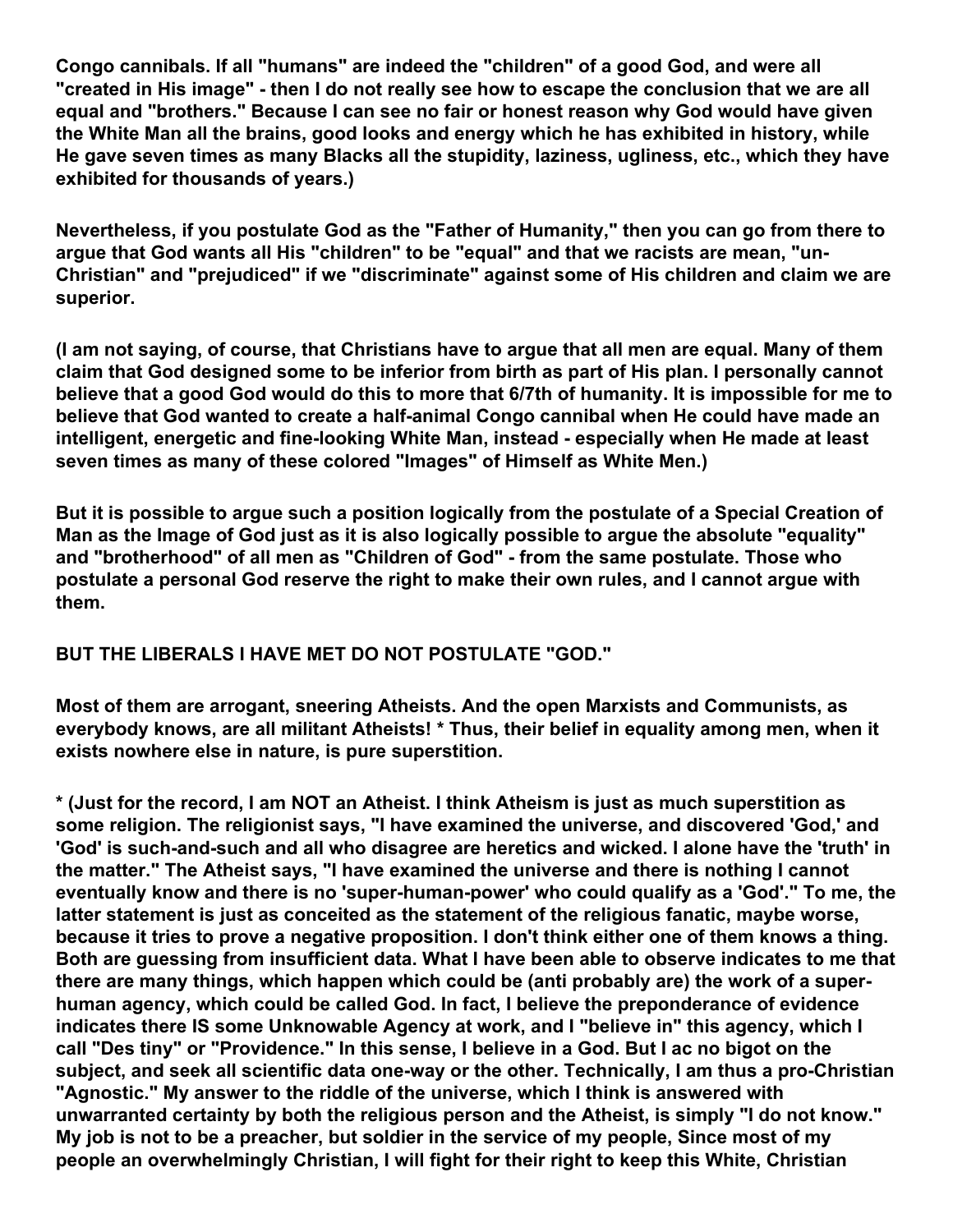**Congo cannibals. If all "humans" are indeed the "children" of a good God, and were all "created in His image" - then I do not really see how to escape the conclusion that we are all equal and "brothers." Because I can see no fair or honest reason why God would have given the White Man all the brains, good looks and energy which he has exhibited in history, while He gave seven times as many Blacks all the stupidity, laziness, ugliness, etc., which they have exhibited for thousands of years.)**

**Nevertheless, if you postulate God as the "Father of Humanity," then you can go from there to argue that God wants all His "children" to be "equal" and that we racists are mean, "un-Christian" and "prejudiced" if we "discriminate" against some of His children and claim we are superior.**

**(I am not saying, of course, that Christians have to argue that all men are equal. Many of them claim that God designed some to be inferior from birth as part of His plan. I personally cannot believe that a good God would do this to more that 6/7th of humanity. It is impossible for me to believe that God wanted to create a half-animal Congo cannibal when He could have made an intelligent, energetic and fine-looking White Man, instead - especially when He made at least seven times as many of these colored "Images" of Himself as White Men.)**

**But it is possible to argue such a position logically from the postulate of a Special Creation of Man as the Image of God just as it is also logically possible to argue the absolute "equality" and "brotherhood" of all men as "Children of God" - from the same postulate. Those who postulate a personal God reserve the right to make their own rules, and I cannot argue with them.**

**BUT THE LIBERALS I HAVE MET DO NOT POSTULATE "GOD."**

**Most of them are arrogant, sneering Atheists. And the open Marxists and Communists, as everybody knows, are all militant Atheists! * Thus, their belief in equality among men, when it exists nowhere else in nature, is pure superstition.**

**\* (Just for the record, I am NOT an Atheist. I think Atheism is just as much superstition as some religion. The religionist says, "I have examined the universe, and discovered 'God,' and 'God' is such-and-such and all who disagree are heretics and wicked. I alone have the 'truth' in the matter." The Atheist says, "I have examined the universe and there is nothing I cannot eventually know and there is no 'super-human-power' who could qualify as a 'God'." To me, the latter statement is just as conceited as the statement of the religious fanatic, maybe worse, because it tries to prove a negative proposition. I don't think either one of them knows a thing. Both are guessing from insufficient data. What I have been able to observe indicates to me that there are many things, which happen which could be (anti probably are) the work of a super-human agency, which could be called God. In fact, I believe the preponderance of evidence indicates there IS some Unknowable Agency at work, and I "believe in" this agency, which I call "Des tiny" or "Providence." In this sense, I believe in a God. But I ac no bigot on the subject, and seek all scientific data one-way or the other. Technically, I am thus a pro-Christian "Agnostic." My answer to the riddle of the universe, which I think is answered with unwarranted certainty by both the religious person and the Atheist, is simply "I do not know." My job is not to be a preacher, but soldier in the service of my people, Since most of my people an overwhelmingly Christian, I will fight for their right to keep this White, Christian**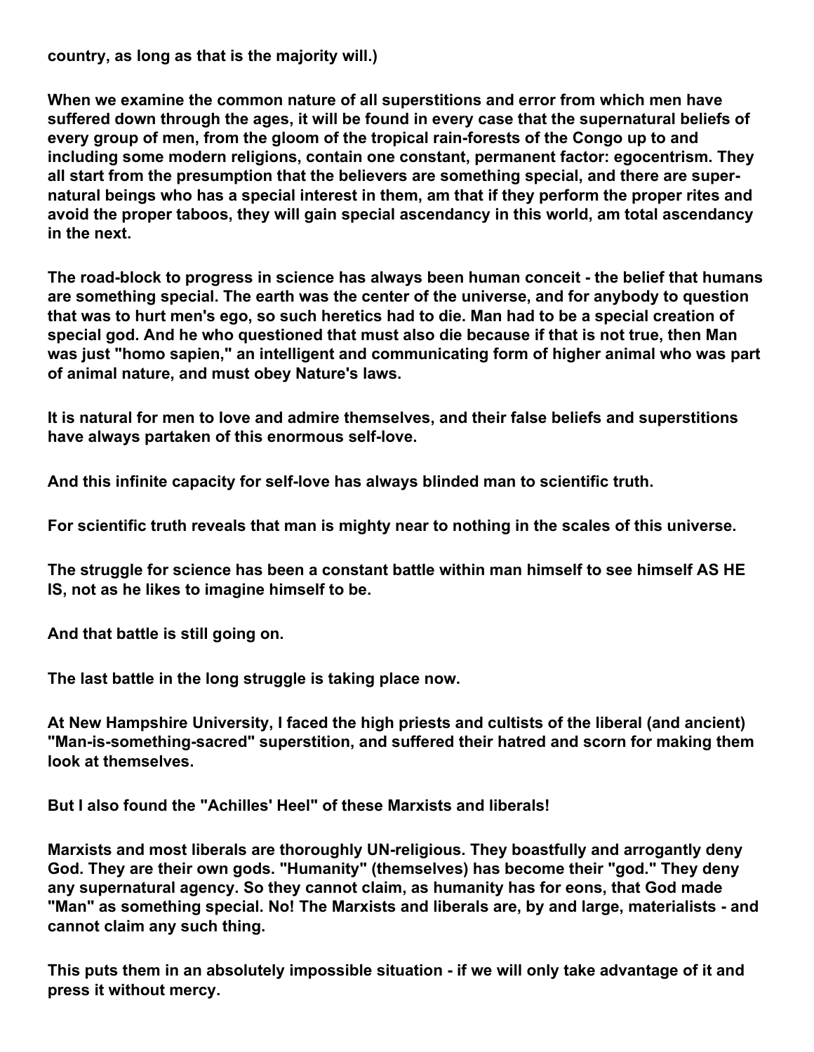**country, as long as that is the majority will.)**

**When we examine the common nature of all superstitions and error from which men have suffered down through the ages, it will be found in every case that the supernatural beliefs of every group of men, from the gloom of the tropical rain-forests of the Congo up to and including some modern religions, contain one constant, permanent factor: egocentrism. They all start from the presumption that the believers are something special, and there are super-natural beings who has a special interest in them, am that if they perform the proper rites and avoid the proper taboos, they will gain special ascendancy in this world, am total ascendancy in the next.**

**The road-block to progress in science has always been human conceit - the belief that humans are something special. The earth was the center of the universe, and for anybody to question that was to hurt men's ego, so such heretics had to die. Man had to be a special creation of special god. And he who questioned that must also die because if that is not true, then Man was just "homo sapien," an intelligent and communicating form of higher animal who was part of animal nature, and must obey Nature's laws.**

**It is natural for men to love and admire themselves, and their false beliefs and superstitions have always partaken of this enormous self-love.**

**And this infinite capacity for self-love has always blinded man to scientific truth.**

**For scientific truth reveals that man is mighty near to nothing in the scales of this universe.**

**The struggle for science has been a constant battle within man himself to see himself AS HE IS, not as he likes to imagine himself to be.**

**And that battle is still going on.**

**The last battle in the long struggle is taking place now.**

**At New Hampshire University, I faced the high priests and cultists of the liberal (and ancient) "Man-is-something-sacred" superstition, and suffered their hatred and scorn for making them look at themselves.**

**But I also found the "Achilles' Heel" of these Marxists and liberals!**

**Marxists and most liberals are thoroughly UN-religious. They boastfully and arrogantly deny God. They are their own gods. "Humanity" (themselves) has become their "god." They deny any supernatural agency. So they cannot claim, as humanity has for eons, that God made "Man" as something special. No! The Marxists and liberals are, by and large, materialists - and cannot claim any such thing.**

**This puts them in an absolutely impossible situation - if we will only take advantage of it and press it without mercy.**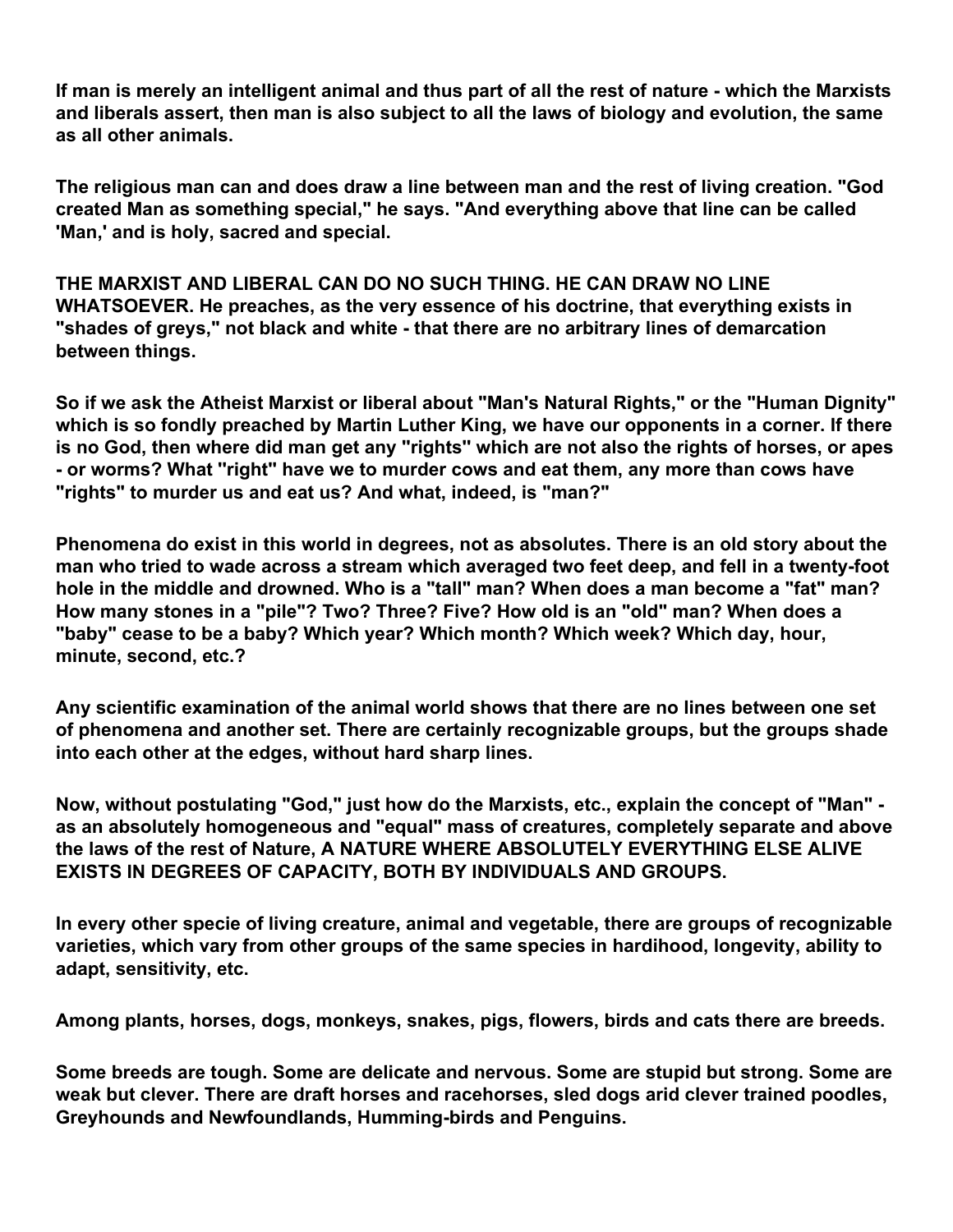**If man is merely an intelligent animal and thus part of all the rest of nature - which the Marxists and liberals assert, then man is also subject to all the laws of biology and evolution, the same as all other animals.**

**The religious man can and does draw a line between man and the rest of living creation. "God created Man as something special," he says. "And everything above that line can be called 'Man,' and is holy, sacred and special.**

**THE MARXIST AND LIBERAL CAN DO NO SUCH THING. HE CAN DRAW NO LINE WHATSOEVER. He preaches, as the very essence of his doctrine, that everything exists in "shades of greys," not black and white - that there are no arbitrary lines of demarcation between things.**

**So if we ask the Atheist Marxist or liberal about "Man's Natural Rights," or the "Human Dignity" which is so fondly preached by Martin Luther King, we have our opponents in a corner. If there is no God, then where did man get any "rights" which are not also the rights of horses, or apes - or worms? What "right" have we to murder cows and eat them, any more than cows have "rights" to murder us and eat us? And what, indeed, is "man?"**

**Phenomena do exist in this world in degrees, not as absolutes. There is an old story about the man who tried to wade across a stream which averaged two feet deep, and fell in a twenty-foot hole in the middle and drowned. Who is a "tall" man? When does a man become a "fat" man? How many stones in a "pile"? Two? Three? Five? How old is an "old" man? When does a "baby" cease to be a baby? Which year? Which month? Which week? Which day, hour, minute, second, etc.?**

**Any scientific examination of the animal world shows that there are no lines between one set of phenomena and another set. There are certainly recognizable groups, but the groups shade into each other at the edges, without hard sharp lines.**

**Now, without postulating "God," just how do the Marxists, etc., explain the concept of "Man" - as an absolutely homogeneous and "equal" mass of creatures, completely separate and above the laws of the rest of Nature, A NATURE WHERE ABSOLUTELY EVERYTHING ELSE ALIVE EXISTS IN DEGREES OF CAPACITY, BOTH BY INDIVIDUALS AND GROUPS.**

**In every other specie of living creature, animal and vegetable, there are groups of recognizable varieties, which vary from other groups of the same species in hardihood, longevity, ability to adapt, sensitivity, etc.**

**Among plants, horses, dogs, monkeys, snakes, pigs, flowers, birds and cats there are breeds.**

**Some breeds are tough. Some are delicate and nervous. Some are stupid but strong. Some are weak but clever. There are draft horses and racehorses, sled dogs arid clever trained poodles, Greyhounds and Newfoundlands, Humming-birds and Penguins.**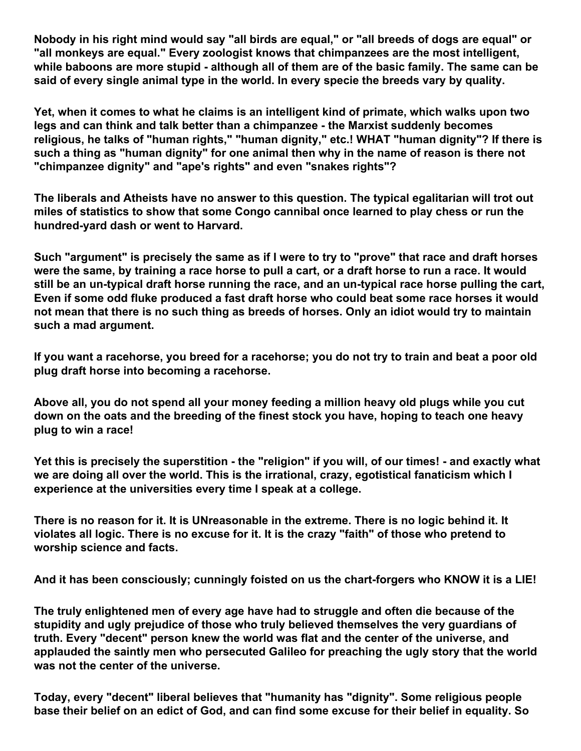**Nobody in his right mind would say "all birds are equal," or "all breeds of dogs are equal" or "all monkeys are equal." Every zoologist knows that chimpanzees are the most intelligent, while baboons are more stupid - although all of them are of the basic family. The same can be said of every single animal type in the world. In every specie the breeds vary by quality.**

**Yet, when it comes to what he claims is an intelligent kind of primate, which walks upon two legs and can think and talk better than a chimpanzee - the Marxist suddenly becomes religious, he talks of "human rights," "human dignity," etc.! WHAT "human dignity"? If there is such a thing as "human dignity" for one animal then why in the name of reason is there not "chimpanzee dignity" and "ape's rights" and even "snakes rights"?**

**The liberals and Atheists have no answer to this question. The typical egalitarian will trot out miles of statistics to show that some Congo cannibal once learned to play chess or run the hundred-yard dash or went to Harvard.**

**Such "argument" is precisely the same as if I were to try to "prove" that race and draft horses were the same, by training a race horse to pull a cart, or a draft horse to run a race. It would still be an un-typical draft horse running the race, and an un-typical race horse pulling the cart, Even if some odd fluke produced a fast draft horse who could beat some race horses it would not mean that there is no such thing as breeds of horses. Only an idiot would try to maintain such a mad argument.**

**If you want a racehorse, you breed for a racehorse; you do not try to train and beat a poor old plug draft horse into becoming a racehorse.**

**Above all, you do not spend all your money feeding a million heavy old plugs while you cut down on the oats and the breeding of the finest stock you have, hoping to teach one heavy plug to win a race!**

**Yet this is precisely the superstition - the "religion" if you will, of our times! - and exactly what we are doing all over the world. This is the irrational, crazy, egotistical fanaticism which I experience at the universities every time I speak at a college.**

**There is no reason for it. It is UNreasonable in the extreme. There is no logic behind it. It violates all logic. There is no excuse for it. It is the crazy "faith" of those who pretend to worship science and facts.**

**And it has been consciously; cunningly foisted on us the chart-forgers who KNOW it is a LIE!**

**The truly enlightened men of every age have had to struggle and often die because of the stupidity and ugly prejudice of those who truly believed themselves the very guardians of truth. Every "decent" person knew the world was flat and the center of the universe, and applauded the saintly men who persecuted Galileo for preaching the ugly story that the world was not the center of the universe.**

**Today, every "decent" liberal believes that "humanity has "dignity". Some religious people base their belief on an edict of God, and can find some excuse for their belief in equality. So**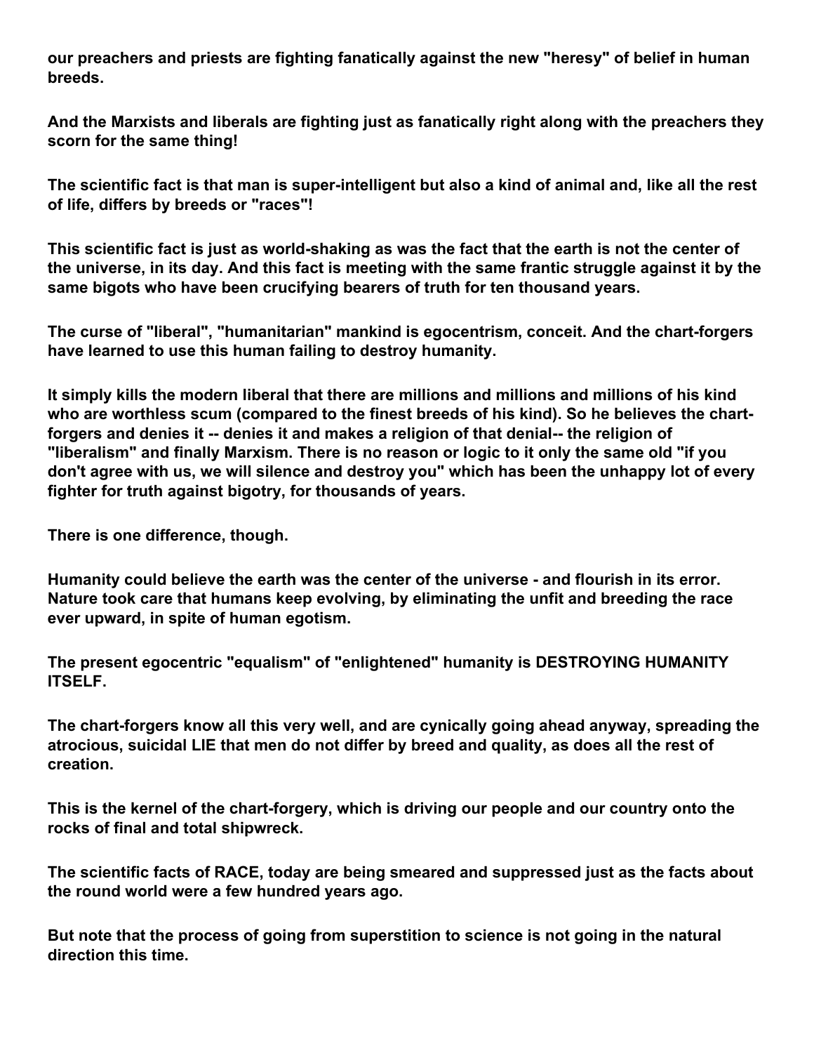**our preachers and priests are fighting fanatically against the new "heresy" of belief in human breeds.**

**And the Marxists and liberals are fighting just as fanatically right along with the preachers they scorn for the same thing!**

**The scientific fact is that man is super-intelligent but also a kind of animal and, like all the rest of life, differs by breeds or "races"!**

**This scientific fact is just as world-shaking as was the fact that the earth is not the center of the universe, in its day. And this fact is meeting with the same frantic struggle against it by the same bigots who have been crucifying bearers of truth for ten thousand years.**

**The curse of "liberal", "humanitarian" mankind is egocentrism, conceit. And the chart-forgers have learned to use this human failing to destroy humanity.**

**It simply kills the modern liberal that there are millions and millions and millions of his kind who are worthless scum (compared to the finest breeds of his kind). So he believes the chart-forgers and denies it -- denies it and makes a religion of that denial-- the religion of "liberalism" and finally Marxism. There is no reason or logic to it only the same old "if you don't agree with us, we will silence and destroy you" which has been the unhappy lot of every fighter for truth against bigotry, for thousands of years.**

**There is one difference, though.**

**Humanity could believe the earth was the center of the universe - and flourish in its error. Nature took care that humans keep evolving, by eliminating the unfit and breeding the race ever upward, in spite of human egotism.**

**The present egocentric "equalism" of "enlightened" humanity is DESTROYING HUMANITY ITSELF.**

**The chart-forgers know all this very well, and are cynically going ahead anyway, spreading the atrocious, suicidal LIE that men do not differ by breed and quality, as does all the rest of creation.**

**This is the kernel of the chart-forgery, which is driving our people and our country onto the rocks of final and total shipwreck.**

**The scientific facts of RACE, today are being smeared and suppressed just as the facts about the round world were a few hundred years ago.**

**But note that the process of going from superstition to science is not going in the natural direction this time.**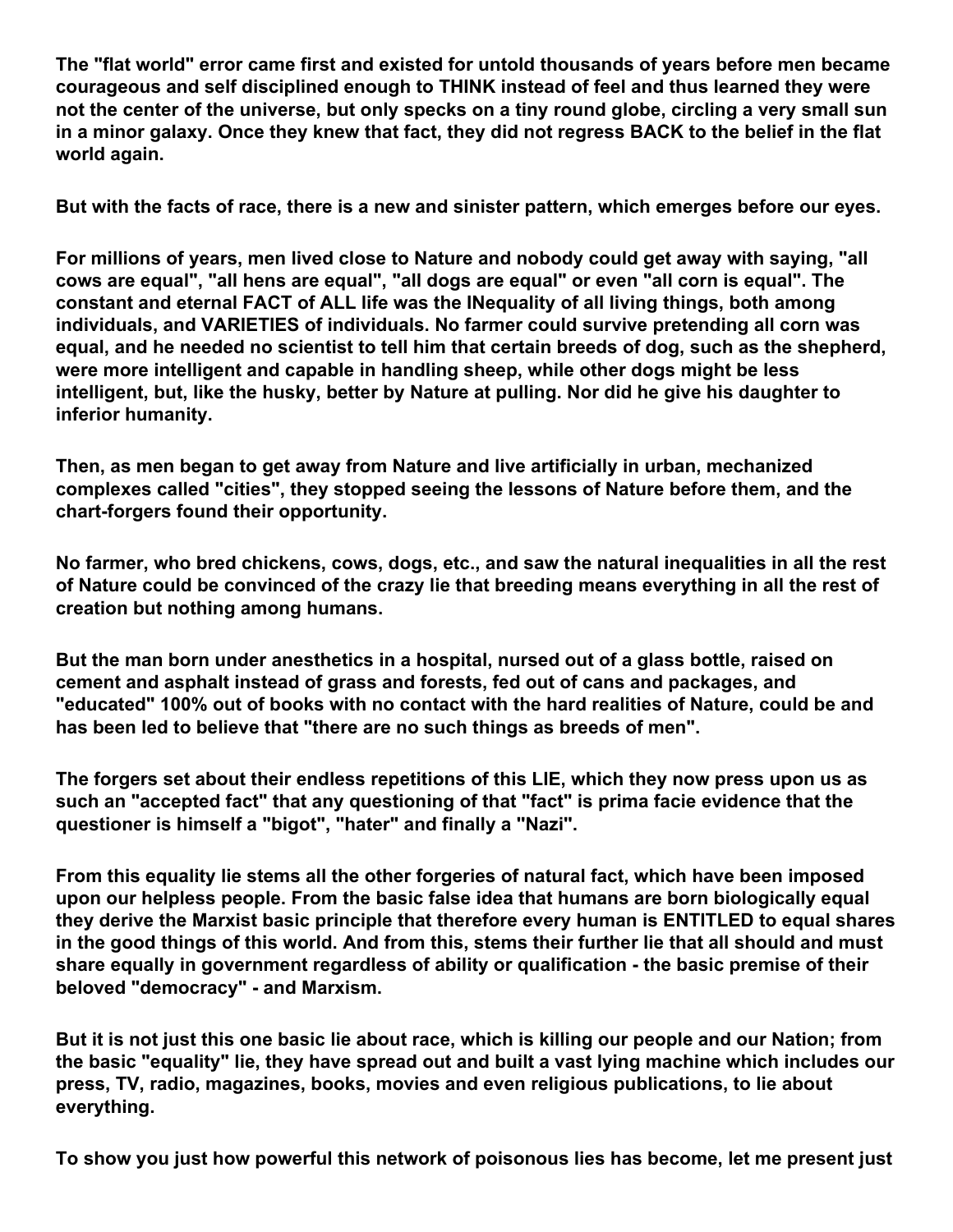**The "flat world" error came first and existed for untold thousands of years before men became courageous and self disciplined enough to THINK instead of feel and thus learned they were not the center of the universe, but only specks on a tiny round globe, circling a very small sun in a minor galaxy. Once they knew that fact, they did not regress BACK to the belief in the flat world again.**

**But with the facts of race, there is a new and sinister pattern, which emerges before our eyes.**

**For millions of years, men lived close to Nature and nobody could get away with saying, "all cows are equal", "all hens are equal", "all dogs are equal" or even "all corn is equal". The constant and eternal FACT of ALL life was the INequality of all living things, both among individuals, and VARIETIES of individuals. No farmer could survive pretending all corn was equal, and he needed no scientist to tell him that certain breeds of dog, such as the shepherd, were more intelligent and capable in handling sheep, while other dogs might be less intelligent, but, like the husky, better by Nature at pulling. Nor did he give his daughter to inferior humanity.**

**Then, as men began to get away from Nature and live artificially in urban, mechanized complexes called "cities", they stopped seeing the lessons of Nature before them, and the chart-forgers found their opportunity.**

**No farmer, who bred chickens, cows, dogs, etc., and saw the natural inequalities in all the rest of Nature could be convinced of the crazy lie that breeding means everything in all the rest of creation but nothing among humans.**

**But the man born under anesthetics in a hospital, nursed out of a glass bottle, raised on cement and asphalt instead of grass and forests, fed out of cans and packages, and "educated" 100% out of books with no contact with the hard realities of Nature, could be and has been led to believe that "there are no such things as breeds of men".**

**The forgers set about their endless repetitions of this LIE, which they now press upon us as such an "accepted fact" that any questioning of that "fact" is prima facie evidence that the questioner is himself a "bigot", "hater" and finally a "Nazi".**

**From this equality lie stems all the other forgeries of natural fact, which have been imposed upon our helpless people. From the basic false idea that humans are born biologically equal they derive the Marxist basic principle that therefore every human is ENTITLED to equal shares in the good things of this world. And from this, stems their further lie that all should and must share equally in government regardless of ability or qualification - the basic premise of their beloved "democracy" - and Marxism.**

**But it is not just this one basic lie about race, which is killing our people and our Nation; from the basic "equality" lie, they have spread out and built a vast lying machine which includes our press, TV, radio, magazines, books, movies and even religious publications, to lie about everything.**

**To show you just how powerful this network of poisonous lies has become, let me present just**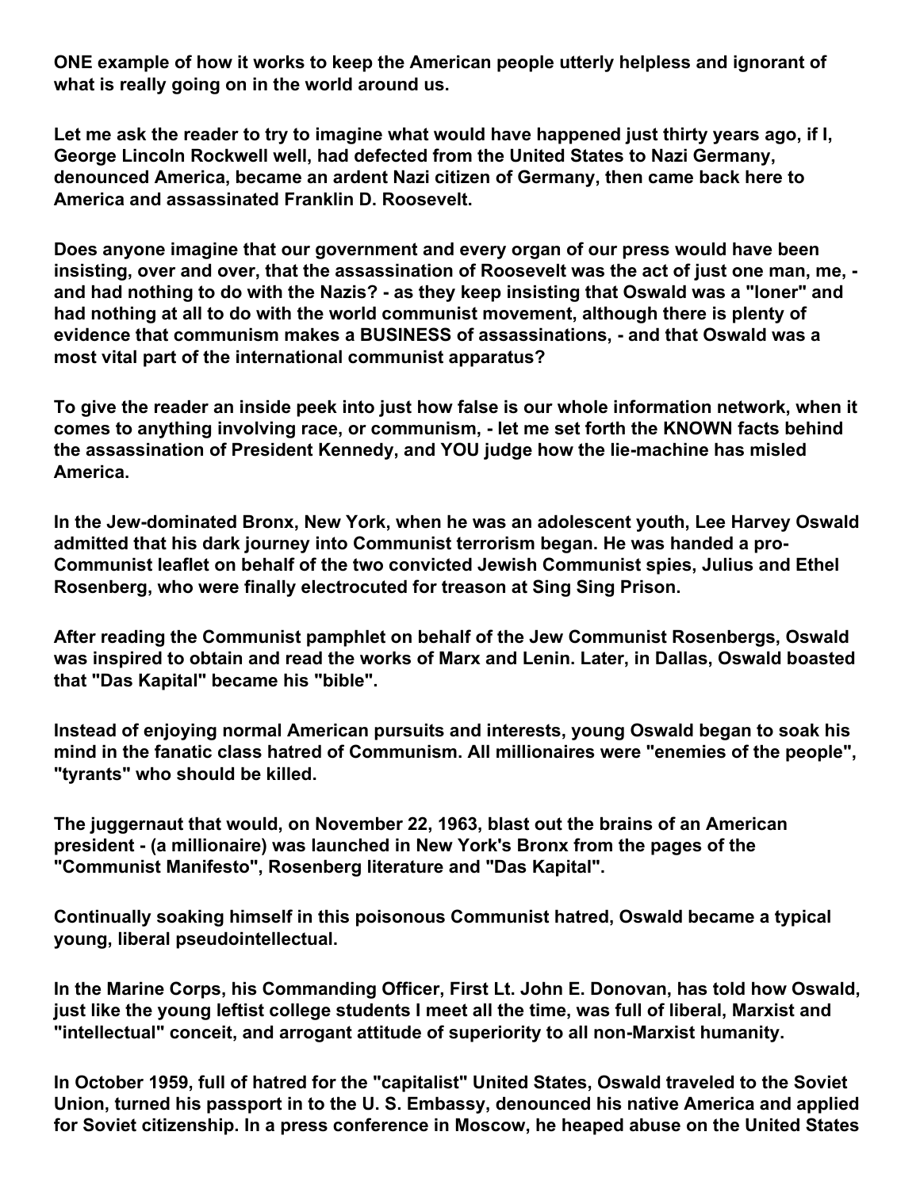**ONE example of how it works to keep the American people utterly helpless and ignorant of what is really going on in the world around us.**

**Let me ask the reader to try to imagine what would have happened just thirty years ago, if I, George Lincoln Rockwell well, had defected from the United States to Nazi Germany, denounced America, became an ardent Nazi citizen of Germany, then came back here to America and assassinated Franklin D. Roosevelt.**

**Does anyone imagine that our government and every organ of our press would have been insisting, over and over, that the assassination of Roosevelt was the act of just one man, me, - and had nothing to do with the Nazis? - as they keep insisting that Oswald was a "loner" and had nothing at all to do with the world communist movement, although there is plenty of evidence that communism makes a BUSINESS of assassinations, - and that Oswald was a most vital part of the international communist apparatus?**

**To give the reader an inside peek into just how false is our whole information network, when it comes to anything involving race, or communism, - let me set forth the KNOWN facts behind the assassination of President Kennedy, and YOU judge how the lie-machine has misled America.**

**In the Jew-dominated Bronx, New York, when he was an adolescent youth, Lee Harvey Oswald admitted that his dark journey into Communist terrorism began. He was handed a pro-Communist leaflet on behalf of the two convicted Jewish Communist spies, Julius and Ethel Rosenberg, who were finally electrocuted for treason at Sing Sing Prison.**

**After reading the Communist pamphlet on behalf of the Jew Communist Rosenbergs, Oswald was inspired to obtain and read the works of Marx and Lenin. Later, in Dallas, Oswald boasted that "Das Kapital" became his "bible".**

**Instead of enjoying normal American pursuits and interests, young Oswald began to soak his mind in the fanatic class hatred of Communism. All millionaires were "enemies of the people", "tyrants" who should be killed.**

**The juggernaut that would, on November 22, 1963, blast out the brains of an American president - (a millionaire) was launched in New York's Bronx from the pages of the "Communist Manifesto", Rosenberg literature and "Das Kapital".**

**Continually soaking himself in this poisonous Communist hatred, Oswald became a typical young, liberal pseudointellectual.**

**In the Marine Corps, his Commanding Officer, First Lt. John E. Donovan, has told how Oswald, just like the young leftist college students I meet all the time, was full of liberal, Marxist and "intellectual" conceit, and arrogant attitude of superiority to all non-Marxist humanity.**

**In October 1959, full of hatred for the "capitalist" United States, Oswald traveled to the Soviet Union, turned his passport in to the U. S. Embassy, denounced his native America and applied for Soviet citizenship. In a press conference in Moscow, he heaped abuse on the United States**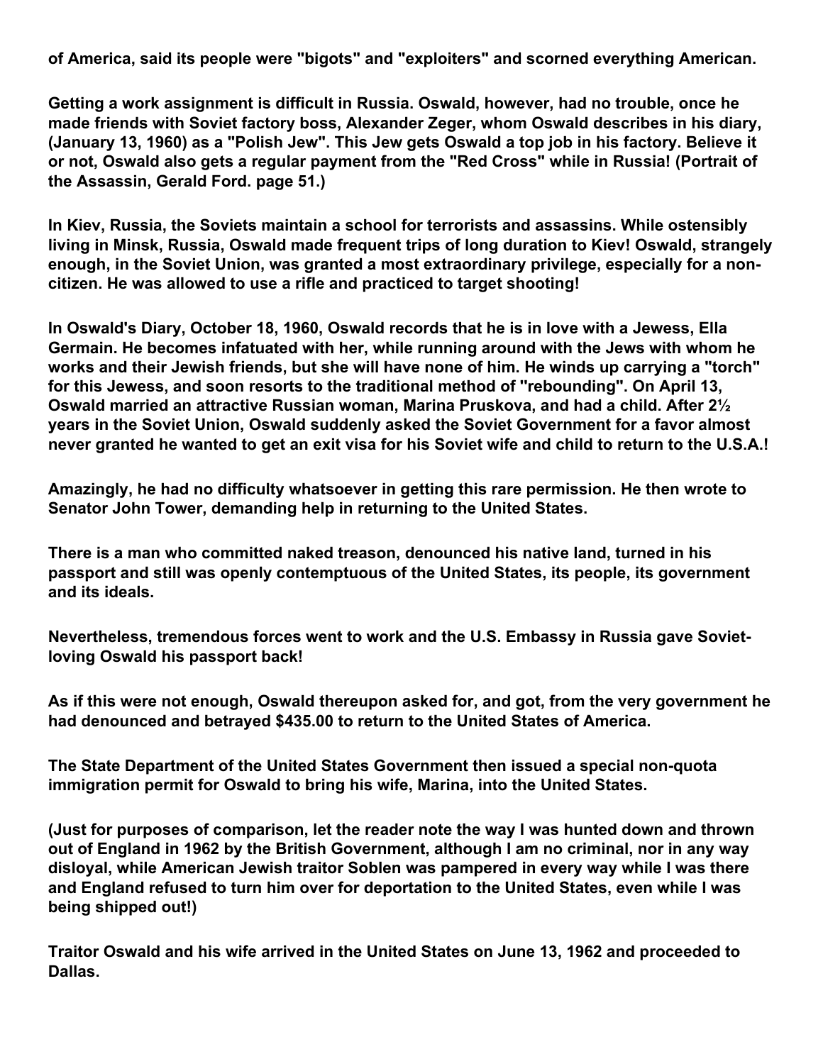**of America, said its people were "bigots" and "exploiters" and scorned everything American.**

**Getting a work assignment is difficult in Russia. Oswald, however, had no trouble, once he made friends with Soviet factory boss, Alexander Zeger, whom Oswald describes in his diary, (January 13, 1960) as a "Polish Jew". This Jew gets Oswald a top job in his factory. Believe it or not, Oswald also gets a regular payment from the "Red Cross" while in Russia! (Portrait of the Assassin, Gerald Ford. page 51.)**

**In Kiev, Russia, the Soviets maintain a school for terrorists and assassins. While ostensibly living in Minsk, Russia, Oswald made frequent trips of long duration to Kiev! Oswald, strangely enough, in the Soviet Union, was granted a most extraordinary privilege, especially for a non-citizen. He was allowed to use a rifle and practiced to target shooting!**

**In Oswald's Diary, October 18, 1960, Oswald records that he is in love with a Jewess, Ella Germain. He becomes infatuated with her, while running around with the Jews with whom he works and their Jewish friends, but she will have none of him. He winds up carrying a "torch" for this Jewess, and soon resorts to the traditional method of "rebounding". On April 13, Oswald married an attractive Russian woman, Marina Pruskova, and had a child. After 2½ years in the Soviet Union, Oswald suddenly asked the Soviet Government for a favor almost never granted he wanted to get an exit visa for his Soviet wife and child to return to the U.S.A.!**

**Amazingly, he had no difficulty whatsoever in getting this rare permission. He then wrote to Senator John Tower, demanding help in returning to the United States.**

**There is a man who committed naked treason, denounced his native land, turned in his passport and still was openly contemptuous of the United States, its people, its government and its ideals.**

**Nevertheless, tremendous forces went to work and the U.S. Embassy in Russia gave Soviet-loving Oswald his passport back!**

**As if this were not enough, Oswald thereupon asked for, and got, from the very government he had denounced and betrayed $435.00 to return to the United States of America.**

**The State Department of the United States Government then issued a special non-quota immigration permit for Oswald to bring his wife, Marina, into the United States.**

**(Just for purposes of comparison, let the reader note the way I was hunted down and thrown out of England in 1962 by the British Government, although I am no criminal, nor in any way disloyal, while American Jewish traitor Soblen was pampered in every way while I was there and England refused to turn him over for deportation to the United States, even while I was being shipped out!)**

**Traitor Oswald and his wife arrived in the United States on June 13, 1962 and proceeded to Dallas.**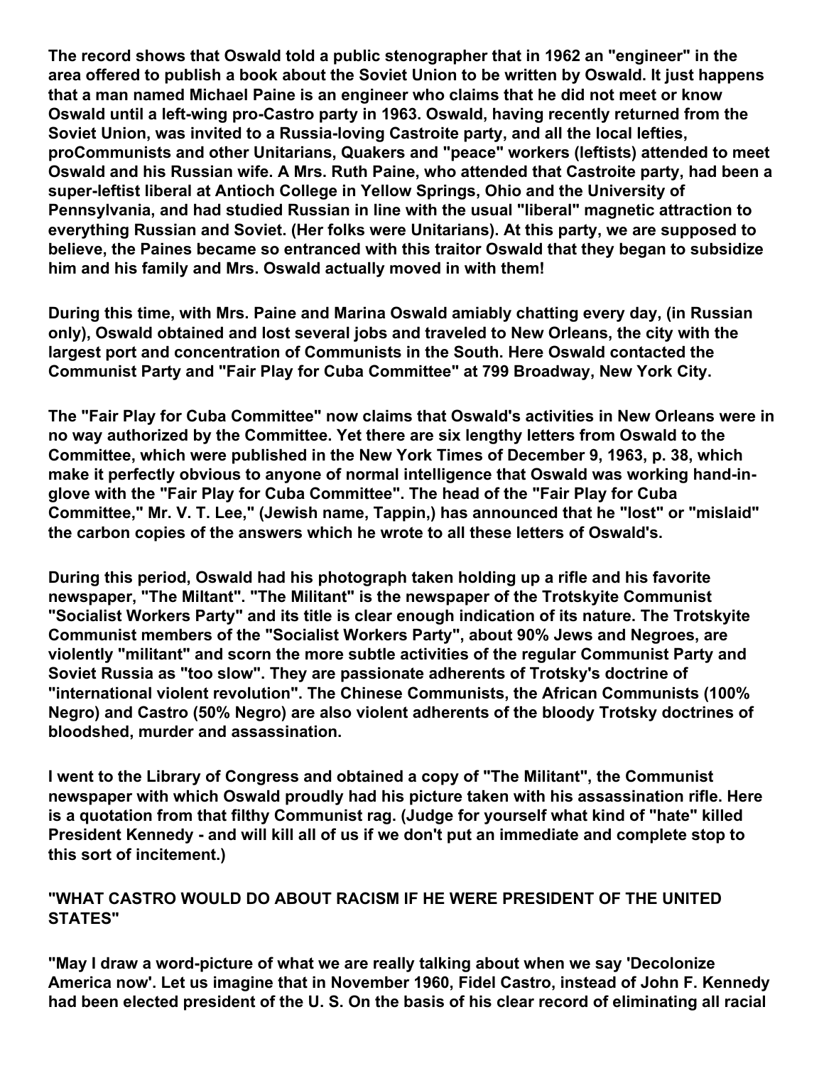**The record shows that Oswald told a public stenographer that in 1962 an "engineer" in the area offered to publish a book about the Soviet Union to be written by Oswald. It just happens that a man named Michael Paine is an engineer who claims that he did not meet or know Oswald until a left-wing pro-Castro party in 1963. Oswald, having recently returned from the Soviet Union, was invited to a Russia-loving Castroite party, and all the local lefties, proCommunists and other Unitarians, Quakers and "peace" workers (leftists) attended to meet Oswald and his Russian wife. A Mrs. Ruth Paine, who attended that Castroite party, had been a super-leftist liberal at Antioch College in Yellow Springs, Ohio and the University of Pennsylvania, and had studied Russian in line with the usual "liberal" magnetic attraction to everything Russian and Soviet. (Her folks were Unitarians). At this party, we are supposed to believe, the Paines became so entranced with this traitor Oswald that they began to subsidize him and his family and Mrs. Oswald actually moved in with them!**

**During this time, with Mrs. Paine and Marina Oswald amiably chatting every day, (in Russian only), Oswald obtained and lost several jobs and traveled to New Orleans, the city with the largest port and concentration of Communists in the South. Here Oswald contacted the Communist Party and "Fair Play for Cuba Committee" at 799 Broadway, New York City.**

**The "Fair Play for Cuba Committee" now claims that Oswald's activities in New Orleans were in no way authorized by the Committee. Yet there are six lengthy letters from Oswald to the Committee, which were published in the New York Times of December 9, 1963, p. 38, which make it perfectly obvious to anyone of normal intelligence that Oswald was working hand-in-glove with the "Fair Play for Cuba Committee". The head of the "Fair Play for Cuba Committee," Mr. V. T. Lee," (Jewish name, Tappin,) has announced that he "lost" or "mislaid" the carbon copies of the answers which he wrote to all these letters of Oswald's.**

**During this period, Oswald had his photograph taken holding up a rifle and his favorite newspaper, "The Miltant". "The Militant" is the newspaper of the Trotskyite Communist "Socialist Workers Party" and its title is clear enough indication of its nature. The Trotskyite Communist members of the "Socialist Workers Party", about 90% Jews and Negroes, are violently "militant" and scorn the more subtle activities of the regular Communist Party and Soviet Russia as "too slow". They are passionate adherents of Trotsky's doctrine of "international violent revolution". The Chinese Communists, the African Communists (100% Negro) and Castro (50% Negro) are also violent adherents of the bloody Trotsky doctrines of bloodshed, murder and assassination.**

**I went to the Library of Congress and obtained a copy of "The Militant", the Communist newspaper with which Oswald proudly had his picture taken with his assassination rifle. Here is a quotation from that filthy Communist rag. (Judge for yourself what kind of "hate" killed President Kennedy - and will kill all of us if we don't put an immediate and complete stop to this sort of incitement.)**

**"WHAT CASTRO WOULD DO ABOUT RACISM IF HE WERE PRESIDENT OF THE UNITED STATES"**

**"May I draw a word-picture of what we are really talking about when we say 'Decolonize America now'. Let us imagine that in November 1960, Fidel Castro, instead of John F. Kennedy had been elected president of the U. S. On the basis of his clear record of eliminating all racial**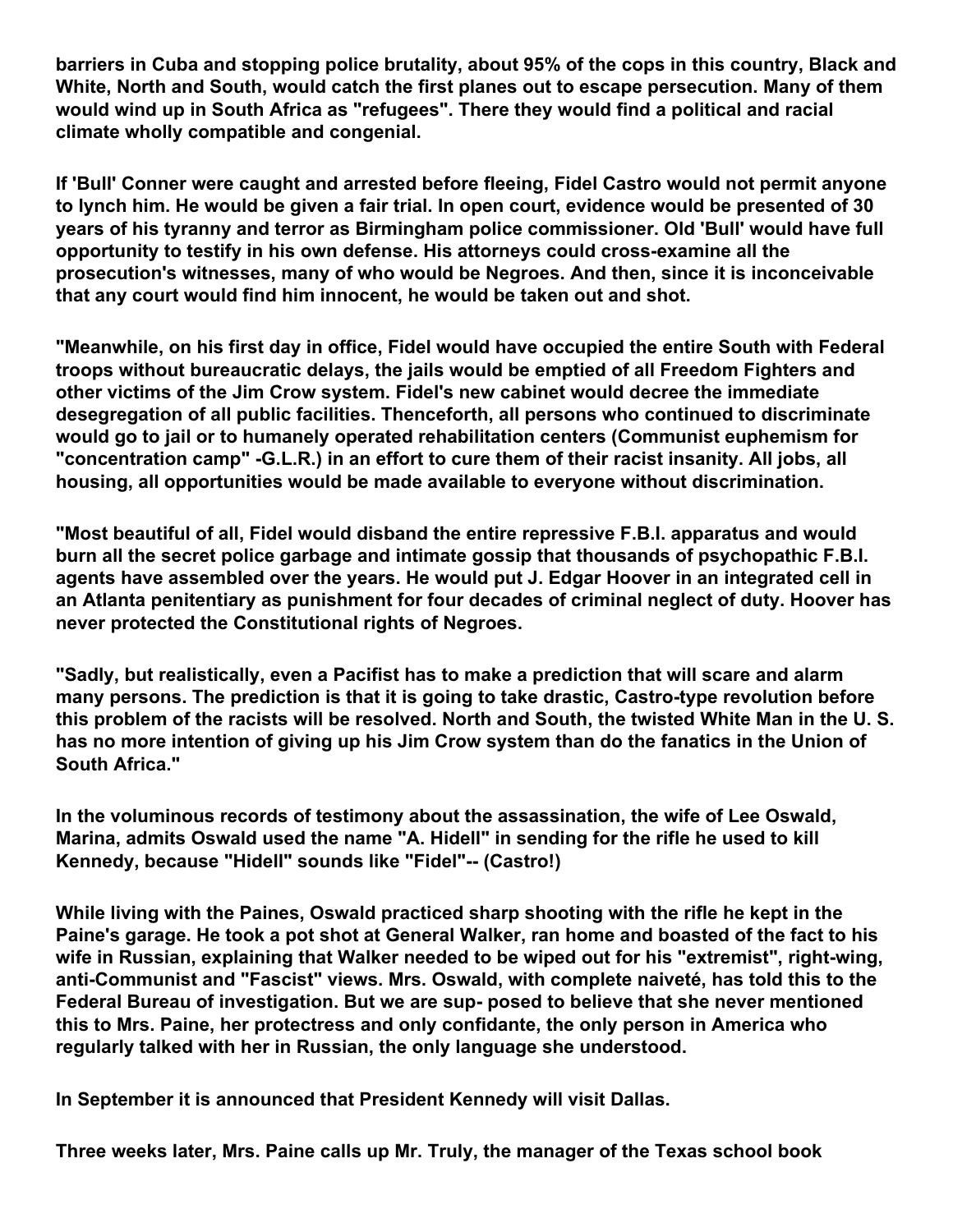**barriers in Cuba and stopping police brutality, about 95% of the cops in this country, Black and White, North and South, would catch the first planes out to escape persecution. Many of them would wind up in South Africa as "refugees". There they would find a political and racial climate wholly compatible and congenial.**

**If 'Bull' Conner were caught and arrested before fleeing, Fidel Castro would not permit anyone to lynch him. He would be given a fair trial. In open court, evidence would be presented of 30 years of his tyranny and terror as Birmingham police commissioner. Old 'Bull' would have full opportunity to testify in his own defense. His attorneys could cross-examine all the prosecution's witnesses, many of who would be Negroes. And then, since it is inconceivable that any court would find him innocent, he would be taken out and shot.**

**"Meanwhile, on his first day in office, Fidel would have occupied the entire South with Federal troops without bureaucratic delays, the jails would be emptied of all Freedom Fighters and other victims of the Jim Crow system. Fidel's new cabinet would decree the immediate desegregation of all public facilities. Thenceforth, all persons who continued to discriminate would go to jail or to humanely operated rehabilitation centers (Communist euphemism for "concentration camp" -G.L.R.) in an effort to cure them of their racist insanity. All jobs, all housing, all opportunities would be made available to everyone without discrimination.**

**"Most beautiful of all, Fidel would disband the entire repressive F.B.I. apparatus and would burn all the secret police garbage and intimate gossip that thousands of psychopathic F.B.I. agents have assembled over the years. He would put J. Edgar Hoover in an integrated cell in an Atlanta penitentiary as punishment for four decades of criminal neglect of duty. Hoover has never protected the Constitutional rights of Negroes.**

**"Sadly, but realistically, even a Pacifist has to make a prediction that will scare and alarm many persons. The prediction is that it is going to take drastic, Castro-type revolution before this problem of the racists will be resolved. North and South, the twisted White Man in the U. S. has no more intention of giving up his Jim Crow system than do the fanatics in the Union of South Africa."**

**In the voluminous records of testimony about the assassination, the wife of Lee Oswald, Marina, admits Oswald used the name "A. Hidell" in sending for the rifle he used to kill Kennedy, because "Hidell" sounds like "Fidel"-- (Castro!)**

**While living with the Paines, Oswald practiced sharp shooting with the rifle he kept in the Paine's garage. He took a pot shot at General Walker, ran home and boasted of the fact to his wife in Russian, explaining that Walker needed to be wiped out for his "extremist", right-wing, anti-Communist and "Fascist" views. Mrs. Oswald, with complete naiveté, has told this to the Federal Bureau of investigation. But we are sup- posed to believe that she never mentioned this to Mrs. Paine, her protectress and only confidante, the only person in America who regularly talked with her in Russian, the only language she understood.**

**In September it is announced that President Kennedy will visit Dallas.**

**Three weeks later, Mrs. Paine calls up Mr. Truly, the manager of the Texas school book**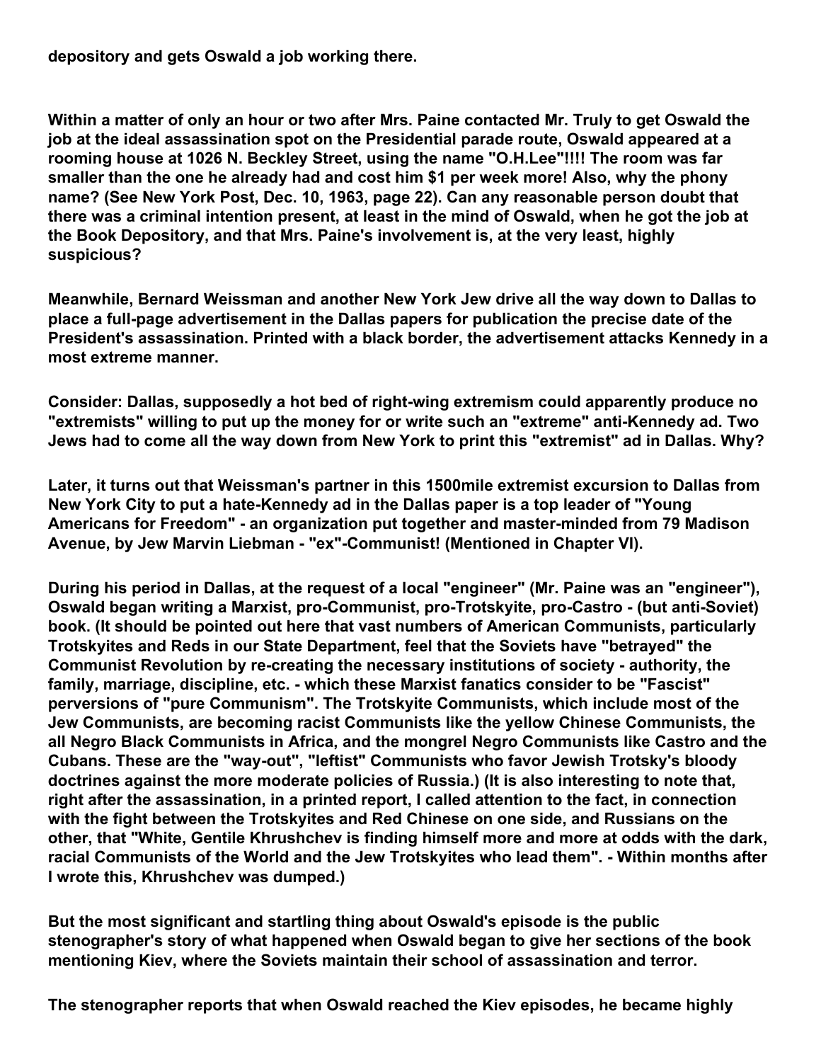**depository and gets Oswald a job working there.**

**Within a matter of only an hour or two after Mrs. Paine contacted Mr. Truly to get Oswald the job at the ideal assassination spot on the Presidential parade route, Oswald appeared at a rooming house at 1026 N. Beckley Street, using the name "O.H.Lee"!!!! The room was far smaller than the one he already had and cost him $1 per week more! Also, why the phony name? (See New York Post, Dec. 10, 1963, page 22). Can any reasonable person doubt that there was a criminal intention present, at least in the mind of Oswald, when he got the job at the Book Depository, and that Mrs. Paine's involvement is, at the very least, highly suspicious?**

**Meanwhile, Bernard Weissman and another New York Jew drive all the way down to Dallas to place a full-page advertisement in the Dallas papers for publication the precise date of the President's assassination. Printed with a black border, the advertisement attacks Kennedy in a most extreme manner.**

**Consider: Dallas, supposedly a hot bed of right-wing extremism could apparently produce no "extremists" willing to put up the money for or write such an "extreme" anti-Kennedy ad. Two Jews had to come all the way down from New York to print this "extremist" ad in Dallas. Why?**

**Later, it turns out that Weissman's partner in this 1500mile extremist excursion to Dallas from New York City to put a hate-Kennedy ad in the Dallas paper is a top leader of "Young Americans for Freedom" - an organization put together and master-minded from 79 Madison Avenue, by Jew Marvin Liebman - "ex"-Communist! (Mentioned in Chapter VI).**

**During his period in Dallas, at the request of a local "engineer" (Mr. Paine was an "engineer"), Oswald began writing a Marxist, pro-Communist, pro-Trotskyite, pro-Castro - (but anti-Soviet) book. (It should be pointed out here that vast numbers of American Communists, particularly Trotskyites and Reds in our State Department, feel that the Soviets have "betrayed" the Communist Revolution by re-creating the necessary institutions of society - authority, the family, marriage, discipline, etc. - which these Marxist fanatics consider to be "Fascist" perversions of "pure Communism". The Trotskyite Communists, which include most of the Jew Communists, are becoming racist Communists like the yellow Chinese Communists, the all Negro Black Communists in Africa, and the mongrel Negro Communists like Castro and the Cubans. These are the "way-out", "leftist" Communists who favor Jewish Trotsky's bloody doctrines against the more moderate policies of Russia.) (It is also interesting to note that, right after the assassination, in a printed report, I called attention to the fact, in connection with the fight between the Trotskyites and Red Chinese on one side, and Russians on the other, that "White, Gentile Khrushchev is finding himself more and more at odds with the dark, racial Communists of the World and the Jew Trotskyites who lead them". - Within months after I wrote this, Khrushchev was dumped.)**

**But the most significant and startling thing about Oswald's episode is the public stenographer's story of what happened when Oswald began to give her sections of the book mentioning Kiev, where the Soviets maintain their school of assassination and terror.**

**The stenographer reports that when Oswald reached the Kiev episodes, he became highly**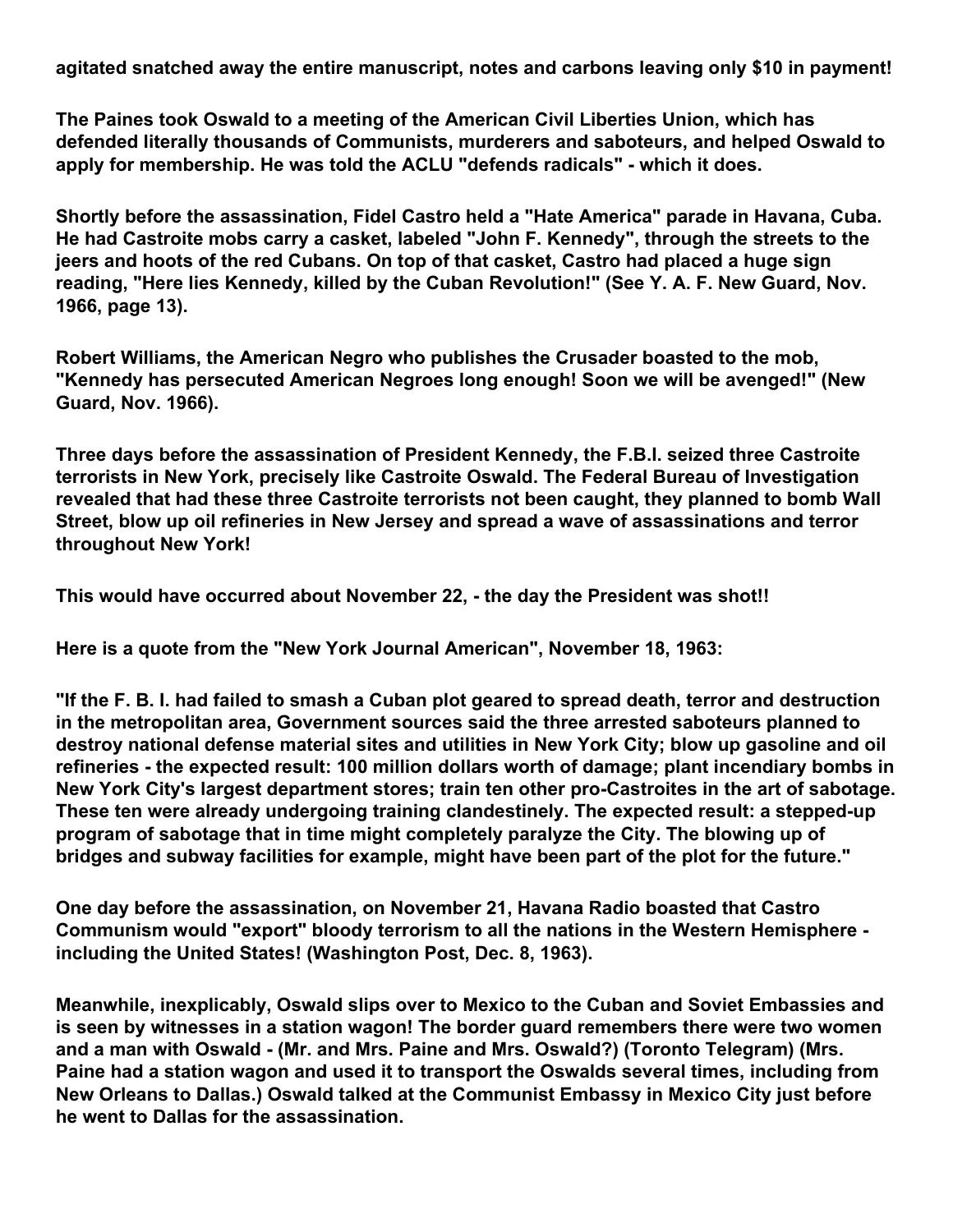**agitated snatched away the entire manuscript, notes and carbons leaving only $10 in payment!**

**The Paines took Oswald to a meeting of the American Civil Liberties Union, which has defended literally thousands of Communists, murderers and saboteurs, and helped Oswald to apply for membership. He was told the ACLU "defends radicals" - which it does.**

**Shortly before the assassination, Fidel Castro held a "Hate America" parade in Havana, Cuba. He had Castroite mobs carry a casket, labeled "John F. Kennedy", through the streets to the jeers and hoots of the red Cubans. On top of that casket, Castro had placed a huge sign reading, "Here lies Kennedy, killed by the Cuban Revolution!" (See Y. A. F. New Guard, Nov. 1966, page 13).**

**Robert Williams, the American Negro who publishes the Crusader boasted to the mob, "Kennedy has persecuted American Negroes long enough! Soon we will be avenged!" (New Guard, Nov. 1966).**

**Three days before the assassination of President Kennedy, the F.B.I. seized three Castroite terrorists in New York, precisely like Castroite Oswald. The Federal Bureau of Investigation revealed that had these three Castroite terrorists not been caught, they planned to bomb Wall Street, blow up oil refineries in New Jersey and spread a wave of assassinations and terror throughout New York!**

**This would have occurred about November 22, - the day the President was shot!!**

**Here is a quote from the "New York Journal American", November 18, 1963:**

**"If the F. B. I. had failed to smash a Cuban plot geared to spread death, terror and destruction in the metropolitan area, Government sources said the three arrested saboteurs planned to destroy national defense material sites and utilities in New York City; blow up gasoline and oil refineries - the expected result: 100 million dollars worth of damage; plant incendiary bombs in New York City's largest department stores; train ten other pro-Castroites in the art of sabotage. These ten were already undergoing training clandestinely. The expected result: a stepped-up program of sabotage that in time might completely paralyze the City. The blowing up of bridges and subway facilities for example, might have been part of the plot for the future."**

**One day before the assassination, on November 21, Havana Radio boasted that Castro Communism would "export" bloody terrorism to all the nations in the Western Hemisphere - including the United States! (Washington Post, Dec. 8, 1963).**

**Meanwhile, inexplicably, Oswald slips over to Mexico to the Cuban and Soviet Embassies and is seen by witnesses in a station wagon! The border guard remembers there were two women and a man with Oswald - (Mr. and Mrs. Paine and Mrs. Oswald?) (Toronto Telegram) (Mrs. Paine had a station wagon and used it to transport the Oswalds several times, including from New Orleans to Dallas.) Oswald talked at the Communist Embassy in Mexico City just before he went to Dallas for the assassination.**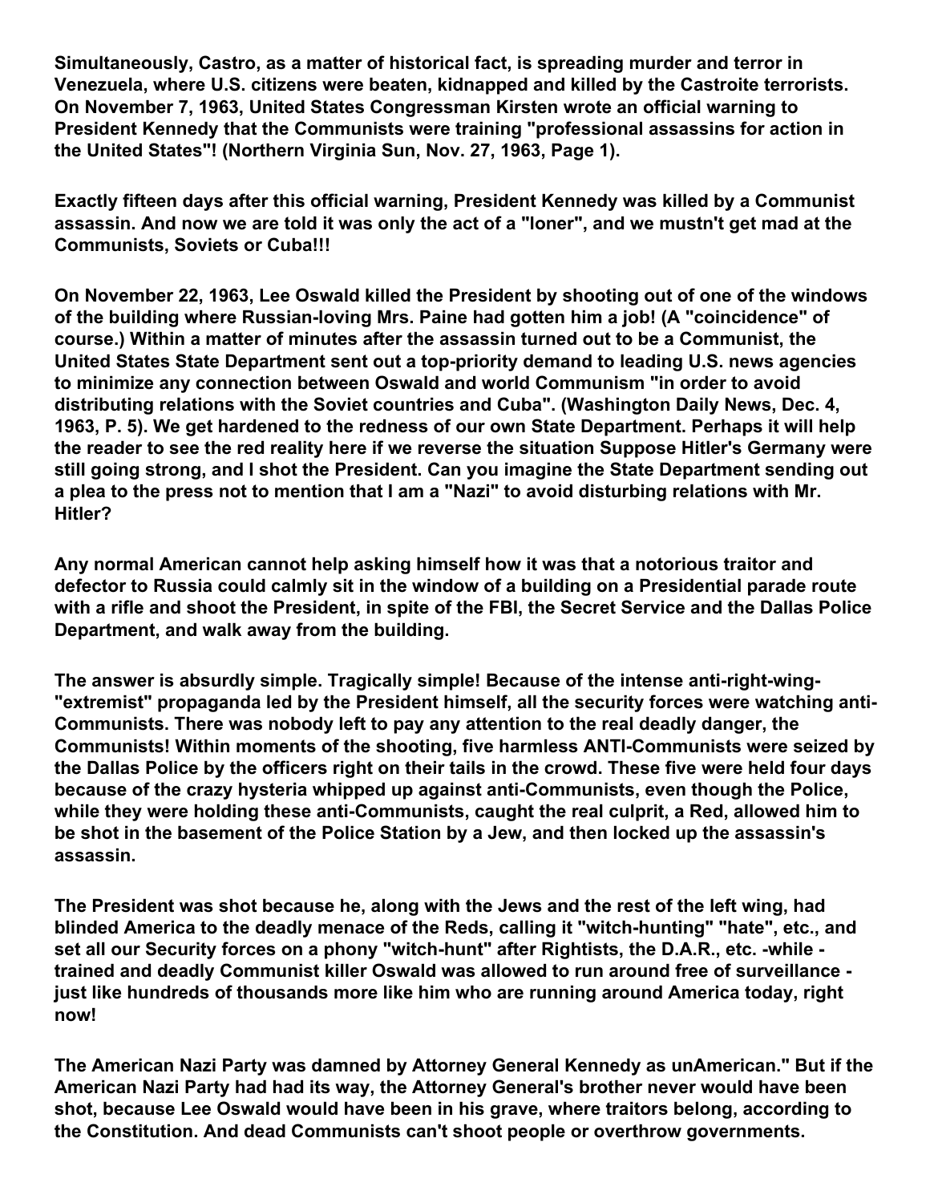**Simultaneously, Castro, as a matter of historical fact, is spreading murder and terror in Venezuela, where U.S. citizens were beaten, kidnapped and killed by the Castroite terrorists. On November 7, 1963, United States Congressman Kirsten wrote an official warning to President Kennedy that the Communists were training "professional assassins for action in the United States"! (Northern Virginia Sun, Nov. 27, 1963, Page 1).**

**Exactly fifteen days after this official warning, President Kennedy was killed by a Communist assassin. And now we are told it was only the act of a "loner", and we mustn't get mad at the Communists, Soviets or Cuba!!!**

**On November 22, 1963, Lee Oswald killed the President by shooting out of one of the windows of the building where Russian-loving Mrs. Paine had gotten him a job! (A "coincidence" of course.) Within a matter of minutes after the assassin turned out to be a Communist, the United States State Department sent out a top-priority demand to leading U.S. news agencies to minimize any connection between Oswald and world Communism "in order to avoid distributing relations with the Soviet countries and Cuba". (Washington Daily News, Dec. 4, 1963, P. 5). We get hardened to the redness of our own State Department. Perhaps it will help the reader to see the red reality here if we reverse the situation Suppose Hitler's Germany were still going strong, and I shot the President. Can you imagine the State Department sending out a plea to the press not to mention that I am a "Nazi" to avoid disturbing relations with Mr. Hitler?**

**Any normal American cannot help asking himself how it was that a notorious traitor and defector to Russia could calmly sit in the window of a building on a Presidential parade route with a rifle and shoot the President, in spite of the FBI, the Secret Service and the Dallas Police Department, and walk away from the building.**

**The answer is absurdly simple. Tragically simple! Because of the intense anti-right-wing-"extremist" propaganda led by the President himself, all the security forces were watching anti-Communists. There was nobody left to pay any attention to the real deadly danger, the Communists! Within moments of the shooting, five harmless ANTI-Communists were seized by the Dallas Police by the officers right on their tails in the crowd. These five were held four days because of the crazy hysteria whipped up against anti-Communists, even though the Police, while they were holding these anti-Communists, caught the real culprit, a Red, allowed him to be shot in the basement of the Police Station by a Jew, and then locked up the assassin's assassin.**

**The President was shot because he, along with the Jews and the rest of the left wing, had blinded America to the deadly menace of the Reds, calling it "witch-hunting" "hate", etc., and set all our Security forces on a phony "witch-hunt" after Rightists, the D.A.R., etc. -while - trained and deadly Communist killer Oswald was allowed to run around free of surveillance - just like hundreds of thousands more like him who are running around America today, right now!**

**The American Nazi Party was damned by Attorney General Kennedy as unAmerican." But if the American Nazi Party had had its way, the Attorney General's brother never would have been shot, because Lee Oswald would have been in his grave, where traitors belong, according to the Constitution. And dead Communists can't shoot people or overthrow governments.**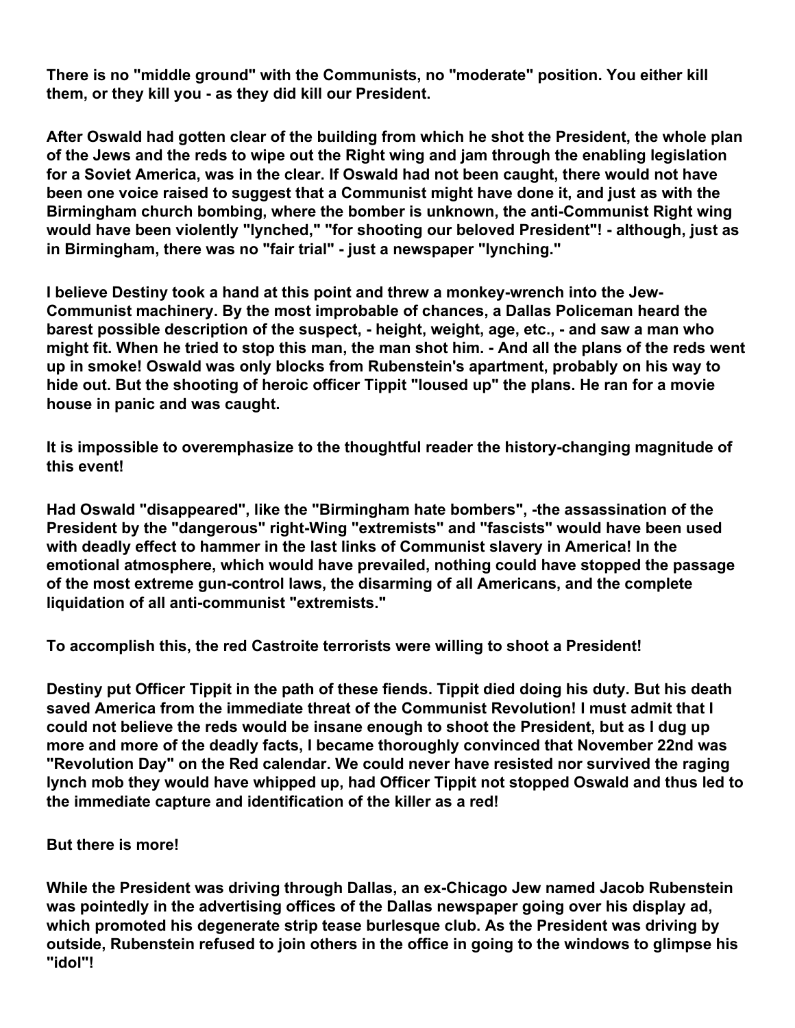**There is no "middle ground" with the Communists, no "moderate" position. You either kill them, or they kill you - as they did kill our President.**

**After Oswald had gotten clear of the building from which he shot the President, the whole plan of the Jews and the reds to wipe out the Right wing and jam through the enabling legislation for a Soviet America, was in the clear. If Oswald had not been caught, there would not have been one voice raised to suggest that a Communist might have done it, and just as with the Birmingham church bombing, where the bomber is unknown, the anti-Communist Right wing would have been violently "lynched," "for shooting our beloved President"! - although, just as in Birmingham, there was no "fair trial" - just a newspaper "lynching."**

**I believe Destiny took a hand at this point and threw a monkey-wrench into the Jew-Communist machinery. By the most improbable of chances, a Dallas Policeman heard the barest possible description of the suspect, - height, weight, age, etc., - and saw a man who might fit. When he tried to stop this man, the man shot him. - And all the plans of the reds went up in smoke! Oswald was only blocks from Rubenstein's apartment, probably on his way to hide out. But the shooting of heroic officer Tippit "loused up" the plans. He ran for a movie house in panic and was caught.**

**It is impossible to overemphasize to the thoughtful reader the history-changing magnitude of this event!**

**Had Oswald "disappeared", like the "Birmingham hate bombers", -the assassination of the President by the "dangerous" right-Wing "extremists" and "fascists" would have been used with deadly effect to hammer in the last links of Communist slavery in America! In the emotional atmosphere, which would have prevailed, nothing could have stopped the passage of the most extreme gun-control laws, the disarming of all Americans, and the complete liquidation of all anti-communist "extremists."**

**To accomplish this, the red Castroite terrorists were willing to shoot a President!**

**Destiny put Officer Tippit in the path of these fiends. Tippit died doing his duty. But his death saved America from the immediate threat of the Communist Revolution! I must admit that I could not believe the reds would be insane enough to shoot the President, but as I dug up more and more of the deadly facts, I became thoroughly convinced that November 22nd was "Revolution Day" on the Red calendar. We could never have resisted nor survived the raging lynch mob they would have whipped up, had Officer Tippit not stopped Oswald and thus led to the immediate capture and identification of the killer as a red!**

**But there is more!**

**While the President was driving through Dallas, an ex-Chicago Jew named Jacob Rubenstein was pointedly in the advertising offices of the Dallas newspaper going over his display ad, which promoted his degenerate strip tease burlesque club. As the President was driving by outside, Rubenstein refused to join others in the office in going to the windows to glimpse his "idol"!**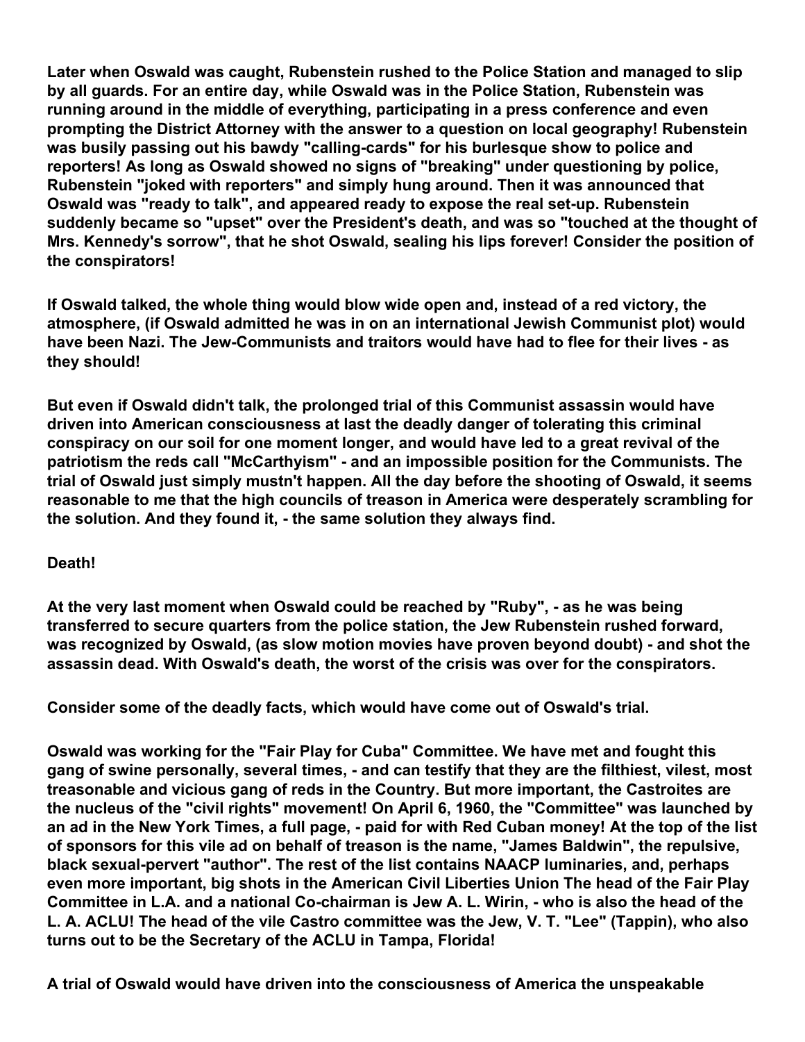**Later when Oswald was caught, Rubenstein rushed to the Police Station and managed to slip by all guards. For an entire day, while Oswald was in the Police Station, Rubenstein was running around in the middle of everything, participating in a press conference and even prompting the District Attorney with the answer to a question on local geography! Rubenstein was busily passing out his bawdy "calling-cards" for his burlesque show to police and reporters! As long as Oswald showed no signs of "breaking" under questioning by police, Rubenstein "joked with reporters" and simply hung around. Then it was announced that Oswald was "ready to talk", and appeared ready to expose the real set-up. Rubenstein suddenly became so "upset" over the President's death, and was so "touched at the thought of Mrs. Kennedy's sorrow", that he shot Oswald, sealing his lips forever! Consider the position of the conspirators!**

**If Oswald talked, the whole thing would blow wide open and, instead of a red victory, the atmosphere, (if Oswald admitted he was in on an international Jewish Communist plot) would have been Nazi. The Jew-Communists and traitors would have had to flee for their lives - as they should!**

**But even if Oswald didn't talk, the prolonged trial of this Communist assassin would have driven into American consciousness at last the deadly danger of tolerating this criminal conspiracy on our soil for one moment longer, and would have led to a great revival of the patriotism the reds call "McCarthyism" - and an impossible position for the Communists. The trial of Oswald just simply mustn't happen. All the day before the shooting of Oswald, it seems reasonable to me that the high councils of treason in America were desperately scrambling for the solution. And they found it, - the same solution they always find.**

**Death!**

**At the very last moment when Oswald could be reached by "Ruby", - as he was being transferred to secure quarters from the police station, the Jew Rubenstein rushed forward, was recognized by Oswald, (as slow motion movies have proven beyond doubt) - and shot the assassin dead. With Oswald's death, the worst of the crisis was over for the conspirators.**

**Consider some of the deadly facts, which would have come out of Oswald's trial.**

**Oswald was working for the "Fair Play for Cuba" Committee. We have met and fought this gang of swine personally, several times, - and can testify that they are the filthiest, vilest, most treasonable and vicious gang of reds in the Country. But more important, the Castroites are the nucleus of the "civil rights" movement! On April 6, 1960, the "Committee" was launched by an ad in the New York Times, a full page, - paid for with Red Cuban money! At the top of the list of sponsors for this vile ad on behalf of treason is the name, "James Baldwin", the repulsive, black sexual-pervert "author". The rest of the list contains NAACP luminaries, and, perhaps even more important, big shots in the American Civil Liberties Union The head of the Fair Play Committee in L.A. and a national Co-chairman is Jew A. L. Wirin, - who is also the head of the L. A. ACLU! The head of the vile Castro committee was the Jew, V. T. "Lee" (Tappin), who also turns out to be the Secretary of the ACLU in Tampa, Florida!**

**A trial of Oswald would have driven into the consciousness of America the unspeakable**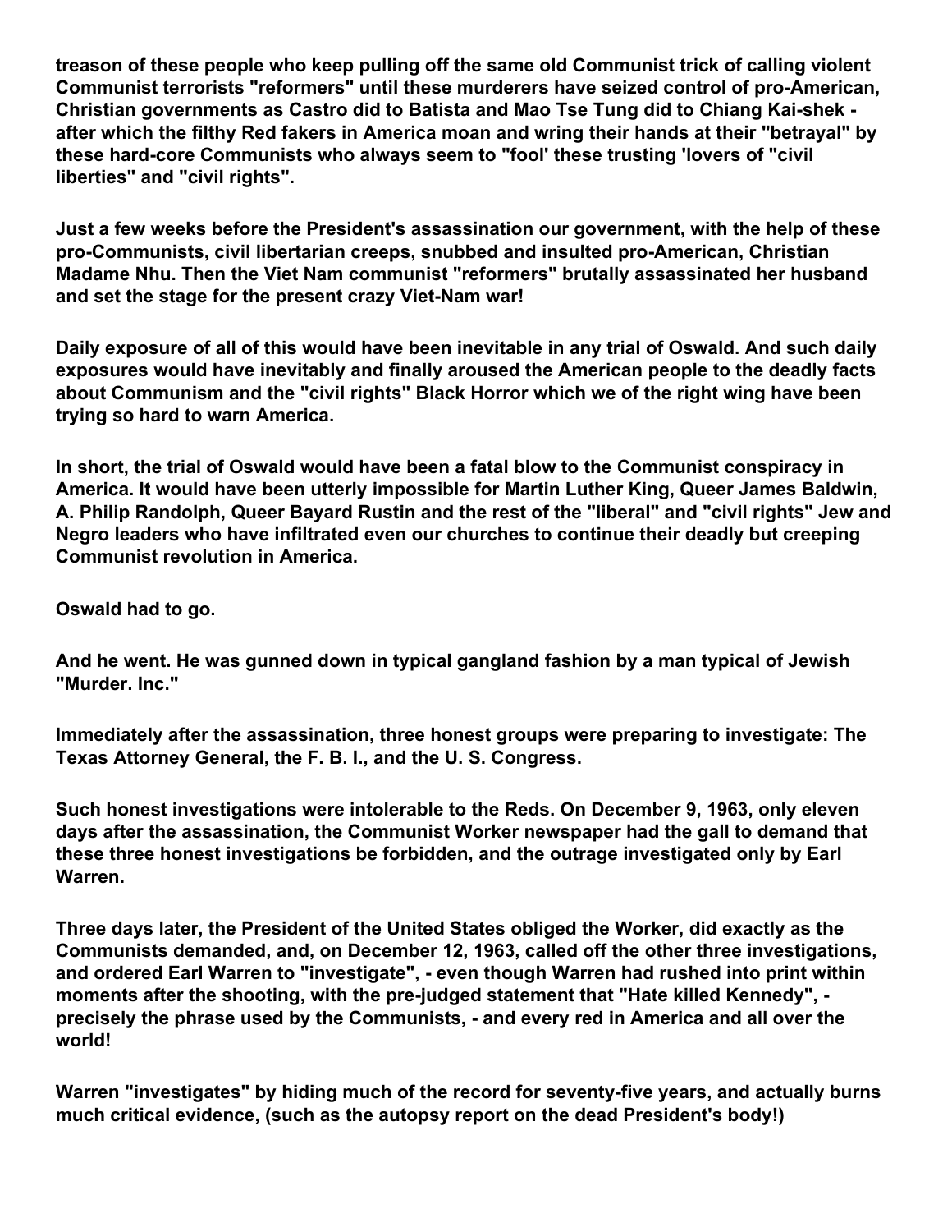**treason of these people who keep pulling off the same old Communist trick of calling violent Communist terrorists "reformers" until these murderers have seized control of pro-American, Christian governments as Castro did to Batista and Mao Tse Tung did to Chiang Kai-shek - after which the filthy Red fakers in America moan and wring their hands at their "betrayal" by these hard-core Communists who always seem to "fool' these trusting 'lovers of "civil liberties" and "civil rights".**

**Just a few weeks before the President's assassination our government, with the help of these pro-Communists, civil libertarian creeps, snubbed and insulted pro-American, Christian Madame Nhu. Then the Viet Nam communist "reformers" brutally assassinated her husband and set the stage for the present crazy Viet-Nam war!**

**Daily exposure of all of this would have been inevitable in any trial of Oswald. And such daily exposures would have inevitably and finally aroused the American people to the deadly facts about Communism and the "civil rights" Black Horror which we of the right wing have been trying so hard to warn America.**

**In short, the trial of Oswald would have been a fatal blow to the Communist conspiracy in America. It would have been utterly impossible for Martin Luther King, Queer James Baldwin, A. Philip Randolph, Queer Bayard Rustin and the rest of the "liberal" and "civil rights" Jew and Negro leaders who have infiltrated even our churches to continue their deadly but creeping Communist revolution in America.**

**Oswald had to go.**

**And he went. He was gunned down in typical gangland fashion by a man typical of Jewish "Murder. Inc."**

**Immediately after the assassination, three honest groups were preparing to investigate: The Texas Attorney General, the F. B. I., and the U. S. Congress.**

**Such honest investigations were intolerable to the Reds. On December 9, 1963, only eleven days after the assassination, the Communist Worker newspaper had the gall to demand that these three honest investigations be forbidden, and the outrage investigated only by Earl Warren.**

**Three days later, the President of the United States obliged the Worker, did exactly as the Communists demanded, and, on December 12, 1963, called off the other three investigations, and ordered Earl Warren to "investigate", - even though Warren had rushed into print within moments after the shooting, with the pre-judged statement that "Hate killed Kennedy", - precisely the phrase used by the Communists, - and every red in America and all over the world!**

**Warren "investigates" by hiding much of the record for seventy-five years, and actually burns much critical evidence, (such as the autopsy report on the dead President's body!)**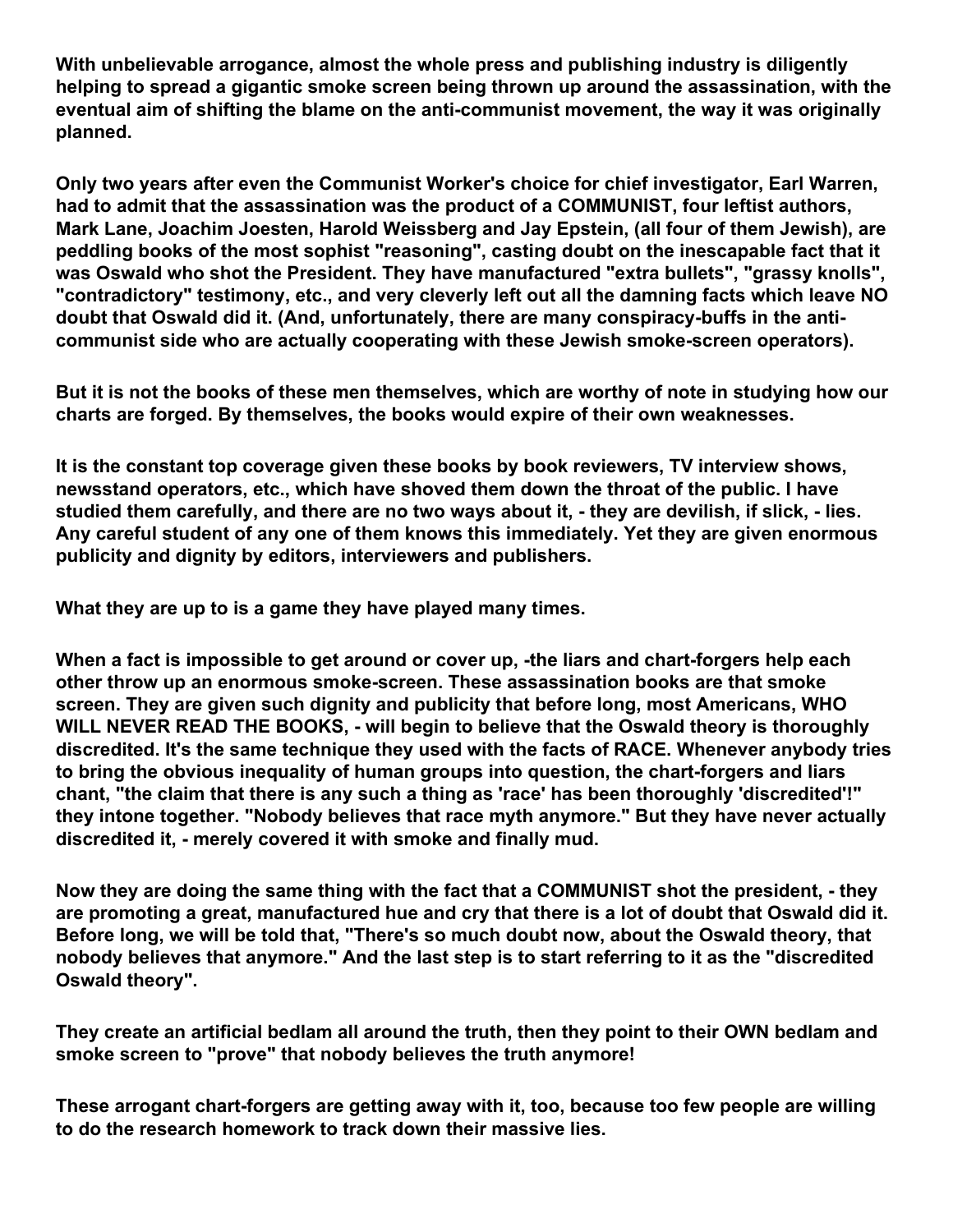**With unbelievable arrogance, almost the whole press and publishing industry is diligently helping to spread a gigantic smoke screen being thrown up around the assassination, with the eventual aim of shifting the blame on the anti-communist movement, the way it was originally planned.**

**Only two years after even the Communist Worker's choice for chief investigator, Earl Warren, had to admit that the assassination was the product of a COMMUNIST, four leftist authors, Mark Lane, Joachim Joesten, Harold Weissberg and Jay Epstein, (all four of them Jewish), are peddling books of the most sophist "reasoning", casting doubt on the inescapable fact that it was Oswald who shot the President. They have manufactured "extra bullets", "grassy knolls", "contradictory" testimony, etc., and very cleverly left out all the damning facts which leave NO doubt that Oswald did it. (And, unfortunately, there are many conspiracy-buffs in the anti-communist side who are actually cooperating with these Jewish smoke-screen operators).**

**But it is not the books of these men themselves, which are worthy of note in studying how our charts are forged. By themselves, the books would expire of their own weaknesses.**

**It is the constant top coverage given these books by book reviewers, TV interview shows, newsstand operators, etc., which have shoved them down the throat of the public. I have studied them carefully, and there are no two ways about it, - they are devilish, if slick, - lies. Any careful student of any one of them knows this immediately. Yet they are given enormous publicity and dignity by editors, interviewers and publishers.**

**What they are up to is a game they have played many times.**

**When a fact is impossible to get around or cover up, -the liars and chart-forgers help each other throw up an enormous smoke-screen. These assassination books are that smoke screen. They are given such dignity and publicity that before long, most Americans, WHO WILL NEVER READ THE BOOKS, - will begin to believe that the Oswald theory is thoroughly discredited. It's the same technique they used with the facts of RACE. Whenever anybody tries to bring the obvious inequality of human groups into question, the chart-forgers and liars chant, "the claim that there is any such a thing as 'race' has been thoroughly 'discredited'!" they intone together. "Nobody believes that race myth anymore." But they have never actually discredited it, - merely covered it with smoke and finally mud.**

**Now they are doing the same thing with the fact that a COMMUNIST shot the president, - they are promoting a great, manufactured hue and cry that there is a lot of doubt that Oswald did it. Before long, we will be told that, "There's so much doubt now, about the Oswald theory, that nobody believes that anymore." And the last step is to start referring to it as the "discredited Oswald theory".**

**They create an artificial bedlam all around the truth, then they point to their OWN bedlam and smoke screen to "prove" that nobody believes the truth anymore!**

**These arrogant chart-forgers are getting away with it, too, because too few people are willing to do the research homework to track down their massive lies.**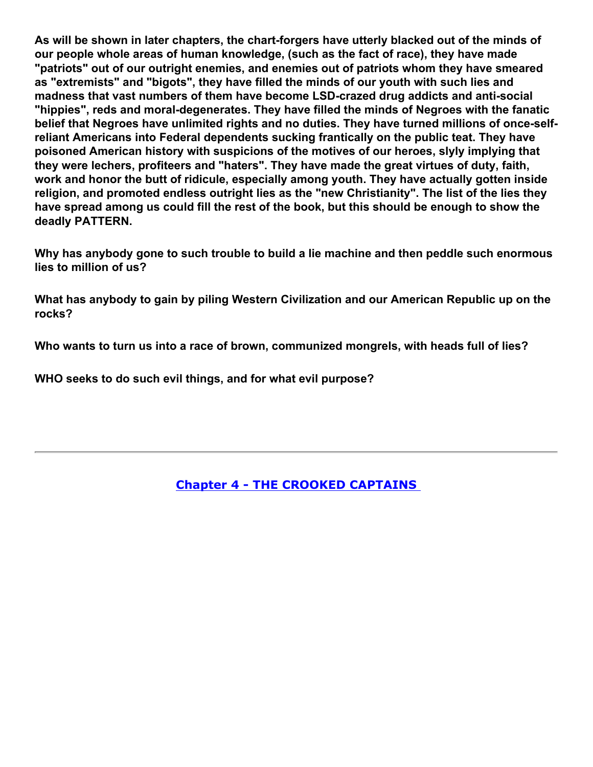**As will be shown in later chapters, the chart-forgers have utterly blacked out of the minds of our people whole areas of human knowledge, (such as the fact of race), they have made "patriots" out of our outright enemies, and enemies out of patriots whom they have smeared as "extremists" and "bigots", they have filled the minds of our youth with such lies and madness that vast numbers of them have become LSD-crazed drug addicts and anti-social "hippies", reds and moral-degenerates. They have filled the minds of Negroes with the fanatic belief that Negroes have unlimited rights and no duties. They have turned millions of once-self-reliant Americans into Federal dependents sucking frantically on the public teat. They have poisoned American history with suspicions of the motives of our heroes, slyly implying that they were lechers, profiteers and "haters". They have made the great virtues of duty, faith, work and honor the butt of ridicule, especially among youth. They have actually gotten inside religion, and promoted endless outright lies as the "new Christianity". The list of the lies they have spread among us could fill the rest of the book, but this should be enough to show the deadly PATTERN.**

**Why has anybody gone to such trouble to build a lie machine and then peddle such enormous lies to million of us?**

**What has anybody to gain by piling Western Civilization and our American Republic up on the rocks?**

**Who wants to turn us into a race of brown, communized mongrels, with heads full of lies?**

**WHO seeks to do such evil things, and for what evil purpose?**

---

## Chapter 4 - THE CROOKED CAPTAINS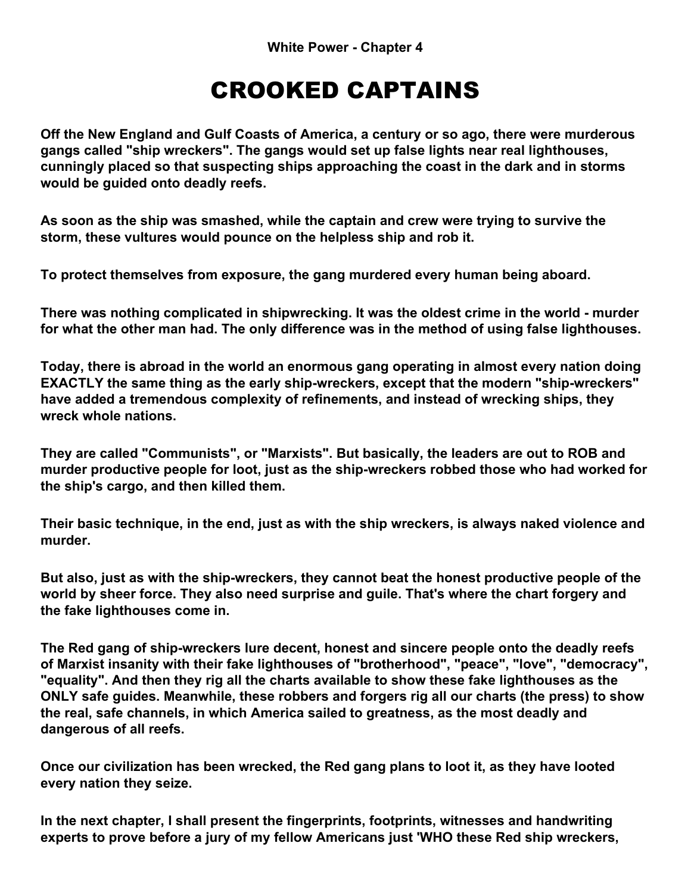**White Power - Chapter 4**

# CROOKED CAPTAINS

**Off the New England and Gulf Coasts of America, a century or so ago, there were murderous gangs called "ship wreckers". The gangs would set up false lights near real lighthouses, cunningly placed so that suspecting ships approaching the coast in the dark and in storms would be guided onto deadly reefs.**

**As soon as the ship was smashed, while the captain and crew were trying to survive the storm, these vultures would pounce on the helpless ship and rob it.**

**To protect themselves from exposure, the gang murdered every human being aboard.**

**There was nothing complicated in shipwrecking. It was the oldest crime in the world - murder for what the other man had. The only difference was in the method of using false lighthouses.**

**Today, there is abroad in the world an enormous gang operating in almost every nation doing EXACTLY the same thing as the early ship-wreckers, except that the modern "ship-wreckers" have added a tremendous complexity of refinements, and instead of wrecking ships, they wreck whole nations.**

**They are called "Communists", or "Marxists". But basically, the leaders are out to ROB and murder productive people for loot, just as the ship-wreckers robbed those who had worked for the ship's cargo, and then killed them.**

**Their basic technique, in the end, just as with the ship wreckers, is always naked violence and murder.**

**But also, just as with the ship-wreckers, they cannot beat the honest productive people of the world by sheer force. They also need surprise and guile. That's where the chart forgery and the fake lighthouses come in.**

**The Red gang of ship-wreckers lure decent, honest and sincere people onto the deadly reefs of Marxist insanity with their fake lighthouses of "brotherhood", "peace", "love", "democracy", "equality". And then they rig all the charts available to show these fake lighthouses as the ONLY safe guides. Meanwhile, these robbers and forgers rig all our charts (the press) to show the real, safe channels, in which America sailed to greatness, as the most deadly and dangerous of all reefs.**

**Once our civilization has been wrecked, the Red gang plans to loot it, as they have looted every nation they seize.**

**In the next chapter, I shall present the fingerprints, footprints, witnesses and handwriting experts to prove before a jury of my fellow Americans just 'WHO these Red ship wreckers,**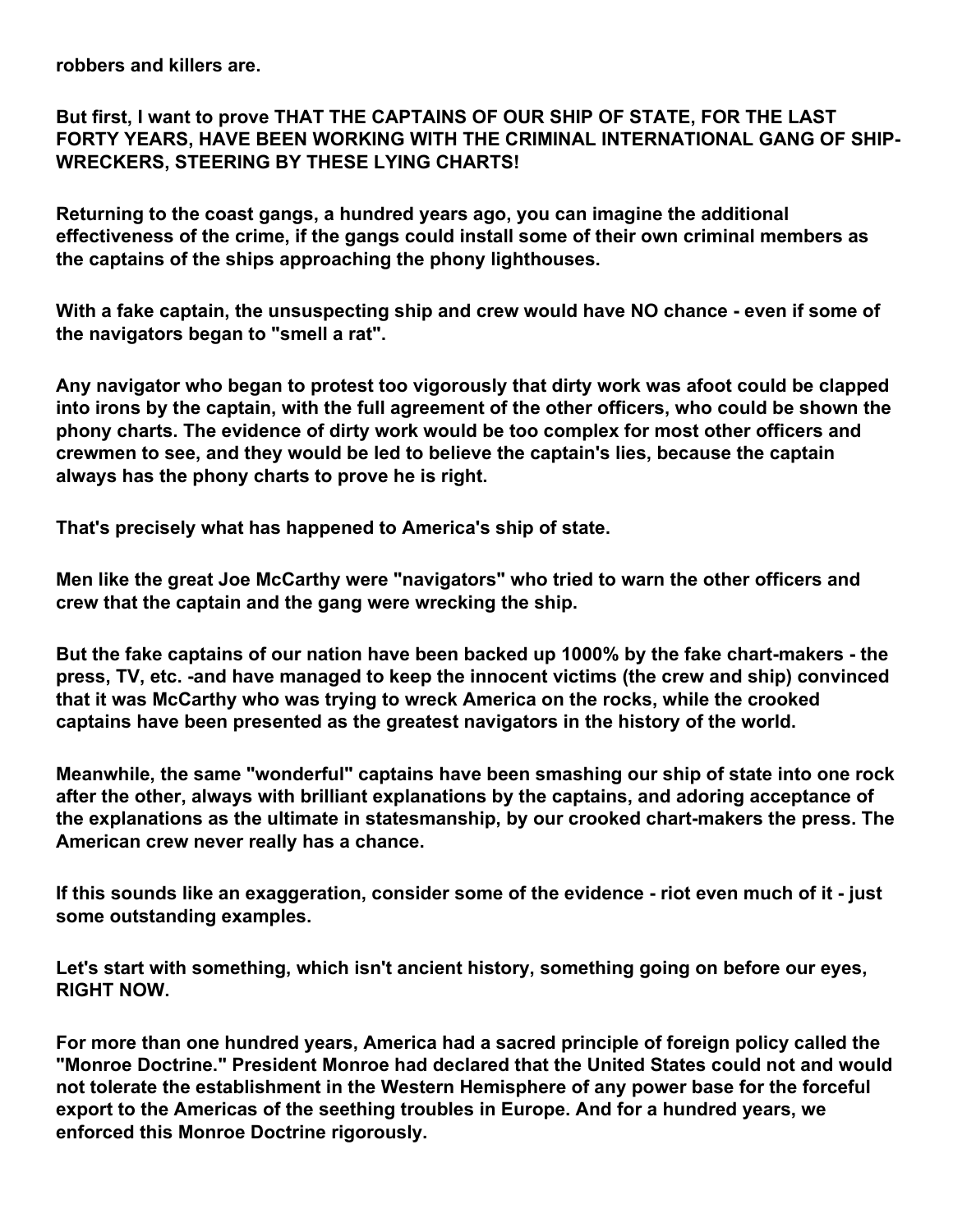**robbers and killers are.**

**But first, I want to prove THAT THE CAPTAINS OF OUR SHIP OF STATE, FOR THE LAST FORTY YEARS, HAVE BEEN WORKING WITH THE CRIMINAL INTERNATIONAL GANG OF SHIP-WRECKERS, STEERING BY THESE LYING CHARTS!**

**Returning to the coast gangs, a hundred years ago, you can imagine the additional effectiveness of the crime, if the gangs could install some of their own criminal members as the captains of the ships approaching the phony lighthouses.**

**With a fake captain, the unsuspecting ship and crew would have NO chance - even if some of the navigators began to "smell a rat".**

**Any navigator who began to protest too vigorously that dirty work was afoot could be clapped into irons by the captain, with the full agreement of the other officers, who could be shown the phony charts. The evidence of dirty work would be too complex for most other officers and crewmen to see, and they would be led to believe the captain's lies, because the captain always has the phony charts to prove he is right.**

**That's precisely what has happened to America's ship of state.**

**Men like the great Joe McCarthy were "navigators" who tried to warn the other officers and crew that the captain and the gang were wrecking the ship.**

**But the fake captains of our nation have been backed up 1000% by the fake chart-makers - the press, TV, etc. -and have managed to keep the innocent victims (the crew and ship) convinced that it was McCarthy who was trying to wreck America on the rocks, while the crooked captains have been presented as the greatest navigators in the history of the world.**

**Meanwhile, the same "wonderful" captains have been smashing our ship of state into one rock after the other, always with brilliant explanations by the captains, and adoring acceptance of the explanations as the ultimate in statesmanship, by our crooked chart-makers the press. The American crew never really has a chance.**

**If this sounds like an exaggeration, consider some of the evidence - riot even much of it - just some outstanding examples.**

**Let's start with something, which isn't ancient history, something going on before our eyes, RIGHT NOW.**

**For more than one hundred years, America had a sacred principle of foreign policy called the "Monroe Doctrine." President Monroe had declared that the United States could not and would not tolerate the establishment in the Western Hemisphere of any power base for the forceful export to the Americas of the seething troubles in Europe. And for a hundred years, we enforced this Monroe Doctrine rigorously.**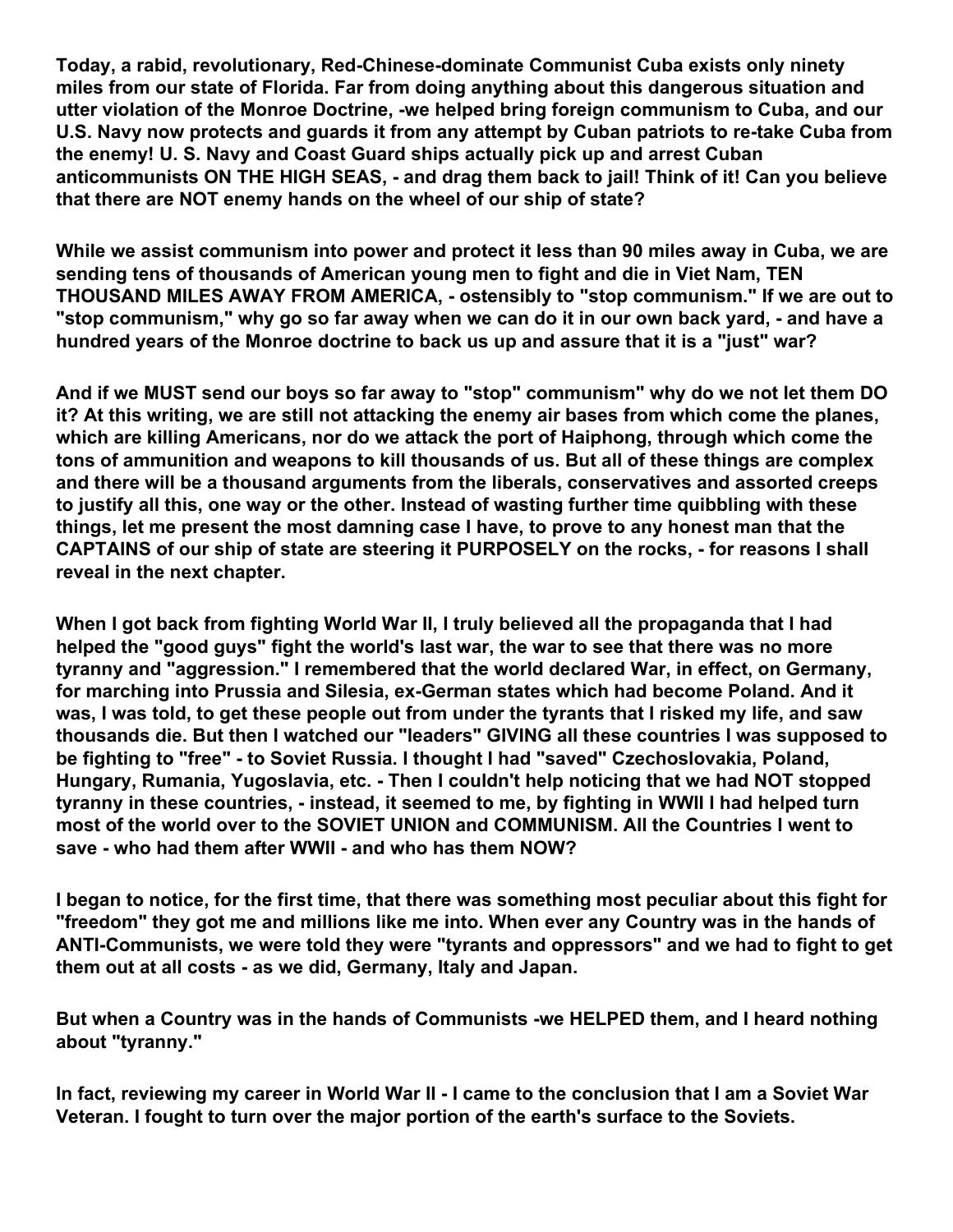**Today, a rabid, revolutionary, Red-Chinese-dominate Communist Cuba exists only ninety miles from our state of Florida. Far from doing anything about this dangerous situation and utter violation of the Monroe Doctrine, -we helped bring foreign communism to Cuba, and our U.S. Navy now protects and guards it from any attempt by Cuban patriots to re-take Cuba from the enemy! U. S. Navy and Coast Guard ships actually pick up and arrest Cuban anticommunists ON THE HIGH SEAS, - and drag them back to jail! Think of it! Can you believe that there are NOT enemy hands on the wheel of our ship of state?**

**While we assist communism into power and protect it less than 90 miles away in Cuba, we are sending tens of thousands of American young men to fight and die in Viet Nam, TEN THOUSAND MILES AWAY FROM AMERICA, - ostensibly to "stop communism." If we are out to "stop communism," why go so far away when we can do it in our own back yard, - and have a hundred years of the Monroe doctrine to back us up and assure that it is a "just" war?**

**And if we MUST send our boys so far away to "stop" communism" why do we not let them DO it? At this writing, we are still not attacking the enemy air bases from which come the planes, which are killing Americans, nor do we attack the port of Haiphong, through which come the tons of ammunition and weapons to kill thousands of us. But all of these things are complex and there will be a thousand arguments from the liberals, conservatives and assorted creeps to justify all this, one way or the other. Instead of wasting further time quibbling with these things, let me present the most damning case I have, to prove to any honest man that the CAPTAINS of our ship of state are steering it PURPOSELY on the rocks, - for reasons I shall reveal in the next chapter.**

**When I got back from fighting World War II, I truly believed all the propaganda that I had helped the "good guys" fight the world's last war, the war to see that there was no more tyranny and "aggression." I remembered that the world declared War, in effect, on Germany, for marching into Prussia and Silesia, ex-German states which had become Poland. And it was, I was told, to get these people out from under the tyrants that I risked my life, and saw thousands die. But then I watched our "leaders" GIVING all these countries I was supposed to be fighting to "free" - to Soviet Russia. I thought I had "saved" Czechoslovakia, Poland, Hungary, Rumania, Yugoslavia, etc. - Then I couldn't help noticing that we had NOT stopped tyranny in these countries, - instead, it seemed to me, by fighting in WWII I had helped turn most of the world over to the SOVIET UNION and COMMUNISM. All the Countries I went to save - who had them after WWII - and who has them NOW?**

**I began to notice, for the first time, that there was something most peculiar about this fight for "freedom" they got me and millions like me into. When ever any Country was in the hands of ANTI-Communists, we were told they were "tyrants and oppressors" and we had to fight to get them out at all costs - as we did, Germany, Italy and Japan.**

**But when a Country was in the hands of Communists -we HELPED them, and I heard nothing about "tyranny."**

**In fact, reviewing my career in World War II - I came to the conclusion that I am a Soviet War Veteran. I fought to turn over the major portion of the earth's surface to the Soviets.**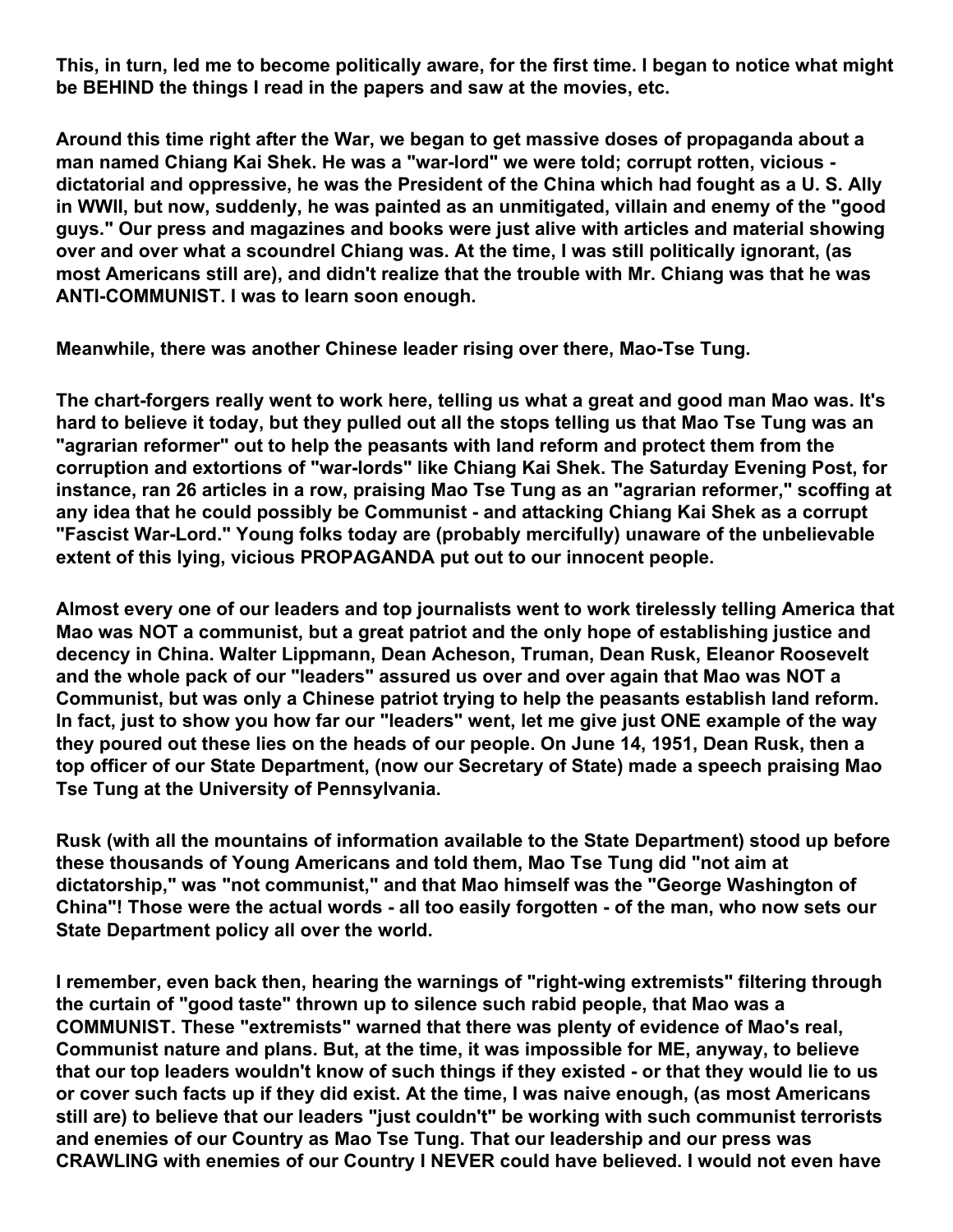**This, in turn, led me to become politically aware, for the first time. I began to notice what might be BEHIND the things I read in the papers and saw at the movies, etc.**

**Around this time right after the War, we began to get massive doses of propaganda about a man named Chiang Kai Shek. He was a "war-lord" we were told; corrupt rotten, vicious - dictatorial and oppressive, he was the President of the China which had fought as a U. S. Ally in WWII, but now, suddenly, he was painted as an unmitigated, villain and enemy of the "good guys." Our press and magazines and books were just alive with articles and material showing over and over what a scoundrel Chiang was. At the time, I was still politically ignorant, (as most Americans still are), and didn't realize that the trouble with Mr. Chiang was that he was ANTI-COMMUNIST. I was to learn soon enough.**

**Meanwhile, there was another Chinese leader rising over there, Mao-Tse Tung.**

**The chart-forgers really went to work here, telling us what a great and good man Mao was. It's hard to believe it today, but they pulled out all the stops telling us that Mao Tse Tung was an "agrarian reformer" out to help the peasants with land reform and protect them from the corruption and extortions of "war-lords" like Chiang Kai Shek. The Saturday Evening Post, for instance, ran 26 articles in a row, praising Mao Tse Tung as an "agrarian reformer," scoffing at any idea that he could possibly be Communist - and attacking Chiang Kai Shek as a corrupt "Fascist War-Lord." Young folks today are (probably mercifully) unaware of the unbelievable extent of this lying, vicious PROPAGANDA put out to our innocent people.**

**Almost every one of our leaders and top journalists went to work tirelessly telling America that Mao was NOT a communist, but a great patriot and the only hope of establishing justice and decency in China. Walter Lippmann, Dean Acheson, Truman, Dean Rusk, Eleanor Roosevelt and the whole pack of our "leaders" assured us over and over again that Mao was NOT a Communist, but was only a Chinese patriot trying to help the peasants establish land reform. In fact, just to show you how far our "leaders" went, let me give just ONE example of the way they poured out these lies on the heads of our people. On June 14, 1951, Dean Rusk, then a top officer of our State Department, (now our Secretary of State) made a speech praising Mao Tse Tung at the University of Pennsylvania.**

**Rusk (with all the mountains of information available to the State Department) stood up before these thousands of Young Americans and told them, Mao Tse Tung did "not aim at dictatorship," was "not communist," and that Mao himself was the "George Washington of China"! Those were the actual words - all too easily forgotten - of the man, who now sets our State Department policy all over the world.**

**I remember, even back then, hearing the warnings of "right-wing extremists" filtering through the curtain of "good taste" thrown up to silence such rabid people, that Mao was a COMMUNIST. These "extremists" warned that there was plenty of evidence of Mao's real, Communist nature and plans. But, at the time, it was impossible for ME, anyway, to believe that our top leaders wouldn't know of such things if they existed - or that they would lie to us or cover such facts up if they did exist. At the time, I was naive enough, (as most Americans still are) to believe that our leaders "just couldn't" be working with such communist terrorists and enemies of our Country as Mao Tse Tung. That our leadership and our press was CRAWLING with enemies of our Country I NEVER could have believed. I would not even have**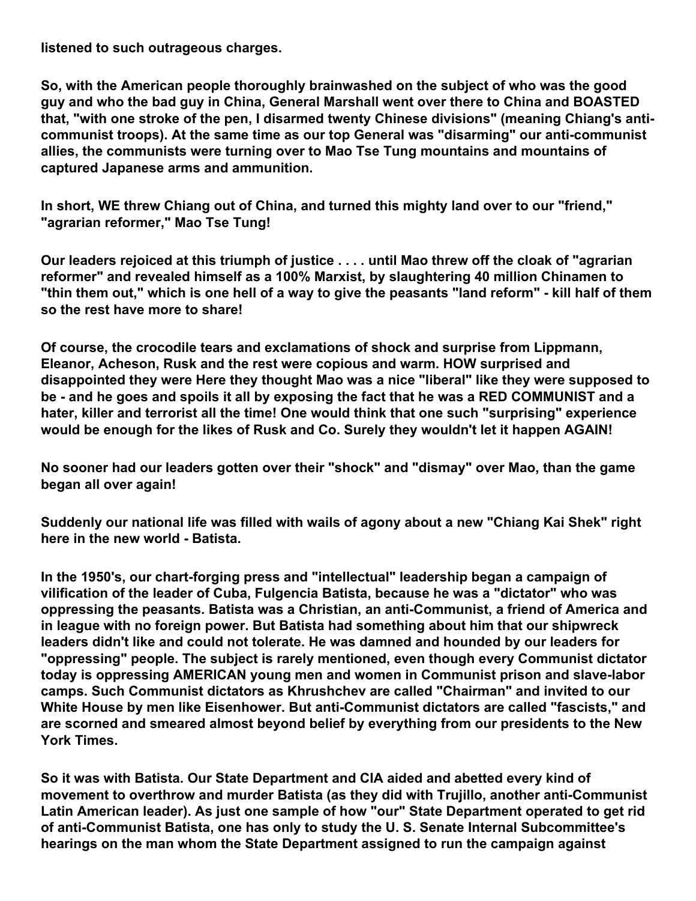**listened to such outrageous charges.**

**So, with the American people thoroughly brainwashed on the subject of who was the good guy and who the bad guy in China, General Marshall went over there to China and BOASTED that, "with one stroke of the pen, I disarmed twenty Chinese divisions" (meaning Chiang's anti-communist troops). At the same time as our top General was "disarming" our anti-communist allies, the communists were turning over to Mao Tse Tung mountains and mountains of captured Japanese arms and ammunition.**

**In short, WE threw Chiang out of China, and turned this mighty land over to our "friend," "agrarian reformer," Mao Tse Tung!**

**Our leaders rejoiced at this triumph of justice . . . . until Mao threw off the cloak of "agrarian reformer" and revealed himself as a 100% Marxist, by slaughtering 40 million Chinamen to "thin them out," which is one hell of a way to give the peasants "land reform" - kill half of them so the rest have more to share!**

**Of course, the crocodile tears and exclamations of shock and surprise from Lippmann, Eleanor, Acheson, Rusk and the rest were copious and warm. HOW surprised and disappointed they were Here they thought Mao was a nice "liberal" like they were supposed to be - and he goes and spoils it all by exposing the fact that he was a RED COMMUNIST and a hater, killer and terrorist all the time! One would think that one such "surprising" experience would be enough for the likes of Rusk and Co. Surely they wouldn't let it happen AGAIN!**

**No sooner had our leaders gotten over their "shock" and "dismay" over Mao, than the game began all over again!**

**Suddenly our national life was filled with wails of agony about a new "Chiang Kai Shek" right here in the new world - Batista.**

**In the 1950's, our chart-forging press and "intellectual" leadership began a campaign of vilification of the leader of Cuba, Fulgencia Batista, because he was a "dictator" who was oppressing the peasants. Batista was a Christian, an anti-Communist, a friend of America and in league with no foreign power. But Batista had something about him that our shipwreck leaders didn't like and could not tolerate. He was damned and hounded by our leaders for "oppressing" people. The subject is rarely mentioned, even though every Communist dictator today is oppressing AMERICAN young men and women in Communist prison and slave-labor camps. Such Communist dictators as Khrushchev are called "Chairman" and invited to our White House by men like Eisenhower. But anti-Communist dictators are called "fascists," and are scorned and smeared almost beyond belief by everything from our presidents to the New York Times.**

**So it was with Batista. Our State Department and CIA aided and abetted every kind of movement to overthrow and murder Batista (as they did with Trujillo, another anti-Communist Latin American leader). As just one sample of how "our" State Department operated to get rid of anti-Communist Batista, one has only to study the U. S. Senate Internal Subcommittee's hearings on the man whom the State Department assigned to run the campaign against**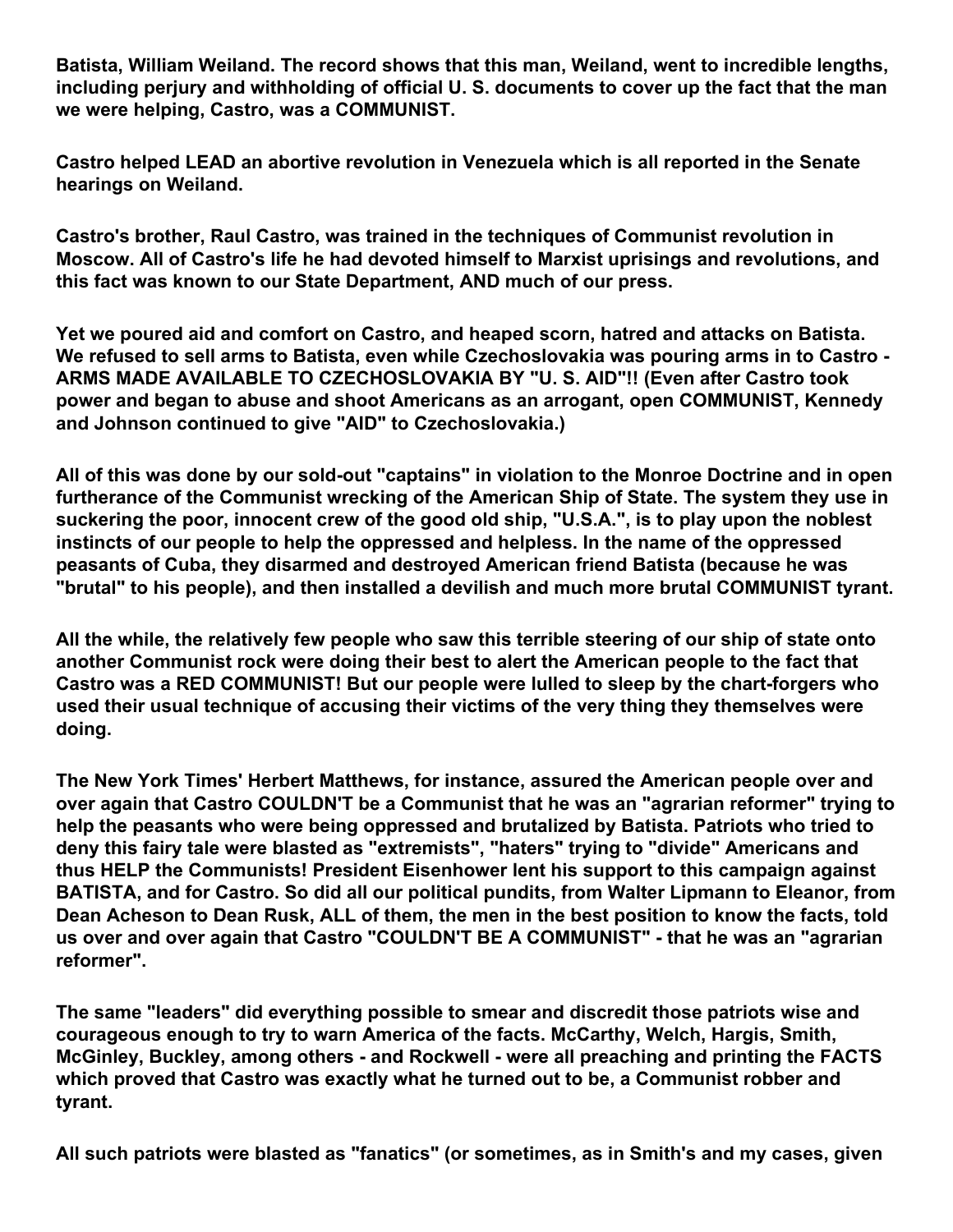**Batista, William Weiland. The record shows that this man, Weiland, went to incredible lengths, including perjury and withholding of official U. S. documents to cover up the fact that the man we were helping, Castro, was a COMMUNIST.**

**Castro helped LEAD an abortive revolution in Venezuela which is all reported in the Senate hearings on Weiland.**

**Castro's brother, Raul Castro, was trained in the techniques of Communist revolution in Moscow. All of Castro's life he had devoted himself to Marxist uprisings and revolutions, and this fact was known to our State Department, AND much of our press.**

**Yet we poured aid and comfort on Castro, and heaped scorn, hatred and attacks on Batista. We refused to sell arms to Batista, even while Czechoslovakia was pouring arms in to Castro - ARMS MADE AVAILABLE TO CZECHOSLOVAKIA BY "U. S. AID"!! (Even after Castro took power and began to abuse and shoot Americans as an arrogant, open COMMUNIST, Kennedy and Johnson continued to give "AID" to Czechoslovakia.)**

**All of this was done by our sold-out "captains" in violation to the Monroe Doctrine and in open furtherance of the Communist wrecking of the American Ship of State. The system they use in suckering the poor, innocent crew of the good old ship, "U.S.A.", is to play upon the noblest instincts of our people to help the oppressed and helpless. In the name of the oppressed peasants of Cuba, they disarmed and destroyed American friend Batista (because he was "brutal" to his people), and then installed a devilish and much more brutal COMMUNIST tyrant.**

**All the while, the relatively few people who saw this terrible steering of our ship of state onto another Communist rock were doing their best to alert the American people to the fact that Castro was a RED COMMUNIST! But our people were lulled to sleep by the chart-forgers who used their usual technique of accusing their victims of the very thing they themselves were doing.**

**The New York Times' Herbert Matthews, for instance, assured the American people over and over again that Castro COULDN'T be a Communist that he was an "agrarian reformer" trying to help the peasants who were being oppressed and brutalized by Batista. Patriots who tried to deny this fairy tale were blasted as "extremists", "haters" trying to "divide" Americans and thus HELP the Communists! President Eisenhower lent his support to this campaign against BATISTA, and for Castro. So did all our political pundits, from Walter Lipmann to Eleanor, from Dean Acheson to Dean Rusk, ALL of them, the men in the best position to know the facts, told us over and over again that Castro "COULDN'T BE A COMMUNIST" - that he was an "agrarian reformer".**

**The same "leaders" did everything possible to smear and discredit those patriots wise and courageous enough to try to warn America of the facts. McCarthy, Welch, Hargis, Smith, McGinley, Buckley, among others - and Rockwell - were all preaching and printing the FACTS which proved that Castro was exactly what he turned out to be, a Communist robber and tyrant.**

**All such patriots were blasted as "fanatics" (or sometimes, as in Smith's and my cases, given**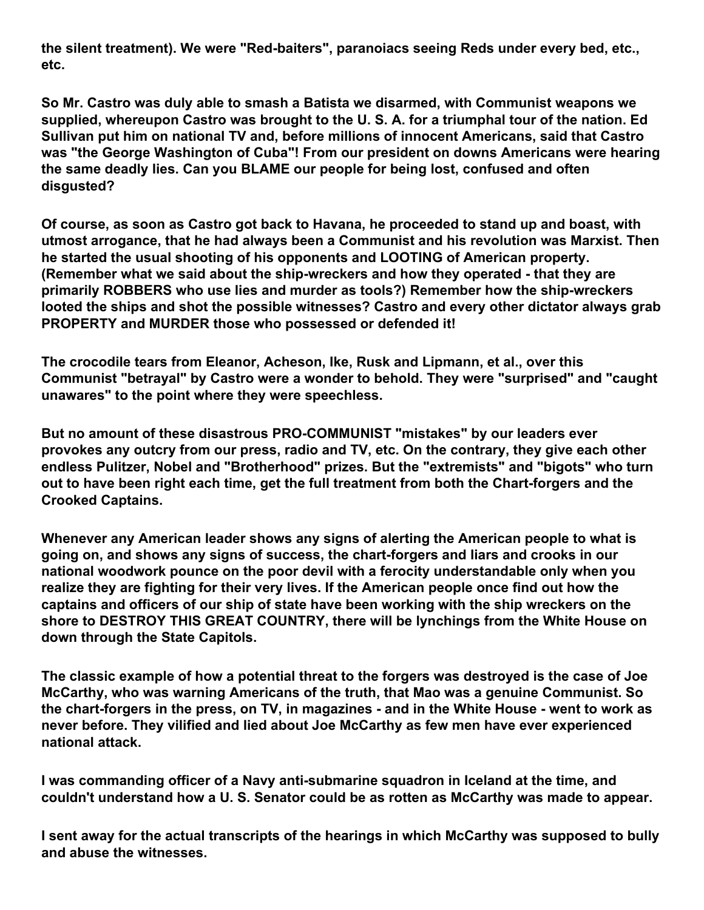**the silent treatment). We were "Red-baiters", paranoiacs seeing Reds under every bed, etc., etc.**

**So Mr. Castro was duly able to smash a Batista we disarmed, with Communist weapons we supplied, whereupon Castro was brought to the U. S. A. for a triumphal tour of the nation. Ed Sullivan put him on national TV and, before millions of innocent Americans, said that Castro was "the George Washington of Cuba"! From our president on downs Americans were hearing the same deadly lies. Can you BLAME our people for being lost, confused and often disgusted?**

**Of course, as soon as Castro got back to Havana, he proceeded to stand up and boast, with utmost arrogance, that he had always been a Communist and his revolution was Marxist. Then he started the usual shooting of his opponents and LOOTING of American property. (Remember what we said about the ship-wreckers and how they operated - that they are primarily ROBBERS who use lies and murder as tools?) Remember how the ship-wreckers looted the ships and shot the possible witnesses? Castro and every other dictator always grab PROPERTY and MURDER those who possessed or defended it!**

**The crocodile tears from Eleanor, Acheson, Ike, Rusk and Lipmann, et al., over this Communist "betrayal" by Castro were a wonder to behold. They were "surprised" and "caught unawares" to the point where they were speechless.**

**But no amount of these disastrous PRO-COMMUNIST "mistakes" by our leaders ever provokes any outcry from our press, radio and TV, etc. On the contrary, they give each other endless Pulitzer, Nobel and "Brotherhood" prizes. But the "extremists" and "bigots" who turn out to have been right each time, get the full treatment from both the Chart-forgers and the Crooked Captains.**

**Whenever any American leader shows any signs of alerting the American people to what is going on, and shows any signs of success, the chart-forgers and liars and crooks in our national woodwork pounce on the poor devil with a ferocity understandable only when you realize they are fighting for their very lives. If the American people once find out how the captains and officers of our ship of state have been working with the ship wreckers on the shore to DESTROY THIS GREAT COUNTRY, there will be lynchings from the White House on down through the State Capitols.**

**The classic example of how a potential threat to the forgers was destroyed is the case of Joe McCarthy, who was warning Americans of the truth, that Mao was a genuine Communist. So the chart-forgers in the press, on TV, in magazines - and in the White House - went to work as never before. They vilified and lied about Joe McCarthy as few men have ever experienced national attack.**

**I was commanding officer of a Navy anti-submarine squadron in Iceland at the time, and couldn't understand how a U. S. Senator could be as rotten as McCarthy was made to appear.**

**I sent away for the actual transcripts of the hearings in which McCarthy was supposed to bully and abuse the witnesses.**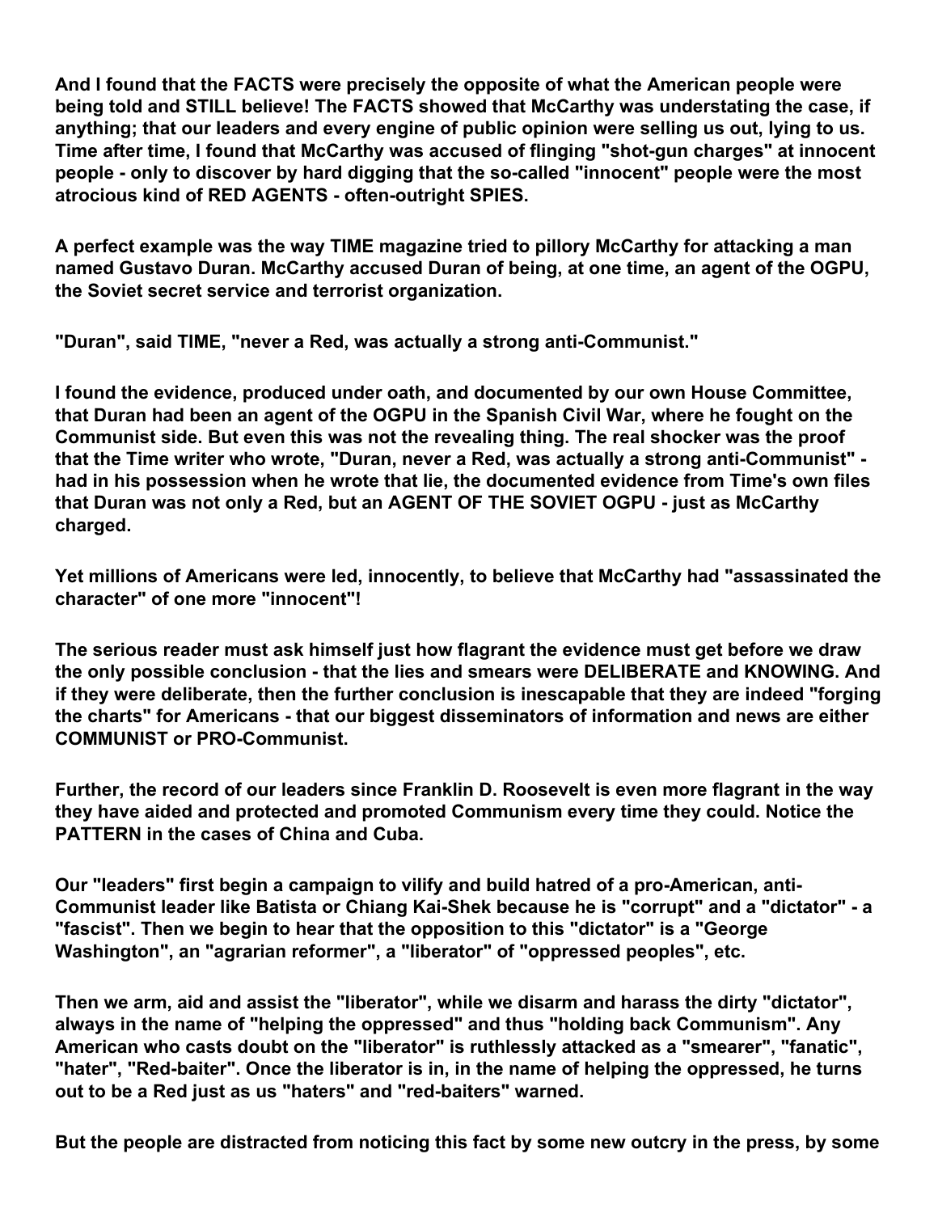**And I found that the FACTS were precisely the opposite of what the American people were being told and STILL believe! The FACTS showed that McCarthy was understating the case, if anything; that our leaders and every engine of public opinion were selling us out, lying to us. Time after time, I found that McCarthy was accused of flinging "shot-gun charges" at innocent people - only to discover by hard digging that the so-called "innocent" people were the most atrocious kind of RED AGENTS - often-outright SPIES.**

**A perfect example was the way TIME magazine tried to pillory McCarthy for attacking a man named Gustavo Duran. McCarthy accused Duran of being, at one time, an agent of the OGPU, the Soviet secret service and terrorist organization.**

**"Duran", said TIME, "never a Red, was actually a strong anti-Communist."**

**I found the evidence, produced under oath, and documented by our own House Committee, that Duran had been an agent of the OGPU in the Spanish Civil War, where he fought on the Communist side. But even this was not the revealing thing. The real shocker was the proof that the Time writer who wrote, "Duran, never a Red, was actually a strong anti-Communist" - had in his possession when he wrote that lie, the documented evidence from Time's own files that Duran was not only a Red, but an AGENT OF THE SOVIET OGPU - just as McCarthy charged.**

**Yet millions of Americans were led, innocently, to believe that McCarthy had "assassinated the character" of one more "innocent"!**

**The serious reader must ask himself just how flagrant the evidence must get before we draw the only possible conclusion - that the lies and smears were DELIBERATE and KNOWING. And if they were deliberate, then the further conclusion is inescapable that they are indeed "forging the charts" for Americans - that our biggest disseminators of information and news are either COMMUNIST or PRO-Communist.**

**Further, the record of our leaders since Franklin D. Roosevelt is even more flagrant in the way they have aided and protected and promoted Communism every time they could. Notice the PATTERN in the cases of China and Cuba.**

**Our "leaders" first begin a campaign to vilify and build hatred of a pro-American, anti-Communist leader like Batista or Chiang Kai-Shek because he is "corrupt" and a "dictator" - a "fascist". Then we begin to hear that the opposition to this "dictator" is a "George Washington", an "agrarian reformer", a "liberator" of "oppressed peoples", etc.**

**Then we arm, aid and assist the "liberator", while we disarm and harass the dirty "dictator", always in the name of "helping the oppressed" and thus "holding back Communism". Any American who casts doubt on the "liberator" is ruthlessly attacked as a "smearer", "fanatic", "hater", "Red-baiter". Once the liberator is in, in the name of helping the oppressed, he turns out to be a Red just as us "haters" and "red-baiters" warned.**

**But the people are distracted from noticing this fact by some new outcry in the press, by some**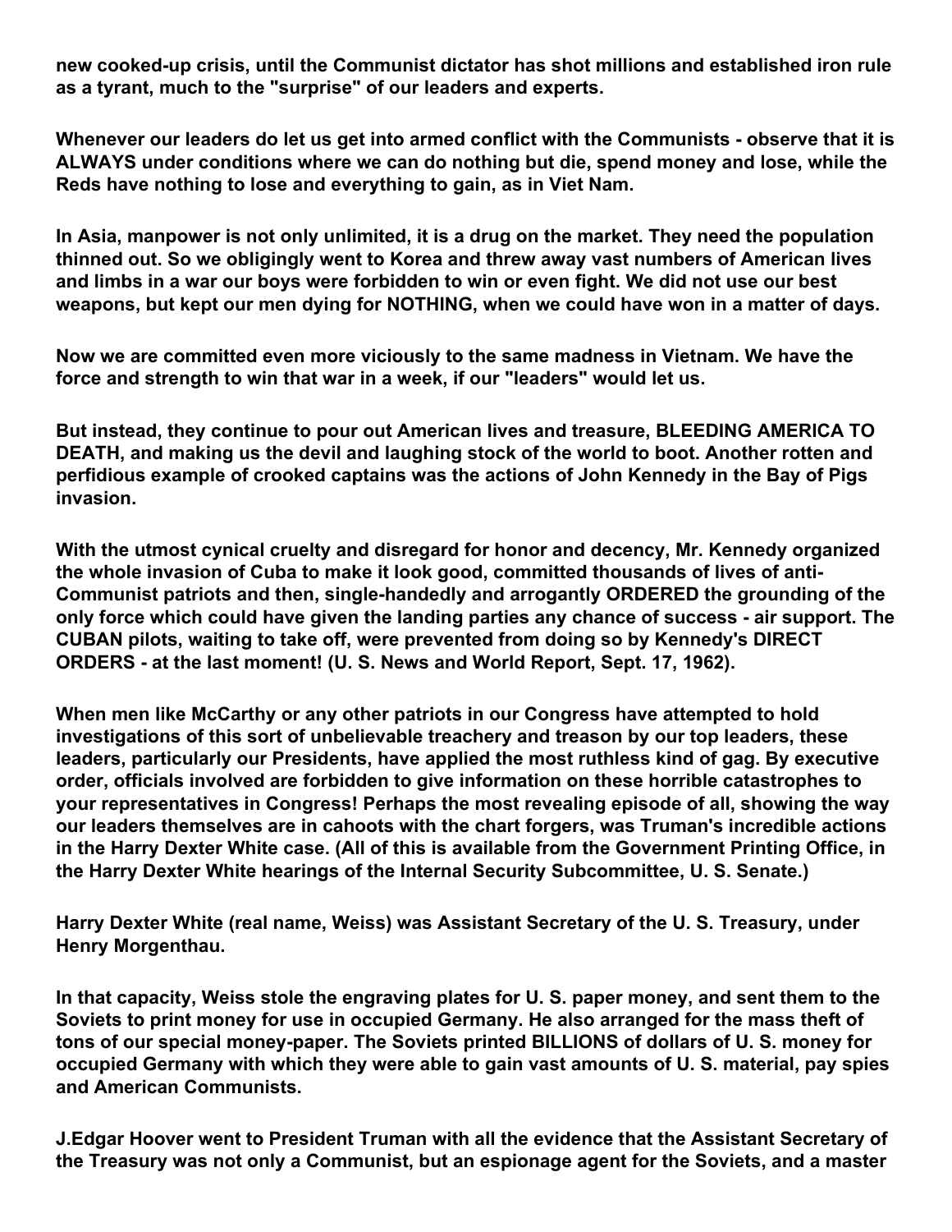**new cooked-up crisis, until the Communist dictator has shot millions and established iron rule as a tyrant, much to the "surprise" of our leaders and experts.**

**Whenever our leaders do let us get into armed conflict with the Communists - observe that it is ALWAYS under conditions where we can do nothing but die, spend money and lose, while the Reds have nothing to lose and everything to gain, as in Viet Nam.**

**In Asia, manpower is not only unlimited, it is a drug on the market. They need the population thinned out. So we obligingly went to Korea and threw away vast numbers of American lives and limbs in a war our boys were forbidden to win or even fight. We did not use our best weapons, but kept our men dying for NOTHING, when we could have won in a matter of days.**

**Now we are committed even more viciously to the same madness in Vietnam. We have the force and strength to win that war in a week, if our "leaders" would let us.**

**But instead, they continue to pour out American lives and treasure, BLEEDING AMERICA TO DEATH, and making us the devil and laughing stock of the world to boot. Another rotten and perfidious example of crooked captains was the actions of John Kennedy in the Bay of Pigs invasion.**

**With the utmost cynical cruelty and disregard for honor and decency, Mr. Kennedy organized the whole invasion of Cuba to make it look good, committed thousands of lives of anti-Communist patriots and then, single-handedly and arrogantly ORDERED the grounding of the only force which could have given the landing parties any chance of success - air support. The CUBAN pilots, waiting to take off, were prevented from doing so by Kennedy's DIRECT ORDERS - at the last moment! (U. S. News and World Report, Sept. 17, 1962).**

**When men like McCarthy or any other patriots in our Congress have attempted to hold investigations of this sort of unbelievable treachery and treason by our top leaders, these leaders, particularly our Presidents, have applied the most ruthless kind of gag. By executive order, officials involved are forbidden to give information on these horrible catastrophes to your representatives in Congress! Perhaps the most revealing episode of all, showing the way our leaders themselves are in cahoots with the chart forgers, was Truman's incredible actions in the Harry Dexter White case. (All of this is available from the Government Printing Office, in the Harry Dexter White hearings of the Internal Security Subcommittee, U. S. Senate.)**

**Harry Dexter White (real name, Weiss) was Assistant Secretary of the U. S. Treasury, under Henry Morgenthau.**

**In that capacity, Weiss stole the engraving plates for U. S. paper money, and sent them to the Soviets to print money for use in occupied Germany. He also arranged for the mass theft of tons of our special money-paper. The Soviets printed BILLIONS of dollars of U. S. money for occupied Germany with which they were able to gain vast amounts of U. S. material, pay spies and American Communists.**

**J.Edgar Hoover went to President Truman with all the evidence that the Assistant Secretary of the Treasury was not only a Communist, but an espionage agent for the Soviets, and a master**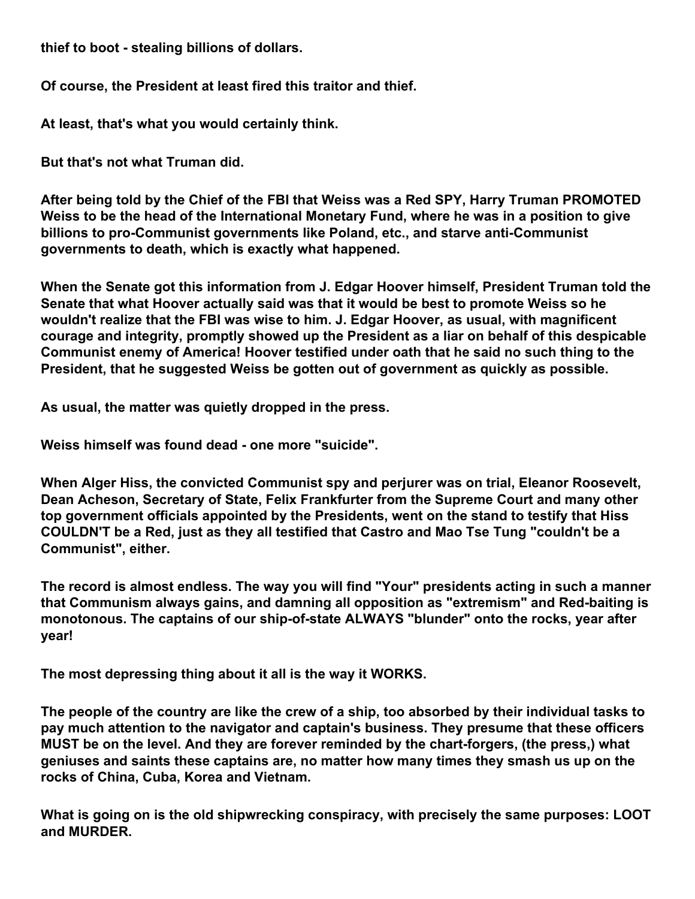**thief to boot - stealing billions of dollars.**

**Of course, the President at least fired this traitor and thief.**

**At least, that's what you would certainly think.**

**But that's not what Truman did.**

**After being told by the Chief of the FBI that Weiss was a Red SPY, Harry Truman PROMOTED Weiss to be the head of the International Monetary Fund, where he was in a position to give billions to pro-Communist governments like Poland, etc., and starve anti-Communist governments to death, which is exactly what happened.**

**When the Senate got this information from J. Edgar Hoover himself, President Truman told the Senate that what Hoover actually said was that it would be best to promote Weiss so he wouldn't realize that the FBI was wise to him. J. Edgar Hoover, as usual, with magnificent courage and integrity, promptly showed up the President as a liar on behalf of this despicable Communist enemy of America! Hoover testified under oath that he said no such thing to the President, that he suggested Weiss be gotten out of government as quickly as possible.**

**As usual, the matter was quietly dropped in the press.**

**Weiss himself was found dead - one more "suicide".**

**When Alger Hiss, the convicted Communist spy and perjurer was on trial, Eleanor Roosevelt, Dean Acheson, Secretary of State, Felix Frankfurter from the Supreme Court and many other top government officials appointed by the Presidents, went on the stand to testify that Hiss COULDN'T be a Red, just as they all testified that Castro and Mao Tse Tung "couldn't be a Communist", either.**

**The record is almost endless. The way you will find "Your" presidents acting in such a manner that Communism always gains, and damning all opposition as "extremism" and Red-baiting is monotonous. The captains of our ship-of-state ALWAYS "blunder" onto the rocks, year after year!**

**The most depressing thing about it all is the way it WORKS.**

**The people of the country are like the crew of a ship, too absorbed by their individual tasks to pay much attention to the navigator and captain's business. They presume that these officers MUST be on the level. And they are forever reminded by the chart-forgers, (the press,) what geniuses and saints these captains are, no matter how many times they smash us up on the rocks of China, Cuba, Korea and Vietnam.**

**What is going on is the old shipwrecking conspiracy, with precisely the same purposes: LOOT and MURDER.**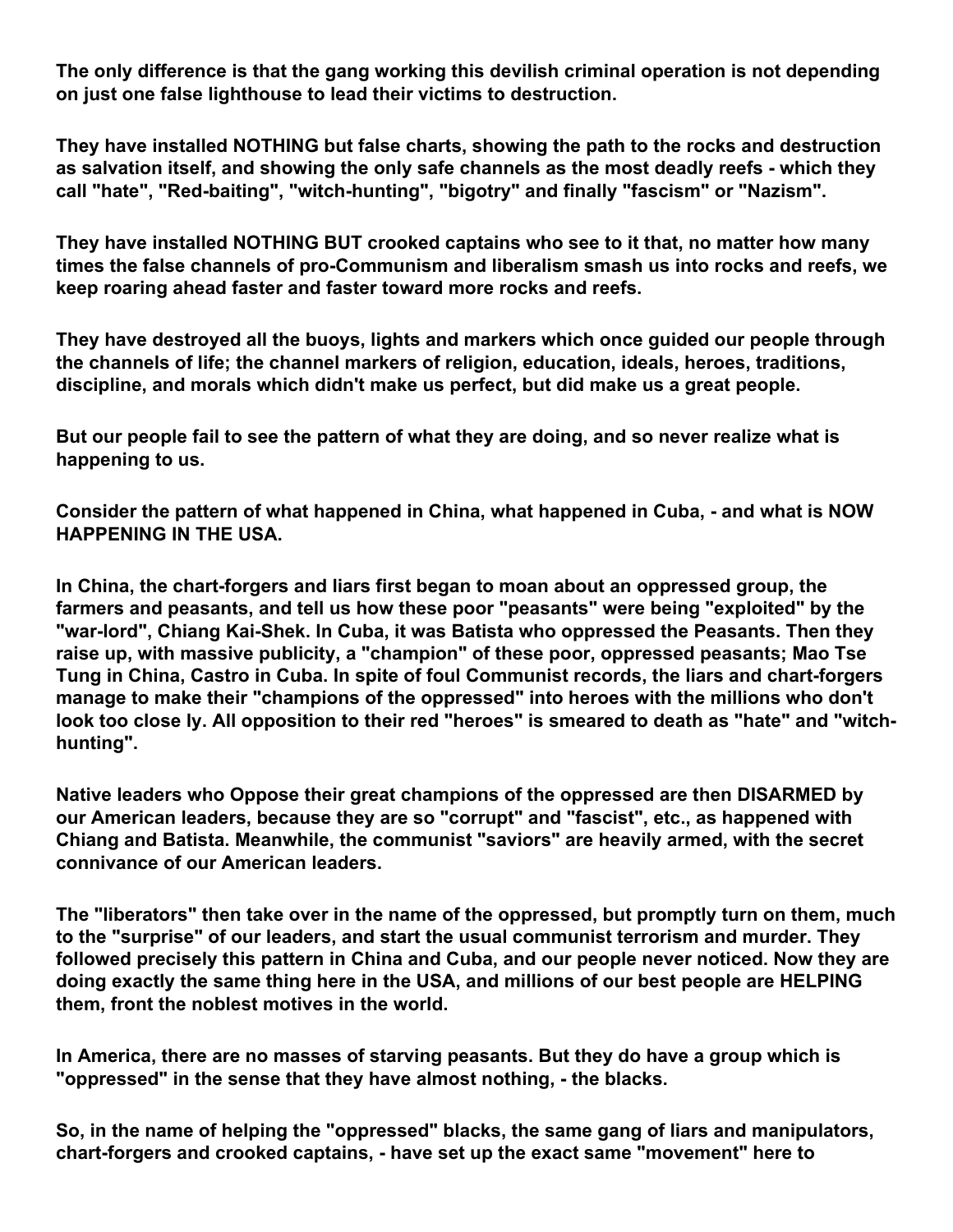**The only difference is that the gang working this devilish criminal operation is not depending on just one false lighthouse to lead their victims to destruction.**

**They have installed NOTHING but false charts, showing the path to the rocks and destruction as salvation itself, and showing the only safe channels as the most deadly reefs - which they call "hate", "Red-baiting", "witch-hunting", "bigotry" and finally "fascism" or "Nazism".**

**They have installed NOTHING BUT crooked captains who see to it that, no matter how many times the false channels of pro-Communism and liberalism smash us into rocks and reefs, we keep roaring ahead faster and faster toward more rocks and reefs.**

**They have destroyed all the buoys, lights and markers which once guided our people through the channels of life; the channel markers of religion, education, ideals, heroes, traditions, discipline, and morals which didn't make us perfect, but did make us a great people.**

**But our people fail to see the pattern of what they are doing, and so never realize what is happening to us.**

**Consider the pattern of what happened in China, what happened in Cuba, - and what is NOW HAPPENING IN THE USA.**

**In China, the chart-forgers and liars first began to moan about an oppressed group, the farmers and peasants, and tell us how these poor "peasants" were being "exploited" by the "war-lord", Chiang Kai-Shek. In Cuba, it was Batista who oppressed the Peasants. Then they raise up, with massive publicity, a "champion" of these poor, oppressed peasants; Mao Tse Tung in China, Castro in Cuba. In spite of foul Communist records, the liars and chart-forgers manage to make their "champions of the oppressed" into heroes with the millions who don't look too close ly. All opposition to their red "heroes" is smeared to death as "hate" and "witch-hunting".**

**Native leaders who Oppose their great champions of the oppressed are then DISARMED by our American leaders, because they are so "corrupt" and "fascist", etc., as happened with Chiang and Batista. Meanwhile, the communist "saviors" are heavily armed, with the secret connivance of our American leaders.**

**The "liberators" then take over in the name of the oppressed, but promptly turn on them, much to the "surprise" of our leaders, and start the usual communist terrorism and murder. They followed precisely this pattern in China and Cuba, and our people never noticed. Now they are doing exactly the same thing here in the USA, and millions of our best people are HELPING them, front the noblest motives in the world.**

**In America, there are no masses of starving peasants. But they do have a group which is "oppressed" in the sense that they have almost nothing, - the blacks.**

**So, in the name of helping the "oppressed" blacks, the same gang of liars and manipulators, chart-forgers and crooked captains, - have set up the exact same "movement" here to**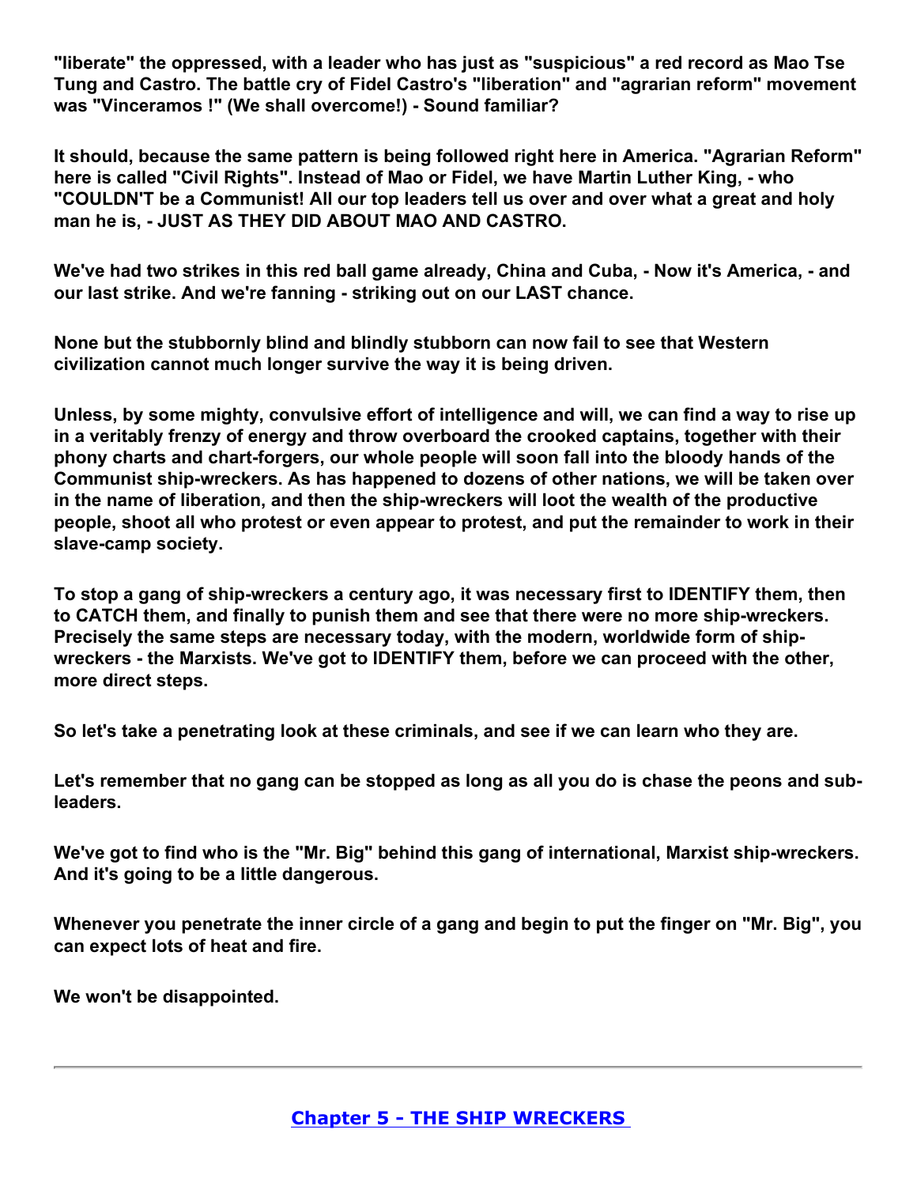**"liberate" the oppressed, with a leader who has just as "suspicious" a red record as Mao Tse Tung and Castro. The battle cry of Fidel Castro's "liberation" and "agrarian reform" movement was "Vinceramos !" (We shall overcome!) - Sound familiar?**

**It should, because the same pattern is being followed right here in America. "Agrarian Reform" here is called "Civil Rights". Instead of Mao or Fidel, we have Martin Luther King, - who "COULDN'T be a Communist! All our top leaders tell us over and over what a great and holy man he is, - JUST AS THEY DID ABOUT MAO AND CASTRO.**

**We've had two strikes in this red ball game already, China and Cuba, - Now it's America, - and our last strike. And we're fanning - striking out on our LAST chance.**

**None but the stubbornly blind and blindly stubborn can now fail to see that Western civilization cannot much longer survive the way it is being driven.**

**Unless, by some mighty, convulsive effort of intelligence and will, we can find a way to rise up in a veritably frenzy of energy and throw overboard the crooked captains, together with their phony charts and chart-forgers, our whole people will soon fall into the bloody hands of the Communist ship-wreckers. As has happened to dozens of other nations, we will be taken over in the name of liberation, and then the ship-wreckers will loot the wealth of the productive people, shoot all who protest or even appear to protest, and put the remainder to work in their slave-camp society.**

**To stop a gang of ship-wreckers a century ago, it was necessary first to IDENTIFY them, then to CATCH them, and finally to punish them and see that there were no more ship-wreckers. Precisely the same steps are necessary today, with the modern, worldwide form of ship-wreckers - the Marxists. We've got to IDENTIFY them, before we can proceed with the other, more direct steps.**

**So let's take a penetrating look at these criminals, and see if we can learn who they are.**

**Let's remember that no gang can be stopped as long as all you do is chase the peons and sub-leaders.**

**We've got to find who is the "Mr. Big" behind this gang of international, Marxist ship-wreckers. And it's going to be a little dangerous.**

**Whenever you penetrate the inner circle of a gang and begin to put the finger on "Mr. Big", you can expect lots of heat and fire.**

**We won't be disappointed.**

---

**Chapter 5 - THE SHIP WRECKERS**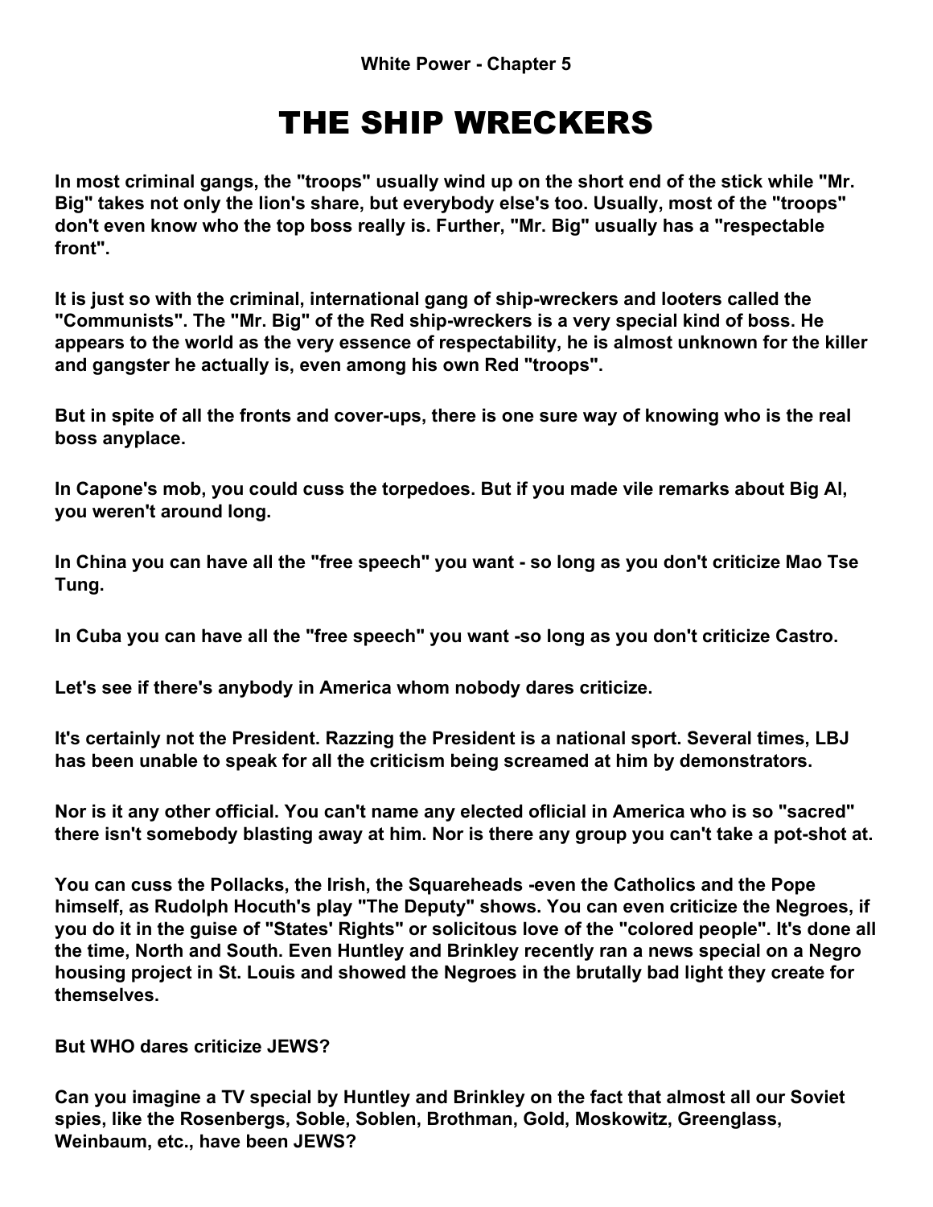White Power - Chapter 5

# THE SHIP WRECKERS

**In most criminal gangs, the "troops" usually wind up on the short end of the stick while "Mr. Big" takes not only the lion's share, but everybody else's too. Usually, most of the "troops" don't even know who the top boss really is. Further, "Mr. Big" usually has a "respectable front".**

**It is just so with the criminal, international gang of ship-wreckers and looters called the "Communists". The "Mr. Big" of the Red ship-wreckers is a very special kind of boss. He appears to the world as the very essence of respectability, he is almost unknown for the killer and gangster he actually is, even among his own Red "troops".**

**But in spite of all the fronts and cover-ups, there is one sure way of knowing who is the real boss anyplace.**

**In Capone's mob, you could cuss the torpedoes. But if you made vile remarks about Big Al, you weren't around long.**

**In China you can have all the "free speech" you want - so long as you don't criticize Mao Tse Tung.**

**In Cuba you can have all the "free speech" you want -so long as you don't criticize Castro.**

**Let's see if there's anybody in America whom nobody dares criticize.**

**It's certainly not the President. Razzing the President is a national sport. Several times, LBJ has been unable to speak for all the criticism being screamed at him by demonstrators.**

**Nor is it any other official. You can't name any elected oficial in America who is so "sacred" there isn't somebody blasting away at him. Nor is there any group you can't take a pot-shot at.**

**You can cuss the Pollacks, the Irish, the Squareheads -even the Catholics and the Pope himself, as Rudolph Hocuth's play "The Deputy" shows. You can even criticize the Negroes, if you do it in the guise of "States' Rights" or solicitous love of the "colored people". It's done all the time, North and South. Even Huntley and Brinkley recently ran a news special on a Negro housing project in St. Louis and showed the Negroes in the brutally bad light they create for themselves.**

**But WHO dares criticize JEWS?**

**Can you imagine a TV special by Huntley and Brinkley on the fact that almost all our Soviet spies, like the Rosenbergs, Soble, Soblen, Brothman, Gold, Moskowitz, Greenglass, Weinbaum, etc., have been JEWS?**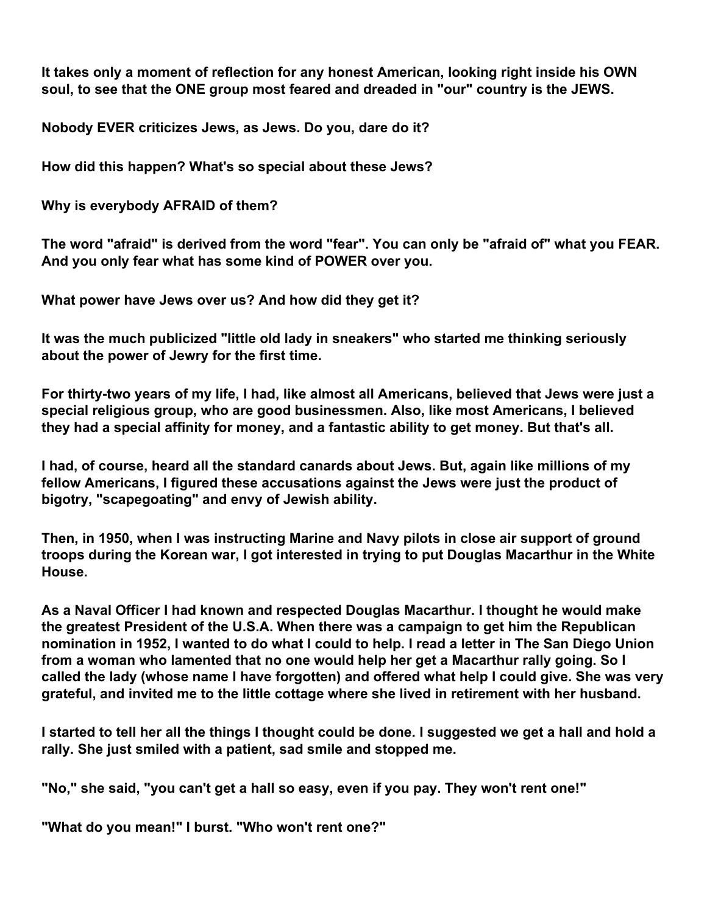**It takes only a moment of reflection for any honest American, looking right inside his OWN soul, to see that the ONE group most feared and dreaded in "our" country is the JEWS.**

**Nobody EVER criticizes Jews, as Jews. Do you, dare do it?**

**How did this happen? What's so special about these Jews?**

**Why is everybody AFRAID of them?**

**The word "afraid" is derived from the word "fear". You can only be "afraid of" what you FEAR. And you only fear what has some kind of POWER over you.**

**What power have Jews over us? And how did they get it?**

**It was the much publicized "little old lady in sneakers" who started me thinking seriously about the power of Jewry for the first time.**

**For thirty-two years of my life, I had, like almost all Americans, believed that Jews were just a special religious group, who are good businessmen. Also, like most Americans, I believed they had a special affinity for money, and a fantastic ability to get money. But that's all.**

**I had, of course, heard all the standard canards about Jews. But, again like millions of my fellow Americans, I figured these accusations against the Jews were just the product of bigotry, "scapegoating" and envy of Jewish ability.**

**Then, in 1950, when I was instructing Marine and Navy pilots in close air support of ground troops during the Korean war, I got interested in trying to put Douglas Macarthur in the White House.**

**As a Naval Officer I had known and respected Douglas Macarthur. I thought he would make the greatest President of the U.S.A. When there was a campaign to get him the Republican nomination in 1952, I wanted to do what I could to help. I read a letter in The San Diego Union from a woman who lamented that no one would help her get a Macarthur rally going. So I called the lady (whose name I have forgotten) and offered what help I could give. She was very grateful, and invited me to the little cottage where she lived in retirement with her husband.**

**I started to tell her all the things I thought could be done. I suggested we get a hall and hold a rally. She just smiled with a patient, sad smile and stopped me.**

**"No," she said, "you can't get a hall so easy, even if you pay. They won't rent one!"**

**"What do you mean!" I burst. "Who won't rent one?"**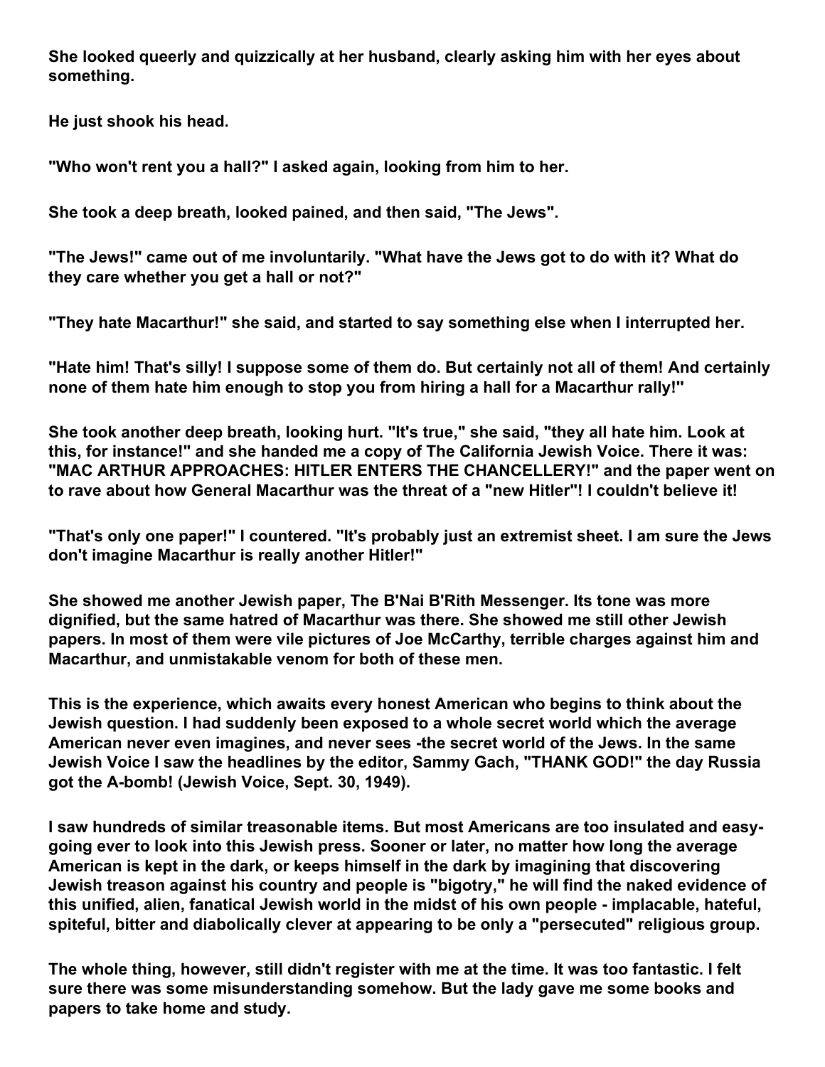She looked queerly and quizzically at her husband, clearly asking him with her eyes about something.

He just shook his head.

"Who won't rent you a hall?" I asked again, looking from him to her.

She took a deep breath, looked pained, and then said, "The Jews".

"The Jews!" came out of me involuntarily. "What have the Jews got to do with it? What do they care whether you get a hall or not?"

"They hate Macarthur!" she said, and started to say something else when I interrupted her.

"Hate him! That's silly! I suppose some of them do. But certainly not all of them! And certainly none of them hate him enough to stop you from hiring a hall for a Macarthur rally!"

She took another deep breath, looking hurt. "It's true," she said, "they all hate him. Look at this, for instance!" and she handed me a copy of The California Jewish Voice. There it was: "MAC ARTHUR APPROACHES: HITLER ENTERS THE CHANCELLERY!" and the paper went on to rave about how General Macarthur was the threat of a "new Hitler"! I couldn't believe it!

"That's only one paper!" I countered. "It's probably just an extremist sheet. I am sure the Jews don't imagine Macarthur is really another Hitler!"

She showed me another Jewish paper, The B'Nai B'Rith Messenger. Its tone was more dignified, but the same hatred of Macarthur was there. She showed me still other Jewish papers. In most of them were vile pictures of Joe McCarthy, terrible charges against him and Macarthur, and unmistakable venom for both of these men.

This is the experience, which awaits every honest American who begins to think about the Jewish question. I had suddenly been exposed to a whole secret world which the average American never even imagines, and never sees -the secret world of the Jews. In the same Jewish Voice I saw the headlines by the editor, Sammy Gach, "THANK GOD!" the day Russia got the A-bomb! (Jewish Voice, Sept. 30, 1949).

I saw hundreds of similar treasonable items. But most Americans are too insulated and easy-going ever to look into this Jewish press. Sooner or later, no matter how long the average American is kept in the dark, or keeps himself in the dark by imagining that discovering Jewish treason against his country and people is "bigotry," he will find the naked evidence of this unified, alien, fanatical Jewish world in the midst of his own people - implacable, hateful, spiteful, bitter and diabolically clever at appearing to be only a "persecuted" religious group.

The whole thing, however, still didn't register with me at the time. It was too fantastic. I felt sure there was some misunderstanding somehow. But the lady gave me some books and papers to take home and study.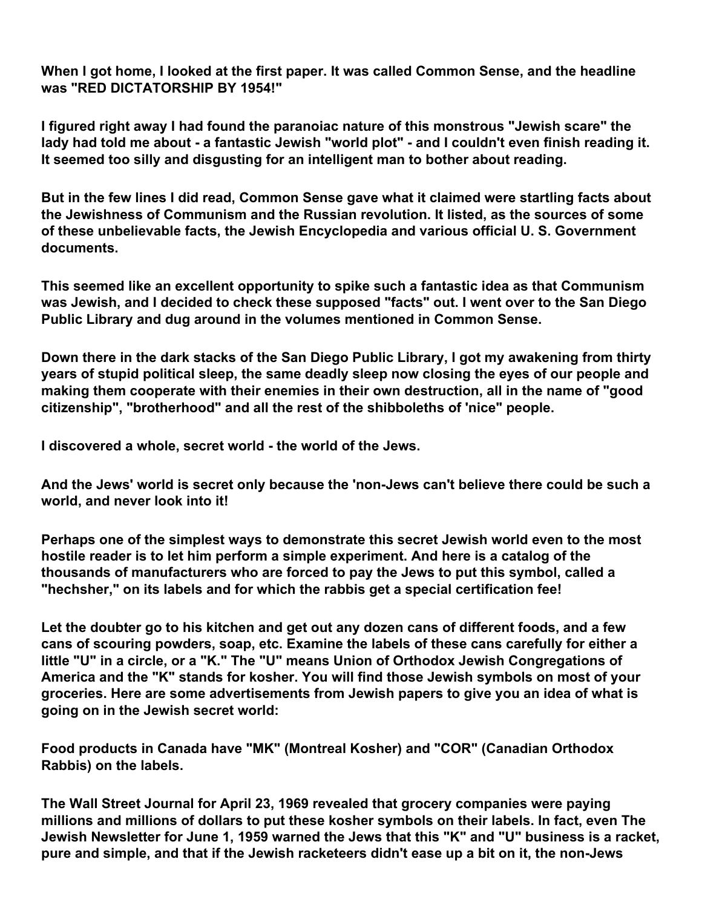**When I got home, I looked at the first paper. It was called Common Sense, and the headline was "RED DICTATORSHIP BY 1954!"**

**I figured right away I had found the paranoiac nature of this monstrous "Jewish scare" the lady had told me about - a fantastic Jewish "world plot" - and I couldn't even finish reading it. It seemed too silly and disgusting for an intelligent man to bother about reading.**

**But in the few lines I did read, Common Sense gave what it claimed were startling facts about the Jewishness of Communism and the Russian revolution. It listed, as the sources of some of these unbelievable facts, the Jewish Encyclopedia and various official U. S. Government documents.**

**This seemed like an excellent opportunity to spike such a fantastic idea as that Communism was Jewish, and I decided to check these supposed "facts" out. I went over to the San Diego Public Library and dug around in the volumes mentioned in Common Sense.**

**Down there in the dark stacks of the San Diego Public Library, I got my awakening from thirty years of stupid political sleep, the same deadly sleep now closing the eyes of our people and making them cooperate with their enemies in their own destruction, all in the name of "good citizenship", "brotherhood" and all the rest of the shibboleths of 'nice" people.**

**I discovered a whole, secret world - the world of the Jews.**

**And the Jews' world is secret only because the 'non-Jews can't believe there could be such a world, and never look into it!**

**Perhaps one of the simplest ways to demonstrate this secret Jewish world even to the most hostile reader is to let him perform a simple experiment. And here is a catalog of the thousands of manufacturers who are forced to pay the Jews to put this symbol, called a "hechsher," on its labels and for which the rabbis get a special certification fee!**

**Let the doubter go to his kitchen and get out any dozen cans of different foods, and a few cans of scouring powders, soap, etc. Examine the labels of these cans carefully for either a little "U" in a circle, or a "K." The "U" means Union of Orthodox Jewish Congregations of America and the "K" stands for kosher. You will find those Jewish symbols on most of your groceries. Here are some advertisements from Jewish papers to give you an idea of what is going on in the Jewish secret world:**

**Food products in Canada have "MK" (Montreal Kosher) and "COR" (Canadian Orthodox Rabbis) on the labels.**

**The Wall Street Journal for April 23, 1969 revealed that grocery companies were paying millions and millions of dollars to put these kosher symbols on their labels. In fact, even The Jewish Newsletter for June 1, 1959 warned the Jews that this "K" and "U" business is a racket, pure and simple, and that if the Jewish racketeers didn't ease up a bit on it, the non-Jews**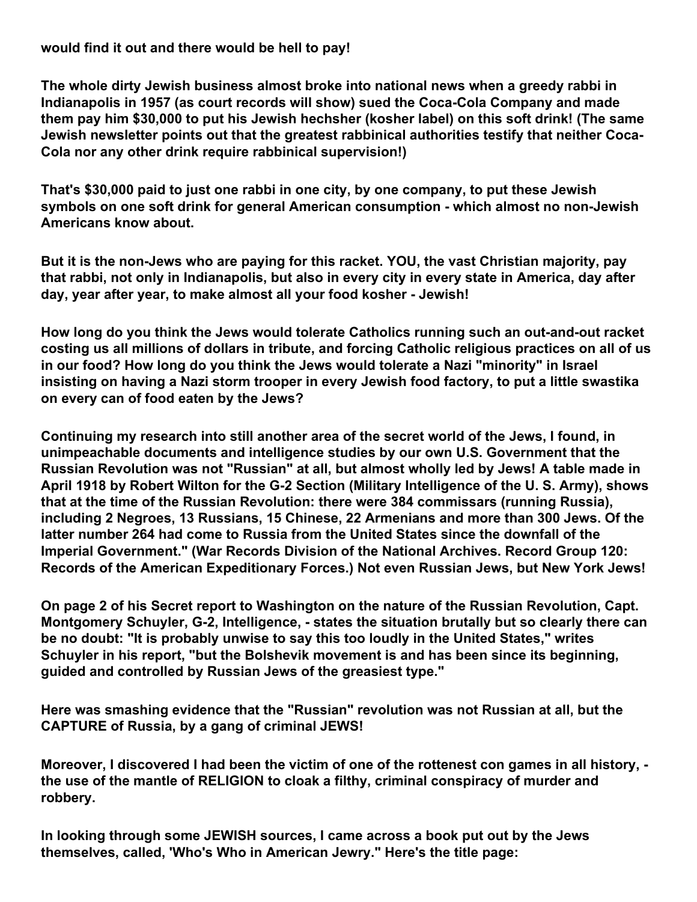**would find it out and there would be hell to pay!**

**The whole dirty Jewish business almost broke into national news when a greedy rabbi in Indianapolis in 1957 (as court records will show) sued the Coca-Cola Company and made them pay him $30,000 to put his Jewish hechsher (kosher label) on this soft drink! (The same Jewish newsletter points out that the greatest rabbinical authorities testify that neither Coca-Cola nor any other drink require rabbinical supervision!)**

**That's $30,000 paid to just one rabbi in one city, by one company, to put these Jewish symbols on one soft drink for general American consumption - which almost no non-Jewish Americans know about.**

**But it is the non-Jews who are paying for this racket. YOU, the vast Christian majority, pay that rabbi, not only in Indianapolis, but also in every city in every state in America, day after day, year after year, to make almost all your food kosher - Jewish!**

**How long do you think the Jews would tolerate Catholics running such an out-and-out racket costing us all millions of dollars in tribute, and forcing Catholic religious practices on all of us in our food? How long do you think the Jews would tolerate a Nazi "minority" in Israel insisting on having a Nazi storm trooper in every Jewish food factory, to put a little swastika on every can of food eaten by the Jews?**

**Continuing my research into still another area of the secret world of the Jews, I found, in unimpeachable documents and intelligence studies by our own U.S. Government that the Russian Revolution was not "Russian" at all, but almost wholly led by Jews! A table made in April 1918 by Robert Wilton for the G-2 Section (Military Intelligence of the U. S. Army), shows that at the time of the Russian Revolution: there were 384 commissars (running Russia), including 2 Negroes, 13 Russians, 15 Chinese, 22 Armenians and more than 300 Jews. Of the latter number 264 had come to Russia from the United States since the downfall of the Imperial Government." (War Records Division of the National Archives. Record Group 120: Records of the American Expeditionary Forces.) Not even Russian Jews, but New York Jews!**

**On page 2 of his Secret report to Washington on the nature of the Russian Revolution, Capt. Montgomery Schuyler, G-2, Intelligence, - states the situation brutally but so clearly there can be no doubt: "It is probably unwise to say this too loudly in the United States," writes Schuyler in his report, "but the Bolshevik movement is and has been since its beginning, guided and controlled by Russian Jews of the greasiest type."**

**Here was smashing evidence that the "Russian" revolution was not Russian at all, but the CAPTURE of Russia, by a gang of criminal JEWS!**

**Moreover, I discovered I had been the victim of one of the rottenest con games in all history, - the use of the mantle of RELIGION to cloak a filthy, criminal conspiracy of murder and robbery.**

**In looking through some JEWISH sources, I came across a book put out by the Jews themselves, called, 'Who's Who in American Jewry." Here's the title page:**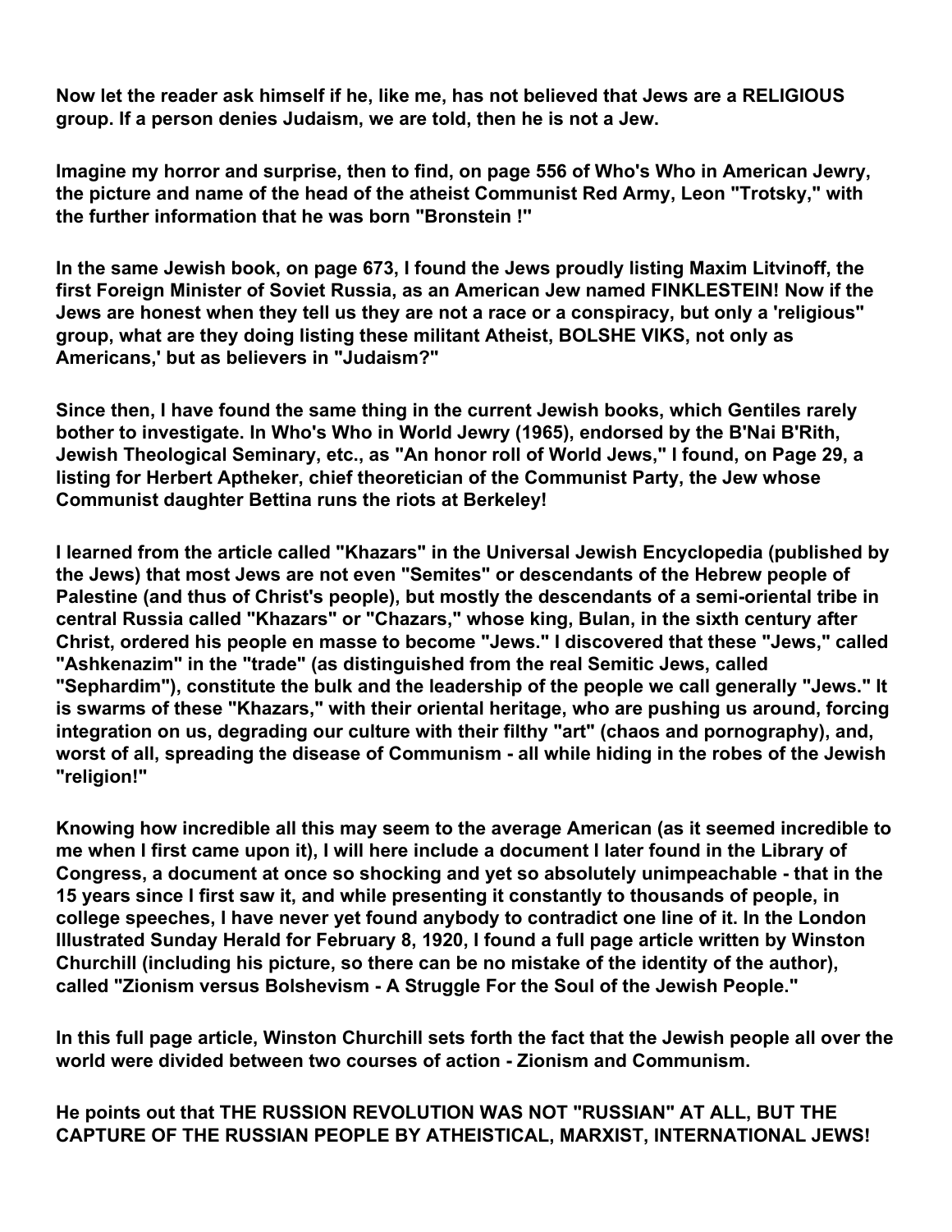**Now let the reader ask himself if he, like me, has not believed that Jews are a RELIGIOUS group. If a person denies Judaism, we are told, then he is not a Jew.**

**Imagine my horror and surprise, then to find, on page 556 of Who's Who in American Jewry, the picture and name of the head of the atheist Communist Red Army, Leon "Trotsky," with the further information that he was born "Bronstein !"**

**In the same Jewish book, on page 673, I found the Jews proudly listing Maxim Litvinoff, the first Foreign Minister of Soviet Russia, as an American Jew named FINKLESTEIN! Now if the Jews are honest when they tell us they are not a race or a conspiracy, but only a 'religious" group, what are they doing listing these militant Atheist, BOLSHE VIKS, not only as Americans,' but as believers in "Judaism?"**

**Since then, I have found the same thing in the current Jewish books, which Gentiles rarely bother to investigate. In Who's Who in World Jewry (1965), endorsed by the B'Nai B'Rith, Jewish Theological Seminary, etc., as "An honor roll of World Jews," I found, on Page 29, a listing for Herbert Aptheker, chief theoretician of the Communist Party, the Jew whose Communist daughter Bettina runs the riots at Berkeley!**

**I learned from the article called "Khazars" in the Universal Jewish Encyclopedia (published by the Jews) that most Jews are not even "Semites" or descendants of the Hebrew people of Palestine (and thus of Christ's people), but mostly the descendants of a semi-oriental tribe in central Russia called "Khazars" or "Chazars," whose king, Bulan, in the sixth century after Christ, ordered his people en masse to become "Jews." I discovered that these "Jews," called "Ashkenazim" in the "trade" (as distinguished from the real Semitic Jews, called "Sephardim"), constitute the bulk and the leadership of the people we call generally "Jews." It is swarms of these "Khazars," with their oriental heritage, who are pushing us around, forcing integration on us, degrading our culture with their filthy "art" (chaos and pornography), and, worst of all, spreading the disease of Communism - all while hiding in the robes of the Jewish "religion!"**

**Knowing how incredible all this may seem to the average American (as it seemed incredible to me when I first came upon it), I will here include a document I later found in the Library of Congress, a document at once so shocking and yet so absolutely unimpeachable - that in the 15 years since I first saw it, and while presenting it constantly to thousands of people, in college speeches, I have never yet found anybody to contradict one line of it. In the London Illustrated Sunday Herald for February 8, 1920, I found a full page article written by Winston Churchill (including his picture, so there can be no mistake of the identity of the author), called "Zionism versus Bolshevism - A Struggle For the Soul of the Jewish People."**

**In this full page article, Winston Churchill sets forth the fact that the Jewish people all over the world were divided between two courses of action - Zionism and Communism.**

**He points out that THE RUSSION REVOLUTION WAS NOT "RUSSIAN" AT ALL, BUT THE CAPTURE OF THE RUSSIAN PEOPLE BY ATHEISTICAL, MARXIST, INTERNATIONAL JEWS!**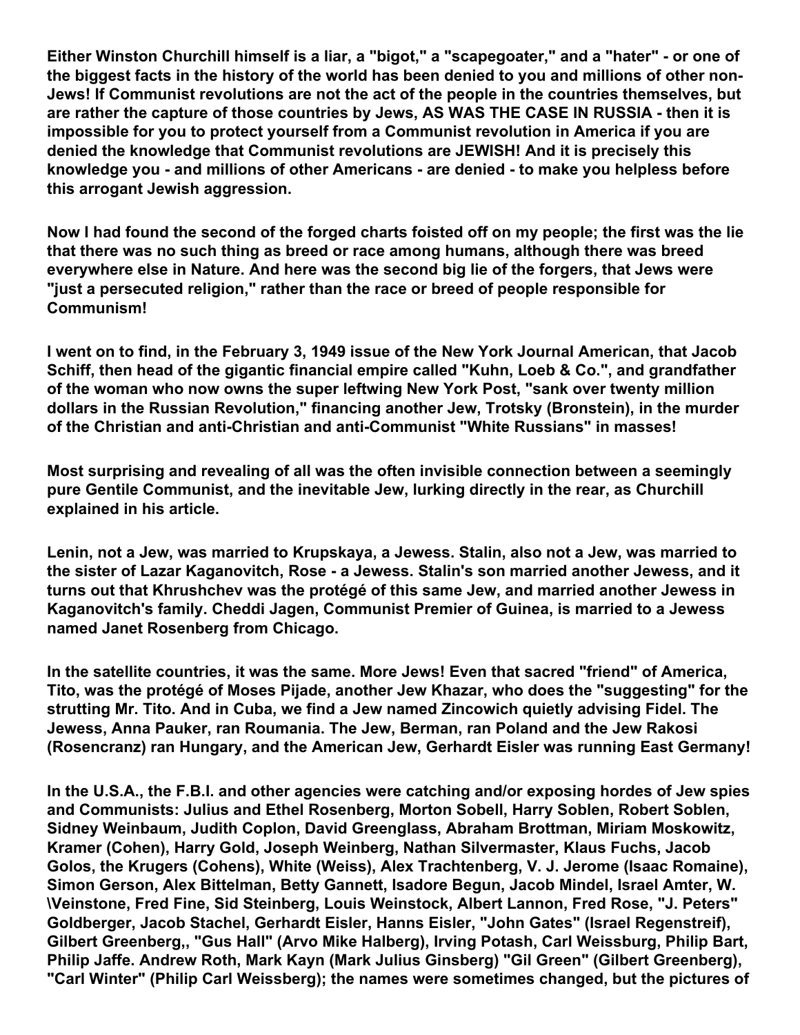**Either Winston Churchill himself is a liar, a "bigot," a "scapegoater," and a "hater" - or one of the biggest facts in the history of the world has been denied to you and millions of other non-Jews! If Communist revolutions are not the act of the people in the countries themselves, but are rather the capture of those countries by Jews, AS WAS THE CASE IN RUSSIA - then it is impossible for you to protect yourself from a Communist revolution in America if you are denied the knowledge that Communist revolutions are JEWISH! And it is precisely this knowledge you - and millions of other Americans - are denied - to make you helpless before this arrogant Jewish aggression.**

**Now I had found the second of the forged charts foisted off on my people; the first was the lie that there was no such thing as breed or race among humans, although there was breed everywhere else in Nature. And here was the second big lie of the forgers, that Jews were "just a persecuted religion," rather than the race or breed of people responsible for Communism!**

**I went on to find, in the February 3, 1949 issue of the New York Journal American, that Jacob Schiff, then head of the gigantic financial empire called "Kuhn, Loeb & Co.", and grandfather of the woman who now owns the super leftwing New York Post, "sank over twenty million dollars in the Russian Revolution," financing another Jew, Trotsky (Bronstein), in the murder of the Christian and anti-Christian and anti-Communist "White Russians" in masses!**

**Most surprising and revealing of all was the often invisible connection between a seemingly pure Gentile Communist, and the inevitable Jew, lurking directly in the rear, as Churchill explained in his article.**

**Lenin, not a Jew, was married to Krupskaya, a Jewess. Stalin, also not a Jew, was married to the sister of Lazar Kaganovitch, Rose - a Jewess. Stalin's son married another Jewess, and it turns out that Khrushchev was the protégé of this same Jew, and married another Jewess in Kaganovitch's family. Cheddi Jagen, Communist Premier of Guinea, is married to a Jewess named Janet Rosenberg from Chicago.**

**In the satellite countries, it was the same. More Jews! Even that sacred "friend" of America, Tito, was the protégé of Moses Pijade, another Jew Khazar, who does the "suggesting" for the strutting Mr. Tito. And in Cuba, we find a Jew named Zincowich quietly advising Fidel. The Jewess, Anna Pauker, ran Roumania. The Jew, Berman, ran Poland and the Jew Rakosi (Rosencranz) ran Hungary, and the American Jew, Gerhardt Eisler was running East Germany!**

**In the U.S.A., the F.B.I. and other agencies were catching and/or exposing hordes of Jew spies and Communists: Julius and Ethel Rosenberg, Morton Sobell, Harry Soblen, Robert Soblen, Sidney Weinbaum, Judith Coplon, David Greenglass, Abraham Brottman, Miriam Moskowitz, Kramer (Cohen), Harry Gold, Joseph Weinberg, Nathan Silvermaster, Klaus Fuchs, Jacob Golos, the Krugers (Cohens), White (Weiss), Alex Trachtenberg, V. J. Jerome (Isaac Romaine), Simon Gerson, Alex Bittelman, Betty Gannett, Isadore Begun, Jacob Mindel, Israel Amter, W. \Veinstone, Fred Fine, Sid Steinberg, Louis Weinstock, Albert Lannon, Fred Rose, "J. Peters" Goldberger, Jacob Stachel, Gerhardt Eisler, Hanns Eisler, "John Gates" (Israel Regenstreif), Gilbert Greenberg,, "Gus Hall" (Arvo Mike Halberg), Irving Potash, Carl Weissburg, Philip Bart, Philip Jaffe. Andrew Roth, Mark Kayn (Mark Julius Ginsberg) "Gil Green" (Gilbert Greenberg), "Carl Winter" (Philip Carl Weissberg); the names were sometimes changed, but the pictures of**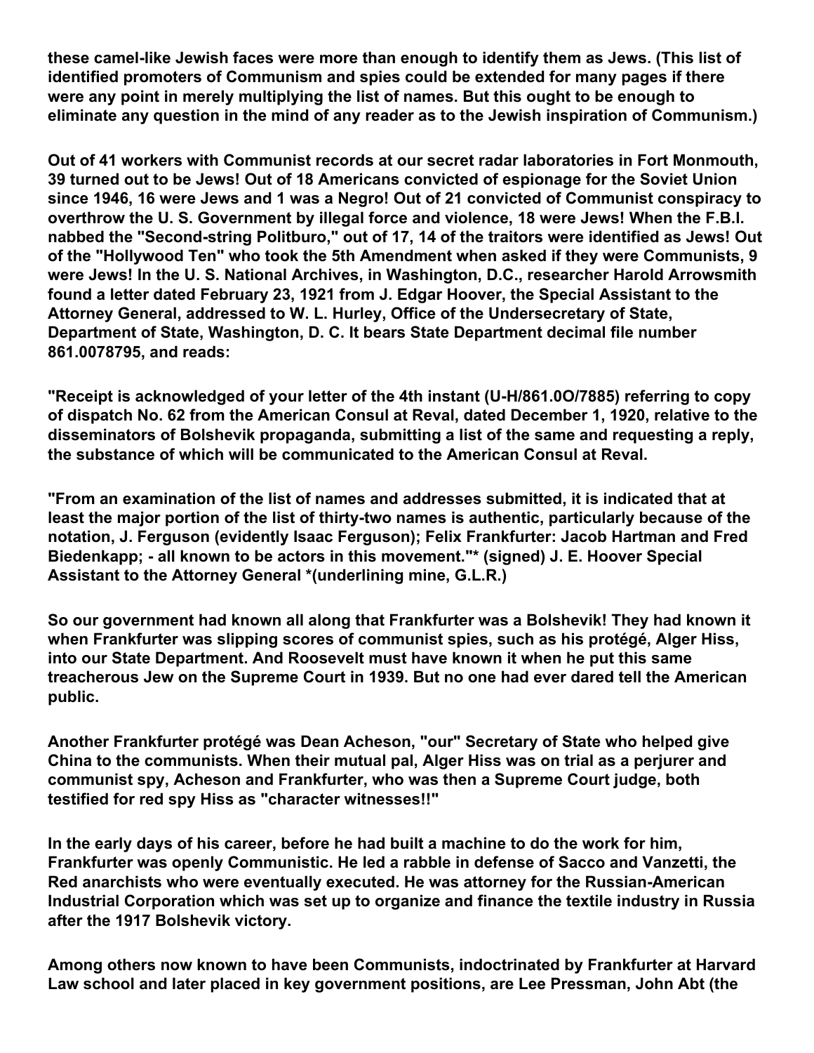these camel-like Jewish faces were more than enough to identify them as Jews. (This list of identified promoters of Communism and spies could be extended for many pages if there were any point in merely multiplying the list of names. But this ought to be enough to eliminate any question in the mind of any reader as to the Jewish inspiration of Communism.)

Out of 41 workers with Communist records at our secret radar laboratories in Fort Monmouth, 39 turned out to be Jews! Out of 18 Americans convicted of espionage for the Soviet Union since 1946, 16 were Jews and 1 was a Negro! Out of 21 convicted of Communist conspiracy to overthrow the U. S. Government by illegal force and violence, 18 were Jews! When the F.B.I. nabbed the "Second-string Politburo," out of 17, 14 of the traitors were identified as Jews! Out of the "Hollywood Ten" who took the 5th Amendment when asked if they were Communists, 9 were Jews! In the U. S. National Archives, in Washington, D.C., researcher Harold Arrowsmith found a letter dated February 23, 1921 from J. Edgar Hoover, the Special Assistant to the Attorney General, addressed to W. L. Hurley, Office of the Undersecretary of State, Department of State, Washington, D. C. It bears State Department decimal file number 861.0078795, and reads:

"Receipt is acknowledged of your letter of the 4th instant (U-H/861.0O/7885) referring to copy of dispatch No. 62 from the American Consul at Reval, dated December 1, 1920, relative to the disseminators of Bolshevik propaganda, submitting a list of the same and requesting a reply, the substance of which will be communicated to the American Consul at Reval.

"From an examination of the list of names and addresses submitted, it is indicated that at least the major portion of the list of thirty-two names is authentic, particularly because of the notation, J. Ferguson (evidently Isaac Ferguson); Felix Frankfurter: Jacob Hartman and Fred Biedenkapp; - all known to be actors in this movement."* (signed) J. E. Hoover Special Assistant to the Attorney General *(underlining mine, G.L.R.)

So our government had known all along that Frankfurter was a Bolshevik! They had known it when Frankfurter was slipping scores of communist spies, such as his protégé, Alger Hiss, into our State Department. And Roosevelt must have known it when he put this same treacherous Jew on the Supreme Court in 1939. But no one had ever dared tell the American public.

Another Frankfurter protégé was Dean Acheson, "our" Secretary of State who helped give China to the communists. When their mutual pal, Alger Hiss was on trial as a perjurer and communist spy, Acheson and Frankfurter, who was then a Supreme Court judge, both testified for red spy Hiss as "character witnesses!!"

In the early days of his career, before he had built a machine to do the work for him, Frankfurter was openly Communistic. He led a rabble in defense of Sacco and Vanzetti, the Red anarchists who were eventually executed. He was attorney for the Russian-American Industrial Corporation which was set up to organize and finance the textile industry in Russia after the 1917 Bolshevik victory.

Among others now known to have been Communists, indoctrinated by Frankfurter at Harvard Law school and later placed in key government positions, are Lee Pressman, John Abt (the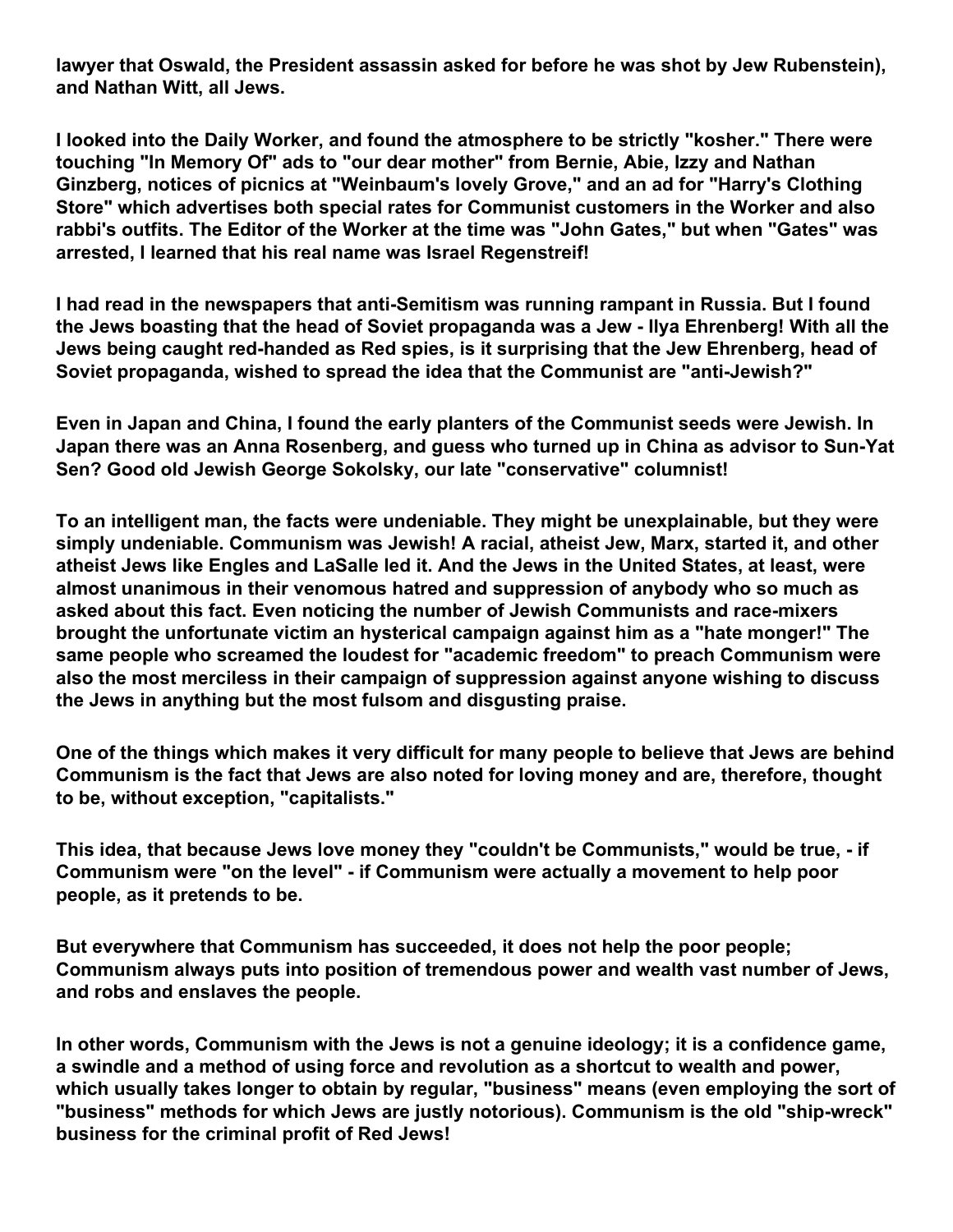**lawyer that Oswald, the President assassin asked for before he was shot by Jew Rubenstein), and Nathan Witt, all Jews.**

**I looked into the Daily Worker, and found the atmosphere to be strictly "kosher." There were touching "In Memory Of" ads to "our dear mother" from Bernie, Abie, Izzy and Nathan Ginzberg, notices of picnics at "Weinbaum's lovely Grove," and an ad for "Harry's Clothing Store" which advertises both special rates for Communist customers in the Worker and also rabbi's outfits. The Editor of the Worker at the time was "John Gates," but when "Gates" was arrested, I learned that his real name was Israel Regenstreif!**

**I had read in the newspapers that anti-Semitism was running rampant in Russia. But I found the Jews boasting that the head of Soviet propaganda was a Jew - Ilya Ehrenberg! With all the Jews being caught red-handed as Red spies, is it surprising that the Jew Ehrenberg, head of Soviet propaganda, wished to spread the idea that the Communist are "anti-Jewish?"**

**Even in Japan and China, I found the early planters of the Communist seeds were Jewish. In Japan there was an Anna Rosenberg, and guess who turned up in China as advisor to Sun-Yat Sen? Good old Jewish George Sokolsky, our late "conservative" columnist!**

**To an intelligent man, the facts were undeniable. They might be unexplainable, but they were simply undeniable. Communism was Jewish! A racial, atheist Jew, Marx, started it, and other atheist Jews like Engles and LaSalle led it. And the Jews in the United States, at least, were almost unanimous in their venomous hatred and suppression of anybody who so much as asked about this fact. Even noticing the number of Jewish Communists and race-mixers brought the unfortunate victim an hysterical campaign against him as a "hate monger!" The same people who screamed the loudest for "academic freedom" to preach Communism were also the most merciless in their campaign of suppression against anyone wishing to discuss the Jews in anything but the most fulsom and disgusting praise.**

**One of the things which makes it very difficult for many people to believe that Jews are behind Communism is the fact that Jews are also noted for loving money and are, therefore, thought to be, without exception, "capitalists."**

**This idea, that because Jews love money they "couldn't be Communists," would be true, - if Communism were "on the level" - if Communism were actually a movement to help poor people, as it pretends to be.**

**But everywhere that Communism has succeeded, it does not help the poor people; Communism always puts into position of tremendous power and wealth vast number of Jews, and robs and enslaves the people.**

**In other words, Communism with the Jews is not a genuine ideology; it is a confidence game, a swindle and a method of using force and revolution as a shortcut to wealth and power, which usually takes longer to obtain by regular, "business" means (even employing the sort of "business" methods for which Jews are justly notorious). Communism is the old "ship-wreck" business for the criminal profit of Red Jews!**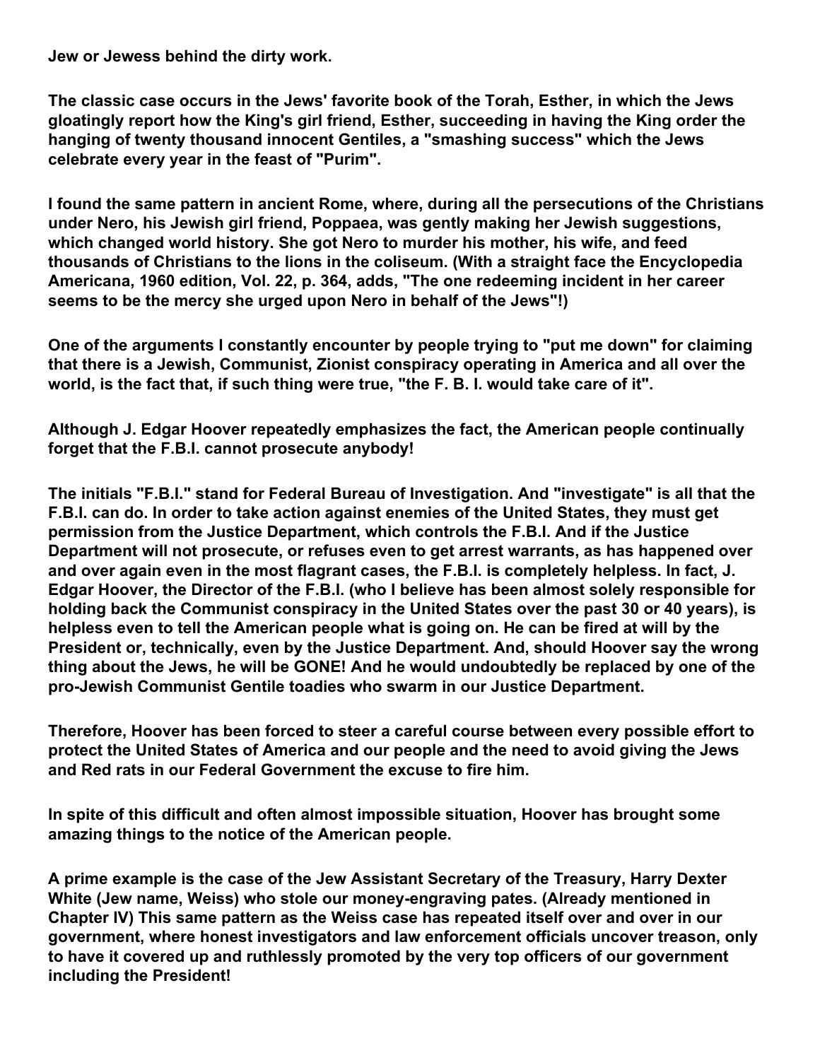**Jew or Jewess behind the dirty work.**

**The classic case occurs in the Jews' favorite book of the Torah, Esther, in which the Jews gloatingly report how the King's girl friend, Esther, succeeding in having the King order the hanging of twenty thousand innocent Gentiles, a "smashing success" which the Jews celebrate every year in the feast of "Purim".**

**I found the same pattern in ancient Rome, where, during all the persecutions of the Christians under Nero, his Jewish girl friend, Poppaea, was gently making her Jewish suggestions, which changed world history. She got Nero to murder his mother, his wife, and feed thousands of Christians to the lions in the coliseum. (With a straight face the Encyclopedia Americana, 1960 edition, Vol. 22, p. 364, adds, "The one redeeming incident in her career seems to be the mercy she urged upon Nero in behalf of the Jews"!)**

**One of the arguments I constantly encounter by people trying to "put me down" for claiming that there is a Jewish, Communist, Zionist conspiracy operating in America and all over the world, is the fact that, if such thing were true, "the F. B. I. would take care of it".**

**Although J. Edgar Hoover repeatedly emphasizes the fact, the American people continually forget that the F.B.I. cannot prosecute anybody!**

**The initials "F.B.I." stand for Federal Bureau of Investigation. And "investigate" is all that the F.B.I. can do. In order to take action against enemies of the United States, they must get permission from the Justice Department, which controls the F.B.I. And if the Justice Department will not prosecute, or refuses even to get arrest warrants, as has happened over and over again even in the most flagrant cases, the F.B.I. is completely helpless. In fact, J. Edgar Hoover, the Director of the F.B.I. (who I believe has been almost solely responsible for holding back the Communist conspiracy in the United States over the past 30 or 40 years), is helpless even to tell the American people what is going on. He can be fired at will by the President or, technically, even by the Justice Department. And, should Hoover say the wrong thing about the Jews, he will be GONE! And he would undoubtedly be replaced by one of the pro-Jewish Communist Gentile toadies who swarm in our Justice Department.**

**Therefore, Hoover has been forced to steer a careful course between every possible effort to protect the United States of America and our people and the need to avoid giving the Jews and Red rats in our Federal Government the excuse to fire him.**

**In spite of this difficult and often almost impossible situation, Hoover has brought some amazing things to the notice of the American people.**

**A prime example is the case of the Jew Assistant Secretary of the Treasury, Harry Dexter White (Jew name, Weiss) who stole our money-engraving pates. (Already mentioned in Chapter IV) This same pattern as the Weiss case has repeated itself over and over in our government, where honest investigators and law enforcement officials uncover treason, only to have it covered up and ruthlessly promoted by the very top officers of our government including the President!**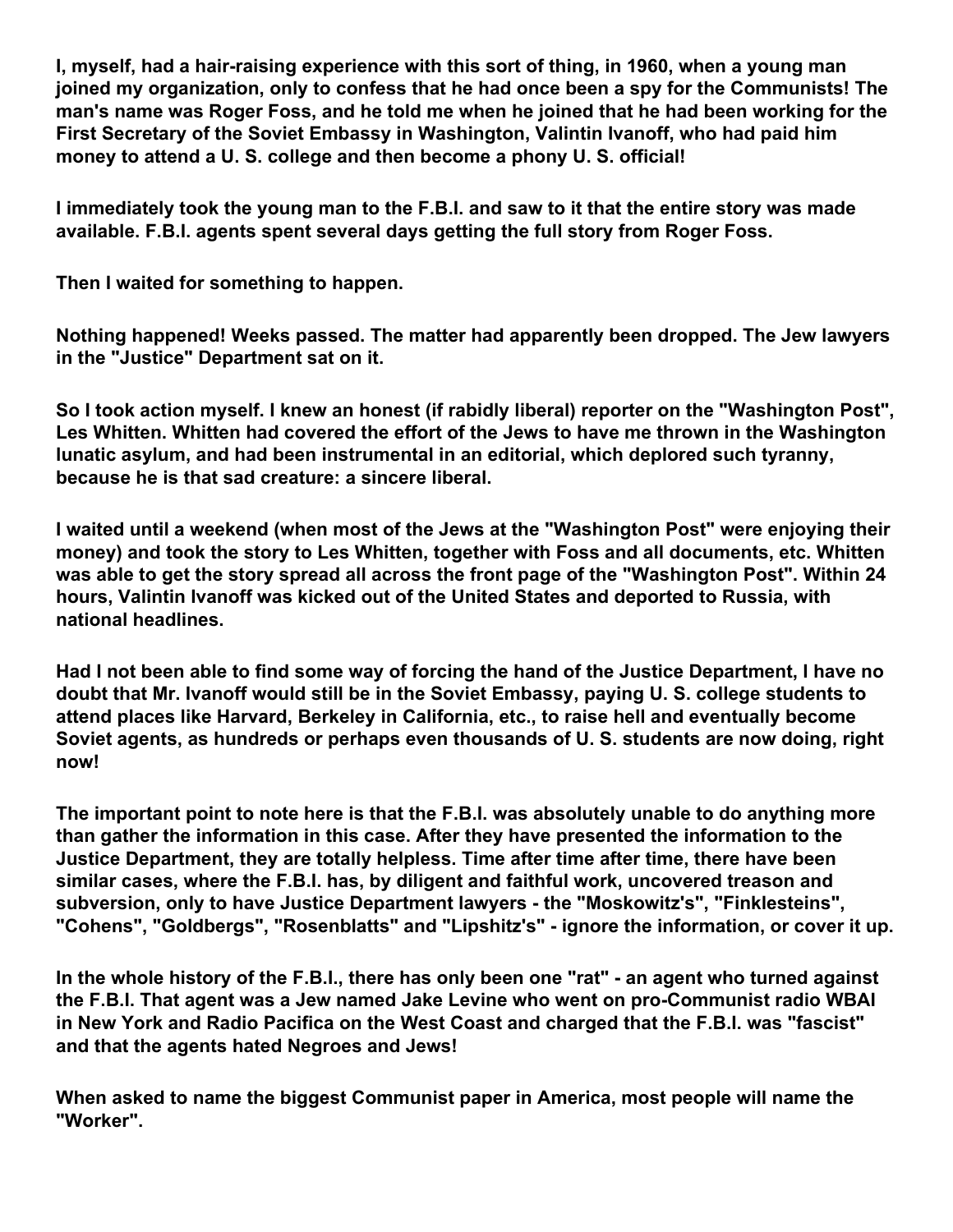**I, myself, had a hair-raising experience with this sort of thing, in 1960, when a young man joined my organization, only to confess that he had once been a spy for the Communists! The man's name was Roger Foss, and he told me when he joined that he had been working for the First Secretary of the Soviet Embassy in Washington, Valintin Ivanoff, who had paid him money to attend a U. S. college and then become a phony U. S. official!**

**I immediately took the young man to the F.B.I. and saw to it that the entire story was made available. F.B.I. agents spent several days getting the full story from Roger Foss.**

**Then I waited for something to happen.**

**Nothing happened! Weeks passed. The matter had apparently been dropped. The Jew lawyers in the "Justice" Department sat on it.**

**So I took action myself. I knew an honest (if rabidly liberal) reporter on the "Washington Post", Les Whitten. Whitten had covered the effort of the Jews to have me thrown in the Washington lunatic asylum, and had been instrumental in an editorial, which deplored such tyranny, because he is that sad creature: a sincere liberal.**

**I waited until a weekend (when most of the Jews at the "Washington Post" were enjoying their money) and took the story to Les Whitten, together with Foss and all documents, etc. Whitten was able to get the story spread all across the front page of the "Washington Post". Within 24 hours, Valintin Ivanoff was kicked out of the United States and deported to Russia, with national headlines.**

**Had I not been able to find some way of forcing the hand of the Justice Department, I have no doubt that Mr. Ivanoff would still be in the Soviet Embassy, paying U. S. college students to attend places like Harvard, Berkeley in California, etc., to raise hell and eventually become Soviet agents, as hundreds or perhaps even thousands of U. S. students are now doing, right now!**

**The important point to note here is that the F.B.I. was absolutely unable to do anything more than gather the information in this case. After they have presented the information to the Justice Department, they are totally helpless. Time after time after time, there have been similar cases, where the F.B.I. has, by diligent and faithful work, uncovered treason and subversion, only to have Justice Department lawyers - the "Moskowitz's", "Finklesteins", "Cohens", "Goldbergs", "Rosenblatts" and "Lipshitz's" - ignore the information, or cover it up.**

**In the whole history of the F.B.I., there has only been one "rat" - an agent who turned against the F.B.I. That agent was a Jew named Jake Levine who went on pro-Communist radio WBAI in New York and Radio Pacifica on the West Coast and charged that the F.B.I. was "fascist" and that the agents hated Negroes and Jews!**

**When asked to name the biggest Communist paper in America, most people will name the "Worker".**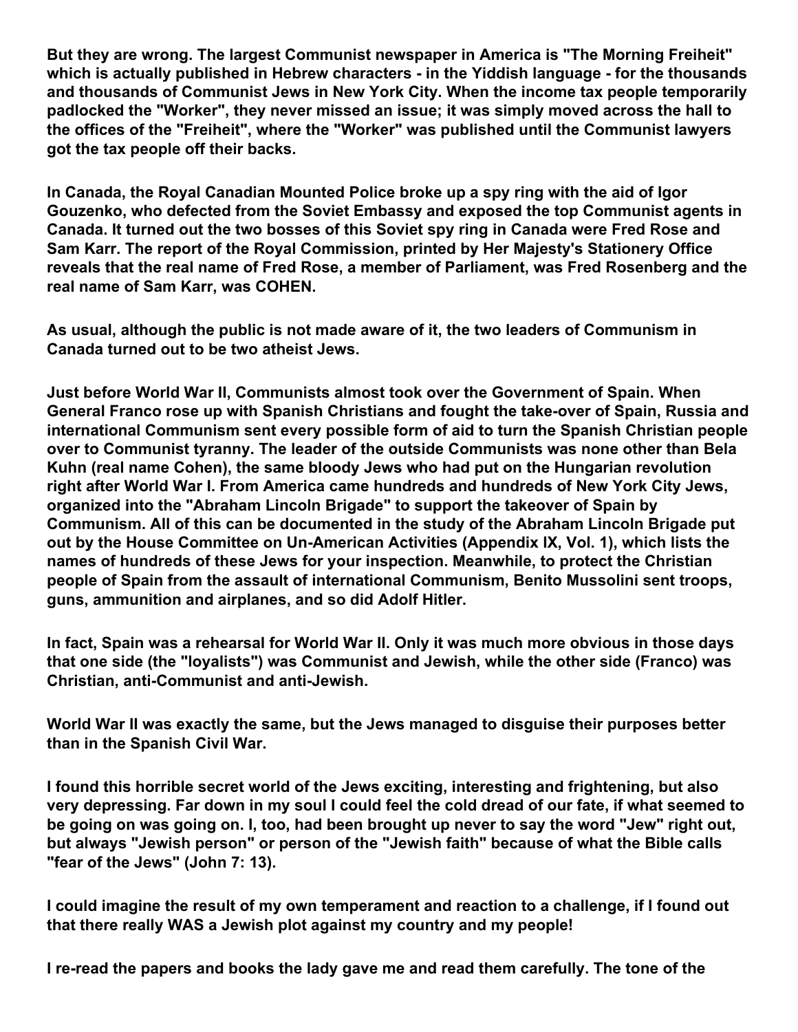**But they are wrong. The largest Communist newspaper in America is "The Morning Freiheit" which is actually published in Hebrew characters - in the Yiddish language - for the thousands and thousands of Communist Jews in New York City. When the income tax people temporarily padlocked the "Worker", they never missed an issue; it was simply moved across the hall to the offices of the "Freiheit", where the "Worker" was published until the Communist lawyers got the tax people off their backs.**

**In Canada, the Royal Canadian Mounted Police broke up a spy ring with the aid of Igor Gouzenko, who defected from the Soviet Embassy and exposed the top Communist agents in Canada. It turned out the two bosses of this Soviet spy ring in Canada were Fred Rose and Sam Karr. The report of the Royal Commission, printed by Her Majesty's Stationery Office reveals that the real name of Fred Rose, a member of Parliament, was Fred Rosenberg and the real name of Sam Karr, was COHEN.**

**As usual, although the public is not made aware of it, the two leaders of Communism in Canada turned out to be two atheist Jews.**

**Just before World War II, Communists almost took over the Government of Spain. When General Franco rose up with Spanish Christians and fought the take-over of Spain, Russia and international Communism sent every possible form of aid to turn the Spanish Christian people over to Communist tyranny. The leader of the outside Communists was none other than Bela Kuhn (real name Cohen), the same bloody Jews who had put on the Hungarian revolution right after World War I. From America came hundreds and hundreds of New York City Jews, organized into the "Abraham Lincoln Brigade" to support the takeover of Spain by Communism. All of this can be documented in the study of the Abraham Lincoln Brigade put out by the House Committee on Un-American Activities (Appendix IX, Vol. 1), which lists the names of hundreds of these Jews for your inspection. Meanwhile, to protect the Christian people of Spain from the assault of international Communism, Benito Mussolini sent troops, guns, ammunition and airplanes, and so did Adolf Hitler.**

**In fact, Spain was a rehearsal for World War II. Only it was much more obvious in those days that one side (the "loyalists") was Communist and Jewish, while the other side (Franco) was Christian, anti-Communist and anti-Jewish.**

**World War II was exactly the same, but the Jews managed to disguise their purposes better than in the Spanish Civil War.**

**I found this horrible secret world of the Jews exciting, interesting and frightening, but also very depressing. Far down in my soul I could feel the cold dread of our fate, if what seemed to be going on was going on. I, too, had been brought up never to say the word "Jew" right out, but always "Jewish person" or person of the "Jewish faith" because of what the Bible calls "fear of the Jews" (John 7: 13).**

**I could imagine the result of my own temperament and reaction to a challenge, if I found out that there really WAS a Jewish plot against my country and my people!**

**I re-read the papers and books the lady gave me and read them carefully. The tone of the**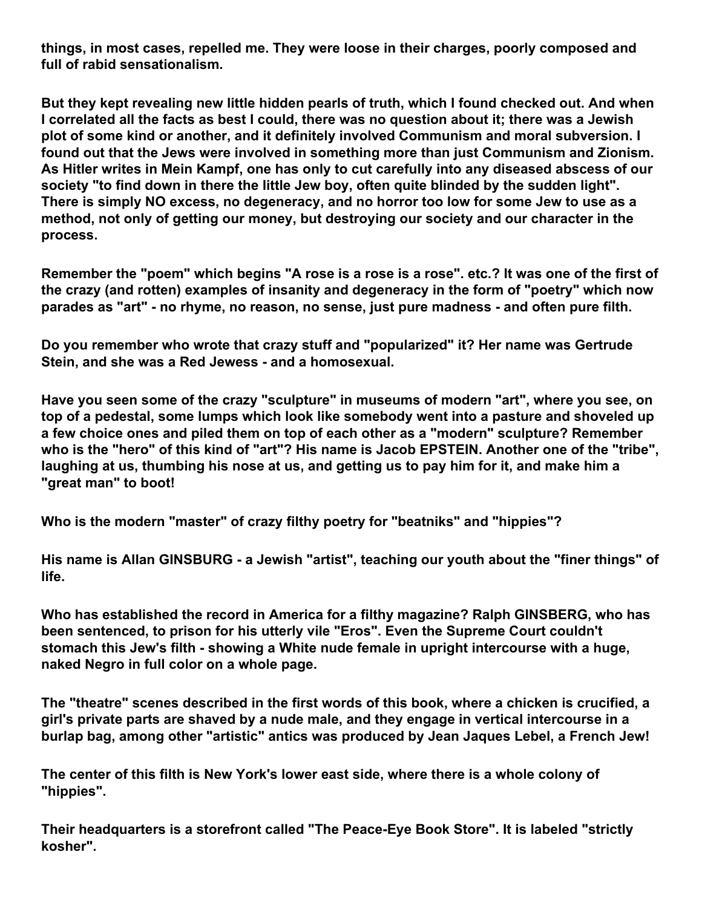**things, in most cases, repelled me. They were loose in their charges, poorly composed and full of rabid sensationalism.**

**But they kept revealing new little hidden pearls of truth, which I found checked out. And when I correlated all the facts as best I could, there was no question about it; there was a Jewish plot of some kind or another, and it definitely involved Communism and moral subversion. I found out that the Jews were involved in something more than just Communism and Zionism. As Hitler writes in Mein Kampf, one has only to cut carefully into any diseased abscess of our society "to find down in there the little Jew boy, often quite blinded by the sudden light". There is simply NO excess, no degeneracy, and no horror too low for some Jew to use as a method, not only of getting our money, but destroying our society and our character in the process.**

**Remember the "poem" which begins "A rose is a rose is a rose". etc.? It was one of the first of the crazy (and rotten) examples of insanity and degeneracy in the form of "poetry" which now parades as "art" - no rhyme, no reason, no sense, just pure madness - and often pure filth.**

**Do you remember who wrote that crazy stuff and "popularized" it? Her name was Gertrude Stein, and she was a Red Jewess - and a homosexual.**

**Have you seen some of the crazy "sculpture" in museums of modern "art", where you see, on top of a pedestal, some lumps which look like somebody went into a pasture and shoveled up a few choice ones and piled them on top of each other as a "modern" sculpture? Remember who is the "hero" of this kind of "art"? His name is Jacob EPSTEIN. Another one of the "tribe", laughing at us, thumbing his nose at us, and getting us to pay him for it, and make him a "great man" to boot!**

**Who is the modern "master" of crazy filthy poetry for "beatniks" and "hippies"?**

**His name is Allan GINSBURG - a Jewish "artist", teaching our youth about the "finer things" of life.**

**Who has established the record in America for a filthy magazine? Ralph GINSBERG, who has been sentenced, to prison for his utterly vile "Eros". Even the Supreme Court couldn't stomach this Jew's filth - showing a White nude female in upright intercourse with a huge, naked Negro in full color on a whole page.**

**The "theatre" scenes described in the first words of this book, where a chicken is crucified, a girl's private parts are shaved by a nude male, and they engage in vertical intercourse in a burlap bag, among other "artistic" antics was produced by Jean Jaques Lebel, a French Jew!**

**The center of this filth is New York's lower east side, where there is a whole colony of "hippies".**

**Their headquarters is a storefront called "The Peace-Eye Book Store". It is labeled "strictly kosher".**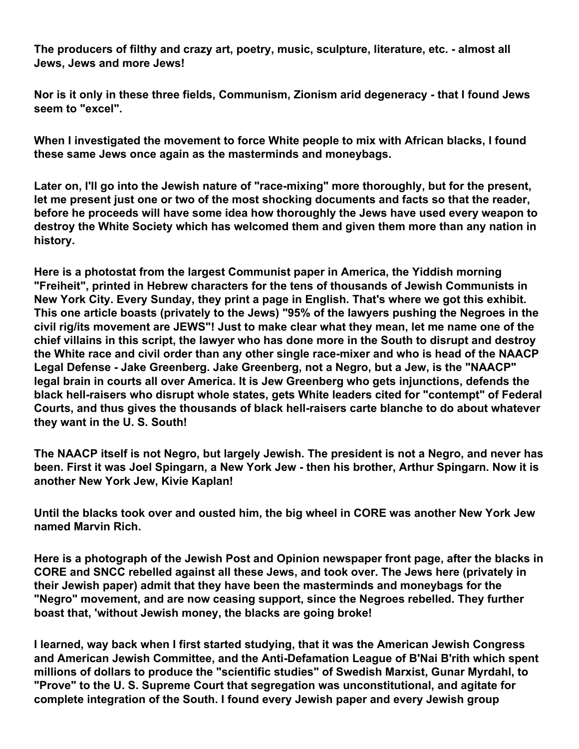**The producers of filthy and crazy art, poetry, music, sculpture, literature, etc. - almost all Jews, Jews and more Jews!**

**Nor is it only in these three fields, Communism, Zionism arid degeneracy - that I found Jews seem to "excel".**

**When I investigated the movement to force White people to mix with African blacks, I found these same Jews once again as the masterminds and moneybags.**

**Later on, I'll go into the Jewish nature of "race-mixing" more thoroughly, but for the present, let me present just one or two of the most shocking documents and facts so that the reader, before he proceeds will have some idea how thoroughly the Jews have used every weapon to destroy the White Society which has welcomed them and given them more than any nation in history.**

**Here is a photostat from the largest Communist paper in America, the Yiddish morning "Freiheit", printed in Hebrew characters for the tens of thousands of Jewish Communists in New York City. Every Sunday, they print a page in English. That's where we got this exhibit. This one article boasts (privately to the Jews) "95% of the lawyers pushing the Negroes in the civil rig/its movement are JEWS"! Just to make clear what they mean, let me name one of the chief villains in this script, the lawyer who has done more in the South to disrupt and destroy the White race and civil order than any other single race-mixer and who is head of the NAACP Legal Defense - Jake Greenberg. Jake Greenberg, not a Negro, but a Jew, is the "NAACP" legal brain in courts all over America. It is Jew Greenberg who gets injunctions, defends the black hell-raisers who disrupt whole states, gets White leaders cited for "contempt" of Federal Courts, and thus gives the thousands of black hell-raisers carte blanche to do about whatever they want in the U. S. South!**

**The NAACP itself is not Negro, but largely Jewish. The president is not a Negro, and never has been. First it was Joel Spingarn, a New York Jew - then his brother, Arthur Spingarn. Now it is another New York Jew, Kivie Kaplan!**

**Until the blacks took over and ousted him, the big wheel in CORE was another New York Jew named Marvin Rich.**

**Here is a photograph of the Jewish Post and Opinion newspaper front page, after the blacks in CORE and SNCC rebelled against all these Jews, and took over. The Jews here (privately in their Jewish paper) admit that they have been the masterminds and moneybags for the "Negro" movement, and are now ceasing support, since the Negroes rebelled. They further boast that, 'without Jewish money, the blacks are going broke!**

**I learned, way back when I first started studying, that it was the American Jewish Congress and American Jewish Committee, and the Anti-Defamation League of B'Nai B'rith which spent millions of dollars to produce the "scientific studies" of Swedish Marxist, Gunar Myrdahl, to "Prove" to the U. S. Supreme Court that segregation was unconstitutional, and agitate for complete integration of the South. I found every Jewish paper and every Jewish group**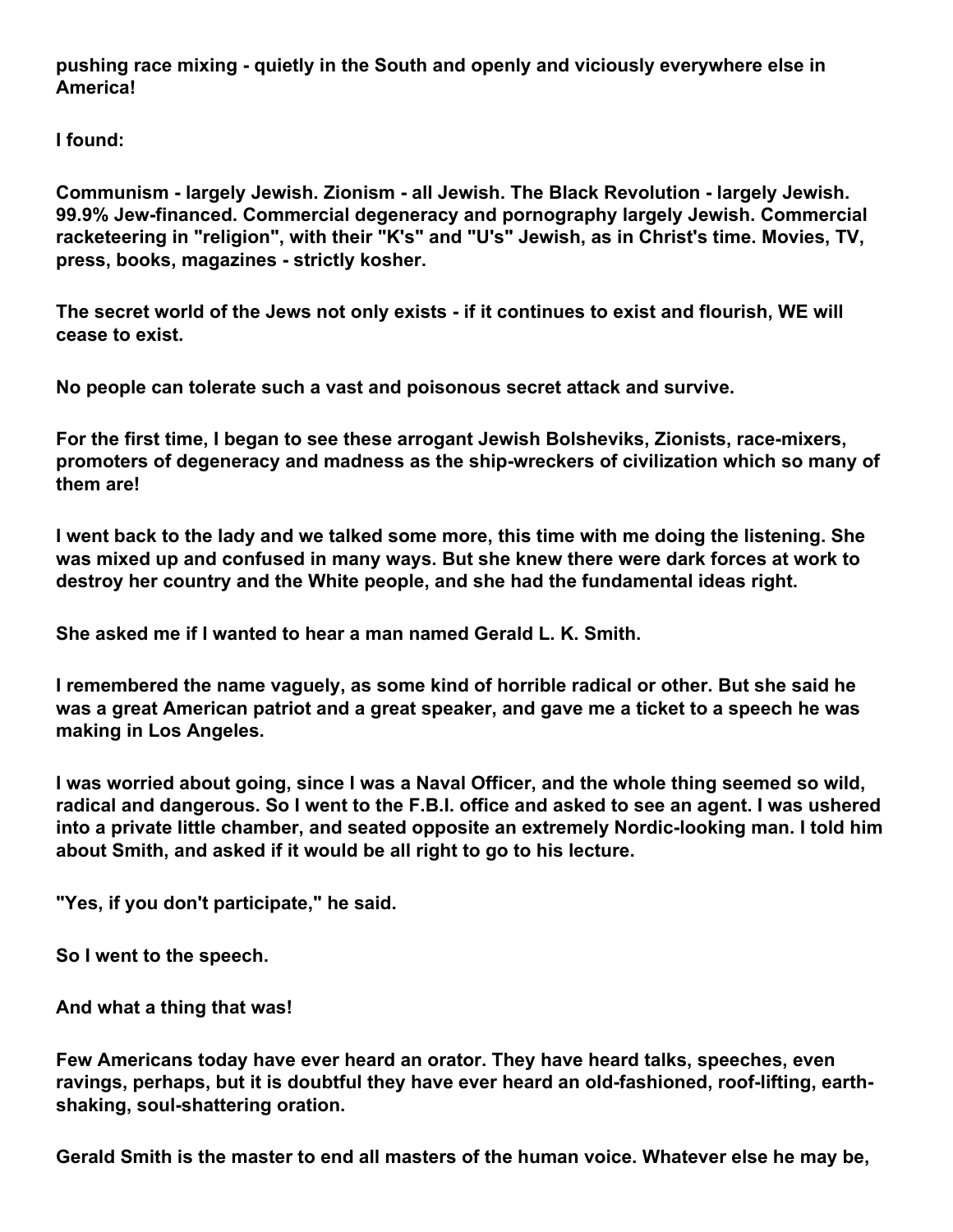**pushing race mixing - quietly in the South and openly and viciously everywhere else in America!**

**I found:**

**Communism - largely Jewish. Zionism - all Jewish. The Black Revolution - largely Jewish. 99.9% Jew-financed. Commercial degeneracy and pornography largely Jewish. Commercial racketeering in "religion", with their "K's" and "U's" Jewish, as in Christ's time. Movies, TV, press, books, magazines - strictly kosher.**

**The secret world of the Jews not only exists - if it continues to exist and flourish, WE will cease to exist.**

**No people can tolerate such a vast and poisonous secret attack and survive.**

**For the first time, I began to see these arrogant Jewish Bolsheviks, Zionists, race-mixers, promoters of degeneracy and madness as the ship-wreckers of civilization which so many of them are!**

**I went back to the lady and we talked some more, this time with me doing the listening. She was mixed up and confused in many ways. But she knew there were dark forces at work to destroy her country and the White people, and she had the fundamental ideas right.**

**She asked me if I wanted to hear a man named Gerald L. K. Smith.**

**I remembered the name vaguely, as some kind of horrible radical or other. But she said he was a great American patriot and a great speaker, and gave me a ticket to a speech he was making in Los Angeles.**

**I was worried about going, since I was a Naval Officer, and the whole thing seemed so wild, radical and dangerous. So I went to the F.B.I. office and asked to see an agent. I was ushered into a private little chamber, and seated opposite an extremely Nordic-looking man. I told him about Smith, and asked if it would be all right to go to his lecture.**

**"Yes, if you don't participate," he said.**

**So I went to the speech.**

**And what a thing that was!**

**Few Americans today have ever heard an orator. They have heard talks, speeches, even ravings, perhaps, but it is doubtful they have ever heard an old-fashioned, roof-lifting, earth-shaking, soul-shattering oration.**

**Gerald Smith is the master to end all masters of the human voice. Whatever else he may be,**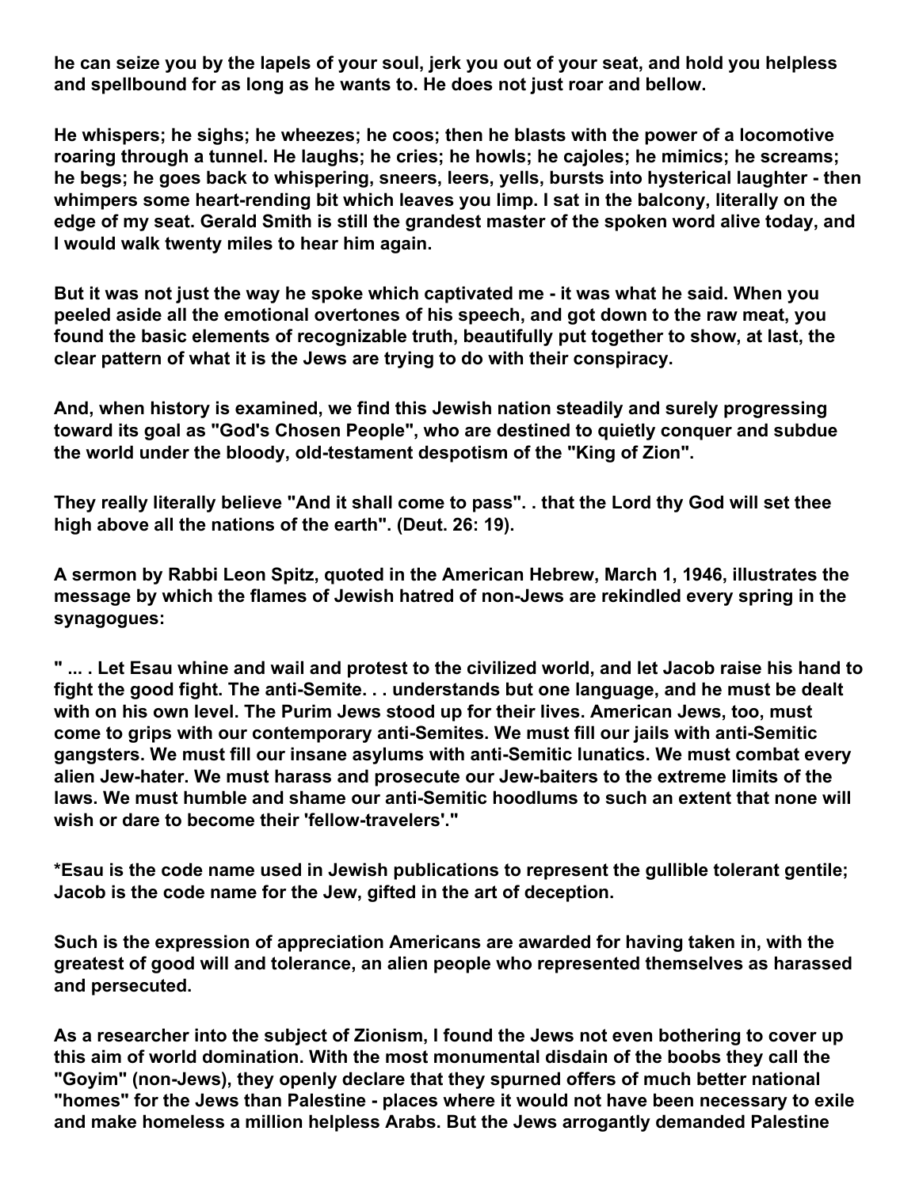**he can seize you by the lapels of your soul, jerk you out of your seat, and hold you helpless and spellbound for as long as he wants to. He does not just roar and bellow.**

**He whispers; he sighs; he wheezes; he coos; then he blasts with the power of a locomotive roaring through a tunnel. He laughs; he cries; he howls; he cajoles; he mimics; he screams; he begs; he goes back to whispering, sneers, leers, yells, bursts into hysterical laughter - then whimpers some heart-rending bit which leaves you limp. I sat in the balcony, literally on the edge of my seat. Gerald Smith is still the grandest master of the spoken word alive today, and I would walk twenty miles to hear him again.**

**But it was not just the way he spoke which captivated me - it was what he said. When you peeled aside all the emotional overtones of his speech, and got down to the raw meat, you found the basic elements of recognizable truth, beautifully put together to show, at last, the clear pattern of what it is the Jews are trying to do with their conspiracy.**

**And, when history is examined, we find this Jewish nation steadily and surely progressing toward its goal as "God's Chosen People", who are destined to quietly conquer and subdue the world under the bloody, old-testament despotism of the "King of Zion".**

**They really literally believe "And it shall come to pass". . that the Lord thy God will set thee high above all the nations of the earth". (Deut. 26: 19).**

**A sermon by Rabbi Leon Spitz, quoted in the American Hebrew, March 1, 1946, illustrates the message by which the flames of Jewish hatred of non-Jews are rekindled every spring in the synagogues:**

**" ... . Let Esau whine and wail and protest to the civilized world, and let Jacob raise his hand to fight the good fight. The anti-Semite. . . understands but one language, and he must be dealt with on his own level. The Purim Jews stood up for their lives. American Jews, too, must come to grips with our contemporary anti-Semites. We must fill our jails with anti-Semitic gangsters. We must fill our insane asylums with anti-Semitic lunatics. We must combat every alien Jew-hater. We must harass and prosecute our Jew-baiters to the extreme limits of the laws. We must humble and shame our anti-Semitic hoodlums to such an extent that none will wish or dare to become their 'fellow-travelers'."**

**\*Esau is the code name used in Jewish publications to represent the gullible tolerant gentile; Jacob is the code name for the Jew, gifted in the art of deception.**

**Such is the expression of appreciation Americans are awarded for having taken in, with the greatest of good will and tolerance, an alien people who represented themselves as harassed and persecuted.**

**As a researcher into the subject of Zionism, I found the Jews not even bothering to cover up this aim of world domination. With the most monumental disdain of the boobs they call the "Goyim" (non-Jews), they openly declare that they spurned offers of much better national "homes" for the Jews than Palestine - places where it would not have been necessary to exile and make homeless a million helpless Arabs. But the Jews arrogantly demanded Palestine**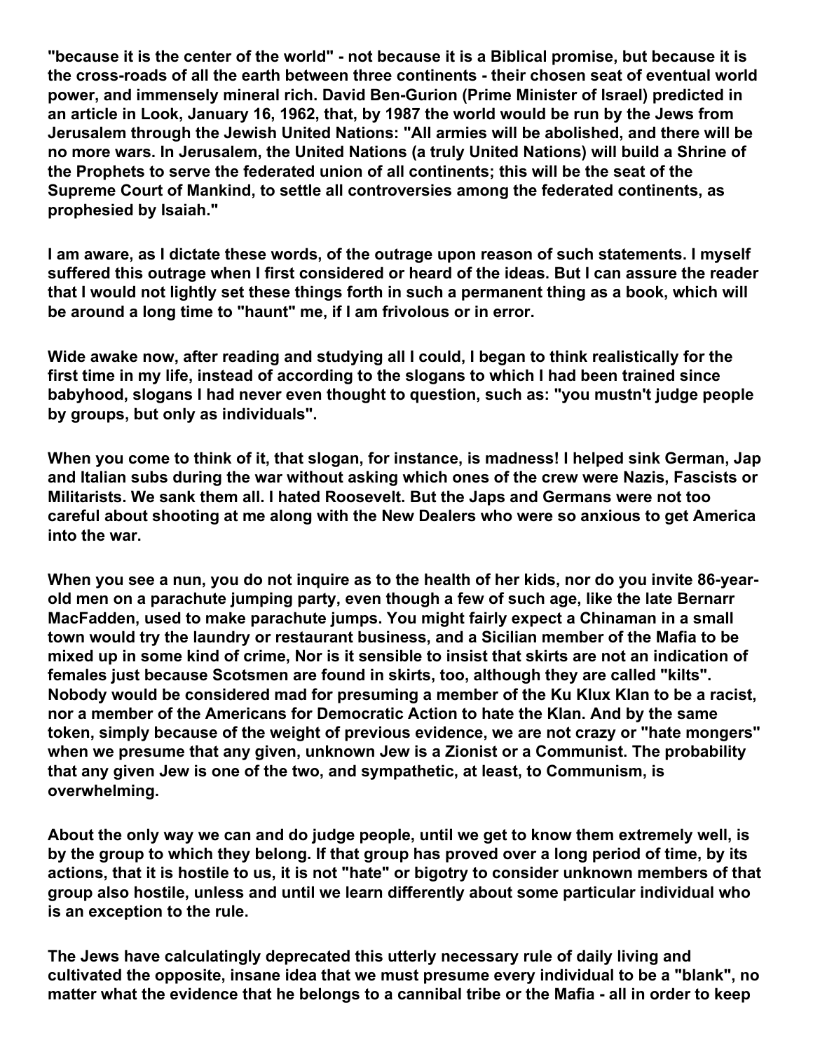**"because it is the center of the world" - not because it is a Biblical promise, but because it is the cross-roads of all the earth between three continents - their chosen seat of eventual world power, and immensely mineral rich. David Ben-Gurion (Prime Minister of Israel) predicted in an article in Look, January 16, 1962, that, by 1987 the world would be run by the Jews from Jerusalem through the Jewish United Nations: "All armies will be abolished, and there will be no more wars. In Jerusalem, the United Nations (a truly United Nations) will build a Shrine of the Prophets to serve the federated union of all continents; this will be the seat of the Supreme Court of Mankind, to settle all controversies among the federated continents, as prophesied by Isaiah."**

**I am aware, as I dictate these words, of the outrage upon reason of such statements. I myself suffered this outrage when I first considered or heard of the ideas. But I can assure the reader that I would not lightly set these things forth in such a permanent thing as a book, which will be around a long time to "haunt" me, if I am frivolous or in error.**

**Wide awake now, after reading and studying all I could, I began to think realistically for the first time in my life, instead of according to the slogans to which I had been trained since babyhood, slogans I had never even thought to question, such as: "you mustn't judge people by groups, but only as individuals".**

**When you come to think of it, that slogan, for instance, is madness! I helped sink German, Jap and Italian subs during the war without asking which ones of the crew were Nazis, Fascists or Militarists. We sank them all. I hated Roosevelt. But the Japs and Germans were not too careful about shooting at me along with the New Dealers who were so anxious to get America into the war.**

**When you see a nun, you do not inquire as to the health of her kids, nor do you invite 86-year-old men on a parachute jumping party, even though a few of such age, like the late Bernarr MacFadden, used to make parachute jumps. You might fairly expect a Chinaman in a small town would try the laundry or restaurant business, and a Sicilian member of the Mafia to be mixed up in some kind of crime, Nor is it sensible to insist that skirts are not an indication of females just because Scotsmen are found in skirts, too, although they are called "kilts". Nobody would be considered mad for presuming a member of the Ku Klux Klan to be a racist, nor a member of the Americans for Democratic Action to hate the Klan. And by the same token, simply because of the weight of previous evidence, we are not crazy or "hate mongers" when we presume that any given, unknown Jew is a Zionist or a Communist. The probability that any given Jew is one of the two, and sympathetic, at least, to Communism, is overwhelming.**

**About the only way we can and do judge people, until we get to know them extremely well, is by the group to which they belong. If that group has proved over a long period of time, by its actions, that it is hostile to us, it is not "hate" or bigotry to consider unknown members of that group also hostile, unless and until we learn differently about some particular individual who is an exception to the rule.**

**The Jews have calculatingly deprecated this utterly necessary rule of daily living and cultivated the opposite, insane idea that we must presume every individual to be a "blank", no matter what the evidence that he belongs to a cannibal tribe or the Mafia - all in order to keep**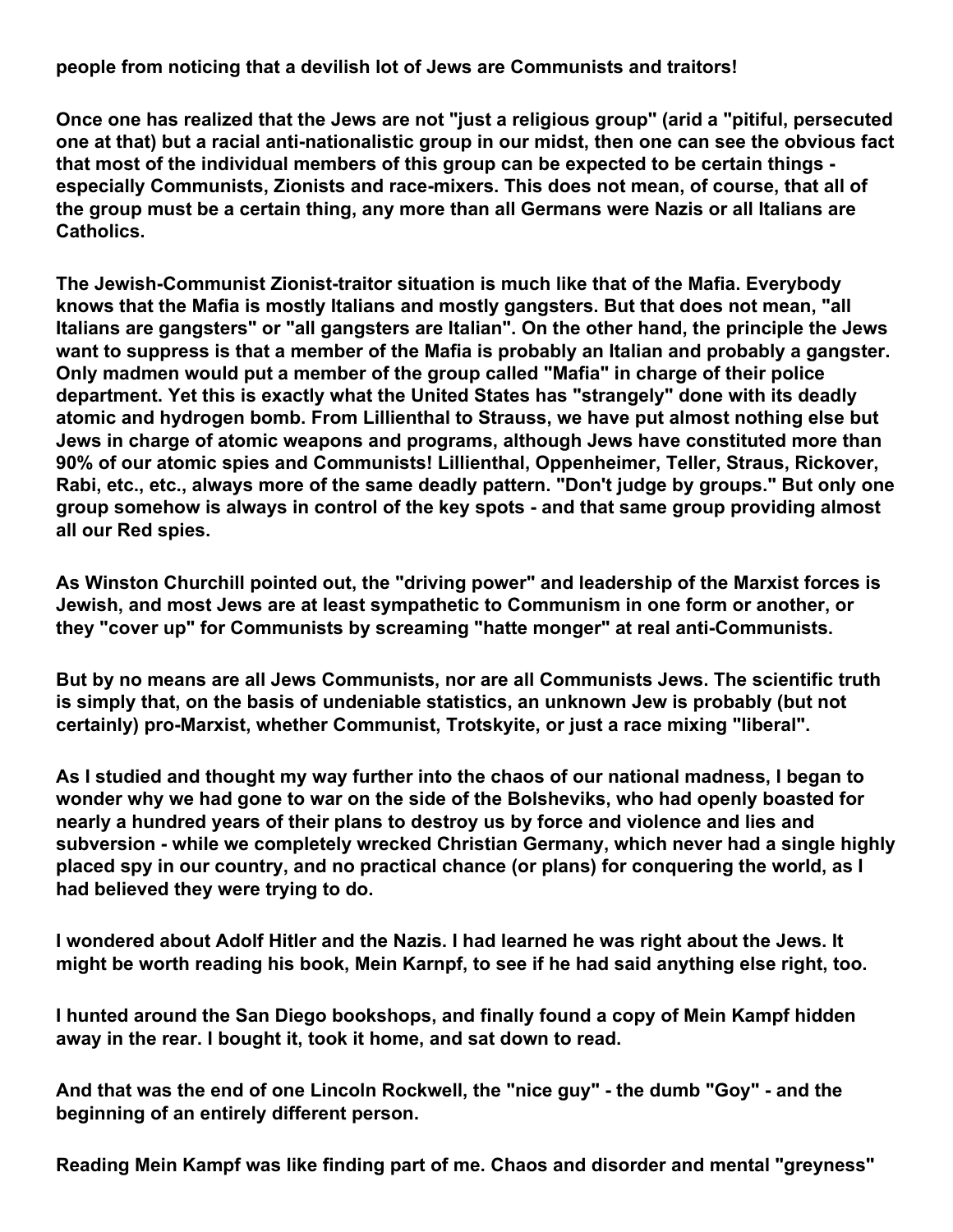**people from noticing that a devilish lot of Jews are Communists and traitors!**

**Once one has realized that the Jews are not "just a religious group" (arid a "pitiful, persecuted one at that) but a racial anti-nationalistic group in our midst, then one can see the obvious fact that most of the individual members of this group can be expected to be certain things - especially Communists, Zionists and race-mixers. This does not mean, of course, that all of the group must be a certain thing, any more than all Germans were Nazis or all Italians are Catholics.**

**The Jewish-Communist Zionist-traitor situation is much like that of the Mafia. Everybody knows that the Mafia is mostly Italians and mostly gangsters. But that does not mean, "all Italians are gangsters" or "all gangsters are Italian". On the other hand, the principle the Jews want to suppress is that a member of the Mafia is probably an Italian and probably a gangster. Only madmen would put a member of the group called "Mafia" in charge of their police department. Yet this is exactly what the United States has "strangely" done with its deadly atomic and hydrogen bomb. From Lillienthal to Strauss, we have put almost nothing else but Jews in charge of atomic weapons and programs, although Jews have constituted more than 90% of our atomic spies and Communists! Lillienthal, Oppenheimer, Teller, Straus, Rickover, Rabi, etc., etc., always more of the same deadly pattern. "Don't judge by groups." But only one group somehow is always in control of the key spots - and that same group providing almost all our Red spies.**

**As Winston Churchill pointed out, the "driving power" and leadership of the Marxist forces is Jewish, and most Jews are at least sympathetic to Communism in one form or another, or they "cover up" for Communists by screaming "hatte monger" at real anti-Communists.**

**But by no means are all Jews Communists, nor are all Communists Jews. The scientific truth is simply that, on the basis of undeniable statistics, an unknown Jew is probably (but not certainly) pro-Marxist, whether Communist, Trotskyite, or just a race mixing "liberal".**

**As I studied and thought my way further into the chaos of our national madness, I began to wonder why we had gone to war on the side of the Bolsheviks, who had openly boasted for nearly a hundred years of their plans to destroy us by force and violence and lies and subversion - while we completely wrecked Christian Germany, which never had a single highly placed spy in our country, and no practical chance (or plans) for conquering the world, as I had believed they were trying to do.**

**I wondered about Adolf Hitler and the Nazis. I had learned he was right about the Jews. It might be worth reading his book, Mein Karnpf, to see if he had said anything else right, too.**

**I hunted around the San Diego bookshops, and finally found a copy of Mein Kampf hidden away in the rear. I bought it, took it home, and sat down to read.**

**And that was the end of one Lincoln Rockwell, the "nice guy" - the dumb "Goy" - and the beginning of an entirely different person.**

**Reading Mein Kampf was like finding part of me. Chaos and disorder and mental "greyness"**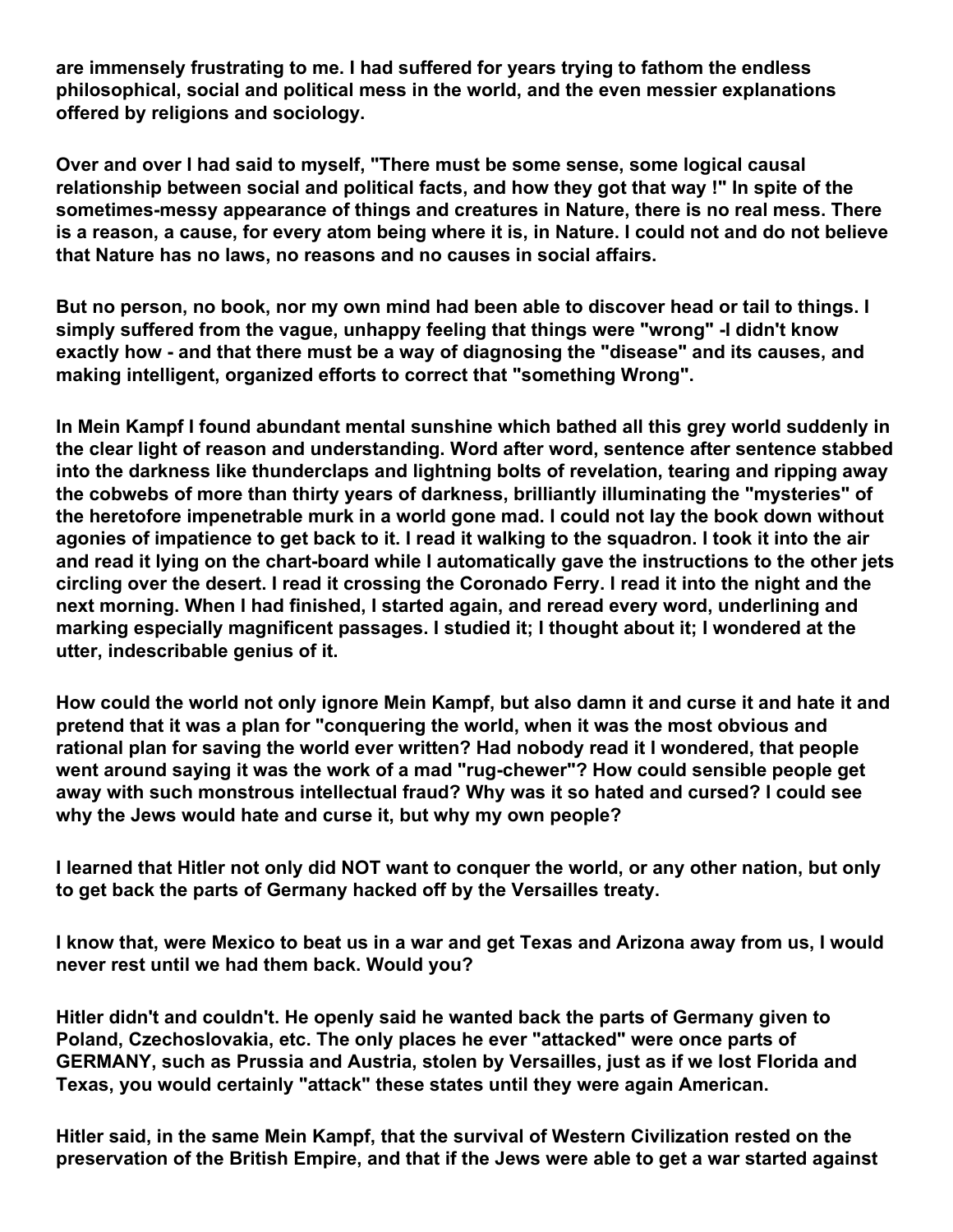are immensely frustrating to me. I had suffered for years trying to fathom the endless philosophical, social and political mess in the world, and the even messier explanations offered by religions and sociology.

Over and over I had said to myself, "There must be some sense, some logical causal relationship between social and political facts, and how they got that way !" In spite of the sometimes-messy appearance of things and creatures in Nature, there is no real mess. There is a reason, a cause, for every atom being where it is, in Nature. I could not and do not believe that Nature has no laws, no reasons and no causes in social affairs.

But no person, no book, nor my own mind had been able to discover head or tail to things. I simply suffered from the vague, unhappy feeling that things were "wrong" -I didn't know exactly how - and that there must be a way of diagnosing the "disease" and its causes, and making intelligent, organized efforts to correct that "something Wrong".

In Mein Kampf I found abundant mental sunshine which bathed all this grey world suddenly in the clear light of reason and understanding. Word after word, sentence after sentence stabbed into the darkness like thunderclaps and lightning bolts of revelation, tearing and ripping away the cobwebs of more than thirty years of darkness, brilliantly illuminating the "mysteries" of the heretofore impenetrable murk in a world gone mad. I could not lay the book down without agonies of impatience to get back to it. I read it walking to the squadron. I took it into the air and read it lying on the chart-board while I automatically gave the instructions to the other jets circling over the desert. I read it crossing the Coronado Ferry. I read it into the night and the next morning. When I had finished, I started again, and reread every word, underlining and marking especially magnificent passages. I studied it; I thought about it; I wondered at the utter, indescribable genius of it.

How could the world not only ignore Mein Kampf, but also damn it and curse it and hate it and pretend that it was a plan for "conquering the world, when it was the most obvious and rational plan for saving the world ever written? Had nobody read it I wondered, that people went around saying it was the work of a mad "rug-chewer"? How could sensible people get away with such monstrous intellectual fraud? Why was it so hated and cursed? I could see why the Jews would hate and curse it, but why my own people?

I learned that Hitler not only did NOT want to conquer the world, or any other nation, but only to get back the parts of Germany hacked off by the Versailles treaty.

I know that, were Mexico to beat us in a war and get Texas and Arizona away from us, I would never rest until we had them back. Would you?

Hitler didn't and couldn't. He openly said he wanted back the parts of Germany given to Poland, Czechoslovakia, etc. The only places he ever "attacked" were once parts of GERMANY, such as Prussia and Austria, stolen by Versailles, just as if we lost Florida and Texas, you would certainly "attack" these states until they were again American.

Hitler said, in the same Mein Kampf, that the survival of Western Civilization rested on the preservation of the British Empire, and that if the Jews were able to get a war started against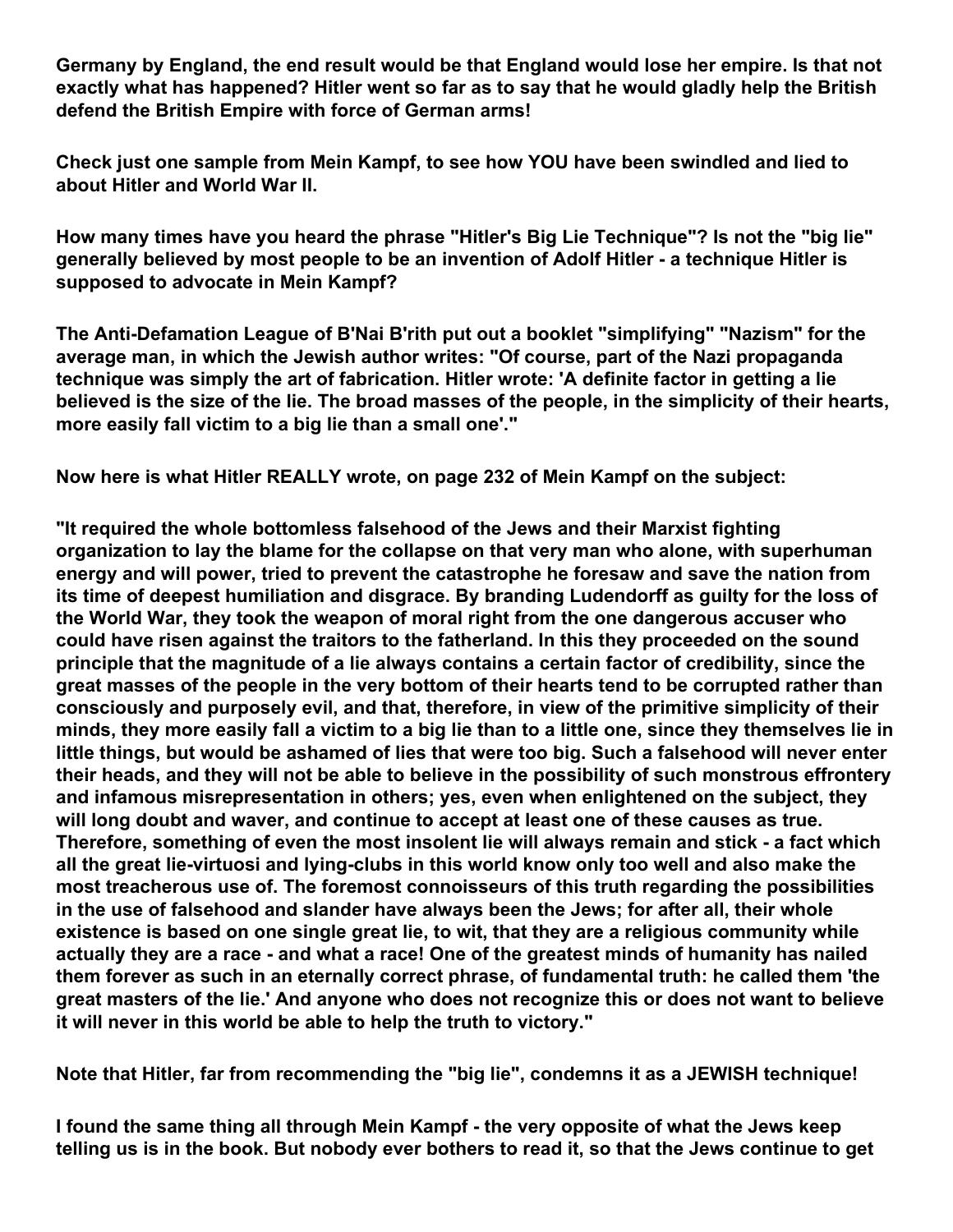Germany by England, the end result would be that England would lose her empire. Is that not exactly what has happened? Hitler went so far as to say that he would gladly help the British defend the British Empire with force of German arms!

Check just one sample from Mein Kampf, to see how YOU have been swindled and lied to about Hitler and World War II.

How many times have you heard the phrase "Hitler's Big Lie Technique"? Is not the "big lie" generally believed by most people to be an invention of Adolf Hitler - a technique Hitler is supposed to advocate in Mein Kampf?

The Anti-Defamation League of B'Nai B'rith put out a booklet "simplifying" "Nazism" for the average man, in which the Jewish author writes: "Of course, part of the Nazi propaganda technique was simply the art of fabrication. Hitler wrote: 'A definite factor in getting a lie believed is the size of the lie. The broad masses of the people, in the simplicity of their hearts, more easily fall victim to a big lie than a small one'."

Now here is what Hitler REALLY wrote, on page 232 of Mein Kampf on the subject:

"It required the whole bottomless falsehood of the Jews and their Marxist fighting organization to lay the blame for the collapse on that very man who alone, with superhuman energy and will power, tried to prevent the catastrophe he foresaw and save the nation from its time of deepest humiliation and disgrace. By branding Ludendorff as guilty for the loss of the World War, they took the weapon of moral right from the one dangerous accuser who could have risen against the traitors to the fatherland. In this they proceeded on the sound principle that the magnitude of a lie always contains a certain factor of credibility, since the great masses of the people in the very bottom of their hearts tend to be corrupted rather than consciously and purposely evil, and that, therefore, in view of the primitive simplicity of their minds, they more easily fall a victim to a big lie than to a little one, since they themselves lie in little things, but would be ashamed of lies that were too big. Such a falsehood will never enter their heads, and they will not be able to believe in the possibility of such monstrous effrontery and infamous misrepresentation in others; yes, even when enlightened on the subject, they will long doubt and waver, and continue to accept at least one of these causes as true. Therefore, something of even the most insolent lie will always remain and stick - a fact which all the great lie-virtuosi and lying-clubs in this world know only too well and also make the most treacherous use of. The foremost connoisseurs of this truth regarding the possibilities in the use of falsehood and slander have always been the Jews; for after all, their whole existence is based on one single great lie, to wit, that they are a religious community while actually they are a race - and what a race! One of the greatest minds of humanity has nailed them forever as such in an eternally correct phrase, of fundamental truth: he called them 'the great masters of the lie.' And anyone who does not recognize this or does not want to believe it will never in this world be able to help the truth to victory."

Note that Hitler, far from recommending the "big lie", condemns it as a JEWISH technique!

I found the same thing all through Mein Kampf - the very opposite of what the Jews keep telling us is in the book. But nobody ever bothers to read it, so that the Jews continue to get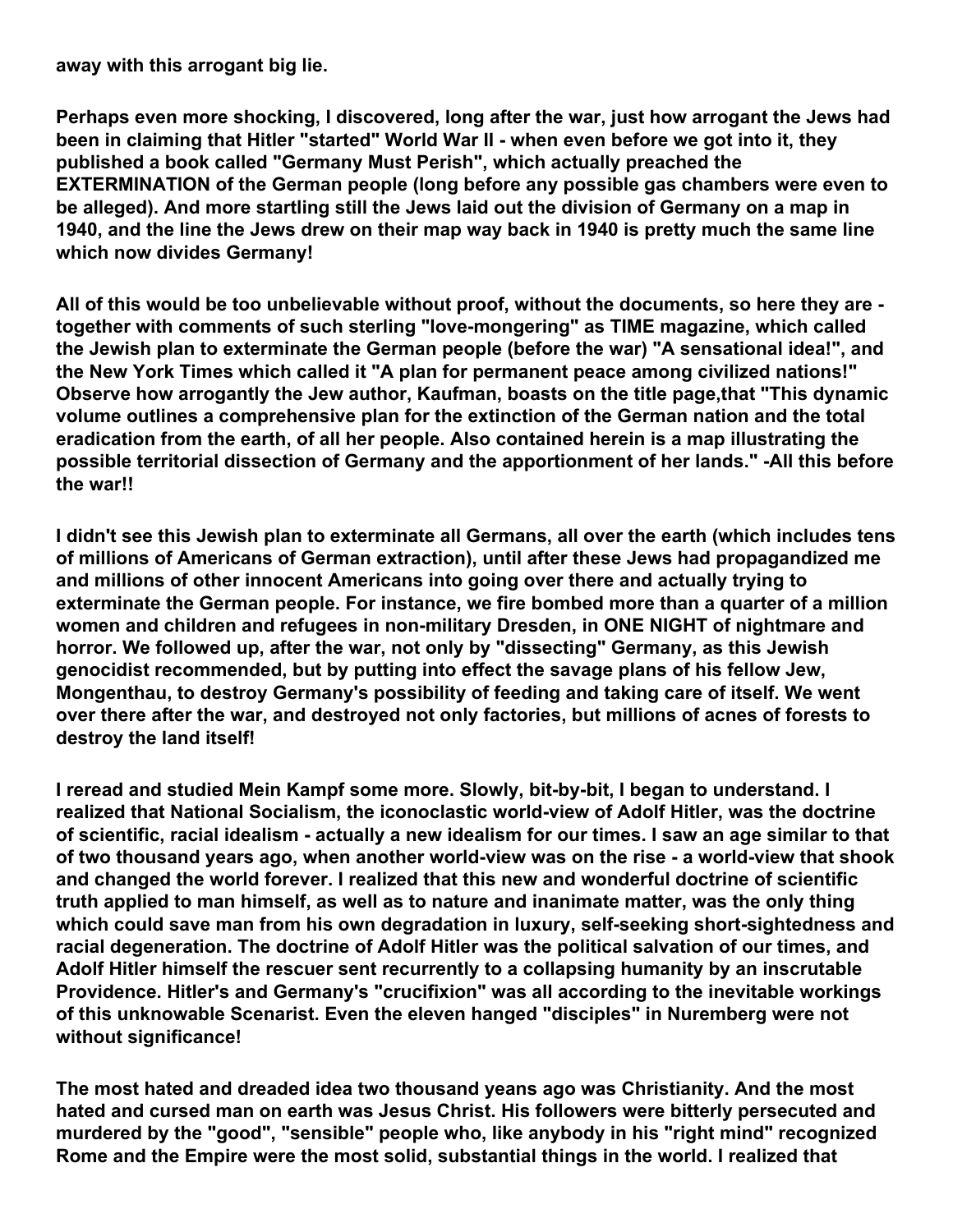**away with this arrogant big lie.**

**Perhaps even more shocking, I discovered, long after the war, just how arrogant the Jews had been in claiming that Hitler "started" World War II - when even before we got into it, they published a book called "Germany Must Perish", which actually preached the EXTERMINATION of the German people (long before any possible gas chambers were even to be alleged). And more startling still the Jews laid out the division of Germany on a map in 1940, and the line the Jews drew on their map way back in 1940 is pretty much the same line which now divides Germany!**

**All of this would be too unbelievable without proof, without the documents, so here they are - together with comments of such sterling "love-mongering" as TIME magazine, which called the Jewish plan to exterminate the German people (before the war) "A sensational idea!", and the New York Times which called it "A plan for permanent peace among civilized nations!" Observe how arrogantly the Jew author, Kaufman, boasts on the title page,that "This dynamic volume outlines a comprehensive plan for the extinction of the German nation and the total eradication from the earth, of all her people. Also contained herein is a map illustrating the possible territorial dissection of Germany and the apportionment of her lands." -All this before the war!!**

**I didn't see this Jewish plan to exterminate all Germans, all over the earth (which includes tens of millions of Americans of German extraction), until after these Jews had propagandized me and millions of other innocent Americans into going over there and actually trying to exterminate the German people. For instance, we fire bombed more than a quarter of a million women and children and refugees in non-military Dresden, in ONE NIGHT of nightmare and horror. We followed up, after the war, not only by "dissecting" Germany, as this Jewish genocidist recommended, but by putting into effect the savage plans of his fellow Jew, Mongenthau, to destroy Germany's possibility of feeding and taking care of itself. We went over there after the war, and destroyed not only factories, but millions of acnes of forests to destroy the land itself!**

**I reread and studied Mein Kampf some more. Slowly, bit-by-bit, I began to understand. I realized that National Socialism, the iconoclastic world-view of Adolf Hitler, was the doctrine of scientific, racial idealism - actually a new idealism for our times. I saw an age similar to that of two thousand years ago, when another world-view was on the rise - a world-view that shook and changed the world forever. I realized that this new and wonderful doctrine of scientific truth applied to man himself, as well as to nature and inanimate matter, was the only thing which could save man from his own degradation in luxury, self-seeking short-sightedness and racial degeneration. The doctrine of Adolf Hitler was the political salvation of our times, and Adolf Hitler himself the rescuer sent recurrently to a collapsing humanity by an inscrutable Providence. Hitler's and Germany's "crucifixion" was all according to the inevitable workings of this unknowable Scenarist. Even the eleven hanged "disciples" in Nuremberg were not without significance!**

**The most hated and dreaded idea two thousand yeans ago was Christianity. And the most hated and cursed man on earth was Jesus Christ. His followers were bitterly persecuted and murdered by the "good", "sensible" people who, like anybody in his "right mind" recognized Rome and the Empire were the most solid, substantial things in the world. I realized that**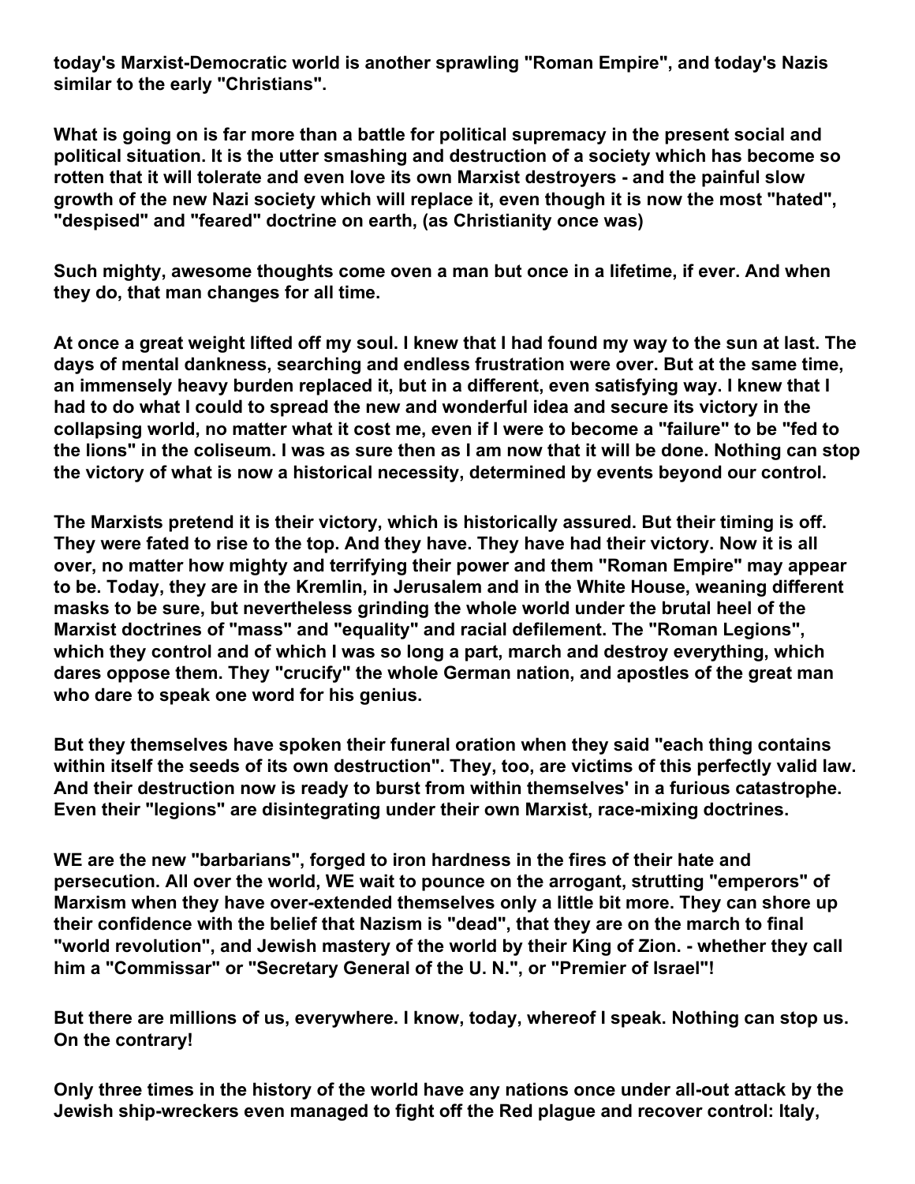**today's Marxist-Democratic world is another sprawling "Roman Empire", and today's Nazis similar to the early "Christians".**

**What is going on is far more than a battle for political supremacy in the present social and political situation. It is the utter smashing and destruction of a society which has become so rotten that it will tolerate and even love its own Marxist destroyers - and the painful slow growth of the new Nazi society which will replace it, even though it is now the most "hated", "despised" and "feared" doctrine on earth, (as Christianity once was)**

**Such mighty, awesome thoughts come oven a man but once in a lifetime, if ever. And when they do, that man changes for all time.**

**At once a great weight lifted off my soul. I knew that I had found my way to the sun at last. The days of mental dankness, searching and endless frustration were over. But at the same time, an immensely heavy burden replaced it, but in a different, even satisfying way. I knew that I had to do what I could to spread the new and wonderful idea and secure its victory in the collapsing world, no matter what it cost me, even if I were to become a "failure" to be "fed to the lions" in the coliseum. I was as sure then as I am now that it will be done. Nothing can stop the victory of what is now a historical necessity, determined by events beyond our control.**

**The Marxists pretend it is their victory, which is historically assured. But their timing is off. They were fated to rise to the top. And they have. They have had their victory. Now it is all over, no matter how mighty and terrifying their power and them "Roman Empire" may appear to be. Today, they are in the Kremlin, in Jerusalem and in the White House, weaning different masks to be sure, but nevertheless grinding the whole world under the brutal heel of the Marxist doctrines of "mass" and "equality" and racial defilement. The "Roman Legions", which they control and of which I was so long a part, march and destroy everything, which dares oppose them. They "crucify" the whole German nation, and apostles of the great man who dare to speak one word for his genius.**

**But they themselves have spoken their funeral oration when they said "each thing contains within itself the seeds of its own destruction". They, too, are victims of this perfectly valid law. And their destruction now is ready to burst from within themselves' in a furious catastrophe. Even their "legions" are disintegrating under their own Marxist, race-mixing doctrines.**

**WE are the new "barbarians", forged to iron hardness in the fires of their hate and persecution. All over the world, WE wait to pounce on the arrogant, strutting "emperors" of Marxism when they have over-extended themselves only a little bit more. They can shore up their confidence with the belief that Nazism is "dead", that they are on the march to final "world revolution", and Jewish mastery of the world by their King of Zion. - whether they call him a "Commissar" or "Secretary General of the U. N.", or "Premier of Israel"!**

**But there are millions of us, everywhere. I know, today, whereof I speak. Nothing can stop us. On the contrary!**

**Only three times in the history of the world have any nations once under all-out attack by the Jewish ship-wreckers even managed to fight off the Red plague and recover control: Italy,**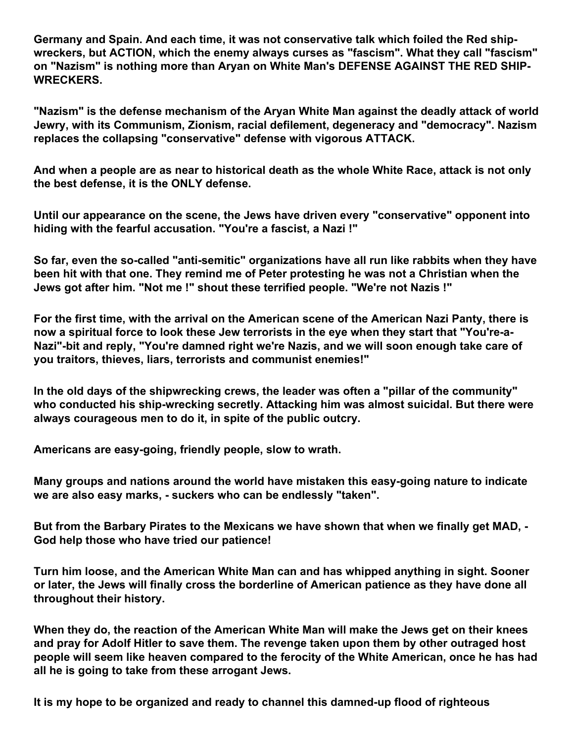**Germany and Spain. And each time, it was not conservative talk which foiled the Red ship-wreckers, but ACTION, which the enemy always curses as "fascism". What they call "fascism" on "Nazism" is nothing more than Aryan on White Man's DEFENSE AGAINST THE RED SHIP-WRECKERS.**

**"Nazism" is the defense mechanism of the Aryan White Man against the deadly attack of world Jewry, with its Communism, Zionism, racial defilement, degeneracy and "democracy". Nazism replaces the collapsing "conservative" defense with vigorous ATTACK.**

**And when a people are as near to historical death as the whole White Race, attack is not only the best defense, it is the ONLY defense.**

**Until our appearance on the scene, the Jews have driven every "conservative" opponent into hiding with the fearful accusation. "You're a fascist, a Nazi !"**

**So far, even the so-called "anti-semitic" organizations have all run like rabbits when they have been hit with that one. They remind me of Peter protesting he was not a Christian when the Jews got after him. "Not me !" shout these terrified people. "We're not Nazis !"**

**For the first time, with the arrival on the American scene of the American Nazi Panty, there is now a spiritual force to look these Jew terrorists in the eye when they start that "You're-a-Nazi"-bit and reply, "You're damned right we're Nazis, and we will soon enough take care of you traitors, thieves, liars, terrorists and communist enemies!"**

**In the old days of the shipwrecking crews, the leader was often a "pillar of the community" who conducted his ship-wrecking secretly. Attacking him was almost suicidal. But there were always courageous men to do it, in spite of the public outcry.**

**Americans are easy-going, friendly people, slow to wrath.**

**Many groups and nations around the world have mistaken this easy-going nature to indicate we are also easy marks, - suckers who can be endlessly "taken".**

**But from the Barbary Pirates to the Mexicans we have shown that when we finally get MAD, - God help those who have tried our patience!**

**Turn him loose, and the American White Man can and has whipped anything in sight. Sooner or later, the Jews will finally cross the borderline of American patience as they have done all throughout their history.**

**When they do, the reaction of the American White Man will make the Jews get on their knees and pray for Adolf Hitler to save them. The revenge taken upon them by other outraged host people will seem like heaven compared to the ferocity of the White American, once he has had all he is going to take from these arrogant Jews.**

**It is my hope to be organized and ready to channel this damned-up flood of righteous**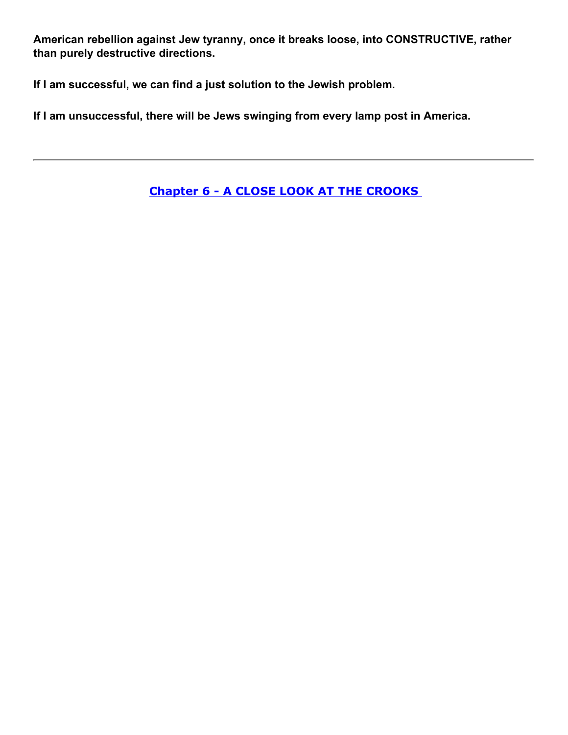**American rebellion against Jew tyranny, once it breaks loose, into CONSTRUCTIVE, rather than purely destructive directions.**

**If I am successful, we can find a just solution to the Jewish problem.**

**If I am unsuccessful, there will be Jews swinging from every lamp post in America.**

---

## Chapter 6 - A CLOSE LOOK AT THE CROOKS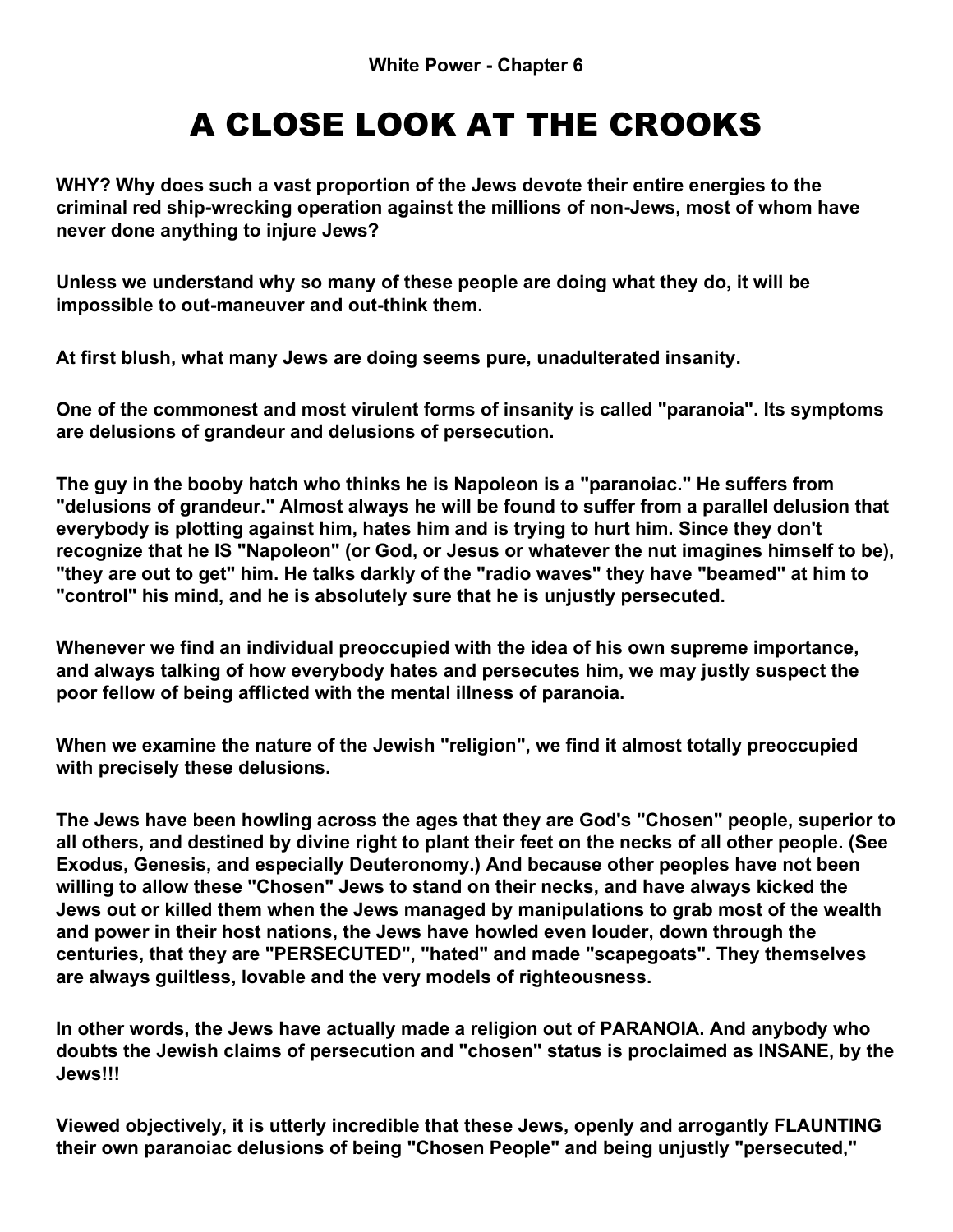**White Power - Chapter 6**

# A CLOSE LOOK AT THE CROOKS

**WHY? Why does such a vast proportion of the Jews devote their entire energies to the criminal red ship-wrecking operation against the millions of non-Jews, most of whom have never done anything to injure Jews?**

**Unless we understand why so many of these people are doing what they do, it will be impossible to out-maneuver and out-think them.**

**At first blush, what many Jews are doing seems pure, unadulterated insanity.**

**One of the commonest and most virulent forms of insanity is called "paranoia". Its symptoms are delusions of grandeur and delusions of persecution.**

**The guy in the booby hatch who thinks he is Napoleon is a "paranoiac." He suffers from "delusions of grandeur." Almost always he will be found to suffer from a parallel delusion that everybody is plotting against him, hates him and is trying to hurt him. Since they don't recognize that he IS "Napoleon" (or God, or Jesus or whatever the nut imagines himself to be), "they are out to get" him. He talks darkly of the "radio waves" they have "beamed" at him to "control" his mind, and he is absolutely sure that he is unjustly persecuted.**

**Whenever we find an individual preoccupied with the idea of his own supreme importance, and always talking of how everybody hates and persecutes him, we may justly suspect the poor fellow of being afflicted with the mental illness of paranoia.**

**When we examine the nature of the Jewish "religion", we find it almost totally preoccupied with precisely these delusions.**

**The Jews have been howling across the ages that they are God's "Chosen" people, superior to all others, and destined by divine right to plant their feet on the necks of all other people. (See Exodus, Genesis, and especially Deuteronomy.) And because other peoples have not been willing to allow these "Chosen" Jews to stand on their necks, and have always kicked the Jews out or killed them when the Jews managed by manipulations to grab most of the wealth and power in their host nations, the Jews have howled even louder, down through the centuries, that they are "PERSECUTED", "hated" and made "scapegoats". They themselves are always guiltless, lovable and the very models of righteousness.**

**In other words, the Jews have actually made a religion out of PARANOIA. And anybody who doubts the Jewish claims of persecution and "chosen" status is proclaimed as INSANE, by the Jews!!!**

**Viewed objectively, it is utterly incredible that these Jews, openly and arrogantly FLAUNTING their own paranoiac delusions of being "Chosen People" and being unjustly "persecuted,"**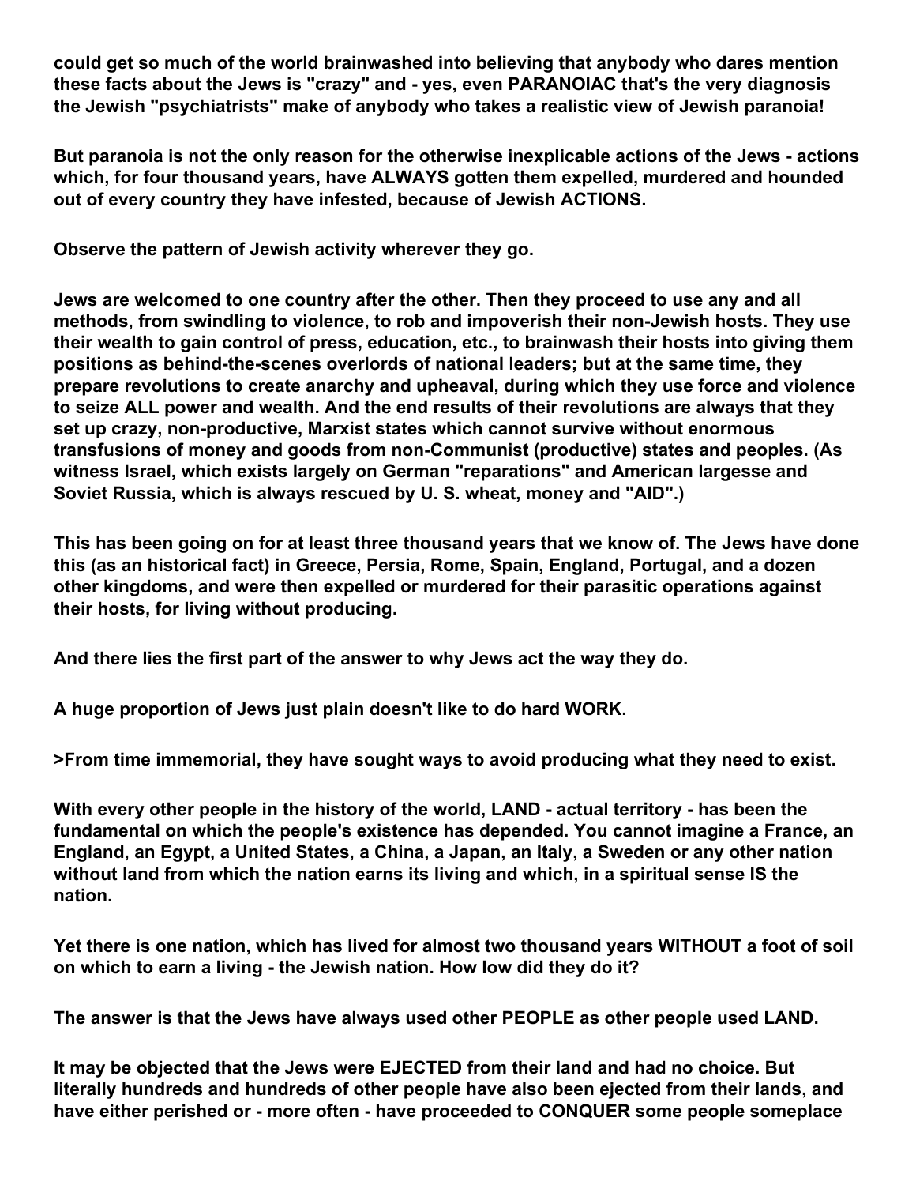**could get so much of the world brainwashed into believing that anybody who dares mention these facts about the Jews is "crazy" and - yes, even PARANOIAC that's the very diagnosis the Jewish "psychiatrists" make of anybody who takes a realistic view of Jewish paranoia!**

**But paranoia is not the only reason for the otherwise inexplicable actions of the Jews - actions which, for four thousand years, have ALWAYS gotten them expelled, murdered and hounded out of every country they have infested, because of Jewish ACTIONS.**

**Observe the pattern of Jewish activity wherever they go.**

**Jews are welcomed to one country after the other. Then they proceed to use any and all methods, from swindling to violence, to rob and impoverish their non-Jewish hosts. They use their wealth to gain control of press, education, etc., to brainwash their hosts into giving them positions as behind-the-scenes overlords of national leaders; but at the same time, they prepare revolutions to create anarchy and upheaval, during which they use force and violence to seize ALL power and wealth. And the end results of their revolutions are always that they set up crazy, non-productive, Marxist states which cannot survive without enormous transfusions of money and goods from non-Communist (productive) states and peoples. (As witness Israel, which exists largely on German "reparations" and American largesse and Soviet Russia, which is always rescued by U. S. wheat, money and "AID".)**

**This has been going on for at least three thousand years that we know of. The Jews have done this (as an historical fact) in Greece, Persia, Rome, Spain, England, Portugal, and a dozen other kingdoms, and were then expelled or murdered for their parasitic operations against their hosts, for living without producing.**

**And there lies the first part of the answer to why Jews act the way they do.**

**A huge proportion of Jews just plain doesn't like to do hard WORK.**

**>From time immemorial, they have sought ways to avoid producing what they need to exist.**

**With every other people in the history of the world, LAND - actual territory - has been the fundamental on which the people's existence has depended. You cannot imagine a France, an England, an Egypt, a United States, a China, a Japan, an Italy, a Sweden or any other nation without land from which the nation earns its living and which, in a spiritual sense IS the nation.**

**Yet there is one nation, which has lived for almost two thousand years WITHOUT a foot of soil on which to earn a living - the Jewish nation. How low did they do it?**

**The answer is that the Jews have always used other PEOPLE as other people used LAND.**

**It may be objected that the Jews were EJECTED from their land and had no choice. But literally hundreds and hundreds of other people have also been ejected from their lands, and have either perished or - more often - have proceeded to CONQUER some people someplace**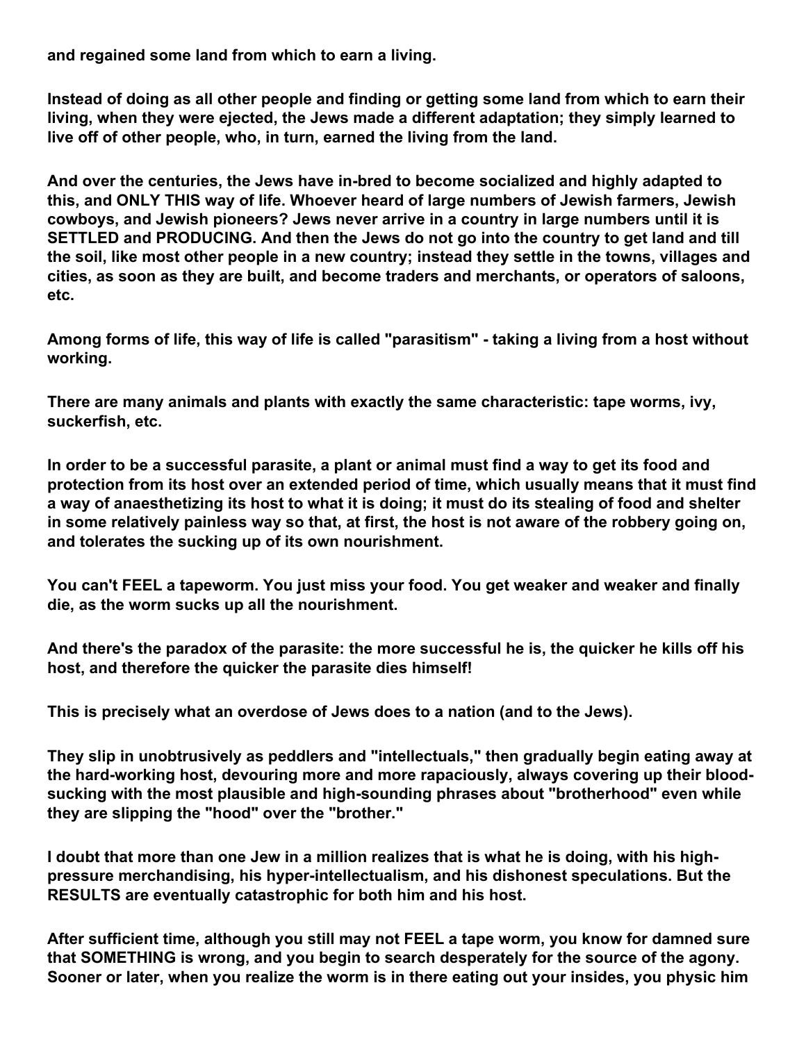**and regained some land from which to earn a living.**

**Instead of doing as all other people and finding or getting some land from which to earn their living, when they were ejected, the Jews made a different adaptation; they simply learned to live off of other people, who, in turn, earned the living from the land.**

**And over the centuries, the Jews have in-bred to become socialized and highly adapted to this, and ONLY THIS way of life. Whoever heard of large numbers of Jewish farmers, Jewish cowboys, and Jewish pioneers? Jews never arrive in a country in large numbers until it is SETTLED and PRODUCING. And then the Jews do not go into the country to get land and till the soil, like most other people in a new country; instead they settle in the towns, villages and cities, as soon as they are built, and become traders and merchants, or operators of saloons, etc.**

**Among forms of life, this way of life is called "parasitism" - taking a living from a host without working.**

**There are many animals and plants with exactly the same characteristic: tape worms, ivy, suckerfish, etc.**

**In order to be a successful parasite, a plant or animal must find a way to get its food and protection from its host over an extended period of time, which usually means that it must find a way of anaesthetizing its host to what it is doing; it must do its stealing of food and shelter in some relatively painless way so that, at first, the host is not aware of the robbery going on, and tolerates the sucking up of its own nourishment.**

**You can't FEEL a tapeworm. You just miss your food. You get weaker and weaker and finally die, as the worm sucks up all the nourishment.**

**And there's the paradox of the parasite: the more successful he is, the quicker he kills off his host, and therefore the quicker the parasite dies himself!**

**This is precisely what an overdose of Jews does to a nation (and to the Jews).**

**They slip in unobtrusively as peddlers and "intellectuals," then gradually begin eating away at the hard-working host, devouring more and more rapaciously, always covering up their blood-sucking with the most plausible and high-sounding phrases about "brotherhood" even while they are slipping the "hood" over the "brother."**

**I doubt that more than one Jew in a million realizes that is what he is doing, with his high-pressure merchandising, his hyper-intellectualism, and his dishonest speculations. But the RESULTS are eventually catastrophic for both him and his host.**

**After sufficient time, although you still may not FEEL a tape worm, you know for damned sure that SOMETHING is wrong, and you begin to search desperately for the source of the agony. Sooner or later, when you realize the worm is in there eating out your insides, you physic him**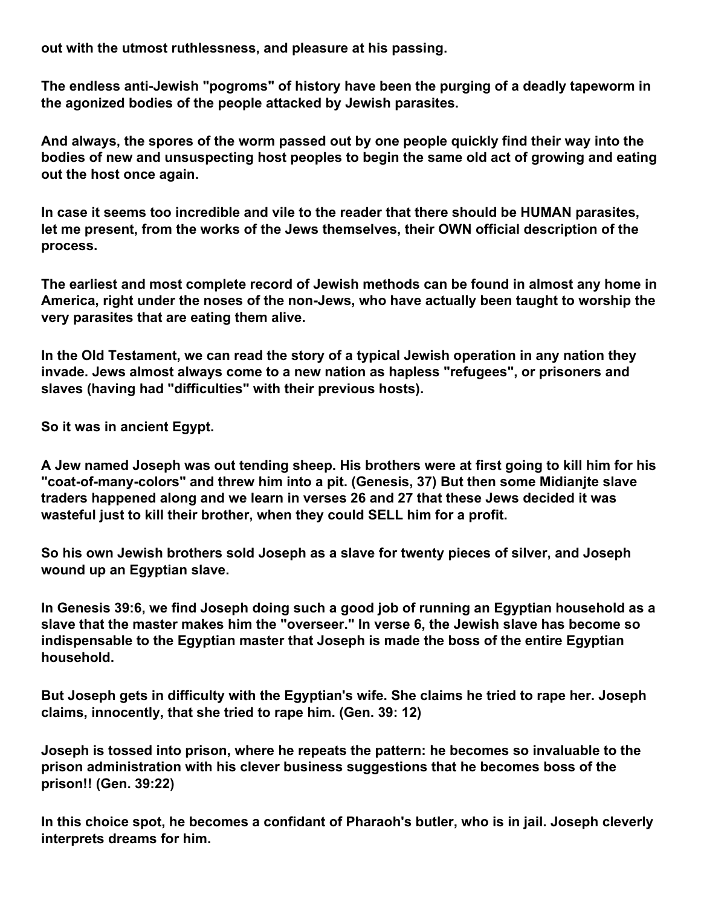**out with the utmost ruthlessness, and pleasure at his passing.**

**The endless anti-Jewish "pogroms" of history have been the purging of a deadly tapeworm in the agonized bodies of the people attacked by Jewish parasites.**

**And always, the spores of the worm passed out by one people quickly find their way into the bodies of new and unsuspecting host peoples to begin the same old act of growing and eating out the host once again.**

**In case it seems too incredible and vile to the reader that there should be HUMAN parasites, let me present, from the works of the Jews themselves, their OWN official description of the process.**

**The earliest and most complete record of Jewish methods can be found in almost any home in America, right under the noses of the non-Jews, who have actually been taught to worship the very parasites that are eating them alive.**

**In the Old Testament, we can read the story of a typical Jewish operation in any nation they invade. Jews almost always come to a new nation as hapless "refugees", or prisoners and slaves (having had "difficulties" with their previous hosts).**

**So it was in ancient Egypt.**

**A Jew named Joseph was out tending sheep. His brothers were at first going to kill him for his "coat-of-many-colors" and threw him into a pit. (Genesis, 37) But then some Midianjte slave traders happened along and we learn in verses 26 and 27 that these Jews decided it was wasteful just to kill their brother, when they could SELL him for a profit.**

**So his own Jewish brothers sold Joseph as a slave for twenty pieces of silver, and Joseph wound up an Egyptian slave.**

**In Genesis 39:6, we find Joseph doing such a good job of running an Egyptian household as a slave that the master makes him the "overseer." In verse 6, the Jewish slave has become so indispensable to the Egyptian master that Joseph is made the boss of the entire Egyptian household.**

**But Joseph gets in difficulty with the Egyptian's wife. She claims he tried to rape her. Joseph claims, innocently, that she tried to rape him. (Gen. 39: 12)**

**Joseph is tossed into prison, where he repeats the pattern: he becomes so invaluable to the prison administration with his clever business suggestions that he becomes boss of the prison!! (Gen. 39:22)**

**In this choice spot, he becomes a confidant of Pharaoh's butler, who is in jail. Joseph cleverly interprets dreams for him.**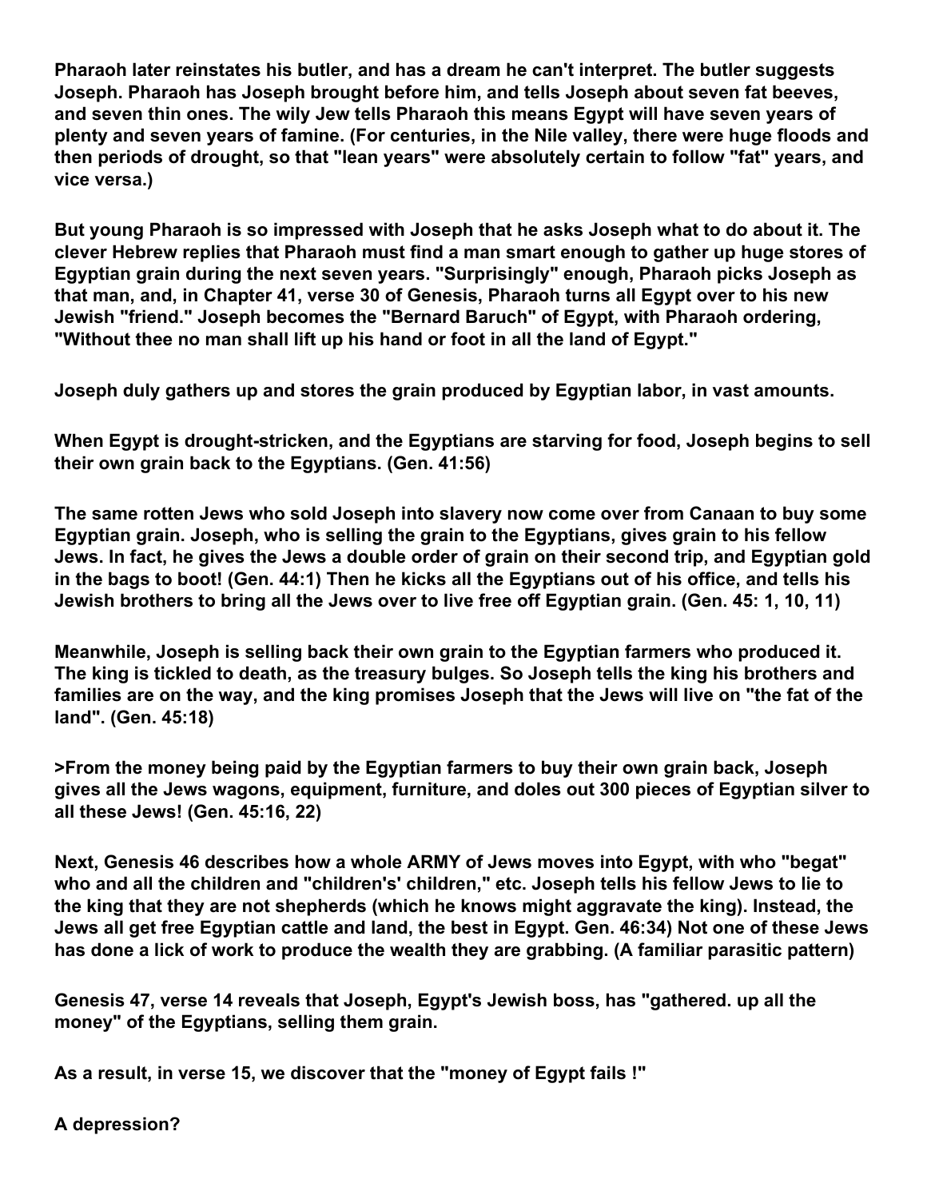**Pharaoh later reinstates his butler, and has a dream he can't interpret. The butler suggests Joseph. Pharaoh has Joseph brought before him, and tells Joseph about seven fat beeves, and seven thin ones. The wily Jew tells Pharaoh this means Egypt will have seven years of plenty and seven years of famine. (For centuries, in the Nile valley, there were huge floods and then periods of drought, so that "lean years" were absolutely certain to follow "fat" years, and vice versa.)**

**But young Pharaoh is so impressed with Joseph that he asks Joseph what to do about it. The clever Hebrew replies that Pharaoh must find a man smart enough to gather up huge stores of Egyptian grain during the next seven years. "Surprisingly" enough, Pharaoh picks Joseph as that man, and, in Chapter 41, verse 30 of Genesis, Pharaoh turns all Egypt over to his new Jewish "friend." Joseph becomes the "Bernard Baruch" of Egypt, with Pharaoh ordering, "Without thee no man shall lift up his hand or foot in all the land of Egypt."**

**Joseph duly gathers up and stores the grain produced by Egyptian labor, in vast amounts.**

**When Egypt is drought-stricken, and the Egyptians are starving for food, Joseph begins to sell their own grain back to the Egyptians. (Gen. 41:56)**

**The same rotten Jews who sold Joseph into slavery now come over from Canaan to buy some Egyptian grain. Joseph, who is selling the grain to the Egyptians, gives grain to his fellow Jews. In fact, he gives the Jews a double order of grain on their second trip, and Egyptian gold in the bags to boot! (Gen. 44:1) Then he kicks all the Egyptians out of his office, and tells his Jewish brothers to bring all the Jews over to live free off Egyptian grain. (Gen. 45: 1, 10, 11)**

**Meanwhile, Joseph is selling back their own grain to the Egyptian farmers who produced it. The king is tickled to death, as the treasury bulges. So Joseph tells the king his brothers and families are on the way, and the king promises Joseph that the Jews will live on "the fat of the land". (Gen. 45:18)**

**>From the money being paid by the Egyptian farmers to buy their own grain back, Joseph gives all the Jews wagons, equipment, furniture, and doles out 300 pieces of Egyptian silver to all these Jews! (Gen. 45:16, 22)**

**Next, Genesis 46 describes how a whole ARMY of Jews moves into Egypt, with who "begat" who and all the children and "children's' children," etc. Joseph tells his fellow Jews to lie to the king that they are not shepherds (which he knows might aggravate the king). Instead, the Jews all get free Egyptian cattle and land, the best in Egypt. Gen. 46:34) Not one of these Jews has done a lick of work to produce the wealth they are grabbing. (A familiar parasitic pattern)**

**Genesis 47, verse 14 reveals that Joseph, Egypt's Jewish boss, has "gathered. up all the money" of the Egyptians, selling them grain.**

**As a result, in verse 15, we discover that the "money of Egypt fails !"**

**A depression?**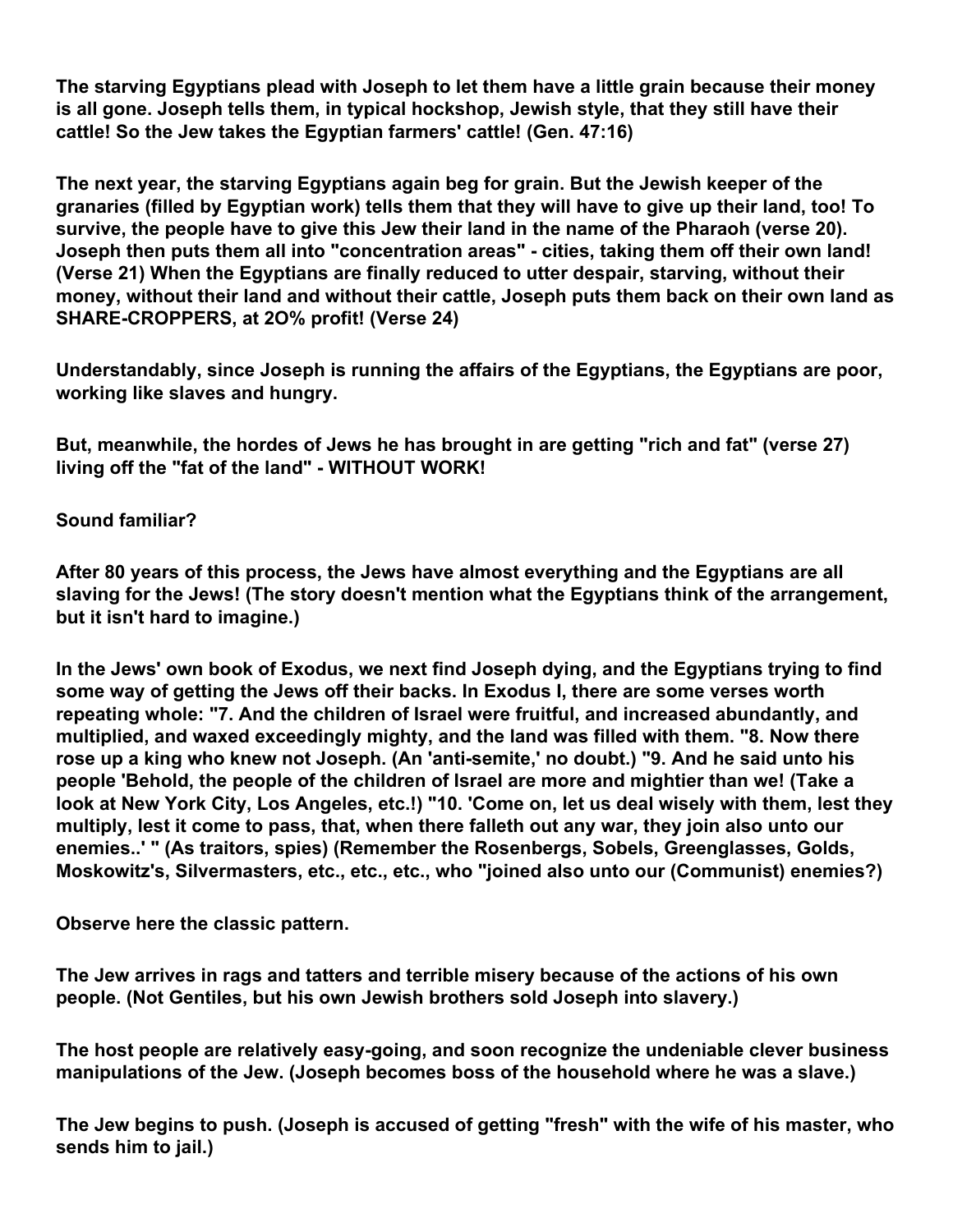**The starving Egyptians plead with Joseph to let them have a little grain because their money is all gone. Joseph tells them, in typical hockshop, Jewish style, that they still have their cattle! So the Jew takes the Egyptian farmers' cattle! (Gen. 47:16)**

**The next year, the starving Egyptians again beg for grain. But the Jewish keeper of the granaries (filled by Egyptian work) tells them that they will have to give up their land, too! To survive, the people have to give this Jew their land in the name of the Pharaoh (verse 20). Joseph then puts them all into "concentration areas" - cities, taking them off their own land! (Verse 21) When the Egyptians are finally reduced to utter despair, starving, without their money, without their land and without their cattle, Joseph puts them back on their own land as SHARE-CROPPERS, at 2O% profit! (Verse 24)**

**Understandably, since Joseph is running the affairs of the Egyptians, the Egyptians are poor, working like slaves and hungry.**

**But, meanwhile, the hordes of Jews he has brought in are getting "rich and fat" (verse 27) living off the "fat of the land" - WITHOUT WORK!**

**Sound familiar?**

**After 80 years of this process, the Jews have almost everything and the Egyptians are all slaving for the Jews! (The story doesn't mention what the Egyptians think of the arrangement, but it isn't hard to imagine.)**

**In the Jews' own book of Exodus, we next find Joseph dying, and the Egyptians trying to find some way of getting the Jews off their backs. In Exodus I, there are some verses worth repeating whole: "7. And the children of Israel were fruitful, and increased abundantly, and multiplied, and waxed exceedingly mighty, and the land was filled with them. "8. Now there rose up a king who knew not Joseph. (An 'anti-semite,' no doubt.) "9. And he said unto his people 'Behold, the people of the children of Israel are more and mightier than we! (Take a look at New York City, Los Angeles, etc.!) "10. 'Come on, let us deal wisely with them, lest they multiply, lest it come to pass, that, when there falleth out any war, they join also unto our enemies..' " (As traitors, spies) (Remember the Rosenbergs, Sobels, Greenglasses, Golds, Moskowitz's, Silvermasters, etc., etc., etc., who "joined also unto our (Communist) enemies?)**

**Observe here the classic pattern.**

**The Jew arrives in rags and tatters and terrible misery because of the actions of his own people. (Not Gentiles, but his own Jewish brothers sold Joseph into slavery.)**

**The host people are relatively easy-going, and soon recognize the undeniable clever business manipulations of the Jew. (Joseph becomes boss of the household where he was a slave.)**

**The Jew begins to push. (Joseph is accused of getting "fresh" with the wife of his master, who sends him to jail.)**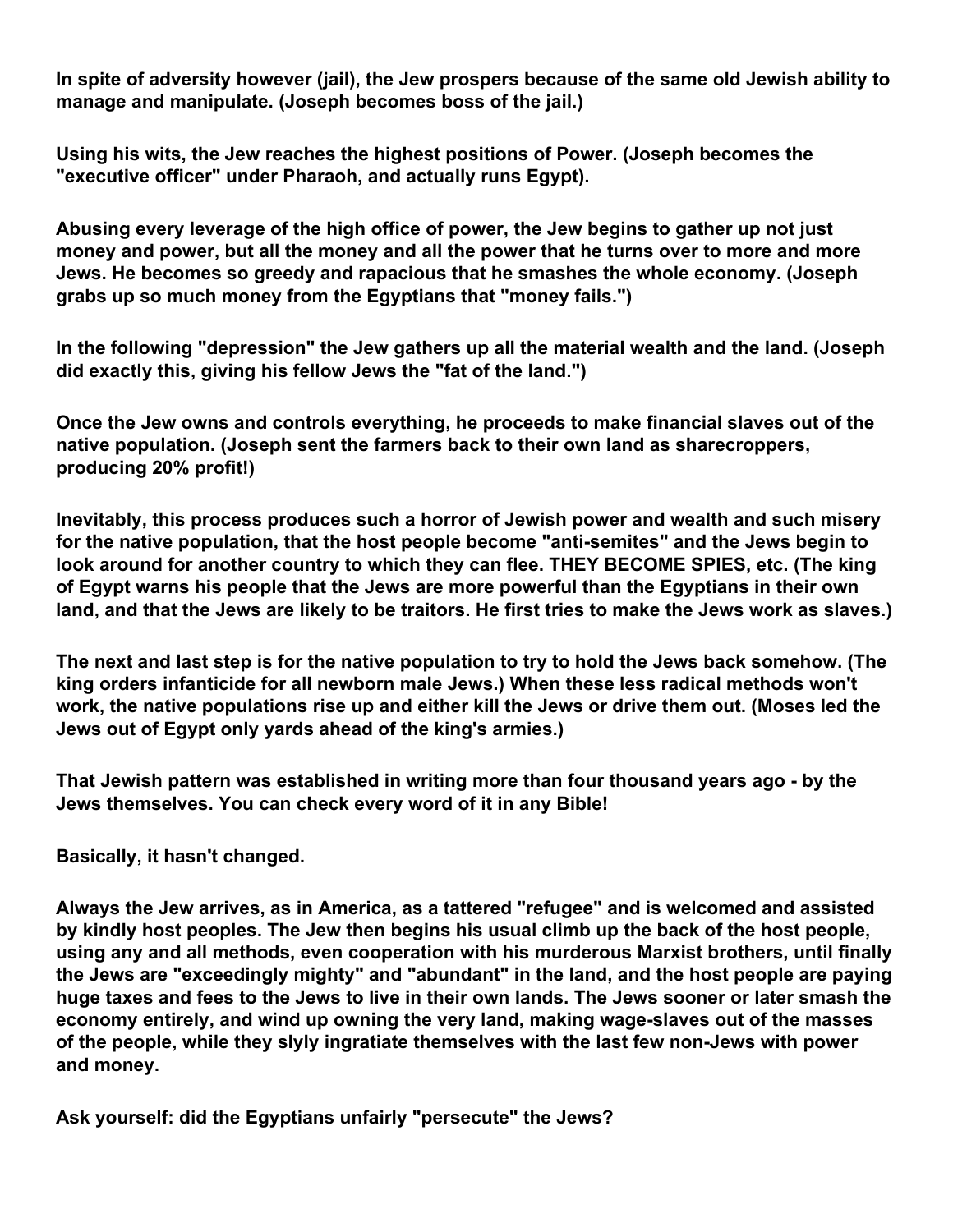**In spite of adversity however (jail), the Jew prospers because of the same old Jewish ability to manage and manipulate. (Joseph becomes boss of the jail.)**

**Using his wits, the Jew reaches the highest positions of Power. (Joseph becomes the "executive officer" under Pharaoh, and actually runs Egypt).**

**Abusing every leverage of the high office of power, the Jew begins to gather up not just money and power, but all the money and all the power that he turns over to more and more Jews. He becomes so greedy and rapacious that he smashes the whole economy. (Joseph grabs up so much money from the Egyptians that "money fails.")**

**In the following "depression" the Jew gathers up all the material wealth and the land. (Joseph did exactly this, giving his fellow Jews the "fat of the land.")**

**Once the Jew owns and controls everything, he proceeds to make financial slaves out of the native population. (Joseph sent the farmers back to their own land as sharecroppers, producing 20% profit!)**

**Inevitably, this process produces such a horror of Jewish power and wealth and such misery for the native population, that the host people become "anti-semites" and the Jews begin to look around for another country to which they can flee. THEY BECOME SPIES, etc. (The king of Egypt warns his people that the Jews are more powerful than the Egyptians in their own land, and that the Jews are likely to be traitors. He first tries to make the Jews work as slaves.)**

**The next and last step is for the native population to try to hold the Jews back somehow. (The king orders infanticide for all newborn male Jews.) When these less radical methods won't work, the native populations rise up and either kill the Jews or drive them out. (Moses led the Jews out of Egypt only yards ahead of the king's armies.)**

**That Jewish pattern was established in writing more than four thousand years ago - by the Jews themselves. You can check every word of it in any Bible!**

**Basically, it hasn't changed.**

**Always the Jew arrives, as in America, as a tattered "refugee" and is welcomed and assisted by kindly host peoples. The Jew then begins his usual climb up the back of the host people, using any and all methods, even cooperation with his murderous Marxist brothers, until finally the Jews are "exceedingly mighty" and "abundant" in the land, and the host people are paying huge taxes and fees to the Jews to live in their own lands. The Jews sooner or later smash the economy entirely, and wind up owning the very land, making wage-slaves out of the masses of the people, while they slyly ingratiate themselves with the last few non-Jews with power and money.**

**Ask yourself: did the Egyptians unfairly "persecute" the Jews?**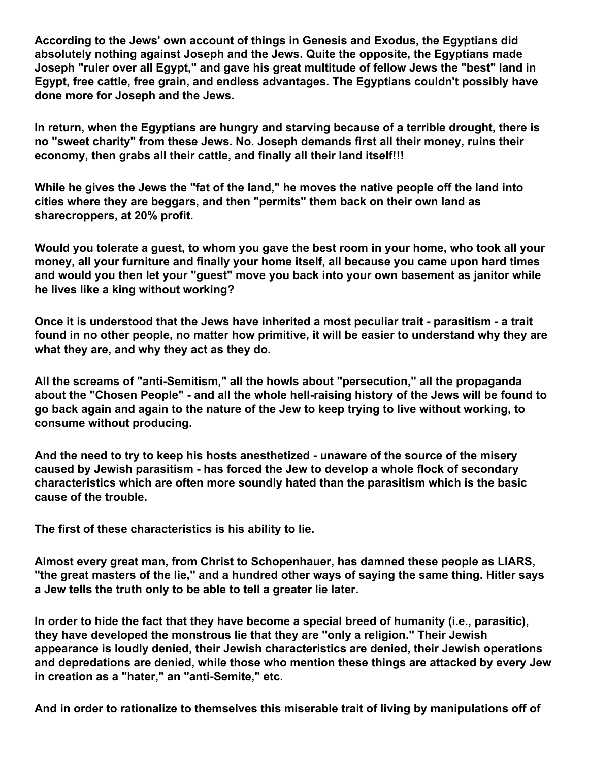**According to the Jews' own account of things in Genesis and Exodus, the Egyptians did absolutely nothing against Joseph and the Jews. Quite the opposite, the Egyptians made Joseph "ruler over all Egypt," and gave his great multitude of fellow Jews the "best" land in Egypt, free cattle, free grain, and endless advantages. The Egyptians couldn't possibly have done more for Joseph and the Jews.**

**In return, when the Egyptians are hungry and starving because of a terrible drought, there is no "sweet charity" from these Jews. No. Joseph demands first all their money, ruins their economy, then grabs all their cattle, and finally all their land itself!!!**

**While he gives the Jews the "fat of the land," he moves the native people off the land into cities where they are beggars, and then "permits" them back on their own land as sharecroppers, at 20% profit.**

**Would you tolerate a guest, to whom you gave the best room in your home, who took all your money, all your furniture and finally your home itself, all because you came upon hard times and would you then let your "guest" move you back into your own basement as janitor while he lives like a king without working?**

**Once it is understood that the Jews have inherited a most peculiar trait - parasitism - a trait found in no other people, no matter how primitive, it will be easier to understand why they are what they are, and why they act as they do.**

**All the screams of "anti-Semitism," all the howls about "persecution," all the propaganda about the "Chosen People" - and all the whole hell-raising history of the Jews will be found to go back again and again to the nature of the Jew to keep trying to live without working, to consume without producing.**

**And the need to try to keep his hosts anesthetized - unaware of the source of the misery caused by Jewish parasitism - has forced the Jew to develop a whole flock of secondary characteristics which are often more soundly hated than the parasitism which is the basic cause of the trouble.**

**The first of these characteristics is his ability to lie.**

**Almost every great man, from Christ to Schopenhauer, has damned these people as LIARS, "the great masters of the lie," and a hundred other ways of saying the same thing. Hitler says a Jew tells the truth only to be able to tell a greater lie later.**

**In order to hide the fact that they have become a special breed of humanity (i.e., parasitic), they have developed the monstrous lie that they are "only a religion." Their Jewish appearance is loudly denied, their Jewish characteristics are denied, their Jewish operations and depredations are denied, while those who mention these things are attacked by every Jew in creation as a "hater," an "anti-Semite," etc.**

**And in order to rationalize to themselves this miserable trait of living by manipulations off of**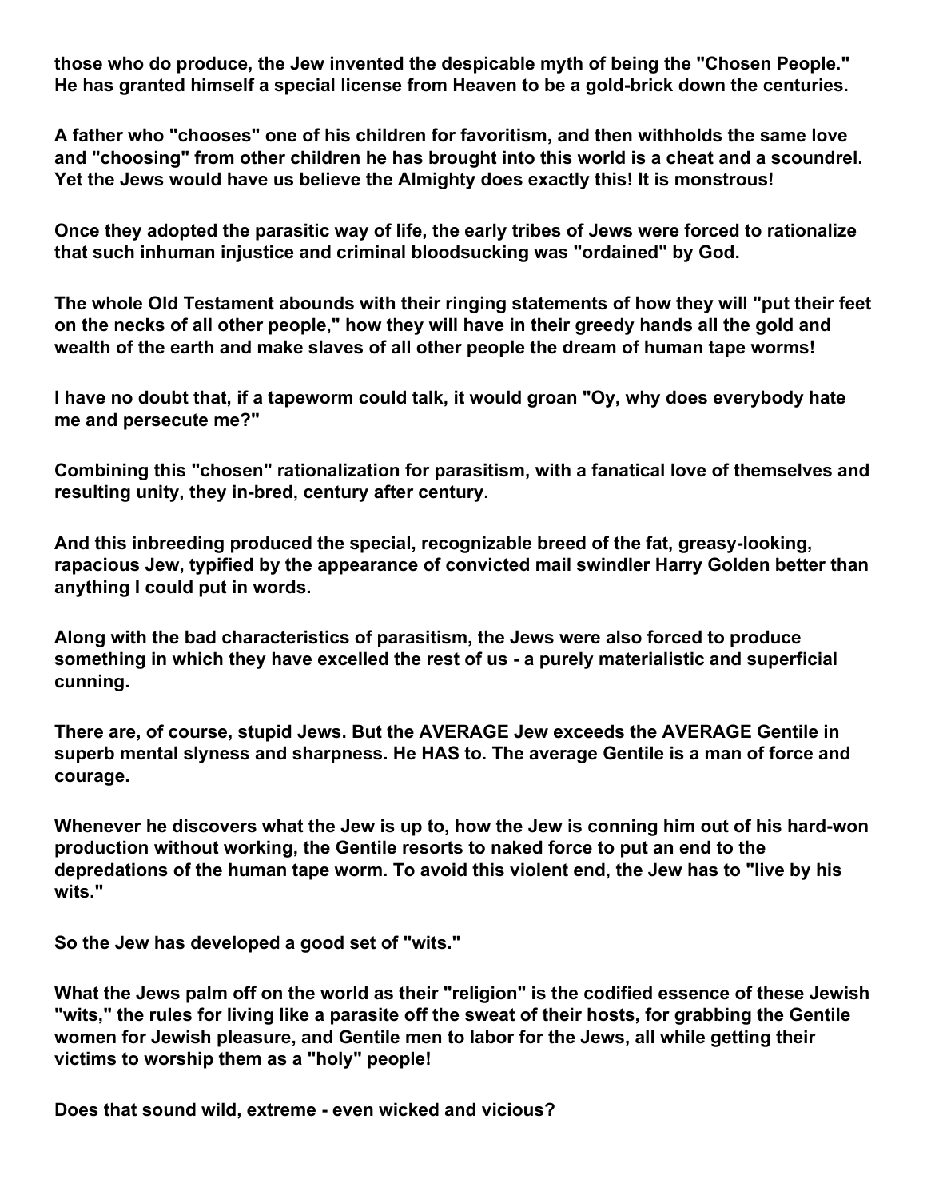**those who do produce, the Jew invented the despicable myth of being the "Chosen People." He has granted himself a special license from Heaven to be a gold-brick down the centuries.**

**A father who "chooses" one of his children for favoritism, and then withholds the same love and "choosing" from other children he has brought into this world is a cheat and a scoundrel. Yet the Jews would have us believe the Almighty does exactly this! It is monstrous!**

**Once they adopted the parasitic way of life, the early tribes of Jews were forced to rationalize that such inhuman injustice and criminal bloodsucking was "ordained" by God.**

**The whole Old Testament abounds with their ringing statements of how they will "put their feet on the necks of all other people," how they will have in their greedy hands all the gold and wealth of the earth and make slaves of all other people the dream of human tape worms!**

**I have no doubt that, if a tapeworm could talk, it would groan "Oy, why does everybody hate me and persecute me?"**

**Combining this "chosen" rationalization for parasitism, with a fanatical love of themselves and resulting unity, they in-bred, century after century.**

**And this inbreeding produced the special, recognizable breed of the fat, greasy-looking, rapacious Jew, typified by the appearance of convicted mail swindler Harry Golden better than anything I could put in words.**

**Along with the bad characteristics of parasitism, the Jews were also forced to produce something in which they have excelled the rest of us - a purely materialistic and superficial cunning.**

**There are, of course, stupid Jews. But the AVERAGE Jew exceeds the AVERAGE Gentile in superb mental slyness and sharpness. He HAS to. The average Gentile is a man of force and courage.**

**Whenever he discovers what the Jew is up to, how the Jew is conning him out of his hard-won production without working, the Gentile resorts to naked force to put an end to the depredations of the human tape worm. To avoid this violent end, the Jew has to "live by his wits."**

**So the Jew has developed a good set of "wits."**

**What the Jews palm off on the world as their "religion" is the codified essence of these Jewish "wits," the rules for living like a parasite off the sweat of their hosts, for grabbing the Gentile women for Jewish pleasure, and Gentile men to labor for the Jews, all while getting their victims to worship them as a "holy" people!**

**Does that sound wild, extreme - even wicked and vicious?**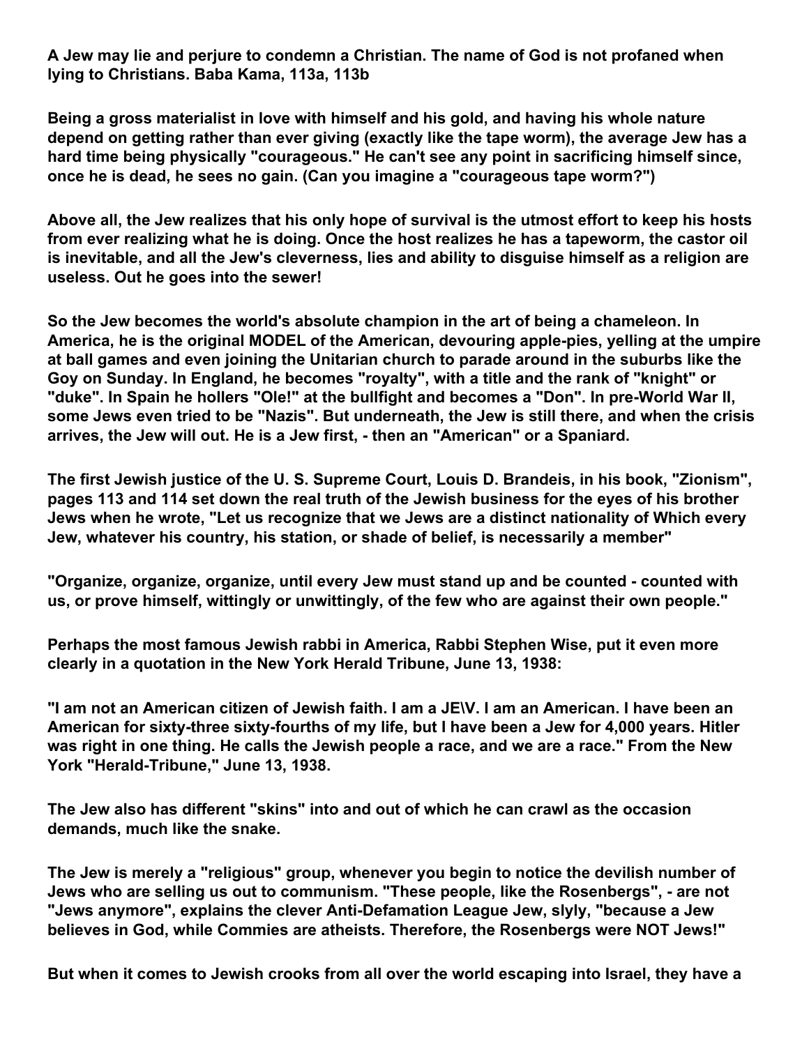**A Jew may lie and perjure to condemn a Christian. The name of God is not profaned when lying to Christians. Baba Kama, 113a, 113b**

**Being a gross materialist in love with himself and his gold, and having his whole nature depend on getting rather than ever giving (exactly like the tape worm), the average Jew has a hard time being physically "courageous." He can't see any point in sacrificing himself since, once he is dead, he sees no gain. (Can you imagine a "courageous tape worm?")**

**Above all, the Jew realizes that his only hope of survival is the utmost effort to keep his hosts from ever realizing what he is doing. Once the host realizes he has a tapeworm, the castor oil is inevitable, and all the Jew's cleverness, lies and ability to disguise himself as a religion are useless. Out he goes into the sewer!**

**So the Jew becomes the world's absolute champion in the art of being a chameleon. In America, he is the original MODEL of the American, devouring apple-pies, yelling at the umpire at ball games and even joining the Unitarian church to parade around in the suburbs like the Goy on Sunday. In England, he becomes "royalty", with a title and the rank of "knight" or "duke". In Spain he hollers "Ole!" at the bullfight and becomes a "Don". In pre-World War II, some Jews even tried to be "Nazis". But underneath, the Jew is still there, and when the crisis arrives, the Jew will out. He is a Jew first, - then an "American" or a Spaniard.**

**The first Jewish justice of the U. S. Supreme Court, Louis D. Brandeis, in his book, "Zionism", pages 113 and 114 set down the real truth of the Jewish business for the eyes of his brother Jews when he wrote, "Let us recognize that we Jews are a distinct nationality of Which every Jew, whatever his country, his station, or shade of belief, is necessarily a member"**

**"Organize, organize, organize, until every Jew must stand up and be counted - counted with us, or prove himself, wittingly or unwittingly, of the few who are against their own people."**

**Perhaps the most famous Jewish rabbi in America, Rabbi Stephen Wise, put it even more clearly in a quotation in the New York Herald Tribune, June 13, 1938:**

**"I am not an American citizen of Jewish faith. I am a JE\V. I am an American. I have been an American for sixty-three sixty-fourths of my life, but I have been a Jew for 4,000 years. Hitler was right in one thing. He calls the Jewish people a race, and we are a race." From the New York "Herald-Tribune," June 13, 1938.**

**The Jew also has different "skins" into and out of which he can crawl as the occasion demands, much like the snake.**

**The Jew is merely a "religious" group, whenever you begin to notice the devilish number of Jews who are selling us out to communism. "These people, like the Rosenbergs", - are not "Jews anymore", explains the clever Anti-Defamation League Jew, slyly, "because a Jew believes in God, while Commies are atheists. Therefore, the Rosenbergs were NOT Jews!"**

**But when it comes to Jewish crooks from all over the world escaping into Israel, they have a**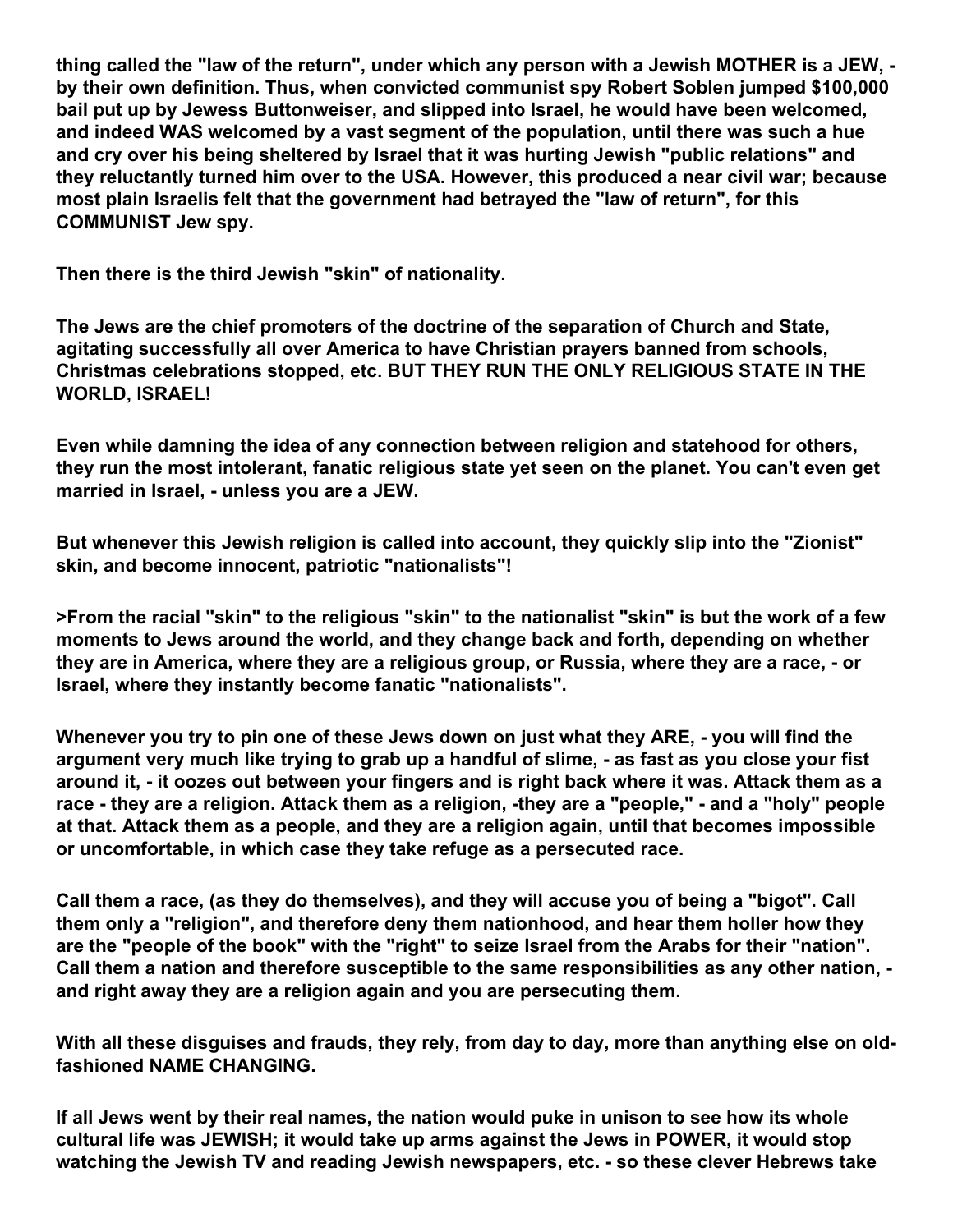**thing called the "law of the return", under which any person with a Jewish MOTHER is a JEW, - by their own definition. Thus, when convicted communist spy Robert Soblen jumped $100,000 bail put up by Jewess Buttonweiser, and slipped into Israel, he would have been welcomed, and indeed WAS welcomed by a vast segment of the population, until there was such a hue and cry over his being sheltered by Israel that it was hurting Jewish "public relations" and they reluctantly turned him over to the USA. However, this produced a near civil war; because most plain Israelis felt that the government had betrayed the "law of return", for this COMMUNIST Jew spy.**

**Then there is the third Jewish "skin" of nationality.**

**The Jews are the chief promoters of the doctrine of the separation of Church and State, agitating successfully all over America to have Christian prayers banned from schools, Christmas celebrations stopped, etc. BUT THEY RUN THE ONLY RELIGIOUS STATE IN THE WORLD, ISRAEL!**

**Even while damning the idea of any connection between religion and statehood for others, they run the most intolerant, fanatic religious state yet seen on the planet. You can't even get married in Israel, - unless you are a JEW.**

**But whenever this Jewish religion is called into account, they quickly slip into the "Zionist" skin, and become innocent, patriotic "nationalists"!**

**>From the racial "skin" to the religious "skin" to the nationalist "skin" is but the work of a few moments to Jews around the world, and they change back and forth, depending on whether they are in America, where they are a religious group, or Russia, where they are a race, - or Israel, where they instantly become fanatic "nationalists".**

**Whenever you try to pin one of these Jews down on just what they ARE, - you will find the argument very much like trying to grab up a handful of slime, - as fast as you close your fist around it, - it oozes out between your fingers and is right back where it was. Attack them as a race - they are a religion. Attack them as a religion, -they are a "people," - and a "holy" people at that. Attack them as a people, and they are a religion again, until that becomes impossible or uncomfortable, in which case they take refuge as a persecuted race.**

**Call them a race, (as they do themselves), and they will accuse you of being a "bigot". Call them only a "religion", and therefore deny them nationhood, and hear them holler how they are the "people of the book" with the "right" to seize Israel from the Arabs for their "nation". Call them a nation and therefore susceptible to the same responsibilities as any other nation, - and right away they are a religion again and you are persecuting them.**

**With all these disguises and frauds, they rely, from day to day, more than anything else on old-fashioned NAME CHANGING.**

**If all Jews went by their real names, the nation would puke in unison to see how its whole cultural life was JEWISH; it would take up arms against the Jews in POWER, it would stop watching the Jewish TV and reading Jewish newspapers, etc. - so these clever Hebrews take**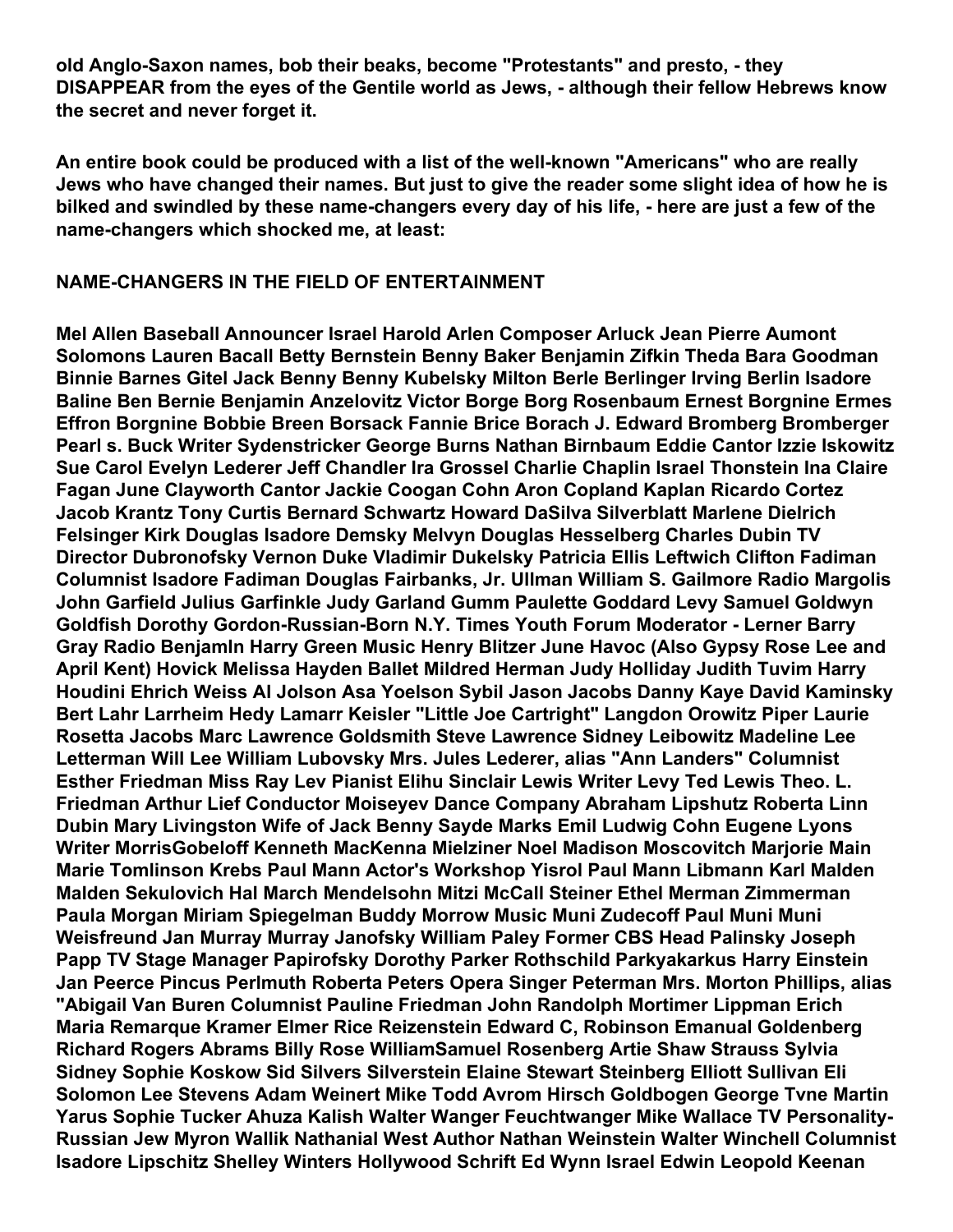**old Anglo-Saxon names, bob their beaks, become "Protestants" and presto, - they DISAPPEAR from the eyes of the Gentile world as Jews, - although their fellow Hebrews know the secret and never forget it.**

**An entire book could be produced with a list of the well-known "Americans" who are really Jews who have changed their names. But just to give the reader some slight idea of how he is bilked and swindled by these name-changers every day of his life, - here are just a few of the name-changers which shocked me, at least:**

**NAME-CHANGERS IN THE FIELD OF ENTERTAINMENT**

**Mel Allen Baseball Announcer Israel Harold Arlen Composer Arluck Jean Pierre Aumont Solomons Lauren Bacall Betty Bernstein Benny Baker Benjamin Zifkin Theda Bara Goodman Binnie Barnes Gitel Jack Benny Benny Kubelsky Milton Berle Berlinger Irving Berlin Isadore Baline Ben Bernie Benjamin Anzelovitz Victor Borge Borg Rosenbaum Ernest Borgnine Ermes Effron Borgnine Bobbie Breen Borsack Fannie Brice Borach J. Edward Bromberg Bromberger Pearl s. Buck Writer Sydenstricker George Burns Nathan Birnbaum Eddie Cantor Izzie Iskowitz Sue Carol Evelyn Lederer Jeff Chandler Ira Grossel Charlie Chaplin Israel Thonstein Ina Claire Fagan June Clayworth Cantor Jackie Coogan Cohn Aron Copland Kaplan Ricardo Cortez Jacob Krantz Tony Curtis Bernard Schwartz Howard DaSilva Silverblatt Marlene Dielrich Felsinger Kirk Douglas Isadore Demsky Melvyn Douglas Hesselberg Charles Dubin TV Director Dubronofsky Vernon Duke Vladimir Dukelsky Patricia Ellis Leftwich Clifton Fadiman Columnist Isadore Fadiman Douglas Fairbanks, Jr. Ullman William S. Gailmore Radio Margolis John Garfield Julius Garfinkle Judy Garland Gumm Paulette Goddard Levy Samuel Goldwyn Goldfish Dorothy Gordon-Russian-Born N.Y. Times Youth Forum Moderator - Lerner Barry Gray Radio Benjamln Harry Green Music Henry Blitzer June Havoc (Also Gypsy Rose Lee and April Kent) Hovick Melissa Hayden Ballet Mildred Herman Judy Holliday Judith Tuvim Harry Houdini Ehrich Weiss Al Jolson Asa Yoelson Sybil Jason Jacobs Danny Kaye David Kaminsky Bert Lahr Larrheim Hedy Lamarr Keisler "Little Joe Cartright" Langdon Orowitz Piper Laurie Rosetta Jacobs Marc Lawrence Goldsmith Steve Lawrence Sidney Leibowitz Madeline Lee Letterman Will Lee William Lubovsky Mrs. Jules Lederer, alias "Ann Landers" Columnist Esther Friedman Miss Ray Lev Pianist Elihu Sinclair Lewis Writer Levy Ted Lewis Theo. L. Friedman Arthur Lief Conductor Moiseyev Dance Company Abraham Lipshutz Roberta Linn Dubin Mary Livingston Wife of Jack Benny Sayde Marks Emil Ludwig Cohn Eugene Lyons Writer MorrisGobeloff Kenneth MacKenna Mielziner Noel Madison Moscovitch Marjorie Main Marie Tomlinson Krebs Paul Mann Actor's Workshop Yisrol Paul Mann Libmann Karl Malden Malden Sekulovich Hal March Mendelsohn Mitzi McCall Steiner Ethel Merman Zimmerman Paula Morgan Miriam Spiegelman Buddy Morrow Music Muni Zudecoff Paul Muni Muni Weisfreund Jan Murray Murray Janofsky William Paley Former CBS Head Palinsky Joseph Papp TV Stage Manager Papirofsky Dorothy Parker Rothschild Parkyakarkus Harry Einstein Jan Peerce Pincus Perlmuth Roberta Peters Opera Singer Peterman Mrs. Morton Phillips, alias "Abigail Van Buren Columnist Pauline Friedman John Randolph Mortimer Lippman Erich Maria Remarque Kramer Elmer Rice Reizenstein Edward C, Robinson Emanual Goldenberg Richard Rogers Abrams Billy Rose WilliamSamuel Rosenberg Artie Shaw Strauss Sylvia Sidney Sophie Koskow Sid Silvers Silverstein Elaine Stewart Steinberg Elliott Sullivan Eli Solomon Lee Stevens Adam Weinert Mike Todd Avrom Hirsch Goldbogen George Tvne Martin Yarus Sophie Tucker Ahuza Kalish Walter Wanger Feuchtwanger Mike Wallace TV Personality-Russian Jew Myron Wallik Nathanial West Author Nathan Weinstein Walter Winchell Columnist Isadore Lipschitz Shelley Winters Hollywood Schrift Ed Wynn Israel Edwin Leopold Keenan**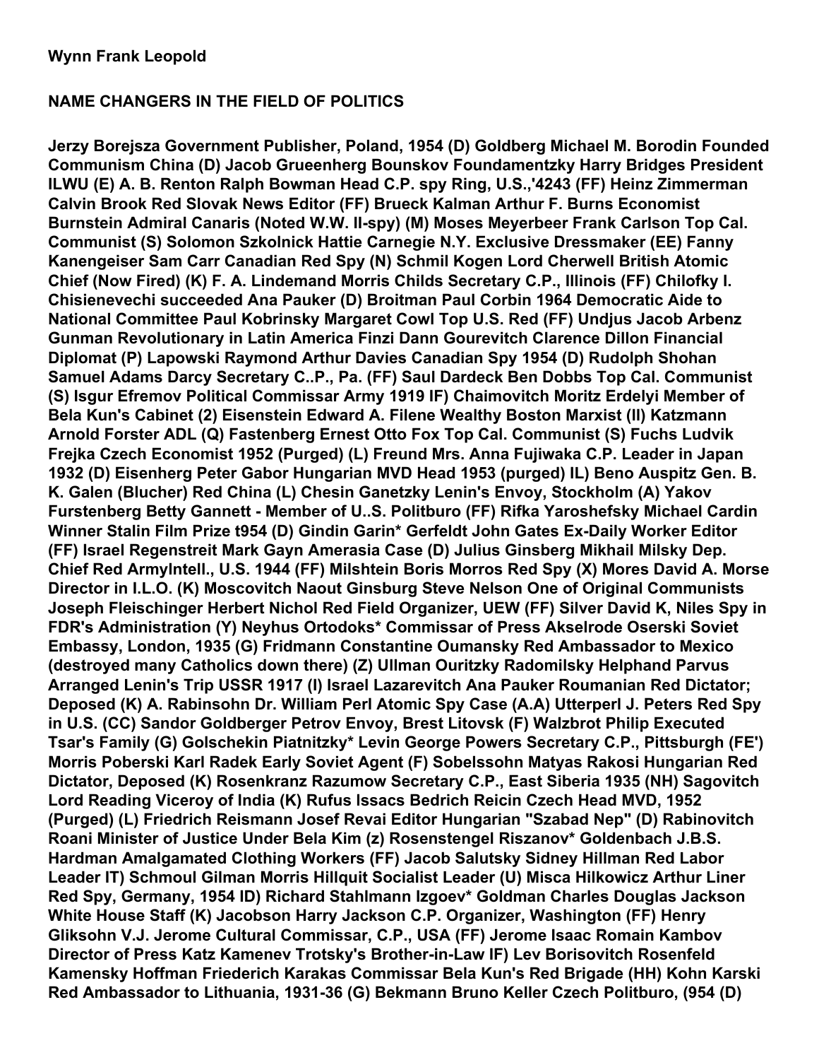**Wynn Frank Leopold**

**NAME CHANGERS IN THE FIELD OF POLITICS**

**Jerzy Borejsza Government Publisher, Poland, 1954 (D) Goldberg Michael M. Borodin Founded Communism China (D) Jacob Grueenherg Bounskov Foundamentzky Harry Bridges President ILWU (E) A. B. Renton Ralph Bowman Head C.P. spy Ring, U.S.,'4243 (FF) Heinz Zimmerman Calvin Brook Red Slovak News Editor (FF) Brueck Kalman Arthur F. Burns Economist Burnstein Admiral Canaris (Noted W.W. II-spy) (M) Moses Meyerbeer Frank Carlson Top Cal. Communist (S) Solomon Szkolnick Hattie Carnegie N.Y. Exclusive Dressmaker (EE) Fanny Kanengeiser Sam Carr Canadian Red Spy (N) Schmil Kogen Lord Cherwell British Atomic Chief (Now Fired) (K) F. A. Lindemand Morris Childs Secretary C.P., Illinois (FF) Chilofky I. Chisienevechi succeeded Ana Pauker (D) Broitman Paul Corbin 1964 Democratic Aide to National Committee Paul Kobrinsky Margaret Cowl Top U.S. Red (FF) Undjus Jacob Arbenz Gunman Revolutionary in Latin America Finzi Dann Gourevitch Clarence Dillon Financial Diplomat (P) Lapowski Raymond Arthur Davies Canadian Spy 1954 (D) Rudolph Shohan Samuel Adams Darcy Secretary C..P., Pa. (FF) Saul Dardeck Ben Dobbs Top Cal. Communist (S) Isgur Efremov Political Commissar Army 1919 IF) Chaimovitch Moritz Erdelyi Member of Bela Kun's Cabinet (2) Eisenstein Edward A. Filene Wealthy Boston Marxist (Il) Katzmann Arnold Forster ADL (Q) Fastenberg Ernest Otto Fox Top Cal. Communist (S) Fuchs Ludvik Frejka Czech Economist 1952 (Purged) (L) Freund Mrs. Anna Fujiwaka C.P. Leader in Japan 1932 (D) Eisenherg Peter Gabor Hungarian MVD Head 1953 (purged) IL) Beno Auspitz Gen. B. K. Galen (Blucher) Red China (L) Chesin Ganetzky Lenin's Envoy, Stockholm (A) Yakov Furstenberg Betty Gannett - Member of U..S. Politburo (FF) Rifka Yaroshefsky Michael Cardin Winner Stalin Film Prize t954 (D) Gindin Garin* Gerfeldt John Gates Ex-Daily Worker Editor (FF) Israel Regenstreit Mark Gayn Amerasia Case (D) Julius Ginsberg Mikhail Milsky Dep. Chief Red ArmyIntell., U.S. 1944 (FF) Milshtein Boris Morros Red Spy (X) Mores David A. Morse Director in I.L.O. (K) Moscovitch Naout Ginsburg Steve Nelson One of Original Communists Joseph Fleischinger Herbert Nichol Red Field Organizer, UEW (FF) Silver David K, Niles Spy in FDR's Administration (Y) Neyhus Ortodoks* Commissar of Press Akselrode Oserski Soviet Embassy, London, 1935 (G) Fridmann Constantine Oumansky Red Ambassador to Mexico (destroyed many Catholics down there) (Z) Ullman Ouritzky Radomilsky Helphand Parvus Arranged Lenin's Trip USSR 1917 (I) Israel Lazarevitch Ana Pauker Roumanian Red Dictator; Deposed (K) A. Rabinsohn Dr. William Perl Atomic Spy Case (A.A) Utterperl J. Peters Red Spy in U.S. (CC) Sandor Goldberger Petrov Envoy, Brest Litovsk (F) Walzbrot Philip Executed Tsar's Family (G) Golschekin Piatnitzky* Levin George Powers Secretary C.P., Pittsburgh (FE') Morris Poberski Karl Radek Early Soviet Agent (F) Sobelssohn Matyas Rakosi Hungarian Red Dictator, Deposed (K) Rosenkranz Razumow Secretary C.P., East Siberia 1935 (NH) Sagovitch Lord Reading Viceroy of India (K) Rufus Issacs Bedrich Reicin Czech Head MVD, 1952 (Purged) (L) Friedrich Reismann Josef Revai Editor Hungarian "Szabad Nep" (D) Rabinovitch Roani Minister of Justice Under Bela Kim (z) Rosenstengel Riszanov* Goldenbach J.B.S. Hardman Amalgamated Clothing Workers (FF) Jacob Salutsky Sidney Hillman Red Labor Leader IT) Schmoul Gilman Morris Hillquit Socialist Leader (U) Misca Hilkowicz Arthur Liner Red Spy, Germany, 1954 ID) Richard Stahlmann Izgoev* Goldman Charles Douglas Jackson White House Staff (K) Jacobson Harry Jackson C.P. Organizer, Washington (FF) Henry Gliksohn V.J. Jerome Cultural Commissar, C.P., USA (FF) Jerome Isaac Romain Kambov Director of Press Katz Kamenev Trotsky's Brother-in-Law IF) Lev Borisovitch Rosenfeld Kamensky Hoffman Friederich Karakas Commissar Bela Kun's Red Brigade (HH) Kohn Karski Red Ambassador to Lithuania, 1931-36 (G) Bekmann Bruno Keller Czech Politburo, (954 (D)**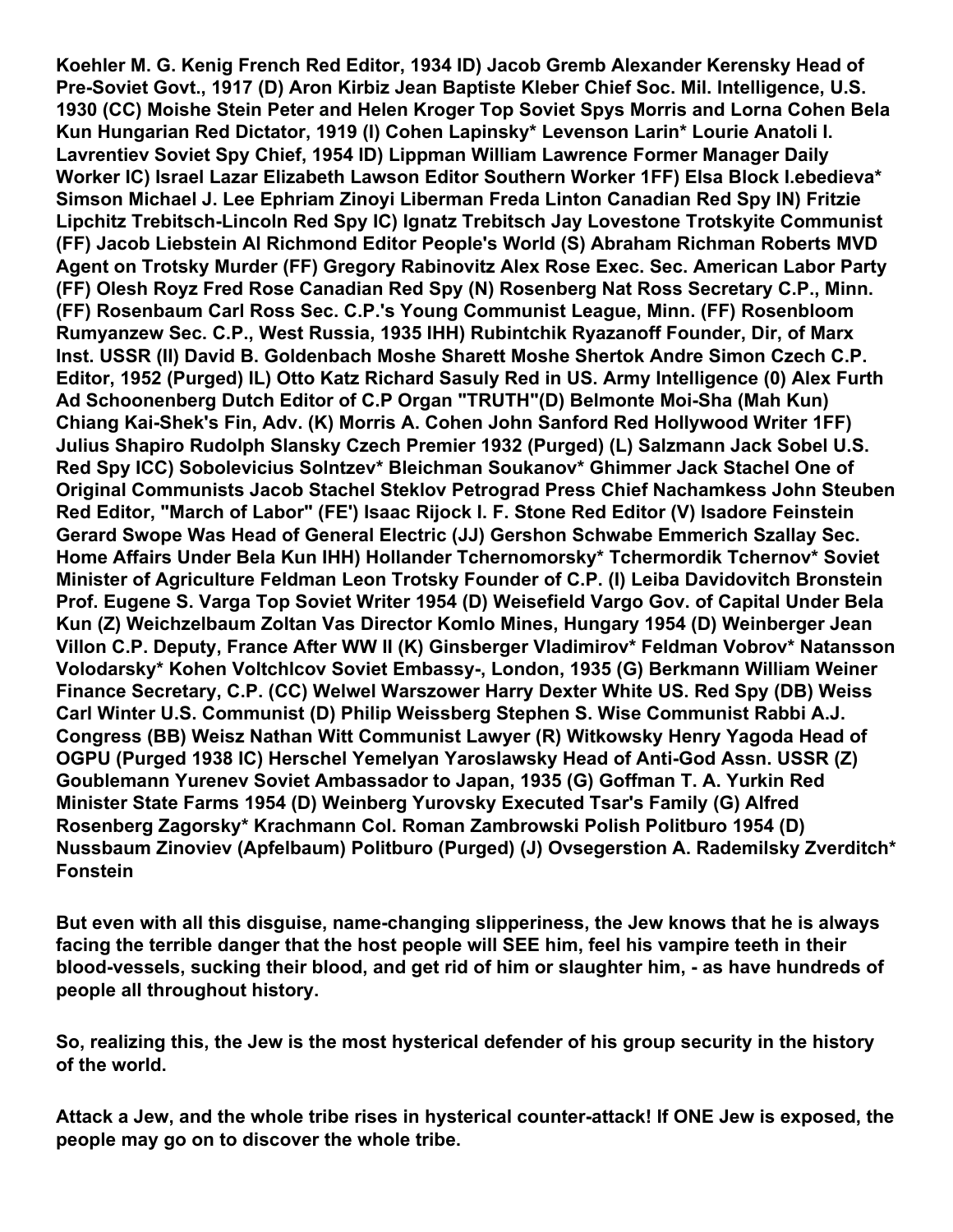**Koehler M. G. Kenig French Red Editor, 1934 ID) Jacob Gremb Alexander Kerensky Head of Pre-Soviet Govt., 1917 (D) Aron Kirbiz Jean Baptiste Kleber Chief Soc. Mil. Intelligence, U.S. 1930 (CC) Moishe Stein Peter and Helen Kroger Top Soviet Spys Morris and Lorna Cohen Bela Kun Hungarian Red Dictator, 1919 (I) Cohen Lapinsky* Levenson Larin* Lourie Anatoli I. Lavrentiev Soviet Spy Chief, 1954 ID) Lippman William Lawrence Former Manager Daily Worker IC) Israel Lazar Elizabeth Lawson Editor Southern Worker 1FF) Elsa Block I.ebedieva* Simson Michael J. Lee Ephriam Zinoyi Liberman Freda Linton Canadian Red Spy IN) Fritzie Lipchitz Trebitsch-Lincoln Red Spy IC) Ignatz Trebitsch Jay Lovestone Trotskyite Communist (FF) Jacob Liebstein Al Richmond Editor People's World (S) Abraham Richman Roberts MVD Agent on Trotsky Murder (FF) Gregory Rabinovitz Alex Rose Exec. Sec. American Labor Party (FF) Olesh Royz Fred Rose Canadian Red Spy (N) Rosenberg Nat Ross Secretary C.P., Minn. (FF) Rosenbaum Carl Ross Sec. C.P.'s Young Communist League, Minn. (FF) Rosenbloom Rumyanzew Sec. C.P., West Russia, 1935 IHH) Rubintchik Ryazanoff Founder, Dir, of Marx Inst. USSR (II) David B. Goldenbach Moshe Sharett Moshe Shertok Andre Simon Czech C.P. Editor, 1952 (Purged) IL) Otto Katz Richard Sasuly Red in US. Army Intelligence (0) Alex Furth Ad Schoonenberg Dutch Editor of C.P Organ "TRUTH"(D) Belmonte Moi-Sha (Mah Kun) Chiang Kai-Shek's Fin, Adv. (K) Morris A. Cohen John Sanford Red Hollywood Writer 1FF) Julius Shapiro Rudolph Slansky Czech Premier 1932 (Purged) (L) Salzmann Jack Sobel U.S. Red Spy ICC) Sobolevicius Solntzev* Bleichman Soukanov* Ghimmer Jack Stachel One of Original Communists Jacob Stachel Steklov Petrograd Press Chief Nachamkess John Steuben Red Editor, "March of Labor" (FE') Isaac Rijock I. F. Stone Red Editor (V) Isadore Feinstein Gerard Swope Was Head of General Electric (JJ) Gershon Schwabe Emmerich Szallay Sec. Home Affairs Under Bela Kun IHH) Hollander Tchernomorsky* Tchermordik Tchernov* Soviet Minister of Agriculture Feldman Leon Trotsky Founder of C.P. (I) Leiba Davidovitch Bronstein Prof. Eugene S. Varga Top Soviet Writer 1954 (D) Weisefield Vargo Gov. of Capital Under Bela Kun (Z) Weichzelbaum Zoltan Vas Director Komlo Mines, Hungary 1954 (D) Weinberger Jean Villon C.P. Deputy, France After WW II (K) Ginsberger Vladimirov* Feldman Vobrov* Natansson Volodarsky* Kohen Voltchlcov Soviet Embassy-, London, 1935 (G) Berkmann William Weiner Finance Secretary, C.P. (CC) Welwel Warszower Harry Dexter White US. Red Spy (DB) Weiss Carl Winter U.S. Communist (D) Philip Weissberg Stephen S. Wise Communist Rabbi A.J. Congress (BB) Weisz Nathan Witt Communist Lawyer (R) Witkowsky Henry Yagoda Head of OGPU (Purged 1938 IC) Herschel Yemelyan Yaroslawsky Head of Anti-God Assn. USSR (Z) Goublemann Yurenev Soviet Ambassador to Japan, 1935 (G) Goffman T. A. Yurkin Red Minister State Farms 1954 (D) Weinberg Yurovsky Executed Tsar's Family (G) Alfred Rosenberg Zagorsky* Krachmann Col. Roman Zambrowski Polish Politburo 1954 (D) Nussbaum Zinoviev (Apfelbaum) Politburo (Purged) (J) Ovsegerstion A. Rademilsky Zverditch* Fonstein**

**But even with all this disguise, name-changing slipperiness, the Jew knows that he is always facing the terrible danger that the host people will SEE him, feel his vampire teeth in their blood-vessels, sucking their blood, and get rid of him or slaughter him, - as have hundreds of people all throughout history.**

**So, realizing this, the Jew is the most hysterical defender of his group security in the history of the world.**

**Attack a Jew, and the whole tribe rises in hysterical counter-attack! If ONE Jew is exposed, the people may go on to discover the whole tribe.**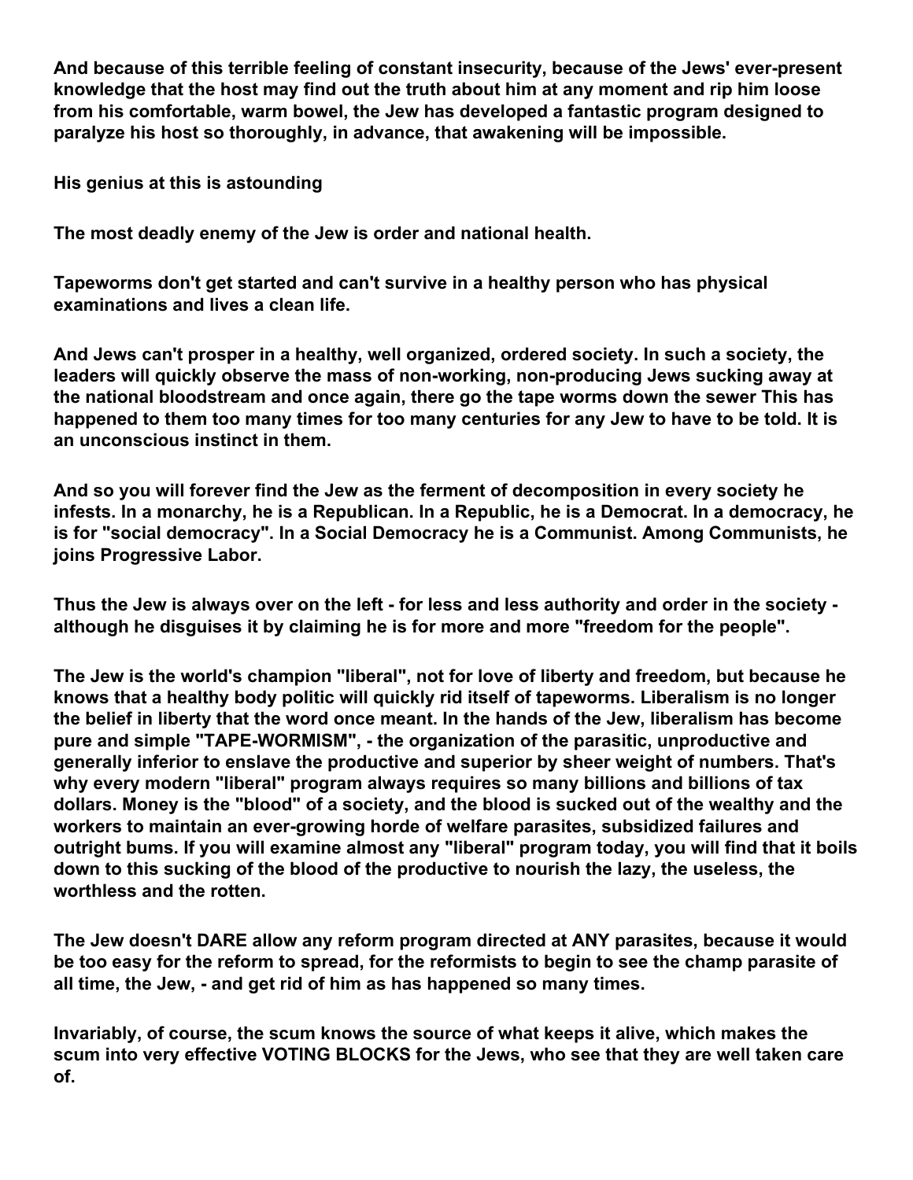And because of this terrible feeling of constant insecurity, because of the Jews' ever-present knowledge that the host may find out the truth about him at any moment and rip him loose from his comfortable, warm bowel, the Jew has developed a fantastic program designed to paralyze his host so thoroughly, in advance, that awakening will be impossible.

His genius at this is astounding

The most deadly enemy of the Jew is order and national health.

Tapeworms don't get started and can't survive in a healthy person who has physical examinations and lives a clean life.

And Jews can't prosper in a healthy, well organized, ordered society. In such a society, the leaders will quickly observe the mass of non-working, non-producing Jews sucking away at the national bloodstream and once again, there go the tape worms down the sewer This has happened to them too many times for too many centuries for any Jew to have to be told. It is an unconscious instinct in them.

And so you will forever find the Jew as the ferment of decomposition in every society he infests. In a monarchy, he is a Republican. In a Republic, he is a Democrat. In a democracy, he is for "social democracy". In a Social Democracy he is a Communist. Among Communists, he joins Progressive Labor.

Thus the Jew is always over on the left - for less and less authority and order in the society - although he disguises it by claiming he is for more and more "freedom for the people".

The Jew is the world's champion "liberal", not for love of liberty and freedom, but because he knows that a healthy body politic will quickly rid itself of tapeworms. Liberalism is no longer the belief in liberty that the word once meant. In the hands of the Jew, liberalism has become pure and simple "TAPE-WORMISM", - the organization of the parasitic, unproductive and generally inferior to enslave the productive and superior by sheer weight of numbers. That's why every modern "liberal" program always requires so many billions and billions of tax dollars. Money is the "blood" of a society, and the blood is sucked out of the wealthy and the workers to maintain an ever-growing horde of welfare parasites, subsidized failures and outright bums. If you will examine almost any "liberal" program today, you will find that it boils down to this sucking of the blood of the productive to nourish the lazy, the useless, the worthless and the rotten.

The Jew doesn't DARE allow any reform program directed at ANY parasites, because it would be too easy for the reform to spread, for the reformists to begin to see the champ parasite of all time, the Jew, - and get rid of him as has happened so many times.

Invariably, of course, the scum knows the source of what keeps it alive, which makes the scum into very effective VOTING BLOCKS for the Jews, who see that they are well taken care of.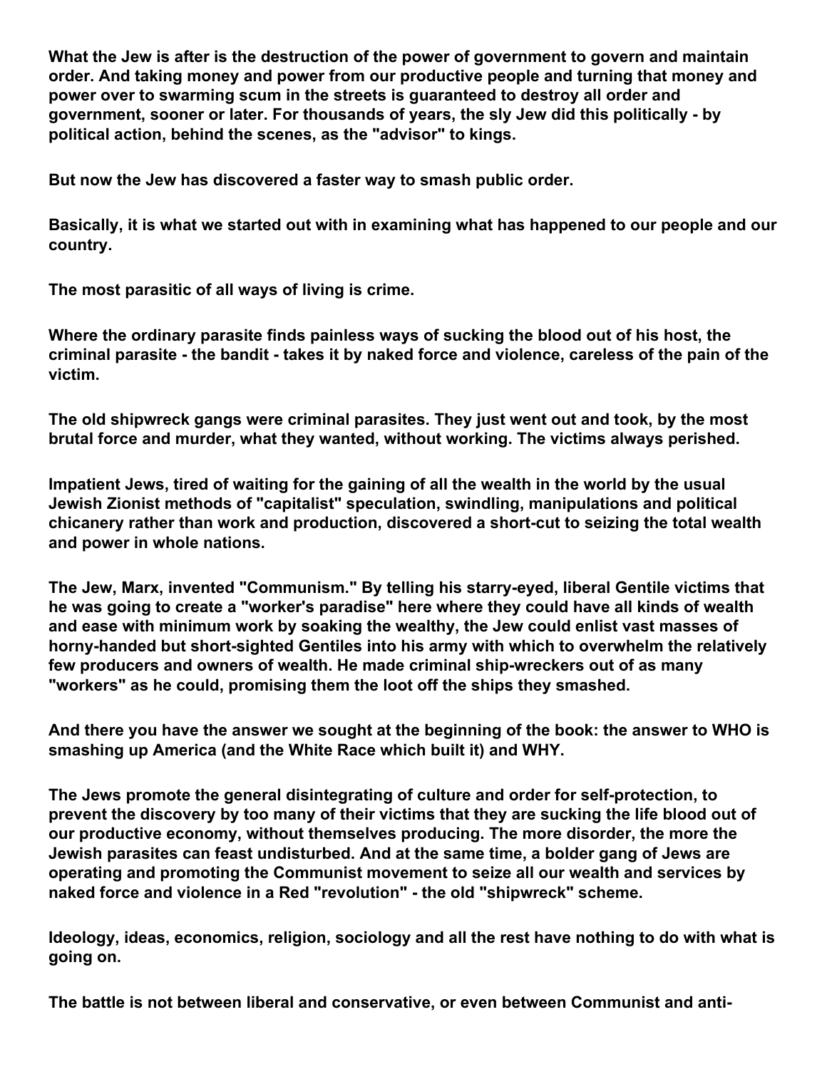What the Jew is after is the destruction of the power of government to govern and maintain order. And taking money and power from our productive people and turning that money and power over to swarming scum in the streets is guaranteed to destroy all order and government, sooner or later. For thousands of years, the sly Jew did this politically - by political action, behind the scenes, as the "advisor" to kings.

But now the Jew has discovered a faster way to smash public order.

Basically, it is what we started out with in examining what has happened to our people and our country.

The most parasitic of all ways of living is crime.

Where the ordinary parasite finds painless ways of sucking the blood out of his host, the criminal parasite - the bandit - takes it by naked force and violence, careless of the pain of the victim.

The old shipwreck gangs were criminal parasites. They just went out and took, by the most brutal force and murder, what they wanted, without working. The victims always perished.

Impatient Jews, tired of waiting for the gaining of all the wealth in the world by the usual Jewish Zionist methods of "capitalist" speculation, swindling, manipulations and political chicanery rather than work and production, discovered a short-cut to seizing the total wealth and power in whole nations.

The Jew, Marx, invented "Communism." By telling his starry-eyed, liberal Gentile victims that he was going to create a "worker's paradise" here where they could have all kinds of wealth and ease with minimum work by soaking the wealthy, the Jew could enlist vast masses of horny-handed but short-sighted Gentiles into his army with which to overwhelm the relatively few producers and owners of wealth. He made criminal ship-wreckers out of as many "workers" as he could, promising them the loot off the ships they smashed.

And there you have the answer we sought at the beginning of the book: the answer to WHO is smashing up America (and the White Race which built it) and WHY.

The Jews promote the general disintegrating of culture and order for self-protection, to prevent the discovery by too many of their victims that they are sucking the life blood out of our productive economy, without themselves producing. The more disorder, the more the Jewish parasites can feast undisturbed. And at the same time, a bolder gang of Jews are operating and promoting the Communist movement to seize all our wealth and services by naked force and violence in a Red "revolution" - the old "shipwreck" scheme.

Ideology, ideas, economics, religion, sociology and all the rest have nothing to do with what is going on.

The battle is not between liberal and conservative, or even between Communist and anti-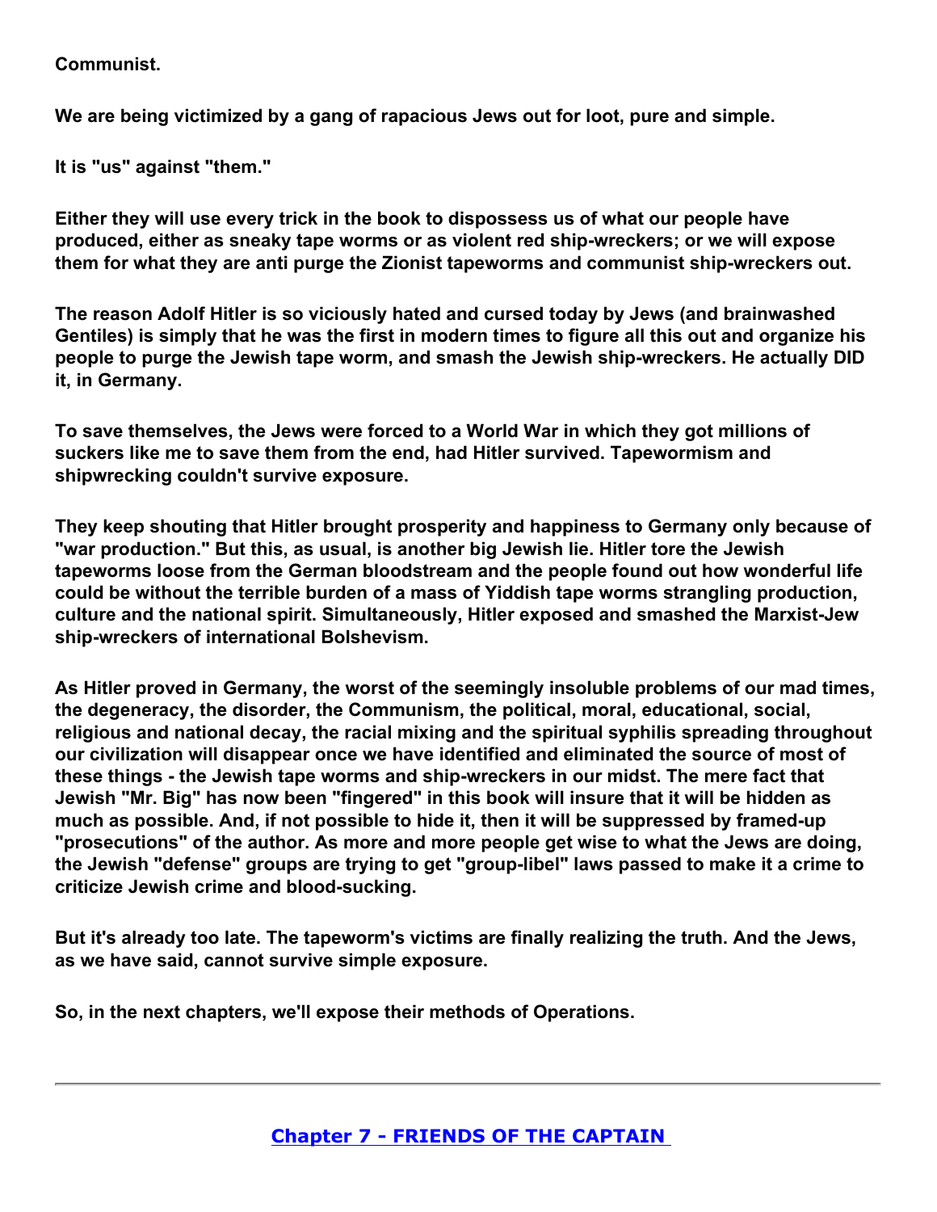**Communist.**

**We are being victimized by a gang of rapacious Jews out for loot, pure and simple.**

**It is "us" against "them."**

**Either they will use every trick in the book to dispossess us of what our people have produced, either as sneaky tape worms or as violent red ship-wreckers; or we will expose them for what they are anti purge the Zionist tapeworms and communist ship-wreckers out.**

**The reason Adolf Hitler is so viciously hated and cursed today by Jews (and brainwashed Gentiles) is simply that he was the first in modern times to figure all this out and organize his people to purge the Jewish tape worm, and smash the Jewish ship-wreckers. He actually DID it, in Germany.**

**To save themselves, the Jews were forced to a World War in which they got millions of suckers like me to save them from the end, had Hitler survived. Tapewormism and shipwrecking couldn't survive exposure.**

**They keep shouting that Hitler brought prosperity and happiness to Germany only because of "war production." But this, as usual, is another big Jewish lie. Hitler tore the Jewish tapeworms loose from the German bloodstream and the people found out how wonderful life could be without the terrible burden of a mass of Yiddish tape worms strangling production, culture and the national spirit. Simultaneously, Hitler exposed and smashed the Marxist-Jew ship-wreckers of international Bolshevism.**

**As Hitler proved in Germany, the worst of the seemingly insoluble problems of our mad times, the degeneracy, the disorder, the Communism, the political, moral, educational, social, religious and national decay, the racial mixing and the spiritual syphilis spreading throughout our civilization will disappear once we have identified and eliminated the source of most of these things - the Jewish tape worms and ship-wreckers in our midst. The mere fact that Jewish "Mr. Big" has now been "fingered" in this book will insure that it will be hidden as much as possible. And, if not possible to hide it, then it will be suppressed by framed-up "prosecutions" of the author. As more and more people get wise to what the Jews are doing, the Jewish "defense" groups are trying to get "group-libel" laws passed to make it a crime to criticize Jewish crime and blood-sucking.**

**But it's already too late. The tapeworm's victims are finally realizing the truth. And the Jews, as we have said, cannot survive simple exposure.**

**So, in the next chapters, we'll expose their methods of Operations.**

---

## Chapter 7 - FRIENDS OF THE CAPTAIN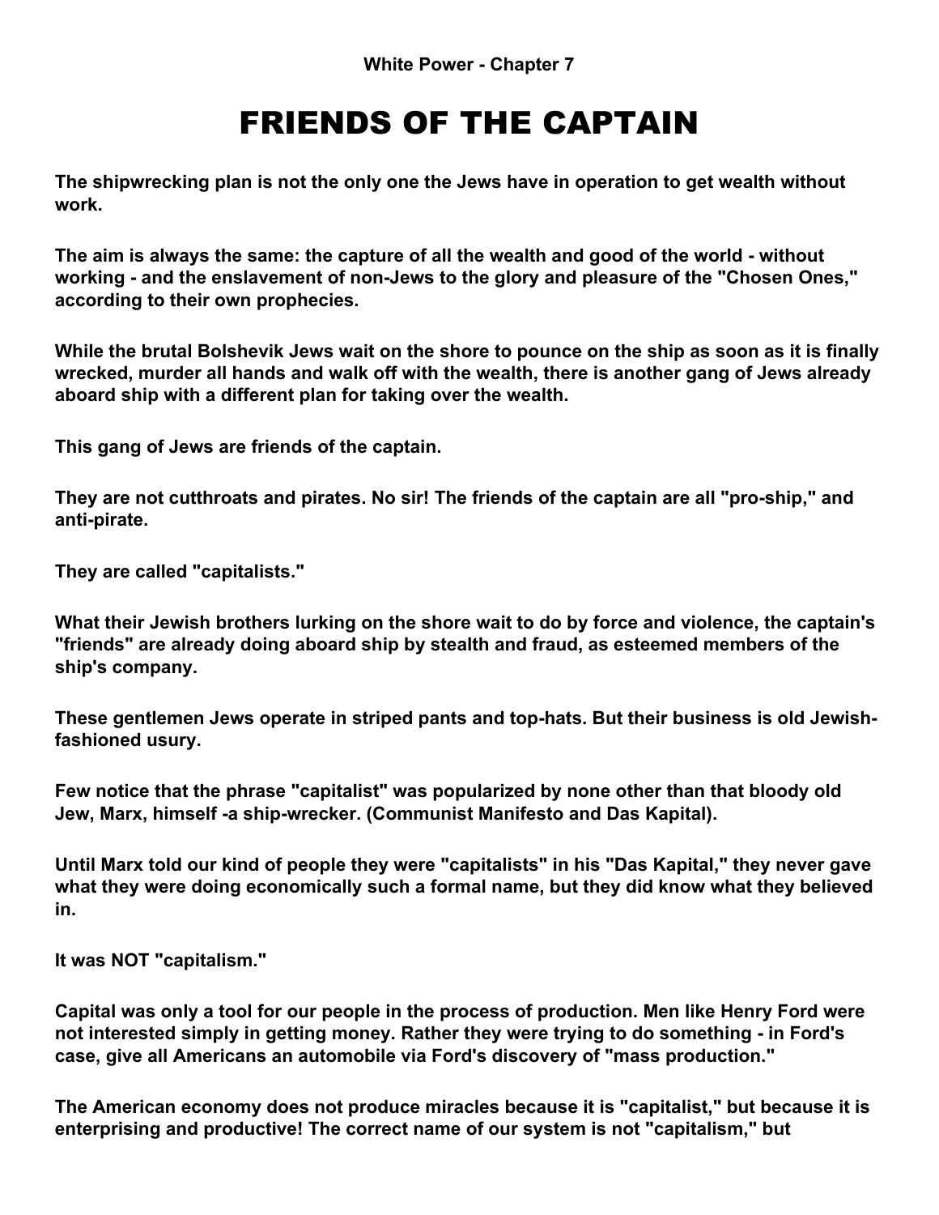**White Power - Chapter 7**

# FRIENDS OF THE CAPTAIN

**The shipwrecking plan is not the only one the Jews have in operation to get wealth without work.**

**The aim is always the same: the capture of all the wealth and good of the world - without working - and the enslavement of non-Jews to the glory and pleasure of the "Chosen Ones," according to their own prophecies.**

**While the brutal Bolshevik Jews wait on the shore to pounce on the ship as soon as it is finally wrecked, murder all hands and walk off with the wealth, there is another gang of Jews already aboard ship with a different plan for taking over the wealth.**

**This gang of Jews are friends of the captain.**

**They are not cutthroats and pirates. No sir! The friends of the captain are all "pro-ship," and anti-pirate.**

**They are called "capitalists."**

**What their Jewish brothers lurking on the shore wait to do by force and violence, the captain's "friends" are already doing aboard ship by stealth and fraud, as esteemed members of the ship's company.**

**These gentlemen Jews operate in striped pants and top-hats. But their business is old Jewish-fashioned usury.**

**Few notice that the phrase "capitalist" was popularized by none other than that bloody old Jew, Marx, himself -a ship-wrecker. (Communist Manifesto and Das Kapital).**

**Until Marx told our kind of people they were "capitalists" in his "Das Kapital," they never gave what they were doing economically such a formal name, but they did know what they believed in.**

**It was NOT "capitalism."**

**Capital was only a tool for our people in the process of production. Men like Henry Ford were not interested simply in getting money. Rather they were trying to do something - in Ford's case, give all Americans an automobile via Ford's discovery of "mass production."**

**The American economy does not produce miracles because it is "capitalist," but because it is enterprising and productive! The correct name of our system is not "capitalism," but**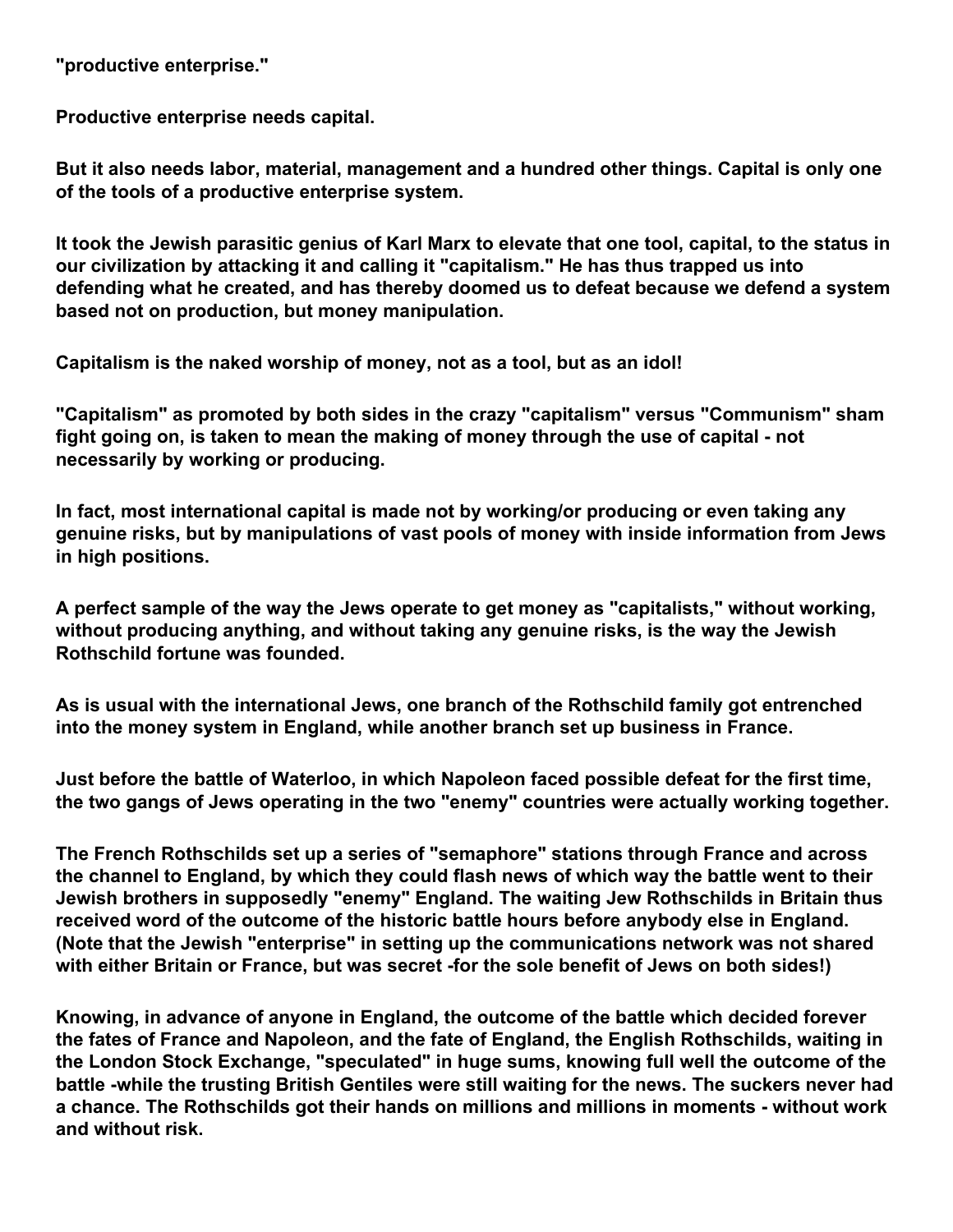**"productive enterprise."**

**Productive enterprise needs capital.**

**But it also needs labor, material, management and a hundred other things. Capital is only one of the tools of a productive enterprise system.**

**It took the Jewish parasitic genius of Karl Marx to elevate that one tool, capital, to the status in our civilization by attacking it and calling it "capitalism." He has thus trapped us into defending what he created, and has thereby doomed us to defeat because we defend a system based not on production, but money manipulation.**

**Capitalism is the naked worship of money, not as a tool, but as an idol!**

**"Capitalism" as promoted by both sides in the crazy "capitalism" versus "Communism" sham fight going on, is taken to mean the making of money through the use of capital - not necessarily by working or producing.**

**In fact, most international capital is made not by working/or producing or even taking any genuine risks, but by manipulations of vast pools of money with inside information from Jews in high positions.**

**A perfect sample of the way the Jews operate to get money as "capitalists," without working, without producing anything, and without taking any genuine risks, is the way the Jewish Rothschild fortune was founded.**

**As is usual with the international Jews, one branch of the Rothschild family got entrenched into the money system in England, while another branch set up business in France.**

**Just before the battle of Waterloo, in which Napoleon faced possible defeat for the first time, the two gangs of Jews operating in the two "enemy" countries were actually working together.**

**The French Rothschilds set up a series of "semaphore" stations through France and across the channel to England, by which they could flash news of which way the battle went to their Jewish brothers in supposedly "enemy" England. The waiting Jew Rothschilds in Britain thus received word of the outcome of the historic battle hours before anybody else in England. (Note that the Jewish "enterprise" in setting up the communications network was not shared with either Britain or France, but was secret -for the sole benefit of Jews on both sides!)**

**Knowing, in advance of anyone in England, the outcome of the battle which decided forever the fates of France and Napoleon, and the fate of England, the English Rothschilds, waiting in the London Stock Exchange, "speculated" in huge sums, knowing full well the outcome of the battle -while the trusting British Gentiles were still waiting for the news. The suckers never had a chance. The Rothschilds got their hands on millions and millions in moments - without work and without risk.**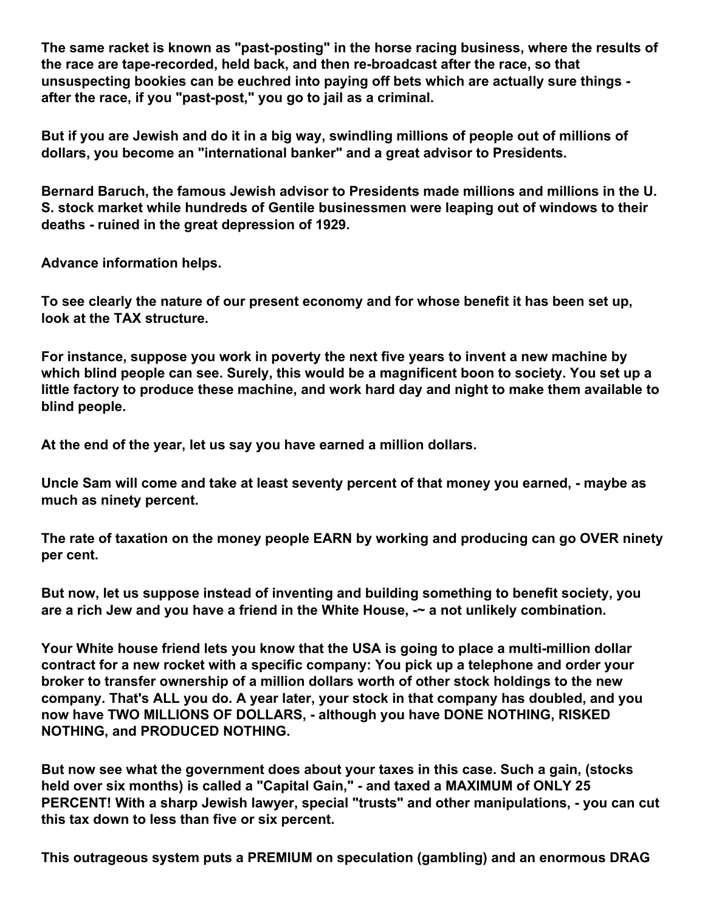**The same racket is known as "past-posting" in the horse racing business, where the results of the race are tape-recorded, held back, and then re-broadcast after the race, so that unsuspecting bookies can be euchred into paying off bets which are actually sure things - after the race, if you "past-post," you go to jail as a criminal.**

**But if you are Jewish and do it in a big way, swindling millions of people out of millions of dollars, you become an "international banker" and a great advisor to Presidents.**

**Bernard Baruch, the famous Jewish advisor to Presidents made millions and millions in the U. S. stock market while hundreds of Gentile businessmen were leaping out of windows to their deaths - ruined in the great depression of 1929.**

**Advance information helps.**

**To see clearly the nature of our present economy and for whose benefit it has been set up, look at the TAX structure.**

**For instance, suppose you work in poverty the next five years to invent a new machine by which blind people can see. Surely, this would be a magnificent boon to society. You set up a little factory to produce these machine, and work hard day and night to make them available to blind people.**

**At the end of the year, let us say you have earned a million dollars.**

**Uncle Sam will come and take at least seventy percent of that money you earned, - maybe as much as ninety percent.**

**The rate of taxation on the money people EARN by working and producing can go OVER ninety per cent.**

**But now, let us suppose instead of inventing and building something to benefit society, you are a rich Jew and you have a friend in the White House, -~ a not unlikely combination.**

**Your White house friend lets you know that the USA is going to place a multi-million dollar contract for a new rocket with a specific company: You pick up a telephone and order your broker to transfer ownership of a million dollars worth of other stock holdings to the new company. That's ALL you do. A year later, your stock in that company has doubled, and you now have TWO MILLIONS OF DOLLARS, - although you have DONE NOTHING, RISKED NOTHING, and PRODUCED NOTHING.**

**But now see what the government does about your taxes in this case. Such a gain, (stocks held over six months) is called a "Capital Gain," - and taxed a MAXIMUM of ONLY 25 PERCENT! With a sharp Jewish lawyer, special "trusts" and other manipulations, - you can cut this tax down to less than five or six percent.**

**This outrageous system puts a PREMIUM on speculation (gambling) and an enormous DRAG**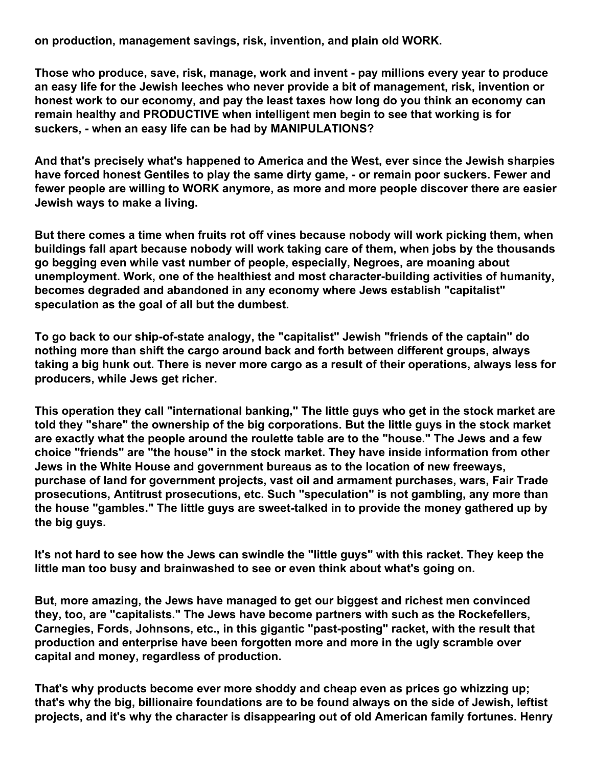on production, management savings, risk, invention, and plain old WORK.

Those who produce, save, risk, manage, work and invent - pay millions every year to produce an easy life for the Jewish leeches who never provide a bit of management, risk, invention or honest work to our economy, and pay the least taxes how long do you think an economy can remain healthy and PRODUCTIVE when intelligent men begin to see that working is for suckers, - when an easy life can be had by MANIPULATIONS?

And that's precisely what's happened to America and the West, ever since the Jewish sharpies have forced honest Gentiles to play the same dirty game, - or remain poor suckers. Fewer and fewer people are willing to WORK anymore, as more and more people discover there are easier Jewish ways to make a living.

But there comes a time when fruits rot off vines because nobody will work picking them, when buildings fall apart because nobody will work taking care of them, when jobs by the thousands go begging even while vast number of people, especially, Negroes, are moaning about unemployment. Work, one of the healthiest and most character-building activities of humanity, becomes degraded and abandoned in any economy where Jews establish "capitalist" speculation as the goal of all but the dumbest.

To go back to our ship-of-state analogy, the "capitalist" Jewish "friends of the captain" do nothing more than shift the cargo around back and forth between different groups, always taking a big hunk out. There is never more cargo as a result of their operations, always less for producers, while Jews get richer.

This operation they call "international banking," The little guys who get in the stock market are told they "share" the ownership of the big corporations. But the little guys in the stock market are exactly what the people around the roulette table are to the "house." The Jews and a few choice "friends" are "the house" in the stock market. They have inside information from other Jews in the White House and government bureaus as to the location of new freeways, purchase of land for government projects, vast oil and armament purchases, wars, Fair Trade prosecutions, Antitrust prosecutions, etc. Such "speculation" is not gambling, any more than the house "gambles." The little guys are sweet-talked in to provide the money gathered up by the big guys.

It's not hard to see how the Jews can swindle the "little guys" with this racket. They keep the little man too busy and brainwashed to see or even think about what's going on.

But, more amazing, the Jews have managed to get our biggest and richest men convinced they, too, are "capitalists." The Jews have become partners with such as the Rockefellers, Carnegies, Fords, Johnsons, etc., in this gigantic "past-posting" racket, with the result that production and enterprise have been forgotten more and more in the ugly scramble over capital and money, regardless of production.

That's why products become ever more shoddy and cheap even as prices go whizzing up; that's why the big, billionaire foundations are to be found always on the side of Jewish, leftist projects, and it's why the character is disappearing out of old American family fortunes. Henry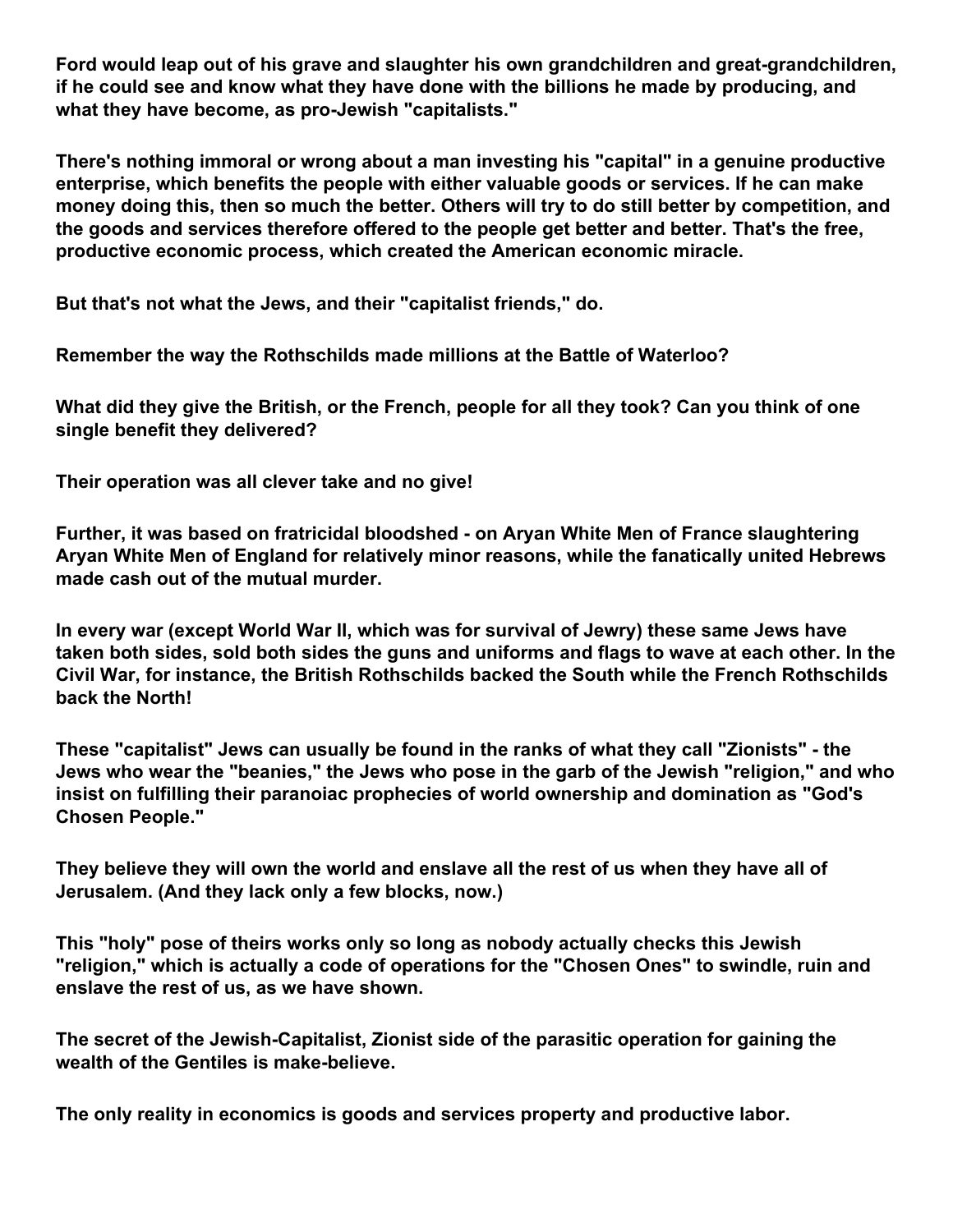Ford would leap out of his grave and slaughter his own grandchildren and great-grandchildren, if he could see and know what they have done with the billions he made by producing, and what they have become, as pro-Jewish "capitalists."

There's nothing immoral or wrong about a man investing his "capital" in a genuine productive enterprise, which benefits the people with either valuable goods or services. If he can make money doing this, then so much the better. Others will try to do still better by competition, and the goods and services therefore offered to the people get better and better. That's the free, productive economic process, which created the American economic miracle.

But that's not what the Jews, and their "capitalist friends," do.

Remember the way the Rothschilds made millions at the Battle of Waterloo?

What did they give the British, or the French, people for all they took? Can you think of one single benefit they delivered?

Their operation was all clever take and no give!

Further, it was based on fratricidal bloodshed - on Aryan White Men of France slaughtering Aryan White Men of England for relatively minor reasons, while the fanatically united Hebrews made cash out of the mutual murder.

In every war (except World War II, which was for survival of Jewry) these same Jews have taken both sides, sold both sides the guns and uniforms and flags to wave at each other. In the Civil War, for instance, the British Rothschilds backed the South while the French Rothschilds back the North!

These "capitalist" Jews can usually be found in the ranks of what they call "Zionists" - the Jews who wear the "beanies," the Jews who pose in the garb of the Jewish "religion," and who insist on fulfilling their paranoiac prophecies of world ownership and domination as "God's Chosen People."

They believe they will own the world and enslave all the rest of us when they have all of Jerusalem. (And they lack only a few blocks, now.)

This "holy" pose of theirs works only so long as nobody actually checks this Jewish "religion," which is actually a code of operations for the "Chosen Ones" to swindle, ruin and enslave the rest of us, as we have shown.

The secret of the Jewish-Capitalist, Zionist side of the parasitic operation for gaining the wealth of the Gentiles is make-believe.

The only reality in economics is goods and services property and productive labor.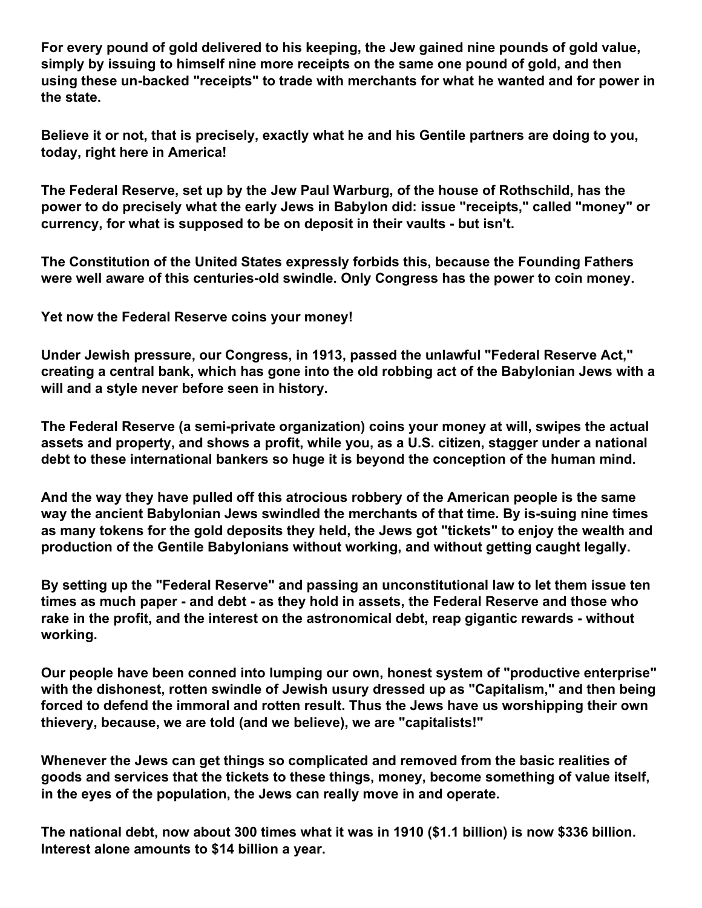**For every pound of gold delivered to his keeping, the Jew gained nine pounds of gold value, simply by issuing to himself nine more receipts on the same one pound of gold, and then using these un-backed "receipts" to trade with merchants for what he wanted and for power in the state.**

**Believe it or not, that is precisely, exactly what he and his Gentile partners are doing to you, today, right here in America!**

**The Federal Reserve, set up by the Jew Paul Warburg, of the house of Rothschild, has the power to do precisely what the early Jews in Babylon did: issue "receipts," called "money" or currency, for what is supposed to be on deposit in their vaults - but isn't.**

**The Constitution of the United States expressly forbids this, because the Founding Fathers were well aware of this centuries-old swindle. Only Congress has the power to coin money.**

**Yet now the Federal Reserve coins your money!**

**Under Jewish pressure, our Congress, in 1913, passed the unlawful "Federal Reserve Act," creating a central bank, which has gone into the old robbing act of the Babylonian Jews with a will and a style never before seen in history.**

**The Federal Reserve (a semi-private organization) coins your money at will, swipes the actual assets and property, and shows a profit, while you, as a U.S. citizen, stagger under a national debt to these international bankers so huge it is beyond the conception of the human mind.**

**And the way they have pulled off this atrocious robbery of the American people is the same way the ancient Babylonian Jews swindled the merchants of that time. By is-suing nine times as many tokens for the gold deposits they held, the Jews got "tickets" to enjoy the wealth and production of the Gentile Babylonians without working, and without getting caught legally.**

**By setting up the "Federal Reserve" and passing an unconstitutional law to let them issue ten times as much paper - and debt - as they hold in assets, the Federal Reserve and those who rake in the profit, and the interest on the astronomical debt, reap gigantic rewards - without working.**

**Our people have been conned into lumping our own, honest system of "productive enterprise" with the dishonest, rotten swindle of Jewish usury dressed up as "Capitalism," and then being forced to defend the immoral and rotten result. Thus the Jews have us worshipping their own thievery, because, we are told (and we believe), we are "capitalists!"**

**Whenever the Jews can get things so complicated and removed from the basic realities of goods and services that the tickets to these things, money, become something of value itself, in the eyes of the population, the Jews can really move in and operate.**

**The national debt, now about 300 times what it was in 1910 ($1.1 billion) is now $336 billion. Interest alone amounts to $14 billion a year.**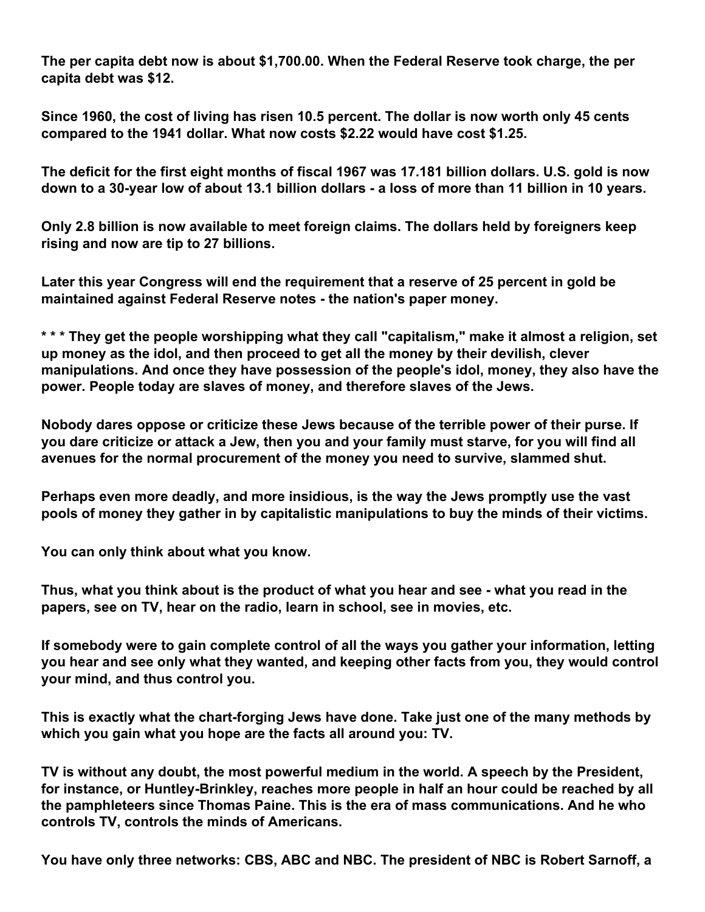**The per capita debt now is about $1,700.00. When the Federal Reserve took charge, the per capita debt was $12.**

**Since 1960, the cost of living has risen 10.5 percent. The dollar is now worth only 45 cents compared to the 1941 dollar. What now costs $2.22 would have cost $1.25.**

**The deficit for the first eight months of fiscal 1967 was 17.181 billion dollars. U.S. gold is now down to a 30-year low of about 13.1 billion dollars - a loss of more than 11 billion in 10 years.**

**Only 2.8 billion is now available to meet foreign claims. The dollars held by foreigners keep rising and now are tip to 27 billions.**

**Later this year Congress will end the requirement that a reserve of 25 percent in gold be maintained against Federal Reserve notes - the nation's paper money.**

**\* \* \* They get the people worshipping what they call "capitalism," make it almost a religion, set up money as the idol, and then proceed to get all the money by their devilish, clever manipulations. And once they have possession of the people's idol, money, they also have the power. People today are slaves of money, and therefore slaves of the Jews.**

**Nobody dares oppose or criticize these Jews because of the terrible power of their purse. If you dare criticize or attack a Jew, then you and your family must starve, for you will find all avenues for the normal procurement of the money you need to survive, slammed shut.**

**Perhaps even more deadly, and more insidious, is the way the Jews promptly use the vast pools of money they gather in by capitalistic manipulations to buy the minds of their victims.**

**You can only think about what you know.**

**Thus, what you think about is the product of what you hear and see - what you read in the papers, see on TV, hear on the radio, learn in school, see in movies, etc.**

**If somebody were to gain complete control of all the ways you gather your information, letting you hear and see only what they wanted, and keeping other facts from you, they would control your mind, and thus control you.**

**This is exactly what the chart-forging Jews have done. Take just one of the many methods by which you gain what you hope are the facts all around you: TV.**

**TV is without any doubt, the most powerful medium in the world. A speech by the President, for instance, or Huntley-Brinkley, reaches more people in half an hour could be reached by all the pamphleteers since Thomas Paine. This is the era of mass communications. And he who controls TV, controls the minds of Americans.**

**You have only three networks: CBS, ABC and NBC. The president of NBC is Robert Sarnoff, a**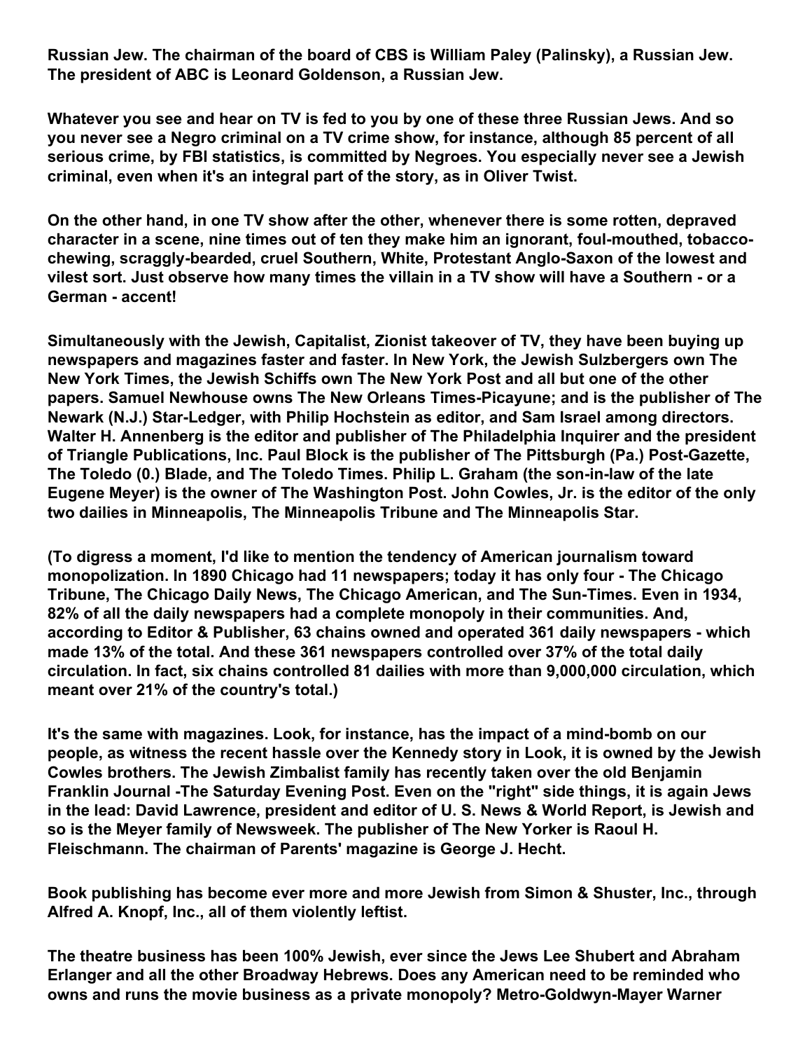Russian Jew. The chairman of the board of CBS is William Paley (Palinsky), a Russian Jew. The president of ABC is Leonard Goldenson, a Russian Jew.

Whatever you see and hear on TV is fed to you by one of these three Russian Jews. And so you never see a Negro criminal on a TV crime show, for instance, although 85 percent of all serious crime, by FBI statistics, is committed by Negroes. You especially never see a Jewish criminal, even when it's an integral part of the story, as in Oliver Twist.

On the other hand, in one TV show after the other, whenever there is some rotten, depraved character in a scene, nine times out of ten they make him an ignorant, foul-mouthed, tobacco-chewing, scraggly-bearded, cruel Southern, White, Protestant Anglo-Saxon of the lowest and vilest sort. Just observe how many times the villain in a TV show will have a Southern - or a German - accent!

Simultaneously with the Jewish, Capitalist, Zionist takeover of TV, they have been buying up newspapers and magazines faster and faster. In New York, the Jewish Sulzbergers own The New York Times, the Jewish Schiffs own The New York Post and all but one of the other papers. Samuel Newhouse owns The New Orleans Times-Picayune; and is the publisher of The Newark (N.J.) Star-Ledger, with Philip Hochstein as editor, and Sam Israel among directors. Walter H. Annenberg is the editor and publisher of The Philadelphia Inquirer and the president of Triangle Publications, Inc. Paul Block is the publisher of The Pittsburgh (Pa.) Post-Gazette, The Toledo (0.) Blade, and The Toledo Times. Philip L. Graham (the son-in-law of the late Eugene Meyer) is the owner of The Washington Post. John Cowles, Jr. is the editor of the only two dailies in Minneapolis, The Minneapolis Tribune and The Minneapolis Star.

(To digress a moment, I'd like to mention the tendency of American journalism toward monopolization. In 1890 Chicago had 11 newspapers; today it has only four - The Chicago Tribune, The Chicago Daily News, The Chicago American, and The Sun-Times. Even in 1934, 82% of all the daily newspapers had a complete monopoly in their communities. And, according to Editor & Publisher, 63 chains owned and operated 361 daily newspapers - which made 13% of the total. And these 361 newspapers controlled over 37% of the total daily circulation. In fact, six chains controlled 81 dailies with more than 9,000,000 circulation, which meant over 21% of the country's total.)

It's the same with magazines. Look, for instance, has the impact of a mind-bomb on our people, as witness the recent hassle over the Kennedy story in Look, it is owned by the Jewish Cowles brothers. The Jewish Zimbalist family has recently taken over the old Benjamin Franklin Journal -The Saturday Evening Post. Even on the "right" side things, it is again Jews in the lead: David Lawrence, president and editor of U. S. News & World Report, is Jewish and so is the Meyer family of Newsweek. The publisher of The New Yorker is Raoul H. Fleischmann. The chairman of Parents' magazine is George J. Hecht.

Book publishing has become ever more and more Jewish from Simon & Shuster, Inc., through Alfred A. Knopf, Inc., all of them violently leftist.

The theatre business has been 100% Jewish, ever since the Jews Lee Shubert and Abraham Erlanger and all the other Broadway Hebrews. Does any American need to be reminded who owns and runs the movie business as a private monopoly? Metro-Goldwyn-Mayer Warner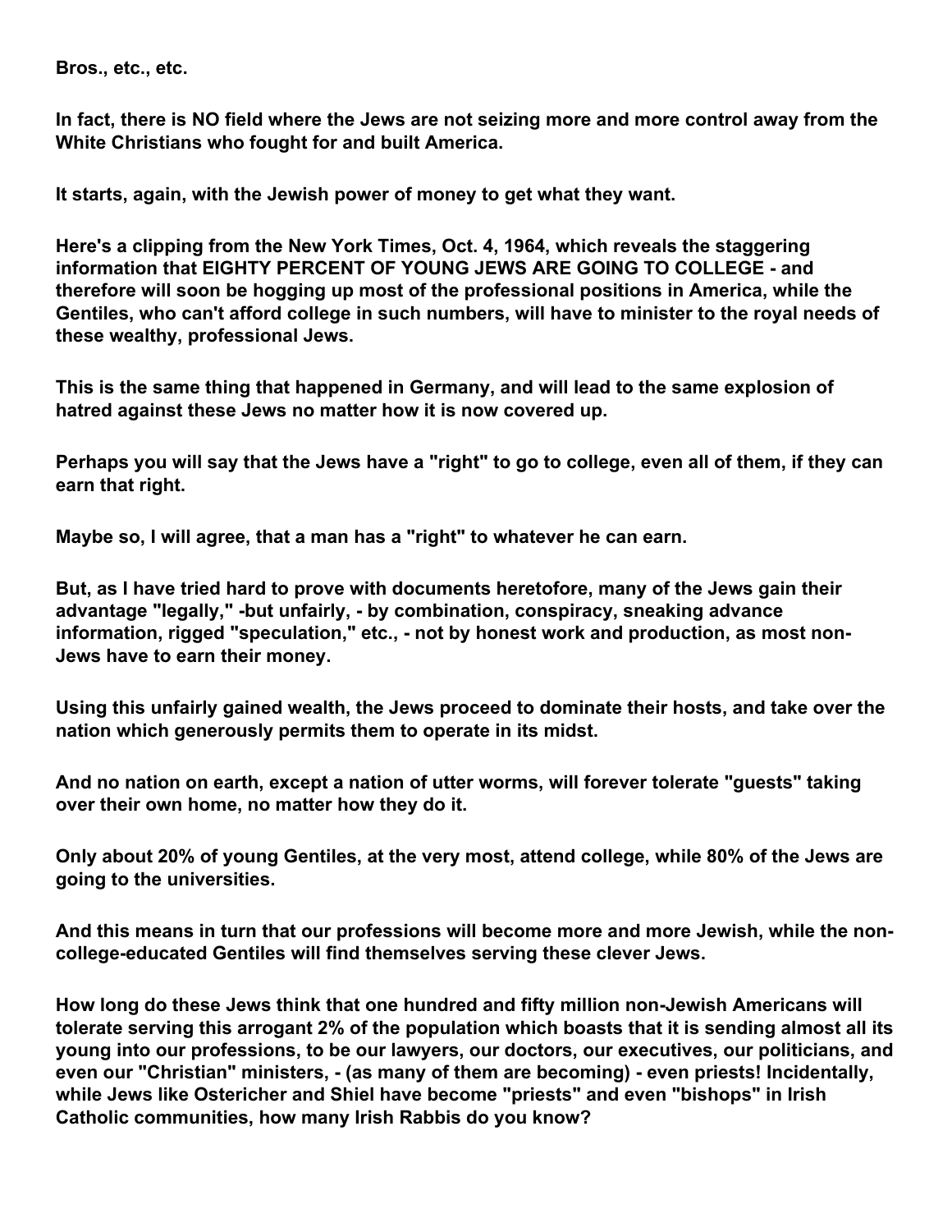**Bros., etc., etc.**

**In fact, there is NO field where the Jews are not seizing more and more control away from the White Christians who fought for and built America.**

**It starts, again, with the Jewish power of money to get what they want.**

**Here's a clipping from the New York Times, Oct. 4, 1964, which reveals the staggering information that EIGHTY PERCENT OF YOUNG JEWS ARE GOING TO COLLEGE - and therefore will soon be hogging up most of the professional positions in America, while the Gentiles, who can't afford college in such numbers, will have to minister to the royal needs of these wealthy, professional Jews.**

**This is the same thing that happened in Germany, and will lead to the same explosion of hatred against these Jews no matter how it is now covered up.**

**Perhaps you will say that the Jews have a "right" to go to college, even all of them, if they can earn that right.**

**Maybe so, I will agree, that a man has a "right" to whatever he can earn.**

**But, as I have tried hard to prove with documents heretofore, many of the Jews gain their advantage "legally," -but unfairly, - by combination, conspiracy, sneaking advance information, rigged "speculation," etc., - not by honest work and production, as most non-Jews have to earn their money.**

**Using this unfairly gained wealth, the Jews proceed to dominate their hosts, and take over the nation which generously permits them to operate in its midst.**

**And no nation on earth, except a nation of utter worms, will forever tolerate "guests" taking over their own home, no matter how they do it.**

**Only about 20% of young Gentiles, at the very most, attend college, while 80% of the Jews are going to the universities.**

**And this means in turn that our professions will become more and more Jewish, while the non-college-educated Gentiles will find themselves serving these clever Jews.**

**How long do these Jews think that one hundred and fifty million non-Jewish Americans will tolerate serving this arrogant 2% of the population which boasts that it is sending almost all its young into our professions, to be our lawyers, our doctors, our executives, our politicians, and even our "Christian" ministers, - (as many of them are becoming) - even priests! Incidentally, while Jews like Ostericher and Shiel have become "priests" and even "bishops" in Irish Catholic communities, how many Irish Rabbis do you know?**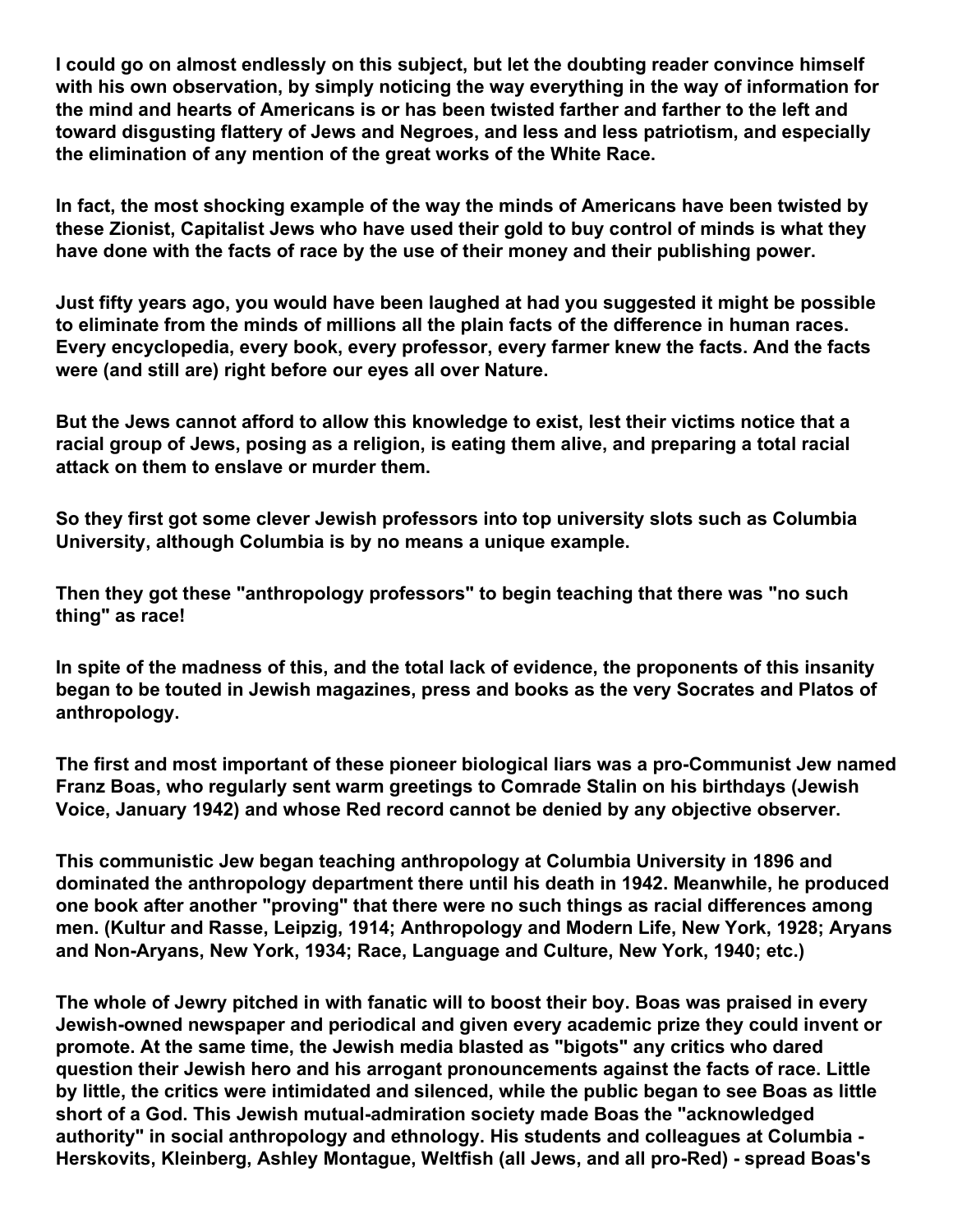**I could go on almost endlessly on this subject, but let the doubting reader convince himself with his own observation, by simply noticing the way everything in the way of information for the mind and hearts of Americans is or has been twisted farther and farther to the left and toward disgusting flattery of Jews and Negroes, and less and less patriotism, and especially the elimination of any mention of the great works of the White Race.**

**In fact, the most shocking example of the way the minds of Americans have been twisted by these Zionist, Capitalist Jews who have used their gold to buy control of minds is what they have done with the facts of race by the use of their money and their publishing power.**

**Just fifty years ago, you would have been laughed at had you suggested it might be possible to eliminate from the minds of millions all the plain facts of the difference in human races. Every encyclopedia, every book, every professor, every farmer knew the facts. And the facts were (and still are) right before our eyes all over Nature.**

**But the Jews cannot afford to allow this knowledge to exist, lest their victims notice that a racial group of Jews, posing as a religion, is eating them alive, and preparing a total racial attack on them to enslave or murder them.**

**So they first got some clever Jewish professors into top university slots such as Columbia University, although Columbia is by no means a unique example.**

**Then they got these "anthropology professors" to begin teaching that there was "no such thing" as race!**

**In spite of the madness of this, and the total lack of evidence, the proponents of this insanity began to be touted in Jewish magazines, press and books as the very Socrates and Platos of anthropology.**

**The first and most important of these pioneer biological liars was a pro-Communist Jew named Franz Boas, who regularly sent warm greetings to Comrade Stalin on his birthdays (Jewish Voice, January 1942) and whose Red record cannot be denied by any objective observer.**

**This communistic Jew began teaching anthropology at Columbia University in 1896 and dominated the anthropology department there until his death in 1942. Meanwhile, he produced one book after another "proving" that there were no such things as racial differences among men. (Kultur and Rasse, Leipzig, 1914; Anthropology and Modern Life, New York, 1928; Aryans and Non-Aryans, New York, 1934; Race, Language and Culture, New York, 1940; etc.)**

**The whole of Jewry pitched in with fanatic will to boost their boy. Boas was praised in every Jewish-owned newspaper and periodical and given every academic prize they could invent or promote. At the same time, the Jewish media blasted as "bigots" any critics who dared question their Jewish hero and his arrogant pronouncements against the facts of race. Little by little, the critics were intimidated and silenced, while the public began to see Boas as little short of a God. This Jewish mutual-admiration society made Boas the "acknowledged authority" in social anthropology and ethnology. His students and colleagues at Columbia - Herskovits, Kleinberg, Ashley Montague, Weltfish (all Jews, and all pro-Red) - spread Boas's**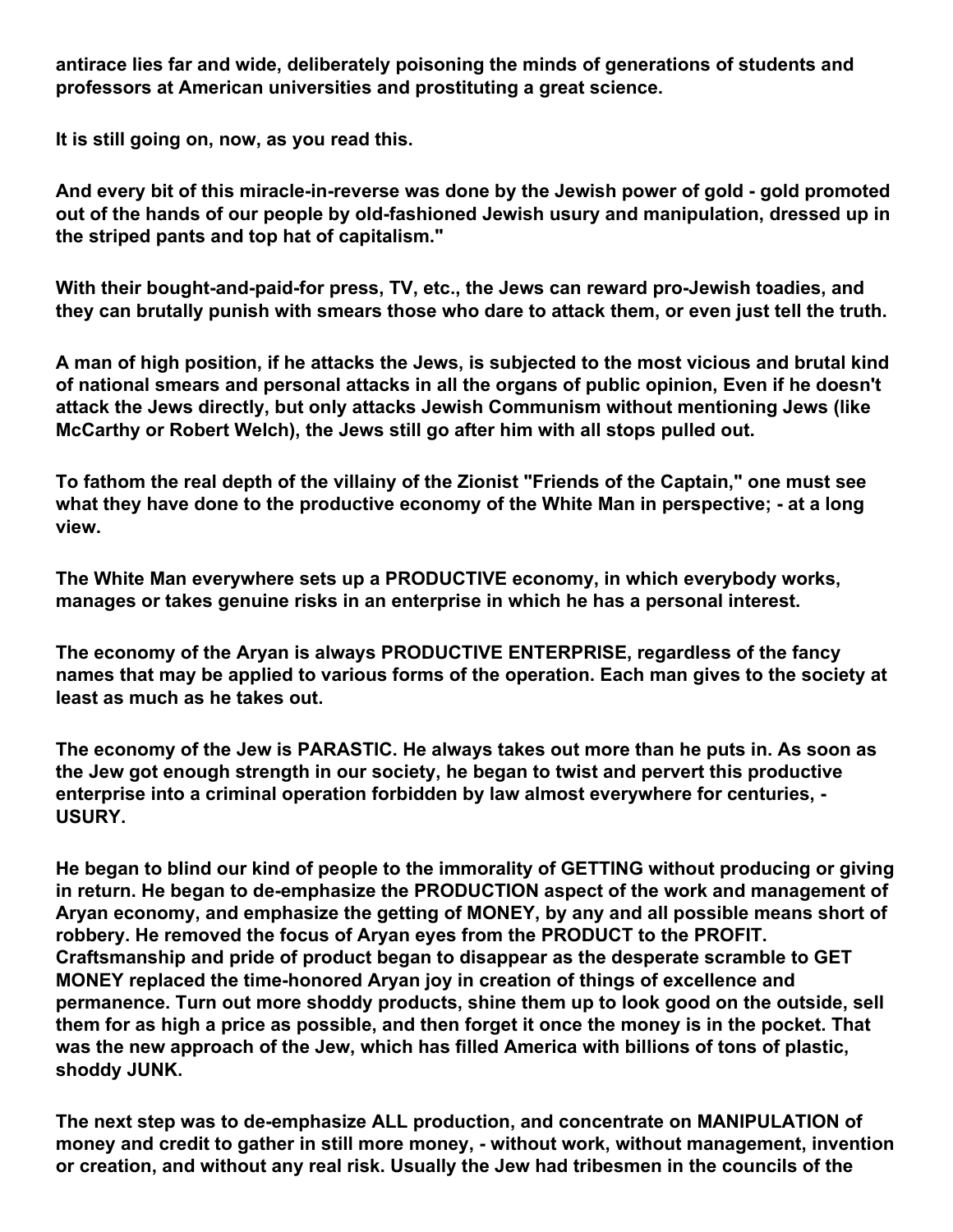**antirace lies far and wide, deliberately poisoning the minds of generations of students and professors at American universities and prostituting a great science.**

**It is still going on, now, as you read this.**

**And every bit of this miracle-in-reverse was done by the Jewish power of gold - gold promoted out of the hands of our people by old-fashioned Jewish usury and manipulation, dressed up in the striped pants and top hat of capitalism."**

**With their bought-and-paid-for press, TV, etc., the Jews can reward pro-Jewish toadies, and they can brutally punish with smears those who dare to attack them, or even just tell the truth.**

**A man of high position, if he attacks the Jews, is subjected to the most vicious and brutal kind of national smears and personal attacks in all the organs of public opinion, Even if he doesn't attack the Jews directly, but only attacks Jewish Communism without mentioning Jews (like McCarthy or Robert Welch), the Jews still go after him with all stops pulled out.**

**To fathom the real depth of the villainy of the Zionist "Friends of the Captain," one must see what they have done to the productive economy of the White Man in perspective; - at a long view.**

**The White Man everywhere sets up a PRODUCTIVE economy, in which everybody works, manages or takes genuine risks in an enterprise in which he has a personal interest.**

**The economy of the Aryan is always PRODUCTIVE ENTERPRISE, regardless of the fancy names that may be applied to various forms of the operation. Each man gives to the society at least as much as he takes out.**

**The economy of the Jew is PARASTIC. He always takes out more than he puts in. As soon as the Jew got enough strength in our society, he began to twist and pervert this productive enterprise into a criminal operation forbidden by law almost everywhere for centuries, - USURY.**

**He began to blind our kind of people to the immorality of GETTING without producing or giving in return. He began to de-emphasize the PRODUCTION aspect of the work and management of Aryan economy, and emphasize the getting of MONEY, by any and all possible means short of robbery. He removed the focus of Aryan eyes from the PRODUCT to the PROFIT. Craftsmanship and pride of product began to disappear as the desperate scramble to GET MONEY replaced the time-honored Aryan joy in creation of things of excellence and permanence. Turn out more shoddy products, shine them up to look good on the outside, sell them for as high a price as possible, and then forget it once the money is in the pocket. That was the new approach of the Jew, which has filled America with billions of tons of plastic, shoddy JUNK.**

**The next step was to de-emphasize ALL production, and concentrate on MANIPULATION of money and credit to gather in still more money, - without work, without management, invention or creation, and without any real risk. Usually the Jew had tribesmen in the councils of the**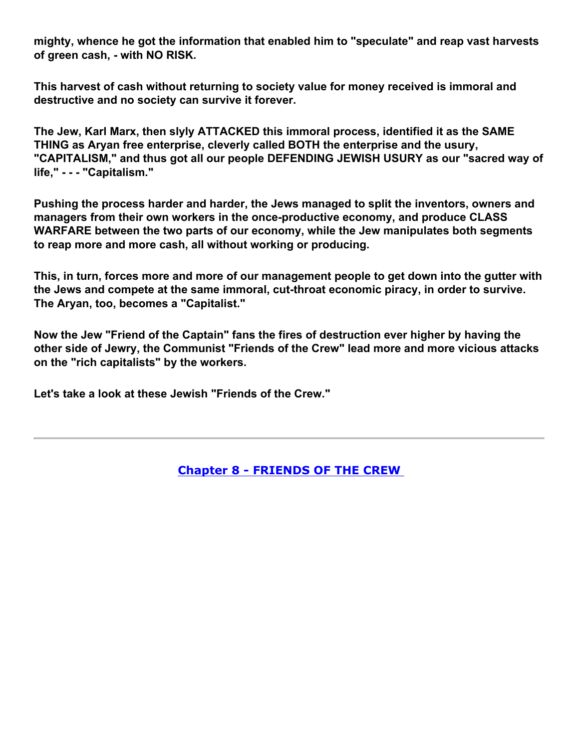**mighty, whence he got the information that enabled him to "speculate" and reap vast harvests of green cash, - with NO RISK.**

**This harvest of cash without returning to society value for money received is immoral and destructive and no society can survive it forever.**

**The Jew, Karl Marx, then slyly ATTACKED this immoral process, identified it as the SAME THING as Aryan free enterprise, cleverly called BOTH the enterprise and the usury, "CAPITALISM," and thus got all our people DEFENDING JEWISH USURY as our "sacred way of life," - - - "Capitalism."**

**Pushing the process harder and harder, the Jews managed to split the inventors, owners and managers from their own workers in the once-productive economy, and produce CLASS WARFARE between the two parts of our economy, while the Jew manipulates both segments to reap more and more cash, all without working or producing.**

**This, in turn, forces more and more of our management people to get down into the gutter with the Jews and compete at the same immoral, cut-throat economic piracy, in order to survive. The Aryan, too, becomes a "Capitalist."**

**Now the Jew "Friend of the Captain" fans the fires of destruction ever higher by having the other side of Jewry, the Communist "Friends of the Crew" lead more and more vicious attacks on the "rich capitalists" by the workers.**

**Let's take a look at these Jewish "Friends of the Crew."**

---

## Chapter 8 - FRIENDS OF THE CREW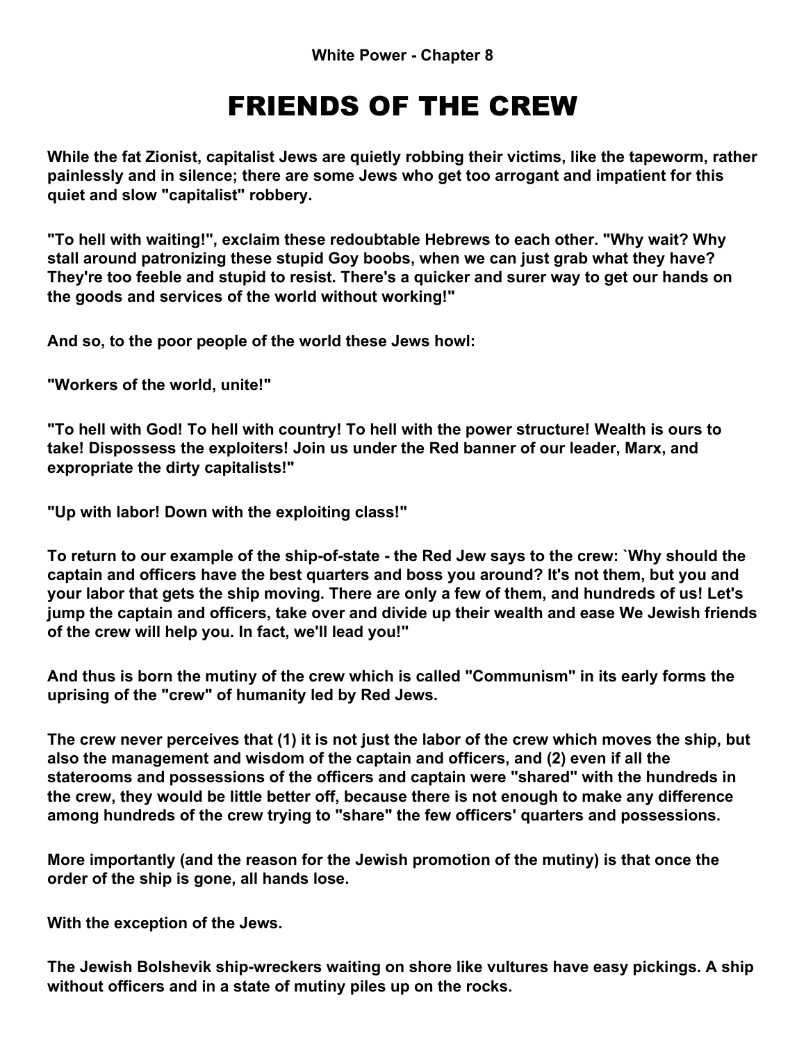**White Power - Chapter 8**

# FRIENDS OF THE CREW

**While the fat Zionist, capitalist Jews are quietly robbing their victims, like the tapeworm, rather painlessly and in silence; there are some Jews who get too arrogant and impatient for this quiet and slow "capitalist" robbery.**

**"To hell with waiting!", exclaim these redoubtable Hebrews to each other. "Why wait? Why stall around patronizing these stupid Goy boobs, when we can just grab what they have? They're too feeble and stupid to resist. There's a quicker and surer way to get our hands on the goods and services of the world without working!"**

**And so, to the poor people of the world these Jews howl:**

**"Workers of the world, unite!"**

**"To hell with God! To hell with country! To hell with the power structure! Wealth is ours to take! Dispossess the exploiters! Join us under the Red banner of our leader, Marx, and expropriate the dirty capitalists!"**

**"Up with labor! Down with the exploiting class!"**

**To return to our example of the ship-of-state - the Red Jew says to the crew: `Why should the captain and officers have the best quarters and boss you around? It's not them, but you and your labor that gets the ship moving. There are only a few of them, and hundreds of us! Let's jump the captain and officers, take over and divide up their wealth and ease We Jewish friends of the crew will help you. In fact, we'll lead you!"**

**And thus is born the mutiny of the crew which is called "Communism" in its early forms the uprising of the "crew" of humanity led by Red Jews.**

**The crew never perceives that (1) it is not just the labor of the crew which moves the ship, but also the management and wisdom of the captain and officers, and (2) even if all the staterooms and possessions of the officers and captain were "shared" with the hundreds in the crew, they would be little better off, because there is not enough to make any difference among hundreds of the crew trying to "share" the few officers' quarters and possessions.**

**More importantly (and the reason for the Jewish promotion of the mutiny) is that once the order of the ship is gone, all hands lose.**

**With the exception of the Jews.**

**The Jewish Bolshevik ship-wreckers waiting on shore like vultures have easy pickings. A ship without officers and in a state of mutiny piles up on the rocks.**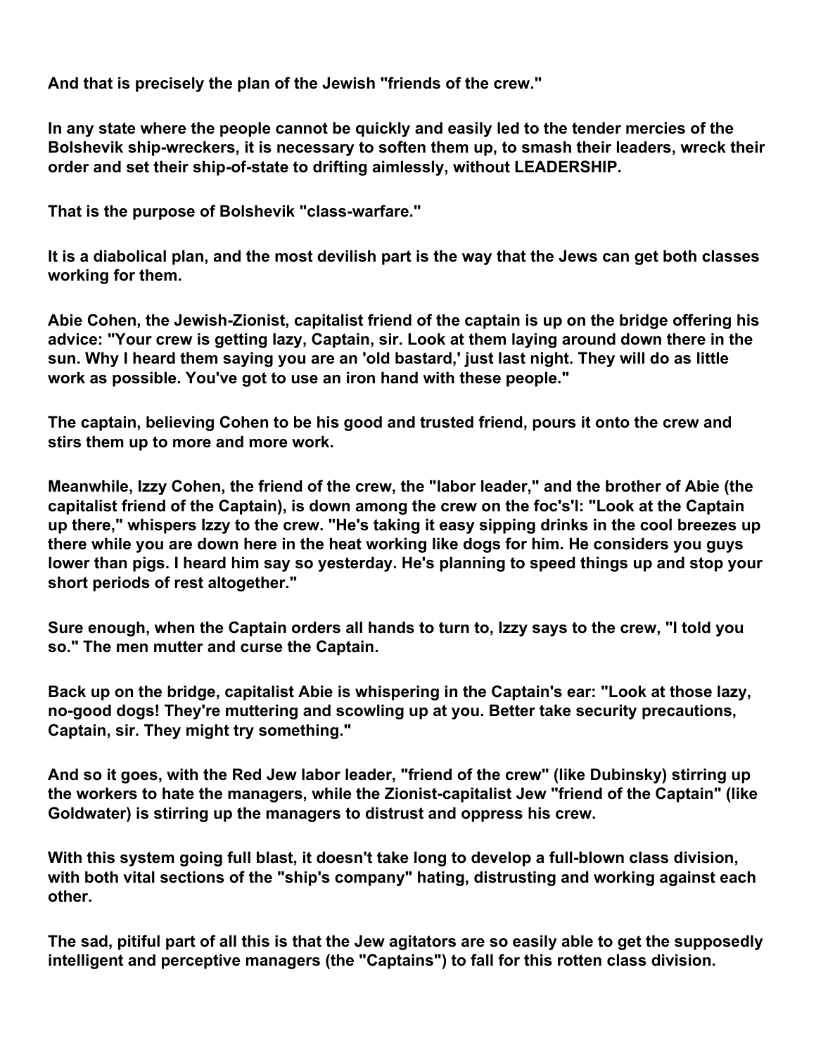**And that is precisely the plan of the Jewish "friends of the crew."**

**In any state where the people cannot be quickly and easily led to the tender mercies of the Bolshevik ship-wreckers, it is necessary to soften them up, to smash their leaders, wreck their order and set their ship-of-state to drifting aimlessly, without LEADERSHIP.**

**That is the purpose of Bolshevik "class-warfare."**

**It is a diabolical plan, and the most devilish part is the way that the Jews can get both classes working for them.**

**Abie Cohen, the Jewish-Zionist, capitalist friend of the captain is up on the bridge offering his advice: "Your crew is getting lazy, Captain, sir. Look at them laying around down there in the sun. Why I heard them saying you are an 'old bastard,' just last night. They will do as little work as possible. You've got to use an iron hand with these people."**

**The captain, believing Cohen to be his good and trusted friend, pours it onto the crew and stirs them up to more and more work.**

**Meanwhile, Izzy Cohen, the friend of the crew, the "labor leader," and the brother of Abie (the capitalist friend of the Captain), is down among the crew on the foc's'l: "Look at the Captain up there," whispers Izzy to the crew. "He's taking it easy sipping drinks in the cool breezes up there while you are down here in the heat working like dogs for him. He considers you guys lower than pigs. I heard him say so yesterday. He's planning to speed things up and stop your short periods of rest altogether."**

**Sure enough, when the Captain orders all hands to turn to, Izzy says to the crew, "I told you so." The men mutter and curse the Captain.**

**Back up on the bridge, capitalist Abie is whispering in the Captain's ear: "Look at those lazy, no-good dogs! They're muttering and scowling up at you. Better take security precautions, Captain, sir. They might try something."**

**And so it goes, with the Red Jew labor leader, "friend of the crew" (like Dubinsky) stirring up the workers to hate the managers, while the Zionist-capitalist Jew "friend of the Captain" (like Goldwater) is stirring up the managers to distrust and oppress his crew.**

**With this system going full blast, it doesn't take long to develop a full-blown class division, with both vital sections of the "ship's company" hating, distrusting and working against each other.**

**The sad, pitiful part of all this is that the Jew agitators are so easily able to get the supposedly intelligent and perceptive managers (the "Captains") to fall for this rotten class division.**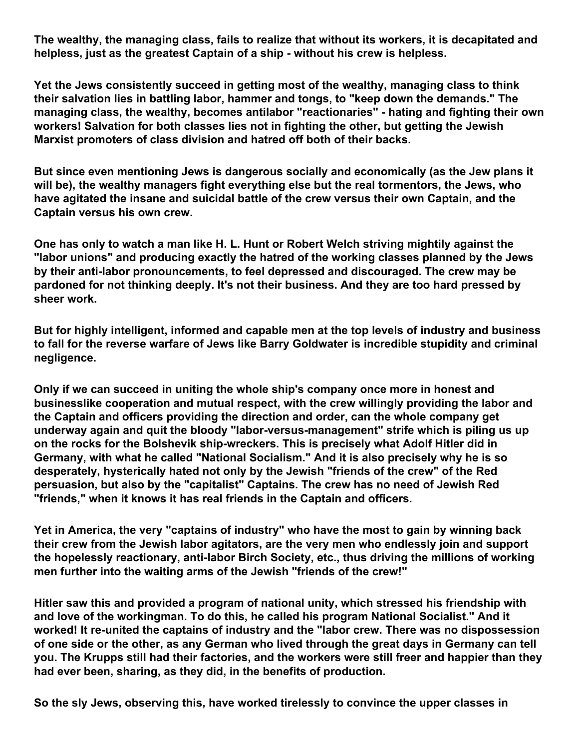**The wealthy, the managing class, fails to realize that without its workers, it is decapitated and helpless, just as the greatest Captain of a ship - without his crew is helpless.**

**Yet the Jews consistently succeed in getting most of the wealthy, managing class to think their salvation lies in battling labor, hammer and tongs, to "keep down the demands." The managing class, the wealthy, becomes antilabor "reactionaries" - hating and fighting their own workers! Salvation for both classes lies not in fighting the other, but getting the Jewish Marxist promoters of class division and hatred off both of their backs.**

**But since even mentioning Jews is dangerous socially and economically (as the Jew plans it will be), the wealthy managers fight everything else but the real tormentors, the Jews, who have agitated the insane and suicidal battle of the crew versus their own Captain, and the Captain versus his own crew.**

**One has only to watch a man like H. L. Hunt or Robert Welch striving mightily against the "labor unions" and producing exactly the hatred of the working classes planned by the Jews by their anti-labor pronouncements, to feel depressed and discouraged. The crew may be pardoned for not thinking deeply. It's not their business. And they are too hard pressed by sheer work.**

**But for highly intelligent, informed and capable men at the top levels of industry and business to fall for the reverse warfare of Jews like Barry Goldwater is incredible stupidity and criminal negligence.**

**Only if we can succeed in uniting the whole ship's company once more in honest and businesslike cooperation and mutual respect, with the crew willingly providing the labor and the Captain and officers providing the direction and order, can the whole company get underway again and quit the bloody "labor-versus-management" strife which is piling us up on the rocks for the Bolshevik ship-wreckers. This is precisely what Adolf Hitler did in Germany, with what he called "National Socialism." And it is also precisely why he is so desperately, hysterically hated not only by the Jewish "friends of the crew" of the Red persuasion, but also by the "capitalist" Captains. The crew has no need of Jewish Red "friends," when it knows it has real friends in the Captain and officers.**

**Yet in America, the very "captains of industry" who have the most to gain by winning back their crew from the Jewish labor agitators, are the very men who endlessly join and support the hopelessly reactionary, anti-labor Birch Society, etc., thus driving the millions of working men further into the waiting arms of the Jewish "friends of the crew!"**

**Hitler saw this and provided a program of national unity, which stressed his friendship with and love of the workingman. To do this, he called his program National Socialist." And it worked! It re-united the captains of industry and the "labor crew. There was no dispossession of one side or the other, as any German who lived through the great days in Germany can tell you. The Krupps still had their factories, and the workers were still freer and happier than they had ever been, sharing, as they did, in the benefits of production.**

**So the sly Jews, observing this, have worked tirelessly to convince the upper classes in**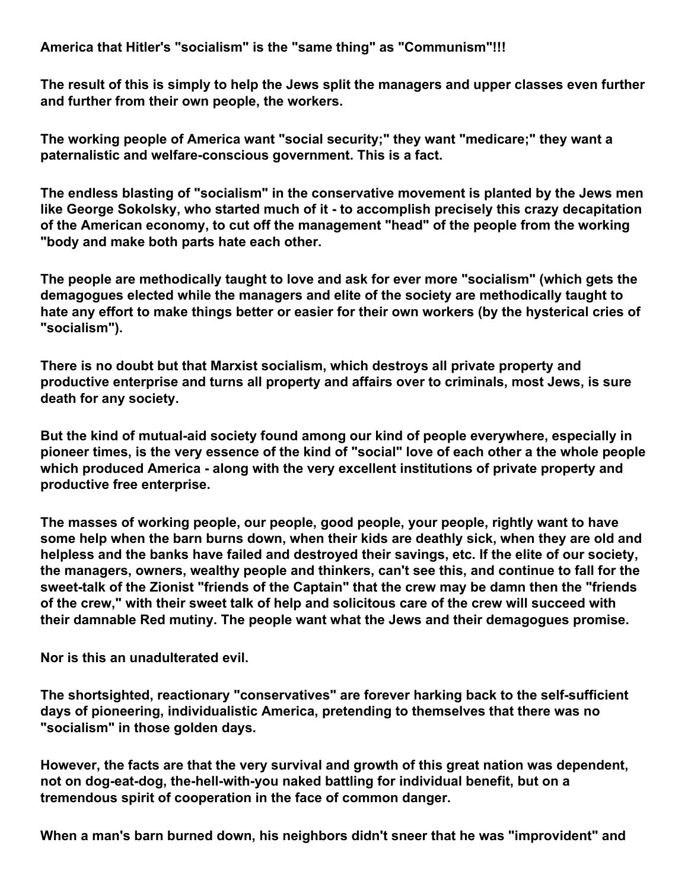**America that Hitler's "socialism" is the "same thing" as "Communism"!!!**

**The result of this is simply to help the Jews split the managers and upper classes even further and further from their own people, the workers.**

**The working people of America want "social security;" they want "medicare;" they want a paternalistic and welfare-conscious government. This is a fact.**

**The endless blasting of "socialism" in the conservative movement is planted by the Jews men like George Sokolsky, who started much of it - to accomplish precisely this crazy decapitation of the American economy, to cut off the management "head" of the people from the working "body and make both parts hate each other.**

**The people are methodically taught to love and ask for ever more "socialism" (which gets the demagogues elected while the managers and elite of the society are methodically taught to hate any effort to make things better or easier for their own workers (by the hysterical cries of "socialism").**

**There is no doubt but that Marxist socialism, which destroys all private property and productive enterprise and turns all property and affairs over to criminals, most Jews, is sure death for any society.**

**But the kind of mutual-aid society found among our kind of people everywhere, especially in pioneer times, is the very essence of the kind of "social" love of each other a the whole people which produced America - along with the very excellent institutions of private property and productive free enterprise.**

**The masses of working people, our people, good people, your people, rightly want to have some help when the barn burns down, when their kids are deathly sick, when they are old and helpless and the banks have failed and destroyed their savings, etc. If the elite of our society, the managers, owners, wealthy people and thinkers, can't see this, and continue to fall for the sweet-talk of the Zionist "friends of the Captain" that the crew may be damn then the "friends of the crew," with their sweet talk of help and solicitous care of the crew will succeed with their damnable Red mutiny. The people want what the Jews and their demagogues promise.**

**Nor is this an unadulterated evil.**

**The shortsighted, reactionary "conservatives" are forever harking back to the self-sufficient days of pioneering, individualistic America, pretending to themselves that there was no "socialism" in those golden days.**

**However, the facts are that the very survival and growth of this great nation was dependent, not on dog-eat-dog, the-hell-with-you naked battling for individual benefit, but on a tremendous spirit of cooperation in the face of common danger.**

**When a man's barn burned down, his neighbors didn't sneer that he was "improvident" and**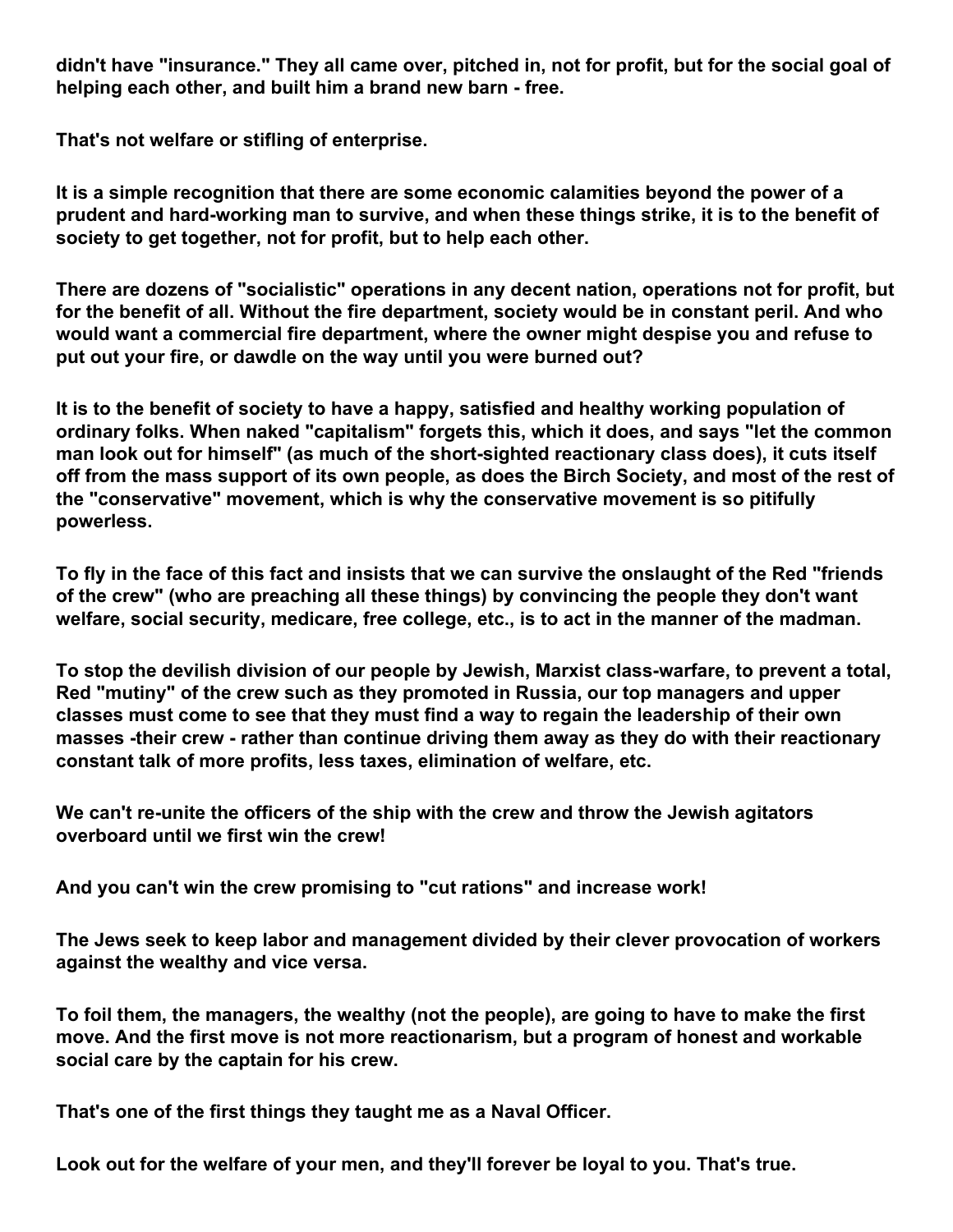**didn't have "insurance." They all came over, pitched in, not for profit, but for the social goal of helping each other, and built him a brand new barn - free.**

**That's not welfare or stifling of enterprise.**

**It is a simple recognition that there are some economic calamities beyond the power of a prudent and hard-working man to survive, and when these things strike, it is to the benefit of society to get together, not for profit, but to help each other.**

**There are dozens of "socialistic" operations in any decent nation, operations not for profit, but for the benefit of all. Without the fire department, society would be in constant peril. And who would want a commercial fire department, where the owner might despise you and refuse to put out your fire, or dawdle on the way until you were burned out?**

**It is to the benefit of society to have a happy, satisfied and healthy working population of ordinary folks. When naked "capitalism" forgets this, which it does, and says "let the common man look out for himself" (as much of the short-sighted reactionary class does), it cuts itself off from the mass support of its own people, as does the Birch Society, and most of the rest of the "conservative" movement, which is why the conservative movement is so pitifully powerless.**

**To fly in the face of this fact and insists that we can survive the onslaught of the Red "friends of the crew" (who are preaching all these things) by convincing the people they don't want welfare, social security, medicare, free college, etc., is to act in the manner of the madman.**

**To stop the devilish division of our people by Jewish, Marxist class-warfare, to prevent a total, Red "mutiny" of the crew such as they promoted in Russia, our top managers and upper classes must come to see that they must find a way to regain the leadership of their own masses -their crew - rather than continue driving them away as they do with their reactionary constant talk of more profits, less taxes, elimination of welfare, etc.**

**We can't re-unite the officers of the ship with the crew and throw the Jewish agitators overboard until we first win the crew!**

**And you can't win the crew promising to "cut rations" and increase work!**

**The Jews seek to keep labor and management divided by their clever provocation of workers against the wealthy and vice versa.**

**To foil them, the managers, the wealthy (not the people), are going to have to make the first move. And the first move is not more reactionarism, but a program of honest and workable social care by the captain for his crew.**

**That's one of the first things they taught me as a Naval Officer.**

**Look out for the welfare of your men, and they'll forever be loyal to you. That's true.**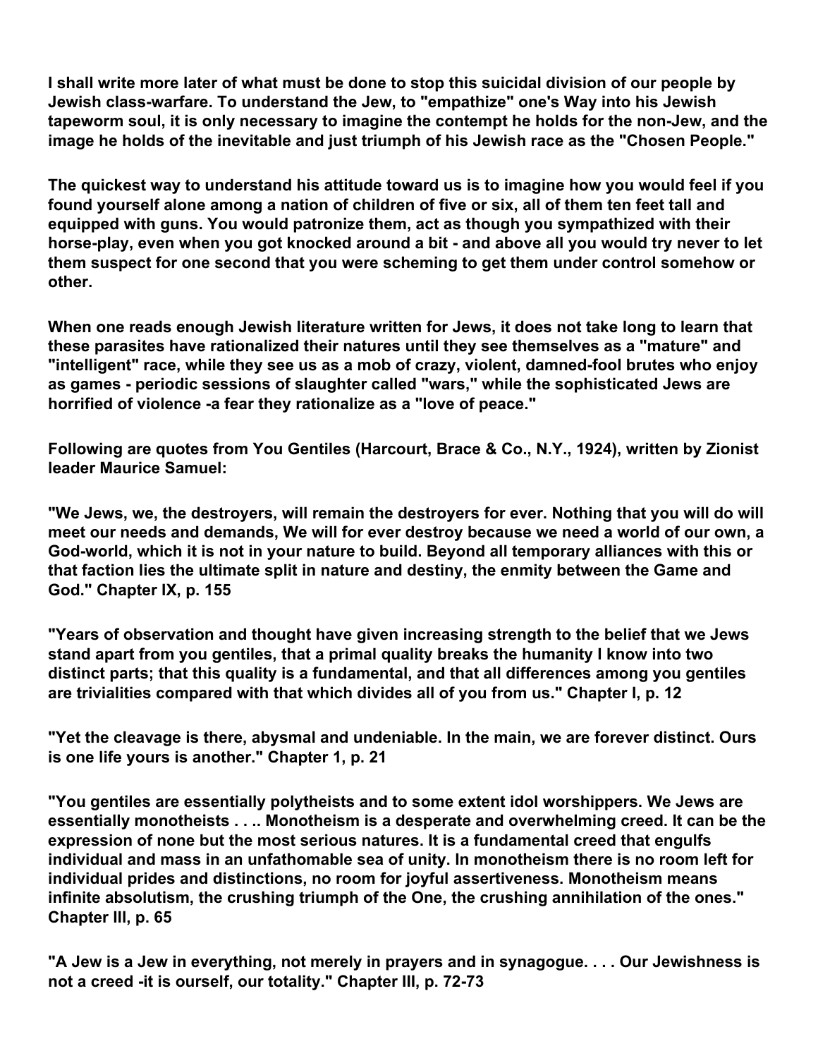I shall write more later of what must be done to stop this suicidal division of our people by Jewish class-warfare. To understand the Jew, to "empathize" one's Way into his Jewish tapeworm soul, it is only necessary to imagine the contempt he holds for the non-Jew, and the image he holds of the inevitable and just triumph of his Jewish race as the "Chosen People."

The quickest way to understand his attitude toward us is to imagine how you would feel if you found yourself alone among a nation of children of five or six, all of them ten feet tall and equipped with guns. You would patronize them, act as though you sympathized with their horse-play, even when you got knocked around a bit - and above all you would try never to let them suspect for one second that you were scheming to get them under control somehow or other.

When one reads enough Jewish literature written for Jews, it does not take long to learn that these parasites have rationalized their natures until they see themselves as a "mature" and "intelligent" race, while they see us as a mob of crazy, violent, damned-fool brutes who enjoy as games - periodic sessions of slaughter called "wars," while the sophisticated Jews are horrified of violence -a fear they rationalize as a "love of peace."

Following are quotes from You Gentiles (Harcourt, Brace & Co., N.Y., 1924), written by Zionist leader Maurice Samuel:

"We Jews, we, the destroyers, will remain the destroyers for ever. Nothing that you will do will meet our needs and demands, We will for ever destroy because we need a world of our own, a God-world, which it is not in your nature to build. Beyond all temporary alliances with this or that faction lies the ultimate split in nature and destiny, the enmity between the Game and God." Chapter IX, p. 155

"Years of observation and thought have given increasing strength to the belief that we Jews stand apart from you gentiles, that a primal quality breaks the humanity I know into two distinct parts; that this quality is a fundamental, and that all differences among you gentiles are trivialities compared with that which divides all of you from us." Chapter I, p. 12

"Yet the cleavage is there, abysmal and undeniable. In the main, we are forever distinct. Ours is one life yours is another." Chapter 1, p. 21

"You gentiles are essentially polytheists and to some extent idol worshippers. We Jews are essentially monotheists . . .. Monotheism is a desperate and overwhelming creed. It can be the expression of none but the most serious natures. It is a fundamental creed that engulfs individual and mass in an unfathomable sea of unity. In monotheism there is no room left for individual prides and distinctions, no room for joyful assertiveness. Monotheism means infinite absolutism, the crushing triumph of the One, the crushing annihilation of the ones." Chapter III, p. 65

"A Jew is a Jew in everything, not merely in prayers and in synagogue. . . . Our Jewishness is not a creed -it is ourself, our totality." Chapter III, p. 72-73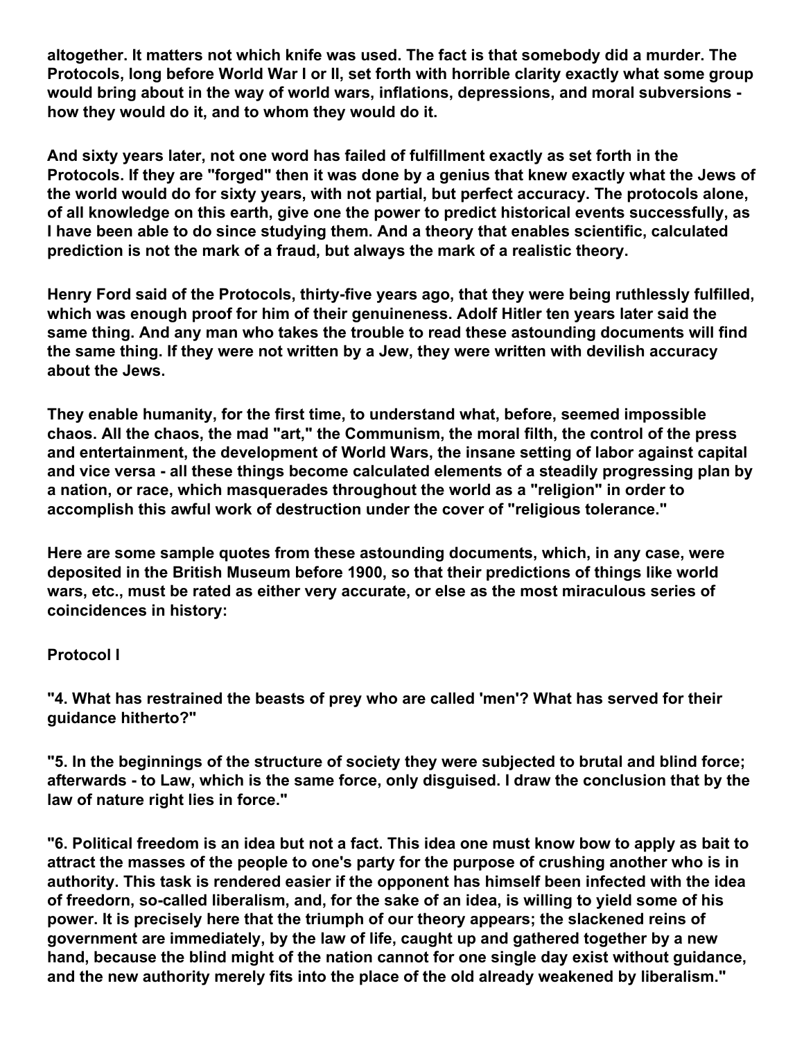altogether. It matters not which knife was used. The fact is that somebody did a murder. The Protocols, long before World War I or II, set forth with horrible clarity exactly what some group would bring about in the way of world wars, inflations, depressions, and moral subversions - how they would do it, and to whom they would do it.

And sixty years later, not one word has failed of fulfillment exactly as set forth in the Protocols. If they are "forged" then it was done by a genius that knew exactly what the Jews of the world would do for sixty years, with not partial, but perfect accuracy. The protocols alone, of all knowledge on this earth, give one the power to predict historical events successfully, as I have been able to do since studying them. And a theory that enables scientific, calculated prediction is not the mark of a fraud, but always the mark of a realistic theory.

Henry Ford said of the Protocols, thirty-five years ago, that they were being ruthlessly fulfilled, which was enough proof for him of their genuineness. Adolf Hitler ten years later said the same thing. And any man who takes the trouble to read these astounding documents will find the same thing. If they were not written by a Jew, they were written with devilish accuracy about the Jews.

They enable humanity, for the first time, to understand what, before, seemed impossible chaos. All the chaos, the mad "art," the Communism, the moral filth, the control of the press and entertainment, the development of World Wars, the insane setting of labor against capital and vice versa - all these things become calculated elements of a steadily progressing plan by a nation, or race, which masquerades throughout the world as a "religion" in order to accomplish this awful work of destruction under the cover of "religious tolerance."

Here are some sample quotes from these astounding documents, which, in any case, were deposited in the British Museum before 1900, so that their predictions of things like world wars, etc., must be rated as either very accurate, or else as the most miraculous series of coincidences in history:

**Protocol I**

"4. What has restrained the beasts of prey who are called 'men'? What has served for their guidance hitherto?"

"5. In the beginnings of the structure of society they were subjected to brutal and blind force; afterwards - to Law, which is the same force, only disguised. I draw the conclusion that by the law of nature right lies in force."

"6. Political freedom is an idea but not a fact. This idea one must know bow to apply as bait to attract the masses of the people to one's party for the purpose of crushing another who is in authority. This task is rendered easier if the opponent has himself been infected with the idea of freedorn, so-called liberalism, and, for the sake of an idea, is willing to yield some of his power. It is precisely here that the triumph of our theory appears; the slackened reins of government are immediately, by the law of life, caught up and gathered together by a new hand, because the blind might of the nation cannot for one single day exist without guidance, and the new authority merely fits into the place of the old already weakened by liberalism."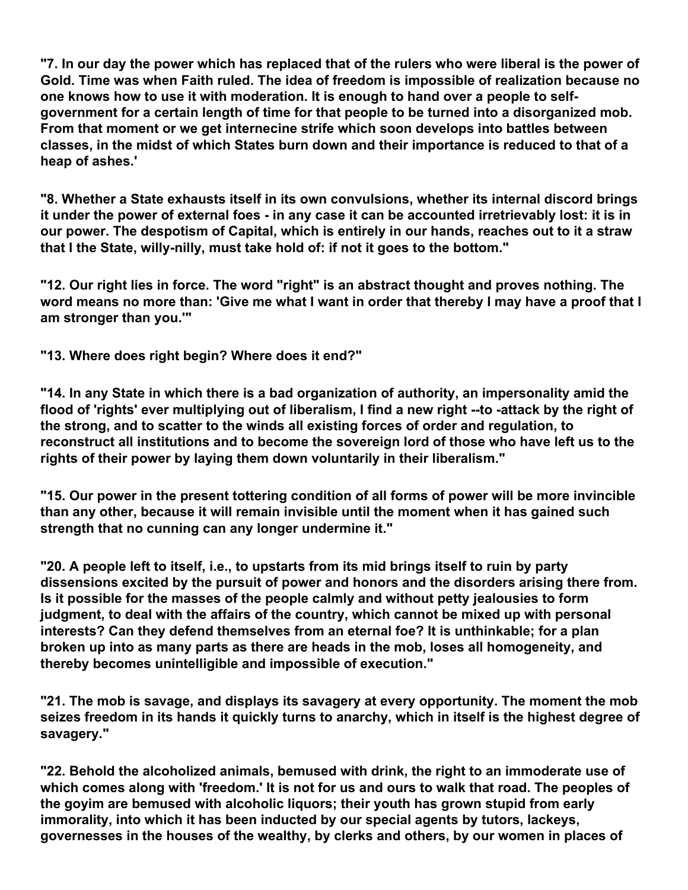**"7. In our day the power which has replaced that of the rulers who were liberal is the power of Gold. Time was when Faith ruled. The idea of freedom is impossible of realization because no one knows how to use it with moderation. It is enough to hand over a people to self-government for a certain length of time for that people to be turned into a disorganized mob. From that moment or we get internecine strife which soon develops into battles between classes, in the midst of which States burn down and their importance is reduced to that of a heap of ashes.'**

**"8. Whether a State exhausts itself in its own convulsions, whether its internal discord brings it under the power of external foes - in any case it can be accounted irretrievably lost: it is in our power. The despotism of Capital, which is entirely in our hands, reaches out to it a straw that I the State, willy-nilly, must take hold of: if not it goes to the bottom."**

**"12. Our right lies in force. The word "right" is an abstract thought and proves nothing. The word means no more than: 'Give me what I want in order that thereby I may have a proof that I am stronger than you.'"**

**"13. Where does right begin? Where does it end?"**

**"14. In any State in which there is a bad organization of authority, an impersonality amid the flood of 'rights' ever multiplying out of liberalism, I find a new right --to -attack by the right of the strong, and to scatter to the winds all existing forces of order and regulation, to reconstruct all institutions and to become the sovereign lord of those who have left us to the rights of their power by laying them down voluntarily in their liberalism."**

**"15. Our power in the present tottering condition of all forms of power will be more invincible than any other, because it will remain invisible until the moment when it has gained such strength that no cunning can any longer undermine it."**

**"20. A people left to itself, i.e., to upstarts from its mid brings itself to ruin by party dissensions excited by the pursuit of power and honors and the disorders arising there from. Is it possible for the masses of the people calmly and without petty jealousies to form judgment, to deal with the affairs of the country, which cannot be mixed up with personal interests? Can they defend themselves from an eternal foe? It is unthinkable; for a plan broken up into as many parts as there are heads in the mob, loses all homogeneity, and thereby becomes unintelligible and impossible of execution."**

**"21. The mob is savage, and displays its savagery at every opportunity. The moment the mob seizes freedom in its hands it quickly turns to anarchy, which in itself is the highest degree of savagery."**

**"22. Behold the alcoholized animals, bemused with drink, the right to an immoderate use of which comes along with 'freedom.' It is not for us and ours to walk that road. The peoples of the goyim are bemused with alcoholic liquors; their youth has grown stupid from early immorality, into which it has been inducted by our special agents by tutors, lackeys, governesses in the houses of the wealthy, by clerks and others, by our women in places of**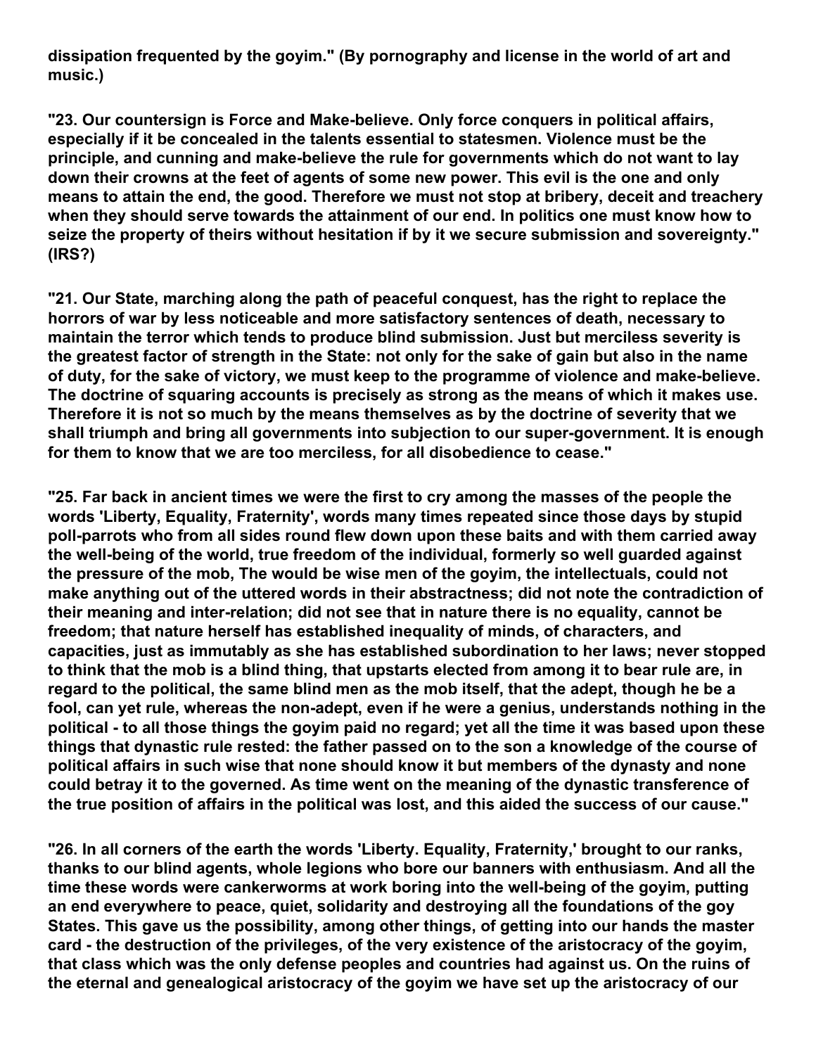**dissipation frequented by the goyim." (By pornography and license in the world of art and music.)**

**"23. Our countersign is Force and Make-believe. Only force conquers in political affairs, especially if it be concealed in the talents essential to statesmen. Violence must be the principle, and cunning and make-believe the rule for governments which do not want to lay down their crowns at the feet of agents of some new power. This evil is the one and only means to attain the end, the good. Therefore we must not stop at bribery, deceit and treachery when they should serve towards the attainment of our end. In politics one must know how to seize the property of theirs without hesitation if by it we secure submission and sovereignty." (IRS?)**

**"21. Our State, marching along the path of peaceful conquest, has the right to replace the horrors of war by less noticeable and more satisfactory sentences of death, necessary to maintain the terror which tends to produce blind submission. Just but merciless severity is the greatest factor of strength in the State: not only for the sake of gain but also in the name of duty, for the sake of victory, we must keep to the programme of violence and make-believe. The doctrine of squaring accounts is precisely as strong as the means of which it makes use. Therefore it is not so much by the means themselves as by the doctrine of severity that we shall triumph and bring all governments into subjection to our super-government. It is enough for them to know that we are too merciless, for all disobedience to cease."**

**"25. Far back in ancient times we were the first to cry among the masses of the people the words 'Liberty, Equality, Fraternity', words many times repeated since those days by stupid poll-parrots who from all sides round flew down upon these baits and with them carried away the well-being of the world, true freedom of the individual, formerly so well guarded against the pressure of the mob, The would be wise men of the goyim, the intellectuals, could not make anything out of the uttered words in their abstractness; did not note the contradiction of their meaning and inter-relation; did not see that in nature there is no equality, cannot be freedom; that nature herself has established inequality of minds, of characters, and capacities, just as immutably as she has established subordination to her laws; never stopped to think that the mob is a blind thing, that upstarts elected from among it to bear rule are, in regard to the political, the same blind men as the mob itself, that the adept, though he be a fool, can yet rule, whereas the non-adept, even if he were a genius, understands nothing in the political - to all those things the goyim paid no regard; yet all the time it was based upon these things that dynastic rule rested: the father passed on to the son a knowledge of the course of political affairs in such wise that none should know it but members of the dynasty and none could betray it to the governed. As time went on the meaning of the dynastic transference of the true position of affairs in the political was lost, and this aided the success of our cause."**

**"26. In all corners of the earth the words 'Liberty. Equality, Fraternity,' brought to our ranks, thanks to our blind agents, whole legions who bore our banners with enthusiasm. And all the time these words were cankerworms at work boring into the well-being of the goyim, putting an end everywhere to peace, quiet, solidarity and destroying all the foundations of the goy States. This gave us the possibility, among other things, of getting into our hands the master card - the destruction of the privileges, of the very existence of the aristocracy of the goyim, that class which was the only defense peoples and countries had against us. On the ruins of the eternal and genealogical aristocracy of the goyim we have set up the aristocracy of our**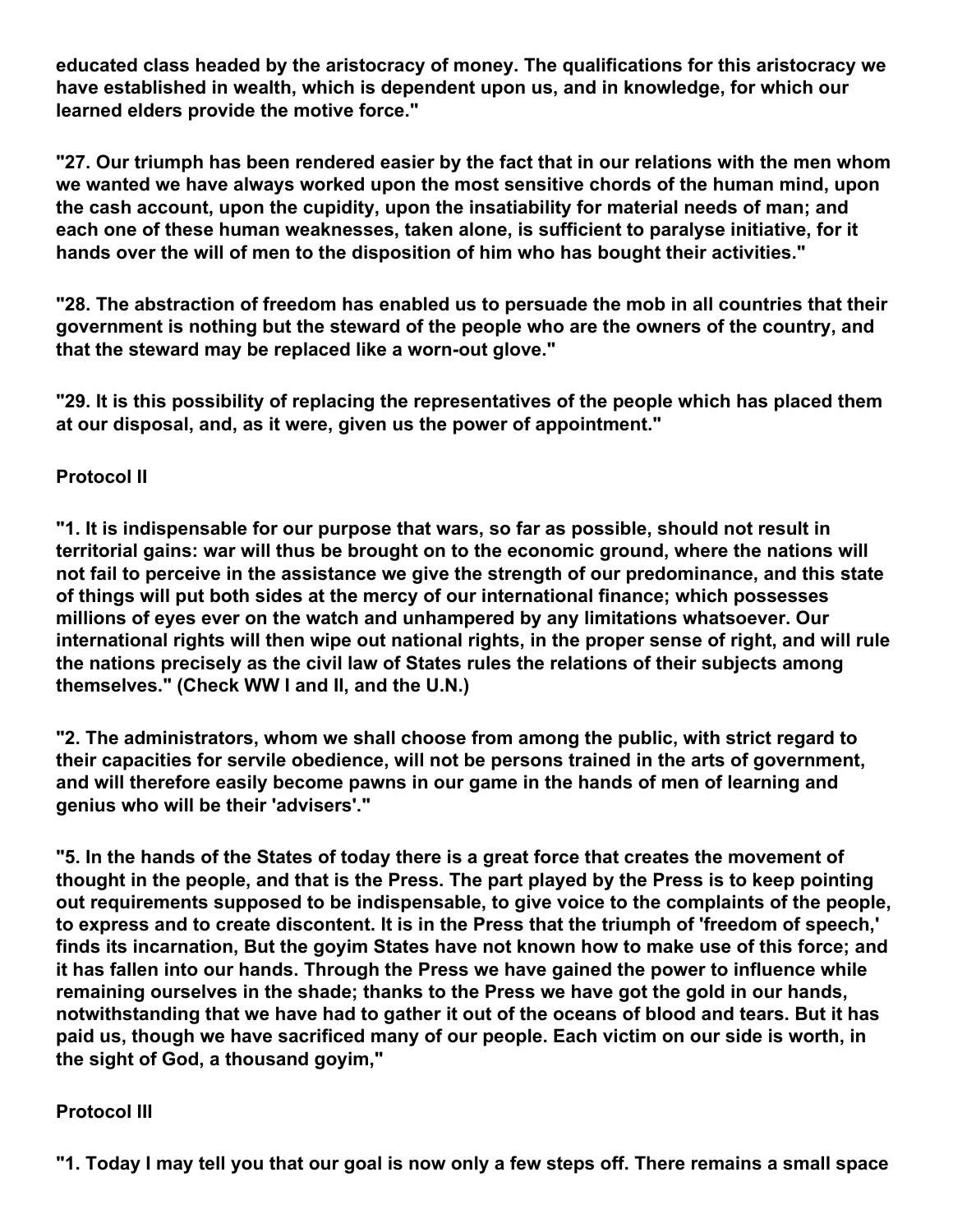**educated class headed by the aristocracy of money. The qualifications for this aristocracy we have established in wealth, which is dependent upon us, and in knowledge, for which our learned elders provide the motive force."**

**"27. Our triumph has been rendered easier by the fact that in our relations with the men whom we wanted we have always worked upon the most sensitive chords of the human mind, upon the cash account, upon the cupidity, upon the insatiability for material needs of man; and each one of these human weaknesses, taken alone, is sufficient to paralyse initiative, for it hands over the will of men to the disposition of him who has bought their activities."**

**"28. The abstraction of freedom has enabled us to persuade the mob in all countries that their government is nothing but the steward of the people who are the owners of the country, and that the steward may be replaced like a worn-out glove."**

**"29. It is this possibility of replacing the representatives of the people which has placed them at our disposal, and, as it were, given us the power of appointment."**

**Protocol II**

**"1. It is indispensable for our purpose that wars, so far as possible, should not result in territorial gains: war will thus be brought on to the economic ground, where the nations will not fail to perceive in the assistance we give the strength of our predominance, and this state of things will put both sides at the mercy of our international finance; which possesses millions of eyes ever on the watch and unhampered by any limitations whatsoever. Our international rights will then wipe out national rights, in the proper sense of right, and will rule the nations precisely as the civil law of States rules the relations of their subjects among themselves." (Check WW I and II, and the U.N.)**

**"2. The administrators, whom we shall choose from among the public, with strict regard to their capacities for servile obedience, will not be persons trained in the arts of government, and will therefore easily become pawns in our game in the hands of men of learning and genius who will be their 'advisers'."**

**"5. In the hands of the States of today there is a great force that creates the movement of thought in the people, and that is the Press. The part played by the Press is to keep pointing out requirements supposed to be indispensable, to give voice to the complaints of the people, to express and to create discontent. It is in the Press that the triumph of 'freedom of speech,' finds its incarnation, But the goyim States have not known how to make use of this force; and it has fallen into our hands. Through the Press we have gained the power to influence while remaining ourselves in the shade; thanks to the Press we have got the gold in our hands, notwithstanding that we have had to gather it out of the oceans of blood and tears. But it has paid us, though we have sacrificed many of our people. Each victim on our side is worth, in the sight of God, a thousand goyim,"**

**Protocol III**

**"1. Today I may tell you that our goal is now only a few steps off. There remains a small space**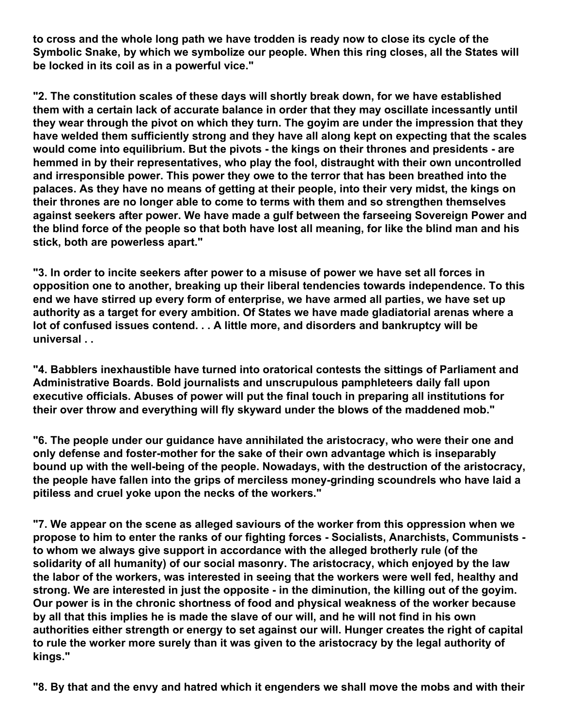**to cross and the whole long path we have trodden is ready now to close its cycle of the Symbolic Snake, by which we symbolize our people. When this ring closes, all the States will be locked in its coil as in a powerful vice."**

**"2. The constitution scales of these days will shortly break down, for we have established them with a certain lack of accurate balance in order that they may oscillate incessantly until they wear through the pivot on which they turn. The goyim are under the impression that they have welded them sufficiently strong and they have all along kept on expecting that the scales would come into equilibrium. But the pivots - the kings on their thrones and presidents - are hemmed in by their representatives, who play the fool, distraught with their own uncontrolled and irresponsible power. This power they owe to the terror that has been breathed into the palaces. As they have no means of getting at their people, into their very midst, the kings on their thrones are no longer able to come to terms with them and so strengthen themselves against seekers after power. We have made a gulf between the farseeing Sovereign Power and the blind force of the people so that both have lost all meaning, for like the blind man and his stick, both are powerless apart."**

**"3. In order to incite seekers after power to a misuse of power we have set all forces in opposition one to another, breaking up their liberal tendencies towards independence. To this end we have stirred up every form of enterprise, we have armed all parties, we have set up authority as a target for every ambition. Of States we have made gladiatorial arenas where a lot of confused issues contend. . . A little more, and disorders and bankruptcy will be universal . .**

**"4. Babblers inexhaustible have turned into oratorical contests the sittings of Parliament and Administrative Boards. Bold journalists and unscrupulous pamphleteers daily fall upon executive officials. Abuses of power will put the final touch in preparing all institutions for their over throw and everything will fly skyward under the blows of the maddened mob."**

**"6. The people under our guidance have annihilated the aristocracy, who were their one and only defense and foster-mother for the sake of their own advantage which is inseparably bound up with the well-being of the people. Nowadays, with the destruction of the aristocracy, the people have fallen into the grips of merciless money-grinding scoundrels who have laid a pitiless and cruel yoke upon the necks of the workers."**

**"7. We appear on the scene as alleged saviours of the worker from this oppression when we propose to him to enter the ranks of our fighting forces - Socialists, Anarchists, Communists - to whom we always give support in accordance with the alleged brotherly rule (of the solidarity of all humanity) of our social masonry. The aristocracy, which enjoyed by the law the labor of the workers, was interested in seeing that the workers were well fed, healthy and strong. We are interested in just the opposite - in the diminution, the killing out of the goyim. Our power is in the chronic shortness of food and physical weakness of the worker because by all that this implies he is made the slave of our will, and he will not find in his own authorities either strength or energy to set against our will. Hunger creates the right of capital to rule the worker more surely than it was given to the aristocracy by the legal authority of kings."**

**"8. By that and the envy and hatred which it engenders we shall move the mobs and with their**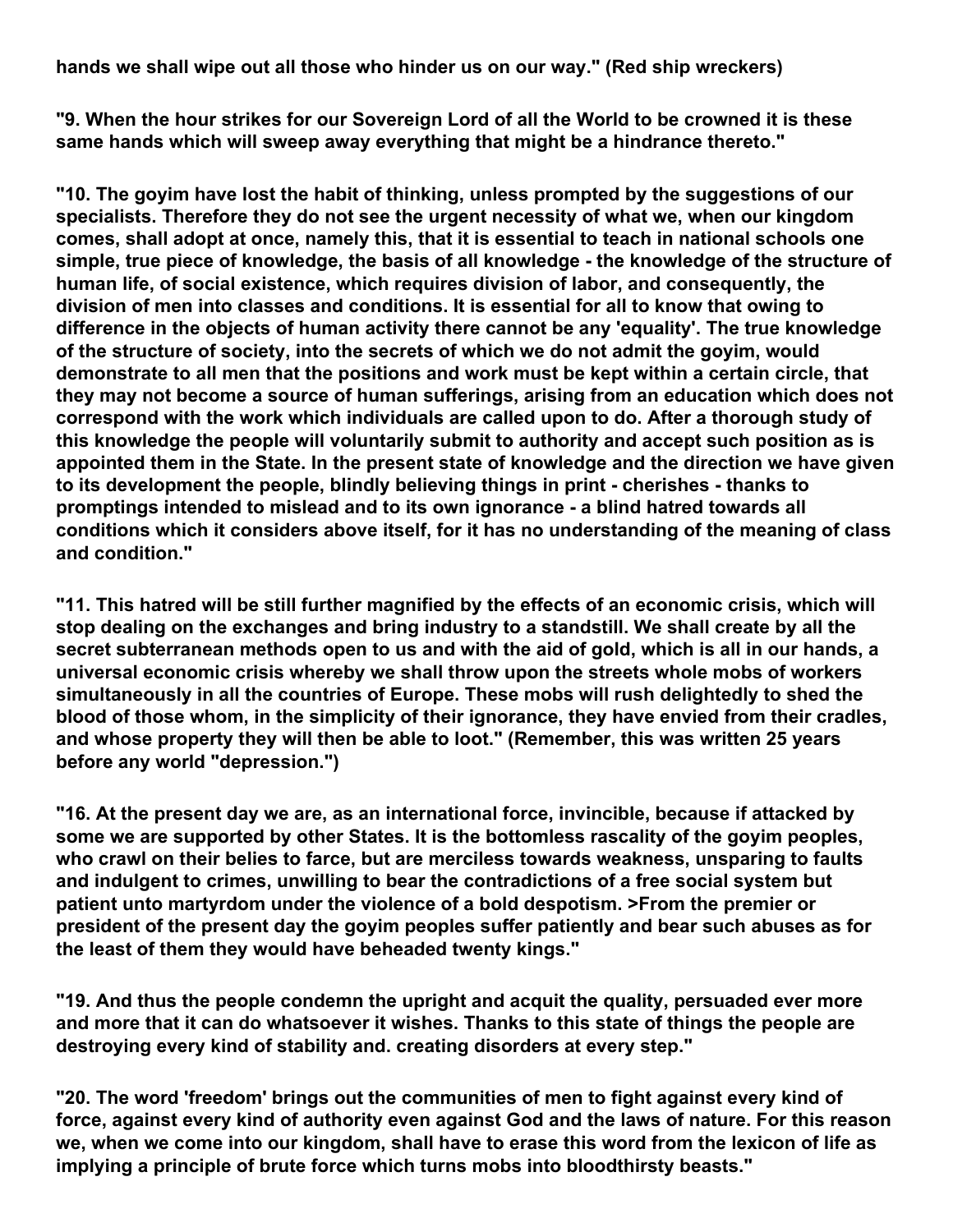**hands we shall wipe out all those who hinder us on our way." (Red ship wreckers)**

**"9. When the hour strikes for our Sovereign Lord of all the World to be crowned it is these same hands which will sweep away everything that might be a hindrance thereto."**

**"10. The goyim have lost the habit of thinking, unless prompted by the suggestions of our specialists. Therefore they do not see the urgent necessity of what we, when our kingdom comes, shall adopt at once, namely this, that it is essential to teach in national schools one simple, true piece of knowledge, the basis of all knowledge - the knowledge of the structure of human life, of social existence, which requires division of labor, and consequently, the division of men into classes and conditions. It is essential for all to know that owing to difference in the objects of human activity there cannot be any 'equality'. The true knowledge of the structure of society, into the secrets of which we do not admit the goyim, would demonstrate to all men that the positions and work must be kept within a certain circle, that they may not become a source of human sufferings, arising from an education which does not correspond with the work which individuals are called upon to do. After a thorough study of this knowledge the people will voluntarily submit to authority and accept such position as is appointed them in the State. In the present state of knowledge and the direction we have given to its development the people, blindly believing things in print - cherishes - thanks to promptings intended to mislead and to its own ignorance - a blind hatred towards all conditions which it considers above itself, for it has no understanding of the meaning of class and condition."**

**"11. This hatred will be still further magnified by the effects of an economic crisis, which will stop dealing on the exchanges and bring industry to a standstill. We shall create by all the secret subterranean methods open to us and with the aid of gold, which is all in our hands, a universal economic crisis whereby we shall throw upon the streets whole mobs of workers simultaneously in all the countries of Europe. These mobs will rush delightedly to shed the blood of those whom, in the simplicity of their ignorance, they have envied from their cradles, and whose property they will then be able to loot." (Remember, this was written 25 years before any world "depression.")**

**"16. At the present day we are, as an international force, invincible, because if attacked by some we are supported by other States. It is the bottomless rascality of the goyim peoples, who crawl on their belies to farce, but are merciless towards weakness, unsparing to faults and indulgent to crimes, unwilling to bear the contradictions of a free social system but patient unto martyrdom under the violence of a bold despotism. >From the premier or president of the present day the goyim peoples suffer patiently and bear such abuses as for the least of them they would have beheaded twenty kings."**

**"19. And thus the people condemn the upright and acquit the quality, persuaded ever more and more that it can do whatsoever it wishes. Thanks to this state of things the people are destroying every kind of stability and. creating disorders at every step."**

**"20. The word 'freedom' brings out the communities of men to fight against every kind of force, against every kind of authority even against God and the laws of nature. For this reason we, when we come into our kingdom, shall have to erase this word from the lexicon of life as implying a principle of brute force which turns mobs into bloodthirsty beasts."**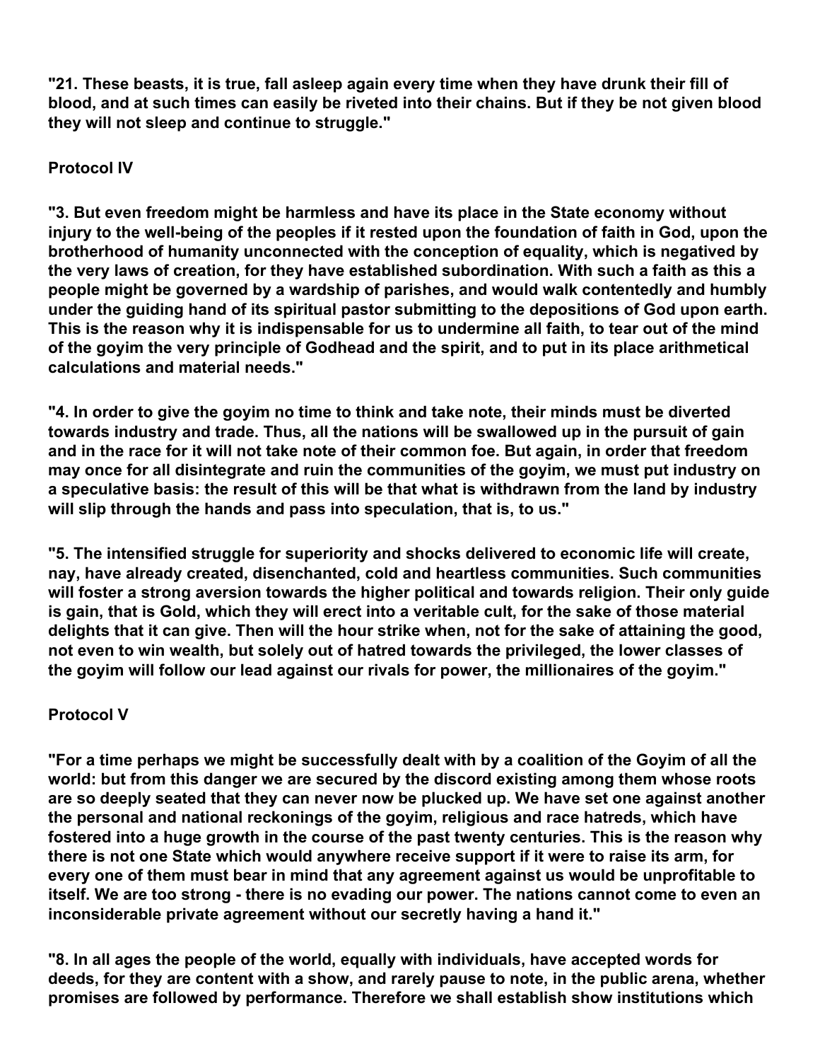**"21. These beasts, it is true, fall asleep again every time when they have drunk their fill of blood, and at such times can easily be riveted into their chains. But if they be not given blood they will not sleep and continue to struggle."**

**Protocol IV**

**"3. But even freedom might be harmless and have its place in the State economy without injury to the well-being of the peoples if it rested upon the foundation of faith in God, upon the brotherhood of humanity unconnected with the conception of equality, which is negatived by the very laws of creation, for they have established subordination. With such a faith as this a people might be governed by a wardship of parishes, and would walk contentedly and humbly under the guiding hand of its spiritual pastor submitting to the depositions of God upon earth. This is the reason why it is indispensable for us to undermine all faith, to tear out of the mind of the goyim the very principle of Godhead and the spirit, and to put in its place arithmetical calculations and material needs."**

**"4. In order to give the goyim no time to think and take note, their minds must be diverted towards industry and trade. Thus, all the nations will be swallowed up in the pursuit of gain and in the race for it will not take note of their common foe. But again, in order that freedom may once for all disintegrate and ruin the communities of the goyim, we must put industry on a speculative basis: the result of this will be that what is withdrawn from the land by industry will slip through the hands and pass into speculation, that is, to us."**

**"5. The intensified struggle for superiority and shocks delivered to economic life will create, nay, have already created, disenchanted, cold and heartless communities. Such communities will foster a strong aversion towards the higher political and towards religion. Their only guide is gain, that is Gold, which they will erect into a veritable cult, for the sake of those material delights that it can give. Then will the hour strike when, not for the sake of attaining the good, not even to win wealth, but solely out of hatred towards the privileged, the lower classes of the goyim will follow our lead against our rivals for power, the millionaires of the goyim."**

**Protocol V**

**"For a time perhaps we might be successfully dealt with by a coalition of the Goyim of all the world: but from this danger we are secured by the discord existing among them whose roots are so deeply seated that they can never now be plucked up. We have set one against another the personal and national reckonings of the goyim, religious and race hatreds, which have fostered into a huge growth in the course of the past twenty centuries. This is the reason why there is not one State which would anywhere receive support if it were to raise its arm, for every one of them must bear in mind that any agreement against us would be unprofitable to itself. We are too strong - there is no evading our power. The nations cannot come to even an inconsiderable private agreement without our secretly having a hand it."**

**"8. In all ages the people of the world, equally with individuals, have accepted words for deeds, for they are content with a show, and rarely pause to note, in the public arena, whether promises are followed by performance. Therefore we shall establish show institutions which**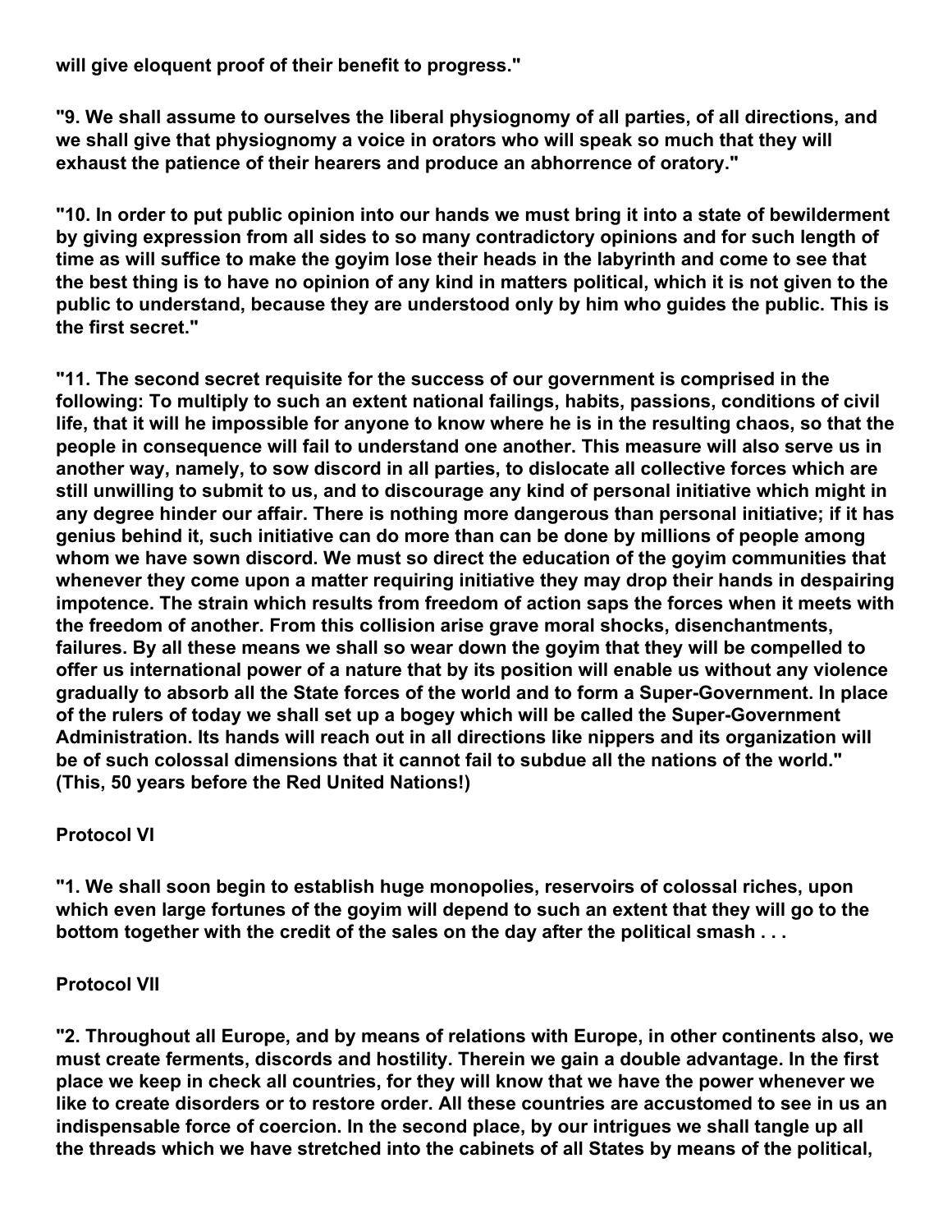**will give eloquent proof of their benefit to progress."**

**"9. We shall assume to ourselves the liberal physiognomy of all parties, of all directions, and we shall give that physiognomy a voice in orators who will speak so much that they will exhaust the patience of their hearers and produce an abhorrence of oratory."**

**"10. In order to put public opinion into our hands we must bring it into a state of bewilderment by giving expression from all sides to so many contradictory opinions and for such length of time as will suffice to make the goyim lose their heads in the labyrinth and come to see that the best thing is to have no opinion of any kind in matters political, which it is not given to the public to understand, because they are understood only by him who guides the public. This is the first secret."**

**"11. The second secret requisite for the success of our government is comprised in the following: To multiply to such an extent national failings, habits, passions, conditions of civil life, that it will he impossible for anyone to know where he is in the resulting chaos, so that the people in consequence will fail to understand one another. This measure will also serve us in another way, namely, to sow discord in all parties, to dislocate all collective forces which are still unwilling to submit to us, and to discourage any kind of personal initiative which might in any degree hinder our affair. There is nothing more dangerous than personal initiative; if it has genius behind it, such initiative can do more than can be done by millions of people among whom we have sown discord. We must so direct the education of the goyim communities that whenever they come upon a matter requiring initiative they may drop their hands in despairing impotence. The strain which results from freedom of action saps the forces when it meets with the freedom of another. From this collision arise grave moral shocks, disenchantments, failures. By all these means we shall so wear down the goyim that they will be compelled to offer us international power of a nature that by its position will enable us without any violence gradually to absorb all the State forces of the world and to form a Super-Government. In place of the rulers of today we shall set up a bogey which will be called the Super-Government Administration. Its hands will reach out in all directions like nippers and its organization will be of such colossal dimensions that it cannot fail to subdue all the nations of the world." (This, 50 years before the Red United Nations!)**

**Protocol VI**

**"1. We shall soon begin to establish huge monopolies, reservoirs of colossal riches, upon which even large fortunes of the goyim will depend to such an extent that they will go to the bottom together with the credit of the sales on the day after the political smash . . .**

**Protocol VII**

**"2. Throughout all Europe, and by means of relations with Europe, in other continents also, we must create ferments, discords and hostility. Therein we gain a double advantage. In the first place we keep in check all countries, for they will know that we have the power whenever we like to create disorders or to restore order. All these countries are accustomed to see in us an indispensable force of coercion. In the second place, by our intrigues we shall tangle up all the threads which we have stretched into the cabinets of all States by means of the political,**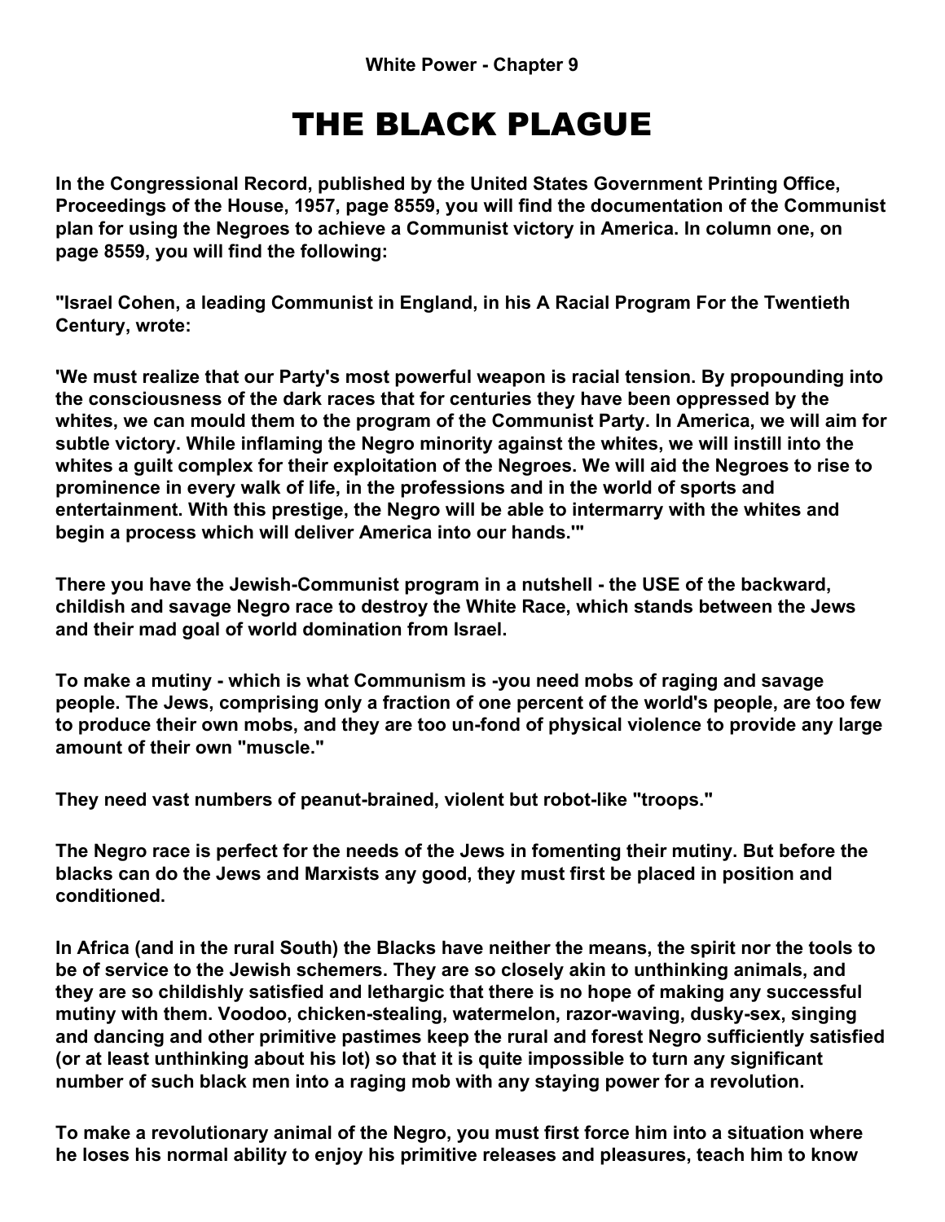**White Power - Chapter 9**

# THE BLACK PLAGUE

**In the Congressional Record, published by the United States Government Printing Office, Proceedings of the House, 1957, page 8559, you will find the documentation of the Communist plan for using the Negroes to achieve a Communist victory in America. In column one, on page 8559, you will find the following:**

**"Israel Cohen, a leading Communist in England, in his A Racial Program For the Twentieth Century, wrote:**

**'We must realize that our Party's most powerful weapon is racial tension. By propounding into the consciousness of the dark races that for centuries they have been oppressed by the whites, we can mould them to the program of the Communist Party. In America, we will aim for subtle victory. While inflaming the Negro minority against the whites, we will instill into the whites a guilt complex for their exploitation of the Negroes. We will aid the Negroes to rise to prominence in every walk of life, in the professions and in the world of sports and entertainment. With this prestige, the Negro will be able to intermarry with the whites and begin a process which will deliver America into our hands.'"**

**There you have the Jewish-Communist program in a nutshell - the USE of the backward, childish and savage Negro race to destroy the White Race, which stands between the Jews and their mad goal of world domination from Israel.**

**To make a mutiny - which is what Communism is -you need mobs of raging and savage people. The Jews, comprising only a fraction of one percent of the world's people, are too few to produce their own mobs, and they are too un-fond of physical violence to provide any large amount of their own "muscle."**

**They need vast numbers of peanut-brained, violent but robot-like "troops."**

**The Negro race is perfect for the needs of the Jews in fomenting their mutiny. But before the blacks can do the Jews and Marxists any good, they must first be placed in position and conditioned.**

**In Africa (and in the rural South) the Blacks have neither the means, the spirit nor the tools to be of service to the Jewish schemers. They are so closely akin to unthinking animals, and they are so childishly satisfied and lethargic that there is no hope of making any successful mutiny with them. Voodoo, chicken-stealing, watermelon, razor-waving, dusky-sex, singing and dancing and other primitive pastimes keep the rural and forest Negro sufficiently satisfied (or at least unthinking about his lot) so that it is quite impossible to turn any significant number of such black men into a raging mob with any staying power for a revolution.**

**To make a revolutionary animal of the Negro, you must first force him into a situation where he loses his normal ability to enjoy his primitive releases and pleasures, teach him to know**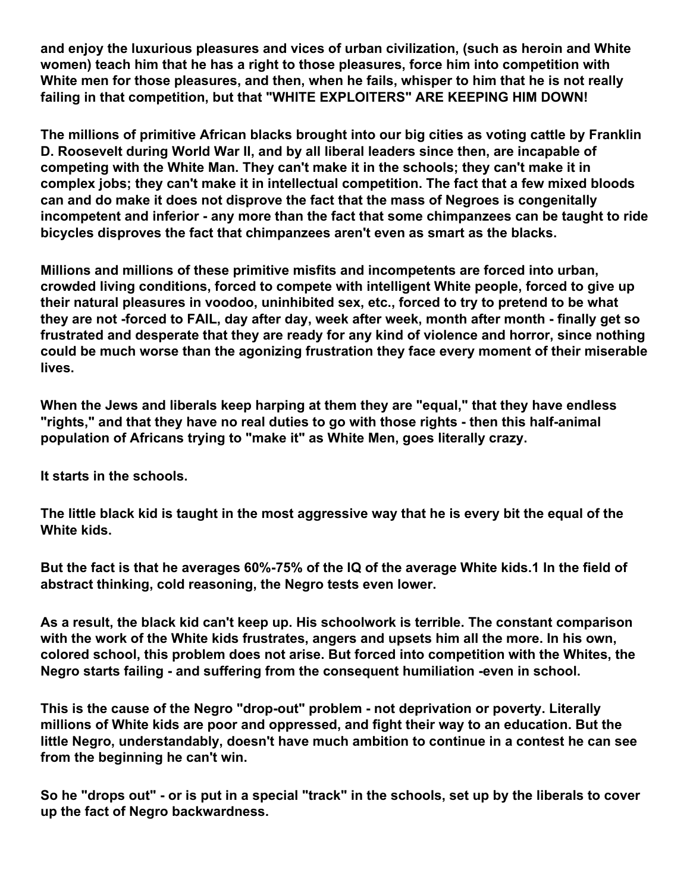**and enjoy the luxurious pleasures and vices of urban civilization, (such as heroin and White women) teach him that he has a right to those pleasures, force him into competition with White men for those pleasures, and then, when he fails, whisper to him that he is not really failing in that competition, but that "WHITE EXPLOITERS" ARE KEEPING HIM DOWN!**

**The millions of primitive African blacks brought into our big cities as voting cattle by Franklin D. Roosevelt during World War II, and by all liberal leaders since then, are incapable of competing with the White Man. They can't make it in the schools; they can't make it in complex jobs; they can't make it in intellectual competition. The fact that a few mixed bloods can and do make it does not disprove the fact that the mass of Negroes is congenitally incompetent and inferior - any more than the fact that some chimpanzees can be taught to ride bicycles disproves the fact that chimpanzees aren't even as smart as the blacks.**

**Millions and millions of these primitive misfits and incompetents are forced into urban, crowded living conditions, forced to compete with intelligent White people, forced to give up their natural pleasures in voodoo, uninhibited sex, etc., forced to try to pretend to be what they are not -forced to FAIL, day after day, week after week, month after month - finally get so frustrated and desperate that they are ready for any kind of violence and horror, since nothing could be much worse than the agonizing frustration they face every moment of their miserable lives.**

**When the Jews and liberals keep harping at them they are "equal," that they have endless "rights," and that they have no real duties to go with those rights - then this half-animal population of Africans trying to "make it" as White Men, goes literally crazy.**

**It starts in the schools.**

**The little black kid is taught in the most aggressive way that he is every bit the equal of the White kids.**

**But the fact is that he averages 60%-75% of the IQ of the average White kids.[1] In the field of abstract thinking, cold reasoning, the Negro tests even lower.**

**As a result, the black kid can't keep up. His schoolwork is terrible. The constant comparison with the work of the White kids frustrates, angers and upsets him all the more. In his own, colored school, this problem does not arise. But forced into competition with the Whites, the Negro starts failing - and suffering from the consequent humiliation -even in school.**

**This is the cause of the Negro "drop-out" problem - not deprivation or poverty. Literally millions of White kids are poor and oppressed, and fight their way to an education. But the little Negro, understandably, doesn't have much ambition to continue in a contest he can see from the beginning he can't win.**

**So he "drops out" - or is put in a special "track" in the schools, set up by the liberals to cover up the fact of Negro backwardness.**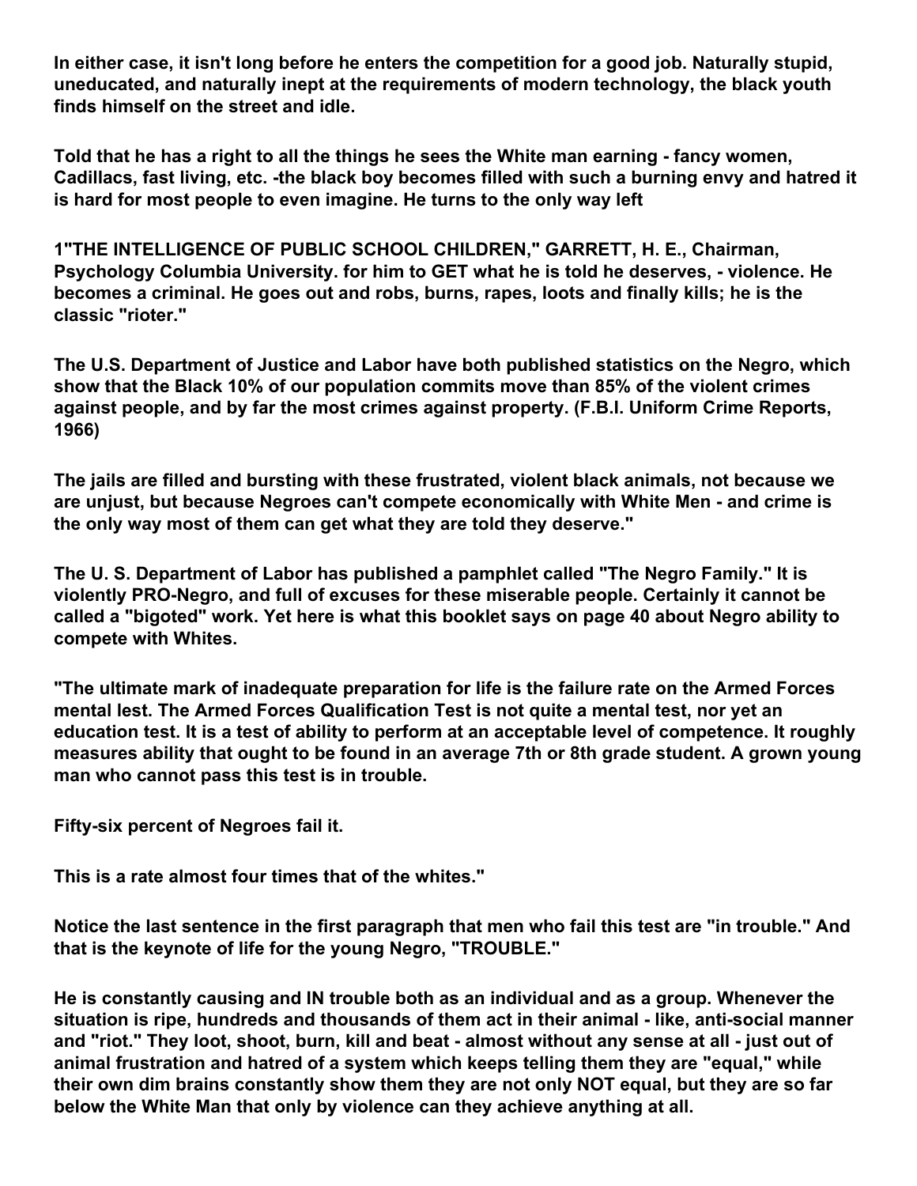In either case, it isn't long before he enters the competition for a good job. Naturally stupid, uneducated, and naturally inept at the requirements of modern technology, the black youth finds himself on the street and idle.

Told that he has a right to all the things he sees the White man earning - fancy women, Cadillacs, fast living, etc. -the black boy becomes filled with such a burning envy and hatred it is hard for most people to even imagine. He turns to the only way left

1"THE INTELLIGENCE OF PUBLIC SCHOOL CHILDREN," GARRETT, H. E., Chairman, Psychology Columbia University. for him to GET what he is told he deserves, - violence. He becomes a criminal. He goes out and robs, burns, rapes, loots and finally kills; he is the classic "rioter."

The U.S. Department of Justice and Labor have both published statistics on the Negro, which show that the Black 10% of our population commits move than 85% of the violent crimes against people, and by far the most crimes against property. (F.B.I. Uniform Crime Reports, 1966)

The jails are filled and bursting with these frustrated, violent black animals, not because we are unjust, but because Negroes can't compete economically with White Men - and crime is the only way most of them can get what they are told they deserve."

The U. S. Department of Labor has published a pamphlet called "The Negro Family." It is violently PRO-Negro, and full of excuses for these miserable people. Certainly it cannot be called a "bigoted" work. Yet here is what this booklet says on page 40 about Negro ability to compete with Whites.

"The ultimate mark of inadequate preparation for life is the failure rate on the Armed Forces mental lest. The Armed Forces Qualification Test is not quite a mental test, nor yet an education test. It is a test of ability to perform at an acceptable level of competence. It roughly measures ability that ought to be found in an average 7th or 8th grade student. A grown young man who cannot pass this test is in trouble.

Fifty-six percent of Negroes fail it.

This is a rate almost four times that of the whites."

Notice the last sentence in the first paragraph that men who fail this test are "in trouble." And that is the keynote of life for the young Negro, "TROUBLE."

He is constantly causing and IN trouble both as an individual and as a group. Whenever the situation is ripe, hundreds and thousands of them act in their animal - like, anti-social manner and "riot." They loot, shoot, burn, kill and beat - almost without any sense at all - just out of animal frustration and hatred of a system which keeps telling them they are "equal," while their own dim brains constantly show them they are not only NOT equal, but they are so far below the White Man that only by violence can they achieve anything at all.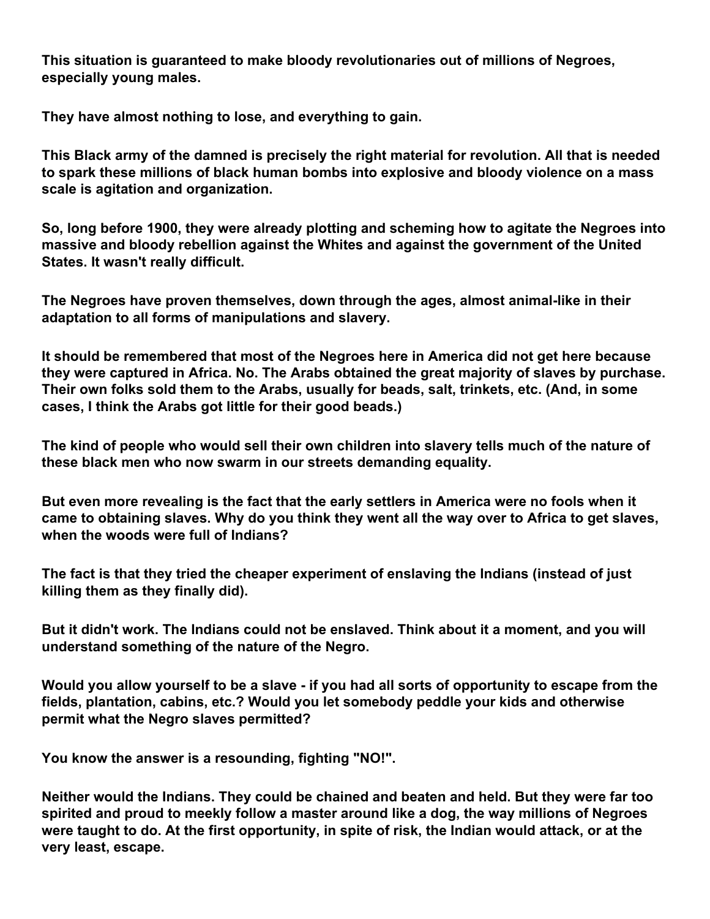**This situation is guaranteed to make bloody revolutionaries out of millions of Negroes, especially young males.**

**They have almost nothing to lose, and everything to gain.**

**This Black army of the damned is precisely the right material for revolution. All that is needed to spark these millions of black human bombs into explosive and bloody violence on a mass scale is agitation and organization.**

**So, long before 1900, they were already plotting and scheming how to agitate the Negroes into massive and bloody rebellion against the Whites and against the government of the United States. It wasn't really difficult.**

**The Negroes have proven themselves, down through the ages, almost animal-like in their adaptation to all forms of manipulations and slavery.**

**It should be remembered that most of the Negroes here in America did not get here because they were captured in Africa. No. The Arabs obtained the great majority of slaves by purchase. Their own folks sold them to the Arabs, usually for beads, salt, trinkets, etc. (And, in some cases, I think the Arabs got little for their good beads.)**

**The kind of people who would sell their own children into slavery tells much of the nature of these black men who now swarm in our streets demanding equality.**

**But even more revealing is the fact that the early settlers in America were no fools when it came to obtaining slaves. Why do you think they went all the way over to Africa to get slaves, when the woods were full of Indians?**

**The fact is that they tried the cheaper experiment of enslaving the Indians (instead of just killing them as they finally did).**

**But it didn't work. The Indians could not be enslaved. Think about it a moment, and you will understand something of the nature of the Negro.**

**Would you allow yourself to be a slave - if you had all sorts of opportunity to escape from the fields, plantation, cabins, etc.? Would you let somebody peddle your kids and otherwise permit what the Negro slaves permitted?**

**You know the answer is a resounding, fighting "NO!".**

**Neither would the Indians. They could be chained and beaten and held. But they were far too spirited and proud to meekly follow a master around like a dog, the way millions of Negroes were taught to do. At the first opportunity, in spite of risk, the Indian would attack, or at the very least, escape.**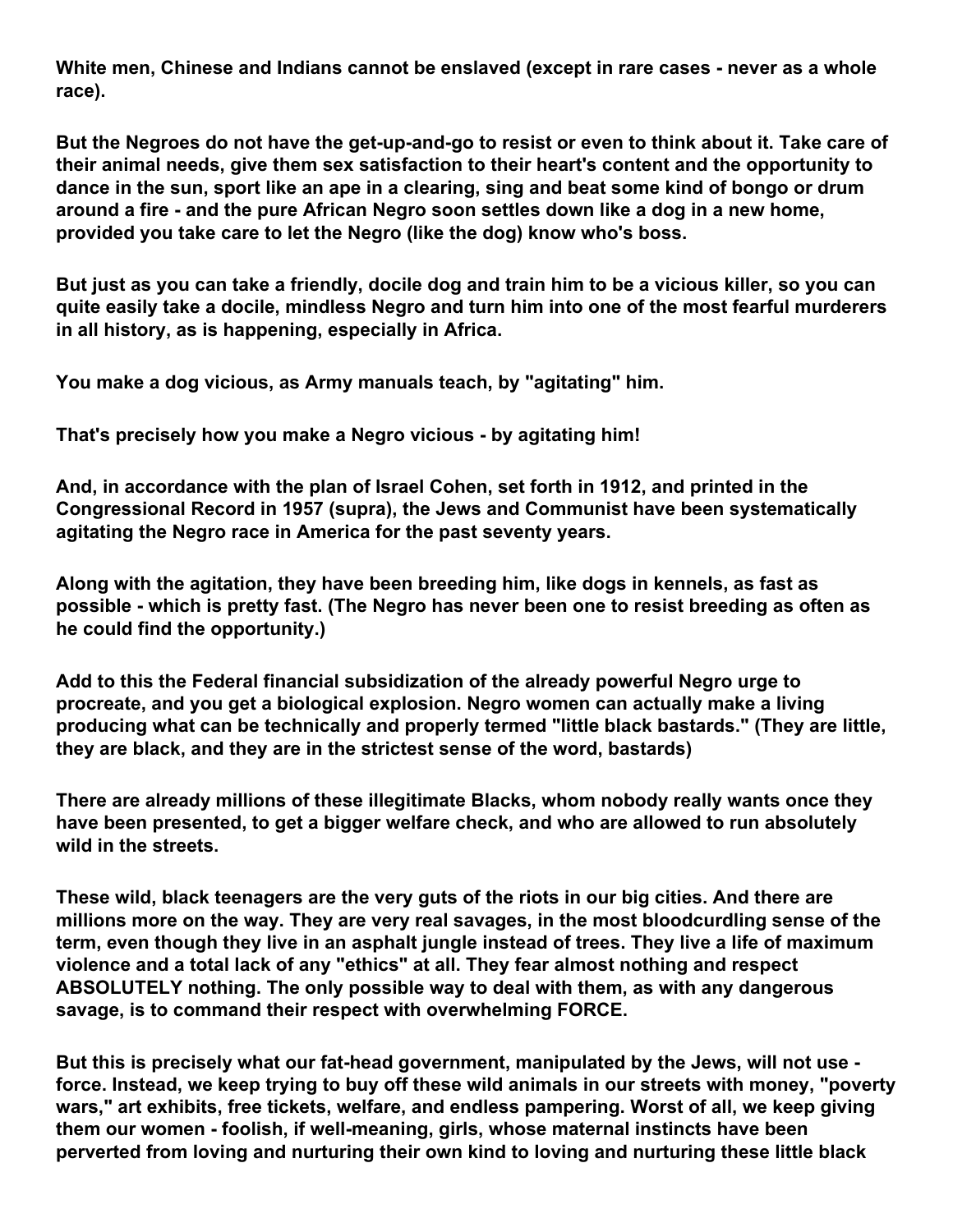White men, Chinese and Indians cannot be enslaved (except in rare cases - never as a whole race).

But the Negroes do not have the get-up-and-go to resist or even to think about it. Take care of their animal needs, give them sex satisfaction to their heart's content and the opportunity to dance in the sun, sport like an ape in a clearing, sing and beat some kind of bongo or drum around a fire - and the pure African Negro soon settles down like a dog in a new home, provided you take care to let the Negro (like the dog) know who's boss.

But just as you can take a friendly, docile dog and train him to be a vicious killer, so you can quite easily take a docile, mindless Negro and turn him into one of the most fearful murderers in all history, as is happening, especially in Africa.

You make a dog vicious, as Army manuals teach, by "agitating" him.

That's precisely how you make a Negro vicious - by agitating him!

And, in accordance with the plan of Israel Cohen, set forth in 1912, and printed in the Congressional Record in 1957 (supra), the Jews and Communist have been systematically agitating the Negro race in America for the past seventy years.

Along with the agitation, they have been breeding him, like dogs in kennels, as fast as possible - which is pretty fast. (The Negro has never been one to resist breeding as often as he could find the opportunity.)

Add to this the Federal financial subsidization of the already powerful Negro urge to procreate, and you get a biological explosion. Negro women can actually make a living producing what can be technically and properly termed "little black bastards." (They are little, they are black, and they are in the strictest sense of the word, bastards)

There are already millions of these illegitimate Blacks, whom nobody really wants once they have been presented, to get a bigger welfare check, and who are allowed to run absolutely wild in the streets.

These wild, black teenagers are the very guts of the riots in our big cities. And there are millions more on the way. They are very real savages, in the most bloodcurdling sense of the term, even though they live in an asphalt jungle instead of trees. They live a life of maximum violence and a total lack of any "ethics" at all. They fear almost nothing and respect ABSOLUTELY nothing. The only possible way to deal with them, as with any dangerous savage, is to command their respect with overwhelming FORCE.

But this is precisely what our fat-head government, manipulated by the Jews, will not use - force. Instead, we keep trying to buy off these wild animals in our streets with money, "poverty wars," art exhibits, free tickets, welfare, and endless pampering. Worst of all, we keep giving them our women - foolish, if well-meaning, girls, whose maternal instincts have been perverted from loving and nurturing their own kind to loving and nurturing these little black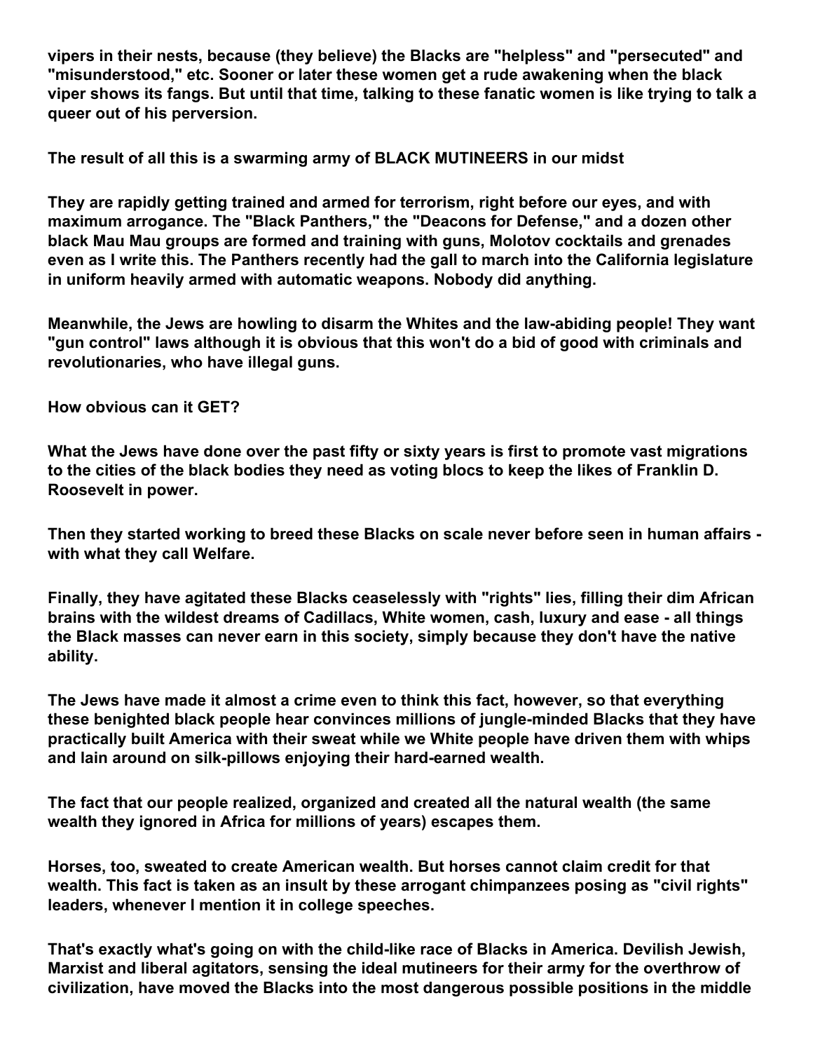**vipers in their nests, because (they believe) the Blacks are "helpless" and "persecuted" and "misunderstood," etc. Sooner or later these women get a rude awakening when the black viper shows its fangs. But until that time, talking to these fanatic women is like trying to talk a queer out of his perversion.**

**The result of all this is a swarming army of BLACK MUTINEERS in our midst**

**They are rapidly getting trained and armed for terrorism, right before our eyes, and with maximum arrogance. The "Black Panthers," the "Deacons for Defense," and a dozen other black Mau Mau groups are formed and training with guns, Molotov cocktails and grenades even as I write this. The Panthers recently had the gall to march into the California legislature in uniform heavily armed with automatic weapons. Nobody did anything.**

**Meanwhile, the Jews are howling to disarm the Whites and the law-abiding people! They want "gun control" laws although it is obvious that this won't do a bid of good with criminals and revolutionaries, who have illegal guns.**

**How obvious can it GET?**

**What the Jews have done over the past fifty or sixty years is first to promote vast migrations to the cities of the black bodies they need as voting blocs to keep the likes of Franklin D. Roosevelt in power.**

**Then they started working to breed these Blacks on scale never before seen in human affairs - with what they call Welfare.**

**Finally, they have agitated these Blacks ceaselessly with "rights" lies, filling their dim African brains with the wildest dreams of Cadillacs, White women, cash, luxury and ease - all things the Black masses can never earn in this society, simply because they don't have the native ability.**

**The Jews have made it almost a crime even to think this fact, however, so that everything these benighted black people hear convinces millions of jungle-minded Blacks that they have practically built America with their sweat while we White people have driven them with whips and lain around on silk-pillows enjoying their hard-earned wealth.**

**The fact that our people realized, organized and created all the natural wealth (the same wealth they ignored in Africa for millions of years) escapes them.**

**Horses, too, sweated to create American wealth. But horses cannot claim credit for that wealth. This fact is taken as an insult by these arrogant chimpanzees posing as "civil rights" leaders, whenever I mention it in college speeches.**

**That's exactly what's going on with the child-like race of Blacks in America. Devilish Jewish, Marxist and liberal agitators, sensing the ideal mutineers for their army for the overthrow of civilization, have moved the Blacks into the most dangerous possible positions in the middle**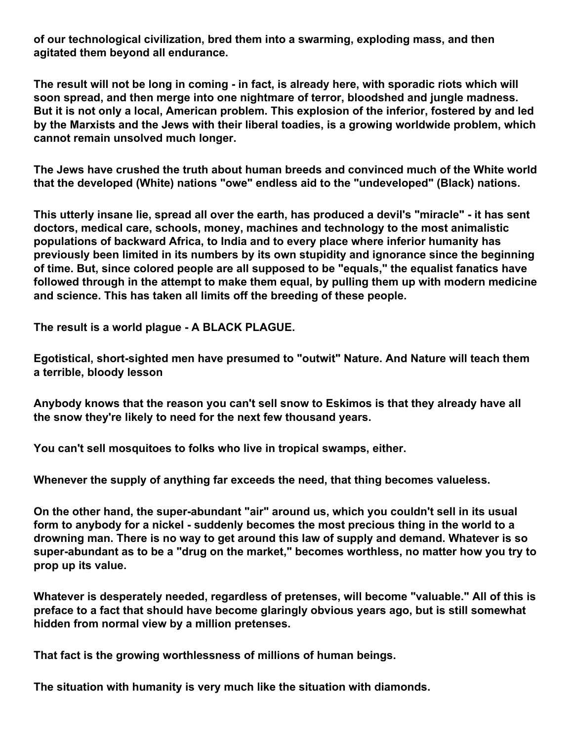**of our technological civilization, bred them into a swarming, exploding mass, and then agitated them beyond all endurance.**

**The result will not be long in coming - in fact, is already here, with sporadic riots which will soon spread, and then merge into one nightmare of terror, bloodshed and jungle madness. But it is not only a local, American problem. This explosion of the inferior, fostered by and led by the Marxists and the Jews with their liberal toadies, is a growing worldwide problem, which cannot remain unsolved much longer.**

**The Jews have crushed the truth about human breeds and convinced much of the White world that the developed (White) nations "owe" endless aid to the "undeveloped" (Black) nations.**

**This utterly insane lie, spread all over the earth, has produced a devil's "miracle" - it has sent doctors, medical care, schools, money, machines and technology to the most animalistic populations of backward Africa, to India and to every place where inferior humanity has previously been limited in its numbers by its own stupidity and ignorance since the beginning of time. But, since colored people are all supposed to be "equals," the equalist fanatics have followed through in the attempt to make them equal, by pulling them up with modern medicine and science. This has taken all limits off the breeding of these people.**

**The result is a world plague - A BLACK PLAGUE.**

**Egotistical, short-sighted men have presumed to "outwit" Nature. And Nature will teach them a terrible, bloody lesson**

**Anybody knows that the reason you can't sell snow to Eskimos is that they already have all the snow they're likely to need for the next few thousand years.**

**You can't sell mosquitoes to folks who live in tropical swamps, either.**

**Whenever the supply of anything far exceeds the need, that thing becomes valueless.**

**On the other hand, the super-abundant "air" around us, which you couldn't sell in its usual form to anybody for a nickel - suddenly becomes the most precious thing in the world to a drowning man. There is no way to get around this law of supply and demand. Whatever is so super-abundant as to be a "drug on the market," becomes worthless, no matter how you try to prop up its value.**

**Whatever is desperately needed, regardless of pretenses, will become "valuable." All of this is preface to a fact that should have become glaringly obvious years ago, but is still somewhat hidden from normal view by a million pretenses.**

**That fact is the growing worthlessness of millions of human beings.**

**The situation with humanity is very much like the situation with diamonds.**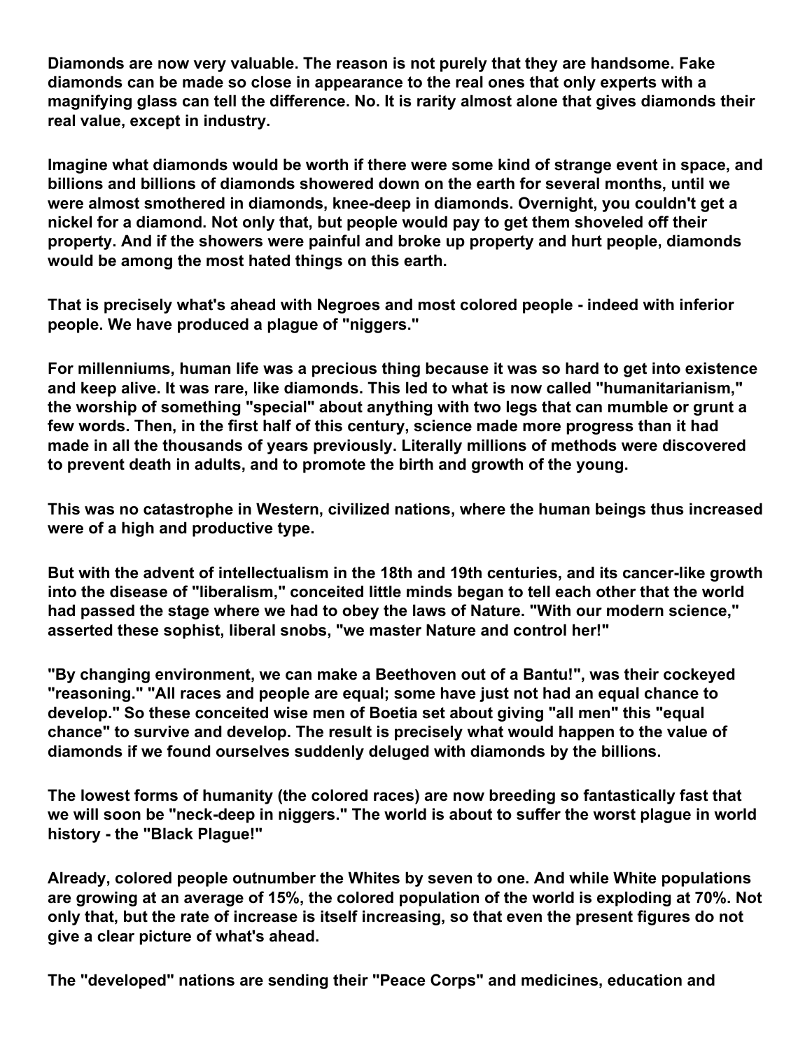**Diamonds are now very valuable. The reason is not purely that they are handsome. Fake diamonds can be made so close in appearance to the real ones that only experts with a magnifying glass can tell the difference. No. It is rarity almost alone that gives diamonds their real value, except in industry.**

**Imagine what diamonds would be worth if there were some kind of strange event in space, and billions and billions of diamonds showered down on the earth for several months, until we were almost smothered in diamonds, knee-deep in diamonds. Overnight, you couldn't get a nickel for a diamond. Not only that, but people would pay to get them shoveled off their property. And if the showers were painful and broke up property and hurt people, diamonds would be among the most hated things on this earth.**

**That is precisely what's ahead with Negroes and most colored people - indeed with inferior people. We have produced a plague of "niggers."**

**For millenniums, human life was a precious thing because it was so hard to get into existence and keep alive. It was rare, like diamonds. This led to what is now called "humanitarianism," the worship of something "special" about anything with two legs that can mumble or grunt a few words. Then, in the first half of this century, science made more progress than it had made in all the thousands of years previously. Literally millions of methods were discovered to prevent death in adults, and to promote the birth and growth of the young.**

**This was no catastrophe in Western, civilized nations, where the human beings thus increased were of a high and productive type.**

**But with the advent of intellectualism in the 18th and 19th centuries, and its cancer-like growth into the disease of "liberalism," conceited little minds began to tell each other that the world had passed the stage where we had to obey the laws of Nature. "With our modern science," asserted these sophist, liberal snobs, "we master Nature and control her!"**

**"By changing environment, we can make a Beethoven out of a Bantu!", was their cockeyed "reasoning." "All races and people are equal; some have just not had an equal chance to develop." So these conceited wise men of Boetia set about giving "all men" this "equal chance" to survive and develop. The result is precisely what would happen to the value of diamonds if we found ourselves suddenly deluged with diamonds by the billions.**

**The lowest forms of humanity (the colored races) are now breeding so fantastically fast that we will soon be "neck-deep in niggers." The world is about to suffer the worst plague in world history - the "Black Plague!"**

**Already, colored people outnumber the Whites by seven to one. And while White populations are growing at an average of 15%, the colored population of the world is exploding at 70%. Not only that, but the rate of increase is itself increasing, so that even the present figures do not give a clear picture of what's ahead.**

**The "developed" nations are sending their "Peace Corps" and medicines, education and**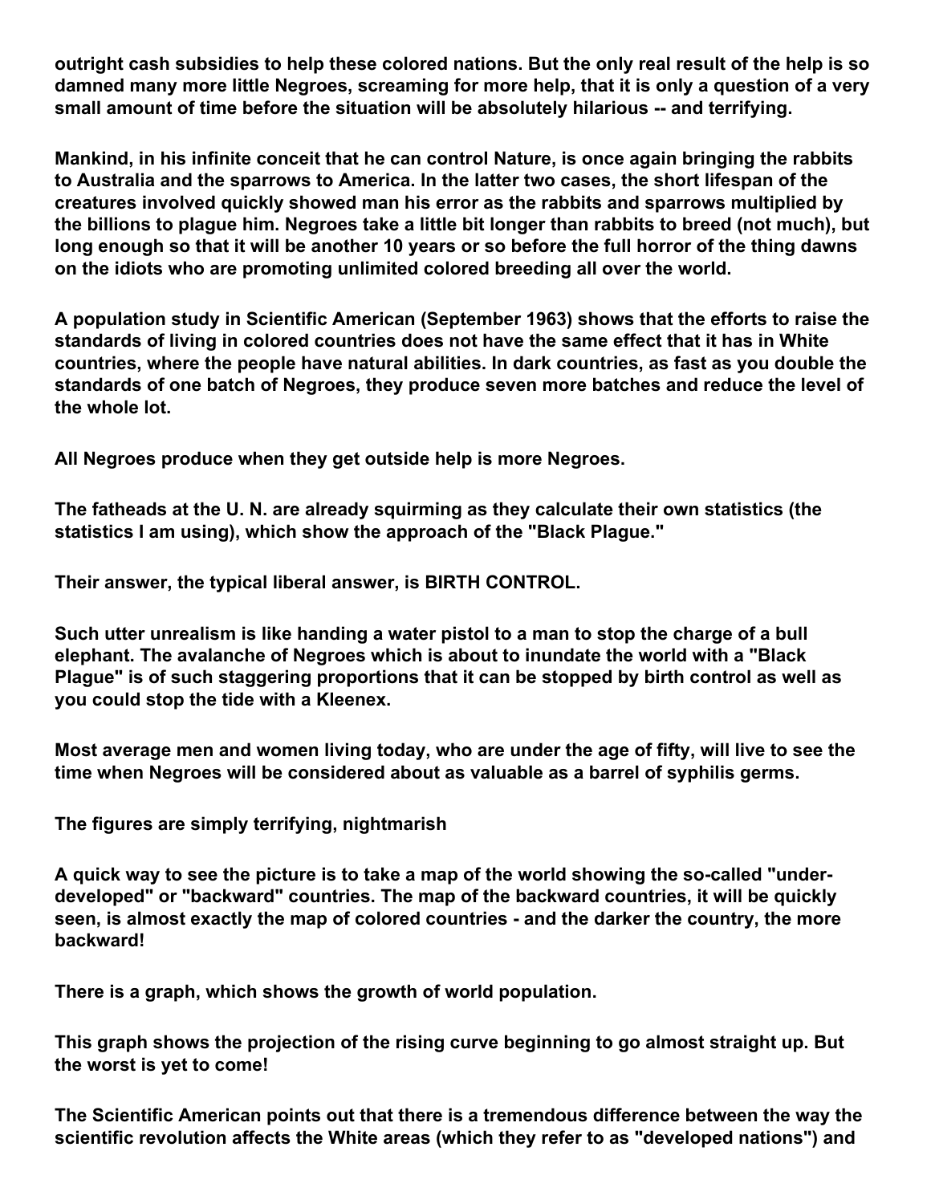**outright cash subsidies to help these colored nations. But the only real result of the help is so damned many more little Negroes, screaming for more help, that it is only a question of a very small amount of time before the situation will be absolutely hilarious -- and terrifying.**

**Mankind, in his infinite conceit that he can control Nature, is once again bringing the rabbits to Australia and the sparrows to America. In the latter two cases, the short lifespan of the creatures involved quickly showed man his error as the rabbits and sparrows multiplied by the billions to plague him. Negroes take a little bit longer than rabbits to breed (not much), but long enough so that it will be another 10 years or so before the full horror of the thing dawns on the idiots who are promoting unlimited colored breeding all over the world.**

**A population study in Scientific American (September 1963) shows that the efforts to raise the standards of living in colored countries does not have the same effect that it has in White countries, where the people have natural abilities. In dark countries, as fast as you double the standards of one batch of Negroes, they produce seven more batches and reduce the level of the whole lot.**

**All Negroes produce when they get outside help is more Negroes.**

**The fatheads at the U. N. are already squirming as they calculate their own statistics (the statistics I am using), which show the approach of the "Black Plague."**

**Their answer, the typical liberal answer, is BIRTH CONTROL.**

**Such utter unrealism is like handing a water pistol to a man to stop the charge of a bull elephant. The avalanche of Negroes which is about to inundate the world with a "Black Plague" is of such staggering proportions that it can be stopped by birth control as well as you could stop the tide with a Kleenex.**

**Most average men and women living today, who are under the age of fifty, will live to see the time when Negroes will be considered about as valuable as a barrel of syphilis germs.**

**The figures are simply terrifying, nightmarish**

**A quick way to see the picture is to take a map of the world showing the so-called "under-developed" or "backward" countries. The map of the backward countries, it will be quickly seen, is almost exactly the map of colored countries - and the darker the country, the more backward!**

**There is a graph, which shows the growth of world population.**

**This graph shows the projection of the rising curve beginning to go almost straight up. But the worst is yet to come!**

**The Scientific American points out that there is a tremendous difference between the way the scientific revolution affects the White areas (which they refer to as "developed nations") and**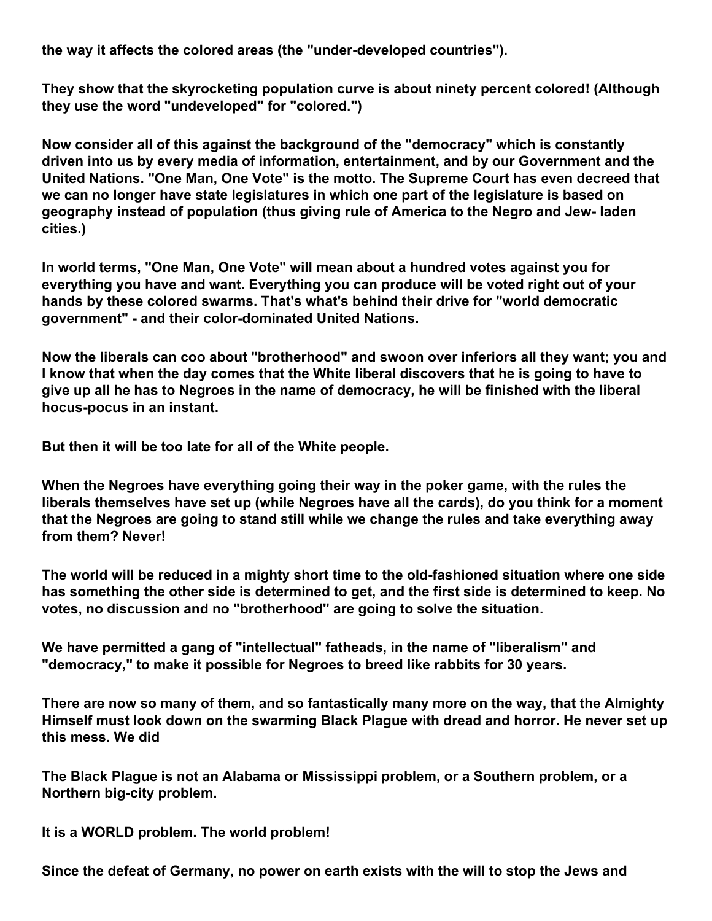**the way it affects the colored areas (the "under-developed countries").**

**They show that the skyrocketing population curve is about ninety percent colored! (Although they use the word "undeveloped" for "colored.")**

**Now consider all of this against the background of the "democracy" which is constantly driven into us by every media of information, entertainment, and by our Government and the United Nations. "One Man, One Vote" is the motto. The Supreme Court has even decreed that we can no longer have state legislatures in which one part of the legislature is based on geography instead of population (thus giving rule of America to the Negro and Jew- laden cities.)**

**In world terms, "One Man, One Vote" will mean about a hundred votes against you for everything you have and want. Everything you can produce will be voted right out of your hands by these colored swarms. That's what's behind their drive for "world democratic government" - and their color-dominated United Nations.**

**Now the liberals can coo about "brotherhood" and swoon over inferiors all they want; you and I know that when the day comes that the White liberal discovers that he is going to have to give up all he has to Negroes in the name of democracy, he will be finished with the liberal hocus-pocus in an instant.**

**But then it will be too late for all of the White people.**

**When the Negroes have everything going their way in the poker game, with the rules the liberals themselves have set up (while Negroes have all the cards), do you think for a moment that the Negroes are going to stand still while we change the rules and take everything away from them? Never!**

**The world will be reduced in a mighty short time to the old-fashioned situation where one side has something the other side is determined to get, and the first side is determined to keep. No votes, no discussion and no "brotherhood" are going to solve the situation.**

**We have permitted a gang of "intellectual" fatheads, in the name of "liberalism" and "democracy," to make it possible for Negroes to breed like rabbits for 30 years.**

**There are now so many of them, and so fantastically many more on the way, that the Almighty Himself must look down on the swarming Black Plague with dread and horror. He never set up this mess. We did**

**The Black Plague is not an Alabama or Mississippi problem, or a Southern problem, or a Northern big-city problem.**

**It is a WORLD problem. The world problem!**

**Since the defeat of Germany, no power on earth exists with the will to stop the Jews and**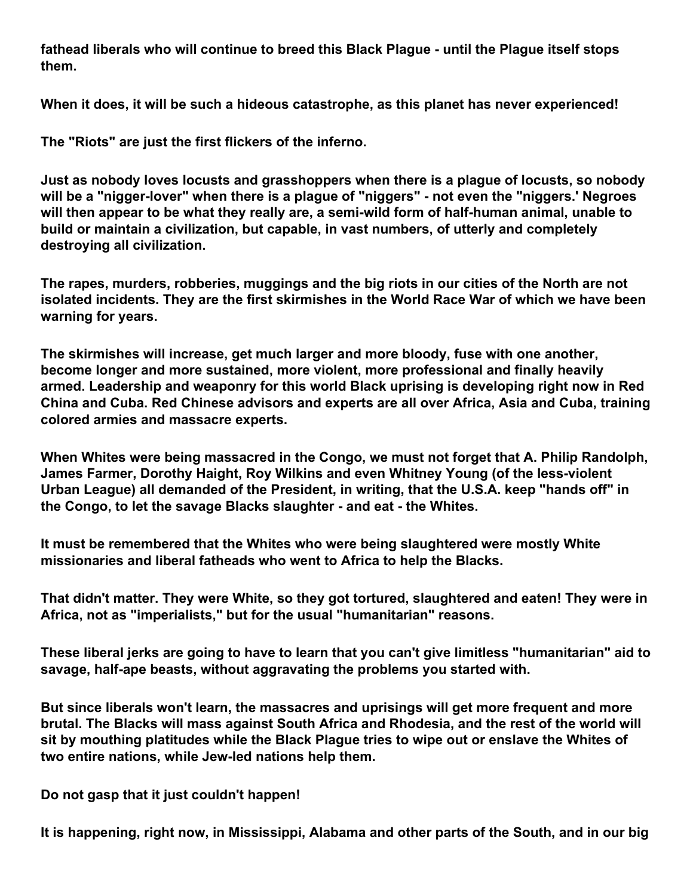**fathead liberals who will continue to breed this Black Plague - until the Plague itself stops them.**

**When it does, it will be such a hideous catastrophe, as this planet has never experienced!**

**The "Riots" are just the first flickers of the inferno.**

**Just as nobody loves locusts and grasshoppers when there is a plague of locusts, so nobody will be a "nigger-lover" when there is a plague of "niggers" - not even the "niggers.' Negroes will then appear to be what they really are, a semi-wild form of half-human animal, unable to build or maintain a civilization, but capable, in vast numbers, of utterly and completely destroying all civilization.**

**The rapes, murders, robberies, muggings and the big riots in our cities of the North are not isolated incidents. They are the first skirmishes in the World Race War of which we have been warning for years.**

**The skirmishes will increase, get much larger and more bloody, fuse with one another, become longer and more sustained, more violent, more professional and finally heavily armed. Leadership and weaponry for this world Black uprising is developing right now in Red China and Cuba. Red Chinese advisors and experts are all over Africa, Asia and Cuba, training colored armies and massacre experts.**

**When Whites were being massacred in the Congo, we must not forget that A. Philip Randolph, James Farmer, Dorothy Haight, Roy Wilkins and even Whitney Young (of the less-violent Urban League) all demanded of the President, in writing, that the U.S.A. keep "hands off" in the Congo, to let the savage Blacks slaughter - and eat - the Whites.**

**It must be remembered that the Whites who were being slaughtered were mostly White missionaries and liberal fatheads who went to Africa to help the Blacks.**

**That didn't matter. They were White, so they got tortured, slaughtered and eaten! They were in Africa, not as "imperialists," but for the usual "humanitarian" reasons.**

**These liberal jerks are going to have to learn that you can't give limitless "humanitarian" aid to savage, half-ape beasts, without aggravating the problems you started with.**

**But since liberals won't learn, the massacres and uprisings will get more frequent and more brutal. The Blacks will mass against South Africa and Rhodesia, and the rest of the world will sit by mouthing platitudes while the Black Plague tries to wipe out or enslave the Whites of two entire nations, while Jew-led nations help them.**

**Do not gasp that it just couldn't happen!**

**It is happening, right now, in Mississippi, Alabama and other parts of the South, and in our big**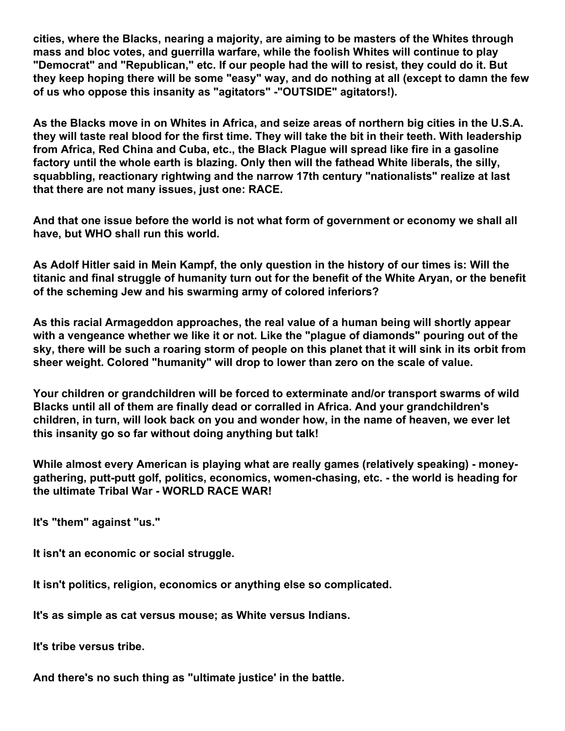**cities, where the Blacks, nearing a majority, are aiming to be masters of the Whites through mass and bloc votes, and guerrilla warfare, while the foolish Whites will continue to play "Democrat" and "Republican," etc. If our people had the will to resist, they could do it. But they keep hoping there will be some "easy" way, and do nothing at all (except to damn the few of us who oppose this insanity as "agitators" -"OUTSIDE" agitators!).**

**As the Blacks move in on Whites in Africa, and seize areas of northern big cities in the U.S.A. they will taste real blood for the first time. They will take the bit in their teeth. With leadership from Africa, Red China and Cuba, etc., the Black Plague will spread like fire in a gasoline factory until the whole earth is blazing. Only then will the fathead White liberals, the silly, squabbling, reactionary rightwing and the narrow 17th century "nationalists" realize at last that there are not many issues, just one: RACE.**

**And that one issue before the world is not what form of government or economy we shall all have, but WHO shall run this world.**

**As Adolf Hitler said in Mein Kampf, the only question in the history of our times is: Will the titanic and final struggle of humanity turn out for the benefit of the White Aryan, or the benefit of the scheming Jew and his swarming army of colored inferiors?**

**As this racial Armageddon approaches, the real value of a human being will shortly appear with a vengeance whether we like it or not. Like the "plague of diamonds" pouring out of the sky, there will be such a roaring storm of people on this planet that it will sink in its orbit from sheer weight. Colored "humanity" will drop to lower than zero on the scale of value.**

**Your children or grandchildren will be forced to exterminate and/or transport swarms of wild Blacks until all of them are finally dead or corralled in Africa. And your grandchildren's children, in turn, will look back on you and wonder how, in the name of heaven, we ever let this insanity go so far without doing anything but talk!**

**While almost every American is playing what are really games (relatively speaking) - money-gathering, putt-putt golf, politics, economics, women-chasing, etc. - the world is heading for the ultimate Tribal War - WORLD RACE WAR!**

**It's "them" against "us."**

**It isn't an economic or social struggle.**

**It isn't politics, religion, economics or anything else so complicated.**

**It's as simple as cat versus mouse; as White versus Indians.**

**It's tribe versus tribe.**

**And there's no such thing as "ultimate justice' in the battle.**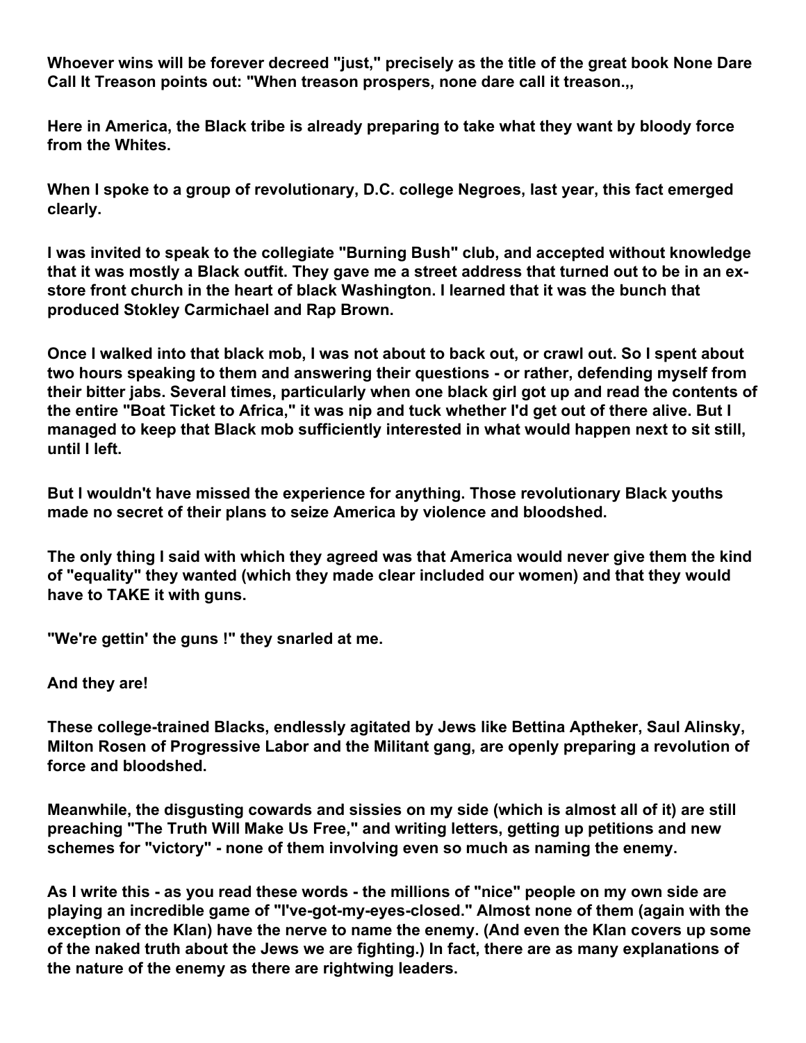**Whoever wins will be forever decreed "just," precisely as the title of the great book None Dare Call It Treason points out: "When treason prospers, none dare call it treason.,,**

**Here in America, the Black tribe is already preparing to take what they want by bloody force from the Whites.**

**When I spoke to a group of revolutionary, D.C. college Negroes, last year, this fact emerged clearly.**

**I was invited to speak to the collegiate "Burning Bush" club, and accepted without knowledge that it was mostly a Black outfit. They gave me a street address that turned out to be in an ex-store front church in the heart of black Washington. I learned that it was the bunch that produced Stokley Carmichael and Rap Brown.**

**Once I walked into that black mob, I was not about to back out, or crawl out. So I spent about two hours speaking to them and answering their questions - or rather, defending myself from their bitter jabs. Several times, particularly when one black girl got up and read the contents of the entire "Boat Ticket to Africa," it was nip and tuck whether I'd get out of there alive. But I managed to keep that Black mob sufficiently interested in what would happen next to sit still, until I left.**

**But I wouldn't have missed the experience for anything. Those revolutionary Black youths made no secret of their plans to seize America by violence and bloodshed.**

**The only thing I said with which they agreed was that America would never give them the kind of "equality" they wanted (which they made clear included our women) and that they would have to TAKE it with guns.**

**"We're gettin' the guns !" they snarled at me.**

**And they are!**

**These college-trained Blacks, endlessly agitated by Jews like Bettina Aptheker, Saul Alinsky, Milton Rosen of Progressive Labor and the Militant gang, are openly preparing a revolution of force and bloodshed.**

**Meanwhile, the disgusting cowards and sissies on my side (which is almost all of it) are still preaching "The Truth Will Make Us Free," and writing letters, getting up petitions and new schemes for "victory" - none of them involving even so much as naming the enemy.**

**As I write this - as you read these words - the millions of "nice" people on my own side are playing an incredible game of "I've-got-my-eyes-closed." Almost none of them (again with the exception of the Klan) have the nerve to name the enemy. (And even the Klan covers up some of the naked truth about the Jews we are fighting.) In fact, there are as many explanations of the nature of the enemy as there are rightwing leaders.**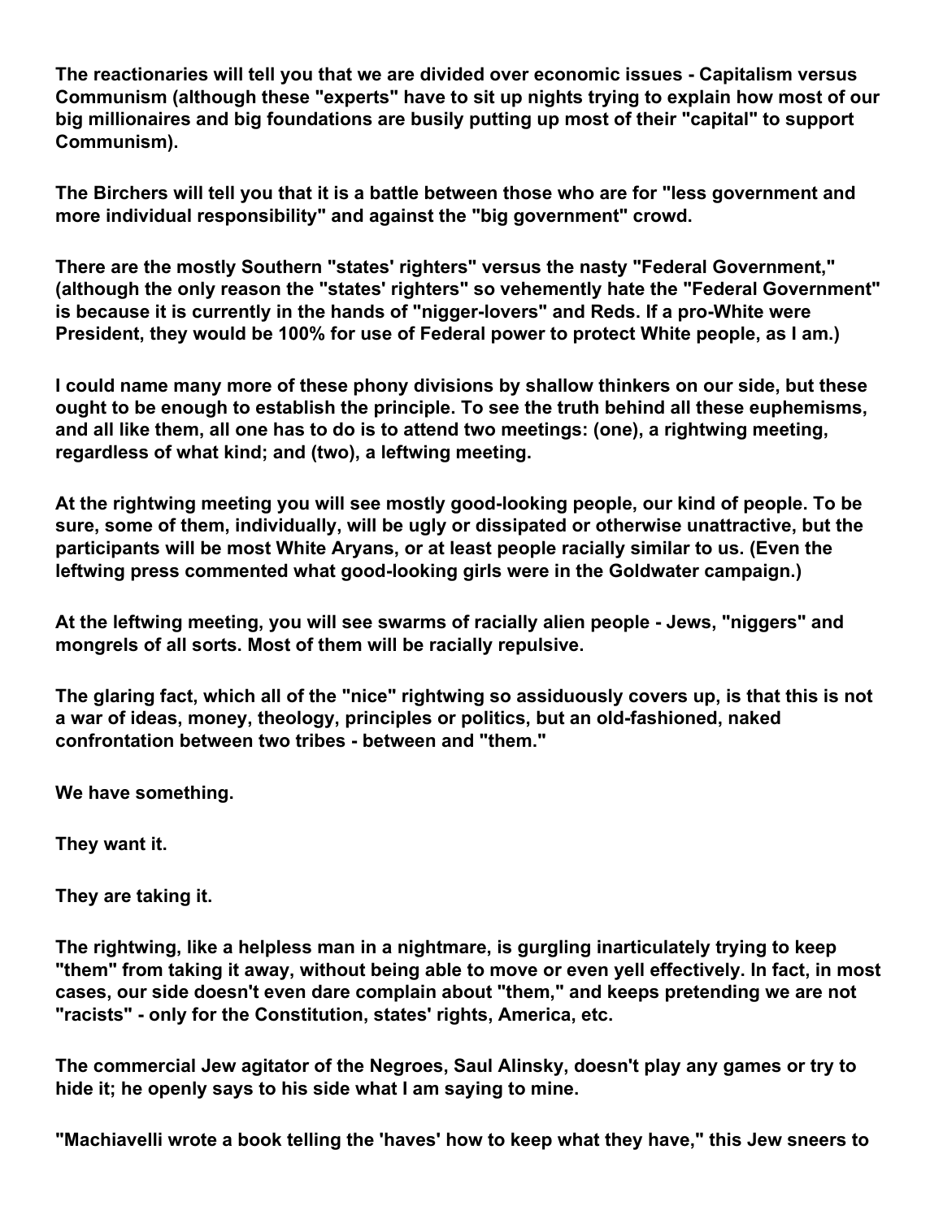**The reactionaries will tell you that we are divided over economic issues - Capitalism versus Communism (although these "experts" have to sit up nights trying to explain how most of our big millionaires and big foundations are busily putting up most of their "capital" to support Communism).**

**The Birchers will tell you that it is a battle between those who are for "less government and more individual responsibility" and against the "big government" crowd.**

**There are the mostly Southern "states' righters" versus the nasty "Federal Government," (although the only reason the "states' righters" so vehemently hate the "Federal Government" is because it is currently in the hands of "nigger-lovers" and Reds. If a pro-White were President, they would be 100% for use of Federal power to protect White people, as I am.)**

**I could name many more of these phony divisions by shallow thinkers on our side, but these ought to be enough to establish the principle. To see the truth behind all these euphemisms, and all like them, all one has to do is to attend two meetings: (one), a rightwing meeting, regardless of what kind; and (two), a leftwing meeting.**

**At the rightwing meeting you will see mostly good-looking people, our kind of people. To be sure, some of them, individually, will be ugly or dissipated or otherwise unattractive, but the participants will be most White Aryans, or at least people racially similar to us. (Even the leftwing press commented what good-looking girls were in the Goldwater campaign.)**

**At the leftwing meeting, you will see swarms of racially alien people - Jews, "niggers" and mongrels of all sorts. Most of them will be racially repulsive.**

**The glaring fact, which all of the "nice" rightwing so assiduously covers up, is that this is not a war of ideas, money, theology, principles or politics, but an old-fashioned, naked confrontation between two tribes - between and "them."**

**We have something.**

**They want it.**

**They are taking it.**

**The rightwing, like a helpless man in a nightmare, is gurgling inarticulately trying to keep "them" from taking it away, without being able to move or even yell effectively. In fact, in most cases, our side doesn't even dare complain about "them," and keeps pretending we are not "racists" - only for the Constitution, states' rights, America, etc.**

**The commercial Jew agitator of the Negroes, Saul Alinsky, doesn't play any games or try to hide it; he openly says to his side what I am saying to mine.**

**"Machiavelli wrote a book telling the 'haves' how to keep what they have," this Jew sneers to**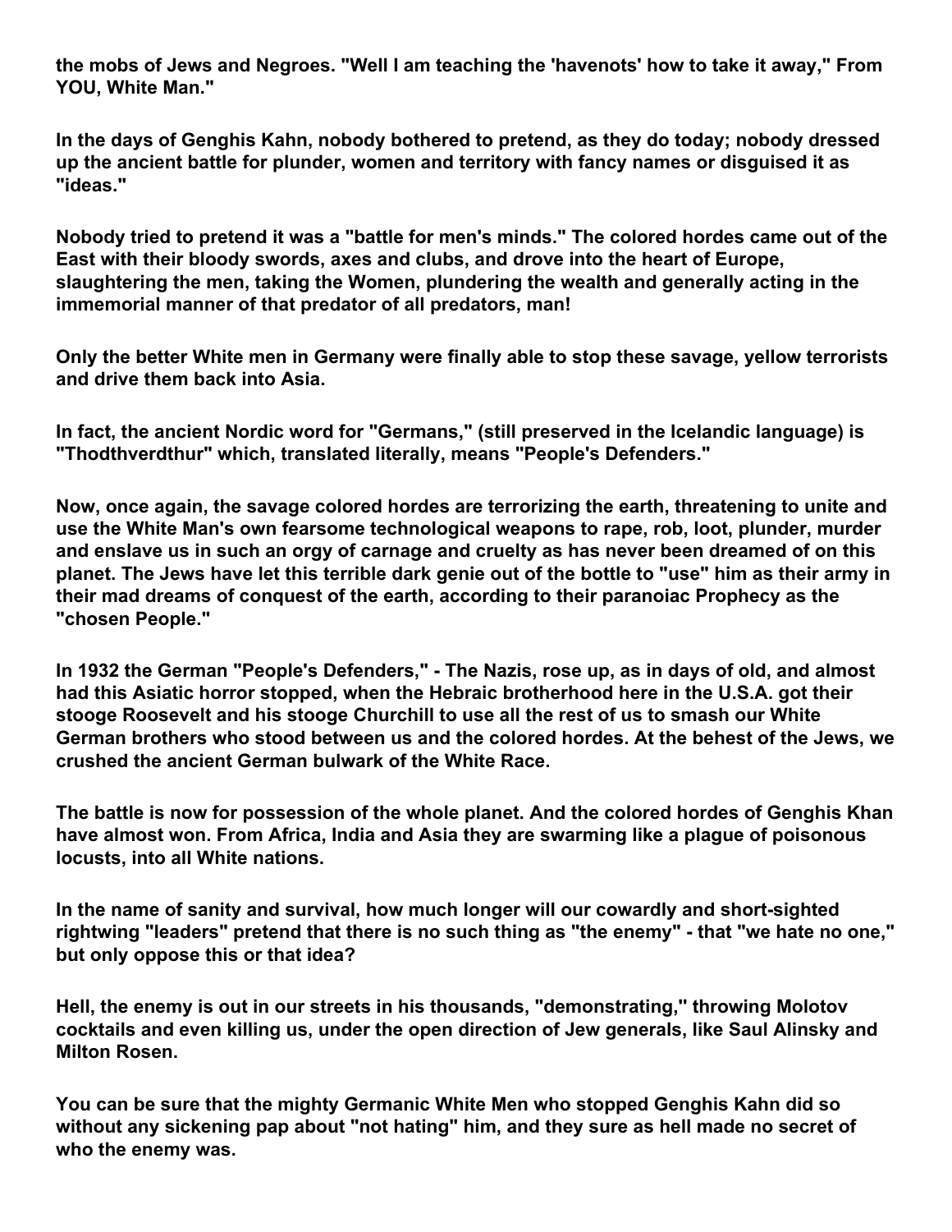**the mobs of Jews and Negroes. "Well I am teaching the 'havenots' how to take it away," From YOU, White Man."**

**In the days of Genghis Kahn, nobody bothered to pretend, as they do today; nobody dressed up the ancient battle for plunder, women and territory with fancy names or disguised it as "ideas."**

**Nobody tried to pretend it was a "battle for men's minds." The colored hordes came out of the East with their bloody swords, axes and clubs, and drove into the heart of Europe, slaughtering the men, taking the Women, plundering the wealth and generally acting in the immemorial manner of that predator of all predators, man!**

**Only the better White men in Germany were finally able to stop these savage, yellow terrorists and drive them back into Asia.**

**In fact, the ancient Nordic word for "Germans," (still preserved in the Icelandic language) is "Thodthverdthur" which, translated literally, means "People's Defenders."**

**Now, once again, the savage colored hordes are terrorizing the earth, threatening to unite and use the White Man's own fearsome technological weapons to rape, rob, loot, plunder, murder and enslave us in such an orgy of carnage and cruelty as has never been dreamed of on this planet. The Jews have let this terrible dark genie out of the bottle to "use" him as their army in their mad dreams of conquest of the earth, according to their paranoiac Prophecy as the "chosen People."**

**In 1932 the German "People's Defenders," - The Nazis, rose up, as in days of old, and almost had this Asiatic horror stopped, when the Hebraic brotherhood here in the U.S.A. got their stooge Roosevelt and his stooge Churchill to use all the rest of us to smash our White German brothers who stood between us and the colored hordes. At the behest of the Jews, we crushed the ancient German bulwark of the White Race.**

**The battle is now for possession of the whole planet. And the colored hordes of Genghis Khan have almost won. From Africa, India and Asia they are swarming like a plague of poisonous locusts, into all White nations.**

**In the name of sanity and survival, how much longer will our cowardly and short-sighted rightwing "leaders" pretend that there is no such thing as "the enemy" - that "we hate no one," but only oppose this or that idea?**

**Hell, the enemy is out in our streets in his thousands, "demonstrating," throwing Molotov cocktails and even killing us, under the open direction of Jew generals, like Saul Alinsky and Milton Rosen.**

**You can be sure that the mighty Germanic White Men who stopped Genghis Kahn did so without any sickening pap about "not hating" him, and they sure as hell made no secret of who the enemy was.**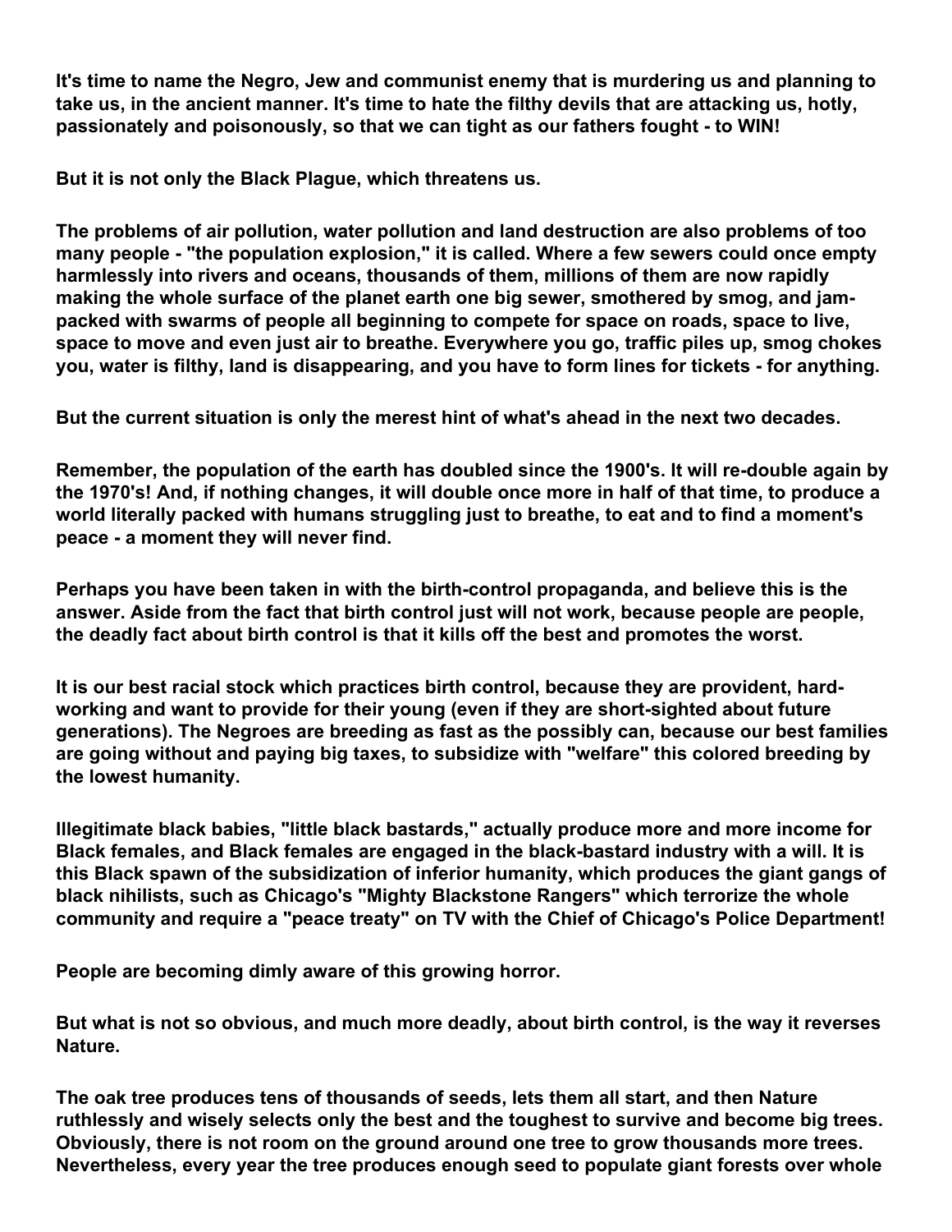It's time to name the Negro, Jew and communist enemy that is murdering us and planning to take us, in the ancient manner. It's time to hate the filthy devils that are attacking us, hotly, passionately and poisonously, so that we can tight as our fathers fought - to WIN!

But it is not only the Black Plague, which threatens us.

The problems of air pollution, water pollution and land destruction are also problems of too many people - "the population explosion," it is called. Where a few sewers could once empty harmlessly into rivers and oceans, thousands of them, millions of them are now rapidly making the whole surface of the planet earth one big sewer, smothered by smog, and jam-packed with swarms of people all beginning to compete for space on roads, space to live, space to move and even just air to breathe. Everywhere you go, traffic piles up, smog chokes you, water is filthy, land is disappearing, and you have to form lines for tickets - for anything.

But the current situation is only the merest hint of what's ahead in the next two decades.

Remember, the population of the earth has doubled since the 1900's. It will re-double again by the 1970's! And, if nothing changes, it will double once more in half of that time, to produce a world literally packed with humans struggling just to breathe, to eat and to find a moment's peace - a moment they will never find.

Perhaps you have been taken in with the birth-control propaganda, and believe this is the answer. Aside from the fact that birth control just will not work, because people are people, the deadly fact about birth control is that it kills off the best and promotes the worst.

It is our best racial stock which practices birth control, because they are provident, hard-working and want to provide for their young (even if they are short-sighted about future generations). The Negroes are breeding as fast as the possibly can, because our best families are going without and paying big taxes, to subsidize with "welfare" this colored breeding by the lowest humanity.

Illegitimate black babies, "little black bastards," actually produce more and more income for Black females, and Black females are engaged in the black-bastard industry with a will. It is this Black spawn of the subsidization of inferior humanity, which produces the giant gangs of black nihilists, such as Chicago's "Mighty Blackstone Rangers" which terrorize the whole community and require a "peace treaty" on TV with the Chief of Chicago's Police Department!

People are becoming dimly aware of this growing horror.

But what is not so obvious, and much more deadly, about birth control, is the way it reverses Nature.

The oak tree produces tens of thousands of seeds, lets them all start, and then Nature ruthlessly and wisely selects only the best and the toughest to survive and become big trees. Obviously, there is not room on the ground around one tree to grow thousands more trees. Nevertheless, every year the tree produces enough seed to populate giant forests over whole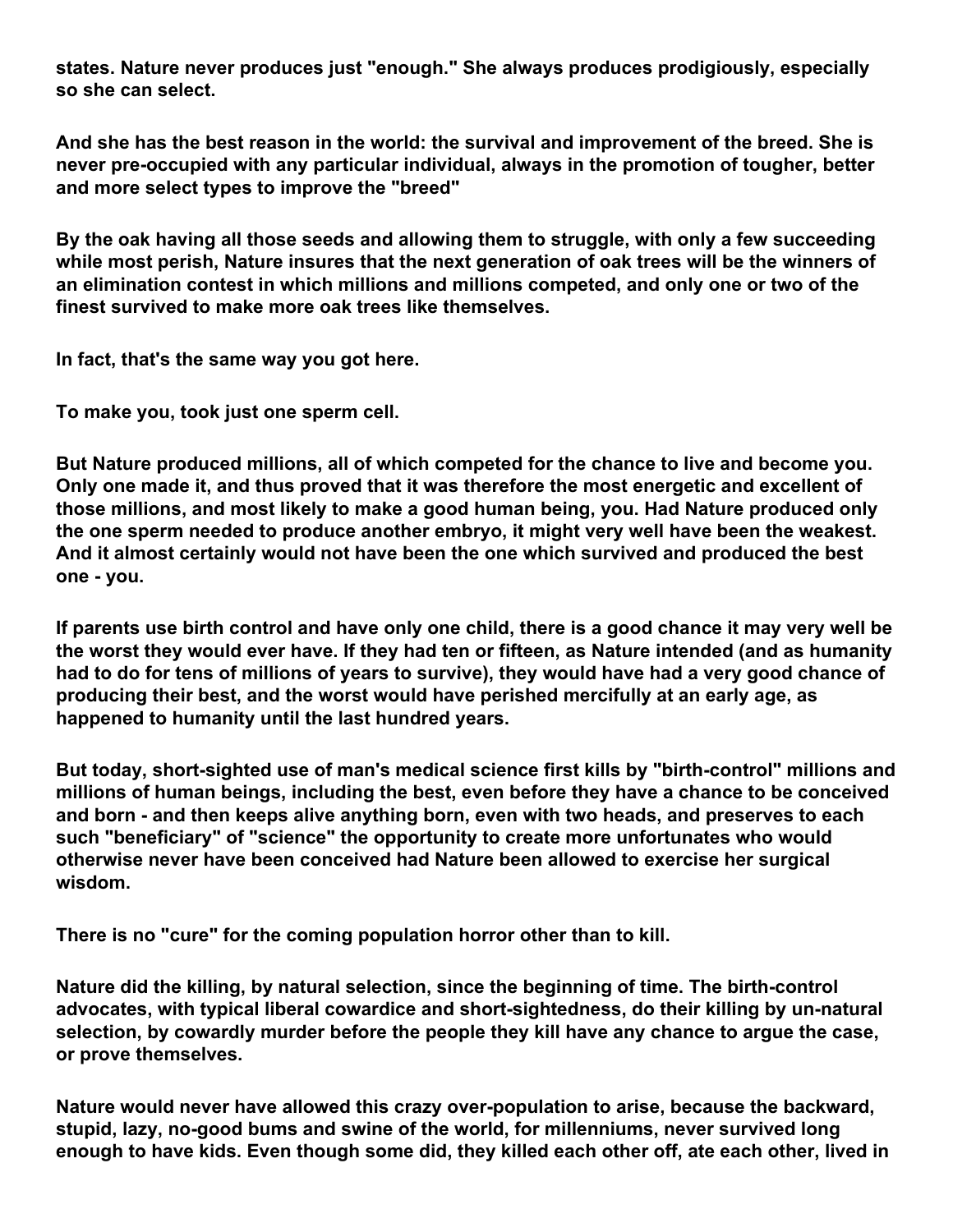**states. Nature never produces just "enough." She always produces prodigiously, especially so she can select.**

**And she has the best reason in the world: the survival and improvement of the breed. She is never pre-occupied with any particular individual, always in the promotion of tougher, better and more select types to improve the "breed"**

**By the oak having all those seeds and allowing them to struggle, with only a few succeeding while most perish, Nature insures that the next generation of oak trees will be the winners of an elimination contest in which millions and millions competed, and only one or two of the finest survived to make more oak trees like themselves.**

**In fact, that's the same way you got here.**

**To make you, took just one sperm cell.**

**But Nature produced millions, all of which competed for the chance to live and become you. Only one made it, and thus proved that it was therefore the most energetic and excellent of those millions, and most likely to make a good human being, you. Had Nature produced only the one sperm needed to produce another embryo, it might very well have been the weakest. And it almost certainly would not have been the one which survived and produced the best one - you.**

**If parents use birth control and have only one child, there is a good chance it may very well be the worst they would ever have. If they had ten or fifteen, as Nature intended (and as humanity had to do for tens of millions of years to survive), they would have had a very good chance of producing their best, and the worst would have perished mercifully at an early age, as happened to humanity until the last hundred years.**

**But today, short-sighted use of man's medical science first kills by "birth-control" millions and millions of human beings, including the best, even before they have a chance to be conceived and born - and then keeps alive anything born, even with two heads, and preserves to each such "beneficiary" of "science" the opportunity to create more unfortunates who would otherwise never have been conceived had Nature been allowed to exercise her surgical wisdom.**

**There is no "cure" for the coming population horror other than to kill.**

**Nature did the killing, by natural selection, since the beginning of time. The birth-control advocates, with typical liberal cowardice and short-sightedness, do their killing by un-natural selection, by cowardly murder before the people they kill have any chance to argue the case, or prove themselves.**

**Nature would never have allowed this crazy over-population to arise, because the backward, stupid, lazy, no-good bums and swine of the world, for millenniums, never survived long enough to have kids. Even though some did, they killed each other off, ate each other, lived in**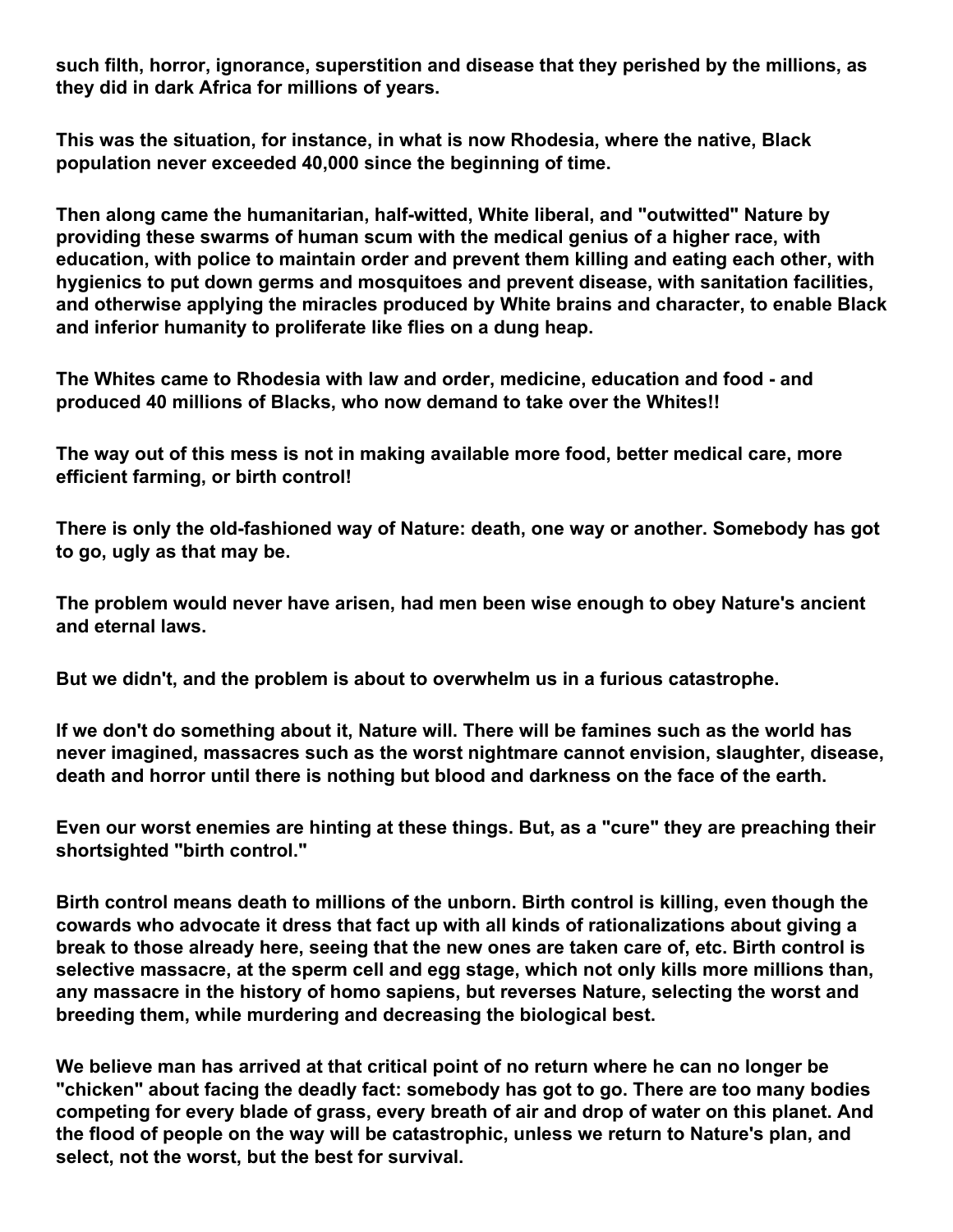such filth, horror, ignorance, superstition and disease that they perished by the millions, as they did in dark Africa for millions of years.

This was the situation, for instance, in what is now Rhodesia, where the native, Black population never exceeded 40,000 since the beginning of time.

Then along came the humanitarian, half-witted, White liberal, and "outwitted" Nature by providing these swarms of human scum with the medical genius of a higher race, with education, with police to maintain order and prevent them killing and eating each other, with hygienics to put down germs and mosquitoes and prevent disease, with sanitation facilities, and otherwise applying the miracles produced by White brains and character, to enable Black and inferior humanity to proliferate like flies on a dung heap.

The Whites came to Rhodesia with law and order, medicine, education and food - and produced 40 millions of Blacks, who now demand to take over the Whites!!

The way out of this mess is not in making available more food, better medical care, more efficient farming, or birth control!

There is only the old-fashioned way of Nature: death, one way or another. Somebody has got to go, ugly as that may be.

The problem would never have arisen, had men been wise enough to obey Nature's ancient and eternal laws.

But we didn't, and the problem is about to overwhelm us in a furious catastrophe.

If we don't do something about it, Nature will. There will be famines such as the world has never imagined, massacres such as the worst nightmare cannot envision, slaughter, disease, death and horror until there is nothing but blood and darkness on the face of the earth.

Even our worst enemies are hinting at these things. But, as a "cure" they are preaching their shortsighted "birth control."

Birth control means death to millions of the unborn. Birth control is killing, even though the cowards who advocate it dress that fact up with all kinds of rationalizations about giving a break to those already here, seeing that the new ones are taken care of, etc. Birth control is selective massacre, at the sperm cell and egg stage, which not only kills more millions than, any massacre in the history of homo sapiens, but reverses Nature, selecting the worst and breeding them, while murdering and decreasing the biological best.

We believe man has arrived at that critical point of no return where he can no longer be "chicken" about facing the deadly fact: somebody has got to go. There are too many bodies competing for every blade of grass, every breath of air and drop of water on this planet. And the flood of people on the way will be catastrophic, unless we return to Nature's plan, and select, not the worst, but the best for survival.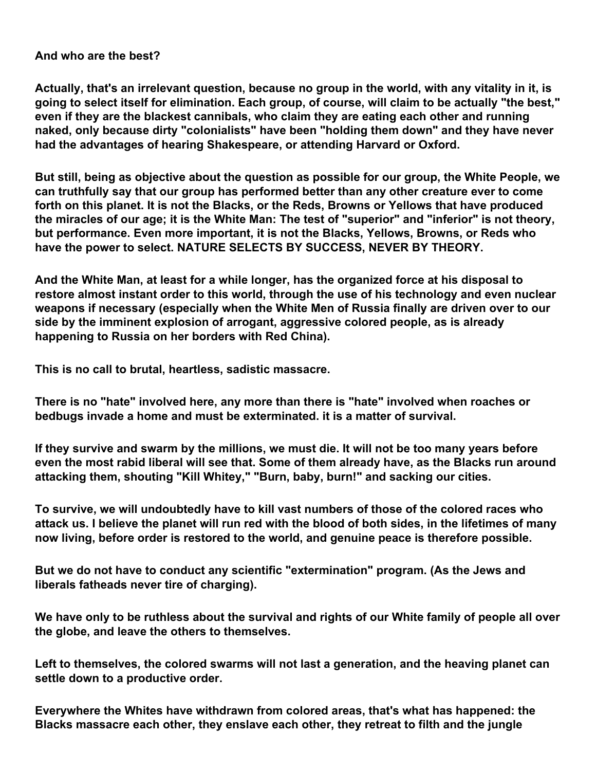**And who are the best?**

**Actually, that's an irrelevant question, because no group in the world, with any vitality in it, is going to select itself for elimination. Each group, of course, will claim to be actually "the best," even if they are the blackest cannibals, who claim they are eating each other and running naked, only because dirty "colonialists" have been "holding them down" and they have never had the advantages of hearing Shakespeare, or attending Harvard or Oxford.**

**But still, being as objective about the question as possible for our group, the White People, we can truthfully say that our group has performed better than any other creature ever to come forth on this planet. It is not the Blacks, or the Reds, Browns or Yellows that have produced the miracles of our age; it is the White Man: The test of "superior" and "inferior" is not theory, but performance. Even more important, it is not the Blacks, Yellows, Browns, or Reds who have the power to select. NATURE SELECTS BY SUCCESS, NEVER BY THEORY.**

**And the White Man, at least for a while longer, has the organized force at his disposal to restore almost instant order to this world, through the use of his technology and even nuclear weapons if necessary (especially when the White Men of Russia finally are driven over to our side by the imminent explosion of arrogant, aggressive colored people, as is already happening to Russia on her borders with Red China).**

**This is no call to brutal, heartless, sadistic massacre.**

**There is no "hate" involved here, any more than there is "hate" involved when roaches or bedbugs invade a home and must be exterminated. it is a matter of survival.**

**If they survive and swarm by the millions, we must die. It will not be too many years before even the most rabid liberal will see that. Some of them already have, as the Blacks run around attacking them, shouting "Kill Whitey," "Burn, baby, burn!" and sacking our cities.**

**To survive, we will undoubtedly have to kill vast numbers of those of the colored races who attack us. I believe the planet will run red with the blood of both sides, in the lifetimes of many now living, before order is restored to the world, and genuine peace is therefore possible.**

**But we do not have to conduct any scientific "extermination" program. (As the Jews and liberals fatheads never tire of charging).**

**We have only to be ruthless about the survival and rights of our White family of people all over the globe, and leave the others to themselves.**

**Left to themselves, the colored swarms will not last a generation, and the heaving planet can settle down to a productive order.**

**Everywhere the Whites have withdrawn from colored areas, that's what has happened: the Blacks massacre each other, they enslave each other, they retreat to filth and the jungle**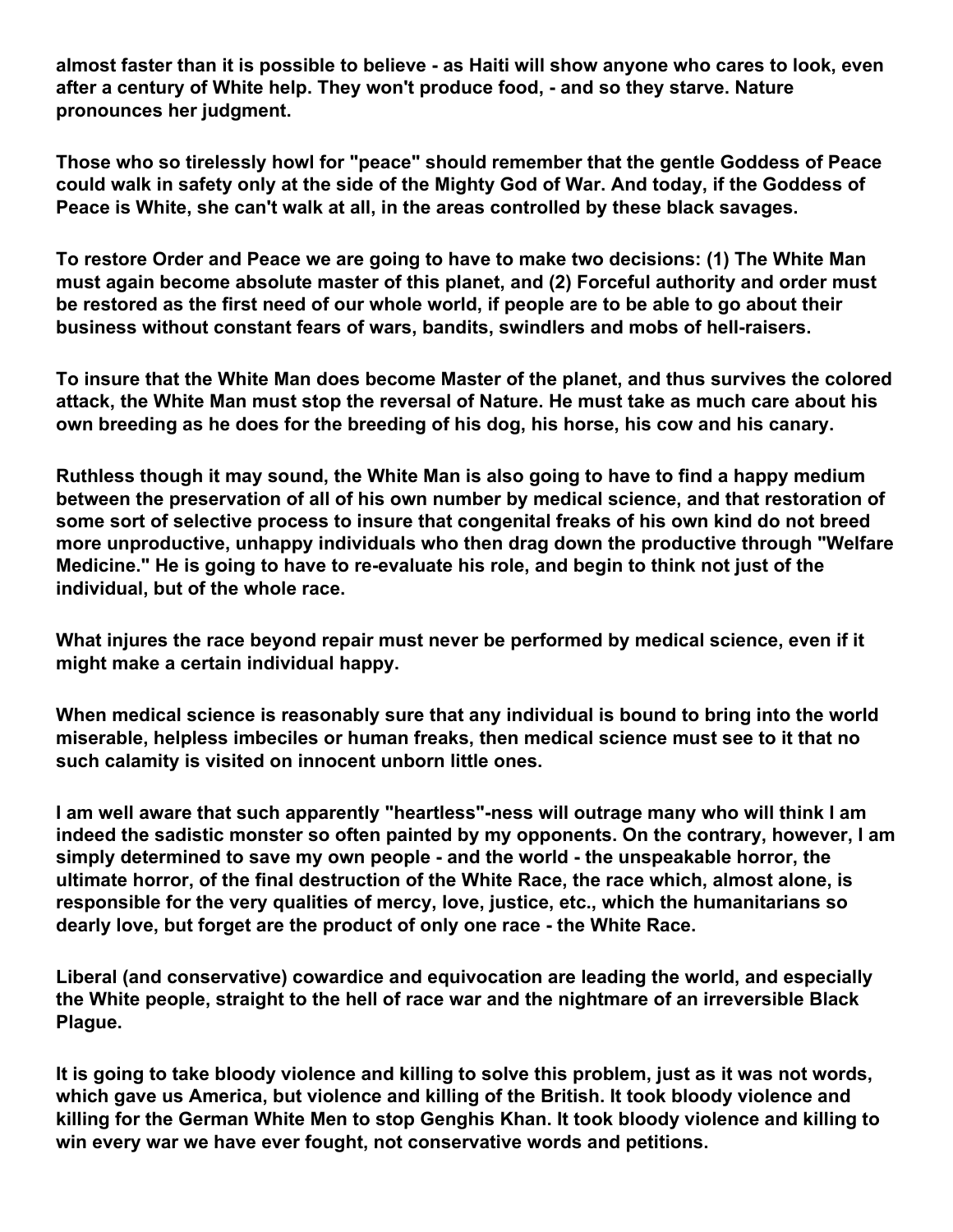**almost faster than it is possible to believe - as Haiti will show anyone who cares to look, even after a century of White help. They won't produce food, - and so they starve. Nature pronounces her judgment.**

**Those who so tirelessly howl for "peace" should remember that the gentle Goddess of Peace could walk in safety only at the side of the Mighty God of War. And today, if the Goddess of Peace is White, she can't walk at all, in the areas controlled by these black savages.**

**To restore Order and Peace we are going to have to make two decisions: (1) The White Man must again become absolute master of this planet, and (2) Forceful authority and order must be restored as the first need of our whole world, if people are to be able to go about their business without constant fears of wars, bandits, swindlers and mobs of hell-raisers.**

**To insure that the White Man does become Master of the planet, and thus survives the colored attack, the White Man must stop the reversal of Nature. He must take as much care about his own breeding as he does for the breeding of his dog, his horse, his cow and his canary.**

**Ruthless though it may sound, the White Man is also going to have to find a happy medium between the preservation of all of his own number by medical science, and that restoration of some sort of selective process to insure that congenital freaks of his own kind do not breed more unproductive, unhappy individuals who then drag down the productive through "Welfare Medicine." He is going to have to re-evaluate his role, and begin to think not just of the individual, but of the whole race.**

**What injures the race beyond repair must never be performed by medical science, even if it might make a certain individual happy.**

**When medical science is reasonably sure that any individual is bound to bring into the world miserable, helpless imbeciles or human freaks, then medical science must see to it that no such calamity is visited on innocent unborn little ones.**

**I am well aware that such apparently "heartless"-ness will outrage many who will think I am indeed the sadistic monster so often painted by my opponents. On the contrary, however, I am simply determined to save my own people - and the world - the unspeakable horror, the ultimate horror, of the final destruction of the White Race, the race which, almost alone, is responsible for the very qualities of mercy, love, justice, etc., which the humanitarians so dearly love, but forget are the product of only one race - the White Race.**

**Liberal (and conservative) cowardice and equivocation are leading the world, and especially the White people, straight to the hell of race war and the nightmare of an irreversible Black Plague.**

**It is going to take bloody violence and killing to solve this problem, just as it was not words, which gave us America, but violence and killing of the British. It took bloody violence and killing for the German White Men to stop Genghis Khan. It took bloody violence and killing to win every war we have ever fought, not conservative words and petitions.**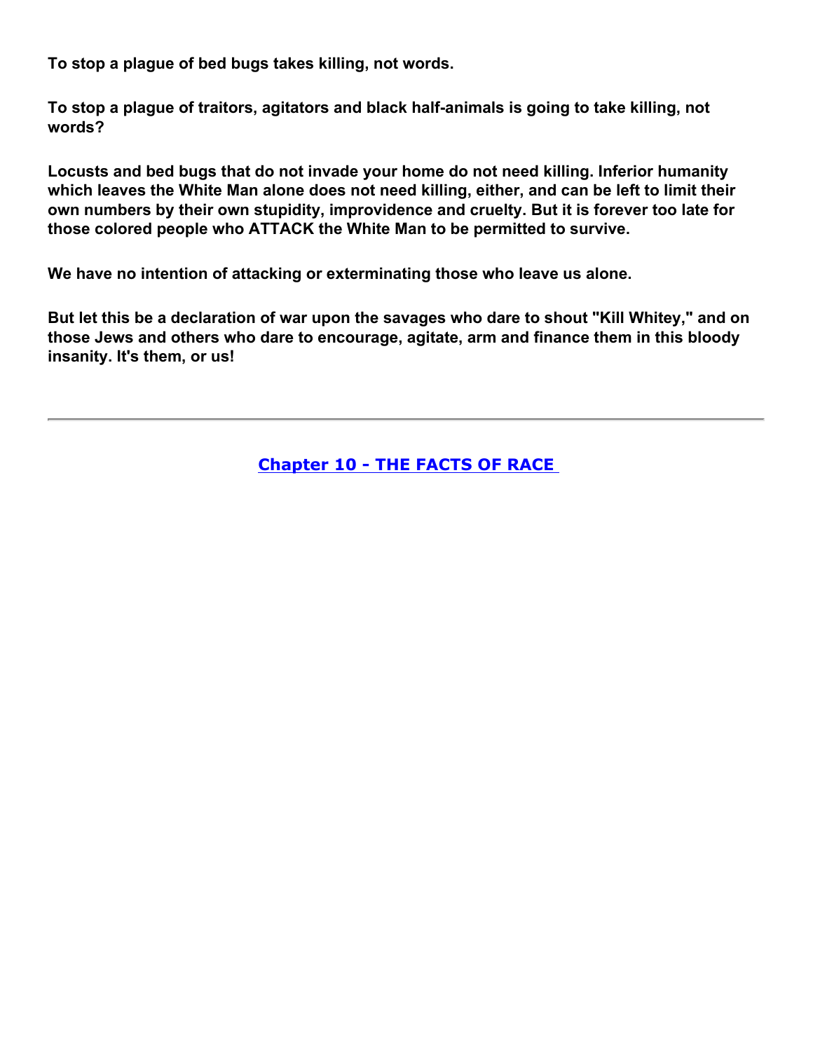**To stop a plague of bed bugs takes killing, not words.**

**To stop a plague of traitors, agitators and black half-animals is going to take killing, not words?**

**Locusts and bed bugs that do not invade your home do not need killing. Inferior humanity which leaves the White Man alone does not need killing, either, and can be left to limit their own numbers by their own stupidity, improvidence and cruelty. But it is forever too late for those colored people who ATTACK the White Man to be permitted to survive.**

**We have no intention of attacking or exterminating those who leave us alone.**

**But let this be a declaration of war upon the savages who dare to shout "Kill Whitey," and on those Jews and others who dare to encourage, agitate, arm and finance them in this bloody insanity. It's them, or us!**

---

**Chapter 10 - THE FACTS OF RACE**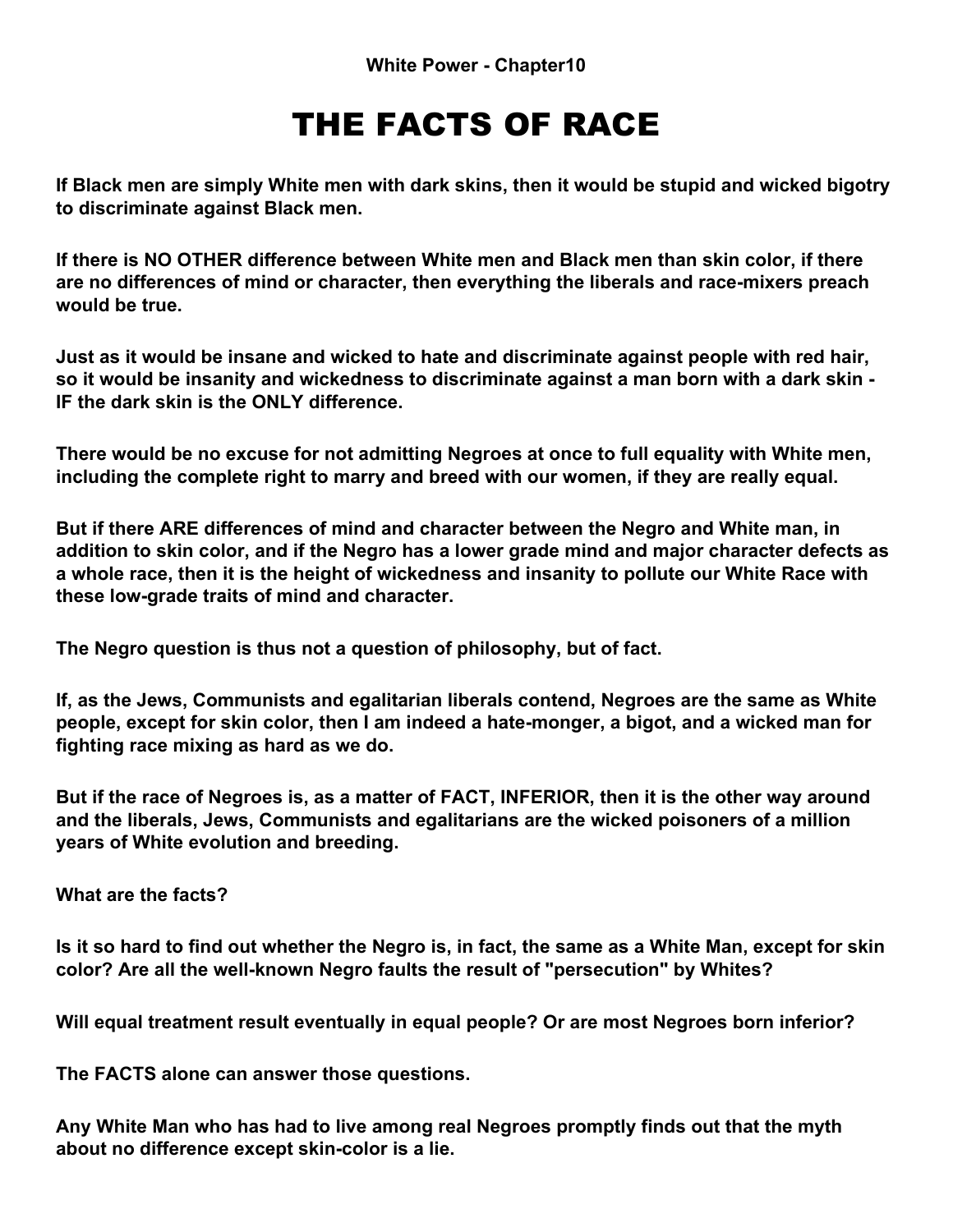**White Power - Chapter10**

# THE FACTS OF RACE

**If Black men are simply White men with dark skins, then it would be stupid and wicked bigotry to discriminate against Black men.**

**If there is NO OTHER difference between White men and Black men than skin color, if there are no differences of mind or character, then everything the liberals and race-mixers preach would be true.**

**Just as it would be insane and wicked to hate and discriminate against people with red hair, so it would be insanity and wickedness to discriminate against a man born with a dark skin - IF the dark skin is the ONLY difference.**

**There would be no excuse for not admitting Negroes at once to full equality with White men, including the complete right to marry and breed with our women, if they are really equal.**

**But if there ARE differences of mind and character between the Negro and White man, in addition to skin color, and if the Negro has a lower grade mind and major character defects as a whole race, then it is the height of wickedness and insanity to pollute our White Race with these low-grade traits of mind and character.**

**The Negro question is thus not a question of philosophy, but of fact.**

**If, as the Jews, Communists and egalitarian liberals contend, Negroes are the same as White people, except for skin color, then I am indeed a hate-monger, a bigot, and a wicked man for fighting race mixing as hard as we do.**

**But if the race of Negroes is, as a matter of FACT, INFERIOR, then it is the other way around and the liberals, Jews, Communists and egalitarians are the wicked poisoners of a million years of White evolution and breeding.**

**What are the facts?**

**Is it so hard to find out whether the Negro is, in fact, the same as a White Man, except for skin color? Are all the well-known Negro faults the result of "persecution" by Whites?**

**Will equal treatment result eventually in equal people? Or are most Negroes born inferior?**

**The FACTS alone can answer those questions.**

**Any White Man who has had to live among real Negroes promptly finds out that the myth about no difference except skin-color is a lie.**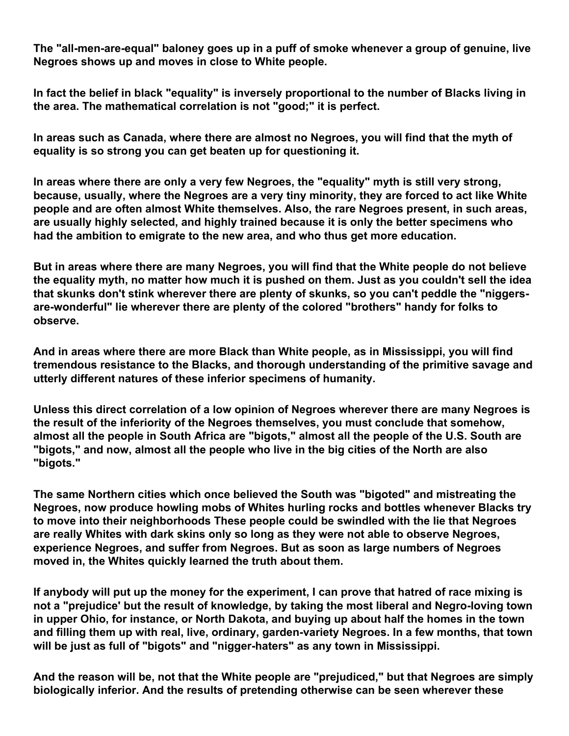The "all-men-are-equal" baloney goes up in a puff of smoke whenever a group of genuine, live Negroes shows up and moves in close to White people.

In fact the belief in black "equality" is inversely proportional to the number of Blacks living in the area. The mathematical correlation is not "good;" it is perfect.

In areas such as Canada, where there are almost no Negroes, you will find that the myth of equality is so strong you can get beaten up for questioning it.

In areas where there are only a very few Negroes, the "equality" myth is still very strong, because, usually, where the Negroes are a very tiny minority, they are forced to act like White people and are often almost White themselves. Also, the rare Negroes present, in such areas, are usually highly selected, and highly trained because it is only the better specimens who had the ambition to emigrate to the new area, and who thus get more education.

But in areas where there are many Negroes, you will find that the White people do not believe the equality myth, no matter how much it is pushed on them. Just as you couldn't sell the idea that skunks don't stink wherever there are plenty of skunks, so you can't peddle the "niggers-are-wonderful" lie wherever there are plenty of the colored "brothers" handy for folks to observe.

And in areas where there are more Black than White people, as in Mississippi, you will find tremendous resistance to the Blacks, and thorough understanding of the primitive savage and utterly different natures of these inferior specimens of humanity.

Unless this direct correlation of a low opinion of Negroes wherever there are many Negroes is the result of the inferiority of the Negroes themselves, you must conclude that somehow, almost all the people in South Africa are "bigots," almost all the people of the U.S. South are "bigots," and now, almost all the people who live in the big cities of the North are also "bigots."

The same Northern cities which once believed the South was "bigoted" and mistreating the Negroes, now produce howling mobs of Whites hurling rocks and bottles whenever Blacks try to move into their neighborhoods These people could be swindled with the lie that Negroes are really Whites with dark skins only so long as they were not able to observe Negroes, experience Negroes, and suffer from Negroes. But as soon as large numbers of Negroes moved in, the Whites quickly learned the truth about them.

If anybody will put up the money for the experiment, I can prove that hatred of race mixing is not a "prejudice' but the result of knowledge, by taking the most liberal and Negro-loving town in upper Ohio, for instance, or North Dakota, and buying up about half the homes in the town and filling them up with real, live, ordinary, garden-variety Negroes. In a few months, that town will be just as full of "bigots" and "nigger-haters" as any town in Mississippi.

And the reason will be, not that the White people are "prejudiced," but that Negroes are simply biologically inferior. And the results of pretending otherwise can be seen wherever these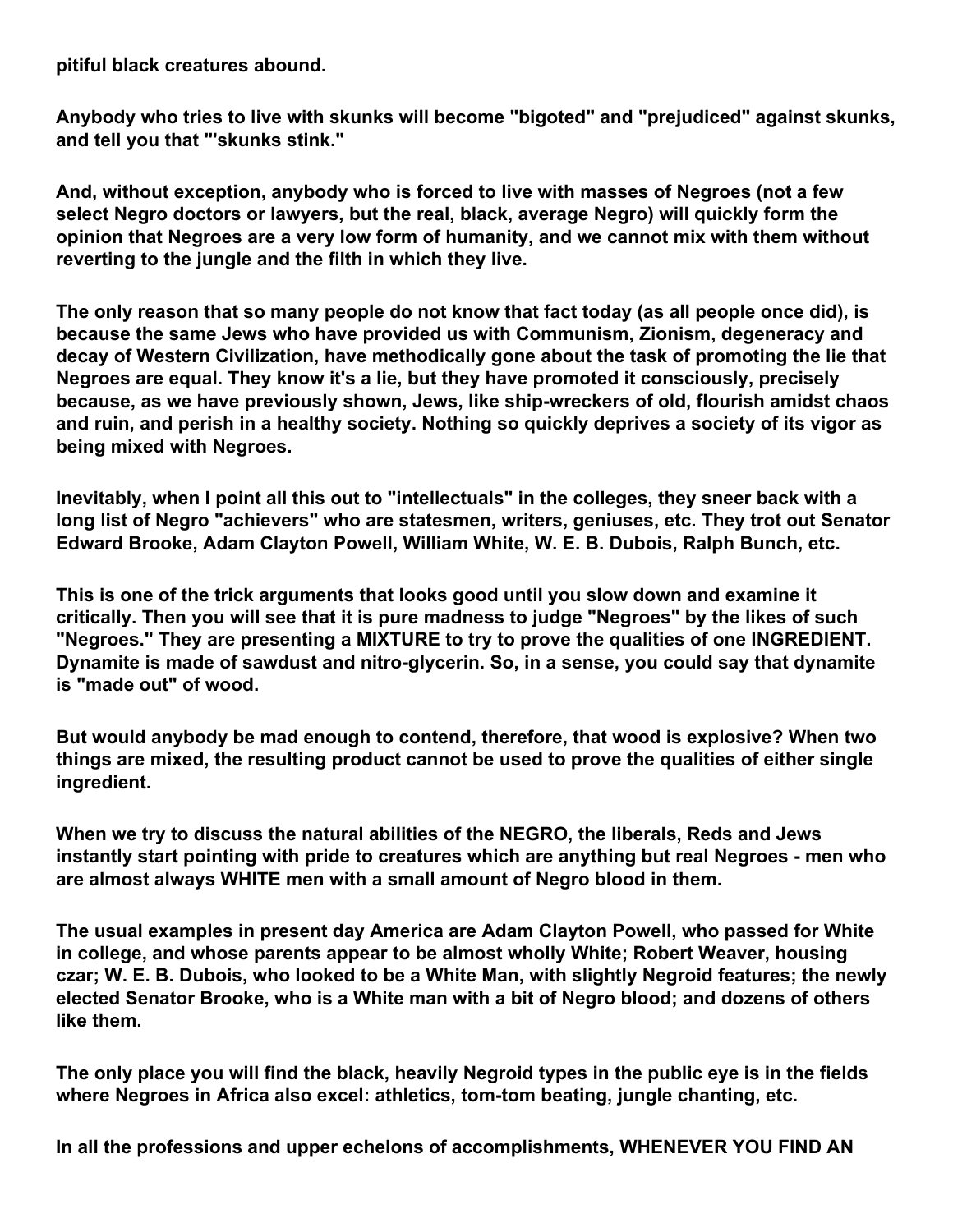**pitiful black creatures abound.**

**Anybody who tries to live with skunks will become "bigoted" and "prejudiced" against skunks, and tell you that "'skunks stink."**

**And, without exception, anybody who is forced to live with masses of Negroes (not a few select Negro doctors or lawyers, but the real, black, average Negro) will quickly form the opinion that Negroes are a very low form of humanity, and we cannot mix with them without reverting to the jungle and the filth in which they live.**

**The only reason that so many people do not know that fact today (as all people once did), is because the same Jews who have provided us with Communism, Zionism, degeneracy and decay of Western Civilization, have methodically gone about the task of promoting the lie that Negroes are equal. They know it's a lie, but they have promoted it consciously, precisely because, as we have previously shown, Jews, like ship-wreckers of old, flourish amidst chaos and ruin, and perish in a healthy society. Nothing so quickly deprives a society of its vigor as being mixed with Negroes.**

**Inevitably, when I point all this out to "intellectuals" in the colleges, they sneer back with a long list of Negro "achievers" who are statesmen, writers, geniuses, etc. They trot out Senator Edward Brooke, Adam Clayton Powell, William White, W. E. B. Dubois, Ralph Bunch, etc.**

**This is one of the trick arguments that looks good until you slow down and examine it critically. Then you will see that it is pure madness to judge "Negroes" by the likes of such "Negroes." They are presenting a MIXTURE to try to prove the qualities of one INGREDIENT. Dynamite is made of sawdust and nitro-glycerin. So, in a sense, you could say that dynamite is "made out" of wood.**

**But would anybody be mad enough to contend, therefore, that wood is explosive? When two things are mixed, the resulting product cannot be used to prove the qualities of either single ingredient.**

**When we try to discuss the natural abilities of the NEGRO, the liberals, Reds and Jews instantly start pointing with pride to creatures which are anything but real Negroes - men who are almost always WHITE men with a small amount of Negro blood in them.**

**The usual examples in present day America are Adam Clayton Powell, who passed for White in college, and whose parents appear to be almost wholly White; Robert Weaver, housing czar; W. E. B. Dubois, who looked to be a White Man, with slightly Negroid features; the newly elected Senator Brooke, who is a White man with a bit of Negro blood; and dozens of others like them.**

**The only place you will find the black, heavily Negroid types in the public eye is in the fields where Negroes in Africa also excel: athletics, tom-tom beating, jungle chanting, etc.**

**In all the professions and upper echelons of accomplishments, WHENEVER YOU FIND AN**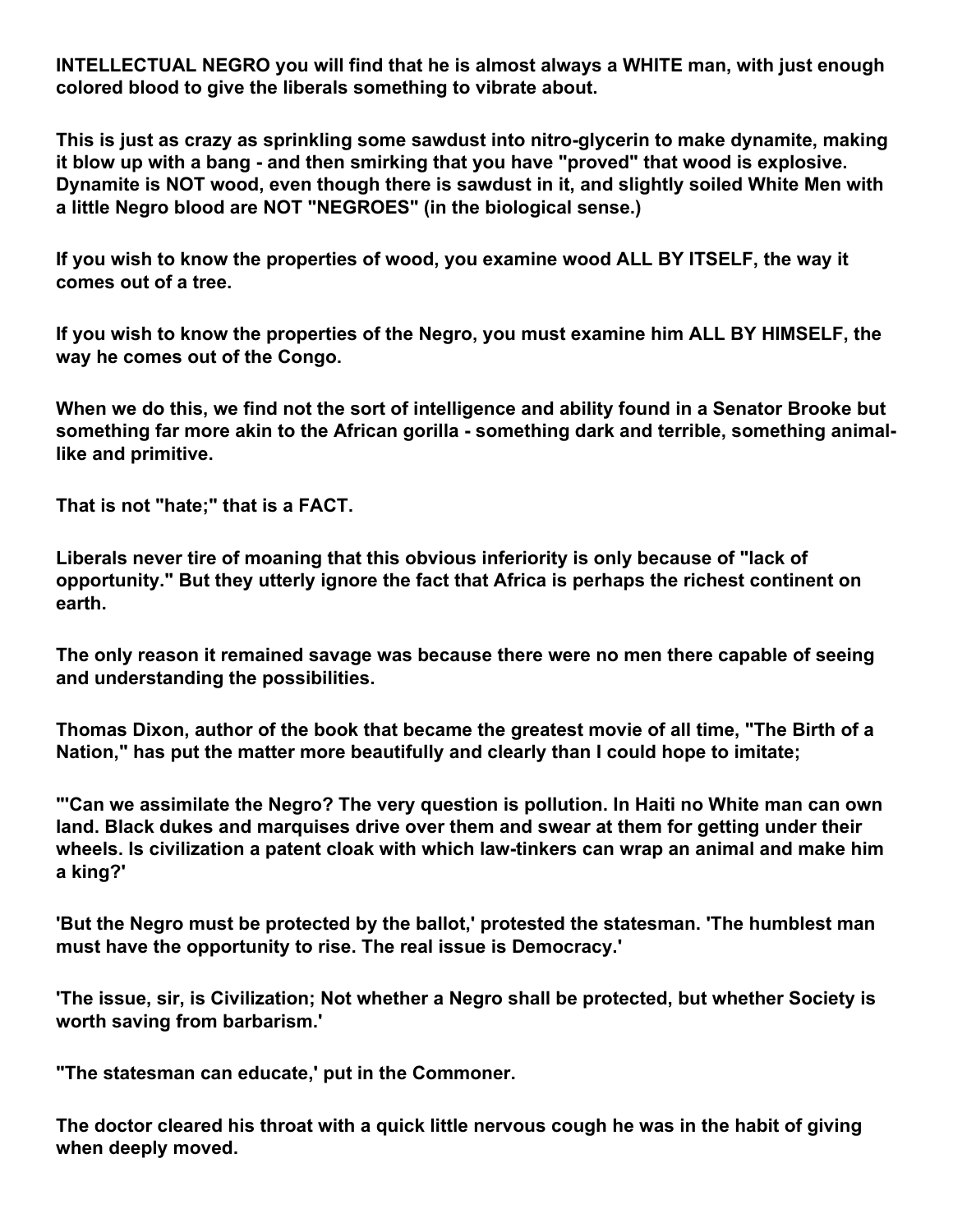**INTELLECTUAL NEGRO you will find that he is almost always a WHITE man, with just enough colored blood to give the liberals something to vibrate about.**

**This is just as crazy as sprinkling some sawdust into nitro-glycerin to make dynamite, making it blow up with a bang - and then smirking that you have "proved" that wood is explosive. Dynamite is NOT wood, even though there is sawdust in it, and slightly soiled White Men with a little Negro blood are NOT "NEGROES" (in the biological sense.)**

**If you wish to know the properties of wood, you examine wood ALL BY ITSELF, the way it comes out of a tree.**

**If you wish to know the properties of the Negro, you must examine him ALL BY HIMSELF, the way he comes out of the Congo.**

**When we do this, we find not the sort of intelligence and ability found in a Senator Brooke but something far more akin to the African gorilla - something dark and terrible, something animal-like and primitive.**

**That is not "hate;" that is a FACT.**

**Liberals never tire of moaning that this obvious inferiority is only because of "lack of opportunity." But they utterly ignore the fact that Africa is perhaps the richest continent on earth.**

**The only reason it remained savage was because there were no men there capable of seeing and understanding the possibilities.**

**Thomas Dixon, author of the book that became the greatest movie of all time, "The Birth of a Nation," has put the matter more beautifully and clearly than I could hope to imitate;**

**"'Can we assimilate the Negro? The very question is pollution. In Haiti no White man can own land. Black dukes and marquises drive over them and swear at them for getting under their wheels. Is civilization a patent cloak with which law-tinkers can wrap an animal and make him a king?'**

**'But the Negro must be protected by the ballot,' protested the statesman. 'The humblest man must have the opportunity to rise. The real issue is Democracy.'**

**'The issue, sir, is Civilization; Not whether a Negro shall be protected, but whether Society is worth saving from barbarism.'**

**"The statesman can educate,' put in the Commoner.**

**The doctor cleared his throat with a quick little nervous cough he was in the habit of giving when deeply moved.**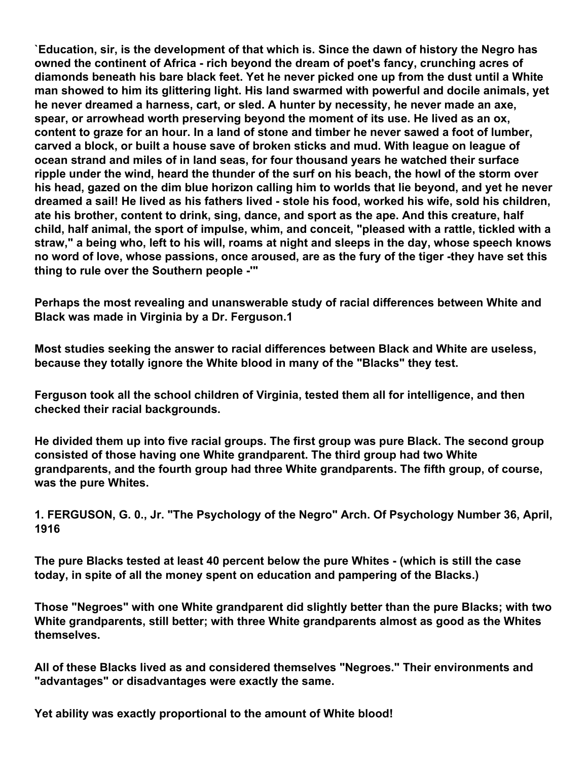`Education, sir, is the development of that which is. Since the dawn of history the Negro has owned the continent of Africa - rich beyond the dream of poet's fancy, crunching acres of diamonds beneath his bare black feet. Yet he never picked one up from the dust until a White man showed to him its glittering light. His land swarmed with powerful and docile animals, yet he never dreamed a harness, cart, or sled. A hunter by necessity, he never made an axe, spear, or arrowhead worth preserving beyond the moment of its use. He lived as an ox, content to graze for an hour. In a land of stone and timber he never sawed a foot of lumber, carved a block, or built a house save of broken sticks and mud. With league on league of ocean strand and miles of in land seas, for four thousand years he watched their surface ripple under the wind, heard the thunder of the surf on his beach, the howl of the storm over his head, gazed on the dim blue horizon calling him to worlds that lie beyond, and yet he never dreamed a sail! He lived as his fathers lived - stole his food, worked his wife, sold his children, ate his brother, content to drink, sing, dance, and sport as the ape. And this creature, half child, half animal, the sport of impulse, whim, and conceit, "pleased with a rattle, tickled with a straw," a being who, left to his will, roams at night and sleeps in the day, whose speech knows no word of love, whose passions, once aroused, are as the fury of the tiger -they have set this thing to rule over the Southern people -'"

Perhaps the most revealing and unanswerable study of racial differences between White and Black was made in Virginia by a Dr. Ferguson.[1]

Most studies seeking the answer to racial differences between Black and White are useless, because they totally ignore the White blood in many of the "Blacks" they test.

Ferguson took all the school children of Virginia, tested them all for intelligence, and then checked their racial backgrounds.

He divided them up into five racial groups. The first group was pure Black. The second group consisted of those having one White grandparent. The third group had two White grandparents, and the fourth group had three White grandparents. The fifth group, of course, was the pure Whites.

1. FERGUSON, G. 0., Jr. "The Psychology of the Negro" Arch. Of Psychology Number 36, April, 1916

The pure Blacks tested at least 40 percent below the pure Whites - (which is still the case today, in spite of all the money spent on education and pampering of the Blacks.)

Those "Negroes" with one White grandparent did slightly better than the pure Blacks; with two White grandparents, still better; with three White grandparents almost as good as the Whites themselves.

All of these Blacks lived as and considered themselves "Negroes." Their environments and "advantages" or disadvantages were exactly the same.

Yet ability was exactly proportional to the amount of White blood!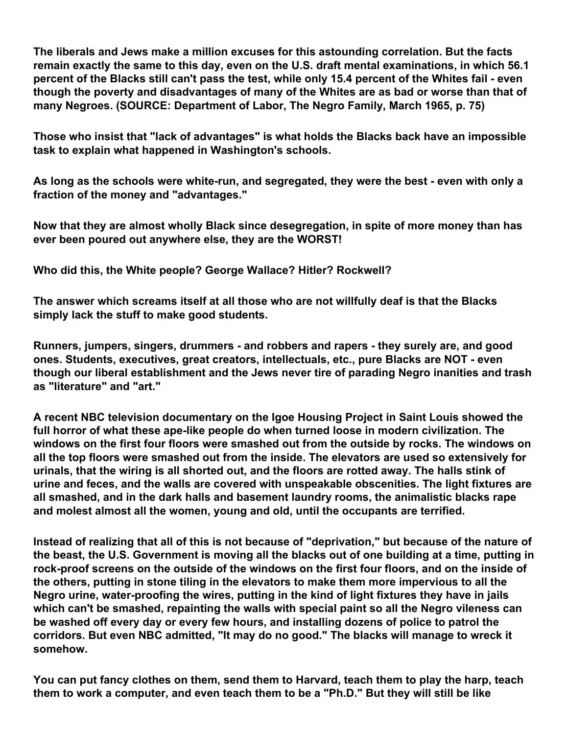**The liberals and Jews make a million excuses for this astounding correlation. But the facts remain exactly the same to this day, even on the U.S. draft mental examinations, in which 56.1 percent of the Blacks still can't pass the test, while only 15.4 percent of the Whites fail - even though the poverty and disadvantages of many of the Whites are as bad or worse than that of many Negroes. (SOURCE: Department of Labor, The Negro Family, March 1965, p. 75)**

**Those who insist that "lack of advantages" is what holds the Blacks back have an impossible task to explain what happened in Washington's schools.**

**As long as the schools were white-run, and segregated, they were the best - even with only a fraction of the money and "advantages."**

**Now that they are almost wholly Black since desegregation, in spite of more money than has ever been poured out anywhere else, they are the WORST!**

**Who did this, the White people? George Wallace? Hitler? Rockwell?**

**The answer which screams itself at all those who are not willfully deaf is that the Blacks simply lack the stuff to make good students.**

**Runners, jumpers, singers, drummers - and robbers and rapers - they surely are, and good ones. Students, executives, great creators, intellectuals, etc., pure Blacks are NOT - even though our liberal establishment and the Jews never tire of parading Negro inanities and trash as "literature" and "art."**

**A recent NBC television documentary on the Igoe Housing Project in Saint Louis showed the full horror of what these ape-like people do when turned loose in modern civilization. The windows on the first four floors were smashed out from the outside by rocks. The windows on all the top floors were smashed out from the inside. The elevators are used so extensively for urinals, that the wiring is all shorted out, and the floors are rotted away. The halls stink of urine and feces, and the walls are covered with unspeakable obscenities. The light fixtures are all smashed, and in the dark halls and basement laundry rooms, the animalistic blacks rape and molest almost all the women, young and old, until the occupants are terrified.**

**Instead of realizing that all of this is not because of "deprivation," but because of the nature of the beast, the U.S. Government is moving all the blacks out of one building at a time, putting in rock-proof screens on the outside of the windows on the first four floors, and on the inside of the others, putting in stone tiling in the elevators to make them more impervious to all the Negro urine, water-proofing the wires, putting in the kind of light fixtures they have in jails which can't be smashed, repainting the walls with special paint so all the Negro vileness can be washed off every day or every few hours, and installing dozens of police to patrol the corridors. But even NBC admitted, "It may do no good." The blacks will manage to wreck it somehow.**

**You can put fancy clothes on them, send them to Harvard, teach them to play the harp, teach them to work a computer, and even teach them to be a "Ph.D." But they will still be like**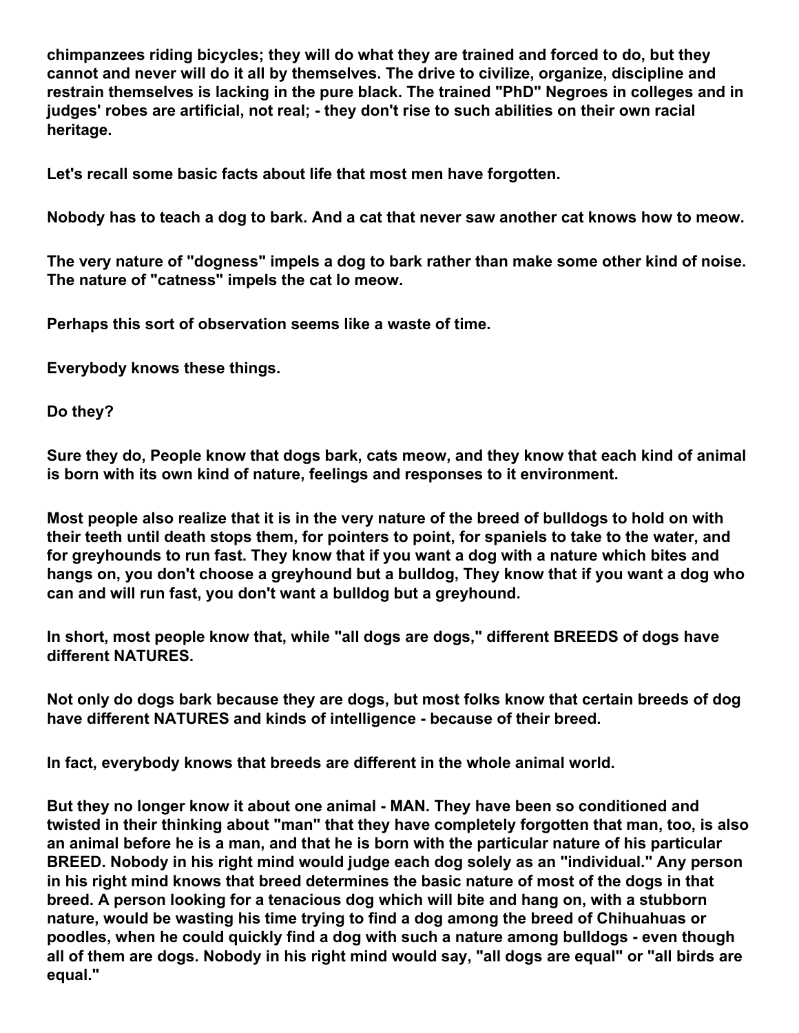**chimpanzees riding bicycles; they will do what they are trained and forced to do, but they cannot and never will do it all by themselves. The drive to civilize, organize, discipline and restrain themselves is lacking in the pure black. The trained "PhD" Negroes in colleges and in judges' robes are artificial, not real; - they don't rise to such abilities on their own racial heritage.**

**Let's recall some basic facts about life that most men have forgotten.**

**Nobody has to teach a dog to bark. And a cat that never saw another cat knows how to meow.**

**The very nature of "dogness" impels a dog to bark rather than make some other kind of noise. The nature of "catness" impels the cat lo meow.**

**Perhaps this sort of observation seems like a waste of time.**

**Everybody knows these things.**

**Do they?**

**Sure they do, People know that dogs bark, cats meow, and they know that each kind of animal is born with its own kind of nature, feelings and responses to it environment.**

**Most people also realize that it is in the very nature of the breed of bulldogs to hold on with their teeth until death stops them, for pointers to point, for spaniels to take to the water, and for greyhounds to run fast. They know that if you want a dog with a nature which bites and hangs on, you don't choose a greyhound but a bulldog, They know that if you want a dog who can and will run fast, you don't want a bulldog but a greyhound.**

**In short, most people know that, while "all dogs are dogs," different BREEDS of dogs have different NATURES.**

**Not only do dogs bark because they are dogs, but most folks know that certain breeds of dog have different NATURES and kinds of intelligence - because of their breed.**

**In fact, everybody knows that breeds are different in the whole animal world.**

**But they no longer know it about one animal - MAN. They have been so conditioned and twisted in their thinking about "man" that they have completely forgotten that man, too, is also an animal before he is a man, and that he is born with the particular nature of his particular BREED. Nobody in his right mind would judge each dog solely as an "individual." Any person in his right mind knows that breed determines the basic nature of most of the dogs in that breed. A person looking for a tenacious dog which will bite and hang on, with a stubborn nature, would be wasting his time trying to find a dog among the breed of Chihuahuas or poodles, when he could quickly find a dog with such a nature among bulldogs - even though all of them are dogs. Nobody in his right mind would say, "all dogs are equal" or "all birds are equal."**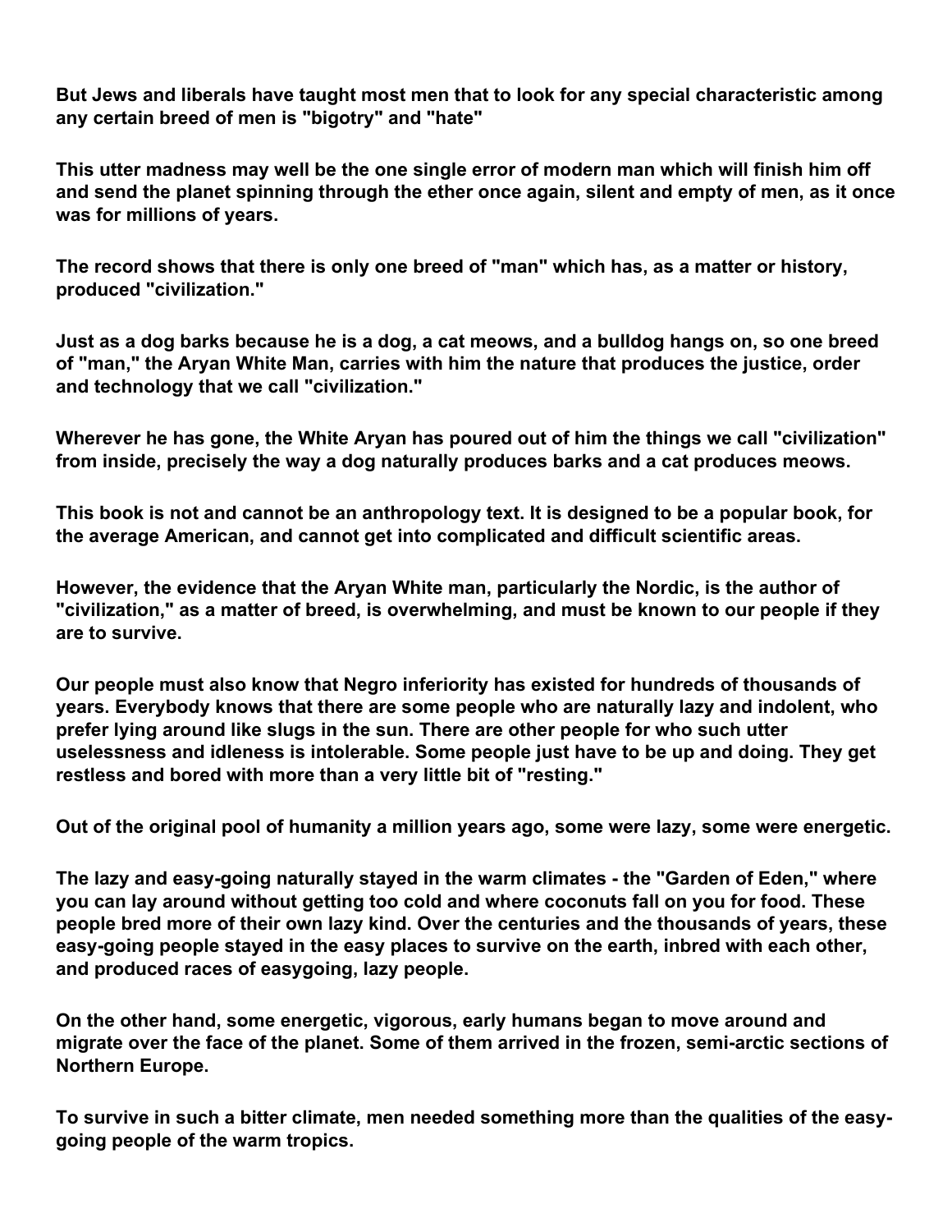**But Jews and liberals have taught most men that to look for any special characteristic among any certain breed of men is "bigotry" and "hate"**

**This utter madness may well be the one single error of modern man which will finish him off and send the planet spinning through the ether once again, silent and empty of men, as it once was for millions of years.**

**The record shows that there is only one breed of "man" which has, as a matter or history, produced "civilization."**

**Just as a dog barks because he is a dog, a cat meows, and a bulldog hangs on, so one breed of "man," the Aryan White Man, carries with him the nature that produces the justice, order and technology that we call "civilization."**

**Wherever he has gone, the White Aryan has poured out of him the things we call "civilization" from inside, precisely the way a dog naturally produces barks and a cat produces meows.**

**This book is not and cannot be an anthropology text. It is designed to be a popular book, for the average American, and cannot get into complicated and difficult scientific areas.**

**However, the evidence that the Aryan White man, particularly the Nordic, is the author of "civilization," as a matter of breed, is overwhelming, and must be known to our people if they are to survive.**

**Our people must also know that Negro inferiority has existed for hundreds of thousands of years. Everybody knows that there are some people who are naturally lazy and indolent, who prefer lying around like slugs in the sun. There are other people for who such utter uselessness and idleness is intolerable. Some people just have to be up and doing. They get restless and bored with more than a very little bit of "resting."**

**Out of the original pool of humanity a million years ago, some were lazy, some were energetic.**

**The lazy and easy-going naturally stayed in the warm climates - the "Garden of Eden," where you can lay around without getting too cold and where coconuts fall on you for food. These people bred more of their own lazy kind. Over the centuries and the thousands of years, these easy-going people stayed in the easy places to survive on the earth, inbred with each other, and produced races of easygoing, lazy people.**

**On the other hand, some energetic, vigorous, early humans began to move around and migrate over the face of the planet. Some of them arrived in the frozen, semi-arctic sections of Northern Europe.**

**To survive in such a bitter climate, men needed something more than the qualities of the easy-going people of the warm tropics.**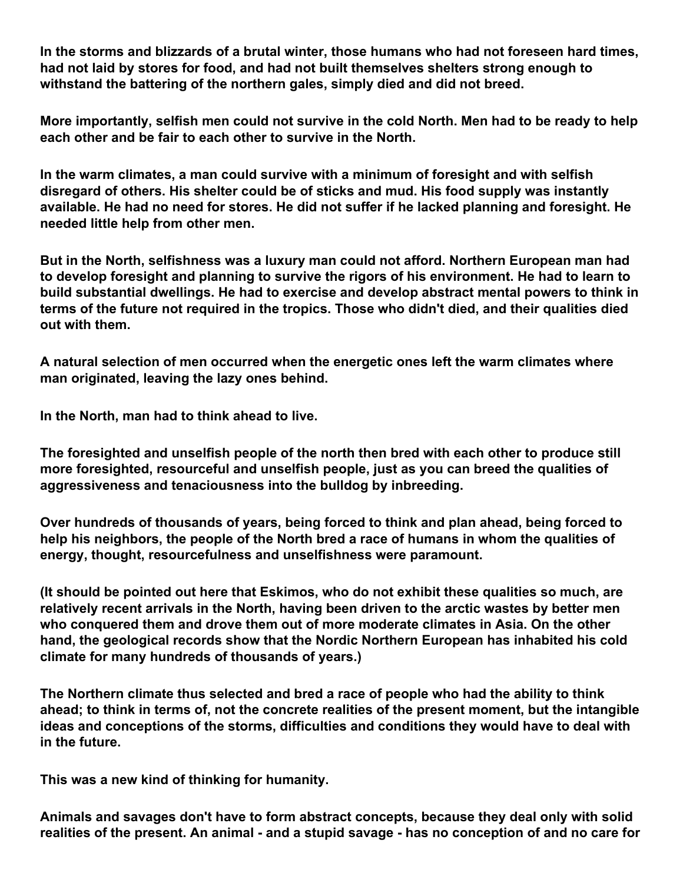**In the storms and blizzards of a brutal winter, those humans who had not foreseen hard times, had not laid by stores for food, and had not built themselves shelters strong enough to withstand the battering of the northern gales, simply died and did not breed.**

**More importantly, selfish men could not survive in the cold North. Men had to be ready to help each other and be fair to each other to survive in the North.**

**In the warm climates, a man could survive with a minimum of foresight and with selfish disregard of others. His shelter could be of sticks and mud. His food supply was instantly available. He had no need for stores. He did not suffer if he lacked planning and foresight. He needed little help from other men.**

**But in the North, selfishness was a luxury man could not afford. Northern European man had to develop foresight and planning to survive the rigors of his environment. He had to learn to build substantial dwellings. He had to exercise and develop abstract mental powers to think in terms of the future not required in the tropics. Those who didn't died, and their qualities died out with them.**

**A natural selection of men occurred when the energetic ones left the warm climates where man originated, leaving the lazy ones behind.**

**In the North, man had to think ahead to live.**

**The foresighted and unselfish people of the north then bred with each other to produce still more foresighted, resourceful and unselfish people, just as you can breed the qualities of aggressiveness and tenaciousness into the bulldog by inbreeding.**

**Over hundreds of thousands of years, being forced to think and plan ahead, being forced to help his neighbors, the people of the North bred a race of humans in whom the qualities of energy, thought, resourcefulness and unselfishness were paramount.**

**(It should be pointed out here that Eskimos, who do not exhibit these qualities so much, are relatively recent arrivals in the North, having been driven to the arctic wastes by better men who conquered them and drove them out of more moderate climates in Asia. On the other hand, the geological records show that the Nordic Northern European has inhabited his cold climate for many hundreds of thousands of years.)**

**The Northern climate thus selected and bred a race of people who had the ability to think ahead; to think in terms of, not the concrete realities of the present moment, but the intangible ideas and conceptions of the storms, difficulties and conditions they would have to deal with in the future.**

**This was a new kind of thinking for humanity.**

**Animals and savages don't have to form abstract concepts, because they deal only with solid realities of the present. An animal - and a stupid savage - has no conception of and no care for**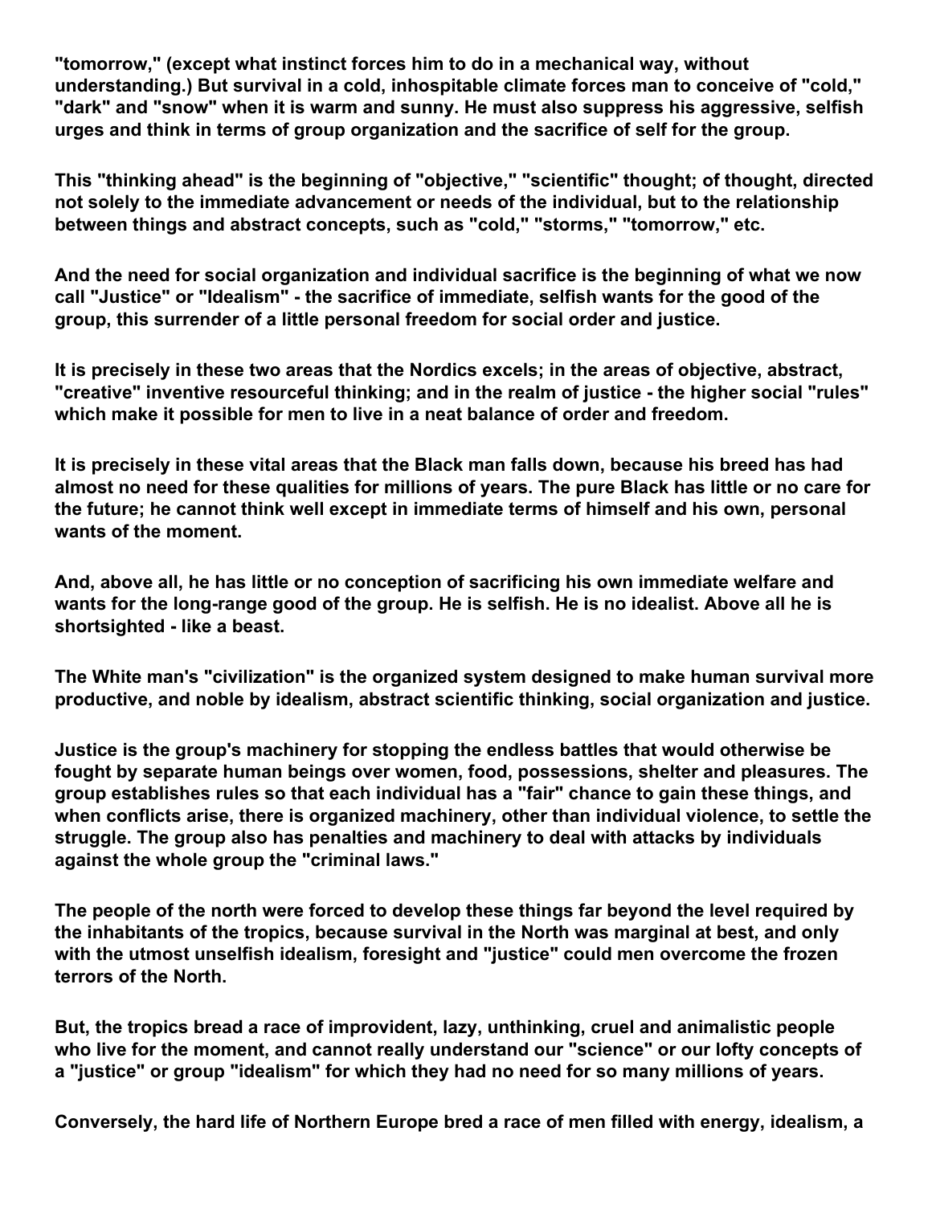**"tomorrow," (except what instinct forces him to do in a mechanical way, without understanding.) But survival in a cold, inhospitable climate forces man to conceive of "cold," "dark" and "snow" when it is warm and sunny. He must also suppress his aggressive, selfish urges and think in terms of group organization and the sacrifice of self for the group.**

**This "thinking ahead" is the beginning of "objective," "scientific" thought; of thought, directed not solely to the immediate advancement or needs of the individual, but to the relationship between things and abstract concepts, such as "cold," "storms," "tomorrow," etc.**

**And the need for social organization and individual sacrifice is the beginning of what we now call "Justice" or "Idealism" - the sacrifice of immediate, selfish wants for the good of the group, this surrender of a little personal freedom for social order and justice.**

**It is precisely in these two areas that the Nordics excels; in the areas of objective, abstract, "creative" inventive resourceful thinking; and in the realm of justice - the higher social "rules" which make it possible for men to live in a neat balance of order and freedom.**

**It is precisely in these vital areas that the Black man falls down, because his breed has had almost no need for these qualities for millions of years. The pure Black has little or no care for the future; he cannot think well except in immediate terms of himself and his own, personal wants of the moment.**

**And, above all, he has little or no conception of sacrificing his own immediate welfare and wants for the long-range good of the group. He is selfish. He is no idealist. Above all he is shortsighted - like a beast.**

**The White man's "civilization" is the organized system designed to make human survival more productive, and noble by idealism, abstract scientific thinking, social organization and justice.**

**Justice is the group's machinery for stopping the endless battles that would otherwise be fought by separate human beings over women, food, possessions, shelter and pleasures. The group establishes rules so that each individual has a "fair" chance to gain these things, and when conflicts arise, there is organized machinery, other than individual violence, to settle the struggle. The group also has penalties and machinery to deal with attacks by individuals against the whole group the "criminal laws."**

**The people of the north were forced to develop these things far beyond the level required by the inhabitants of the tropics, because survival in the North was marginal at best, and only with the utmost unselfish idealism, foresight and "justice" could men overcome the frozen terrors of the North.**

**But, the tropics bread a race of improvident, lazy, unthinking, cruel and animalistic people who live for the moment, and cannot really understand our "science" or our lofty concepts of a "justice" or group "idealism" for which they had no need for so many millions of years.**

**Conversely, the hard life of Northern Europe bred a race of men filled with energy, idealism, a**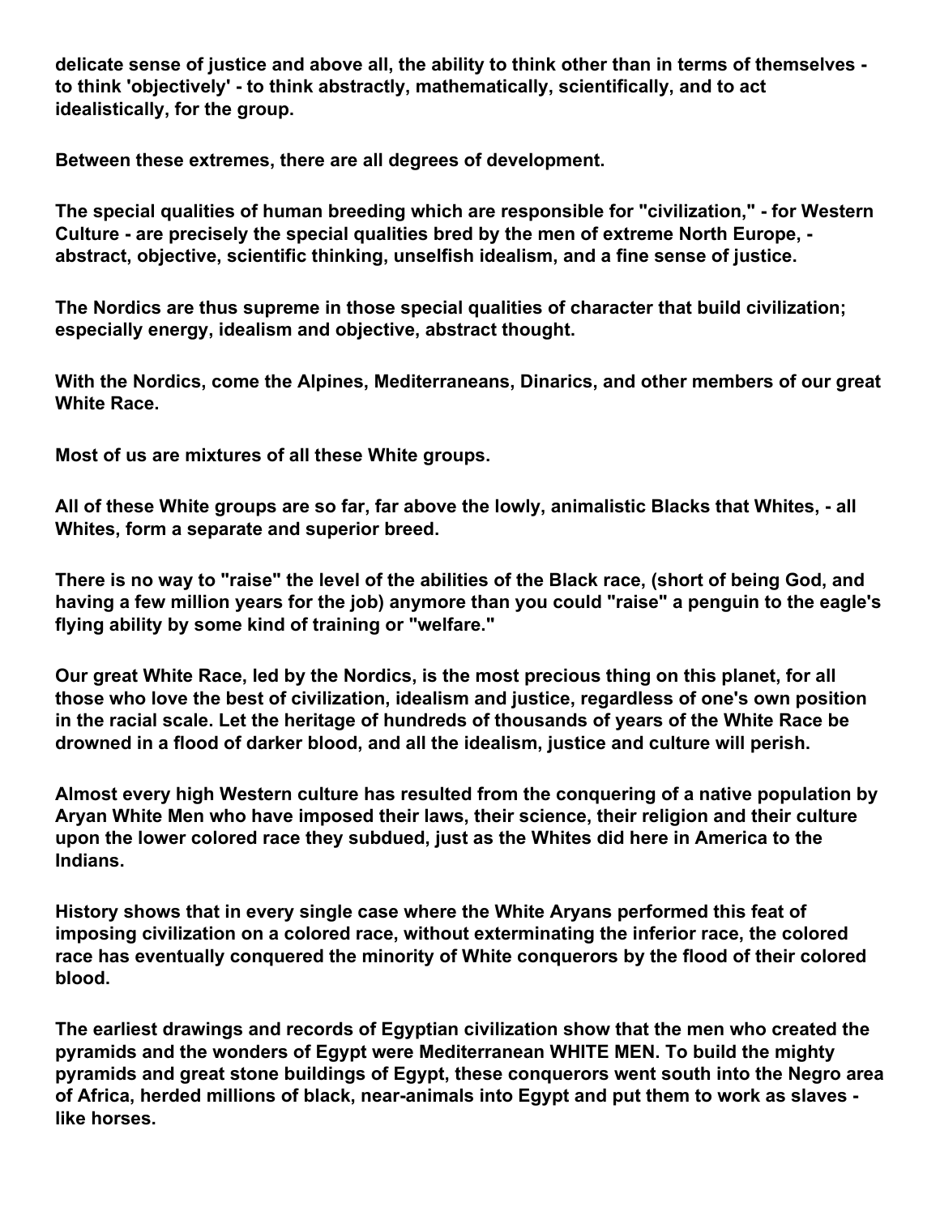**delicate sense of justice and above all, the ability to think other than in terms of themselves - to think 'objectively' - to think abstractly, mathematically, scientifically, and to act idealistically, for the group.**

**Between these extremes, there are all degrees of development.**

**The special qualities of human breeding which are responsible for "civilization," - for Western Culture - are precisely the special qualities bred by the men of extreme North Europe, - abstract, objective, scientific thinking, unselfish idealism, and a fine sense of justice.**

**The Nordics are thus supreme in those special qualities of character that build civilization; especially energy, idealism and objective, abstract thought.**

**With the Nordics, come the Alpines, Mediterraneans, Dinarics, and other members of our great White Race.**

**Most of us are mixtures of all these White groups.**

**All of these White groups are so far, far above the lowly, animalistic Blacks that Whites, - all Whites, form a separate and superior breed.**

**There is no way to "raise" the level of the abilities of the Black race, (short of being God, and having a few million years for the job) anymore than you could "raise" a penguin to the eagle's flying ability by some kind of training or "welfare."**

**Our great White Race, led by the Nordics, is the most precious thing on this planet, for all those who love the best of civilization, idealism and justice, regardless of one's own position in the racial scale. Let the heritage of hundreds of thousands of years of the White Race be drowned in a flood of darker blood, and all the idealism, justice and culture will perish.**

**Almost every high Western culture has resulted from the conquering of a native population by Aryan White Men who have imposed their laws, their science, their religion and their culture upon the lower colored race they subdued, just as the Whites did here in America to the Indians.**

**History shows that in every single case where the White Aryans performed this feat of imposing civilization on a colored race, without exterminating the inferior race, the colored race has eventually conquered the minority of White conquerors by the flood of their colored blood.**

**The earliest drawings and records of Egyptian civilization show that the men who created the pyramids and the wonders of Egypt were Mediterranean WHITE MEN. To build the mighty pyramids and great stone buildings of Egypt, these conquerors went south into the Negro area of Africa, herded millions of black, near-animals into Egypt and put them to work as slaves - like horses.**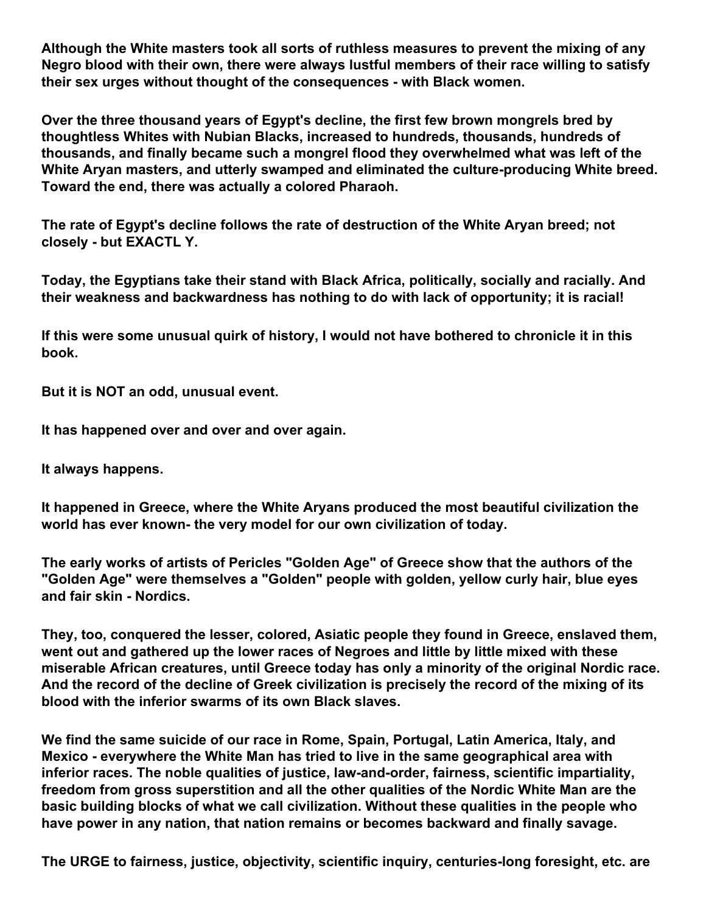**Although the White masters took all sorts of ruthless measures to prevent the mixing of any Negro blood with their own, there were always lustful members of their race willing to satisfy their sex urges without thought of the consequences - with Black women.**

**Over the three thousand years of Egypt's decline, the first few brown mongrels bred by thoughtless Whites with Nubian Blacks, increased to hundreds, thousands, hundreds of thousands, and finally became such a mongrel flood they overwhelmed what was left of the White Aryan masters, and utterly swamped and eliminated the culture-producing White breed. Toward the end, there was actually a colored Pharaoh.**

**The rate of Egypt's decline follows the rate of destruction of the White Aryan breed; not closely - but EXACTL Y.**

**Today, the Egyptians take their stand with Black Africa, politically, socially and racially. And their weakness and backwardness has nothing to do with lack of opportunity; it is racial!**

**If this were some unusual quirk of history, I would not have bothered to chronicle it in this book.**

**But it is NOT an odd, unusual event.**

**It has happened over and over and over again.**

**It always happens.**

**It happened in Greece, where the White Aryans produced the most beautiful civilization the world has ever known- the very model for our own civilization of today.**

**The early works of artists of Pericles "Golden Age" of Greece show that the authors of the "Golden Age" were themselves a "Golden" people with golden, yellow curly hair, blue eyes and fair skin - Nordics.**

**They, too, conquered the lesser, colored, Asiatic people they found in Greece, enslaved them, went out and gathered up the lower races of Negroes and little by little mixed with these miserable African creatures, until Greece today has only a minority of the original Nordic race. And the record of the decline of Greek civilization is precisely the record of the mixing of its blood with the inferior swarms of its own Black slaves.**

**We find the same suicide of our race in Rome, Spain, Portugal, Latin America, Italy, and Mexico - everywhere the White Man has tried to live in the same geographical area with inferior races. The noble qualities of justice, law-and-order, fairness, scientific impartiality, freedom from gross superstition and all the other qualities of the Nordic White Man are the basic building blocks of what we call civilization. Without these qualities in the people who have power in any nation, that nation remains or becomes backward and finally savage.**

**The URGE to fairness, justice, objectivity, scientific inquiry, centuries-long foresight, etc. are**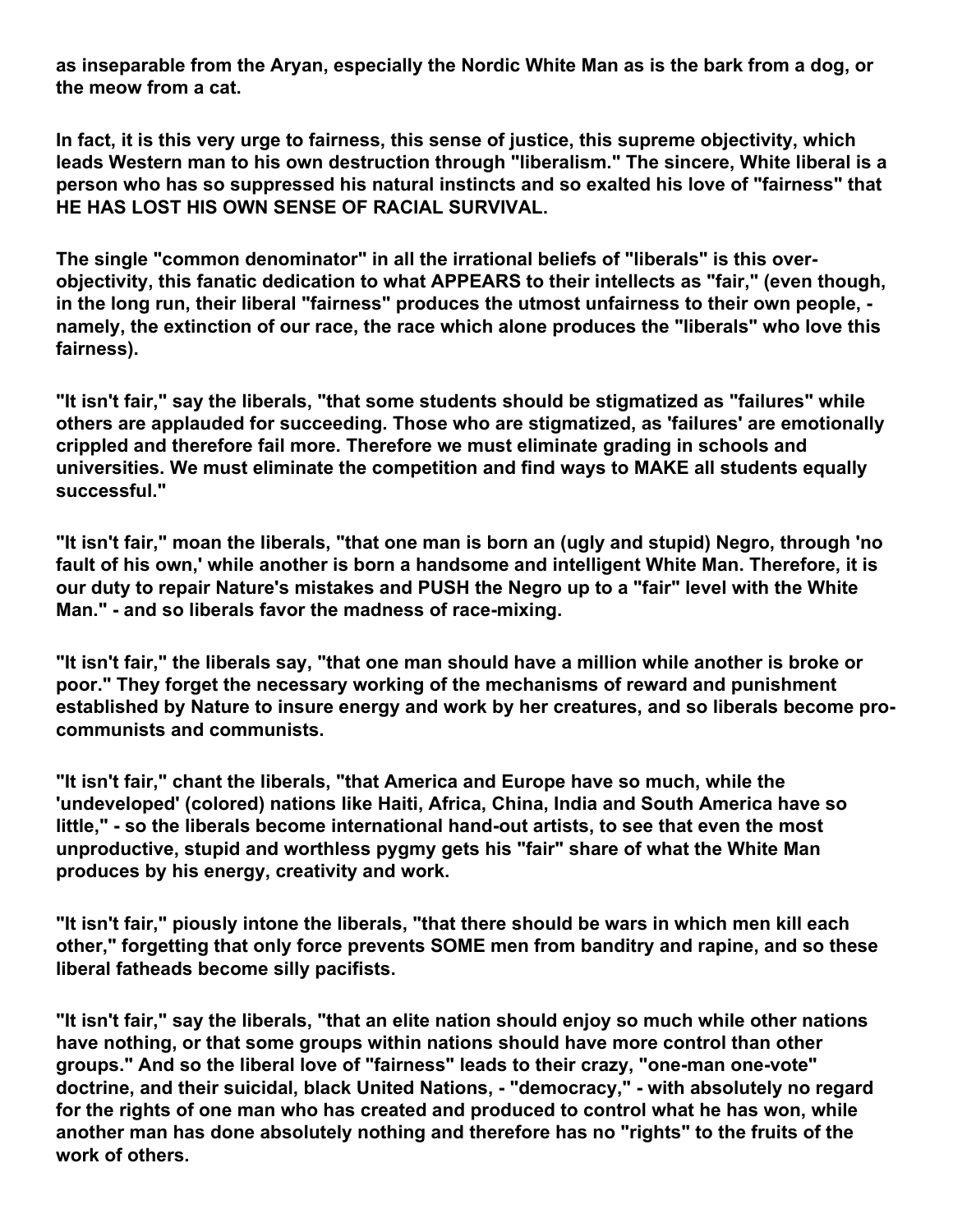**as inseparable from the Aryan, especially the Nordic White Man as is the bark from a dog, or the meow from a cat.**

**In fact, it is this very urge to fairness, this sense of justice, this supreme objectivity, which leads Western man to his own destruction through "liberalism." The sincere, White liberal is a person who has so suppressed his natural instincts and so exalted his love of "fairness" that HE HAS LOST HIS OWN SENSE OF RACIAL SURVIVAL.**

**The single "common denominator" in all the irrational beliefs of "liberals" is this over-objectivity, this fanatic dedication to what APPEARS to their intellects as "fair," (even though, in the long run, their liberal "fairness" produces the utmost unfairness to their own people, - namely, the extinction of our race, the race which alone produces the "liberals" who love this fairness).**

**"It isn't fair," say the liberals, "that some students should be stigmatized as "failures" while others are applauded for succeeding. Those who are stigmatized, as 'failures' are emotionally crippled and therefore fail more. Therefore we must eliminate grading in schools and universities. We must eliminate the competition and find ways to MAKE all students equally successful."**

**"It isn't fair," moan the liberals, "that one man is born an (ugly and stupid) Negro, through 'no fault of his own,' while another is born a handsome and intelligent White Man. Therefore, it is our duty to repair Nature's mistakes and PUSH the Negro up to a "fair" level with the White Man." - and so liberals favor the madness of race-mixing.**

**"It isn't fair," the liberals say, "that one man should have a million while another is broke or poor." They forget the necessary working of the mechanisms of reward and punishment established by Nature to insure energy and work by her creatures, and so liberals become pro-communists and communists.**

**"It isn't fair," chant the liberals, "that America and Europe have so much, while the 'undeveloped' (colored) nations like Haiti, Africa, China, India and South America have so little," - so the liberals become international hand-out artists, to see that even the most unproductive, stupid and worthless pygmy gets his "fair" share of what the White Man produces by his energy, creativity and work.**

**"It isn't fair," piously intone the liberals, "that there should be wars in which men kill each other," forgetting that only force prevents SOME men from banditry and rapine, and so these liberal fatheads become silly pacifists.**

**"It isn't fair," say the liberals, "that an elite nation should enjoy so much while other nations have nothing, or that some groups within nations should have more control than other groups." And so the liberal love of "fairness" leads to their crazy, "one-man one-vote" doctrine, and their suicidal, black United Nations, - "democracy," - with absolutely no regard for the rights of one man who has created and produced to control what he has won, while another man has done absolutely nothing and therefore has no "rights" to the fruits of the work of others.**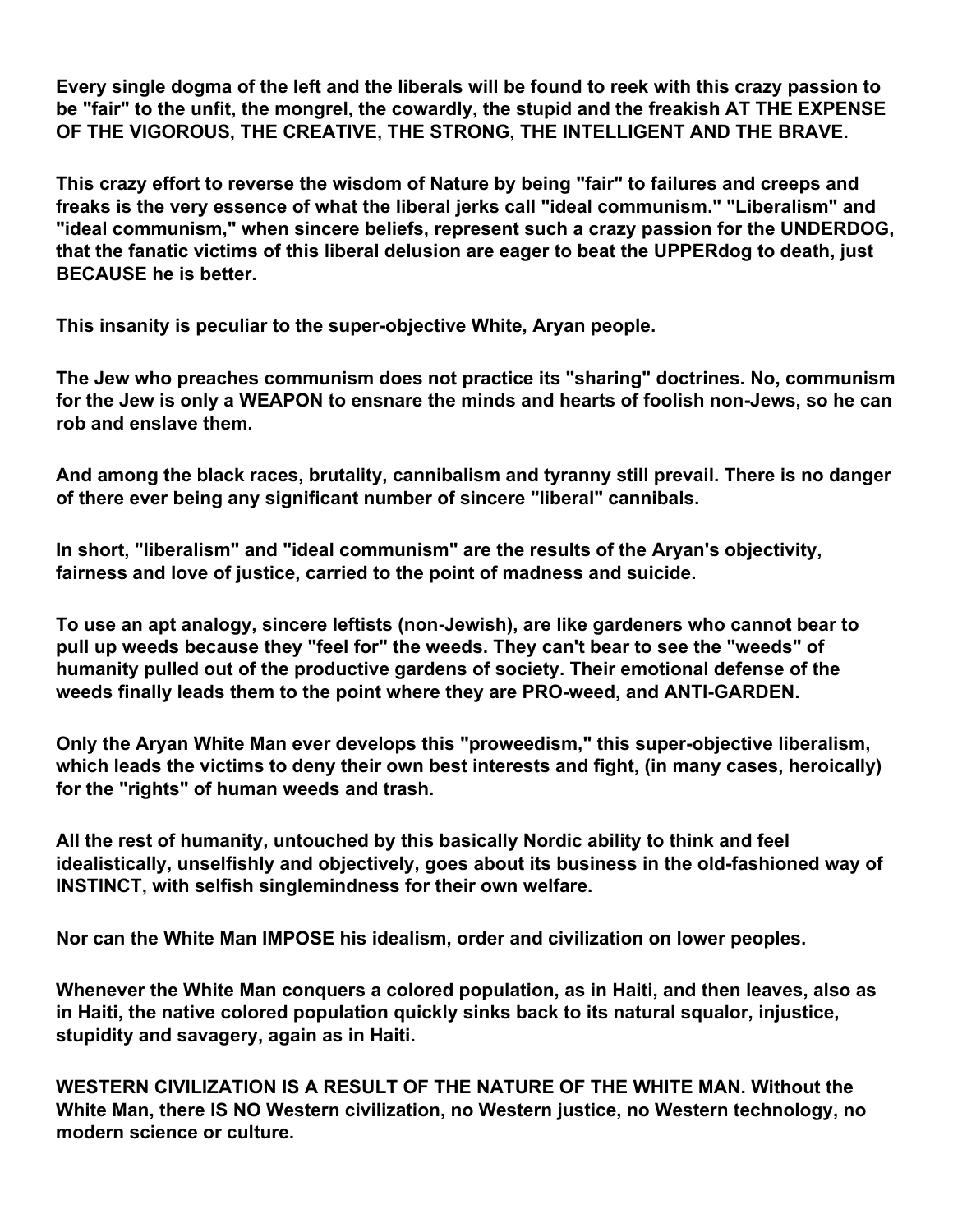**Every single dogma of the left and the liberals will be found to reek with this crazy passion to be "fair" to the unfit, the mongrel, the cowardly, the stupid and the freakish AT THE EXPENSE OF THE VIGOROUS, THE CREATIVE, THE STRONG, THE INTELLIGENT AND THE BRAVE.**

**This crazy effort to reverse the wisdom of Nature by being "fair" to failures and creeps and freaks is the very essence of what the liberal jerks call "ideal communism." "Liberalism" and "ideal communism," when sincere beliefs, represent such a crazy passion for the UNDERDOG, that the fanatic victims of this liberal delusion are eager to beat the UPPERdog to death, just BECAUSE he is better.**

**This insanity is peculiar to the super-objective White, Aryan people.**

**The Jew who preaches communism does not practice its "sharing" doctrines. No, communism for the Jew is only a WEAPON to ensnare the minds and hearts of foolish non-Jews, so he can rob and enslave them.**

**And among the black races, brutality, cannibalism and tyranny still prevail. There is no danger of there ever being any significant number of sincere "liberal" cannibals.**

**In short, "liberalism" and "ideal communism" are the results of the Aryan's objectivity, fairness and love of justice, carried to the point of madness and suicide.**

**To use an apt analogy, sincere leftists (non-Jewish), are like gardeners who cannot bear to pull up weeds because they "feel for" the weeds. They can't bear to see the "weeds" of humanity pulled out of the productive gardens of society. Their emotional defense of the weeds finally leads them to the point where they are PRO-weed, and ANTI-GARDEN.**

**Only the Aryan White Man ever develops this "proweedism," this super-objective liberalism, which leads the victims to deny their own best interests and fight, (in many cases, heroically) for the "rights" of human weeds and trash.**

**All the rest of humanity, untouched by this basically Nordic ability to think and feel idealistically, unselfishly and objectively, goes about its business in the old-fashioned way of INSTINCT, with selfish singlemindness for their own welfare.**

**Nor can the White Man IMPOSE his idealism, order and civilization on lower peoples.**

**Whenever the White Man conquers a colored population, as in Haiti, and then leaves, also as in Haiti, the native colored population quickly sinks back to its natural squalor, injustice, stupidity and savagery, again as in Haiti.**

**WESTERN CIVILIZATION IS A RESULT OF THE NATURE OF THE WHITE MAN. Without the White Man, there IS NO Western civilization, no Western justice, no Western technology, no modern science or culture.**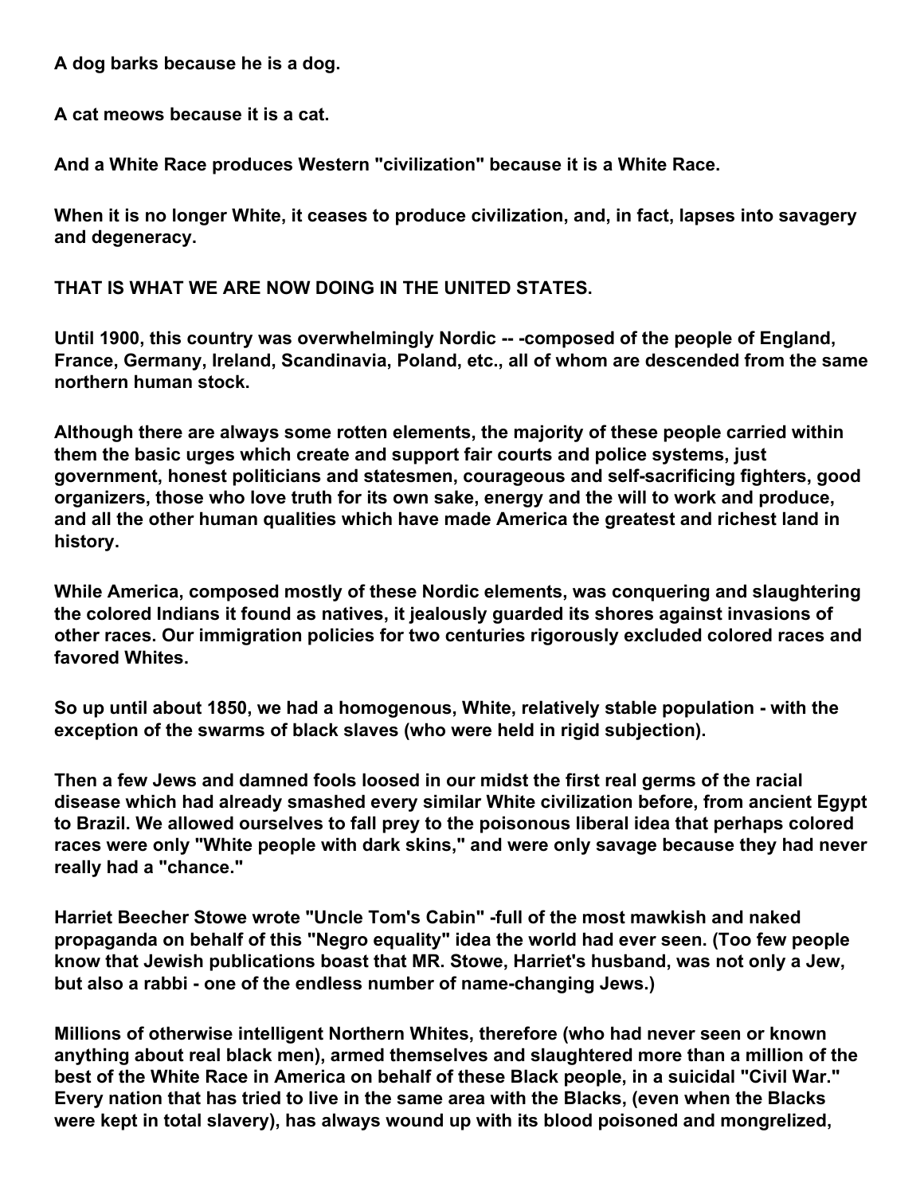**A dog barks because he is a dog.**

**A cat meows because it is a cat.**

**And a White Race produces Western "civilization" because it is a White Race.**

**When it is no longer White, it ceases to produce civilization, and, in fact, lapses into savagery and degeneracy.**

**THAT IS WHAT WE ARE NOW DOING IN THE UNITED STATES.**

**Until 1900, this country was overwhelmingly Nordic -- -composed of the people of England, France, Germany, Ireland, Scandinavia, Poland, etc., all of whom are descended from the same northern human stock.**

**Although there are always some rotten elements, the majority of these people carried within them the basic urges which create and support fair courts and police systems, just government, honest politicians and statesmen, courageous and self-sacrificing fighters, good organizers, those who love truth for its own sake, energy and the will to work and produce, and all the other human qualities which have made America the greatest and richest land in history.**

**While America, composed mostly of these Nordic elements, was conquering and slaughtering the colored Indians it found as natives, it jealously guarded its shores against invasions of other races. Our immigration policies for two centuries rigorously excluded colored races and favored Whites.**

**So up until about 1850, we had a homogenous, White, relatively stable population - with the exception of the swarms of black slaves (who were held in rigid subjection).**

**Then a few Jews and damned fools loosed in our midst the first real germs of the racial disease which had already smashed every similar White civilization before, from ancient Egypt to Brazil. We allowed ourselves to fall prey to the poisonous liberal idea that perhaps colored races were only "White people with dark skins," and were only savage because they had never really had a "chance."**

**Harriet Beecher Stowe wrote "Uncle Tom's Cabin" -full of the most mawkish and naked propaganda on behalf of this "Negro equality" idea the world had ever seen. (Too few people know that Jewish publications boast that MR. Stowe, Harriet's husband, was not only a Jew, but also a rabbi - one of the endless number of name-changing Jews.)**

**Millions of otherwise intelligent Northern Whites, therefore (who had never seen or known anything about real black men), armed themselves and slaughtered more than a million of the best of the White Race in America on behalf of these Black people, in a suicidal "Civil War." Every nation that has tried to live in the same area with the Blacks, (even when the Blacks were kept in total slavery), has always wound up with its blood poisoned and mongrelized,**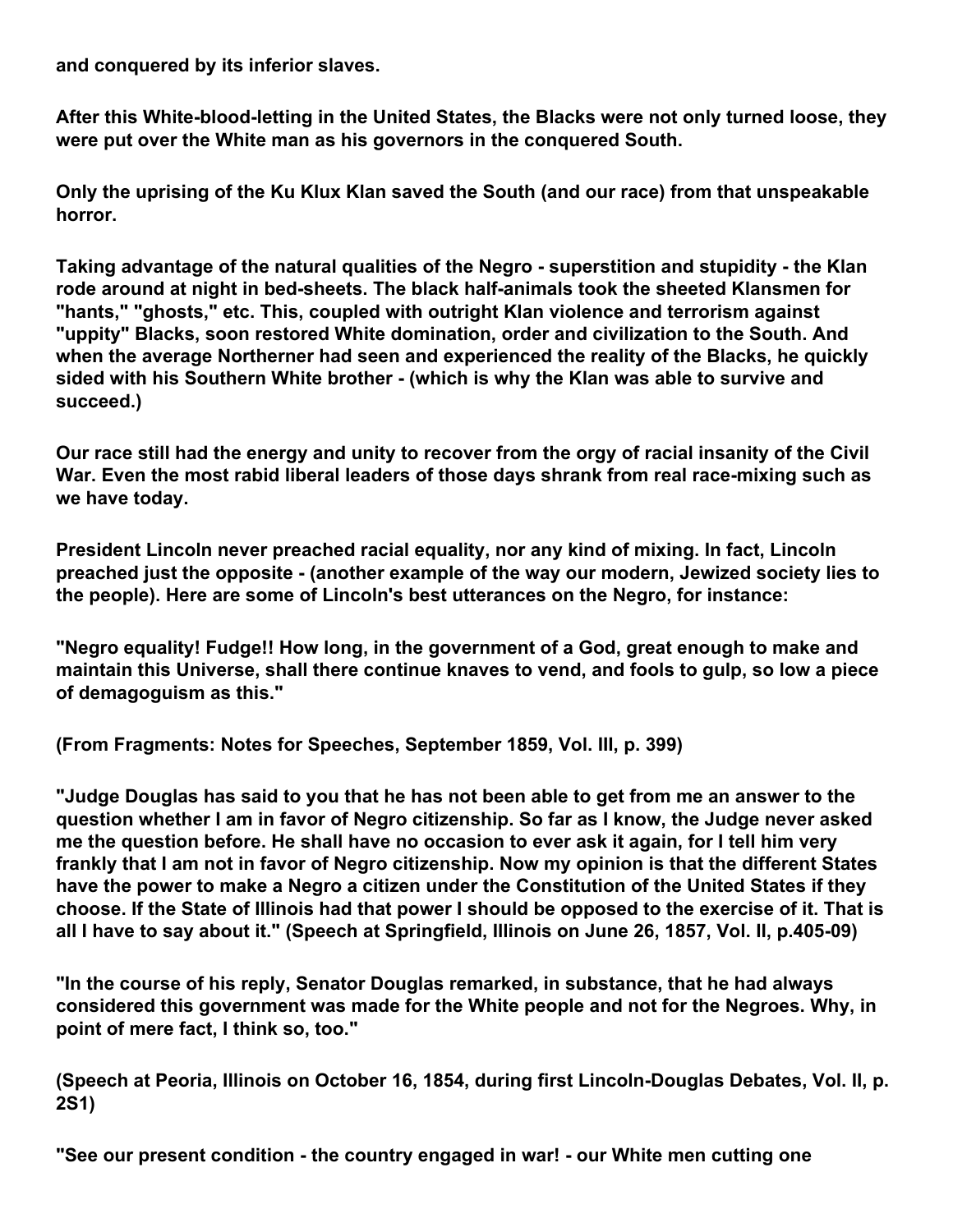**and conquered by its inferior slaves.**

**After this White-blood-letting in the United States, the Blacks were not only turned loose, they were put over the White man as his governors in the conquered South.**

**Only the uprising of the Ku Klux Klan saved the South (and our race) from that unspeakable horror.**

**Taking advantage of the natural qualities of the Negro - superstition and stupidity - the Klan rode around at night in bed-sheets. The black half-animals took the sheeted Klansmen for "hants," "ghosts," etc. This, coupled with outright Klan violence and terrorism against "uppity" Blacks, soon restored White domination, order and civilization to the South. And when the average Northerner had seen and experienced the reality of the Blacks, he quickly sided with his Southern White brother - (which is why the Klan was able to survive and succeed.)**

**Our race still had the energy and unity to recover from the orgy of racial insanity of the Civil War. Even the most rabid liberal leaders of those days shrank from real race-mixing such as we have today.**

**President Lincoln never preached racial equality, nor any kind of mixing. In fact, Lincoln preached just the opposite - (another example of the way our modern, Jewized society lies to the people). Here are some of Lincoln's best utterances on the Negro, for instance:**

**"Negro equality! Fudge!! How long, in the government of a God, great enough to make and maintain this Universe, shall there continue knaves to vend, and fools to gulp, so low a piece of demagoguism as this."**

**(From Fragments: Notes for Speeches, September 1859, Vol. III, p. 399)**

**"Judge Douglas has said to you that he has not been able to get from me an answer to the question whether I am in favor of Negro citizenship. So far as I know, the Judge never asked me the question before. He shall have no occasion to ever ask it again, for I tell him very frankly that I am not in favor of Negro citizenship. Now my opinion is that the different States have the power to make a Negro a citizen under the Constitution of the United States if they choose. If the State of Illinois had that power I should be opposed to the exercise of it. That is all I have to say about it." (Speech at Springfield, Illinois on June 26, 1857, Vol. II, p.405-09)**

**"In the course of his reply, Senator Douglas remarked, in substance, that he had always considered this government was made for the White people and not for the Negroes. Why, in point of mere fact, I think so, too."**

**(Speech at Peoria, Illinois on October 16, 1854, during first Lincoln-Douglas Debates, Vol. II, p. 2S1)**

**"See our present condition - the country engaged in war! - our White men cutting one**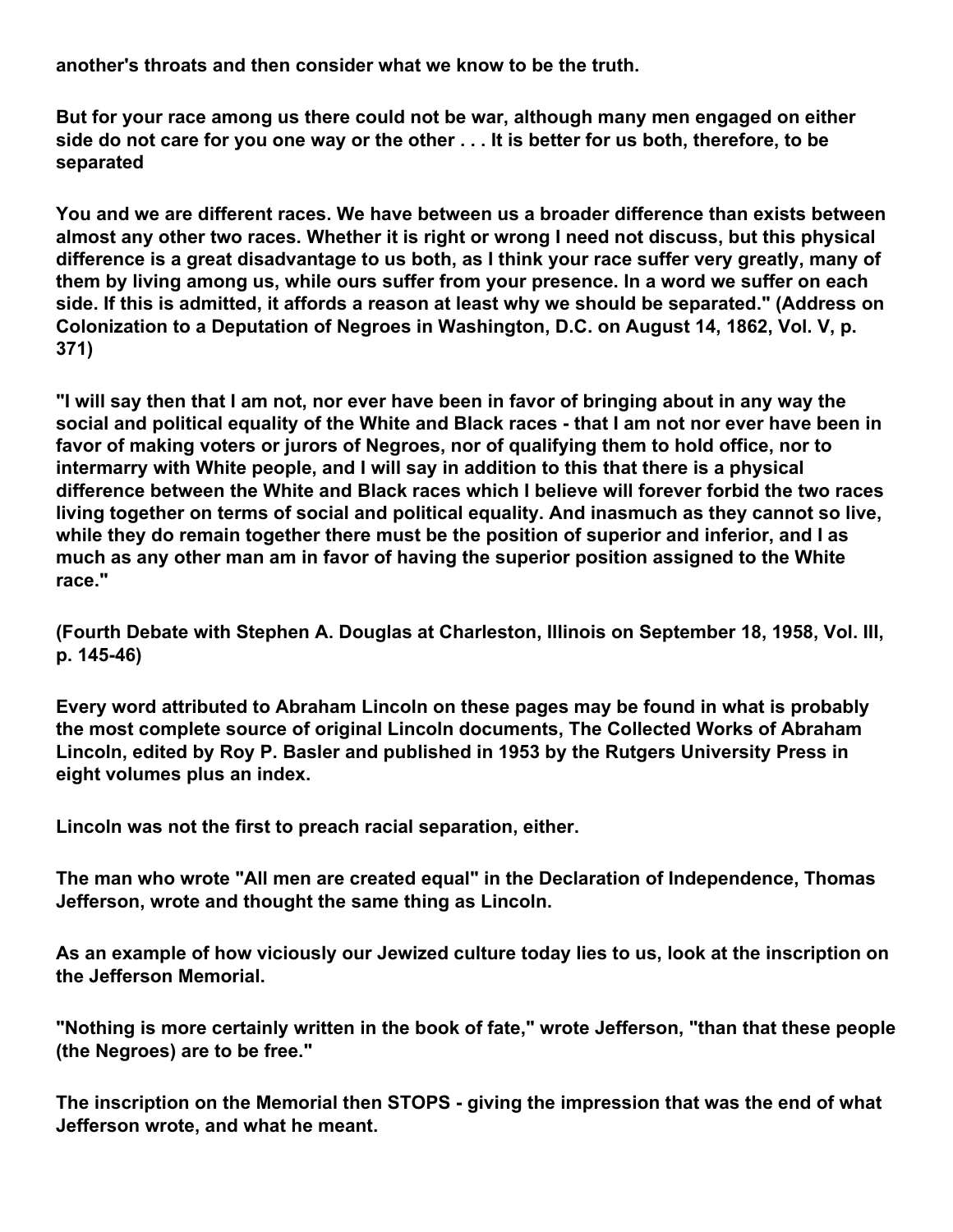**another's throats and then consider what we know to be the truth.**

**But for your race among us there could not be war, although many men engaged on either side do not care for you one way or the other . . . It is better for us both, therefore, to be separated**

**You and we are different races. We have between us a broader difference than exists between almost any other two races. Whether it is right or wrong I need not discuss, but this physical difference is a great disadvantage to us both, as I think your race suffer very greatly, many of them by living among us, while ours suffer from your presence. In a word we suffer on each side. If this is admitted, it affords a reason at least why we should be separated." (Address on Colonization to a Deputation of Negroes in Washington, D.C. on August 14, 1862, Vol. V, p. 371)**

**"I will say then that I am not, nor ever have been in favor of bringing about in any way the social and political equality of the White and Black races - that I am not nor ever have been in favor of making voters or jurors of Negroes, nor of qualifying them to hold office, nor to intermarry with White people, and I will say in addition to this that there is a physical difference between the White and Black races which I believe will forever forbid the two races living together on terms of social and political equality. And inasmuch as they cannot so live, while they do remain together there must be the position of superior and inferior, and I as much as any other man am in favor of having the superior position assigned to the White race."**

**(Fourth Debate with Stephen A. Douglas at Charleston, Illinois on September 18, 1958, Vol. III, p. 145-46)**

**Every word attributed to Abraham Lincoln on these pages may be found in what is probably the most complete source of original Lincoln documents, The Collected Works of Abraham Lincoln, edited by Roy P. Basler and published in 1953 by the Rutgers University Press in eight volumes plus an index.**

**Lincoln was not the first to preach racial separation, either.**

**The man who wrote "All men are created equal" in the Declaration of Independence, Thomas Jefferson, wrote and thought the same thing as Lincoln.**

**As an example of how viciously our Jewized culture today lies to us, look at the inscription on the Jefferson Memorial.**

**"Nothing is more certainly written in the book of fate," wrote Jefferson, "than that these people (the Negroes) are to be free."**

**The inscription on the Memorial then STOPS - giving the impression that was the end of what Jefferson wrote, and what he meant.**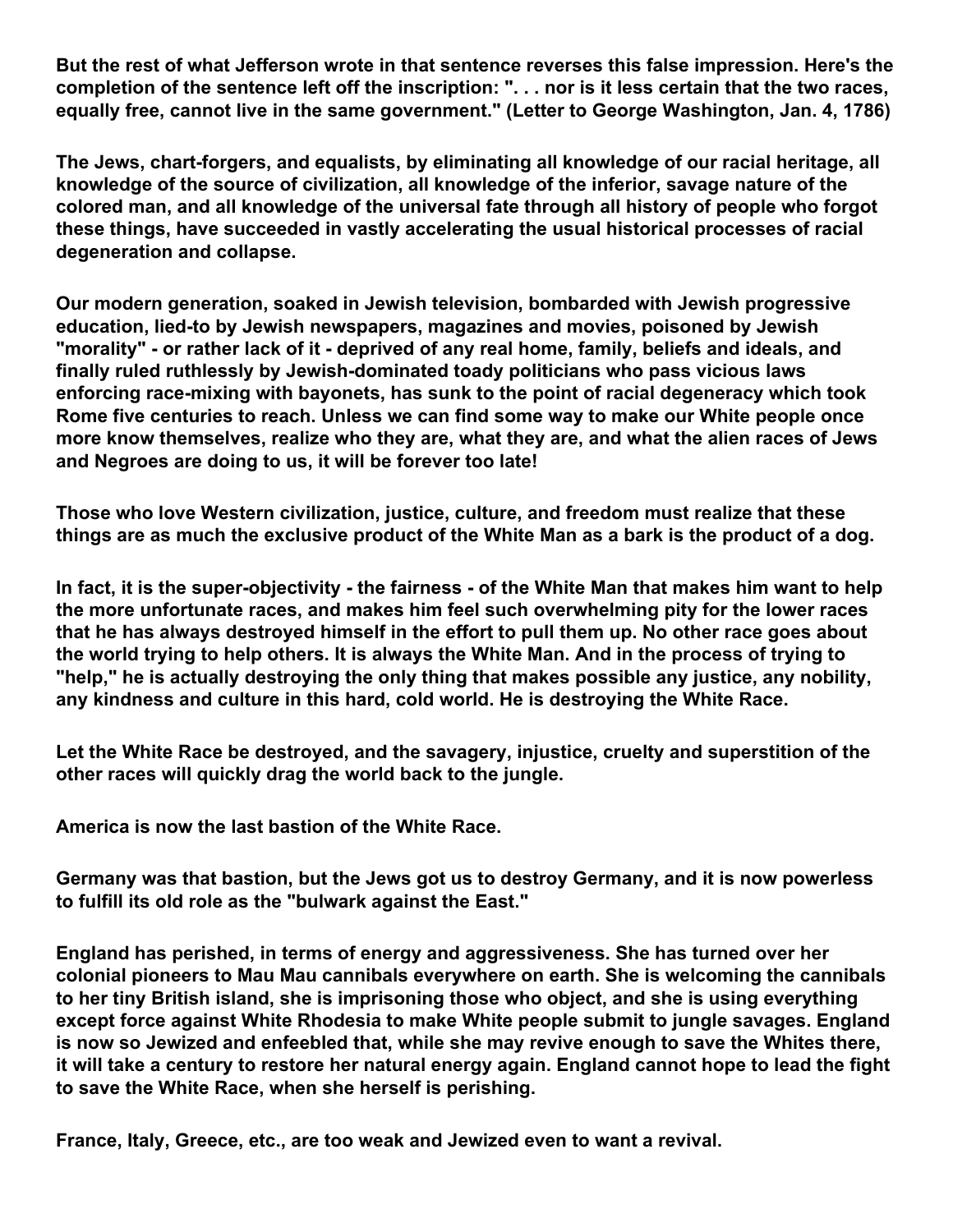**But the rest of what Jefferson wrote in that sentence reverses this false impression. Here's the completion of the sentence left off the inscription: ". . . nor is it less certain that the two races, equally free, cannot live in the same government." (Letter to George Washington, Jan. 4, 1786)**

**The Jews, chart-forgers, and equalists, by eliminating all knowledge of our racial heritage, all knowledge of the source of civilization, all knowledge of the inferior, savage nature of the colored man, and all knowledge of the universal fate through all history of people who forgot these things, have succeeded in vastly accelerating the usual historical processes of racial degeneration and collapse.**

**Our modern generation, soaked in Jewish television, bombarded with Jewish progressive education, lied-to by Jewish newspapers, magazines and movies, poisoned by Jewish "morality" - or rather lack of it - deprived of any real home, family, beliefs and ideals, and finally ruled ruthlessly by Jewish-dominated toady politicians who pass vicious laws enforcing race-mixing with bayonets, has sunk to the point of racial degeneracy which took Rome five centuries to reach. Unless we can find some way to make our White people once more know themselves, realize who they are, what they are, and what the alien races of Jews and Negroes are doing to us, it will be forever too late!**

**Those who love Western civilization, justice, culture, and freedom must realize that these things are as much the exclusive product of the White Man as a bark is the product of a dog.**

**In fact, it is the super-objectivity - the fairness - of the White Man that makes him want to help the more unfortunate races, and makes him feel such overwhelming pity for the lower races that he has always destroyed himself in the effort to pull them up. No other race goes about the world trying to help others. It is always the White Man. And in the process of trying to "help," he is actually destroying the only thing that makes possible any justice, any nobility, any kindness and culture in this hard, cold world. He is destroying the White Race.**

**Let the White Race be destroyed, and the savagery, injustice, cruelty and superstition of the other races will quickly drag the world back to the jungle.**

**America is now the last bastion of the White Race.**

**Germany was that bastion, but the Jews got us to destroy Germany, and it is now powerless to fulfill its old role as the "bulwark against the East."**

**England has perished, in terms of energy and aggressiveness. She has turned over her colonial pioneers to Mau Mau cannibals everywhere on earth. She is welcoming the cannibals to her tiny British island, she is imprisoning those who object, and she is using everything except force against White Rhodesia to make White people submit to jungle savages. England is now so Jewized and enfeebled that, while she may revive enough to save the Whites there, it will take a century to restore her natural energy again. England cannot hope to lead the fight to save the White Race, when she herself is perishing.**

**France, Italy, Greece, etc., are too weak and Jewized even to want a revival.**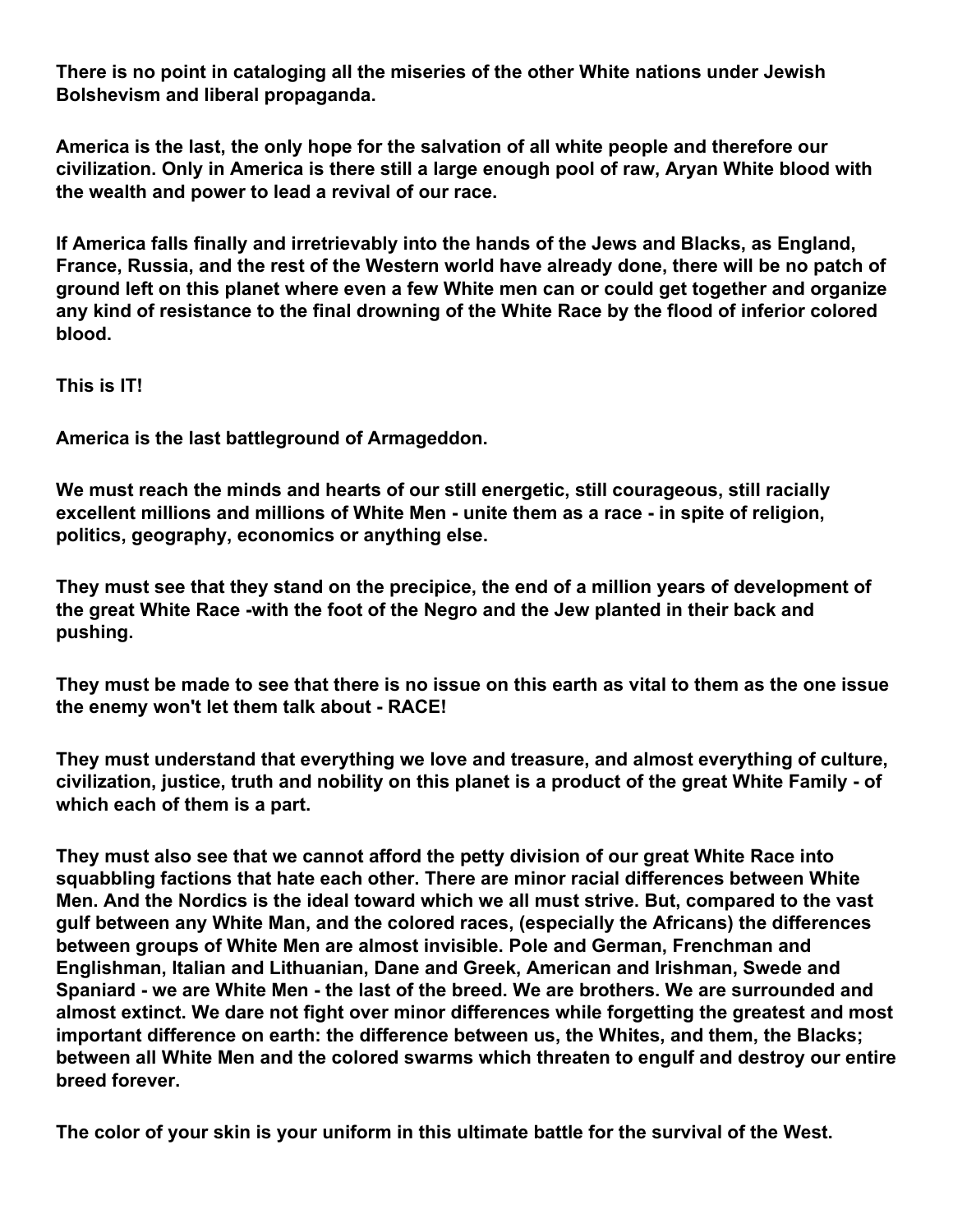**There is no point in cataloging all the miseries of the other White nations under Jewish Bolshevism and liberal propaganda.**

**America is the last, the only hope for the salvation of all white people and therefore our civilization. Only in America is there still a large enough pool of raw, Aryan White blood with the wealth and power to lead a revival of our race.**

**If America falls finally and irretrievably into the hands of the Jews and Blacks, as England, France, Russia, and the rest of the Western world have already done, there will be no patch of ground left on this planet where even a few White men can or could get together and organize any kind of resistance to the final drowning of the White Race by the flood of inferior colored blood.**

**This is IT!**

**America is the last battleground of Armageddon.**

**We must reach the minds and hearts of our still energetic, still courageous, still racially excellent millions and millions of White Men - unite them as a race - in spite of religion, politics, geography, economics or anything else.**

**They must see that they stand on the precipice, the end of a million years of development of the great White Race -with the foot of the Negro and the Jew planted in their back and pushing.**

**They must be made to see that there is no issue on this earth as vital to them as the one issue the enemy won't let them talk about - RACE!**

**They must understand that everything we love and treasure, and almost everything of culture, civilization, justice, truth and nobility on this planet is a product of the great White Family - of which each of them is a part.**

**They must also see that we cannot afford the petty division of our great White Race into squabbling factions that hate each other. There are minor racial differences between White Men. And the Nordics is the ideal toward which we all must strive. But, compared to the vast gulf between any White Man, and the colored races, (especially the Africans) the differences between groups of White Men are almost invisible. Pole and German, Frenchman and Englishman, Italian and Lithuanian, Dane and Greek, American and Irishman, Swede and Spaniard - we are White Men - the last of the breed. We are brothers. We are surrounded and almost extinct. We dare not fight over minor differences while forgetting the greatest and most important difference on earth: the difference between us, the Whites, and them, the Blacks; between all White Men and the colored swarms which threaten to engulf and destroy our entire breed forever.**

**The color of your skin is your uniform in this ultimate battle for the survival of the West.**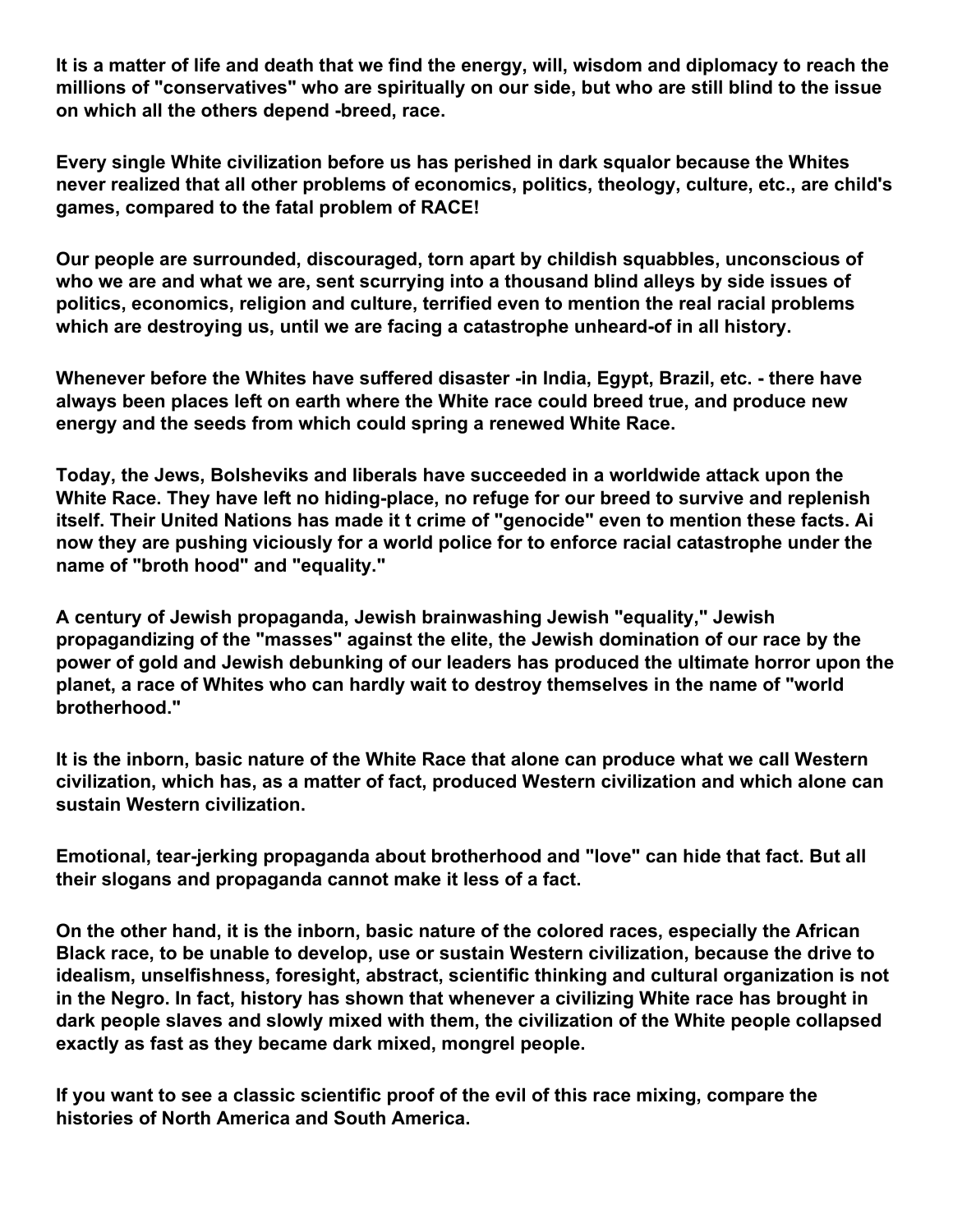**It is a matter of life and death that we find the energy, will, wisdom and diplomacy to reach the millions of "conservatives" who are spiritually on our side, but who are still blind to the issue on which all the others depend -breed, race.**

**Every single White civilization before us has perished in dark squalor because the Whites never realized that all other problems of economics, politics, theology, culture, etc., are child's games, compared to the fatal problem of RACE!**

**Our people are surrounded, discouraged, torn apart by childish squabbles, unconscious of who we are and what we are, sent scurrying into a thousand blind alleys by side issues of politics, economics, religion and culture, terrified even to mention the real racial problems which are destroying us, until we are facing a catastrophe unheard-of in all history.**

**Whenever before the Whites have suffered disaster -in India, Egypt, Brazil, etc. - there have always been places left on earth where the White race could breed true, and produce new energy and the seeds from which could spring a renewed White Race.**

**Today, the Jews, Bolsheviks and liberals have succeeded in a worldwide attack upon the White Race. They have left no hiding-place, no refuge for our breed to survive and replenish itself. Their United Nations has made it t crime of "genocide" even to mention these facts. Ai now they are pushing viciously for a world police for to enforce racial catastrophe under the name of "broth hood" and "equality."**

**A century of Jewish propaganda, Jewish brainwashing Jewish "equality," Jewish propagandizing of the "masses" against the elite, the Jewish domination of our race by the power of gold and Jewish debunking of our leaders has produced the ultimate horror upon the planet, a race of Whites who can hardly wait to destroy themselves in the name of "world brotherhood."**

**It is the inborn, basic nature of the White Race that alone can produce what we call Western civilization, which has, as a matter of fact, produced Western civilization and which alone can sustain Western civilization.**

**Emotional, tear-jerking propaganda about brotherhood and "love" can hide that fact. But all their slogans and propaganda cannot make it less of a fact.**

**On the other hand, it is the inborn, basic nature of the colored races, especially the African Black race, to be unable to develop, use or sustain Western civilization, because the drive to idealism, unselfishness, foresight, abstract, scientific thinking and cultural organization is not in the Negro. In fact, history has shown that whenever a civilizing White race has brought in dark people slaves and slowly mixed with them, the civilization of the White people collapsed exactly as fast as they became dark mixed, mongrel people.**

**If you want to see a classic scientific proof of the evil of this race mixing, compare the histories of North America and South America.**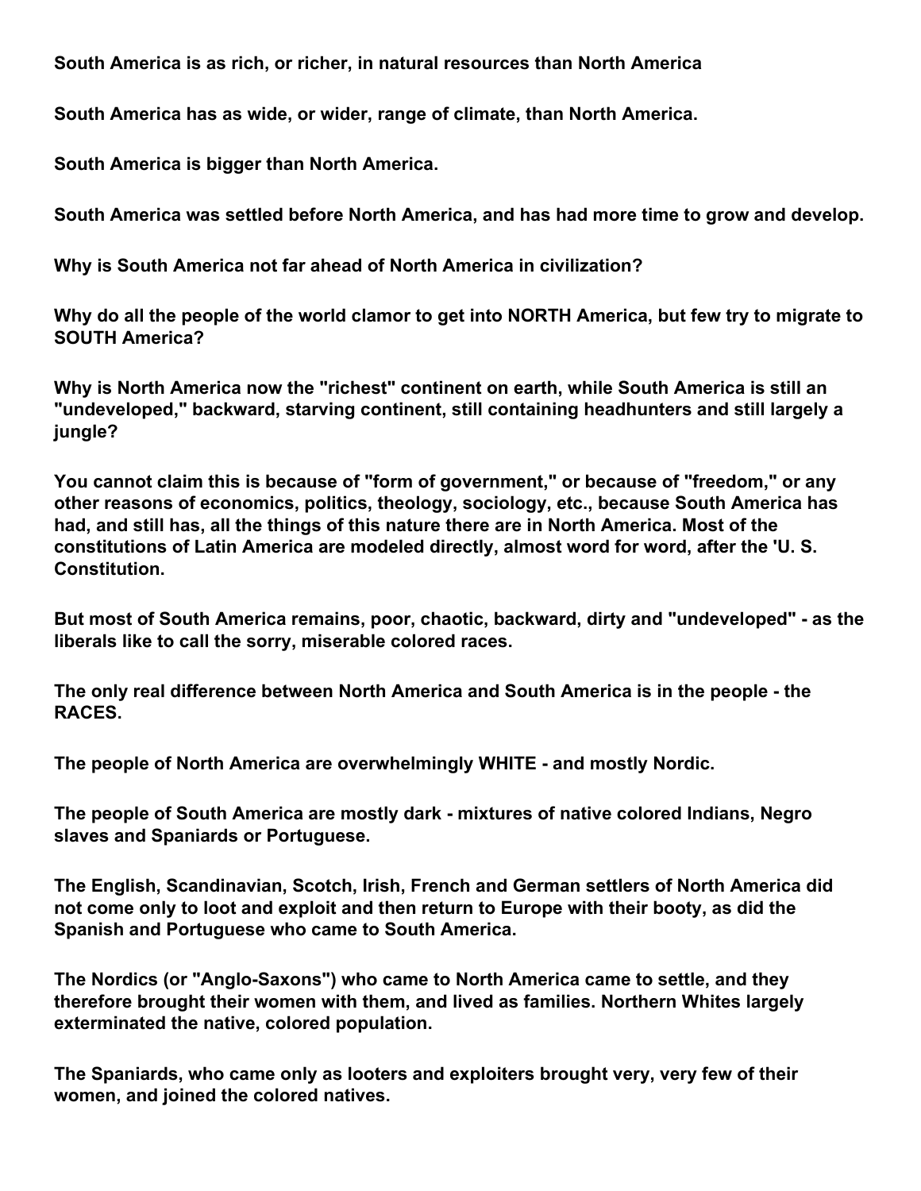**South America is as rich, or richer, in natural resources than North America**

**South America has as wide, or wider, range of climate, than North America.**

**South America is bigger than North America.**

**South America was settled before North America, and has had more time to grow and develop.**

**Why is South America not far ahead of North America in civilization?**

**Why do all the people of the world clamor to get into NORTH America, but few try to migrate to SOUTH America?**

**Why is North America now the "richest" continent on earth, while South America is still an "undeveloped," backward, starving continent, still containing headhunters and still largely a jungle?**

**You cannot claim this is because of "form of government," or because of "freedom," or any other reasons of economics, politics, theology, sociology, etc., because South America has had, and still has, all the things of this nature there are in North America. Most of the constitutions of Latin America are modeled directly, almost word for word, after the 'U. S. Constitution.**

**But most of South America remains, poor, chaotic, backward, dirty and "undeveloped" - as the liberals like to call the sorry, miserable colored races.**

**The only real difference between North America and South America is in the people - the RACES.**

**The people of North America are overwhelmingly WHITE - and mostly Nordic.**

**The people of South America are mostly dark - mixtures of native colored Indians, Negro slaves and Spaniards or Portuguese.**

**The English, Scandinavian, Scotch, Irish, French and German settlers of North America did not come only to loot and exploit and then return to Europe with their booty, as did the Spanish and Portuguese who came to South America.**

**The Nordics (or "Anglo-Saxons") who came to North America came to settle, and they therefore brought their women with them, and lived as families. Northern Whites largely exterminated the native, colored population.**

**The Spaniards, who came only as looters and exploiters brought very, very few of their women, and joined the colored natives.**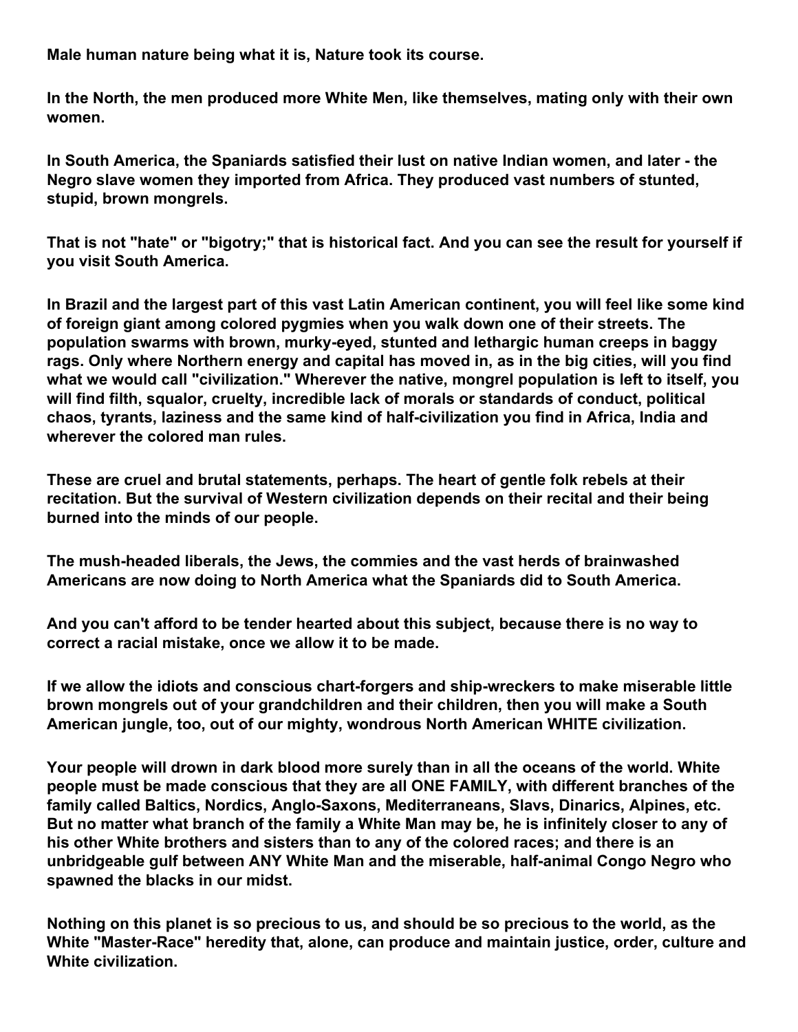**Male human nature being what it is, Nature took its course.**

**In the North, the men produced more White Men, like themselves, mating only with their own women.**

**In South America, the Spaniards satisfied their lust on native Indian women, and later - the Negro slave women they imported from Africa. They produced vast numbers of stunted, stupid, brown mongrels.**

**That is not "hate" or "bigotry;" that is historical fact. And you can see the result for yourself if you visit South America.**

**In Brazil and the largest part of this vast Latin American continent, you will feel like some kind of foreign giant among colored pygmies when you walk down one of their streets. The population swarms with brown, murky-eyed, stunted and lethargic human creeps in baggy rags. Only where Northern energy and capital has moved in, as in the big cities, will you find what we would call "civilization." Wherever the native, mongrel population is left to itself, you will find filth, squalor, cruelty, incredible lack of morals or standards of conduct, political chaos, tyrants, laziness and the same kind of half-civilization you find in Africa, India and wherever the colored man rules.**

**These are cruel and brutal statements, perhaps. The heart of gentle folk rebels at their recitation. But the survival of Western civilization depends on their recital and their being burned into the minds of our people.**

**The mush-headed liberals, the Jews, the commies and the vast herds of brainwashed Americans are now doing to North America what the Spaniards did to South America.**

**And you can't afford to be tender hearted about this subject, because there is no way to correct a racial mistake, once we allow it to be made.**

**If we allow the idiots and conscious chart-forgers and ship-wreckers to make miserable little brown mongrels out of your grandchildren and their children, then you will make a South American jungle, too, out of our mighty, wondrous North American WHITE civilization.**

**Your people will drown in dark blood more surely than in all the oceans of the world. White people must be made conscious that they are all ONE FAMILY, with different branches of the family called Baltics, Nordics, Anglo-Saxons, Mediterraneans, Slavs, Dinarics, Alpines, etc. But no matter what branch of the family a White Man may be, he is infinitely closer to any of his other White brothers and sisters than to any of the colored races; and there is an unbridgeable gulf between ANY White Man and the miserable, half-animal Congo Negro who spawned the blacks in our midst.**

**Nothing on this planet is so precious to us, and should be so precious to the world, as the White "Master-Race" heredity that, alone, can produce and maintain justice, order, culture and White civilization.**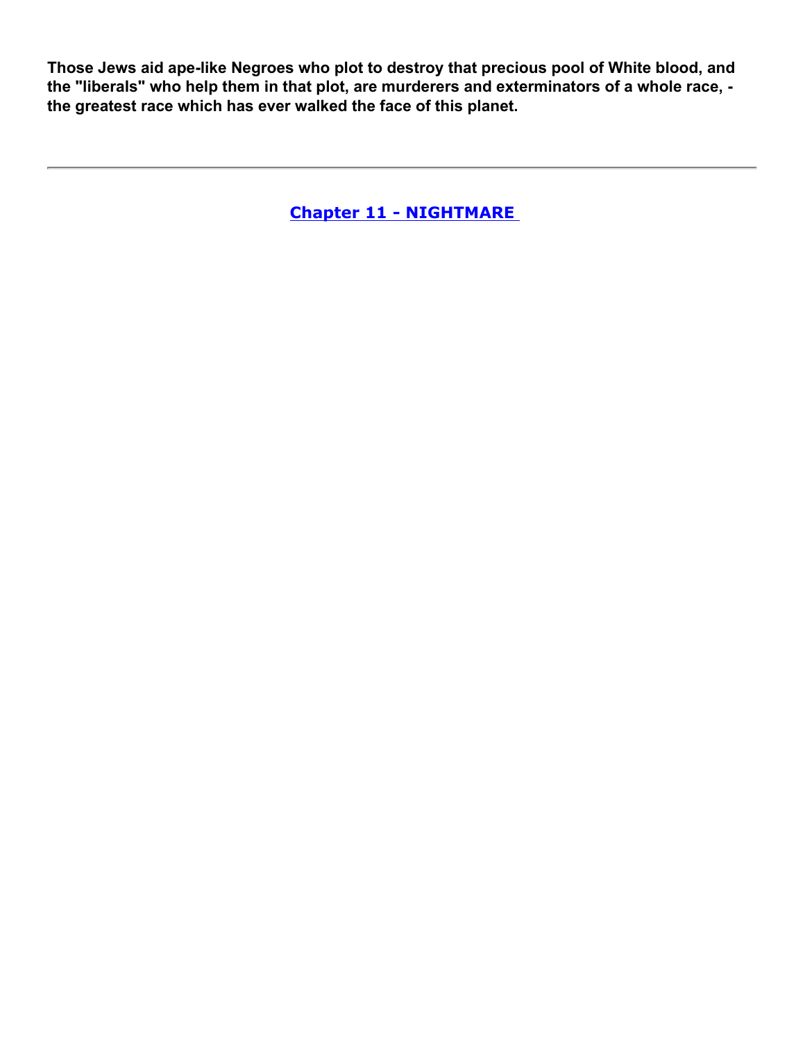**Those Jews aid ape-like Negroes who plot to destroy that precious pool of White blood, and the "liberals" who help them in that plot, are murderers and exterminators of a whole race, - the greatest race which has ever walked the face of this planet.**

---

## Chapter 11 - NIGHTMARE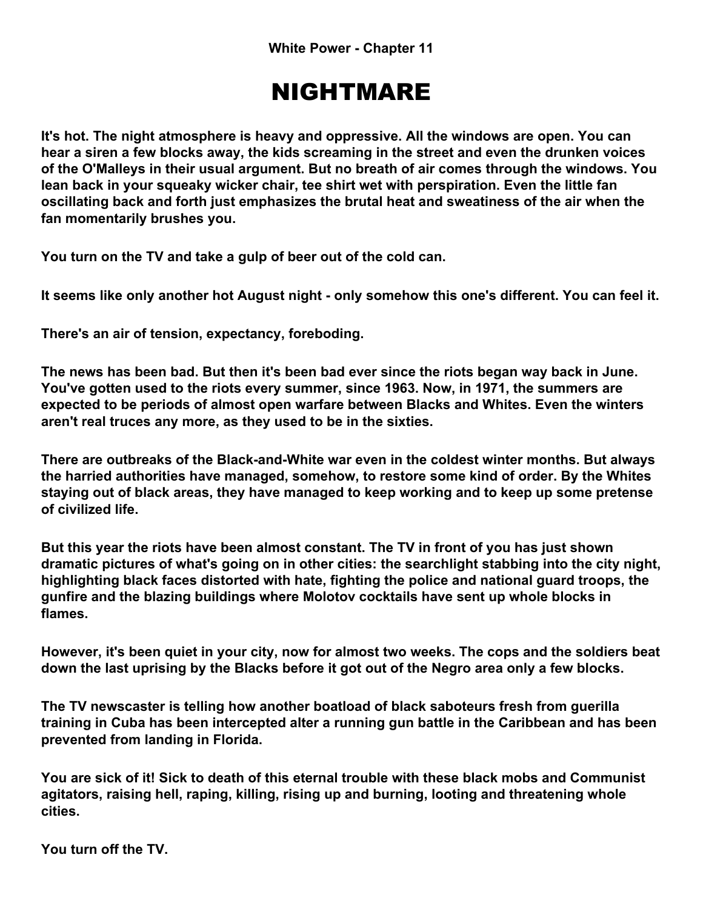**White Power - Chapter 11**

# NIGHTMARE

It's hot. The night atmosphere is heavy and oppressive. All the windows are open. You can hear a siren a few blocks away, the kids screaming in the street and even the drunken voices of the O'Malleys in their usual argument. But no breath of air comes through the windows. You lean back in your squeaky wicker chair, tee shirt wet with perspiration. Even the little fan oscillating back and forth just emphasizes the brutal heat and sweatiness of the air when the fan momentarily brushes you.

You turn on the TV and take a gulp of beer out of the cold can.

It seems like only another hot August night - only somehow this one's different. You can feel it.

There's an air of tension, expectancy, foreboding.

The news has been bad. But then it's been bad ever since the riots began way back in June. You've gotten used to the riots every summer, since 1963. Now, in 1971, the summers are expected to be periods of almost open warfare between Blacks and Whites. Even the winters aren't real truces any more, as they used to be in the sixties.

There are outbreaks of the Black-and-White war even in the coldest winter months. But always the harried authorities have managed, somehow, to restore some kind of order. By the Whites staying out of black areas, they have managed to keep working and to keep up some pretense of civilized life.

But this year the riots have been almost constant. The TV in front of you has just shown dramatic pictures of what's going on in other cities: the searchlight stabbing into the city night, highlighting black faces distorted with hate, fighting the police and national guard troops, the gunfire and the blazing buildings where Molotov cocktails have sent up whole blocks in flames.

However, it's been quiet in your city, now for almost two weeks. The cops and the soldiers beat down the last uprising by the Blacks before it got out of the Negro area only a few blocks.

The TV newscaster is telling how another boatload of black saboteurs fresh from guerilla training in Cuba has been intercepted alter a running gun battle in the Caribbean and has been prevented from landing in Florida.

You are sick of it! Sick to death of this eternal trouble with these black mobs and Communist agitators, raising hell, raping, killing, rising up and burning, looting and threatening whole cities.

You turn off the TV.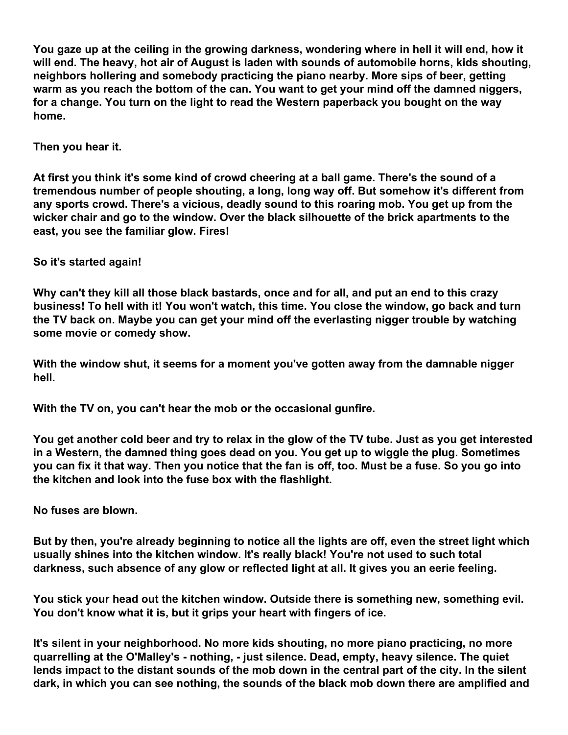You gaze up at the ceiling in the growing darkness, wondering where in hell it will end, how it will end. The heavy, hot air of August is laden with sounds of automobile horns, kids shouting, neighbors hollering and somebody practicing the piano nearby. More sips of beer, getting warm as you reach the bottom of the can. You want to get your mind off the damned niggers, for a change. You turn on the light to read the Western paperback you bought on the way home.

Then you hear it.

At first you think it's some kind of crowd cheering at a ball game. There's the sound of a tremendous number of people shouting, a long, long way off. But somehow it's different from any sports crowd. There's a vicious, deadly sound to this roaring mob. You get up from the wicker chair and go to the window. Over the black silhouette of the brick apartments to the east, you see the familiar glow. Fires!

So it's started again!

Why can't they kill all those black bastards, once and for all, and put an end to this crazy business! To hell with it! You won't watch, this time. You close the window, go back and turn the TV back on. Maybe you can get your mind off the everlasting nigger trouble by watching some movie or comedy show.

With the window shut, it seems for a moment you've gotten away from the damnable nigger hell.

With the TV on, you can't hear the mob or the occasional gunfire.

You get another cold beer and try to relax in the glow of the TV tube. Just as you get interested in a Western, the damned thing goes dead on you. You get up to wiggle the plug. Sometimes you can fix it that way. Then you notice that the fan is off, too. Must be a fuse. So you go into the kitchen and look into the fuse box with the flashlight.

No fuses are blown.

But by then, you're already beginning to notice all the lights are off, even the street light which usually shines into the kitchen window. It's really black! You're not used to such total darkness, such absence of any glow or reflected light at all. It gives you an eerie feeling.

You stick your head out the kitchen window. Outside there is something new, something evil. You don't know what it is, but it grips your heart with fingers of ice.

It's silent in your neighborhood. No more kids shouting, no more piano practicing, no more quarrelling at the O'Malley's - nothing, - just silence. Dead, empty, heavy silence. The quiet lends impact to the distant sounds of the mob down in the central part of the city. In the silent dark, in which you can see nothing, the sounds of the black mob down there are amplified and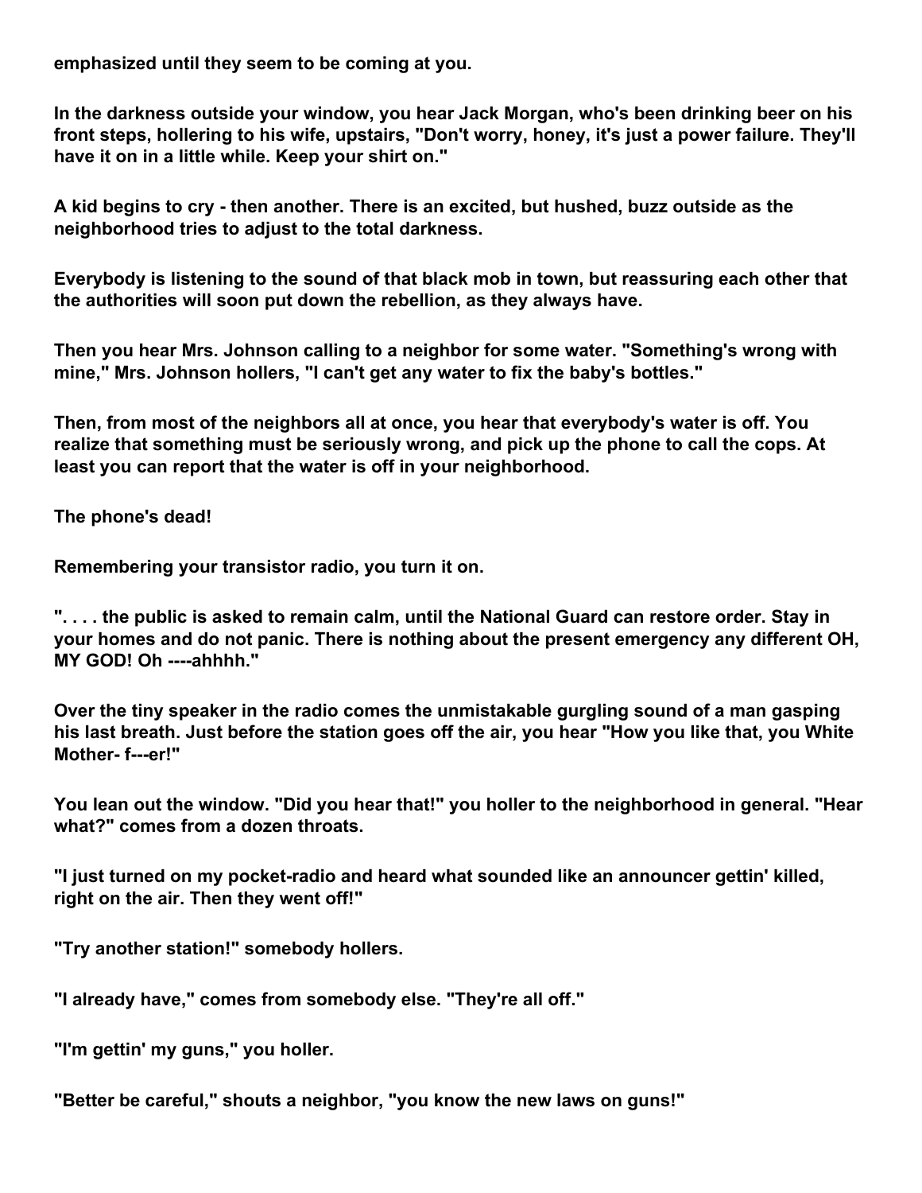**emphasized until they seem to be coming at you.**

**In the darkness outside your window, you hear Jack Morgan, who's been drinking beer on his front steps, hollering to his wife, upstairs, "Don't worry, honey, it's just a power failure. They'll have it on in a little while. Keep your shirt on."**

**A kid begins to cry - then another. There is an excited, but hushed, buzz outside as the neighborhood tries to adjust to the total darkness.**

**Everybody is listening to the sound of that black mob in town, but reassuring each other that the authorities will soon put down the rebellion, as they always have.**

**Then you hear Mrs. Johnson calling to a neighbor for some water. "Something's wrong with mine," Mrs. Johnson hollers, "I can't get any water to fix the baby's bottles."**

**Then, from most of the neighbors all at once, you hear that everybody's water is off. You realize that something must be seriously wrong, and pick up the phone to call the cops. At least you can report that the water is off in your neighborhood.**

**The phone's dead!**

**Remembering your transistor radio, you turn it on.**

**". . . . the public is asked to remain calm, until the National Guard can restore order. Stay in your homes and do not panic. There is nothing about the present emergency any different OH, MY GOD! Oh ----ahhhh."**

**Over the tiny speaker in the radio comes the unmistakable gurgling sound of a man gasping his last breath. Just before the station goes off the air, you hear "How you like that, you White Mother- f---er!"**

**You lean out the window. "Did you hear that!" you holler to the neighborhood in general. "Hear what?" comes from a dozen throats.**

**"I just turned on my pocket-radio and heard what sounded like an announcer gettin' killed, right on the air. Then they went off!"**

**"Try another station!" somebody hollers.**

**"I already have," comes from somebody else. "They're all off."**

**"I'm gettin' my guns," you holler.**

**"Better be careful," shouts a neighbor, "you know the new laws on guns!"**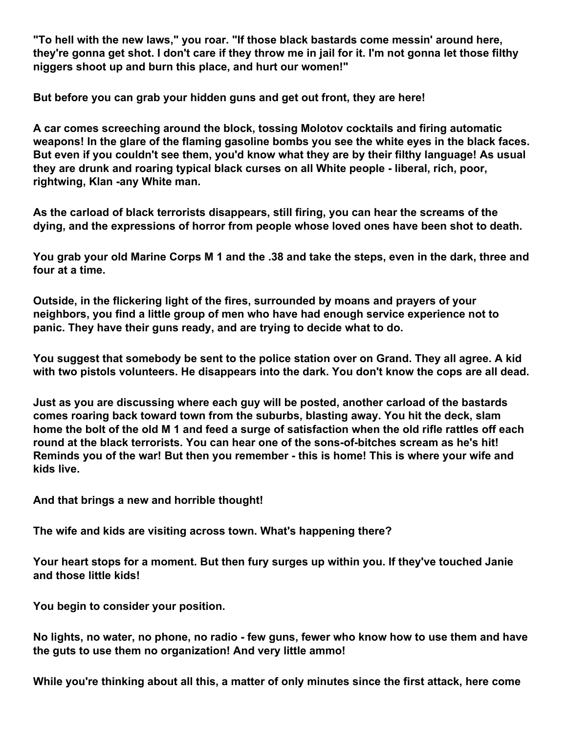"To hell with the new laws," you roar. "If those black bastards come messin' around here, they're gonna get shot. I don't care if they throw me in jail for it. I'm not gonna let those filthy niggers shoot up and burn this place, and hurt our women!"

But before you can grab your hidden guns and get out front, they are here!

A car comes screeching around the block, tossing Molotov cocktails and firing automatic weapons! In the glare of the flaming gasoline bombs you see the white eyes in the black faces. But even if you couldn't see them, you'd know what they are by their filthy language! As usual they are drunk and roaring typical black curses on all White people - liberal, rich, poor, rightwing, Klan -any White man.

As the carload of black terrorists disappears, still firing, you can hear the screams of the dying, and the expressions of horror from people whose loved ones have been shot to death.

You grab your old Marine Corps M 1 and the .38 and take the steps, even in the dark, three and four at a time.

Outside, in the flickering light of the fires, surrounded by moans and prayers of your neighbors, you find a little group of men who have had enough service experience not to panic. They have their guns ready, and are trying to decide what to do.

You suggest that somebody be sent to the police station over on Grand. They all agree. A kid with two pistols volunteers. He disappears into the dark. You don't know the cops are all dead.

Just as you are discussing where each guy will be posted, another carload of the bastards comes roaring back toward town from the suburbs, blasting away. You hit the deck, slam home the bolt of the old M 1 and feed a surge of satisfaction when the old rifle rattles off each round at the black terrorists. You can hear one of the sons-of-bitches scream as he's hit! Reminds you of the war! But then you remember - this is home! This is where your wife and kids live.

And that brings a new and horrible thought!

The wife and kids are visiting across town. What's happening there?

Your heart stops for a moment. But then fury surges up within you. If they've touched Janie and those little kids!

You begin to consider your position.

No lights, no water, no phone, no radio - few guns, fewer who know how to use them and have the guts to use them no organization! And very little ammo!

While you're thinking about all this, a matter of only minutes since the first attack, here come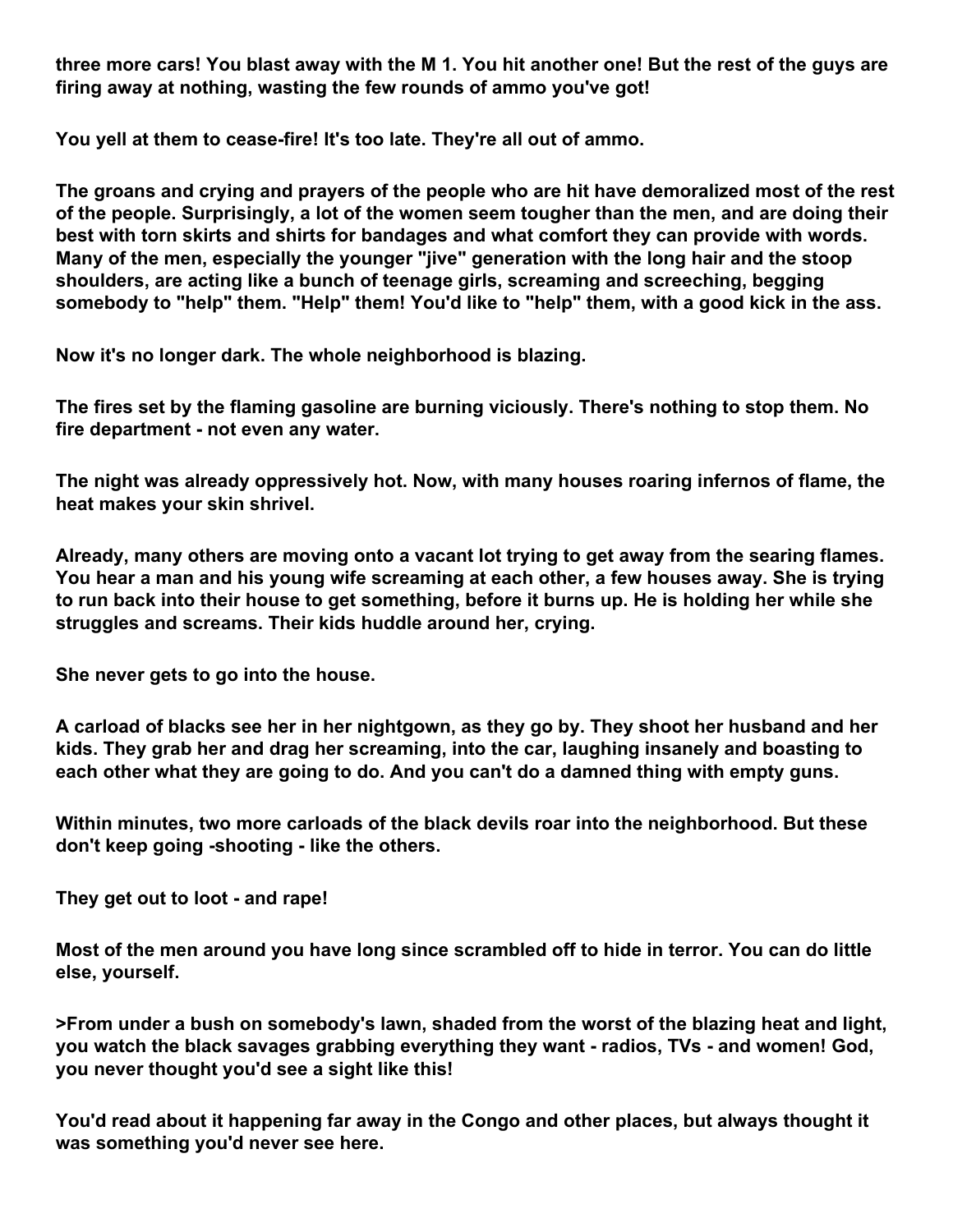**three more cars! You blast away with the M 1. You hit another one! But the rest of the guys are firing away at nothing, wasting the few rounds of ammo you've got!**

**You yell at them to cease-fire! It's too late. They're all out of ammo.**

**The groans and crying and prayers of the people who are hit have demoralized most of the rest of the people. Surprisingly, a lot of the women seem tougher than the men, and are doing their best with torn skirts and shirts for bandages and what comfort they can provide with words. Many of the men, especially the younger "jive" generation with the long hair and the stoop shoulders, are acting like a bunch of teenage girls, screaming and screeching, begging somebody to "help" them. "Help" them! You'd like to "help" them, with a good kick in the ass.**

**Now it's no longer dark. The whole neighborhood is blazing.**

**The fires set by the flaming gasoline are burning viciously. There's nothing to stop them. No fire department - not even any water.**

**The night was already oppressively hot. Now, with many houses roaring infernos of flame, the heat makes your skin shrivel.**

**Already, many others are moving onto a vacant lot trying to get away from the searing flames. You hear a man and his young wife screaming at each other, a few houses away. She is trying to run back into their house to get something, before it burns up. He is holding her while she struggles and screams. Their kids huddle around her, crying.**

**She never gets to go into the house.**

**A carload of blacks see her in her nightgown, as they go by. They shoot her husband and her kids. They grab her and drag her screaming, into the car, laughing insanely and boasting to each other what they are going to do. And you can't do a damned thing with empty guns.**

**Within minutes, two more carloads of the black devils roar into the neighborhood. But these don't keep going -shooting - like the others.**

**They get out to loot - and rape!**

**Most of the men around you have long since scrambled off to hide in terror. You can do little else, yourself.**

**>From under a bush on somebody's lawn, shaded from the worst of the blazing heat and light, you watch the black savages grabbing everything they want - radios, TVs - and women! God, you never thought you'd see a sight like this!**

**You'd read about it happening far away in the Congo and other places, but always thought it was something you'd never see here.**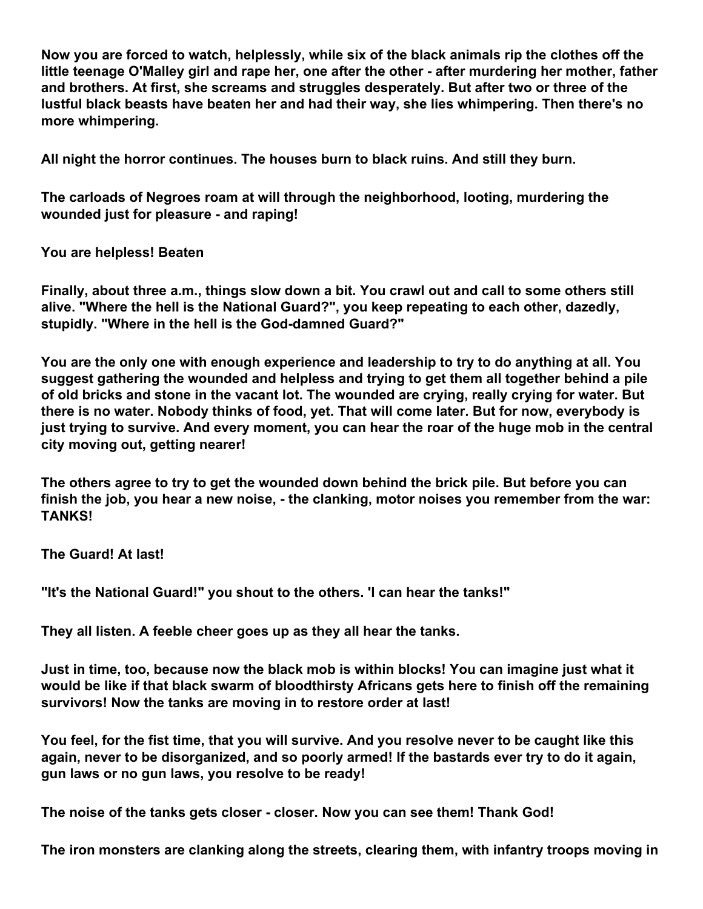**Now you are forced to watch, helplessly, while six of the black animals rip the clothes off the little teenage O'Malley girl and rape her, one after the other - after murdering her mother, father and brothers. At first, she screams and struggles desperately. But after two or three of the lustful black beasts have beaten her and had their way, she lies whimpering. Then there's no more whimpering.**

**All night the horror continues. The houses burn to black ruins. And still they burn.**

**The carloads of Negroes roam at will through the neighborhood, looting, murdering the wounded just for pleasure - and raping!**

**You are helpless! Beaten**

**Finally, about three a.m., things slow down a bit. You crawl out and call to some others still alive. "Where the hell is the National Guard?", you keep repeating to each other, dazedly, stupidly. "Where in the hell is the God-damned Guard?"**

**You are the only one with enough experience and leadership to try to do anything at all. You suggest gathering the wounded and helpless and trying to get them all together behind a pile of old bricks and stone in the vacant lot. The wounded are crying, really crying for water. But there is no water. Nobody thinks of food, yet. That will come later. But for now, everybody is just trying to survive. And every moment, you can hear the roar of the huge mob in the central city moving out, getting nearer!**

**The others agree to try to get the wounded down behind the brick pile. But before you can finish the job, you hear a new noise, - the clanking, motor noises you remember from the war: TANKS!**

**The Guard! At last!**

**"It's the National Guard!" you shout to the others. 'I can hear the tanks!"**

**They all listen. A feeble cheer goes up as they all hear the tanks.**

**Just in time, too, because now the black mob is within blocks! You can imagine just what it would be like if that black swarm of bloodthirsty Africans gets here to finish off the remaining survivors! Now the tanks are moving in to restore order at last!**

**You feel, for the fist time, that you will survive. And you resolve never to be caught like this again, never to be disorganized, and so poorly armed! If the bastards ever try to do it again, gun laws or no gun laws, you resolve to be ready!**

**The noise of the tanks gets closer - closer. Now you can see them! Thank God!**

**The iron monsters are clanking along the streets, clearing them, with infantry troops moving in**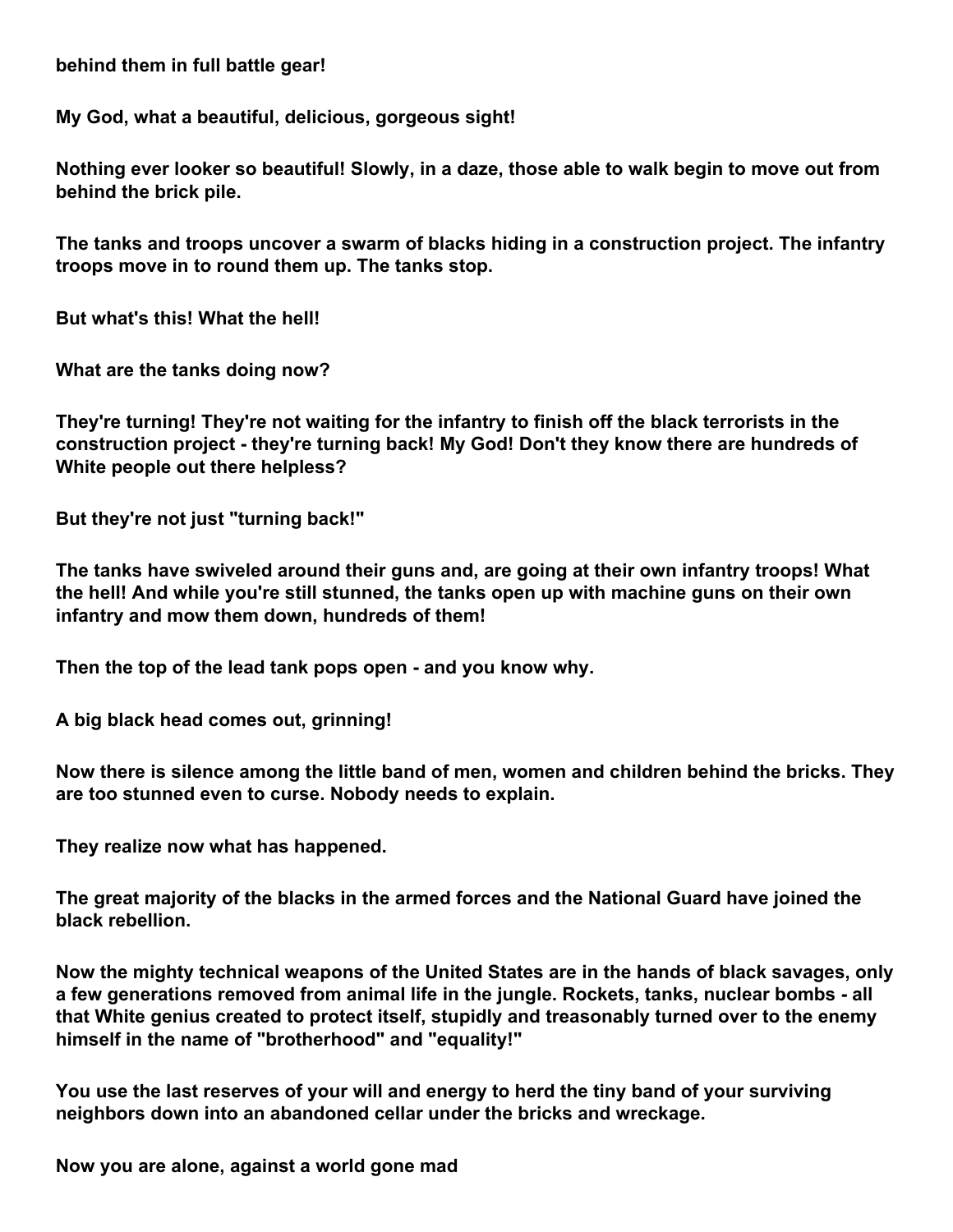behind them in full battle gear!

My God, what a beautiful, delicious, gorgeous sight!

Nothing ever looker so beautiful! Slowly, in a daze, those able to walk begin to move out from behind the brick pile.

The tanks and troops uncover a swarm of blacks hiding in a construction project. The infantry troops move in to round them up. The tanks stop.

But what's this! What the hell!

What are the tanks doing now?

They're turning! They're not waiting for the infantry to finish off the black terrorists in the construction project - they're turning back! My God! Don't they know there are hundreds of White people out there helpless?

But they're not just "turning back!"

The tanks have swiveled around their guns and, are going at their own infantry troops! What the hell! And while you're still stunned, the tanks open up with machine guns on their own infantry and mow them down, hundreds of them!

Then the top of the lead tank pops open - and you know why.

A big black head comes out, grinning!

Now there is silence among the little band of men, women and children behind the bricks. They are too stunned even to curse. Nobody needs to explain.

They realize now what has happened.

The great majority of the blacks in the armed forces and the National Guard have joined the black rebellion.

Now the mighty technical weapons of the United States are in the hands of black savages, only a few generations removed from animal life in the jungle. Rockets, tanks, nuclear bombs - all that White genius created to protect itself, stupidly and treasonably turned over to the enemy himself in the name of "brotherhood" and "equality!"

You use the last reserves of your will and energy to herd the tiny band of your surviving neighbors down into an abandoned cellar under the bricks and wreckage.

Now you are alone, against a world gone mad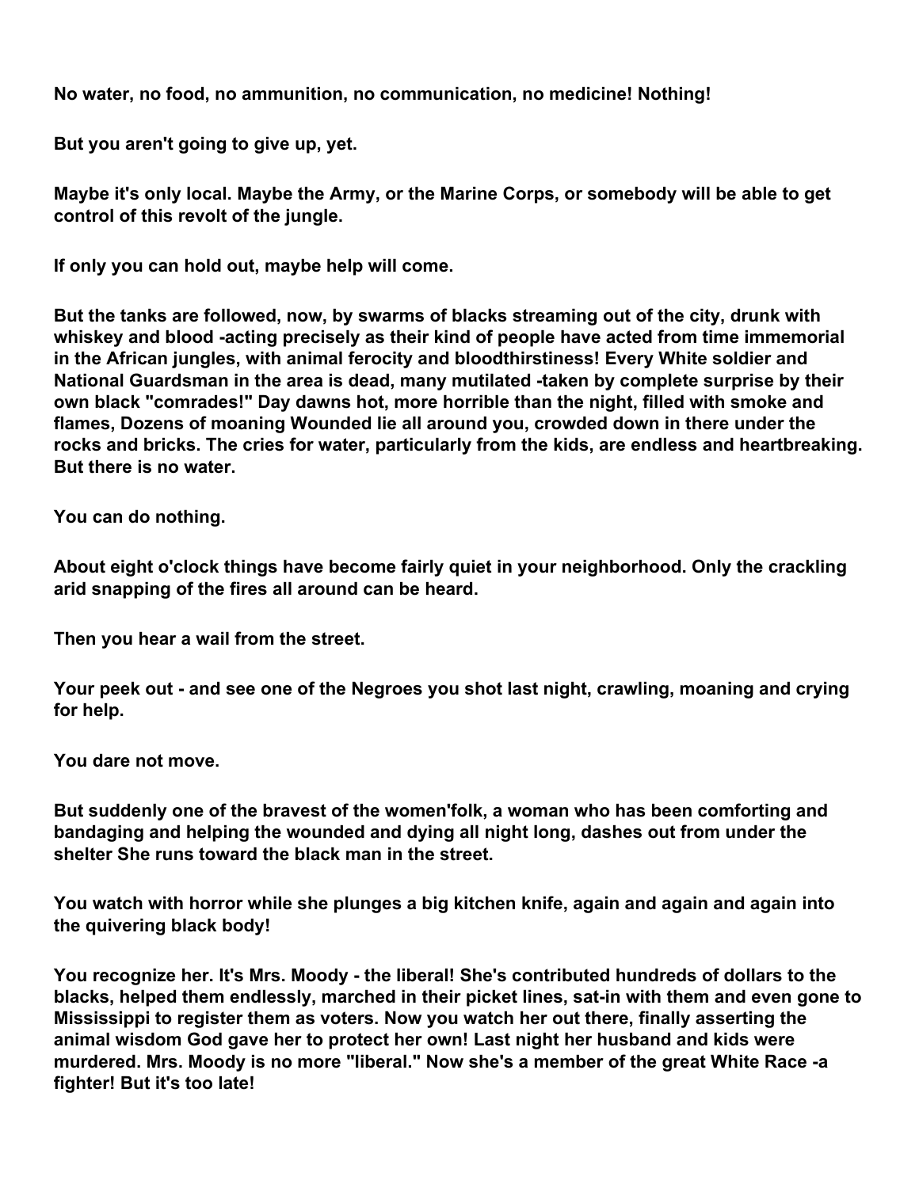**No water, no food, no ammunition, no communication, no medicine! Nothing!**

**But you aren't going to give up, yet.**

**Maybe it's only local. Maybe the Army, or the Marine Corps, or somebody will be able to get control of this revolt of the jungle.**

**If only you can hold out, maybe help will come.**

**But the tanks are followed, now, by swarms of blacks streaming out of the city, drunk with whiskey and blood -acting precisely as their kind of people have acted from time immemorial in the African jungles, with animal ferocity and bloodthirstiness! Every White soldier and National Guardsman in the area is dead, many mutilated -taken by complete surprise by their own black "comrades!" Day dawns hot, more horrible than the night, filled with smoke and flames, Dozens of moaning Wounded lie all around you, crowded down in there under the rocks and bricks. The cries for water, particularly from the kids, are endless and heartbreaking. But there is no water.**

**You can do nothing.**

**About eight o'clock things have become fairly quiet in your neighborhood. Only the crackling arid snapping of the fires all around can be heard.**

**Then you hear a wail from the street.**

**Your peek out - and see one of the Negroes you shot last night, crawling, moaning and crying for help.**

**You dare not move.**

**But suddenly one of the bravest of the women'folk, a woman who has been comforting and bandaging and helping the wounded and dying all night long, dashes out from under the shelter She runs toward the black man in the street.**

**You watch with horror while she plunges a big kitchen knife, again and again and again into the quivering black body!**

**You recognize her. It's Mrs. Moody - the liberal! She's contributed hundreds of dollars to the blacks, helped them endlessly, marched in their picket lines, sat-in with them and even gone to Mississippi to register them as voters. Now you watch her out there, finally asserting the animal wisdom God gave her to protect her own! Last night her husband and kids were murdered. Mrs. Moody is no more "liberal." Now she's a member of the great White Race -a fighter! But it's too late!**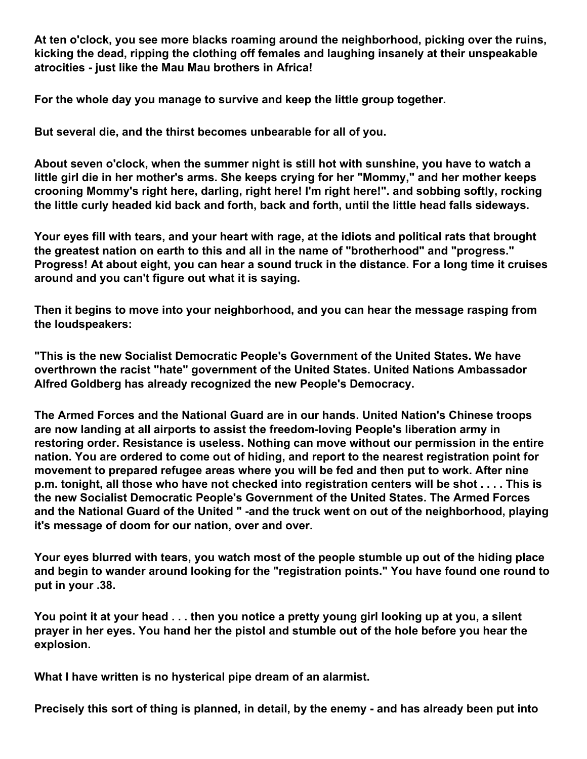At ten o'clock, you see more blacks roaming around the neighborhood, picking over the ruins, kicking the dead, ripping the clothing off females and laughing insanely at their unspeakable atrocities - just like the Mau Mau brothers in Africa!

For the whole day you manage to survive and keep the little group together.

But several die, and the thirst becomes unbearable for all of you.

About seven o'clock, when the summer night is still hot with sunshine, you have to watch a little girl die in her mother's arms. She keeps crying for her "Mommy," and her mother keeps crooning Mommy's right here, darling, right here! I'm right here!". and sobbing softly, rocking the little curly headed kid back and forth, back and forth, until the little head falls sideways.

Your eyes fill with tears, and your heart with rage, at the idiots and political rats that brought the greatest nation on earth to this and all in the name of "brotherhood" and "progress." Progress! At about eight, you can hear a sound truck in the distance. For a long time it cruises around and you can't figure out what it is saying.

Then it begins to move into your neighborhood, and you can hear the message rasping from the loudspeakers:

"This is the new Socialist Democratic People's Government of the United States. We have overthrown the racist "hate" government of the United States. United Nations Ambassador Alfred Goldberg has already recognized the new People's Democracy.

The Armed Forces and the National Guard are in our hands. United Nation's Chinese troops are now landing at all airports to assist the freedom-loving People's liberation army in restoring order. Resistance is useless. Nothing can move without our permission in the entire nation. You are ordered to come out of hiding, and report to the nearest registration point for movement to prepared refugee areas where you will be fed and then put to work. After nine p.m. tonight, all those who have not checked into registration centers will be shot . . . . This is the new Socialist Democratic People's Government of the United States. The Armed Forces and the National Guard of the United " -and the truck went on out of the neighborhood, playing it's message of doom for our nation, over and over.

Your eyes blurred with tears, you watch most of the people stumble up out of the hiding place and begin to wander around looking for the "registration points." You have found one round to put in your .38.

You point it at your head . . . then you notice a pretty young girl looking up at you, a silent prayer in her eyes. You hand her the pistol and stumble out of the hole before you hear the explosion.

What I have written is no hysterical pipe dream of an alarmist.

Precisely this sort of thing is planned, in detail, by the enemy - and has already been put into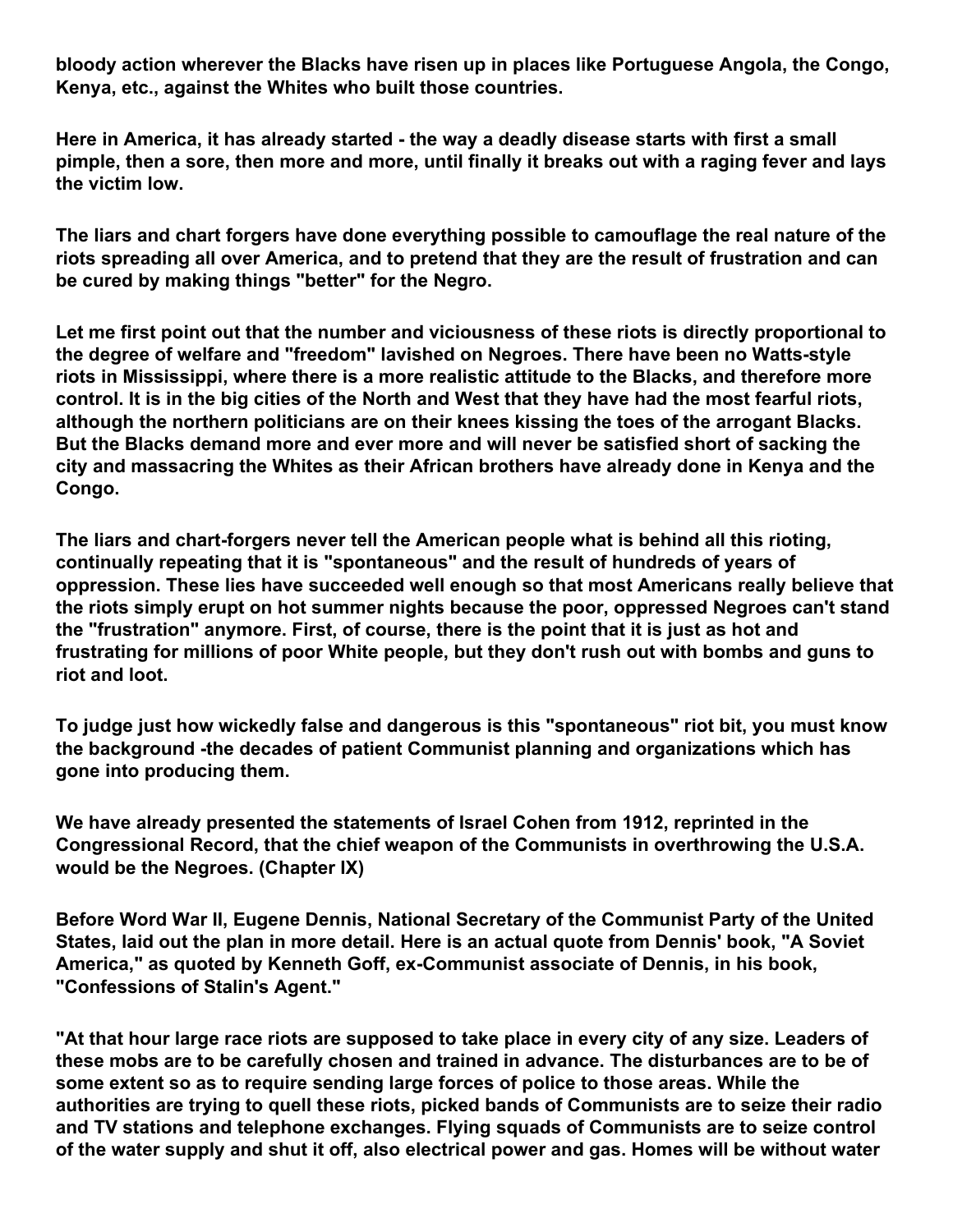**bloody action wherever the Blacks have risen up in places like Portuguese Angola, the Congo, Kenya, etc., against the Whites who built those countries.**

**Here in America, it has already started - the way a deadly disease starts with first a small pimple, then a sore, then more and more, until finally it breaks out with a raging fever and lays the victim low.**

**The liars and chart forgers have done everything possible to camouflage the real nature of the riots spreading all over America, and to pretend that they are the result of frustration and can be cured by making things "better" for the Negro.**

**Let me first point out that the number and viciousness of these riots is directly proportional to the degree of welfare and "freedom" lavished on Negroes. There have been no Watts-style riots in Mississippi, where there is a more realistic attitude to the Blacks, and therefore more control. It is in the big cities of the North and West that they have had the most fearful riots, although the northern politicians are on their knees kissing the toes of the arrogant Blacks. But the Blacks demand more and ever more and will never be satisfied short of sacking the city and massacring the Whites as their African brothers have already done in Kenya and the Congo.**

**The liars and chart-forgers never tell the American people what is behind all this rioting, continually repeating that it is "spontaneous" and the result of hundreds of years of oppression. These lies have succeeded well enough so that most Americans really believe that the riots simply erupt on hot summer nights because the poor, oppressed Negroes can't stand the "frustration" anymore. First, of course, there is the point that it is just as hot and frustrating for millions of poor White people, but they don't rush out with bombs and guns to riot and loot.**

**To judge just how wickedly false and dangerous is this "spontaneous" riot bit, you must know the background -the decades of patient Communist planning and organizations which has gone into producing them.**

**We have already presented the statements of Israel Cohen from 1912, reprinted in the Congressional Record, that the chief weapon of the Communists in overthrowing the U.S.A. would be the Negroes. (Chapter IX)**

**Before Word War II, Eugene Dennis, National Secretary of the Communist Party of the United States, laid out the plan in more detail. Here is an actual quote from Dennis' book, "A Soviet America," as quoted by Kenneth Goff, ex-Communist associate of Dennis, in his book, "Confessions of Stalin's Agent."**

**"At that hour large race riots are supposed to take place in every city of any size. Leaders of these mobs are to be carefully chosen and trained in advance. The disturbances are to be of some extent so as to require sending large forces of police to those areas. While the authorities are trying to quell these riots, picked bands of Communists are to seize their radio and TV stations and telephone exchanges. Flying squads of Communists are to seize control of the water supply and shut it off, also electrical power and gas. Homes will be without water**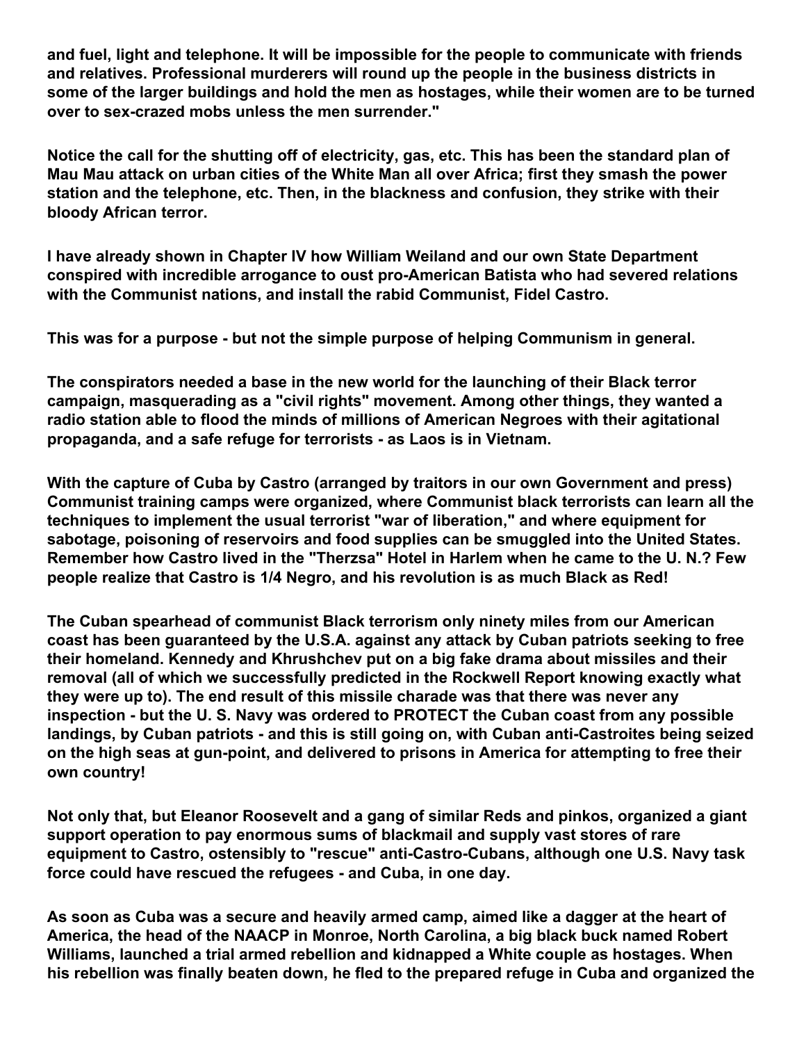**and fuel, light and telephone. It will be impossible for the people to communicate with friends and relatives. Professional murderers will round up the people in the business districts in some of the larger buildings and hold the men as hostages, while their women are to be turned over to sex-crazed mobs unless the men surrender."**

**Notice the call for the shutting off of electricity, gas, etc. This has been the standard plan of Mau Mau attack on urban cities of the White Man all over Africa; first they smash the power station and the telephone, etc. Then, in the blackness and confusion, they strike with their bloody African terror.**

**I have already shown in Chapter IV how William Weiland and our own State Department conspired with incredible arrogance to oust pro-American Batista who had severed relations with the Communist nations, and install the rabid Communist, Fidel Castro.**

**This was for a purpose - but not the simple purpose of helping Communism in general.**

**The conspirators needed a base in the new world for the launching of their Black terror campaign, masquerading as a "civil rights" movement. Among other things, they wanted a radio station able to flood the minds of millions of American Negroes with their agitational propaganda, and a safe refuge for terrorists - as Laos is in Vietnam.**

**With the capture of Cuba by Castro (arranged by traitors in our own Government and press) Communist training camps were organized, where Communist black terrorists can learn all the techniques to implement the usual terrorist "war of liberation," and where equipment for sabotage, poisoning of reservoirs and food supplies can be smuggled into the United States. Remember how Castro lived in the "Therzsa" Hotel in Harlem when he came to the U. N.? Few people realize that Castro is 1/4 Negro, and his revolution is as much Black as Red!**

**The Cuban spearhead of communist Black terrorism only ninety miles from our American coast has been guaranteed by the U.S.A. against any attack by Cuban patriots seeking to free their homeland. Kennedy and Khrushchev put on a big fake drama about missiles and their removal (all of which we successfully predicted in the Rockwell Report knowing exactly what they were up to). The end result of this missile charade was that there was never any inspection - but the U. S. Navy was ordered to PROTECT the Cuban coast from any possible landings, by Cuban patriots - and this is still going on, with Cuban anti-Castroites being seized on the high seas at gun-point, and delivered to prisons in America for attempting to free their own country!**

**Not only that, but Eleanor Roosevelt and a gang of similar Reds and pinkos, organized a giant support operation to pay enormous sums of blackmail and supply vast stores of rare equipment to Castro, ostensibly to "rescue" anti-Castro-Cubans, although one U.S. Navy task force could have rescued the refugees - and Cuba, in one day.**

**As soon as Cuba was a secure and heavily armed camp, aimed like a dagger at the heart of America, the head of the NAACP in Monroe, North Carolina, a big black buck named Robert Williams, launched a trial armed rebellion and kidnapped a White couple as hostages. When his rebellion was finally beaten down, he fled to the prepared refuge in Cuba and organized the**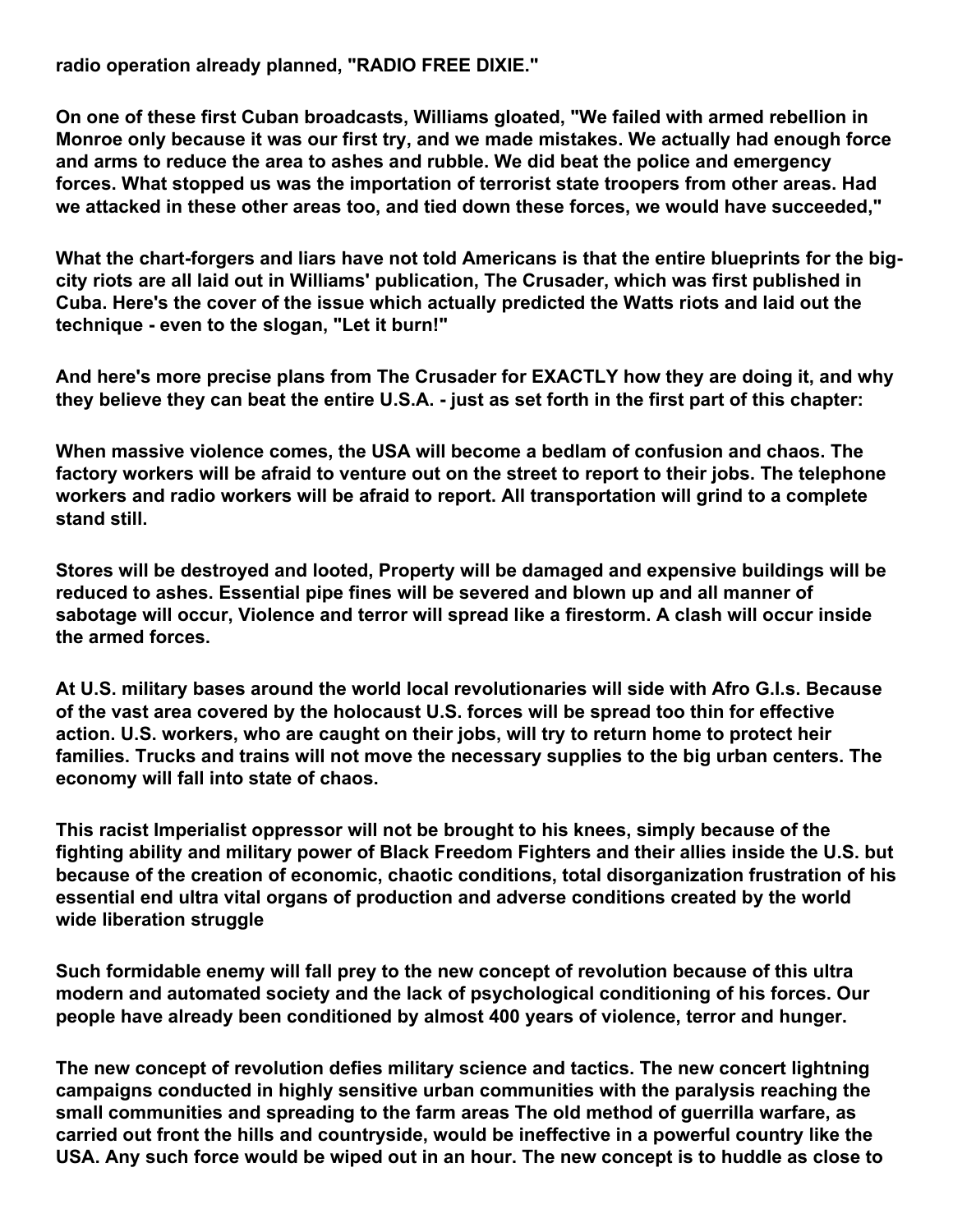**radio operation already planned, "RADIO FREE DIXIE."**

**On one of these first Cuban broadcasts, Williams gloated, "We failed with armed rebellion in Monroe only because it was our first try, and we made mistakes. We actually had enough force and arms to reduce the area to ashes and rubble. We did beat the police and emergency forces. What stopped us was the importation of terrorist state troopers from other areas. Had we attacked in these other areas too, and tied down these forces, we would have succeeded,"**

**What the chart-forgers and liars have not told Americans is that the entire blueprints for the big-city riots are all laid out in Williams' publication, The Crusader, which was first published in Cuba. Here's the cover of the issue which actually predicted the Watts riots and laid out the technique - even to the slogan, "Let it burn!"**

**And here's more precise plans from The Crusader for EXACTLY how they are doing it, and why they believe they can beat the entire U.S.A. - just as set forth in the first part of this chapter:**

**When massive violence comes, the USA will become a bedlam of confusion and chaos. The factory workers will be afraid to venture out on the street to report to their jobs. The telephone workers and radio workers will be afraid to report. All transportation will grind to a complete stand still.**

**Stores will be destroyed and looted, Property will be damaged and expensive buildings will be reduced to ashes. Essential pipe fines will be severed and blown up and all manner of sabotage will occur, Violence and terror will spread like a firestorm. A clash will occur inside the armed forces.**

**At U.S. military bases around the world local revolutionaries will side with Afro G.I.s. Because of the vast area covered by the holocaust U.S. forces will be spread too thin for effective action. U.S. workers, who are caught on their jobs, will try to return home to protect heir families. Trucks and trains will not move the necessary supplies to the big urban centers. The economy will fall into state of chaos.**

**This racist Imperialist oppressor will not be brought to his knees, simply because of the fighting ability and military power of Black Freedom Fighters and their allies inside the U.S. but because of the creation of economic, chaotic conditions, total disorganization frustration of his essential end ultra vital organs of production and adverse conditions created by the world wide liberation struggle**

**Such formidable enemy will fall prey to the new concept of revolution because of this ultra modern and automated society and the lack of psychological conditioning of his forces. Our people have already been conditioned by almost 400 years of violence, terror and hunger.**

**The new concept of revolution defies military science and tactics. The new concert lightning campaigns conducted in highly sensitive urban communities with the paralysis reaching the small communities and spreading to the farm areas The old method of guerrilla warfare, as carried out front the hills and countryside, would be ineffective in a powerful country like the USA. Any such force would be wiped out in an hour. The new concept is to huddle as close to**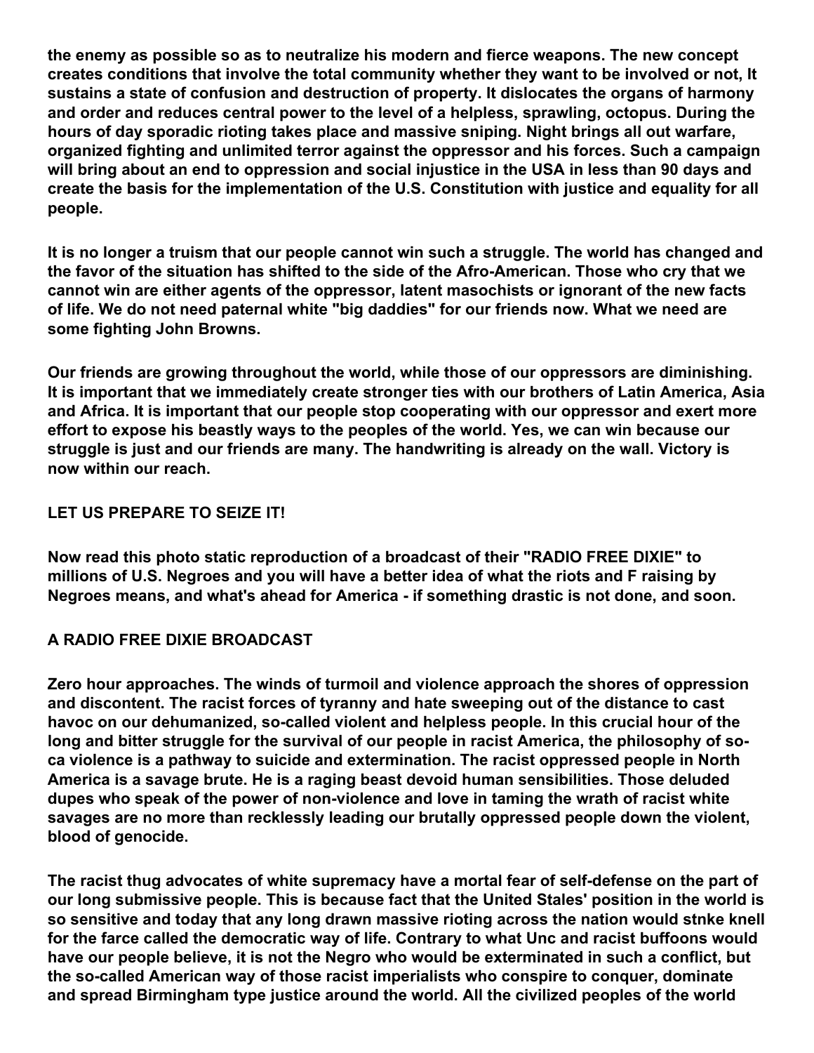**the enemy as possible so as to neutralize his modern and fierce weapons. The new concept creates conditions that involve the total community whether they want to be involved or not, It sustains a state of confusion and destruction of property. It dislocates the organs of harmony and order and reduces central power to the level of a helpless, sprawling, octopus. During the hours of day sporadic rioting takes place and massive sniping. Night brings all out warfare, organized fighting and unlimited terror against the oppressor and his forces. Such a campaign will bring about an end to oppression and social injustice in the USA in less than 90 days and create the basis for the implementation of the U.S. Constitution with justice and equality for all people.**

**It is no longer a truism that our people cannot win such a struggle. The world has changed and the favor of the situation has shifted to the side of the Afro-American. Those who cry that we cannot win are either agents of the oppressor, latent masochists or ignorant of the new facts of life. We do not need paternal white "big daddies" for our friends now. What we need are some fighting John Browns.**

**Our friends are growing throughout the world, while those of our oppressors are diminishing. It is important that we immediately create stronger ties with our brothers of Latin America, Asia and Africa. It is important that our people stop cooperating with our oppressor and exert more effort to expose his beastly ways to the peoples of the world. Yes, we can win because our struggle is just and our friends are many. The handwriting is already on the wall. Victory is now within our reach.**

**LET US PREPARE TO SEIZE IT!**

**Now read this photo static reproduction of a broadcast of their "RADIO FREE DIXIE" to millions of U.S. Negroes and you will have a better idea of what the riots and F raising by Negroes means, and what's ahead for America - if something drastic is not done, and soon.**

**A RADIO FREE DIXIE BROADCAST**

**Zero hour approaches. The winds of turmoil and violence approach the shores of oppression and discontent. The racist forces of tyranny and hate sweeping out of the distance to cast havoc on our dehumanized, so-called violent and helpless people. In this crucial hour of the long and bitter struggle for the survival of our people in racist America, the philosophy of so-ca violence is a pathway to suicide and extermination. The racist oppressed people in North America is a savage brute. He is a raging beast devoid human sensibilities. Those deluded dupes who speak of the power of non-violence and love in taming the wrath of racist white savages are no more than recklessly leading our brutally oppressed people down the violent, blood of genocide.**

**The racist thug advocates of white supremacy have a mortal fear of self-defense on the part of our long submissive people. This is because fact that the United Stales' position in the world is so sensitive and today that any long drawn massive rioting across the nation would stnke knell for the farce called the democratic way of life. Contrary to what Unc and racist buffoons would have our people believe, it is not the Negro who would be exterminated in such a conflict, but the so-called American way of those racist imperialists who conspire to conquer, dominate and spread Birmingham type justice around the world. All the civilized peoples of the world**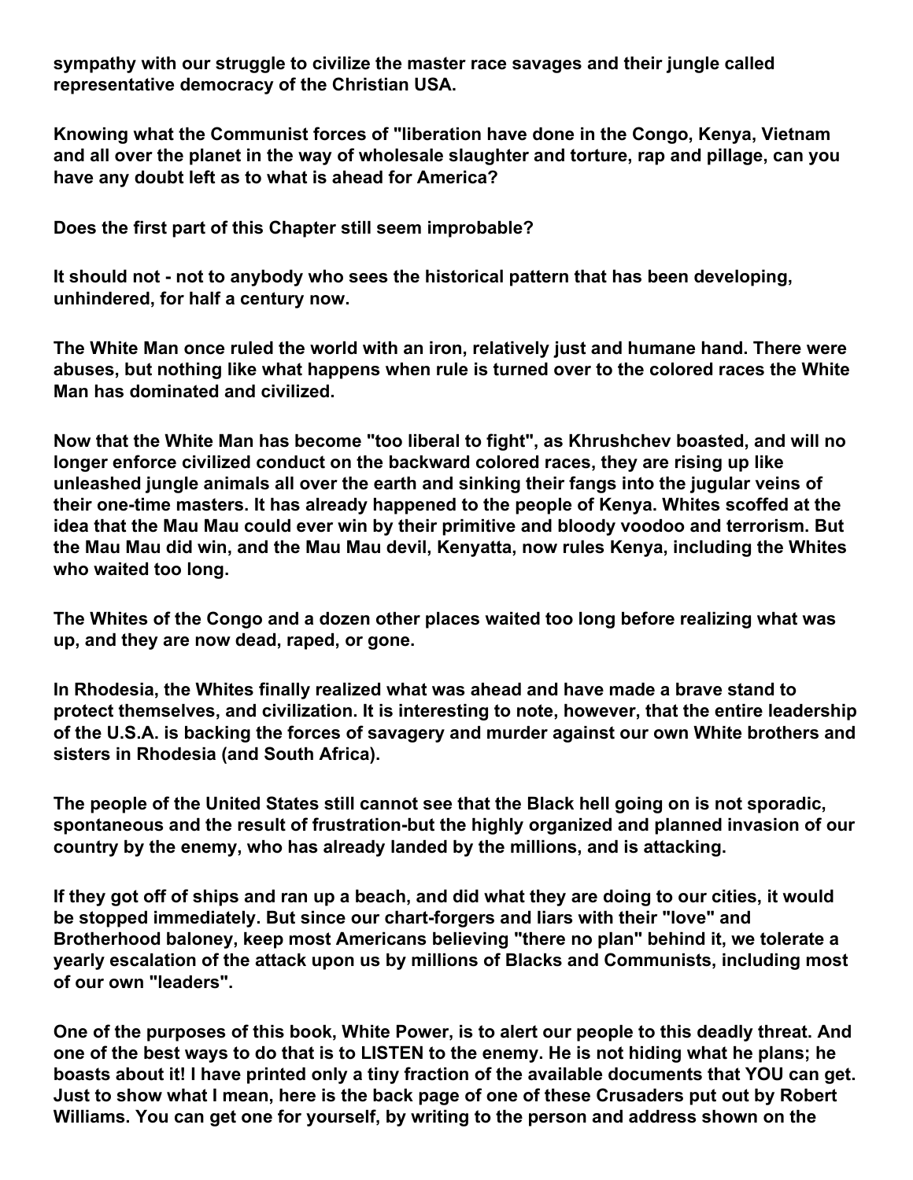sympathy with our struggle to civilize the master race savages and their jungle called representative democracy of the Christian USA.

Knowing what the Communist forces of "liberation have done in the Congo, Kenya, Vietnam and all over the planet in the way of wholesale slaughter and torture, rap and pillage, can you have any doubt left as to what is ahead for America?

Does the first part of this Chapter still seem improbable?

It should not - not to anybody who sees the historical pattern that has been developing, unhindered, for half a century now.

The White Man once ruled the world with an iron, relatively just and humane hand. There were abuses, but nothing like what happens when rule is turned over to the colored races the White Man has dominated and civilized.

Now that the White Man has become "too liberal to fight", as Khrushchev boasted, and will no longer enforce civilized conduct on the backward colored races, they are rising up like unleashed jungle animals all over the earth and sinking their fangs into the jugular veins of their one-time masters. It has already happened to the people of Kenya. Whites scoffed at the idea that the Mau Mau could ever win by their primitive and bloody voodoo and terrorism. But the Mau Mau did win, and the Mau Mau devil, Kenyatta, now rules Kenya, including the Whites who waited too long.

The Whites of the Congo and a dozen other places waited too long before realizing what was up, and they are now dead, raped, or gone.

In Rhodesia, the Whites finally realized what was ahead and have made a brave stand to protect themselves, and civilization. It is interesting to note, however, that the entire leadership of the U.S.A. is backing the forces of savagery and murder against our own White brothers and sisters in Rhodesia (and South Africa).

The people of the United States still cannot see that the Black hell going on is not sporadic, spontaneous and the result of frustration-but the highly organized and planned invasion of our country by the enemy, who has already landed by the millions, and is attacking.

If they got off of ships and ran up a beach, and did what they are doing to our cities, it would be stopped immediately. But since our chart-forgers and liars with their "love" and Brotherhood baloney, keep most Americans believing "there no plan" behind it, we tolerate a yearly escalation of the attack upon us by millions of Blacks and Communists, including most of our own "leaders".

One of the purposes of this book, White Power, is to alert our people to this deadly threat. And one of the best ways to do that is to LISTEN to the enemy. He is not hiding what he plans; he boasts about it! I have printed only a tiny fraction of the available documents that YOU can get. Just to show what I mean, here is the back page of one of these Crusaders put out by Robert Williams. You can get one for yourself, by writing to the person and address shown on the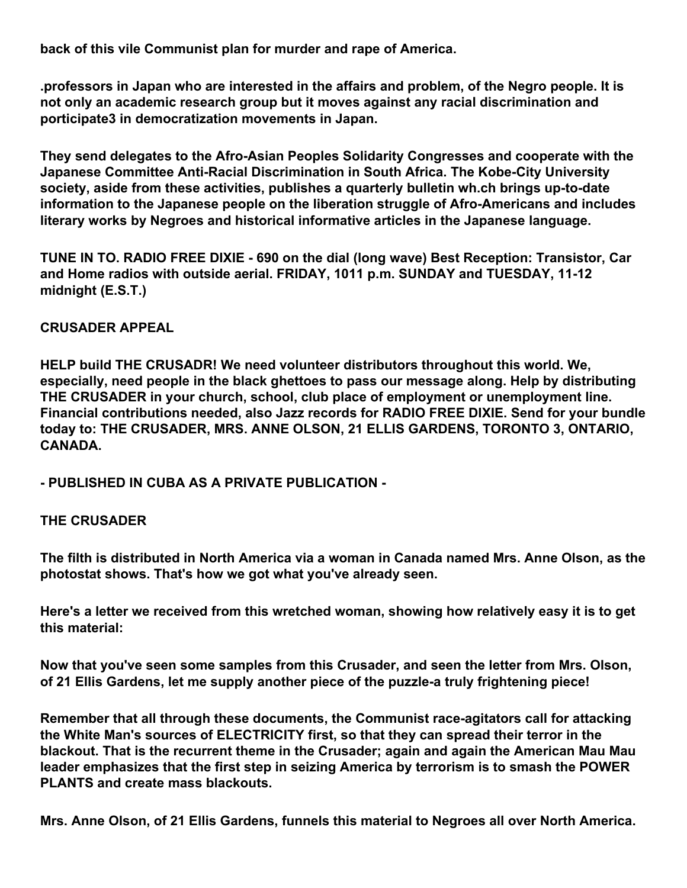**back of this vile Communist plan for murder and rape of America.**

**.professors in Japan who are interested in the affairs and problem, of the Negro people. It is not only an academic research group but it moves against any racial discrimination and porticipate3 in democratization movements in Japan.**

**They send delegates to the Afro-Asian Peoples Solidarity Congresses and cooperate with the Japanese Committee Anti-Racial Discrimination in South Africa. The Kobe-City University society, aside from these activities, publishes a quarterly bulletin wh.ch brings up-to-date information to the Japanese people on the liberation struggle of Afro-Americans and includes literary works by Negroes and historical informative articles in the Japanese language.**

**TUNE IN TO. RADIO FREE DIXIE - 690 on the dial (long wave) Best Reception: Transistor, Car and Home radios with outside aerial. FRIDAY, 1011 p.m. SUNDAY and TUESDAY, 11-12 midnight (E.S.T.)**

**CRUSADER APPEAL**

**HELP build THE CRUSADR! We need volunteer distributors throughout this world. We, especially, need people in the black ghettoes to pass our message along. Help by distributing THE CRUSADER in your church, school, club place of employment or unemployment line. Financial contributions needed, also Jazz records for RADIO FREE DIXIE. Send for your bundle today to: THE CRUSADER, MRS. ANNE OLSON, 21 ELLIS GARDENS, TORONTO 3, ONTARIO, CANADA.**

**- PUBLISHED IN CUBA AS A PRIVATE PUBLICATION -**

**THE CRUSADER**

**The filth is distributed in North America via a woman in Canada named Mrs. Anne Olson, as the photostat shows. That's how we got what you've already seen.**

**Here's a letter we received from this wretched woman, showing how relatively easy it is to get this material:**

**Now that you've seen some samples from this Crusader, and seen the letter from Mrs. Olson, of 21 Ellis Gardens, let me supply another piece of the puzzle-a truly frightening piece!**

**Remember that all through these documents, the Communist race-agitators call for attacking the White Man's sources of ELECTRICITY first, so that they can spread their terror in the blackout. That is the recurrent theme in the Crusader; again and again the American Mau Mau leader emphasizes that the first step in seizing America by terrorism is to smash the POWER PLANTS and create mass blackouts.**

**Mrs. Anne Olson, of 21 Ellis Gardens, funnels this material to Negroes all over North America.**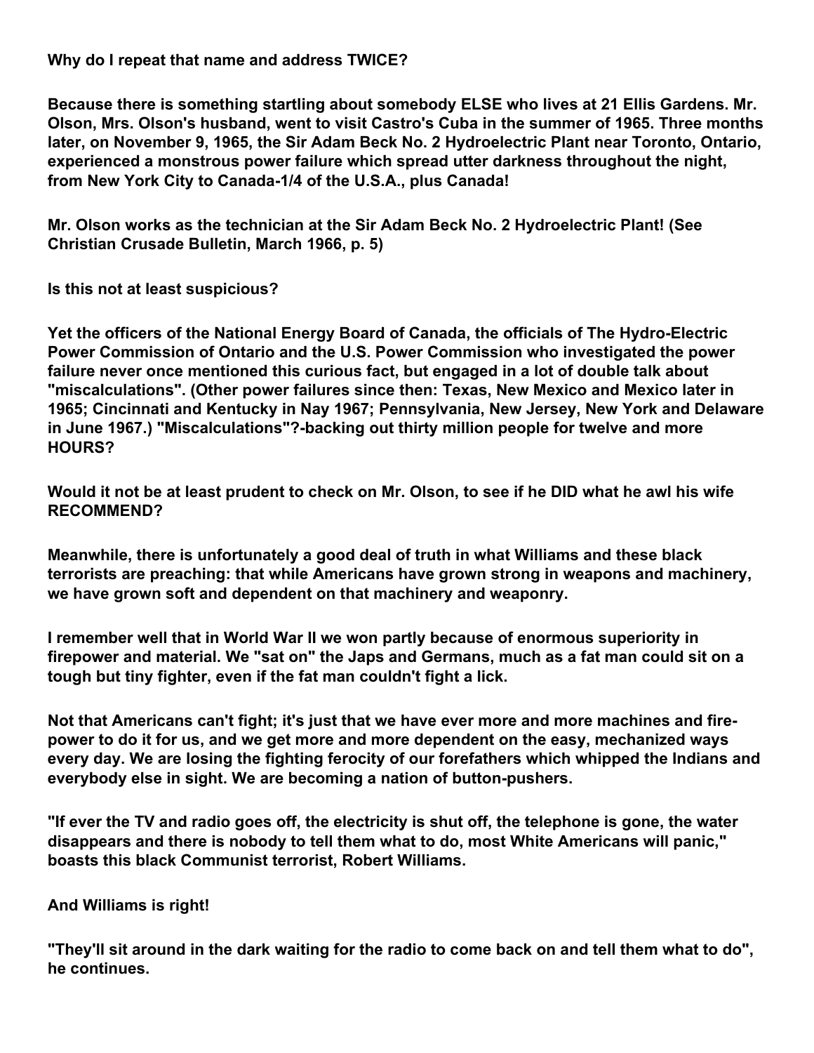**Why do I repeat that name and address TWICE?**

**Because there is something startling about somebody ELSE who lives at 21 Ellis Gardens. Mr. Olson, Mrs. Olson's husband, went to visit Castro's Cuba in the summer of 1965. Three months later, on November 9, 1965, the Sir Adam Beck No. 2 Hydroelectric Plant near Toronto, Ontario, experienced a monstrous power failure which spread utter darkness throughout the night, from New York City to Canada-1/4 of the U.S.A., plus Canada!**

**Mr. Olson works as the technician at the Sir Adam Beck No. 2 Hydroelectric Plant! (See Christian Crusade Bulletin, March 1966, p. 5)**

**Is this not at least suspicious?**

**Yet the officers of the National Energy Board of Canada, the officials of The Hydro-Electric Power Commission of Ontario and the U.S. Power Commission who investigated the power failure never once mentioned this curious fact, but engaged in a lot of double talk about "miscalculations". (Other power failures since then: Texas, New Mexico and Mexico later in 1965; Cincinnati and Kentucky in Nay 1967; Pennsylvania, New Jersey, New York and Delaware in June 1967.) "Miscalculations"?-backing out thirty million people for twelve and more HOURS?**

**Would it not be at least prudent to check on Mr. Olson, to see if he DID what he awl his wife RECOMMEND?**

**Meanwhile, there is unfortunately a good deal of truth in what Williams and these black terrorists are preaching: that while Americans have grown strong in weapons and machinery, we have grown soft and dependent on that machinery and weaponry.**

**I remember well that in World War II we won partly because of enormous superiority in firepower and material. We "sat on" the Japs and Germans, much as a fat man could sit on a tough but tiny fighter, even if the fat man couldn't fight a lick.**

**Not that Americans can't fight; it's just that we have ever more and more machines and fire-power to do it for us, and we get more and more dependent on the easy, mechanized ways every day. We are losing the fighting ferocity of our forefathers which whipped the Indians and everybody else in sight. We are becoming a nation of button-pushers.**

**"If ever the TV and radio goes off, the electricity is shut off, the telephone is gone, the water disappears and there is nobody to tell them what to do, most White Americans will panic," boasts this black Communist terrorist, Robert Williams.**

**And Williams is right!**

**"They'll sit around in the dark waiting for the radio to come back on and tell them what to do", he continues.**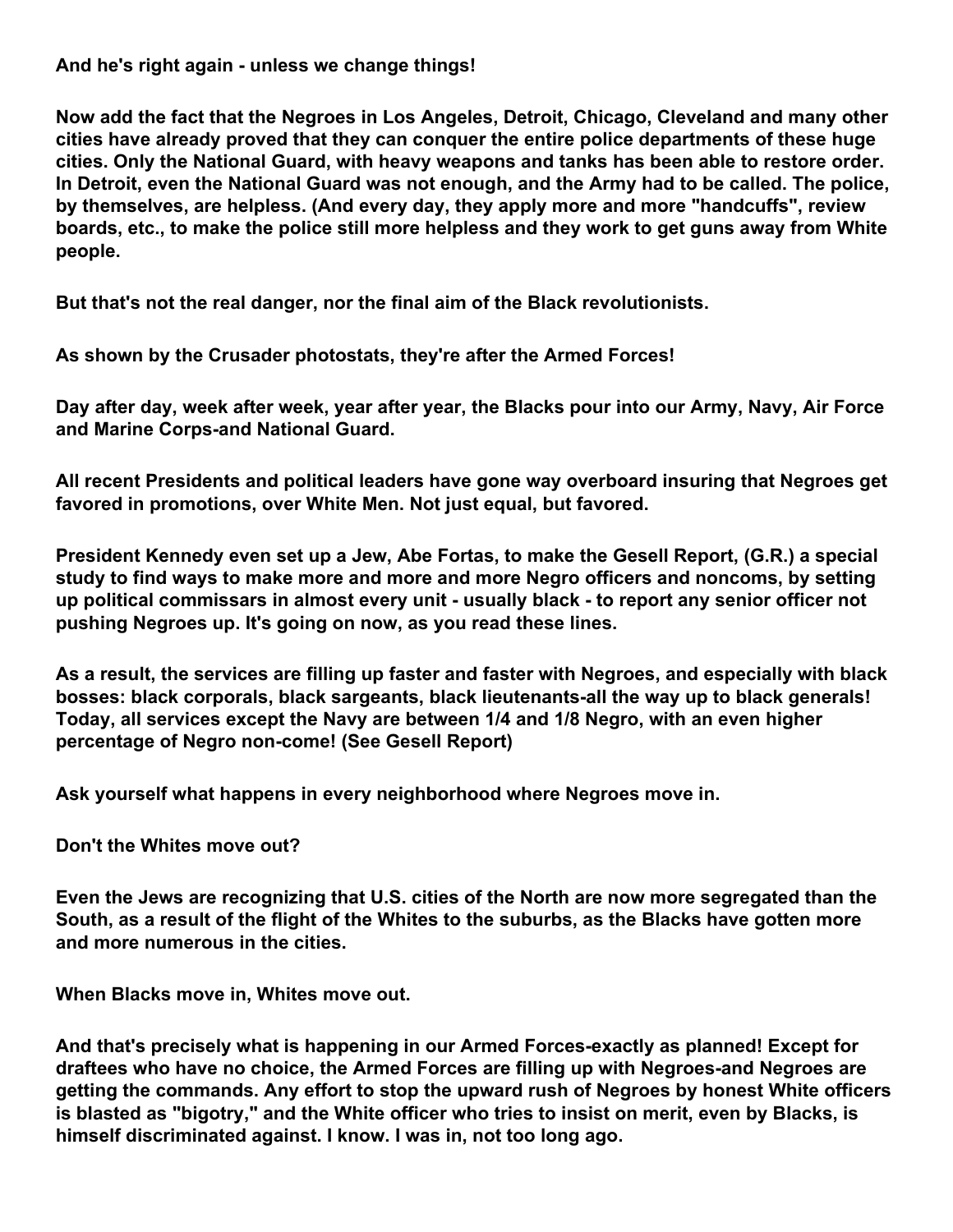**And he's right again - unless we change things!**

**Now add the fact that the Negroes in Los Angeles, Detroit, Chicago, Cleveland and many other cities have already proved that they can conquer the entire police departments of these huge cities. Only the National Guard, with heavy weapons and tanks has been able to restore order. In Detroit, even the National Guard was not enough, and the Army had to be called. The police, by themselves, are helpless. (And every day, they apply more and more "handcuffs", review boards, etc., to make the police still more helpless and they work to get guns away from White people.**

**But that's not the real danger, nor the final aim of the Black revolutionists.**

**As shown by the Crusader photostats, they're after the Armed Forces!**

**Day after day, week after week, year after year, the Blacks pour into our Army, Navy, Air Force and Marine Corps-and National Guard.**

**All recent Presidents and political leaders have gone way overboard insuring that Negroes get favored in promotions, over White Men. Not just equal, but favored.**

**President Kennedy even set up a Jew, Abe Fortas, to make the Gesell Report, (G.R.) a special study to find ways to make more and more and more Negro officers and noncoms, by setting up political commissars in almost every unit - usually black - to report any senior officer not pushing Negroes up. It's going on now, as you read these lines.**

**As a result, the services are filling up faster and faster with Negroes, and especially with black bosses: black corporals, black sargeants, black lieutenants-all the way up to black generals! Today, all services except the Navy are between 1/4 and 1/8 Negro, with an even higher percentage of Negro non-come! (See Gesell Report)**

**Ask yourself what happens in every neighborhood where Negroes move in.**

**Don't the Whites move out?**

**Even the Jews are recognizing that U.S. cities of the North are now more segregated than the South, as a result of the flight of the Whites to the suburbs, as the Blacks have gotten more and more numerous in the cities.**

**When Blacks move in, Whites move out.**

**And that's precisely what is happening in our Armed Forces-exactly as planned! Except for draftees who have no choice, the Armed Forces are filling up with Negroes-and Negroes are getting the commands. Any effort to stop the upward rush of Negroes by honest White officers is blasted as "bigotry," and the White officer who tries to insist on merit, even by Blacks, is himself discriminated against. I know. I was in, not too long ago.**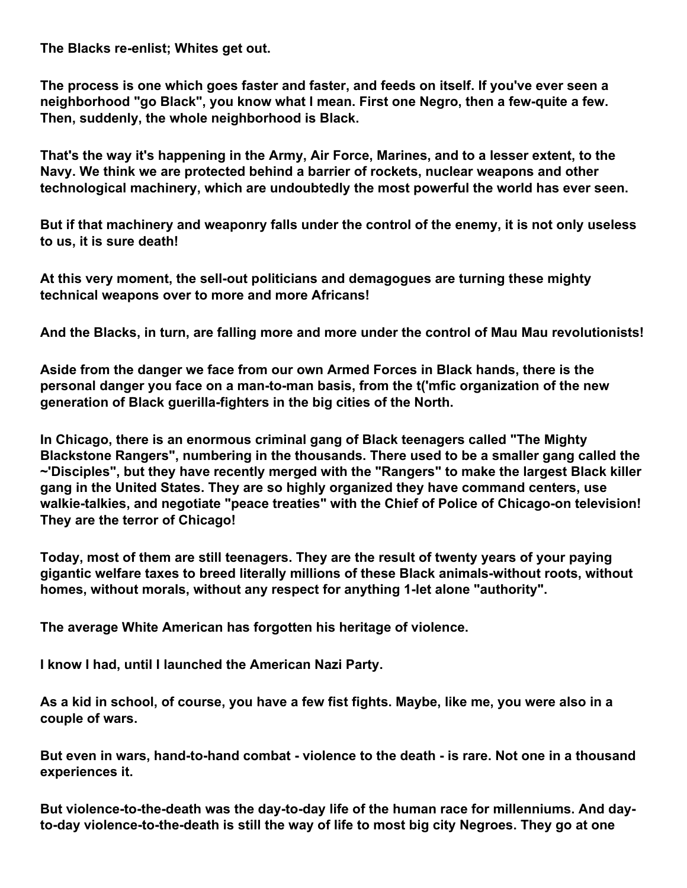The Blacks re-enlist; Whites get out.

The process is one which goes faster and faster, and feeds on itself. If you've ever seen a neighborhood "go Black", you know what I mean. First one Negro, then a few-quite a few. Then, suddenly, the whole neighborhood is Black.

That's the way it's happening in the Army, Air Force, Marines, and to a lesser extent, to the Navy. We think we are protected behind a barrier of rockets, nuclear weapons and other technological machinery, which are undoubtedly the most powerful the world has ever seen.

But if that machinery and weaponry falls under the control of the enemy, it is not only useless to us, it is sure death!

At this very moment, the sell-out politicians and demagogues are turning these mighty technical weapons over to more and more Africans!

And the Blacks, in turn, are falling more and more under the control of Mau Mau revolutionists!

Aside from the danger we face from our own Armed Forces in Black hands, there is the personal danger you face on a man-to-man basis, from the t('mfic organization of the new generation of Black guerilla-fighters in the big cities of the North.

In Chicago, there is an enormous criminal gang of Black teenagers called "The Mighty Blackstone Rangers", numbering in the thousands. There used to be a smaller gang called the ~'Disciples", but they have recently merged with the "Rangers" to make the largest Black killer gang in the United States. They are so highly organized they have command centers, use walkie-talkies, and negotiate "peace treaties" with the Chief of Police of Chicago-on television! They are the terror of Chicago!

Today, most of them are still teenagers. They are the result of twenty years of your paying gigantic welfare taxes to breed literally millions of these Black animals-without roots, without homes, without morals, without any respect for anything 1-let alone "authority".

The average White American has forgotten his heritage of violence.

I know I had, until I launched the American Nazi Party.

As a kid in school, of course, you have a few fist fights. Maybe, like me, you were also in a couple of wars.

But even in wars, hand-to-hand combat - violence to the death - is rare. Not one in a thousand experiences it.

But violence-to-the-death was the day-to-day life of the human race for millenniums. And day-to-day violence-to-the-death is still the way of life to most big city Negroes. They go at one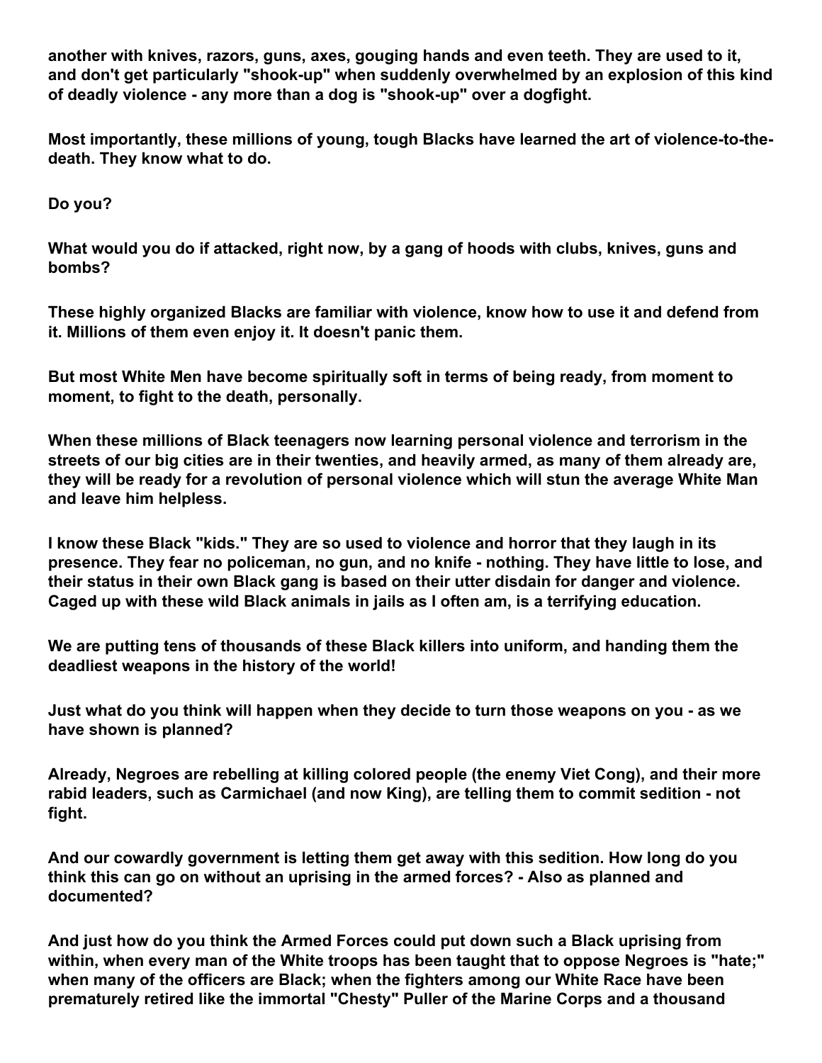**another with knives, razors, guns, axes, gouging hands and even teeth. They are used to it, and don't get particularly "shook-up" when suddenly overwhelmed by an explosion of this kind of deadly violence - any more than a dog is "shook-up" over a dogfight.**

**Most importantly, these millions of young, tough Blacks have learned the art of violence-to-the-death. They know what to do.**

**Do you?**

**What would you do if attacked, right now, by a gang of hoods with clubs, knives, guns and bombs?**

**These highly organized Blacks are familiar with violence, know how to use it and defend from it. Millions of them even enjoy it. It doesn't panic them.**

**But most White Men have become spiritually soft in terms of being ready, from moment to moment, to fight to the death, personally.**

**When these millions of Black teenagers now learning personal violence and terrorism in the streets of our big cities are in their twenties, and heavily armed, as many of them already are, they will be ready for a revolution of personal violence which will stun the average White Man and leave him helpless.**

**I know these Black "kids." They are so used to violence and horror that they laugh in its presence. They fear no policeman, no gun, and no knife - nothing. They have little to lose, and their status in their own Black gang is based on their utter disdain for danger and violence. Caged up with these wild Black animals in jails as I often am, is a terrifying education.**

**We are putting tens of thousands of these Black killers into uniform, and handing them the deadliest weapons in the history of the world!**

**Just what do you think will happen when they decide to turn those weapons on you - as we have shown is planned?**

**Already, Negroes are rebelling at killing colored people (the enemy Viet Cong), and their more rabid leaders, such as Carmichael (and now King), are telling them to commit sedition - not fight.**

**And our cowardly government is letting them get away with this sedition. How long do you think this can go on without an uprising in the armed forces? - Also as planned and documented?**

**And just how do you think the Armed Forces could put down such a Black uprising from within, when every man of the White troops has been taught that to oppose Negroes is "hate;" when many of the officers are Black; when the fighters among our White Race have been prematurely retired like the immortal "Chesty" Puller of the Marine Corps and a thousand**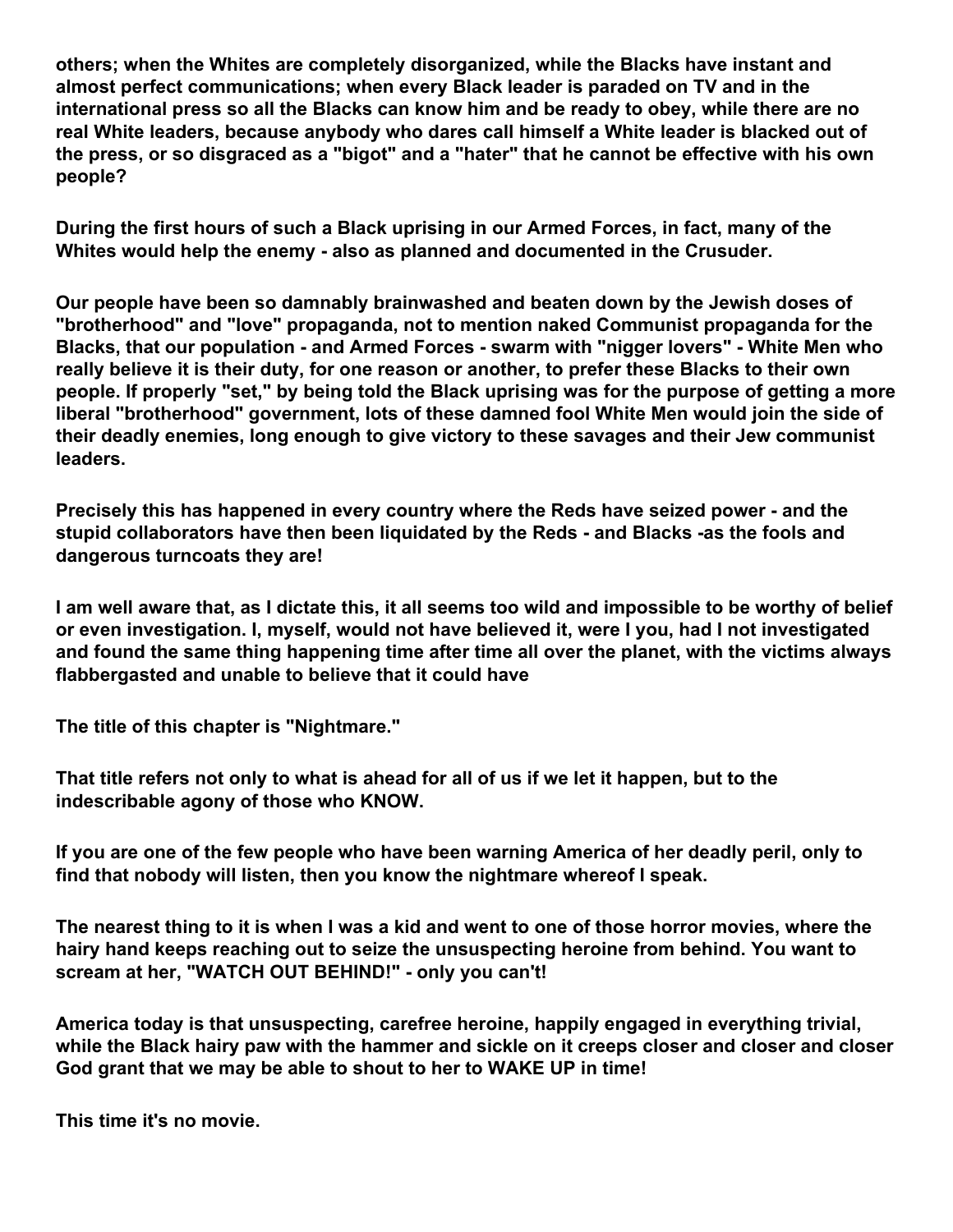**others; when the Whites are completely disorganized, while the Blacks have instant and almost perfect communications; when every Black leader is paraded on TV and in the international press so all the Blacks can know him and be ready to obey, while there are no real White leaders, because anybody who dares call himself a White leader is blacked out of the press, or so disgraced as a "bigot" and a "hater" that he cannot be effective with his own people?**

**During the first hours of such a Black uprising in our Armed Forces, in fact, many of the Whites would help the enemy - also as planned and documented in the Crusuder.**

**Our people have been so damnably brainwashed and beaten down by the Jewish doses of "brotherhood" and "love" propaganda, not to mention naked Communist propaganda for the Blacks, that our population - and Armed Forces - swarm with "nigger lovers" - White Men who really believe it is their duty, for one reason or another, to prefer these Blacks to their own people. If properly "set," by being told the Black uprising was for the purpose of getting a more liberal "brotherhood" government, lots of these damned fool White Men would join the side of their deadly enemies, long enough to give victory to these savages and their Jew communist leaders.**

**Precisely this has happened in every country where the Reds have seized power - and the stupid collaborators have then been liquidated by the Reds - and Blacks -as the fools and dangerous turncoats they are!**

**I am well aware that, as I dictate this, it all seems too wild and impossible to be worthy of belief or even investigation. I, myself, would not have believed it, were I you, had I not investigated and found the same thing happening time after time all over the planet, with the victims always flabbergasted and unable to believe that it could have**

**The title of this chapter is "Nightmare."**

**That title refers not only to what is ahead for all of us if we let it happen, but to the indescribable agony of those who KNOW.**

**If you are one of the few people who have been warning America of her deadly peril, only to find that nobody will listen, then you know the nightmare whereof I speak.**

**The nearest thing to it is when I was a kid and went to one of those horror movies, where the hairy hand keeps reaching out to seize the unsuspecting heroine from behind. You want to scream at her, "WATCH OUT BEHIND!" - only you can't!**

**America today is that unsuspecting, carefree heroine, happily engaged in everything trivial, while the Black hairy paw with the hammer and sickle on it creeps closer and closer and closer God grant that we may be able to shout to her to WAKE UP in time!**

**This time it's no movie.**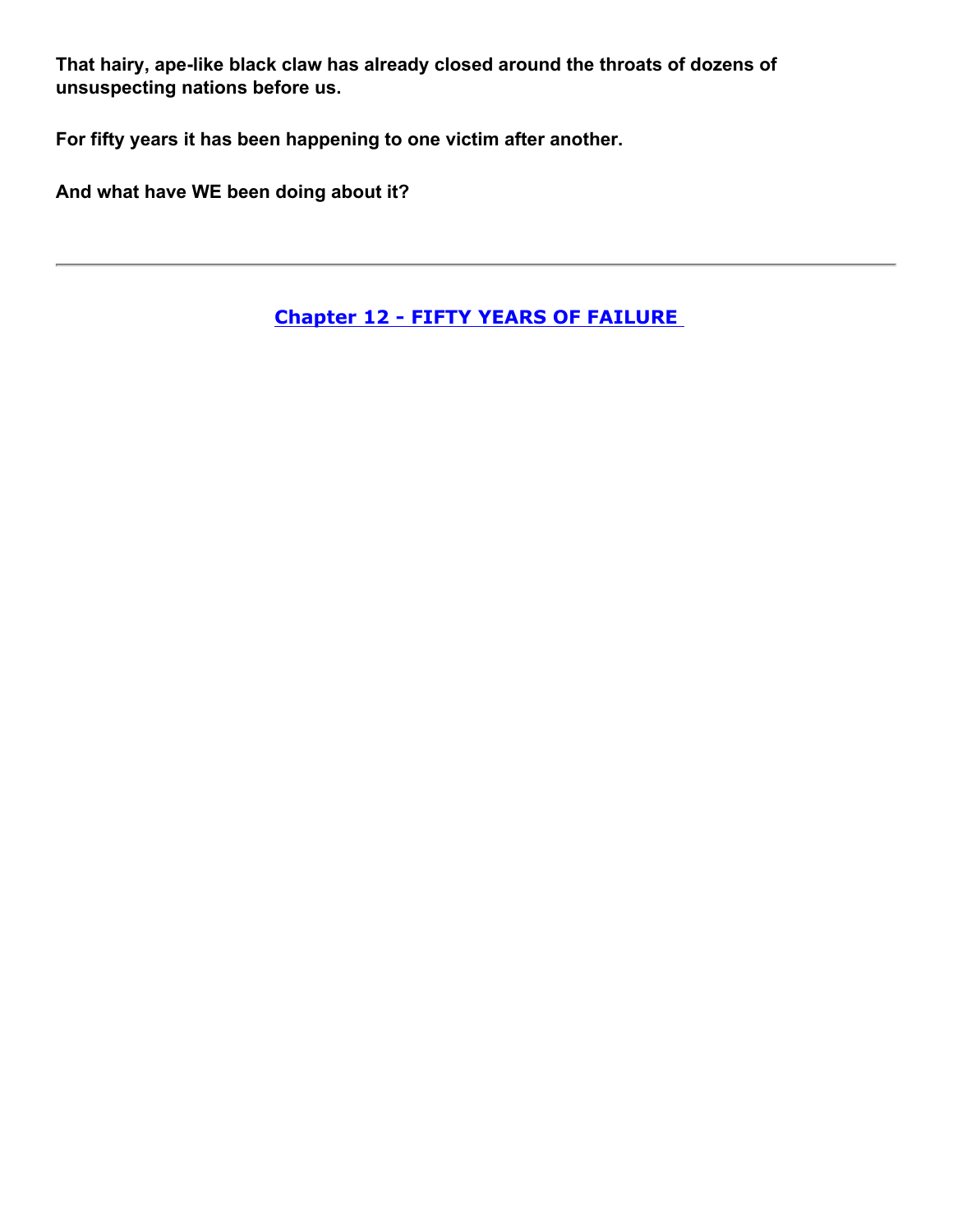**That hairy, ape-like black claw has already closed around the throats of dozens of unsuspecting nations before us.**

**For fifty years it has been happening to one victim after another.**

**And what have WE been doing about it?**

---

## Chapter 12 - FIFTY YEARS OF FAILURE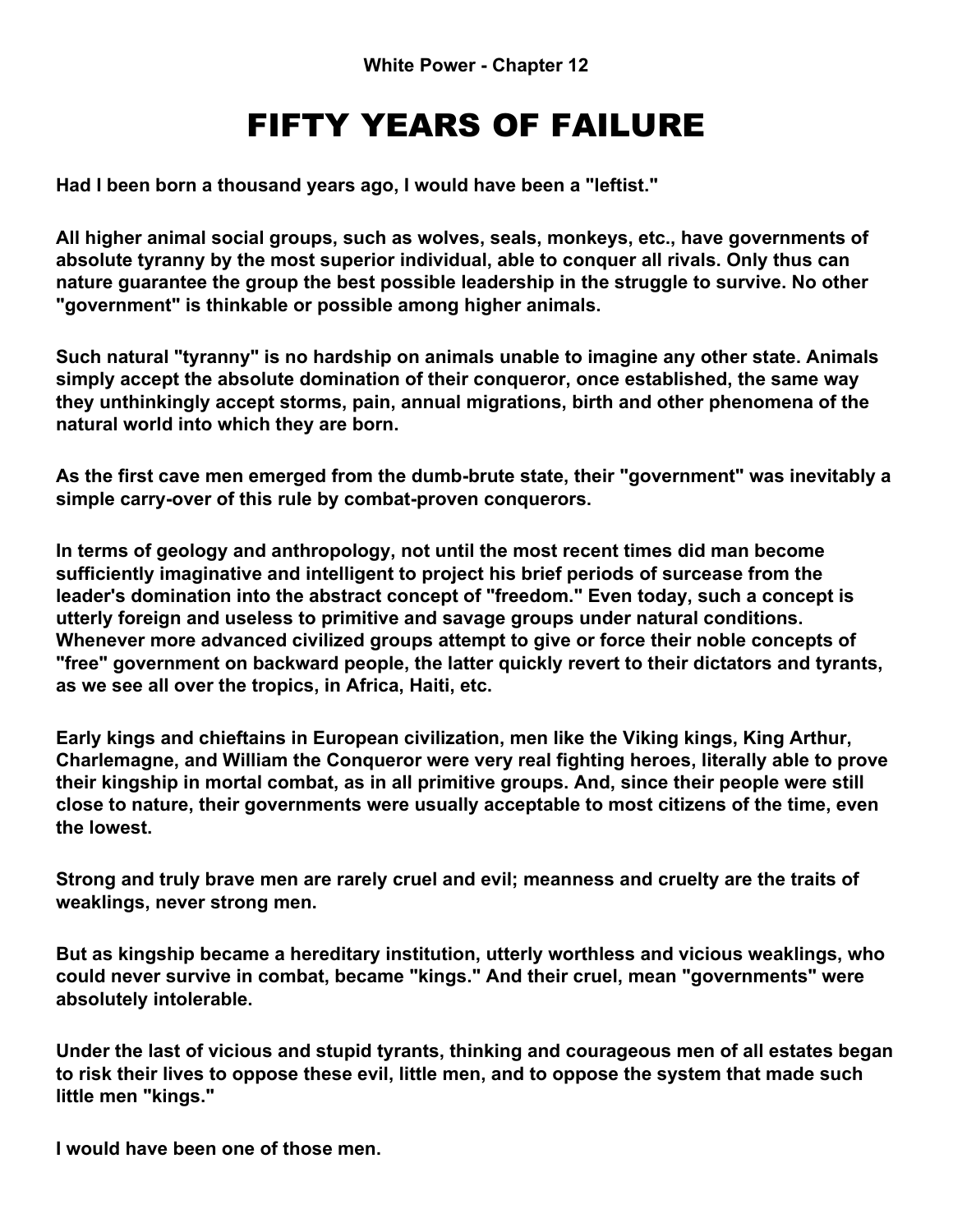**White Power - Chapter 12**

# FIFTY YEARS OF FAILURE

**Had I been born a thousand years ago, I would have been a "leftist."**

**All higher animal social groups, such as wolves, seals, monkeys, etc., have governments of absolute tyranny by the most superior individual, able to conquer all rivals. Only thus can nature guarantee the group the best possible leadership in the struggle to survive. No other "government" is thinkable or possible among higher animals.**

**Such natural "tyranny" is no hardship on animals unable to imagine any other state. Animals simply accept the absolute domination of their conqueror, once established, the same way they unthinkingly accept storms, pain, annual migrations, birth and other phenomena of the natural world into which they are born.**

**As the first cave men emerged from the dumb-brute state, their "government" was inevitably a simple carry-over of this rule by combat-proven conquerors.**

**In terms of geology and anthropology, not until the most recent times did man become sufficiently imaginative and intelligent to project his brief periods of surcease from the leader's domination into the abstract concept of "freedom." Even today, such a concept is utterly foreign and useless to primitive and savage groups under natural conditions. Whenever more advanced civilized groups attempt to give or force their noble concepts of "free" government on backward people, the latter quickly revert to their dictators and tyrants, as we see all over the tropics, in Africa, Haiti, etc.**

**Early kings and chieftains in European civilization, men like the Viking kings, King Arthur, Charlemagne, and William the Conqueror were very real fighting heroes, literally able to prove their kingship in mortal combat, as in all primitive groups. And, since their people were still close to nature, their governments were usually acceptable to most citizens of the time, even the lowest.**

**Strong and truly brave men are rarely cruel and evil; meanness and cruelty are the traits of weaklings, never strong men.**

**But as kingship became a hereditary institution, utterly worthless and vicious weaklings, who could never survive in combat, became "kings." And their cruel, mean "governments" were absolutely intolerable.**

**Under the last of vicious and stupid tyrants, thinking and courageous men of all estates began to risk their lives to oppose these evil, little men, and to oppose the system that made such little men "kings."**

**I would have been one of those men.**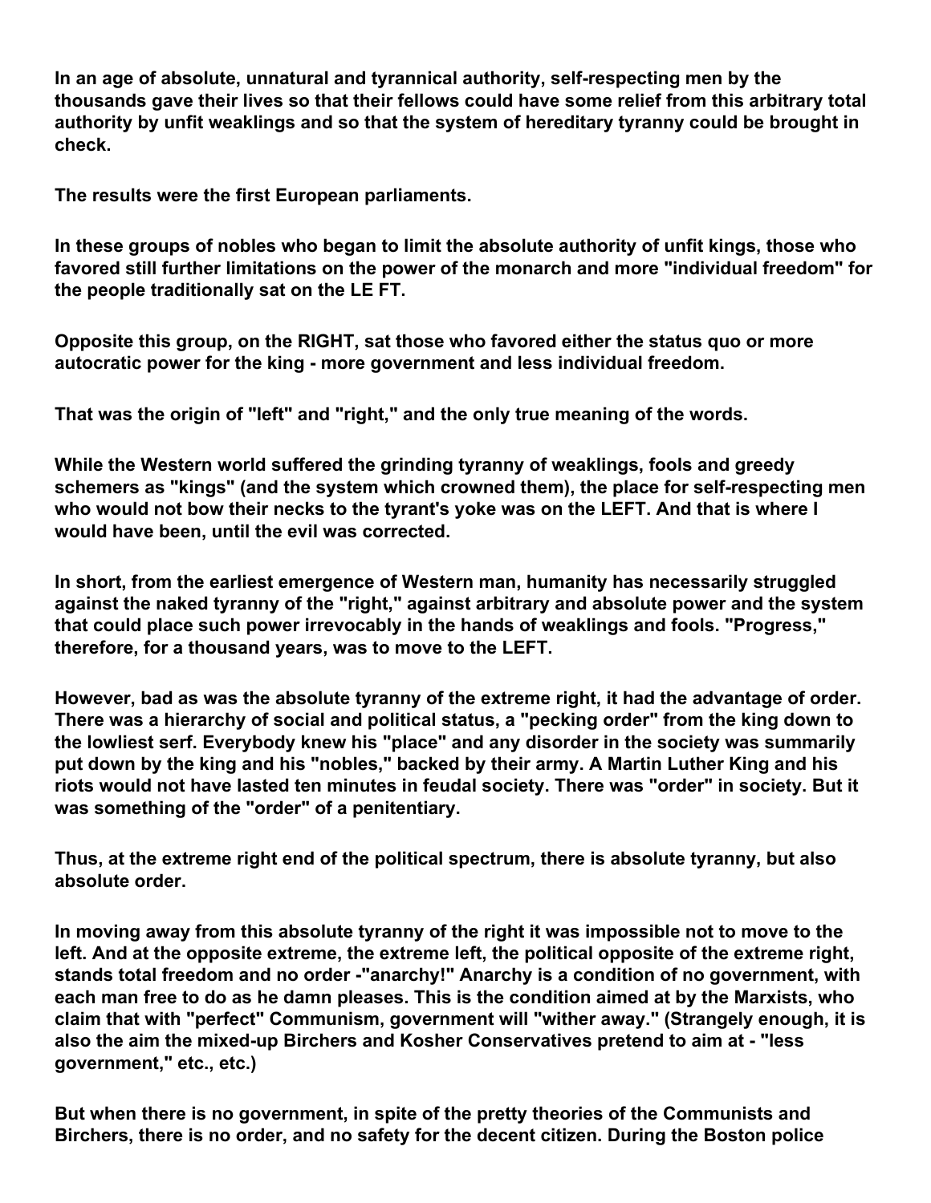**In an age of absolute, unnatural and tyrannical authority, self-respecting men by the thousands gave their lives so that their fellows could have some relief from this arbitrary total authority by unfit weaklings and so that the system of hereditary tyranny could be brought in check.**

**The results were the first European parliaments.**

**In these groups of nobles who began to limit the absolute authority of unfit kings, those who favored still further limitations on the power of the monarch and more "individual freedom" for the people traditionally sat on the LE FT.**

**Opposite this group, on the RIGHT, sat those who favored either the status quo or more autocratic power for the king - more government and less individual freedom.**

**That was the origin of "left" and "right," and the only true meaning of the words.**

**While the Western world suffered the grinding tyranny of weaklings, fools and greedy schemers as "kings" (and the system which crowned them), the place for self-respecting men who would not bow their necks to the tyrant's yoke was on the LEFT. And that is where I would have been, until the evil was corrected.**

**In short, from the earliest emergence of Western man, humanity has necessarily struggled against the naked tyranny of the "right," against arbitrary and absolute power and the system that could place such power irrevocably in the hands of weaklings and fools. "Progress," therefore, for a thousand years, was to move to the LEFT.**

**However, bad as was the absolute tyranny of the extreme right, it had the advantage of order. There was a hierarchy of social and political status, a "pecking order" from the king down to the lowliest serf. Everybody knew his "place" and any disorder in the society was summarily put down by the king and his "nobles," backed by their army. A Martin Luther King and his riots would not have lasted ten minutes in feudal society. There was "order" in society. But it was something of the "order" of a penitentiary.**

**Thus, at the extreme right end of the political spectrum, there is absolute tyranny, but also absolute order.**

**In moving away from this absolute tyranny of the right it was impossible not to move to the left. And at the opposite extreme, the extreme left, the political opposite of the extreme right, stands total freedom and no order -"anarchy!" Anarchy is a condition of no government, with each man free to do as he damn pleases. This is the condition aimed at by the Marxists, who claim that with "perfect" Communism, government will "wither away." (Strangely enough, it is also the aim the mixed-up Birchers and Kosher Conservatives pretend to aim at - "less government," etc., etc.)**

**But when there is no government, in spite of the pretty theories of the Communists and Birchers, there is no order, and no safety for the decent citizen. During the Boston police**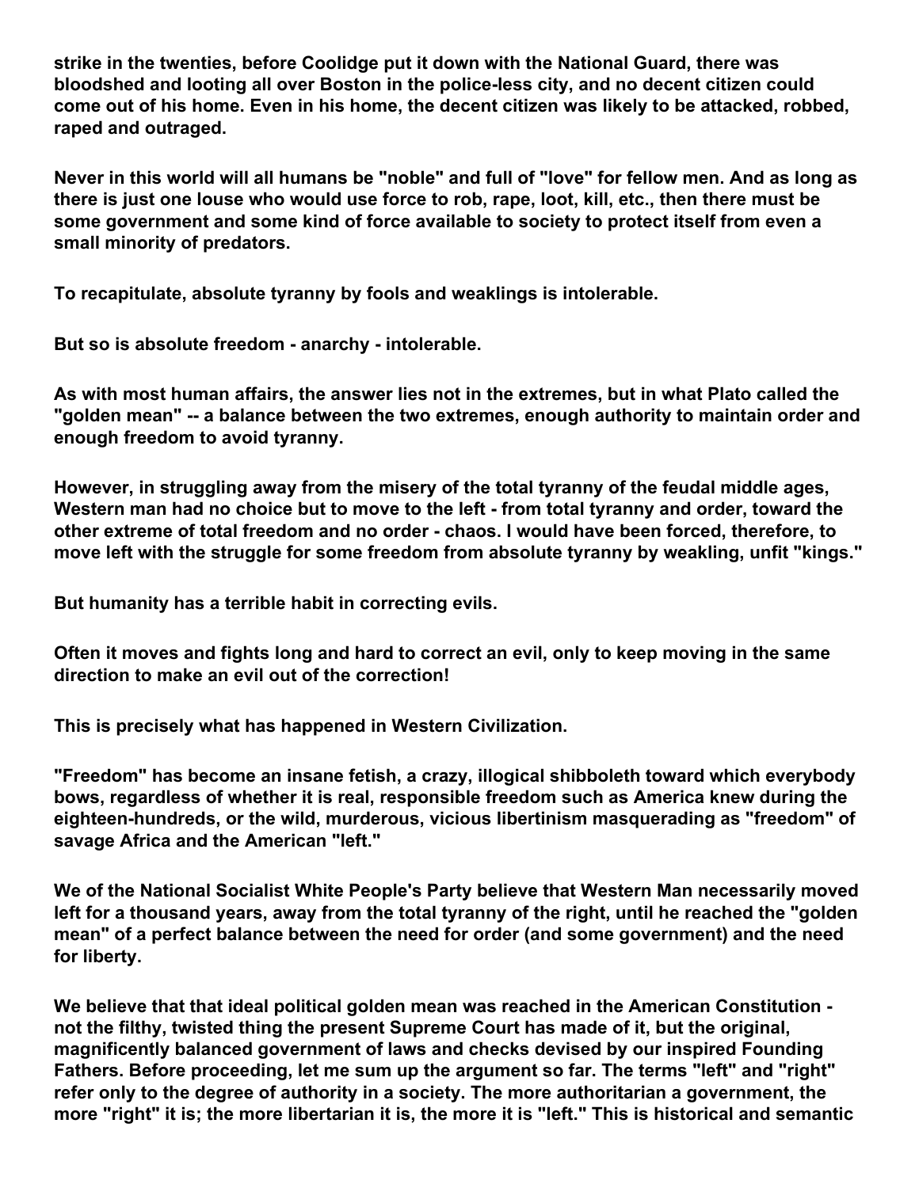**strike in the twenties, before Coolidge put it down with the National Guard, there was bloodshed and looting all over Boston in the police-less city, and no decent citizen could come out of his home. Even in his home, the decent citizen was likely to be attacked, robbed, raped and outraged.**

**Never in this world will all humans be "noble" and full of "love" for fellow men. And as long as there is just one louse who would use force to rob, rape, loot, kill, etc., then there must be some government and some kind of force available to society to protect itself from even a small minority of predators.**

**To recapitulate, absolute tyranny by fools and weaklings is intolerable.**

**But so is absolute freedom - anarchy - intolerable.**

**As with most human affairs, the answer lies not in the extremes, but in what Plato called the "golden mean" -- a balance between the two extremes, enough authority to maintain order and enough freedom to avoid tyranny.**

**However, in struggling away from the misery of the total tyranny of the feudal middle ages, Western man had no choice but to move to the left - from total tyranny and order, toward the other extreme of total freedom and no order - chaos. I would have been forced, therefore, to move left with the struggle for some freedom from absolute tyranny by weakling, unfit "kings."**

**But humanity has a terrible habit in correcting evils.**

**Often it moves and fights long and hard to correct an evil, only to keep moving in the same direction to make an evil out of the correction!**

**This is precisely what has happened in Western Civilization.**

**"Freedom" has become an insane fetish, a crazy, illogical shibboleth toward which everybody bows, regardless of whether it is real, responsible freedom such as America knew during the eighteen-hundreds, or the wild, murderous, vicious libertinism masquerading as "freedom" of savage Africa and the American "left."**

**We of the National Socialist White People's Party believe that Western Man necessarily moved left for a thousand years, away from the total tyranny of the right, until he reached the "golden mean" of a perfect balance between the need for order (and some government) and the need for liberty.**

**We believe that that ideal political golden mean was reached in the American Constitution - not the filthy, twisted thing the present Supreme Court has made of it, but the original, magnificently balanced government of laws and checks devised by our inspired Founding Fathers. Before proceeding, let me sum up the argument so far. The terms "left" and "right" refer only to the degree of authority in a society. The more authoritarian a government, the more "right" it is; the more libertarian it is, the more it is "left." This is historical and semantic**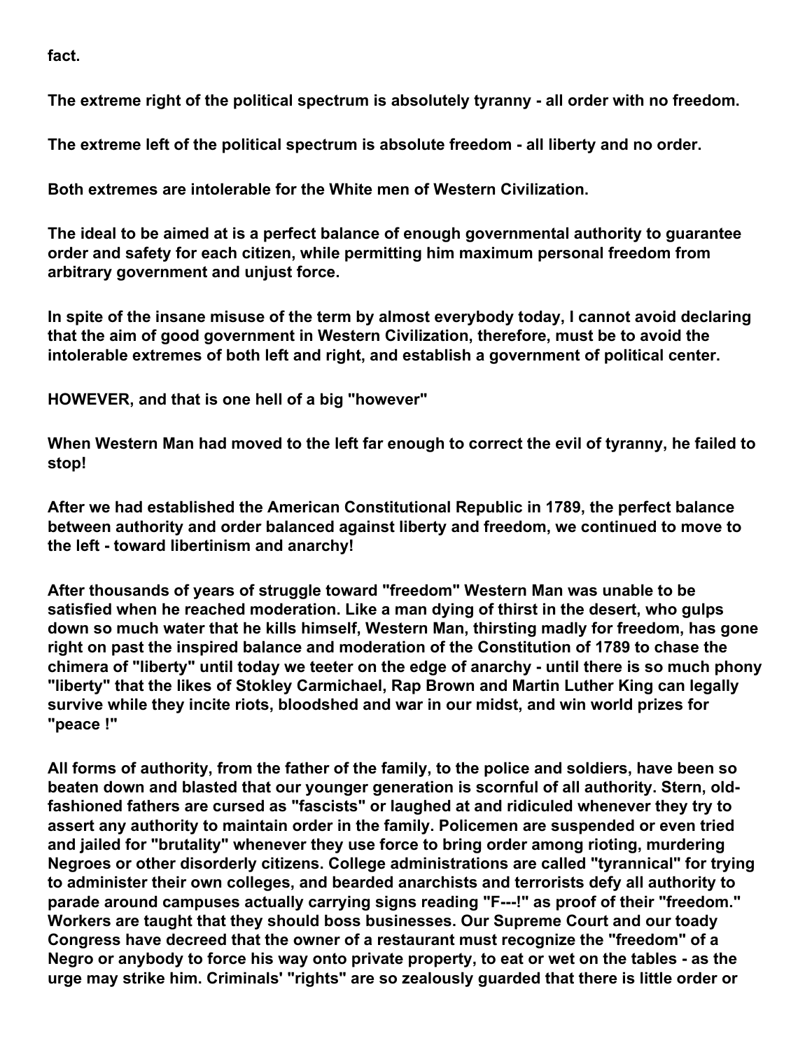**fact.**

**The extreme right of the political spectrum is absolutely tyranny - all order with no freedom.**

**The extreme left of the political spectrum is absolute freedom - all liberty and no order.**

**Both extremes are intolerable for the White men of Western Civilization.**

**The ideal to be aimed at is a perfect balance of enough governmental authority to guarantee order and safety for each citizen, while permitting him maximum personal freedom from arbitrary government and unjust force.**

**In spite of the insane misuse of the term by almost everybody today, I cannot avoid declaring that the aim of good government in Western Civilization, therefore, must be to avoid the intolerable extremes of both left and right, and establish a government of political center.**

**HOWEVER, and that is one hell of a big "however"**

**When Western Man had moved to the left far enough to correct the evil of tyranny, he failed to stop!**

**After we had established the American Constitutional Republic in 1789, the perfect balance between authority and order balanced against liberty and freedom, we continued to move to the left - toward libertinism and anarchy!**

**After thousands of years of struggle toward "freedom" Western Man was unable to be satisfied when he reached moderation. Like a man dying of thirst in the desert, who gulps down so much water that he kills himself, Western Man, thirsting madly for freedom, has gone right on past the inspired balance and moderation of the Constitution of 1789 to chase the chimera of "liberty" until today we teeter on the edge of anarchy - until there is so much phony "liberty" that the likes of Stokley Carmichael, Rap Brown and Martin Luther King can legally survive while they incite riots, bloodshed and war in our midst, and win world prizes for "peace !"**

**All forms of authority, from the father of the family, to the police and soldiers, have been so beaten down and blasted that our younger generation is scornful of all authority. Stern, old-fashioned fathers are cursed as "fascists" or laughed at and ridiculed whenever they try to assert any authority to maintain order in the family. Policemen are suspended or even tried and jailed for "brutality" whenever they use force to bring order among rioting, murdering Negroes or other disorderly citizens. College administrations are called "tyrannical" for trying to administer their own colleges, and bearded anarchists and terrorists defy all authority to parade around campuses actually carrying signs reading "F---!" as proof of their "freedom." Workers are taught that they should boss businesses. Our Supreme Court and our toady Congress have decreed that the owner of a restaurant must recognize the "freedom" of a Negro or anybody to force his way onto private property, to eat or wet on the tables - as the urge may strike him. Criminals' "rights" are so zealously guarded that there is little order or**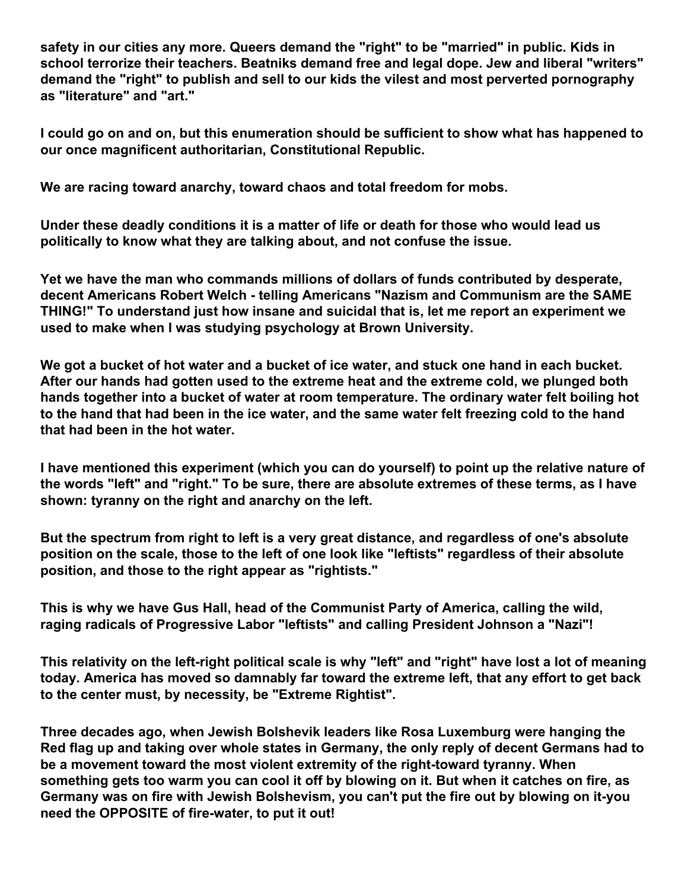**safety in our cities any more. Queers demand the "right" to be "married" in public. Kids in school terrorize their teachers. Beatniks demand free and legal dope. Jew and liberal "writers" demand the "right" to publish and sell to our kids the vilest and most perverted pornography as "literature" and "art."**

**I could go on and on, but this enumeration should be sufficient to show what has happened to our once magnificent authoritarian, Constitutional Republic.**

**We are racing toward anarchy, toward chaos and total freedom for mobs.**

**Under these deadly conditions it is a matter of life or death for those who would lead us politically to know what they are talking about, and not confuse the issue.**

**Yet we have the man who commands millions of dollars of funds contributed by desperate, decent Americans Robert Welch - telling Americans "Nazism and Communism are the SAME THING!" To understand just how insane and suicidal that is, let me report an experiment we used to make when I was studying psychology at Brown University.**

**We got a bucket of hot water and a bucket of ice water, and stuck one hand in each bucket. After our hands had gotten used to the extreme heat and the extreme cold, we plunged both hands together into a bucket of water at room temperature. The ordinary water felt boiling hot to the hand that had been in the ice water, and the same water felt freezing cold to the hand that had been in the hot water.**

**I have mentioned this experiment (which you can do yourself) to point up the relative nature of the words "left" and "right." To be sure, there are absolute extremes of these terms, as I have shown: tyranny on the right and anarchy on the left.**

**But the spectrum from right to left is a very great distance, and regardless of one's absolute position on the scale, those to the left of one look like "leftists" regardless of their absolute position, and those to the right appear as "rightists."**

**This is why we have Gus Hall, head of the Communist Party of America, calling the wild, raging radicals of Progressive Labor "leftists" and calling President Johnson a "Nazi"!**

**This relativity on the left-right political scale is why "left" and "right" have lost a lot of meaning today. America has moved so damnably far toward the extreme left, that any effort to get back to the center must, by necessity, be "Extreme Rightist".**

**Three decades ago, when Jewish Bolshevik leaders like Rosa Luxemburg were hanging the Red flag up and taking over whole states in Germany, the only reply of decent Germans had to be a movement toward the most violent extremity of the right-toward tyranny. When something gets too warm you can cool it off by blowing on it. But when it catches on fire, as Germany was on fire with Jewish Bolshevism, you can't put the fire out by blowing on it-you need the OPPOSITE of fire-water, to put it out!**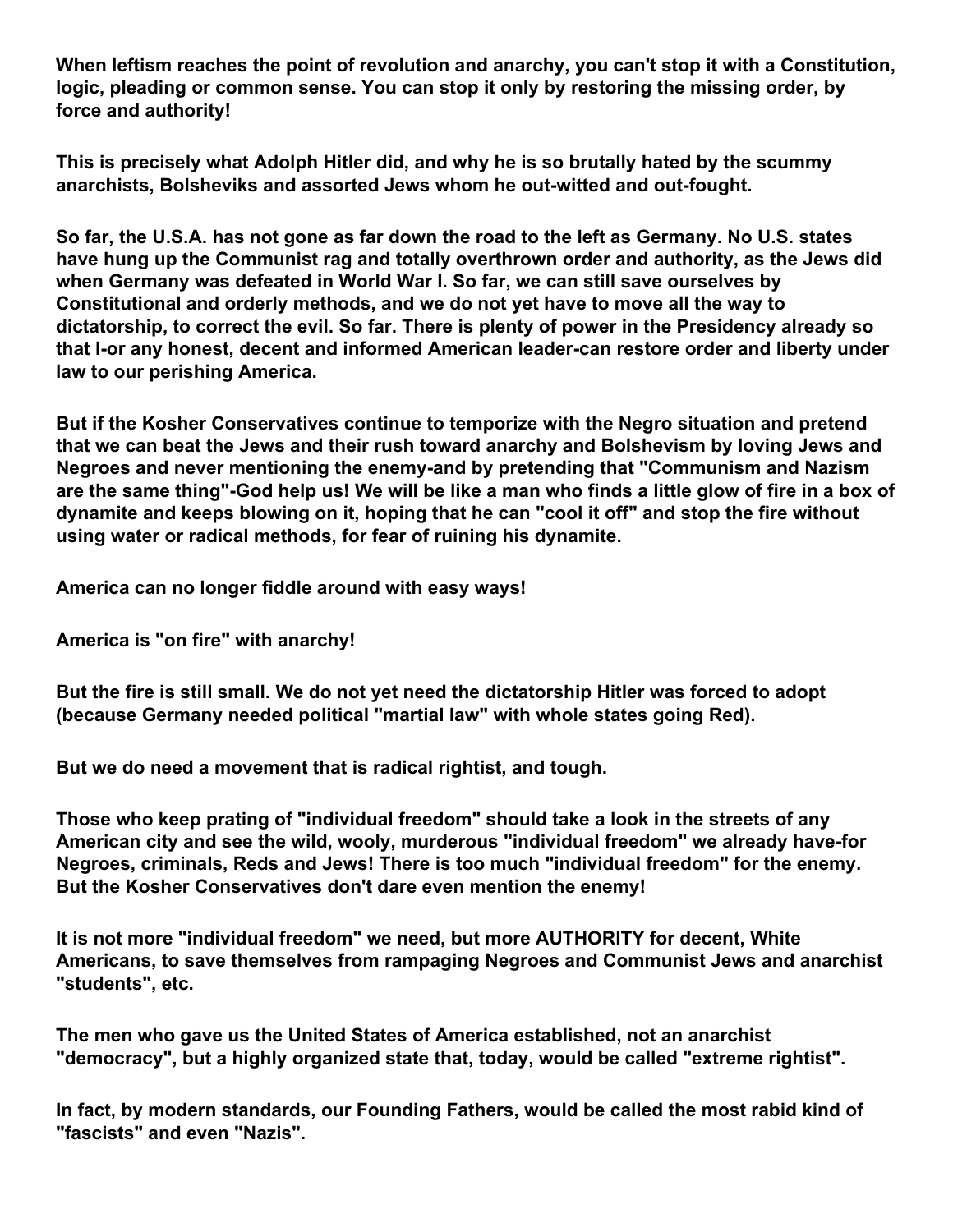**When leftism reaches the point of revolution and anarchy, you can't stop it with a Constitution, logic, pleading or common sense. You can stop it only by restoring the missing order, by force and authority!**

**This is precisely what Adolph Hitler did, and why he is so brutally hated by the scummy anarchists, Bolsheviks and assorted Jews whom he out-witted and out-fought.**

**So far, the U.S.A. has not gone as far down the road to the left as Germany. No U.S. states have hung up the Communist rag and totally overthrown order and authority, as the Jews did when Germany was defeated in World War I. So far, we can still save ourselves by Constitutional and orderly methods, and we do not yet have to move all the way to dictatorship, to correct the evil. So far. There is plenty of power in the Presidency already so that I-or any honest, decent and informed American leader-can restore order and liberty under law to our perishing America.**

**But if the Kosher Conservatives continue to temporize with the Negro situation and pretend that we can beat the Jews and their rush toward anarchy and Bolshevism by loving Jews and Negroes and never mentioning the enemy-and by pretending that "Communism and Nazism are the same thing"-God help us! We will be like a man who finds a little glow of fire in a box of dynamite and keeps blowing on it, hoping that he can "cool it off" and stop the fire without using water or radical methods, for fear of ruining his dynamite.**

**America can no longer fiddle around with easy ways!**

**America is "on fire" with anarchy!**

**But the fire is still small. We do not yet need the dictatorship Hitler was forced to adopt (because Germany needed political "martial law" with whole states going Red).**

**But we do need a movement that is radical rightist, and tough.**

**Those who keep prating of "individual freedom" should take a look in the streets of any American city and see the wild, wooly, murderous "individual freedom" we already have-for Negroes, criminals, Reds and Jews! There is too much "individual freedom" for the enemy. But the Kosher Conservatives don't dare even mention the enemy!**

**It is not more "individual freedom" we need, but more AUTHORITY for decent, White Americans, to save themselves from rampaging Negroes and Communist Jews and anarchist "students", etc.**

**The men who gave us the United States of America established, not an anarchist "democracy", but a highly organized state that, today, would be called "extreme rightist".**

**In fact, by modern standards, our Founding Fathers, would be called the most rabid kind of "fascists" and even "Nazis".**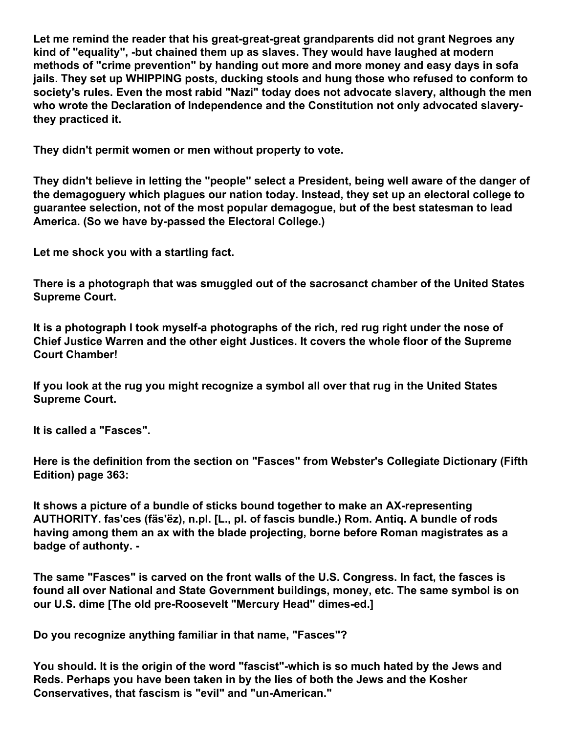**Let me remind the reader that his great-great-great grandparents did not grant Negroes any kind of "equality", -but chained them up as slaves. They would have laughed at modern methods of "crime prevention" by handing out more and more money and easy days in sofa jails. They set up WHIPPING posts, ducking stools and hung those who refused to conform to society's rules. Even the most rabid "Nazi" today does not advocate slavery, although the men who wrote the Declaration of Independence and the Constitution not only advocated slavery-they practiced it.**

**They didn't permit women or men without property to vote.**

**They didn't believe in letting the "people" select a President, being well aware of the danger of the demagoguery which plagues our nation today. Instead, they set up an electoral college to guarantee selection, not of the most popular demagogue, but of the best statesman to lead America. (So we have by-passed the Electoral College.)**

**Let me shock you with a startling fact.**

**There is a photograph that was smuggled out of the sacrosanct chamber of the United States Supreme Court.**

**It is a photograph I took myself-a photographs of the rich, red rug right under the nose of Chief Justice Warren and the other eight Justices. It covers the whole floor of the Supreme Court Chamber!**

**If you look at the rug you might recognize a symbol all over that rug in the United States Supreme Court.**

**It is called a "Fasces".**

**Here is the definition from the section on "Fasces" from Webster's Collegiate Dictionary (Fifth Edition) page 363:**

**It shows a picture of a bundle of sticks bound together to make an AX-representing AUTHORITY. fas'ces (fäs'ëz), n.pl. [L., pl. of fascis bundle.) Rom. Antiq. A bundle of rods having among them an ax with the blade projecting, borne before Roman magistrates as a badge of authonty. -**

**The same "Fasces" is carved on the front walls of the U.S. Congress. In fact, the fasces is found all over National and State Government buildings, money, etc. The same symbol is on our U.S. dime [The old pre-Roosevelt "Mercury Head" dimes-ed.]**

**Do you recognize anything familiar in that name, "Fasces"?**

**You should. It is the origin of the word "fascist"-which is so much hated by the Jews and Reds. Perhaps you have been taken in by the lies of both the Jews and the Kosher Conservatives, that fascism is "evil" and "un-American."**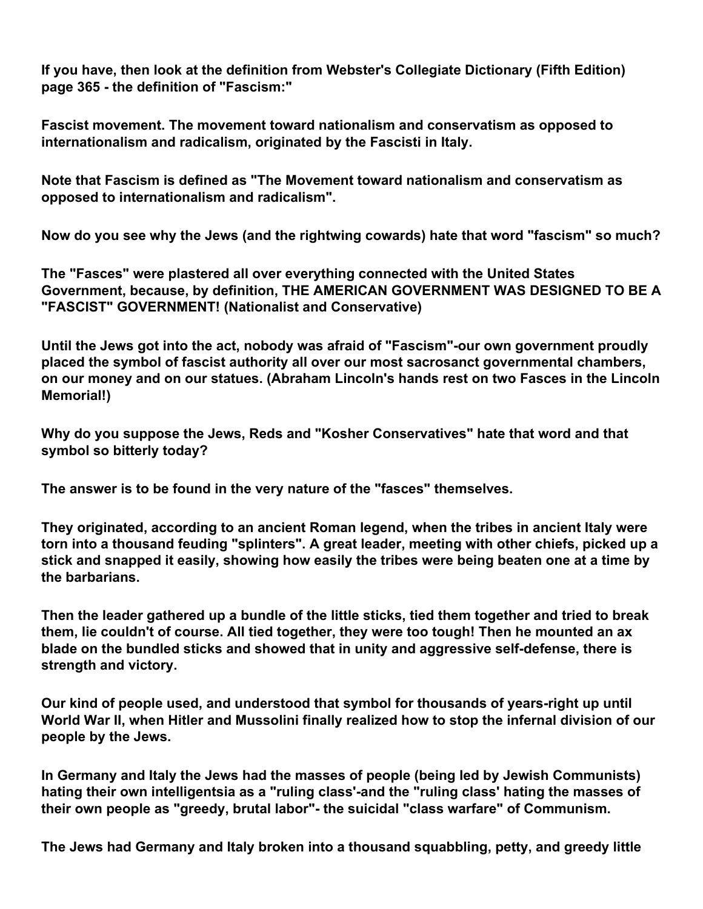**If you have, then look at the definition from Webster's Collegiate Dictionary (Fifth Edition) page 365 - the definition of "Fascism:"**

**Fascist movement. The movement toward nationalism and conservatism as opposed to internationalism and radicalism, originated by the Fascisti in Italy.**

**Note that Fascism is defined as "The Movement toward nationalism and conservatism as opposed to internationalism and radicalism".**

**Now do you see why the Jews (and the rightwing cowards) hate that word "fascism" so much?**

**The "Fasces" were plastered all over everything connected with the United States Government, because, by definition, THE AMERICAN GOVERNMENT WAS DESIGNED TO BE A "FASCIST" GOVERNMENT! (Nationalist and Conservative)**

**Until the Jews got into the act, nobody was afraid of "Fascism"-our own government proudly placed the symbol of fascist authority all over our most sacrosanct governmental chambers, on our money and on our statues. (Abraham Lincoln's hands rest on two Fasces in the Lincoln Memorial!)**

**Why do you suppose the Jews, Reds and "Kosher Conservatives" hate that word and that symbol so bitterly today?**

**The answer is to be found in the very nature of the "fasces" themselves.**

**They originated, according to an ancient Roman legend, when the tribes in ancient Italy were torn into a thousand feuding "splinters". A great leader, meeting with other chiefs, picked up a stick and snapped it easily, showing how easily the tribes were being beaten one at a time by the barbarians.**

**Then the leader gathered up a bundle of the little sticks, tied them together and tried to break them, lie couldn't of course. All tied together, they were too tough! Then he mounted an ax blade on the bundled sticks and showed that in unity and aggressive self-defense, there is strength and victory.**

**Our kind of people used, and understood that symbol for thousands of years-right up until World War II, when Hitler and Mussolini finally realized how to stop the infernal division of our people by the Jews.**

**In Germany and Italy the Jews had the masses of people (being led by Jewish Communists) hating their own intelligentsia as a "ruling class'-and the "ruling class' hating the masses of their own people as "greedy, brutal labor"- the suicidal "class warfare" of Communism.**

**The Jews had Germany and Italy broken into a thousand squabbling, petty, and greedy little**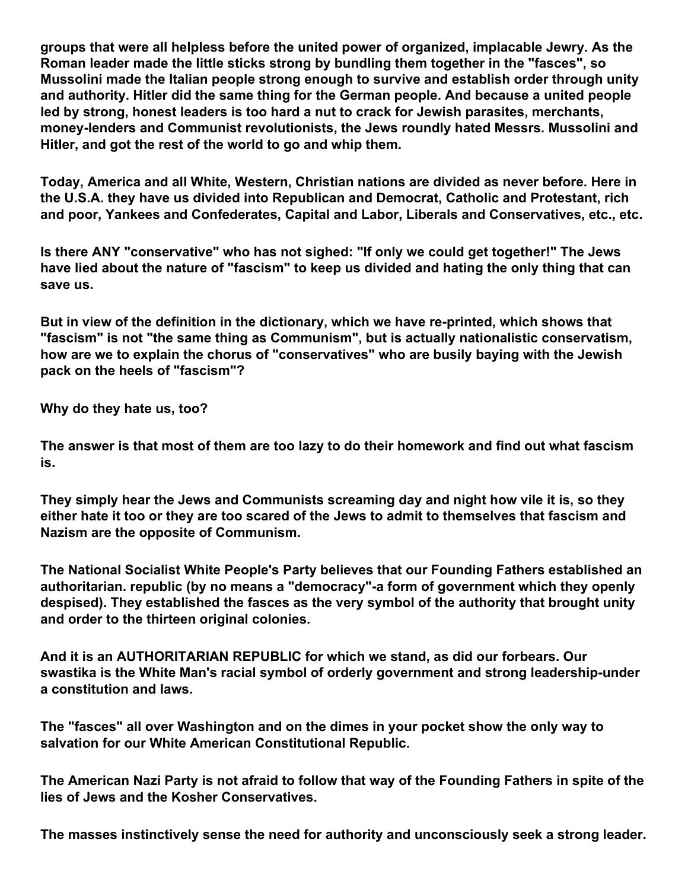**groups that were all helpless before the united power of organized, implacable Jewry. As the Roman leader made the little sticks strong by bundling them together in the "fasces", so Mussolini made the Italian people strong enough to survive and establish order through unity and authority. Hitler did the same thing for the German people. And because a united people led by strong, honest leaders is too hard a nut to crack for Jewish parasites, merchants, money-lenders and Communist revolutionists, the Jews roundly hated Messrs. Mussolini and Hitler, and got the rest of the world to go and whip them.**

**Today, America and all White, Western, Christian nations are divided as never before. Here in the U.S.A. they have us divided into Republican and Democrat, Catholic and Protestant, rich and poor, Yankees and Confederates, Capital and Labor, Liberals and Conservatives, etc., etc.**

**Is there ANY "conservative" who has not sighed: "If only we could get together!" The Jews have lied about the nature of "fascism" to keep us divided and hating the only thing that can save us.**

**But in view of the definition in the dictionary, which we have re-printed, which shows that "fascism" is not "the same thing as Communism", but is actually nationalistic conservatism, how are we to explain the chorus of "conservatives" who are busily baying with the Jewish pack on the heels of "fascism"?**

**Why do they hate us, too?**

**The answer is that most of them are too lazy to do their homework and find out what fascism is.**

**They simply hear the Jews and Communists screaming day and night how vile it is, so they either hate it too or they are too scared of the Jews to admit to themselves that fascism and Nazism are the opposite of Communism.**

**The National Socialist White People's Party believes that our Founding Fathers established an authoritarian. republic (by no means a "democracy"-a form of government which they openly despised). They established the fasces as the very symbol of the authority that brought unity and order to the thirteen original colonies.**

**And it is an AUTHORITARIAN REPUBLIC for which we stand, as did our forbears. Our swastika is the White Man's racial symbol of orderly government and strong leadership-under a constitution and laws.**

**The "fasces" all over Washington and on the dimes in your pocket show the only way to salvation for our White American Constitutional Republic.**

**The American Nazi Party is not afraid to follow that way of the Founding Fathers in spite of the lies of Jews and the Kosher Conservatives.**

**The masses instinctively sense the need for authority and unconsciously seek a strong leader.**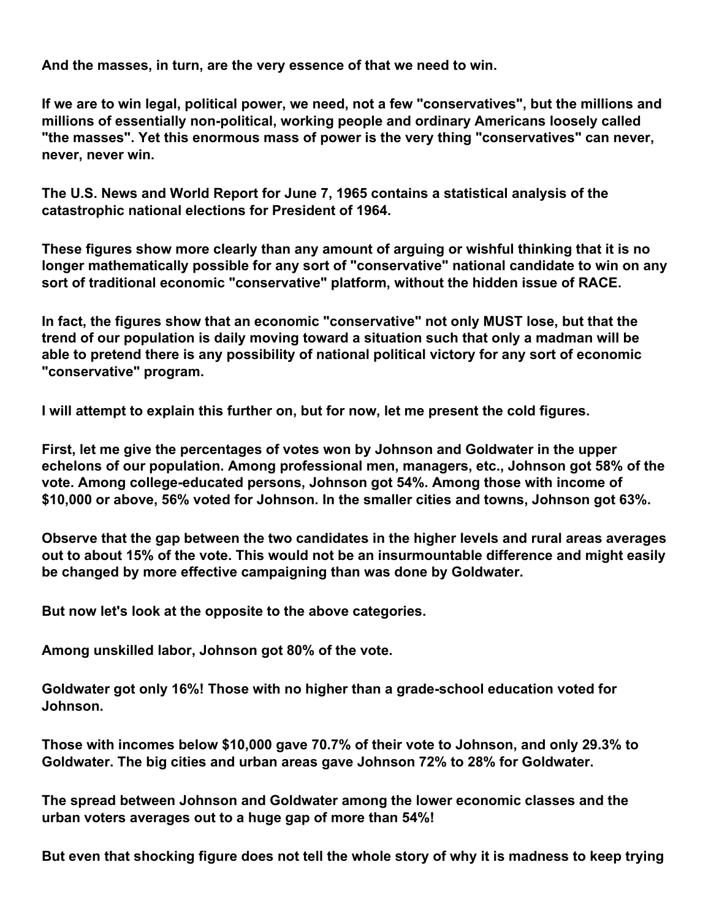**And the masses, in turn, are the very essence of that we need to win.**

**If we are to win legal, political power, we need, not a few "conservatives", but the millions and millions of essentially non-political, working people and ordinary Americans loosely called "the masses". Yet this enormous mass of power is the very thing "conservatives" can never, never, never win.**

**The U.S. News and World Report for June 7, 1965 contains a statistical analysis of the catastrophic national elections for President of 1964.**

**These figures show more clearly than any amount of arguing or wishful thinking that it is no longer mathematically possible for any sort of "conservative" national candidate to win on any sort of traditional economic "conservative" platform, without the hidden issue of RACE.**

**In fact, the figures show that an economic "conservative" not only MUST lose, but that the trend of our population is daily moving toward a situation such that only a madman will be able to pretend there is any possibility of national political victory for any sort of economic "conservative" program.**

**I will attempt to explain this further on, but for now, let me present the cold figures.**

**First, let me give the percentages of votes won by Johnson and Goldwater in the upper echelons of our population. Among professional men, managers, etc., Johnson got 58% of the vote. Among college-educated persons, Johnson got 54%. Among those with income of $10,000 or above, 56% voted for Johnson. In the smaller cities and towns, Johnson got 63%.**

**Observe that the gap between the two candidates in the higher levels and rural areas averages out to about 15% of the vote. This would not be an insurmountable difference and might easily be changed by more effective campaigning than was done by Goldwater.**

**But now let's look at the opposite to the above categories.**

**Among unskilled labor, Johnson got 80% of the vote.**

**Goldwater got only 16%! Those with no higher than a grade-school education voted for Johnson.**

**Those with incomes below $10,000 gave 70.7% of their vote to Johnson, and only 29.3% to Goldwater. The big cities and urban areas gave Johnson 72% to 28% for Goldwater.**

**The spread between Johnson and Goldwater among the lower economic classes and the urban voters averages out to a huge gap of more than 54%!**

**But even that shocking figure does not tell the whole story of why it is madness to keep trying**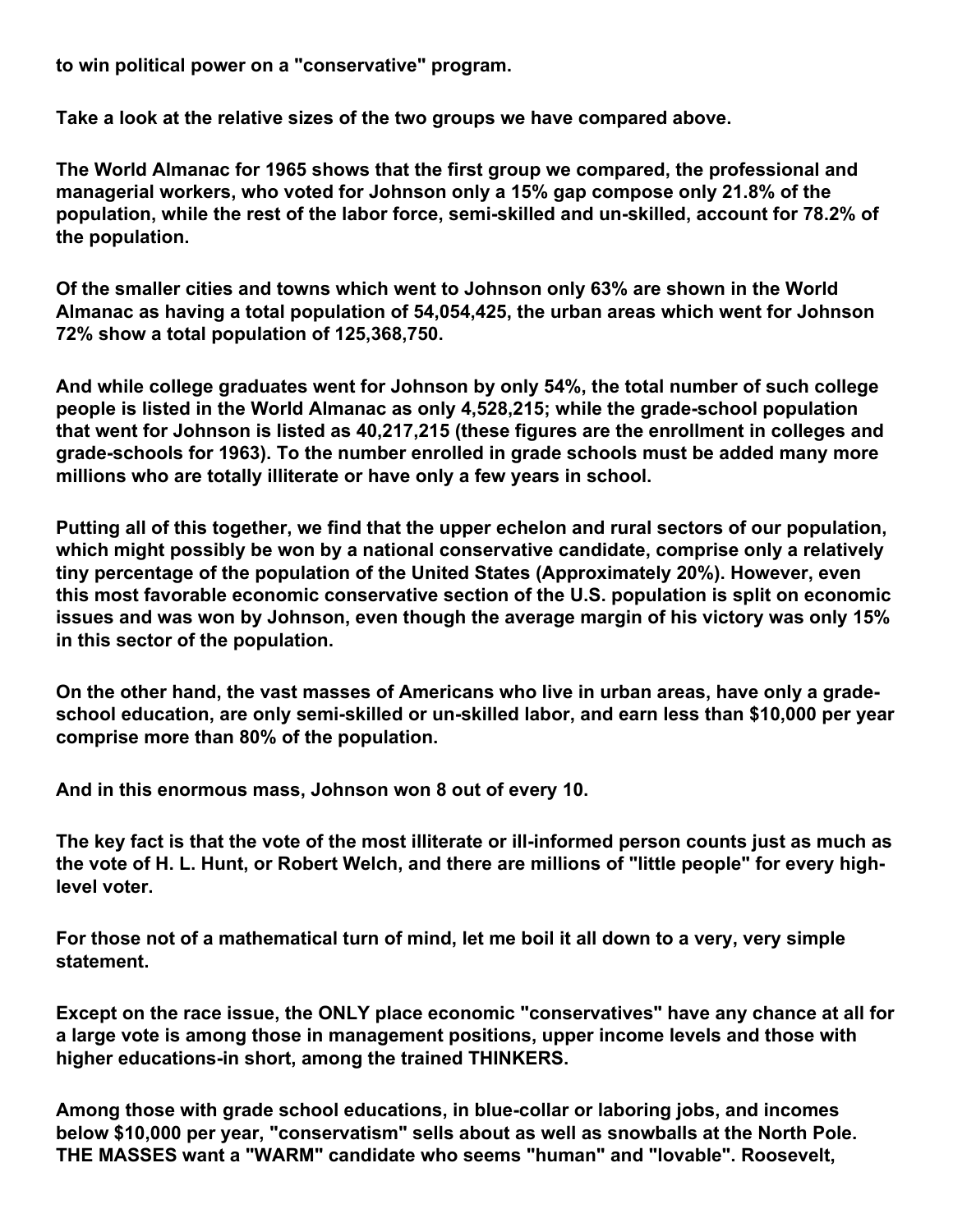to win political power on a "conservative" program.

Take a look at the relative sizes of the two groups we have compared above.

The World Almanac for 1965 shows that the first group we compared, the professional and managerial workers, who voted for Johnson only a 15% gap compose only 21.8% of the population, while the rest of the labor force, semi-skilled and un-skilled, account for 78.2% of the population.

Of the smaller cities and towns which went to Johnson only 63% are shown in the World Almanac as having a total population of 54,054,425, the urban areas which went for Johnson 72% show a total population of 125,368,750.

And while college graduates went for Johnson by only 54%, the total number of such college people is listed in the World Almanac as only 4,528,215; while the grade-school population that went for Johnson is listed as 40,217,215 (these figures are the enrollment in colleges and grade-schools for 1963). To the number enrolled in grade schools must be added many more millions who are totally illiterate or have only a few years in school.

Putting all of this together, we find that the upper echelon and rural sectors of our population, which might possibly be won by a national conservative candidate, comprise only a relatively tiny percentage of the population of the United States (Approximately 20%). However, even this most favorable economic conservative section of the U.S. population is split on economic issues and was won by Johnson, even though the average margin of his victory was only 15% in this sector of the population.

On the other hand, the vast masses of Americans who live in urban areas, have only a grade-school education, are only semi-skilled or un-skilled labor, and earn less than $10,000 per year comprise more than 80% of the population.

And in this enormous mass, Johnson won 8 out of every 10.

The key fact is that the vote of the most illiterate or ill-informed person counts just as much as the vote of H. L. Hunt, or Robert Welch, and there are millions of "little people" for every high-level voter.

For those not of a mathematical turn of mind, let me boil it all down to a very, very simple statement.

Except on the race issue, the ONLY place economic "conservatives" have any chance at all for a large vote is among those in management positions, upper income levels and those with higher educations-in short, among the trained THINKERS.

Among those with grade school educations, in blue-collar or laboring jobs, and incomes below $10,000 per year, "conservatism" sells about as well as snowballs at the North Pole. THE MASSES want a "WARM" candidate who seems "human" and "lovable". Roosevelt,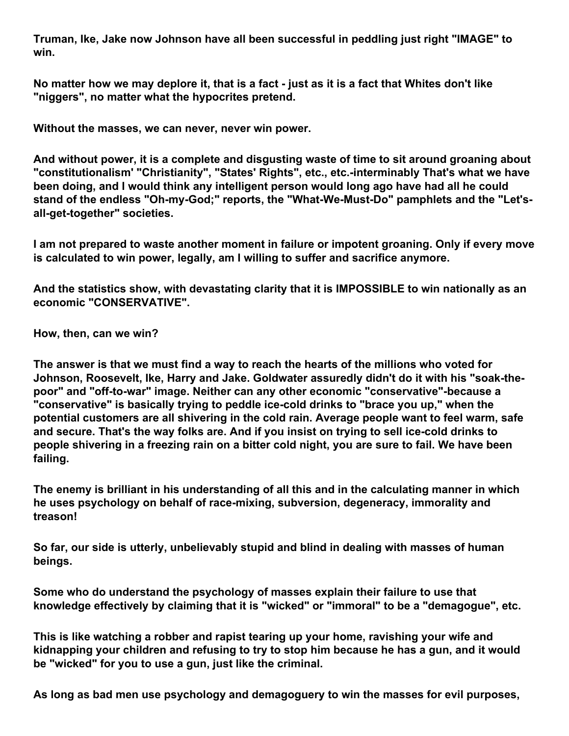**Truman, Ike, Jake now Johnson have all been successful in peddling just right "IMAGE" to win.**

**No matter how we may deplore it, that is a fact - just as it is a fact that Whites don't like "niggers", no matter what the hypocrites pretend.**

**Without the masses, we can never, never win power.**

**And without power, it is a complete and disgusting waste of time to sit around groaning about "constitutionalism' "Christianity", "States' Rights", etc., etc.-interminably That's what we have been doing, and I would think any intelligent person would long ago have had all he could stand of the endless "Oh-my-God;" reports, the "What-We-Must-Do" pamphlets and the "Let's-all-get-together" societies.**

**I am not prepared to waste another moment in failure or impotent groaning. Only if every move is calculated to win power, legally, am I willing to suffer and sacrifice anymore.**

**And the statistics show, with devastating clarity that it is IMPOSSIBLE to win nationally as an economic "CONSERVATIVE".**

**How, then, can we win?**

**The answer is that we must find a way to reach the hearts of the millions who voted for Johnson, Roosevelt, Ike, Harry and Jake. Goldwater assuredly didn't do it with his "soak-the-poor" and "off-to-war" image. Neither can any other economic "conservative"-because a "conservative" is basically trying to peddle ice-cold drinks to "brace you up," when the potential customers are all shivering in the cold rain. Average people want to feel warm, safe and secure. That's the way folks are. And if you insist on trying to sell ice-cold drinks to people shivering in a freezing rain on a bitter cold night, you are sure to fail. We have been failing.**

**The enemy is brilliant in his understanding of all this and in the calculating manner in which he uses psychology on behalf of race-mixing, subversion, degeneracy, immorality and treason!**

**So far, our side is utterly, unbelievably stupid and blind in dealing with masses of human beings.**

**Some who do understand the psychology of masses explain their failure to use that knowledge effectively by claiming that it is "wicked" or "immoral" to be a "demagogue", etc.**

**This is like watching a robber and rapist tearing up your home, ravishing your wife and kidnapping your children and refusing to try to stop him because he has a gun, and it would be "wicked" for you to use a gun, just like the criminal.**

**As long as bad men use psychology and demagoguery to win the masses for evil purposes,**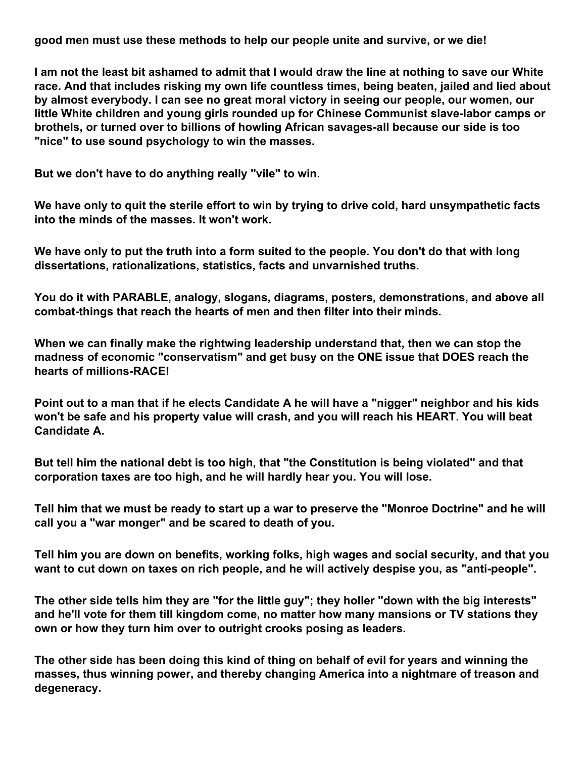**good men must use these methods to help our people unite and survive, or we die!**

**I am not the least bit ashamed to admit that I would draw the line at nothing to save our White race. And that includes risking my own life countless times, being beaten, jailed and lied about by almost everybody. I can see no great moral victory in seeing our people, our women, our little White children and young girls rounded up for Chinese Communist slave-labor camps or brothels, or turned over to billions of howling African savages-all because our side is too "nice" to use sound psychology to win the masses.**

**But we don't have to do anything really "vile" to win.**

**We have only to quit the sterile effort to win by trying to drive cold, hard unsympathetic facts into the minds of the masses. It won't work.**

**We have only to put the truth into a form suited to the people. You don't do that with long dissertations, rationalizations, statistics, facts and unvarnished truths.**

**You do it with PARABLE, analogy, slogans, diagrams, posters, demonstrations, and above all combat-things that reach the hearts of men and then filter into their minds.**

**When we can finally make the rightwing leadership understand that, then we can stop the madness of economic "conservatism" and get busy on the ONE issue that DOES reach the hearts of millions-RACE!**

**Point out to a man that if he elects Candidate A he will have a "nigger" neighbor and his kids won't be safe and his property value will crash, and you will reach his HEART. You will beat Candidate A.**

**But tell him the national debt is too high, that "the Constitution is being violated" and that corporation taxes are too high, and he will hardly hear you. You will lose.**

**Tell him that we must be ready to start up a war to preserve the "Monroe Doctrine" and he will call you a "war monger" and be scared to death of you.**

**Tell him you are down on benefits, working folks, high wages and social security, and that you want to cut down on taxes on rich people, and he will actively despise you, as "anti-people".**

**The other side tells him they are "for the little guy"; they holler "down with the big interests" and he'll vote for them till kingdom come, no matter how many mansions or TV stations they own or how they turn him over to outright crooks posing as leaders.**

**The other side has been doing this kind of thing on behalf of evil for years and winning the masses, thus winning power, and thereby changing America into a nightmare of treason and degeneracy.**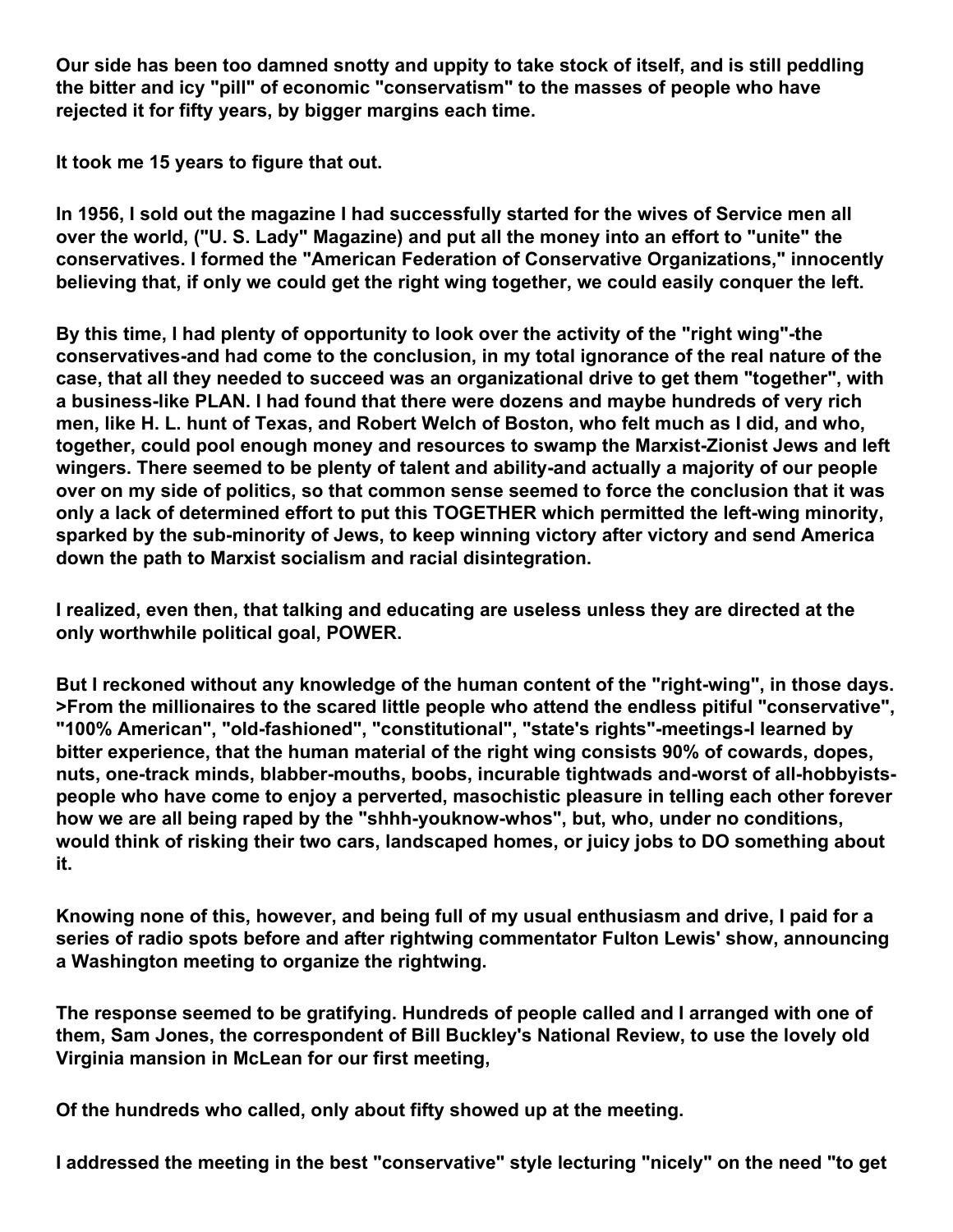**Our side has been too damned snotty and uppity to take stock of itself, and is still peddling the bitter and icy "pill" of economic "conservatism" to the masses of people who have rejected it for fifty years, by bigger margins each time.**

**It took me 15 years to figure that out.**

**In 1956, I sold out the magazine I had successfully started for the wives of Service men all over the world, ("U. S. Lady" Magazine) and put all the money into an effort to "unite" the conservatives. I formed the "American Federation of Conservative Organizations," innocently believing that, if only we could get the right wing together, we could easily conquer the left.**

**By this time, I had plenty of opportunity to look over the activity of the "right wing"-the conservatives-and had come to the conclusion, in my total ignorance of the real nature of the case, that all they needed to succeed was an organizational drive to get them "together", with a business-like PLAN. I had found that there were dozens and maybe hundreds of very rich men, like H. L. hunt of Texas, and Robert Welch of Boston, who felt much as I did, and who, together, could pool enough money and resources to swamp the Marxist-Zionist Jews and left wingers. There seemed to be plenty of talent and ability-and actually a majority of our people over on my side of politics, so that common sense seemed to force the conclusion that it was only a lack of determined effort to put this TOGETHER which permitted the left-wing minority, sparked by the sub-minority of Jews, to keep winning victory after victory and send America down the path to Marxist socialism and racial disintegration.**

**I realized, even then, that talking and educating are useless unless they are directed at the only worthwhile political goal, POWER.**

**But I reckoned without any knowledge of the human content of the "right-wing", in those days. >From the millionaires to the scared little people who attend the endless pitiful "conservative", "100% American", "old-fashioned", "constitutional", "state's rights"-meetings-I learned by bitter experience, that the human material of the right wing consists 90% of cowards, dopes, nuts, one-track minds, blabber-mouths, boobs, incurable tightwads and-worst of all-hobbyists-people who have come to enjoy a perverted, masochistic pleasure in telling each other forever how we are all being raped by the "shhh-youknow-whos", but, who, under no conditions, would think of risking their two cars, landscaped homes, or juicy jobs to DO something about it.**

**Knowing none of this, however, and being full of my usual enthusiasm and drive, I paid for a series of radio spots before and after rightwing commentator Fulton Lewis' show, announcing a Washington meeting to organize the rightwing.**

**The response seemed to be gratifying. Hundreds of people called and I arranged with one of them, Sam Jones, the correspondent of Bill Buckley's National Review, to use the lovely old Virginia mansion in McLean for our first meeting,**

**Of the hundreds who called, only about fifty showed up at the meeting.**

**I addressed the meeting in the best "conservative" style lecturing "nicely" on the need "to get**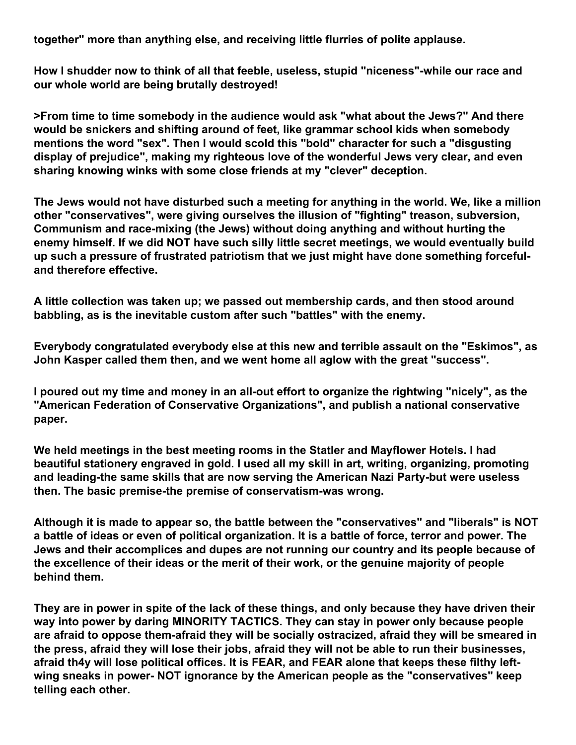**together" more than anything else, and receiving little flurries of polite applause.**

**How I shudder now to think of all that feeble, useless, stupid "niceness"-while our race and our whole world are being brutally destroyed!**

**>From time to time somebody in the audience would ask "what about the Jews?" And there would be snickers and shifting around of feet, like grammar school kids when somebody mentions the word "sex". Then I would scold this "bold" character for such a "disgusting display of prejudice", making my righteous love of the wonderful Jews very clear, and even sharing knowing winks with some close friends at my "clever" deception.**

**The Jews would not have disturbed such a meeting for anything in the world. We, like a million other "conservatives", were giving ourselves the illusion of "fighting" treason, subversion, Communism and race-mixing (the Jews) without doing anything and without hurting the enemy himself. If we did NOT have such silly little secret meetings, we would eventually build up such a pressure of frustrated patriotism that we just might have done something forceful-and therefore effective.**

**A little collection was taken up; we passed out membership cards, and then stood around babbling, as is the inevitable custom after such "battles" with the enemy.**

**Everybody congratulated everybody else at this new and terrible assault on the "Eskimos", as John Kasper called them then, and we went home all aglow with the great "success".**

**I poured out my time and money in an all-out effort to organize the rightwing "nicely", as the "American Federation of Conservative Organizations", and publish a national conservative paper.**

**We held meetings in the best meeting rooms in the Statler and Mayflower Hotels. I had beautiful stationery engraved in gold. I used all my skill in art, writing, organizing, promoting and leading-the same skills that are now serving the American Nazi Party-but were useless then. The basic premise-the premise of conservatism-was wrong.**

**Although it is made to appear so, the battle between the "conservatives" and "liberals" is NOT a battle of ideas or even of political organization. It is a battle of force, terror and power. The Jews and their accomplices and dupes are not running our country and its people because of the excellence of their ideas or the merit of their work, or the genuine majority of people behind them.**

**They are in power in spite of the lack of these things, and only because they have driven their way into power by daring MINORITY TACTICS. They can stay in power only because people are afraid to oppose them-afraid they will be socially ostracized, afraid they will be smeared in the press, afraid they will lose their jobs, afraid they will not be able to run their businesses, afraid th4y will lose political offices. It is FEAR, and FEAR alone that keeps these filthy left-wing sneaks in power- NOT ignorance by the American people as the "conservatives" keep telling each other.**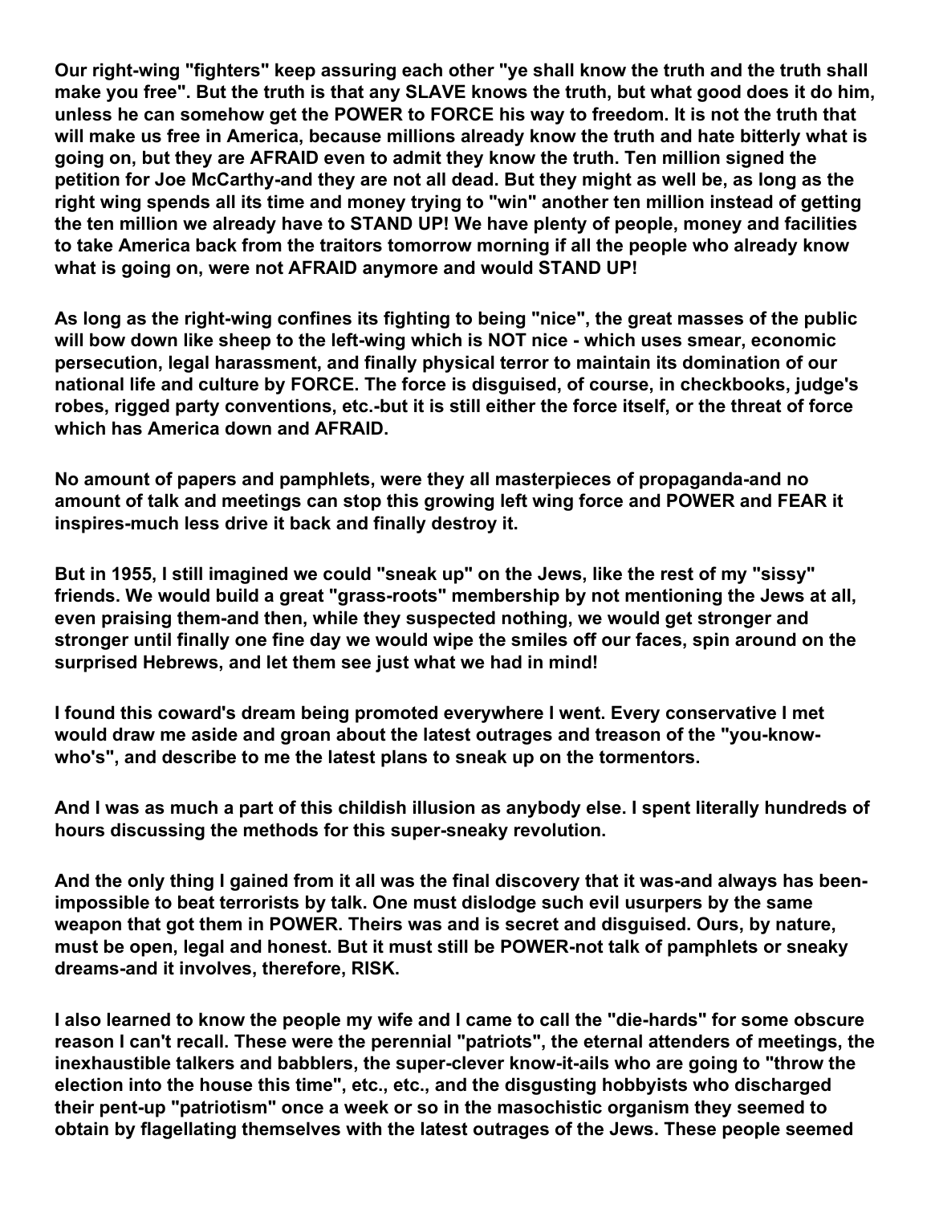**Our right-wing "fighters" keep assuring each other "ye shall know the truth and the truth shall make you free". But the truth is that any SLAVE knows the truth, but what good does it do him, unless he can somehow get the POWER to FORCE his way to freedom. It is not the truth that will make us free in America, because millions already know the truth and hate bitterly what is going on, but they are AFRAID even to admit they know the truth. Ten million signed the petition for Joe McCarthy-and they are not all dead. But they might as well be, as long as the right wing spends all its time and money trying to "win" another ten million instead of getting the ten million we already have to STAND UP! We have plenty of people, money and facilities to take America back from the traitors tomorrow morning if all the people who already know what is going on, were not AFRAID anymore and would STAND UP!**

**As long as the right-wing confines its fighting to being "nice", the great masses of the public will bow down like sheep to the left-wing which is NOT nice - which uses smear, economic persecution, legal harassment, and finally physical terror to maintain its domination of our national life and culture by FORCE. The force is disguised, of course, in checkbooks, judge's robes, rigged party conventions, etc.-but it is still either the force itself, or the threat of force which has America down and AFRAID.**

**No amount of papers and pamphlets, were they all masterpieces of propaganda-and no amount of talk and meetings can stop this growing left wing force and POWER and FEAR it inspires-much less drive it back and finally destroy it.**

**But in 1955, I still imagined we could "sneak up" on the Jews, like the rest of my "sissy" friends. We would build a great "grass-roots" membership by not mentioning the Jews at all, even praising them-and then, while they suspected nothing, we would get stronger and stronger until finally one fine day we would wipe the smiles off our faces, spin around on the surprised Hebrews, and let them see just what we had in mind!**

**I found this coward's dream being promoted everywhere I went. Every conservative I met would draw me aside and groan about the latest outrages and treason of the "you-know-who's", and describe to me the latest plans to sneak up on the tormentors.**

**And I was as much a part of this childish illusion as anybody else. I spent literally hundreds of hours discussing the methods for this super-sneaky revolution.**

**And the only thing I gained from it all was the final discovery that it was-and always has been-impossible to beat terrorists by talk. One must dislodge such evil usurpers by the same weapon that got them in POWER. Theirs was and is secret and disguised. Ours, by nature, must be open, legal and honest. But it must still be POWER-not talk of pamphlets or sneaky dreams-and it involves, therefore, RISK.**

**I also learned to know the people my wife and I came to call the "die-hards" for some obscure reason I can't recall. These were the perennial "patriots", the eternal attenders of meetings, the inexhaustible talkers and babblers, the super-clever know-it-ails who are going to "throw the election into the house this time", etc., etc., and the disgusting hobbyists who discharged their pent-up "patriotism" once a week or so in the masochistic organism they seemed to obtain by flagellating themselves with the latest outrages of the Jews. These people seemed**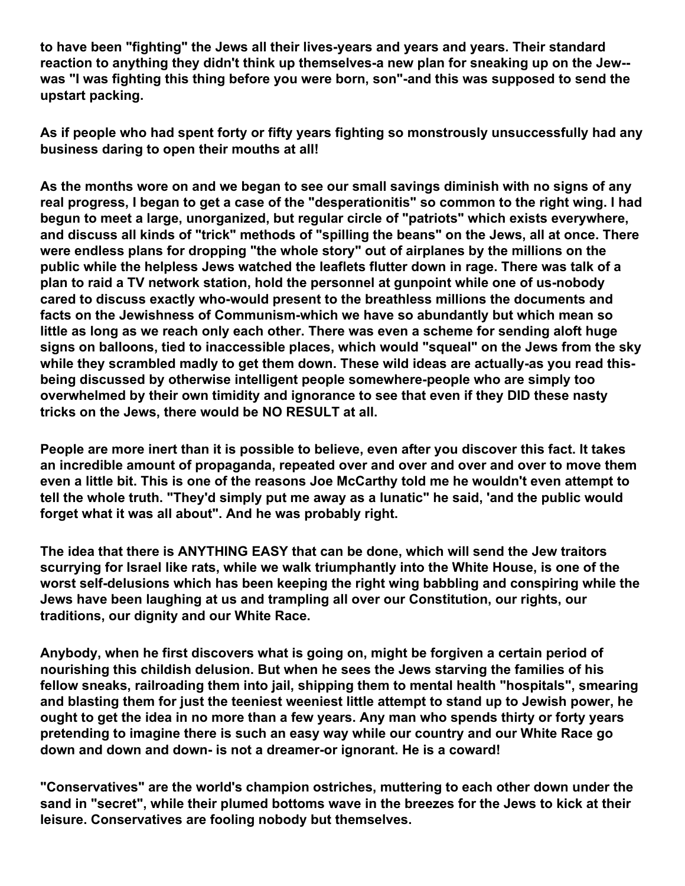**to have been "fighting" the Jews all their lives-years and years and years. Their standard reaction to anything they didn't think up themselves-a new plan for sneaking up on the Jew--was "I was fighting this thing before you were born, son"-and this was supposed to send the upstart packing.**

**As if people who had spent forty or fifty years fighting so monstrously unsuccessfully had any business daring to open their mouths at all!**

**As the months wore on and we began to see our small savings diminish with no signs of any real progress, I began to get a case of the "desperationitis" so common to the right wing. I had begun to meet a large, unorganized, but regular circle of "patriots" which exists everywhere, and discuss all kinds of "trick" methods of "spilling the beans" on the Jews, all at once. There were endless plans for dropping "the whole story" out of airplanes by the millions on the public while the helpless Jews watched the leaflets flutter down in rage. There was talk of a plan to raid a TV network station, hold the personnel at gunpoint while one of us-nobody cared to discuss exactly who-would present to the breathless millions the documents and facts on the Jewishness of Communism-which we have so abundantly but which mean so little as long as we reach only each other. There was even a scheme for sending aloft huge signs on balloons, tied to inaccessible places, which would "squeal" on the Jews from the sky while they scrambled madly to get them down. These wild ideas are actually-as you read this-being discussed by otherwise intelligent people somewhere-people who are simply too overwhelmed by their own timidity and ignorance to see that even if they DID these nasty tricks on the Jews, there would be NO RESULT at all.**

**People are more inert than it is possible to believe, even after you discover this fact. It takes an incredible amount of propaganda, repeated over and over and over and over to move them even a little bit. This is one of the reasons Joe McCarthy told me he wouldn't even attempt to tell the whole truth. "They'd simply put me away as a lunatic" he said, 'and the public would forget what it was all about". And he was probably right.**

**The idea that there is ANYTHING EASY that can be done, which will send the Jew traitors scurrying for Israel like rats, while we walk triumphantly into the White House, is one of the worst self-delusions which has been keeping the right wing babbling and conspiring while the Jews have been laughing at us and trampling all over our Constitution, our rights, our traditions, our dignity and our White Race.**

**Anybody, when he first discovers what is going on, might be forgiven a certain period of nourishing this childish delusion. But when he sees the Jews starving the families of his fellow sneaks, railroading them into jail, shipping them to mental health "hospitals", smearing and blasting them for just the teeniest weeniest little attempt to stand up to Jewish power, he ought to get the idea in no more than a few years. Any man who spends thirty or forty years pretending to imagine there is such an easy way while our country and our White Race go down and down and down- is not a dreamer-or ignorant. He is a coward!**

**"Conservatives" are the world's champion ostriches, muttering to each other down under the sand in "secret", while their plumed bottoms wave in the breezes for the Jews to kick at their leisure. Conservatives are fooling nobody but themselves.**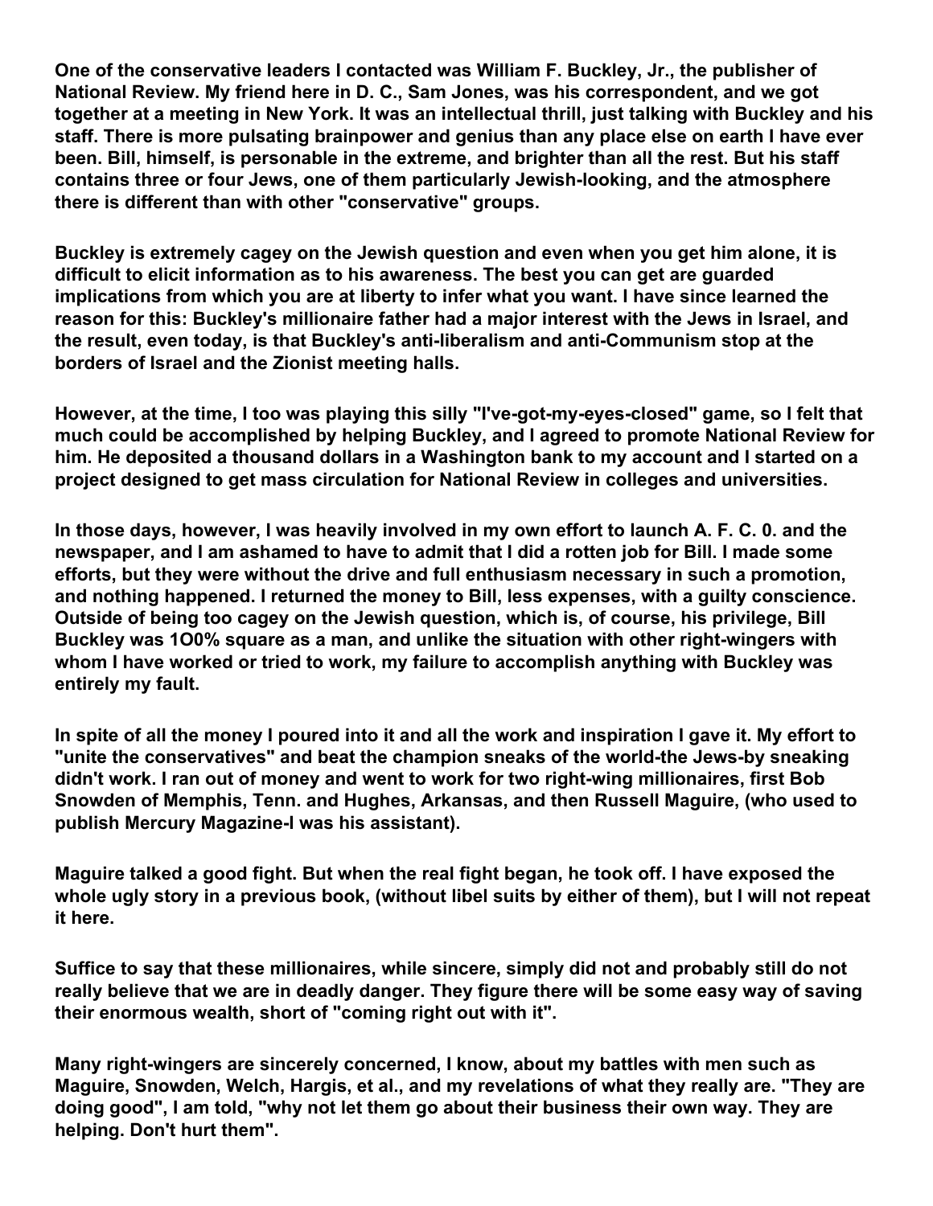**One of the conservative leaders I contacted was William F. Buckley, Jr., the publisher of National Review. My friend here in D. C., Sam Jones, was his correspondent, and we got together at a meeting in New York. It was an intellectual thrill, just talking with Buckley and his staff. There is more pulsating brainpower and genius than any place else on earth I have ever been. Bill, himself, is personable in the extreme, and brighter than all the rest. But his staff contains three or four Jews, one of them particularly Jewish-looking, and the atmosphere there is different than with other "conservative" groups.**

**Buckley is extremely cagey on the Jewish question and even when you get him alone, it is difficult to elicit information as to his awareness. The best you can get are guarded implications from which you are at liberty to infer what you want. I have since learned the reason for this: Buckley's millionaire father had a major interest with the Jews in Israel, and the result, even today, is that Buckley's anti-liberalism and anti-Communism stop at the borders of Israel and the Zionist meeting halls.**

**However, at the time, I too was playing this silly "I've-got-my-eyes-closed" game, so I felt that much could be accomplished by helping Buckley, and I agreed to promote National Review for him. He deposited a thousand dollars in a Washington bank to my account and I started on a project designed to get mass circulation for National Review in colleges and universities.**

**In those days, however, I was heavily involved in my own effort to launch A. F. C. 0. and the newspaper, and I am ashamed to have to admit that I did a rotten job for Bill. I made some efforts, but they were without the drive and full enthusiasm necessary in such a promotion, and nothing happened. I returned the money to Bill, less expenses, with a guilty conscience. Outside of being too cagey on the Jewish question, which is, of course, his privilege, Bill Buckley was 1O0% square as a man, and unlike the situation with other right-wingers with whom I have worked or tried to work, my failure to accomplish anything with Buckley was entirely my fault.**

**In spite of all the money I poured into it and all the work and inspiration I gave it. My effort to "unite the conservatives" and beat the champion sneaks of the world-the Jews-by sneaking didn't work. I ran out of money and went to work for two right-wing millionaires, first Bob Snowden of Memphis, Tenn. and Hughes, Arkansas, and then Russell Maguire, (who used to publish Mercury Magazine-I was his assistant).**

**Maguire talked a good fight. But when the real fight began, he took off. I have exposed the whole ugly story in a previous book, (without libel suits by either of them), but I will not repeat it here.**

**Suffice to say that these millionaires, while sincere, simply did not and probably still do not really believe that we are in deadly danger. They figure there will be some easy way of saving their enormous wealth, short of "coming right out with it".**

**Many right-wingers are sincerely concerned, I know, about my battles with men such as Maguire, Snowden, Welch, Hargis, et al., and my revelations of what they really are. "They are doing good", I am told, "why not let them go about their business their own way. They are helping. Don't hurt them".**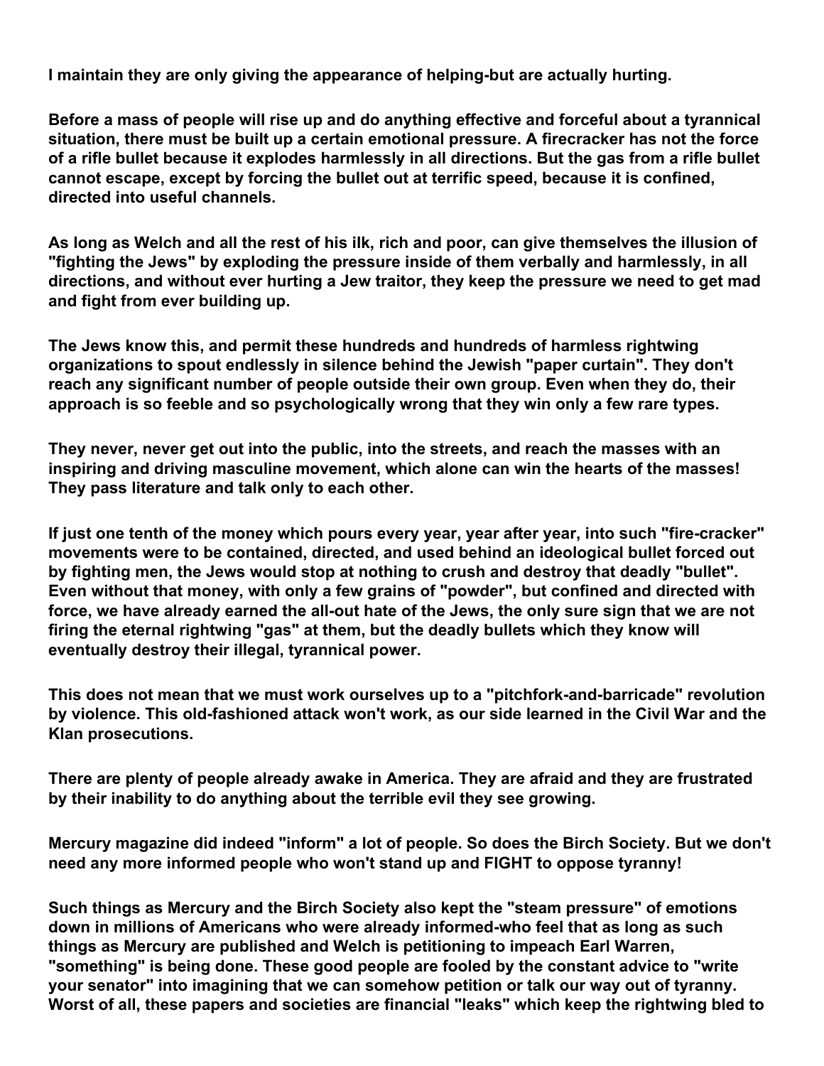I maintain they are only giving the appearance of helping-but are actually hurting.

Before a mass of people will rise up and do anything effective and forceful about a tyrannical situation, there must be built up a certain emotional pressure. A firecracker has not the force of a rifle bullet because it explodes harmlessly in all directions. But the gas from a rifle bullet cannot escape, except by forcing the bullet out at terrific speed, because it is confined, directed into useful channels.

As long as Welch and all the rest of his ilk, rich and poor, can give themselves the illusion of "fighting the Jews" by exploding the pressure inside of them verbally and harmlessly, in all directions, and without ever hurting a Jew traitor, they keep the pressure we need to get mad and fight from ever building up.

The Jews know this, and permit these hundreds and hundreds of harmless rightwing organizations to spout endlessly in silence behind the Jewish "paper curtain". They don't reach any significant number of people outside their own group. Even when they do, their approach is so feeble and so psychologically wrong that they win only a few rare types.

They never, never get out into the public, into the streets, and reach the masses with an inspiring and driving masculine movement, which alone can win the hearts of the masses! They pass literature and talk only to each other.

If just one tenth of the money which pours every year, year after year, into such "fire-cracker" movements were to be contained, directed, and used behind an ideological bullet forced out by fighting men, the Jews would stop at nothing to crush and destroy that deadly "bullet". Even without that money, with only a few grains of "powder", but confined and directed with force, we have already earned the all-out hate of the Jews, the only sure sign that we are not firing the eternal rightwing "gas" at them, but the deadly bullets which they know will eventually destroy their illegal, tyrannical power.

This does not mean that we must work ourselves up to a "pitchfork-and-barricade" revolution by violence. This old-fashioned attack won't work, as our side learned in the Civil War and the Klan prosecutions.

There are plenty of people already awake in America. They are afraid and they are frustrated by their inability to do anything about the terrible evil they see growing.

Mercury magazine did indeed "inform" a lot of people. So does the Birch Society. But we don't need any more informed people who won't stand up and FIGHT to oppose tyranny!

Such things as Mercury and the Birch Society also kept the "steam pressure" of emotions down in millions of Americans who were already informed-who feel that as long as such things as Mercury are published and Welch is petitioning to impeach Earl Warren, "something" is being done. These good people are fooled by the constant advice to "write your senator" into imagining that we can somehow petition or talk our way out of tyranny. Worst of all, these papers and societies are financial "leaks" which keep the rightwing bled to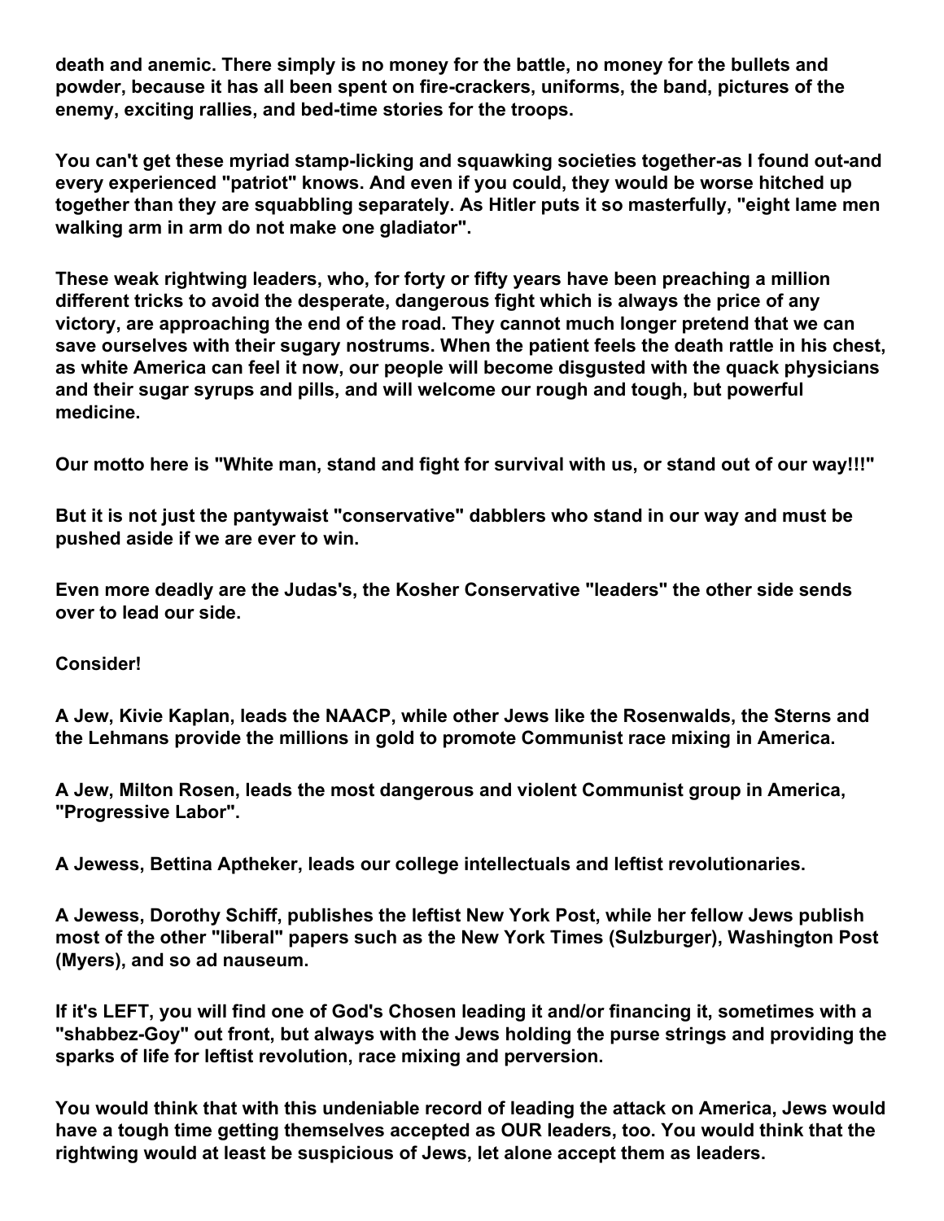**death and anemic. There simply is no money for the battle, no money for the bullets and powder, because it has all been spent on fire-crackers, uniforms, the band, pictures of the enemy, exciting rallies, and bed-time stories for the troops.**

**You can't get these myriad stamp-licking and squawking societies together-as I found out-and every experienced "patriot" knows. And even if you could, they would be worse hitched up together than they are squabbling separately. As Hitler puts it so masterfully, "eight lame men walking arm in arm do not make one gladiator".**

**These weak rightwing leaders, who, for forty or fifty years have been preaching a million different tricks to avoid the desperate, dangerous fight which is always the price of any victory, are approaching the end of the road. They cannot much longer pretend that we can save ourselves with their sugary nostrums. When the patient feels the death rattle in his chest, as white America can feel it now, our people will become disgusted with the quack physicians and their sugar syrups and pills, and will welcome our rough and tough, but powerful medicine.**

**Our motto here is "White man, stand and fight for survival with us, or stand out of our way!!!"**

**But it is not just the pantywaist "conservative" dabblers who stand in our way and must be pushed aside if we are ever to win.**

**Even more deadly are the Judas's, the Kosher Conservative "leaders" the other side sends over to lead our side.**

**Consider!**

**A Jew, Kivie Kaplan, leads the NAACP, while other Jews like the Rosenwalds, the Sterns and the Lehmans provide the millions in gold to promote Communist race mixing in America.**

**A Jew, Milton Rosen, leads the most dangerous and violent Communist group in America, "Progressive Labor".**

**A Jewess, Bettina Aptheker, leads our college intellectuals and leftist revolutionaries.**

**A Jewess, Dorothy Schiff, publishes the leftist New York Post, while her fellow Jews publish most of the other "liberal" papers such as the New York Times (Sulzburger), Washington Post (Myers), and so ad nauseum.**

**If it's LEFT, you will find one of God's Chosen leading it and/or financing it, sometimes with a "shabbez-Goy" out front, but always with the Jews holding the purse strings and providing the sparks of life for leftist revolution, race mixing and perversion.**

**You would think that with this undeniable record of leading the attack on America, Jews would have a tough time getting themselves accepted as OUR leaders, too. You would think that the rightwing would at least be suspicious of Jews, let alone accept them as leaders.**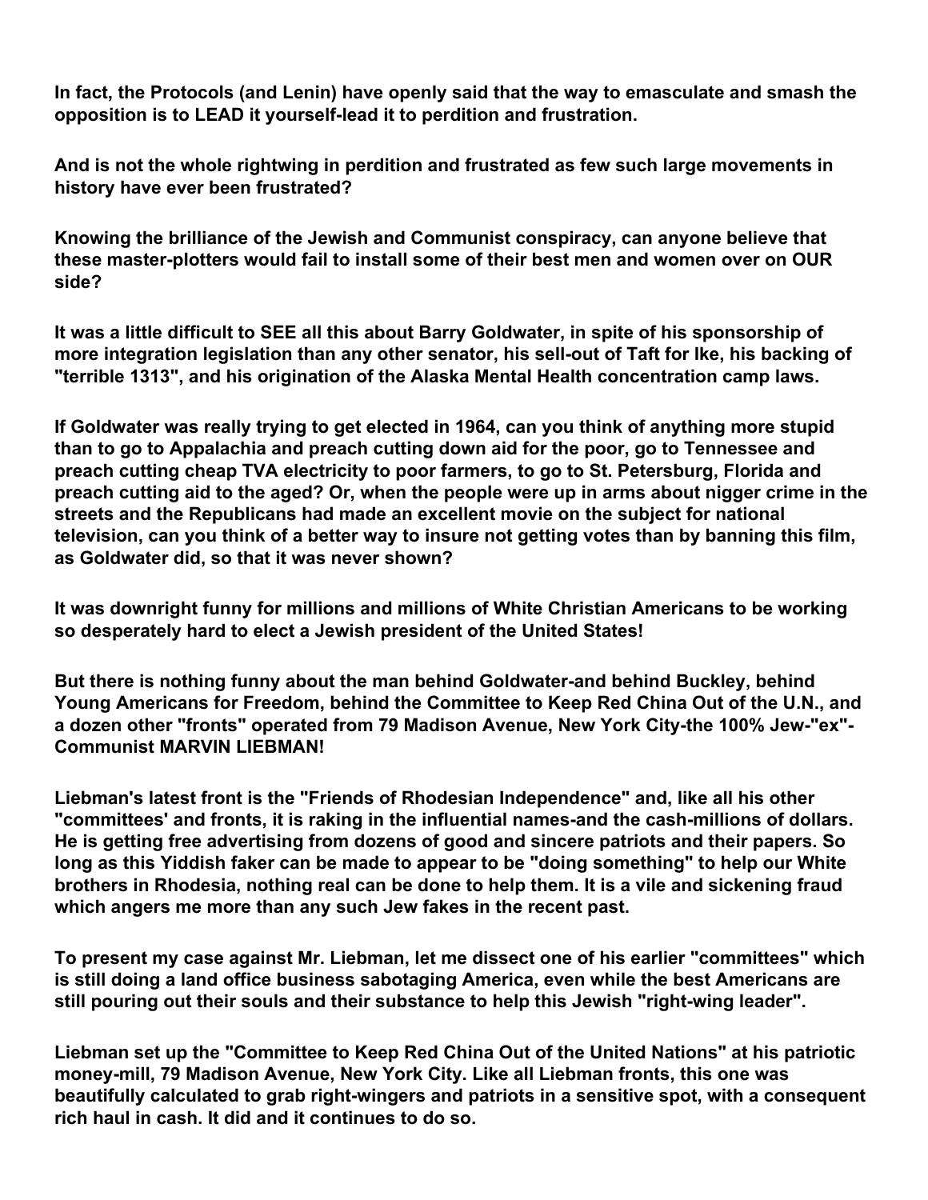**In fact, the Protocols (and Lenin) have openly said that the way to emasculate and smash the opposition is to LEAD it yourself-lead it to perdition and frustration.**

**And is not the whole rightwing in perdition and frustrated as few such large movements in history have ever been frustrated?**

**Knowing the brilliance of the Jewish and Communist conspiracy, can anyone believe that these master-plotters would fail to install some of their best men and women over on OUR side?**

**It was a little difficult to SEE all this about Barry Goldwater, in spite of his sponsorship of more integration legislation than any other senator, his sell-out of Taft for Ike, his backing of "terrible 1313", and his origination of the Alaska Mental Health concentration camp laws.**

**If Goldwater was really trying to get elected in 1964, can you think of anything more stupid than to go to Appalachia and preach cutting down aid for the poor, go to Tennessee and preach cutting cheap TVA electricity to poor farmers, to go to St. Petersburg, Florida and preach cutting aid to the aged? Or, when the people were up in arms about nigger crime in the streets and the Republicans had made an excellent movie on the subject for national television, can you think of a better way to insure not getting votes than by banning this film, as Goldwater did, so that it was never shown?**

**It was downright funny for millions and millions of White Christian Americans to be working so desperately hard to elect a Jewish president of the United States!**

**But there is nothing funny about the man behind Goldwater-and behind Buckley, behind Young Americans for Freedom, behind the Committee to Keep Red China Out of the U.N., and a dozen other "fronts" operated from 79 Madison Avenue, New York City-the 100% Jew-"ex"-Communist MARVIN LIEBMAN!**

**Liebman's latest front is the "Friends of Rhodesian Independence" and, like all his other "committees' and fronts, it is raking in the influential names-and the cash-millions of dollars. He is getting free advertising from dozens of good and sincere patriots and their papers. So long as this Yiddish faker can be made to appear to be "doing something" to help our White brothers in Rhodesia, nothing real can be done to help them. It is a vile and sickening fraud which angers me more than any such Jew fakes in the recent past.**

**To present my case against Mr. Liebman, let me dissect one of his earlier "committees" which is still doing a land office business sabotaging America, even while the best Americans are still pouring out their souls and their substance to help this Jewish "right-wing leader".**

**Liebman set up the "Committee to Keep Red China Out of the United Nations" at his patriotic money-mill, 79 Madison Avenue, New York City. Like all Liebman fronts, this one was beautifully calculated to grab right-wingers and patriots in a sensitive spot, with a consequent rich haul in cash. It did and it continues to do so.**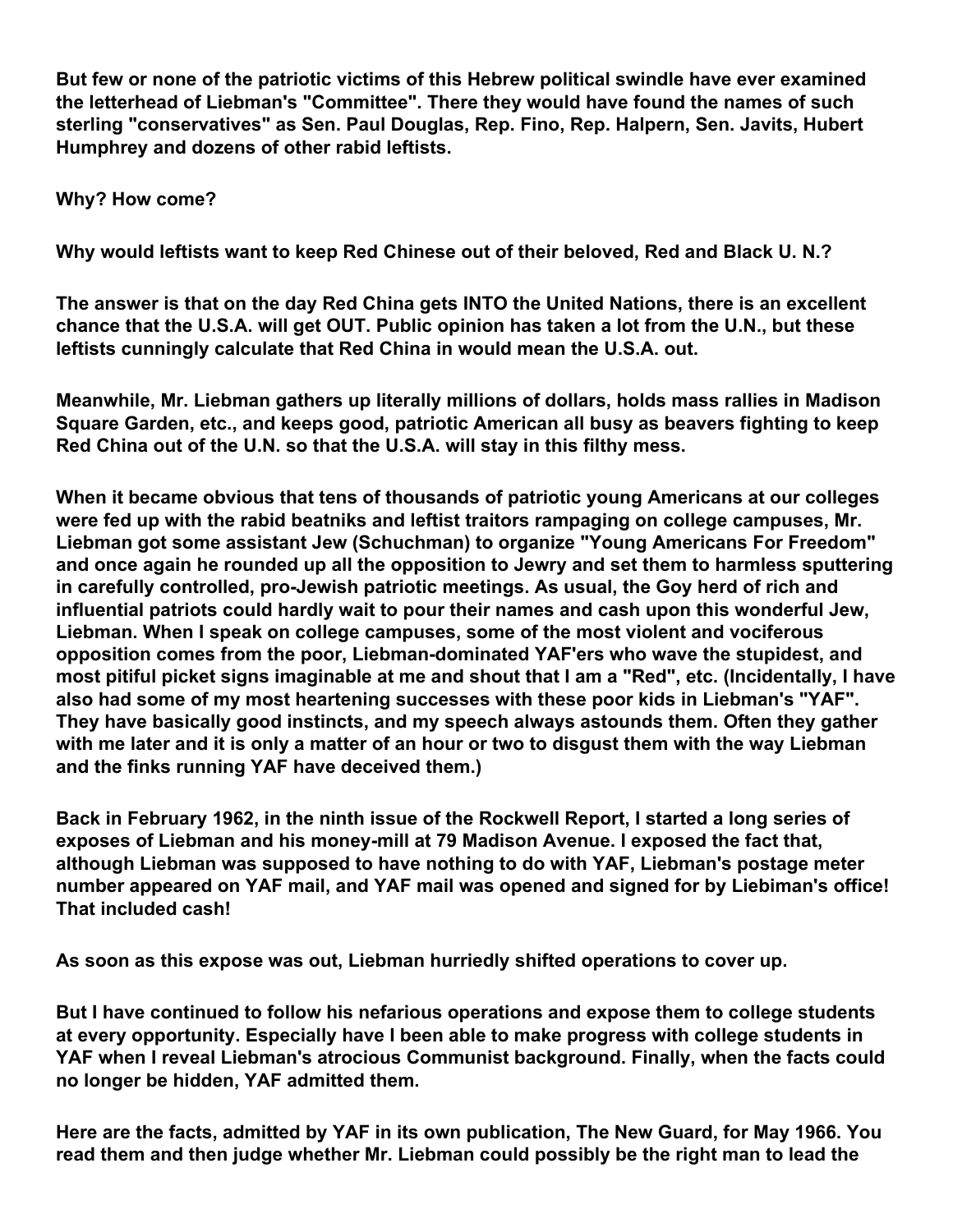**But few or none of the patriotic victims of this Hebrew political swindle have ever examined the letterhead of Liebman's "Committee". There they would have found the names of such sterling "conservatives" as Sen. Paul Douglas, Rep. Fino, Rep. Halpern, Sen. Javits, Hubert Humphrey and dozens of other rabid leftists.**

**Why? How come?**

**Why would leftists want to keep Red Chinese out of their beloved, Red and Black U. N.?**

**The answer is that on the day Red China gets INTO the United Nations, there is an excellent chance that the U.S.A. will get OUT. Public opinion has taken a lot from the U.N., but these leftists cunningly calculate that Red China in would mean the U.S.A. out.**

**Meanwhile, Mr. Liebman gathers up literally millions of dollars, holds mass rallies in Madison Square Garden, etc., and keeps good, patriotic American all busy as beavers fighting to keep Red China out of the U.N. so that the U.S.A. will stay in this filthy mess.**

**When it became obvious that tens of thousands of patriotic young Americans at our colleges were fed up with the rabid beatniks and leftist traitors rampaging on college campuses, Mr. Liebman got some assistant Jew (Schuchman) to organize "Young Americans For Freedom" and once again he rounded up all the opposition to Jewry and set them to harmless sputtering in carefully controlled, pro-Jewish patriotic meetings. As usual, the Goy herd of rich and influential patriots could hardly wait to pour their names and cash upon this wonderful Jew, Liebman. When I speak on college campuses, some of the most violent and vociferous opposition comes from the poor, Liebman-dominated YAF'ers who wave the stupidest, and most pitiful picket signs imaginable at me and shout that I am a "Red", etc. (Incidentally, I have also had some of my most heartening successes with these poor kids in Liebman's "YAF". They have basically good instincts, and my speech always astounds them. Often they gather with me later and it is only a matter of an hour or two to disgust them with the way Liebman and the finks running YAF have deceived them.)**

**Back in February 1962, in the ninth issue of the Rockwell Report, I started a long series of exposes of Liebman and his money-mill at 79 Madison Avenue. I exposed the fact that, although Liebman was supposed to have nothing to do with YAF, Liebman's postage meter number appeared on YAF mail, and YAF mail was opened and signed for by Liebiman's office! That included cash!**

**As soon as this expose was out, Liebman hurriedly shifted operations to cover up.**

**But I have continued to follow his nefarious operations and expose them to college students at every opportunity. Especially have I been able to make progress with college students in YAF when I reveal Liebman's atrocious Communist background. Finally, when the facts could no longer be hidden, YAF admitted them.**

**Here are the facts, admitted by YAF in its own publication, The New Guard, for May 1966. You read them and then judge whether Mr. Liebman could possibly be the right man to lead the**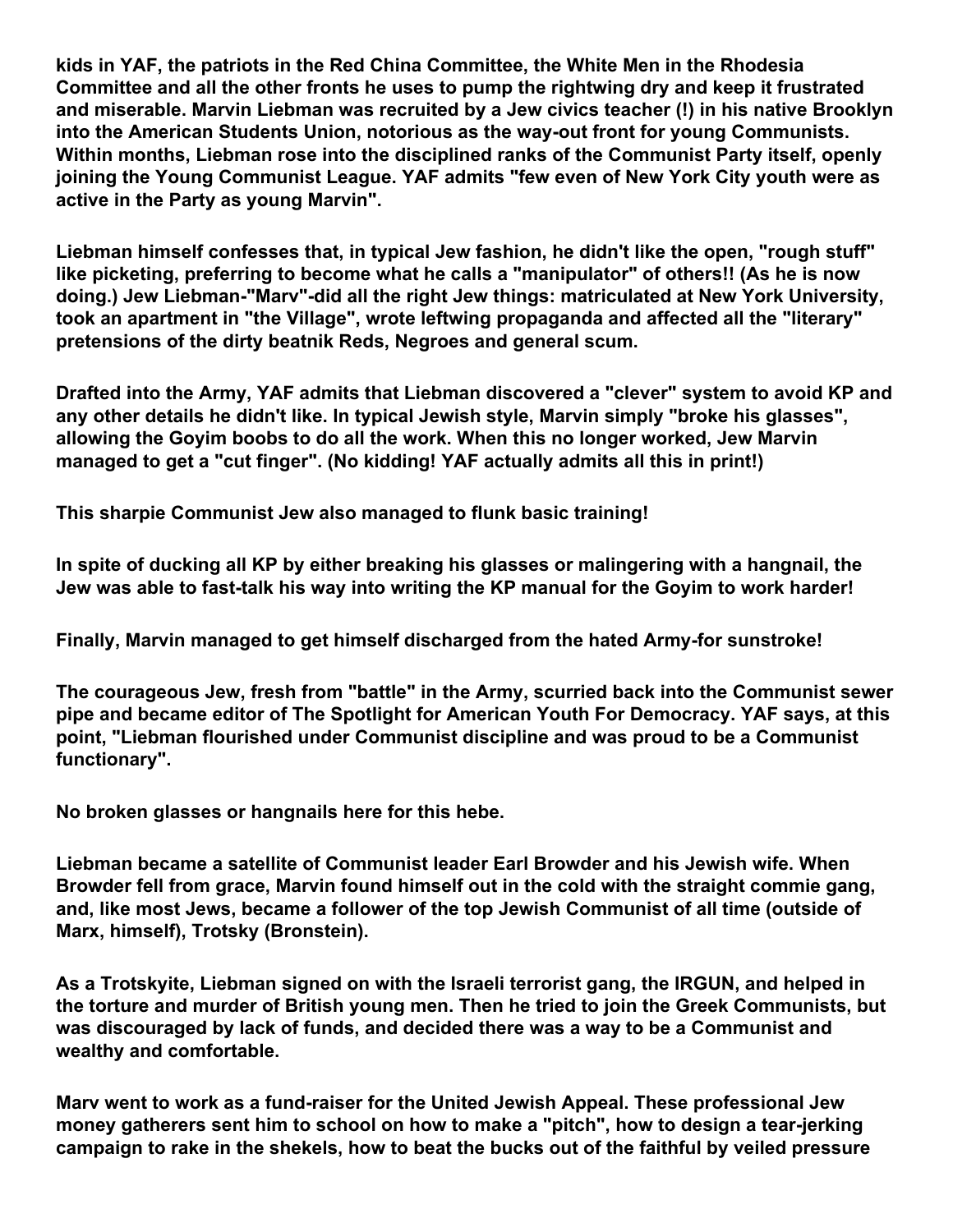**kids in YAF, the patriots in the Red China Committee, the White Men in the Rhodesia Committee and all the other fronts he uses to pump the rightwing dry and keep it frustrated and miserable. Marvin Liebman was recruited by a Jew civics teacher (!) in his native Brooklyn into the American Students Union, notorious as the way-out front for young Communists. Within months, Liebman rose into the disciplined ranks of the Communist Party itself, openly joining the Young Communist League. YAF admits "few even of New York City youth were as active in the Party as young Marvin".**

**Liebman himself confesses that, in typical Jew fashion, he didn't like the open, "rough stuff" like picketing, preferring to become what he calls a "manipulator" of others!! (As he is now doing.) Jew Liebman-"Marv"-did all the right Jew things: matriculated at New York University, took an apartment in "the Village", wrote leftwing propaganda and affected all the "literary" pretensions of the dirty beatnik Reds, Negroes and general scum.**

**Drafted into the Army, YAF admits that Liebman discovered a "clever" system to avoid KP and any other details he didn't like. In typical Jewish style, Marvin simply "broke his glasses", allowing the Goyim boobs to do all the work. When this no longer worked, Jew Marvin managed to get a "cut finger". (No kidding! YAF actually admits all this in print!)**

**This sharpie Communist Jew also managed to flunk basic training!**

**In spite of ducking all KP by either breaking his glasses or malingering with a hangnail, the Jew was able to fast-talk his way into writing the KP manual for the Goyim to work harder!**

**Finally, Marvin managed to get himself discharged from the hated Army-for sunstroke!**

**The courageous Jew, fresh from "battle" in the Army, scurried back into the Communist sewer pipe and became editor of The Spotlight for American Youth For Democracy. YAF says, at this point, "Liebman flourished under Communist discipline and was proud to be a Communist functionary".**

**No broken glasses or hangnails here for this hebe.**

**Liebman became a satellite of Communist leader Earl Browder and his Jewish wife. When Browder fell from grace, Marvin found himself out in the cold with the straight commie gang, and, like most Jews, became a follower of the top Jewish Communist of all time (outside of Marx, himself), Trotsky (Bronstein).**

**As a Trotskyite, Liebman signed on with the Israeli terrorist gang, the IRGUN, and helped in the torture and murder of British young men. Then he tried to join the Greek Communists, but was discouraged by lack of funds, and decided there was a way to be a Communist and wealthy and comfortable.**

**Marv went to work as a fund-raiser for the United Jewish Appeal. These professional Jew money gatherers sent him to school on how to make a "pitch", how to design a tear-jerking campaign to rake in the shekels, how to beat the bucks out of the faithful by veiled pressure**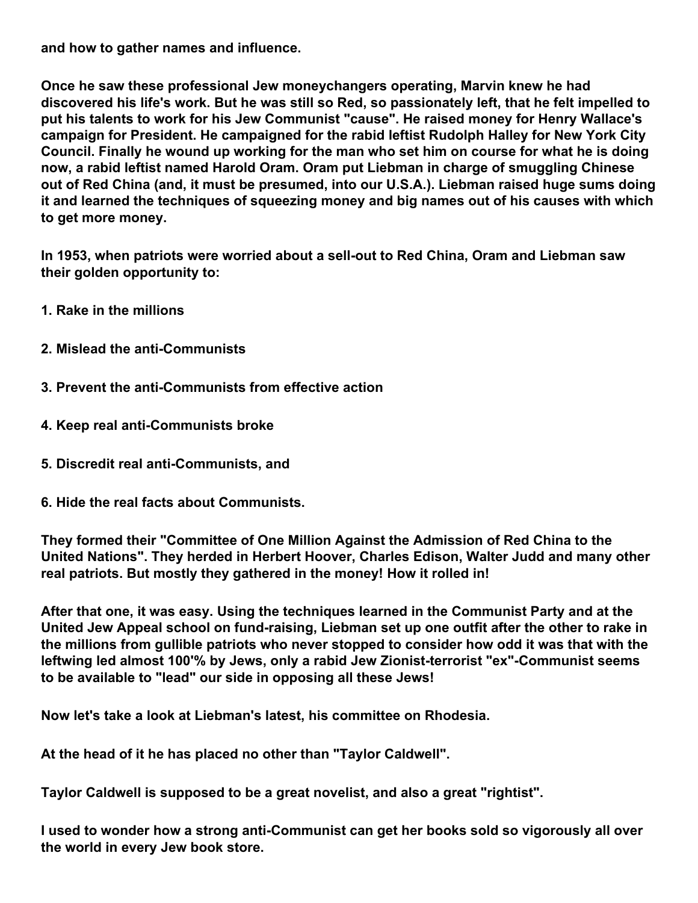**and how to gather names and influence.**

**Once he saw these professional Jew moneychangers operating, Marvin knew he had discovered his life's work. But he was still so Red, so passionately left, that he felt impelled to put his talents to work for his Jew Communist "cause". He raised money for Henry Wallace's campaign for President. He campaigned for the rabid leftist Rudolph Halley for New York City Council. Finally he wound up working for the man who set him on course for what he is doing now, a rabid leftist named Harold Oram. Oram put Liebman in charge of smuggling Chinese out of Red China (and, it must be presumed, into our U.S.A.). Liebman raised huge sums doing it and learned the techniques of squeezing money and big names out of his causes with which to get more money.**

**In 1953, when patriots were worried about a sell-out to Red China, Oram and Liebman saw their golden opportunity to:**

**1. Rake in the millions**

**2. Mislead the anti-Communists**

**3. Prevent the anti-Communists from effective action**

**4. Keep real anti-Communists broke**

**5. Discredit real anti-Communists, and**

**6. Hide the real facts about Communists.**

**They formed their "Committee of One Million Against the Admission of Red China to the United Nations". They herded in Herbert Hoover, Charles Edison, Walter Judd and many other real patriots. But mostly they gathered in the money! How it rolled in!**

**After that one, it was easy. Using the techniques learned in the Communist Party and at the United Jew Appeal school on fund-raising, Liebman set up one outfit after the other to rake in the millions from gullible patriots who never stopped to consider how odd it was that with the leftwing led almost 100'% by Jews, only a rabid Jew Zionist-terrorist "ex"-Communist seems to be available to "lead" our side in opposing all these Jews!**

**Now let's take a look at Liebman's latest, his committee on Rhodesia.**

**At the head of it he has placed no other than "Taylor Caldwell".**

**Taylor Caldwell is supposed to be a great novelist, and also a great "rightist".**

**I used to wonder how a strong anti-Communist can get her books sold so vigorously all over the world in every Jew book store.**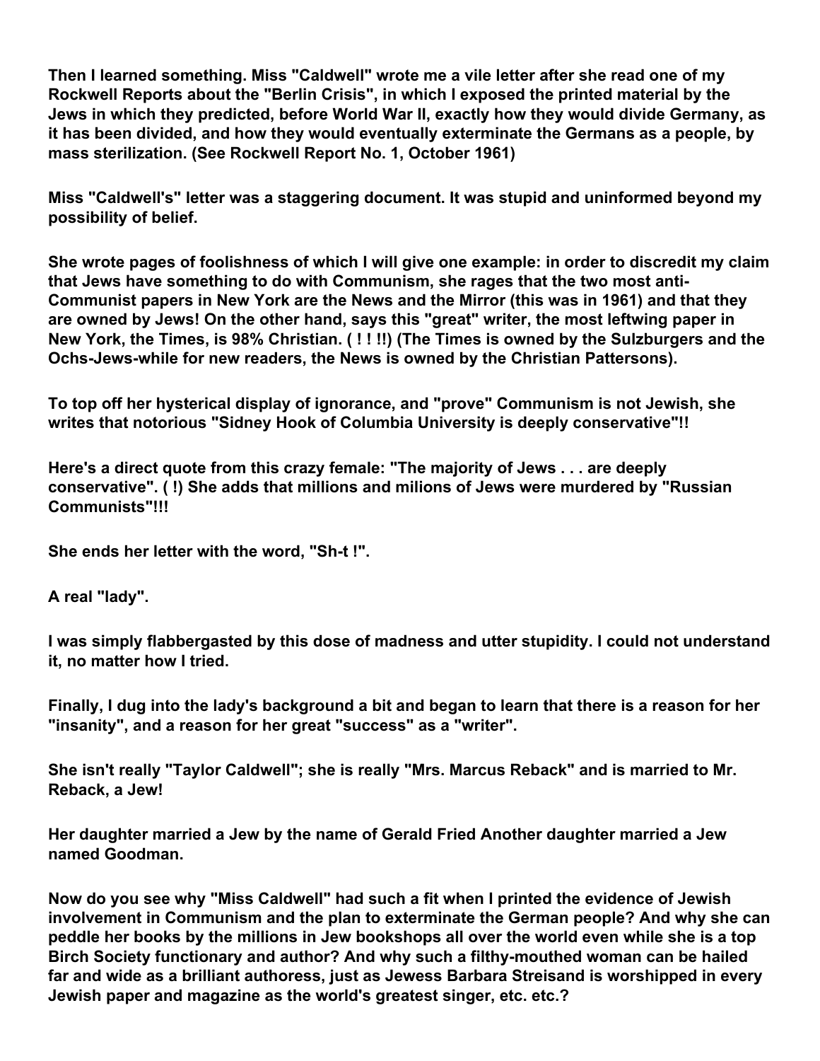**Then I learned something. Miss "Caldwell" wrote me a vile letter after she read one of my Rockwell Reports about the "Berlin Crisis", in which I exposed the printed material by the Jews in which they predicted, before World War II, exactly how they would divide Germany, as it has been divided, and how they would eventually exterminate the Germans as a people, by mass sterilization. (See Rockwell Report No. 1, October 1961)**

**Miss "Caldwell's" letter was a staggering document. It was stupid and uninformed beyond my possibility of belief.**

**She wrote pages of foolishness of which I will give one example: in order to discredit my claim that Jews have something to do with Communism, she rages that the two most anti-Communist papers in New York are the News and the Mirror (this was in 1961) and that they are owned by Jews! On the other hand, says this "great" writer, the most leftwing paper in New York, the Times, is 98% Christian. ( ! ! !!) (The Times is owned by the Sulzburgers and the Ochs-Jews-while for new readers, the News is owned by the Christian Pattersons).**

**To top off her hysterical display of ignorance, and "prove" Communism is not Jewish, she writes that notorious "Sidney Hook of Columbia University is deeply conservative"!!**

**Here's a direct quote from this crazy female: "The majority of Jews . . . are deeply conservative". ( !) She adds that millions and milions of Jews were murdered by "Russian Communists"!!!**

**She ends her letter with the word, "Sh-t !".**

**A real "lady".**

**I was simply flabbergasted by this dose of madness and utter stupidity. I could not understand it, no matter how I tried.**

**Finally, I dug into the lady's background a bit and began to learn that there is a reason for her "insanity", and a reason for her great "success" as a "writer".**

**She isn't really "Taylor Caldwell"; she is really "Mrs. Marcus Reback" and is married to Mr. Reback, a Jew!**

**Her daughter married a Jew by the name of Gerald Fried Another daughter married a Jew named Goodman.**

**Now do you see why "Miss Caldwell" had such a fit when I printed the evidence of Jewish involvement in Communism and the plan to exterminate the German people? And why she can peddle her books by the millions in Jew bookshops all over the world even while she is a top Birch Society functionary and author? And why such a filthy-mouthed woman can be hailed far and wide as a brilliant authoress, just as Jewess Barbara Streisand is worshipped in every Jewish paper and magazine as the world's greatest singer, etc. etc.?**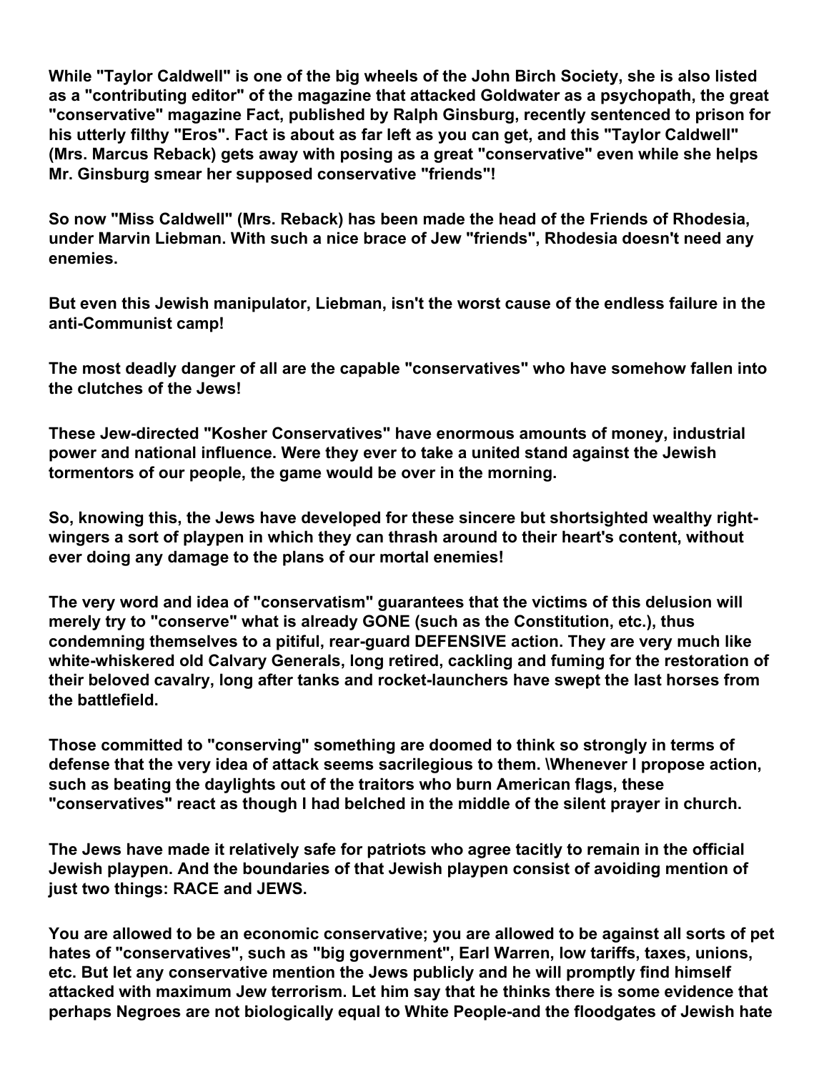**While "Taylor Caldwell" is one of the big wheels of the John Birch Society, she is also listed as a "contributing editor" of the magazine that attacked Goldwater as a psychopath, the great "conservative" magazine Fact, published by Ralph Ginsburg, recently sentenced to prison for his utterly filthy "Eros". Fact is about as far left as you can get, and this "Taylor Caldwell" (Mrs. Marcus Reback) gets away with posing as a great "conservative" even while she helps Mr. Ginsburg smear her supposed conservative "friends"!**

**So now "Miss Caldwell" (Mrs. Reback) has been made the head of the Friends of Rhodesia, under Marvin Liebman. With such a nice brace of Jew "friends", Rhodesia doesn't need any enemies.**

**But even this Jewish manipulator, Liebman, isn't the worst cause of the endless failure in the anti-Communist camp!**

**The most deadly danger of all are the capable "conservatives" who have somehow fallen into the clutches of the Jews!**

**These Jew-directed "Kosher Conservatives" have enormous amounts of money, industrial power and national influence. Were they ever to take a united stand against the Jewish tormentors of our people, the game would be over in the morning.**

**So, knowing this, the Jews have developed for these sincere but shortsighted wealthy right-wingers a sort of playpen in which they can thrash around to their heart's content, without ever doing any damage to the plans of our mortal enemies!**

**The very word and idea of "conservatism" guarantees that the victims of this delusion will merely try to "conserve" what is already GONE (such as the Constitution, etc.), thus condemning themselves to a pitiful, rear-guard DEFENSIVE action. They are very much like white-whiskered old Calvary Generals, long retired, cackling and fuming for the restoration of their beloved cavalry, long after tanks and rocket-launchers have swept the last horses from the battlefield.**

**Those committed to "conserving" something are doomed to think so strongly in terms of defense that the very idea of attack seems sacrilegious to them. \Whenever I propose action, such as beating the daylights out of the traitors who burn American flags, these "conservatives" react as though I had belched in the middle of the silent prayer in church.**

**The Jews have made it relatively safe for patriots who agree tacitly to remain in the official Jewish playpen. And the boundaries of that Jewish playpen consist of avoiding mention of just two things: RACE and JEWS.**

**You are allowed to be an economic conservative; you are allowed to be against all sorts of pet hates of "conservatives", such as "big government", Earl Warren, low tariffs, taxes, unions, etc. But let any conservative mention the Jews publicly and he will promptly find himself attacked with maximum Jew terrorism. Let him say that he thinks there is some evidence that perhaps Negroes are not biologically equal to White People-and the floodgates of Jewish hate**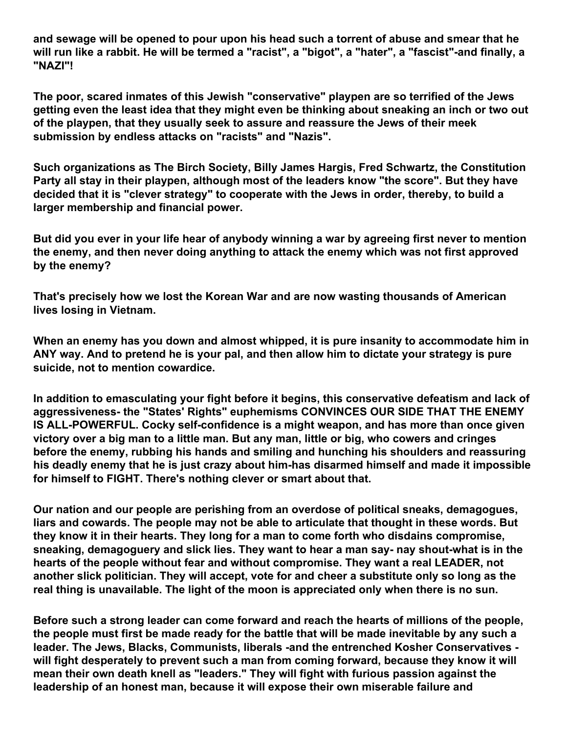and sewage will be opened to pour upon his head such a torrent of abuse and smear that he will run like a rabbit. He will be termed a "racist", a "bigot", a "hater", a "fascist"-and finally, a "NAZI"!

The poor, scared inmates of this Jewish "conservative" playpen are so terrified of the Jews getting even the least idea that they might even be thinking about sneaking an inch or two out of the playpen, that they usually seek to assure and reassure the Jews of their meek submission by endless attacks on "racists" and "Nazis".

Such organizations as The Birch Society, Billy James Hargis, Fred Schwartz, the Constitution Party all stay in their playpen, although most of the leaders know "the score". But they have decided that it is "clever strategy" to cooperate with the Jews in order, thereby, to build a larger membership and financial power.

But did you ever in your life hear of anybody winning a war by agreeing first never to mention the enemy, and then never doing anything to attack the enemy which was not first approved by the enemy?

That's precisely how we lost the Korean War and are now wasting thousands of American lives losing in Vietnam.

When an enemy has you down and almost whipped, it is pure insanity to accommodate him in ANY way. And to pretend he is your pal, and then allow him to dictate your strategy is pure suicide, not to mention cowardice.

In addition to emasculating your fight before it begins, this conservative defeatism and lack of aggressiveness- the "States' Rights" euphemisms CONVINCES OUR SIDE THAT THE ENEMY IS ALL-POWERFUL. Cocky self-confidence is a might weapon, and has more than once given victory over a big man to a little man. But any man, little or big, who cowers and cringes before the enemy, rubbing his hands and smiling and hunching his shoulders and reassuring his deadly enemy that he is just crazy about him-has disarmed himself and made it impossible for himself to FIGHT. There's nothing clever or smart about that.

Our nation and our people are perishing from an overdose of political sneaks, demagogues, liars and cowards. The people may not be able to articulate that thought in these words. But they know it in their hearts. They long for a man to come forth who disdains compromise, sneaking, demagoguery and slick lies. They want to hear a man say- nay shout-what is in the hearts of the people without fear and without compromise. They want a real LEADER, not another slick politician. They will accept, vote for and cheer a substitute only so long as the real thing is unavailable. The light of the moon is appreciated only when there is no sun.

Before such a strong leader can come forward and reach the hearts of millions of the people, the people must first be made ready for the battle that will be made inevitable by any such a leader. The Jews, Blacks, Communists, liberals -and the entrenched Kosher Conservatives - will fight desperately to prevent such a man from coming forward, because they know it will mean their own death knell as "leaders." They will fight with furious passion against the leadership of an honest man, because it will expose their own miserable failure and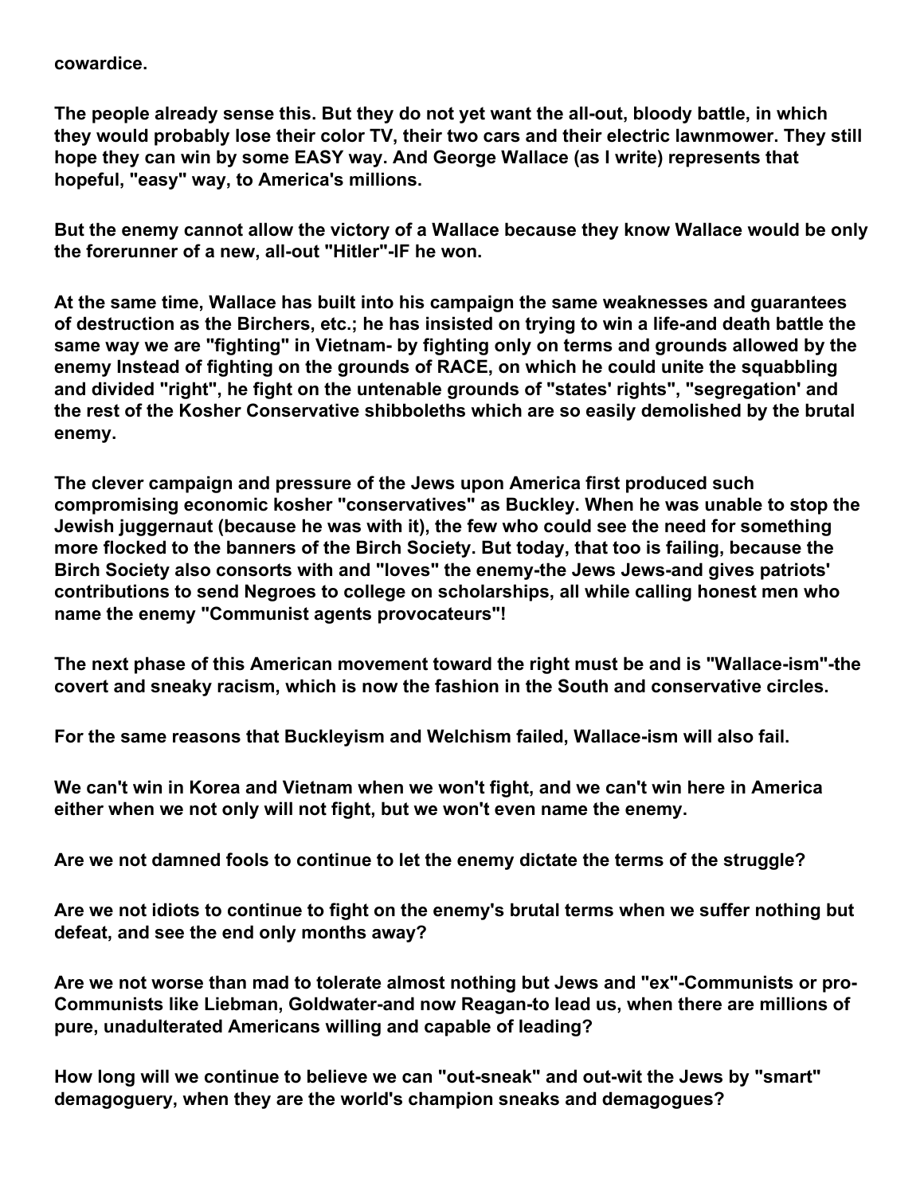**cowardice.**

**The people already sense this. But they do not yet want the all-out, bloody battle, in which they would probably lose their color TV, their two cars and their electric lawnmower. They still hope they can win by some EASY way. And George Wallace (as I write) represents that hopeful, "easy" way, to America's millions.**

**But the enemy cannot allow the victory of a Wallace because they know Wallace would be only the forerunner of a new, all-out "Hitler"-IF he won.**

**At the same time, Wallace has built into his campaign the same weaknesses and guarantees of destruction as the Birchers, etc.; he has insisted on trying to win a life-and death battle the same way we are "fighting" in Vietnam- by fighting only on terms and grounds allowed by the enemy Instead of fighting on the grounds of RACE, on which he could unite the squabbling and divided "right", he fight on the untenable grounds of "states' rights", "segregation' and the rest of the Kosher Conservative shibboleths which are so easily demolished by the brutal enemy.**

**The clever campaign and pressure of the Jews upon America first produced such compromising economic kosher "conservatives" as Buckley. When he was unable to stop the Jewish juggernaut (because he was with it), the few who could see the need for something more flocked to the banners of the Birch Society. But today, that too is failing, because the Birch Society also consorts with and "loves" the enemy-the Jews Jews-and gives patriots' contributions to send Negroes to college on scholarships, all while calling honest men who name the enemy "Communist agents provocateurs"!**

**The next phase of this American movement toward the right must be and is "Wallace-ism"-the covert and sneaky racism, which is now the fashion in the South and conservative circles.**

**For the same reasons that Buckleyism and Welchism failed, Wallace-ism will also fail.**

**We can't win in Korea and Vietnam when we won't fight, and we can't win here in America either when we not only will not fight, but we won't even name the enemy.**

**Are we not damned fools to continue to let the enemy dictate the terms of the struggle?**

**Are we not idiots to continue to fight on the enemy's brutal terms when we suffer nothing but defeat, and see the end only months away?**

**Are we not worse than mad to tolerate almost nothing but Jews and "ex"-Communists or pro-Communists like Liebman, Goldwater-and now Reagan-to lead us, when there are millions of pure, unadulterated Americans willing and capable of leading?**

**How long will we continue to believe we can "out-sneak" and out-wit the Jews by "smart" demagoguery, when they are the world's champion sneaks and demagogues?**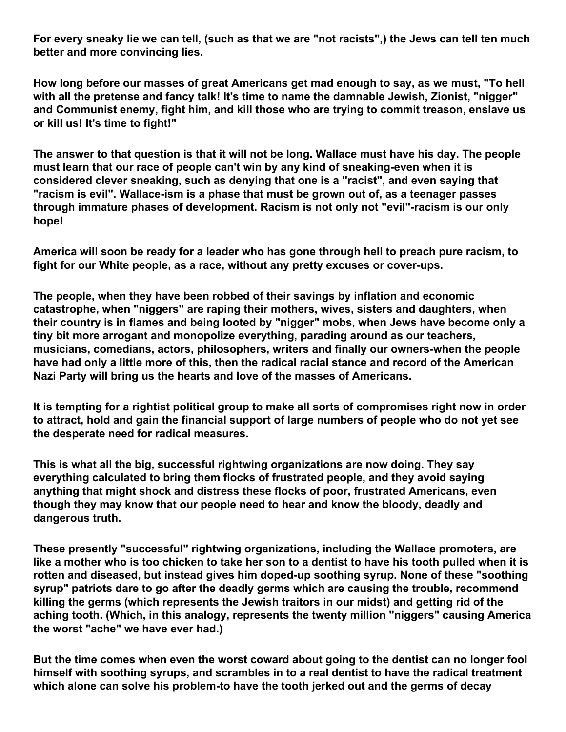**For every sneaky lie we can tell, (such as that we are "not racists",) the Jews can tell ten much better and more convincing lies.**

**How long before our masses of great Americans get mad enough to say, as we must, "To hell with all the pretense and fancy talk! It's time to name the damnable Jewish, Zionist, "nigger" and Communist enemy, fight him, and kill those who are trying to commit treason, enslave us or kill us! It's time to fight!"**

**The answer to that question is that it will not be long. Wallace must have his day. The people must learn that our race of people can't win by any kind of sneaking-even when it is considered clever sneaking, such as denying that one is a "racist", and even saying that "racism is evil". Wallace-ism is a phase that must be grown out of, as a teenager passes through immature phases of development. Racism is not only not "evil"-racism is our only hope!**

**America will soon be ready for a leader who has gone through hell to preach pure racism, to fight for our White people, as a race, without any pretty excuses or cover-ups.**

**The people, when they have been robbed of their savings by inflation and economic catastrophe, when "niggers" are raping their mothers, wives, sisters and daughters, when their country is in flames and being looted by "nigger" mobs, when Jews have become only a tiny bit more arrogant and monopolize everything, parading around as our teachers, musicians, comedians, actors, philosophers, writers and finally our owners-when the people have had only a little more of this, then the radical racial stance and record of the American Nazi Party will bring us the hearts and love of the masses of Americans.**

**It is tempting for a rightist political group to make all sorts of compromises right now in order to attract, hold and gain the financial support of large numbers of people who do not yet see the desperate need for radical measures.**

**This is what all the big, successful rightwing organizations are now doing. They say everything calculated to bring them flocks of frustrated people, and they avoid saying anything that might shock and distress these flocks of poor, frustrated Americans, even though they may know that our people need to hear and know the bloody, deadly and dangerous truth.**

**These presently "successful" rightwing organizations, including the Wallace promoters, are like a mother who is too chicken to take her son to a dentist to have his tooth pulled when it is rotten and diseased, but instead gives him doped-up soothing syrup. None of these "soothing syrup" patriots dare to go after the deadly germs which are causing the trouble, recommend killing the germs (which represents the Jewish traitors in our midst) and getting rid of the aching tooth. (Which, in this analogy, represents the twenty million "niggers" causing America the worst "ache" we have ever had.)**

**But the time comes when even the worst coward about going to the dentist can no longer fool himself with soothing syrups, and scrambles in to a real dentist to have the radical treatment which alone can solve his problem-to have the tooth jerked out and the germs of decay**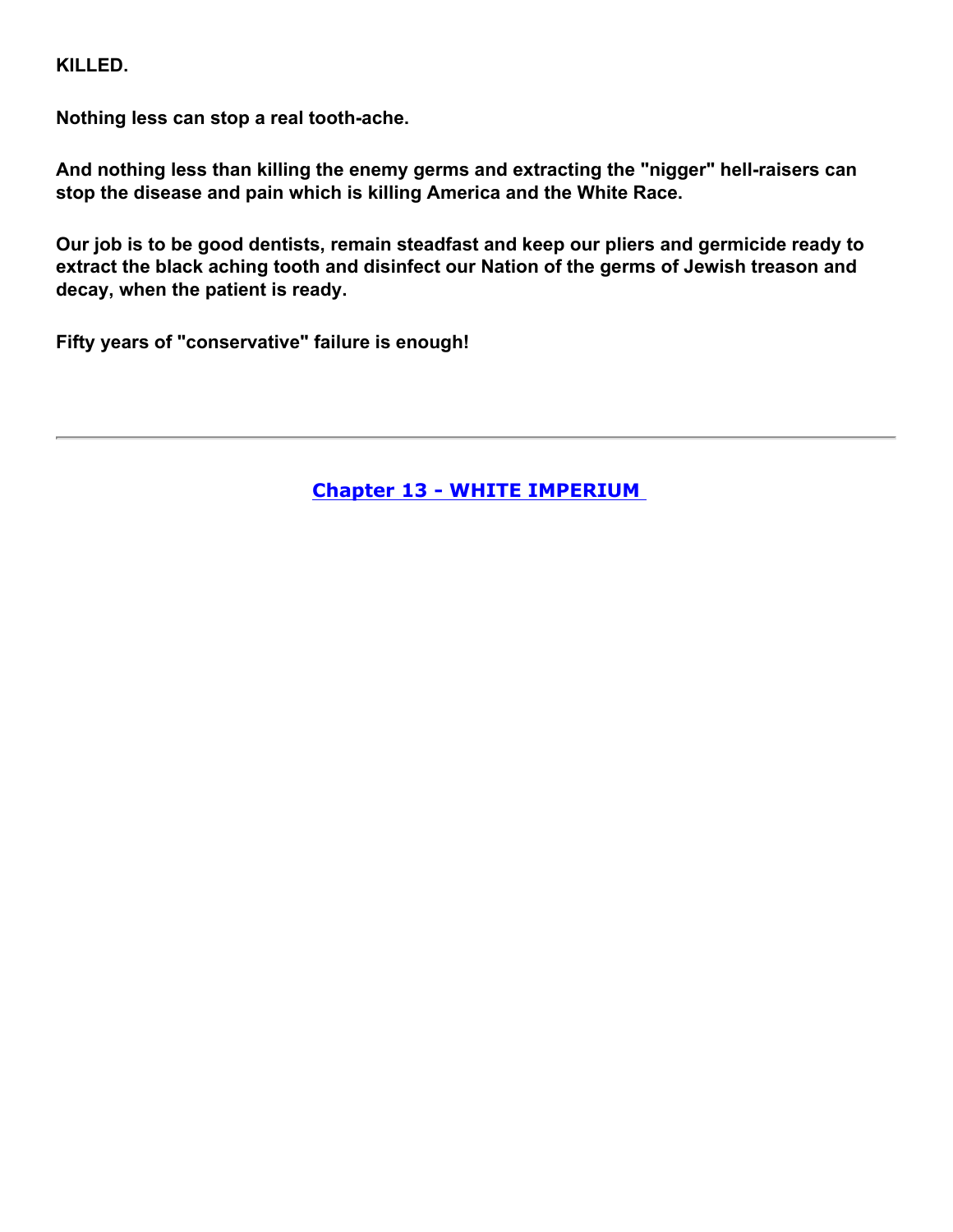**KILLED.**

**Nothing less can stop a real tooth-ache.**

**And nothing less than killing the enemy germs and extracting the "nigger" hell-raisers can stop the disease and pain which is killing America and the White Race.**

**Our job is to be good dentists, remain steadfast and keep our pliers and germicide ready to extract the black aching tooth and disinfect our Nation of the germs of Jewish treason and decay, when the patient is ready.**

**Fifty years of "conservative" failure is enough!**

---

**Chapter 13 - WHITE IMPERIUM**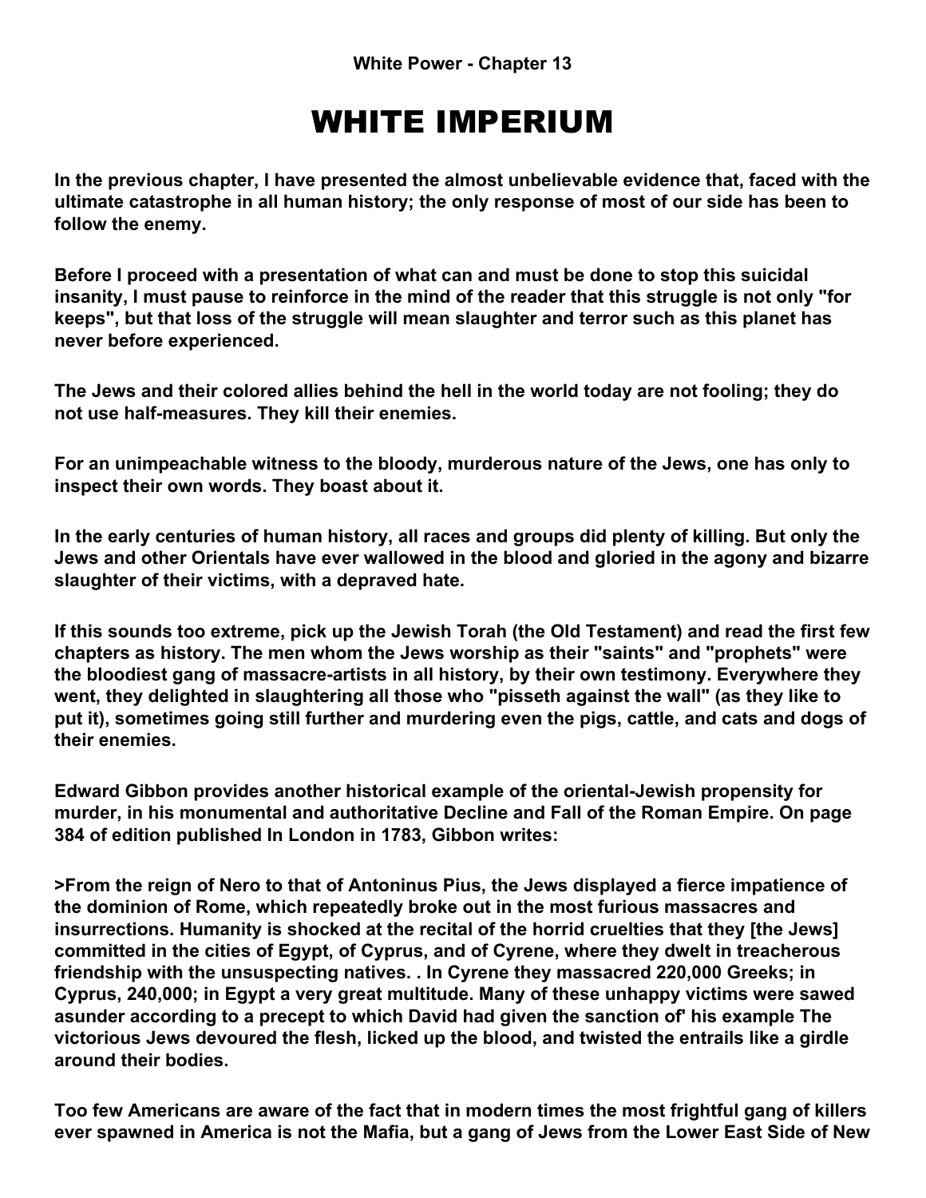**White Power - Chapter 13**

# WHITE IMPERIUM

**In the previous chapter, I have presented the almost unbelievable evidence that, faced with the ultimate catastrophe in all human history; the only response of most of our side has been to follow the enemy.**

**Before I proceed with a presentation of what can and must be done to stop this suicidal insanity, I must pause to reinforce in the mind of the reader that this struggle is not only "for keeps", but that loss of the struggle will mean slaughter and terror such as this planet has never before experienced.**

**The Jews and their colored allies behind the hell in the world today are not fooling; they do not use half-measures. They kill their enemies.**

**For an unimpeachable witness to the bloody, murderous nature of the Jews, one has only to inspect their own words. They boast about it.**

**In the early centuries of human history, all races and groups did plenty of killing. But only the Jews and other Orientals have ever wallowed in the blood and gloried in the agony and bizarre slaughter of their victims, with a depraved hate.**

**If this sounds too extreme, pick up the Jewish Torah (the Old Testament) and read the first few chapters as history. The men whom the Jews worship as their "saints" and "prophets" were the bloodiest gang of massacre-artists in all history, by their own testimony. Everywhere they went, they delighted in slaughtering all those who "pisseth against the wall" (as they like to put it), sometimes going still further and murdering even the pigs, cattle, and cats and dogs of their enemies.**

**Edward Gibbon provides another historical example of the oriental-Jewish propensity for murder, in his monumental and authoritative Decline and Fall of the Roman Empire. On page 384 of edition published In London in 1783, Gibbon writes:**

**>From the reign of Nero to that of Antoninus Pius, the Jews displayed a fierce impatience of the dominion of Rome, which repeatedly broke out in the most furious massacres and insurrections. Humanity is shocked at the recital of the horrid cruelties that they [the Jews] committed in the cities of Egypt, of Cyprus, and of Cyrene, where they dwelt in treacherous friendship with the unsuspecting natives. . In Cyrene they massacred 220,000 Greeks; in Cyprus, 240,000; in Egypt a very great multitude. Many of these unhappy victims were sawed asunder according to a precept to which David had given the sanction of' his example The victorious Jews devoured the flesh, licked up the blood, and twisted the entrails like a girdle around their bodies.**

**Too few Americans are aware of the fact that in modern times the most frightful gang of killers ever spawned in America is not the Mafia, but a gang of Jews from the Lower East Side of New**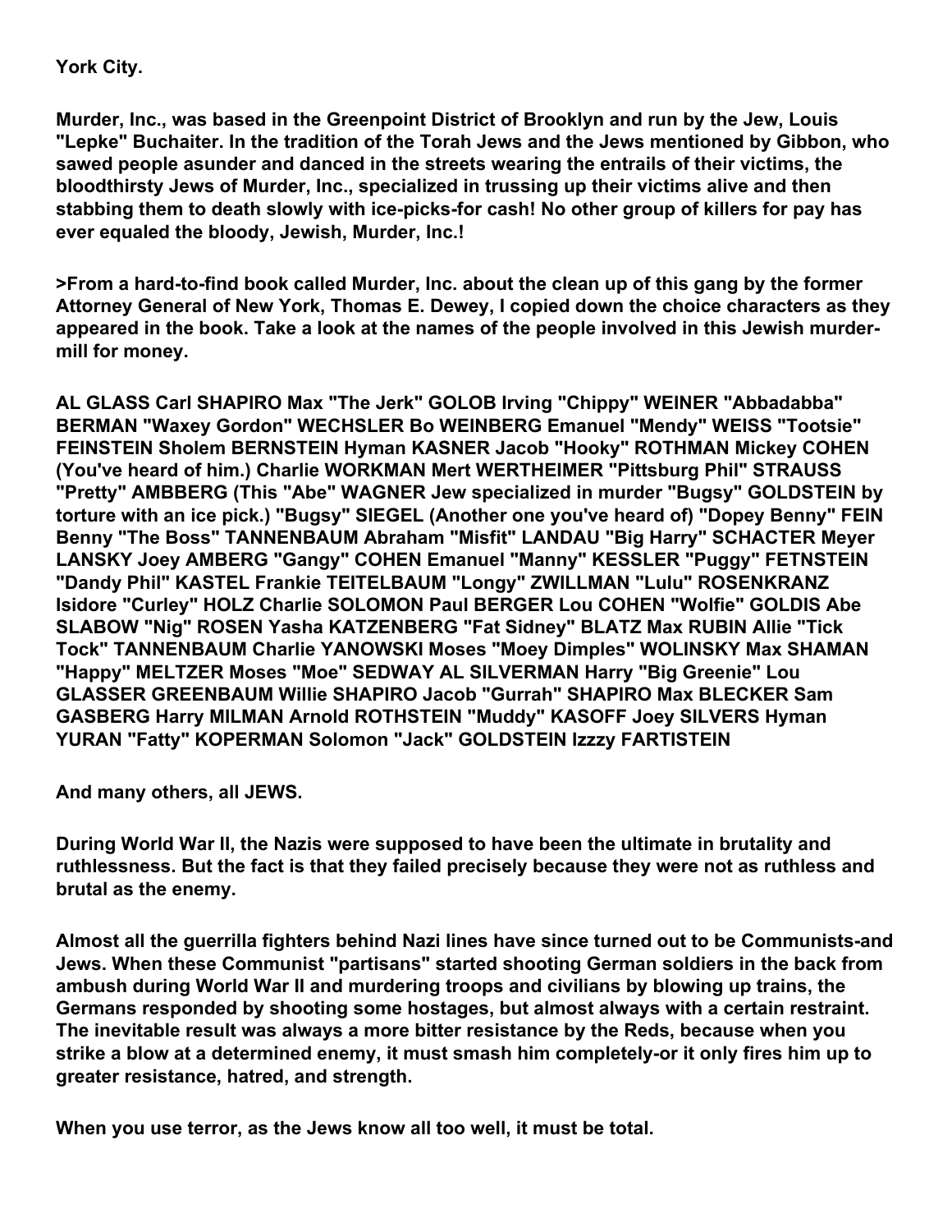**York City.**

**Murder, Inc., was based in the Greenpoint District of Brooklyn and run by the Jew, Louis "Lepke" Buchaiter. In the tradition of the Torah Jews and the Jews mentioned by Gibbon, who sawed people asunder and danced in the streets wearing the entrails of their victims, the bloodthirsty Jews of Murder, Inc., specialized in trussing up their victims alive and then stabbing them to death slowly with ice-picks-for cash! No other group of killers for pay has ever equaled the bloody, Jewish, Murder, Inc.!**

**>From a hard-to-find book called Murder, Inc. about the clean up of this gang by the former Attorney General of New York, Thomas E. Dewey, I copied down the choice characters as they appeared in the book. Take a look at the names of the people involved in this Jewish murder-mill for money.**

**AL GLASS Carl SHAPIRO Max "The Jerk" GOLOB Irving "Chippy" WEINER "Abbadabba" BERMAN "Waxey Gordon" WECHSLER Bo WEINBERG Emanuel "Mendy" WEISS "Tootsie" FEINSTEIN Sholem BERNSTEIN Hyman KASNER Jacob "Hooky" ROTHMAN Mickey COHEN (You've heard of him.) Charlie WORKMAN Mert WERTHEIMER "Pittsburg Phil" STRAUSS "Pretty" AMBBERG (This "Abe" WAGNER Jew specialized in murder "Bugsy" GOLDSTEIN by torture with an ice pick.) "Bugsy" SIEGEL (Another one you've heard of) "Dopey Benny" FEIN Benny "The Boss" TANNENBAUM Abraham "Misfit" LANDAU "Big Harry" SCHACTER Meyer LANSKY Joey AMBERG "Gangy" COHEN Emanuel "Manny" KESSLER "Puggy" FETNSTEIN "Dandy Phil" KASTEL Frankie TEITELBAUM "Longy" ZWILLMAN "Lulu" ROSENKRANZ Isidore "Curley" HOLZ Charlie SOLOMON Paul BERGER Lou COHEN "Wolfie" GOLDIS Abe SLABOW "Nig" ROSEN Yasha KATZENBERG "Fat Sidney" BLATZ Max RUBIN Allie "Tick Tock" TANNENBAUM Charlie YANOWSKI Moses "Moey Dimples" WOLINSKY Max SHAMAN "Happy" MELTZER Moses "Moe" SEDWAY AL SILVERMAN Harry "Big Greenie" Lou GLASSER GREENBAUM Willie SHAPIRO Jacob "Gurrah" SHAPIRO Max BLECKER Sam GASBERG Harry MILMAN Arnold ROTHSTEIN "Muddy" KASOFF Joey SILVERS Hyman YURAN "Fatty" KOPERMAN Solomon "Jack" GOLDSTEIN Izzzy FARTISTEIN**

**And many others, all JEWS.**

**During World War II, the Nazis were supposed to have been the ultimate in brutality and ruthlessness. But the fact is that they failed precisely because they were not as ruthless and brutal as the enemy.**

**Almost all the guerrilla fighters behind Nazi lines have since turned out to be Communists-and Jews. When these Communist "partisans" started shooting German soldiers in the back from ambush during World War II and murdering troops and civilians by blowing up trains, the Germans responded by shooting some hostages, but almost always with a certain restraint. The inevitable result was always a more bitter resistance by the Reds, because when you strike a blow at a determined enemy, it must smash him completely-or it only fires him up to greater resistance, hatred, and strength.**

**When you use terror, as the Jews know all too well, it must be total.**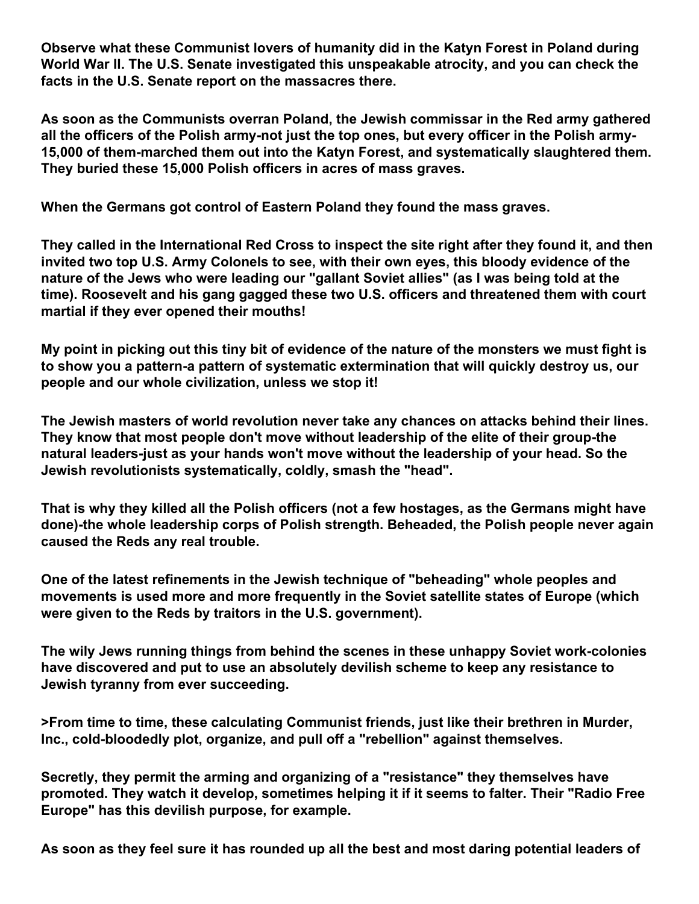**Observe what these Communist lovers of humanity did in the Katyn Forest in Poland during World War II. The U.S. Senate investigated this unspeakable atrocity, and you can check the facts in the U.S. Senate report on the massacres there.**

**As soon as the Communists overran Poland, the Jewish commissar in the Red army gathered all the officers of the Polish army-not just the top ones, but every officer in the Polish army-15,000 of them-marched them out into the Katyn Forest, and systematically slaughtered them. They buried these 15,000 Polish officers in acres of mass graves.**

**When the Germans got control of Eastern Poland they found the mass graves.**

**They called in the International Red Cross to inspect the site right after they found it, and then invited two top U.S. Army Colonels to see, with their own eyes, this bloody evidence of the nature of the Jews who were leading our "gallant Soviet allies" (as I was being told at the time). Roosevelt and his gang gagged these two U.S. officers and threatened them with court martial if they ever opened their mouths!**

**My point in picking out this tiny bit of evidence of the nature of the monsters we must fight is to show you a pattern-a pattern of systematic extermination that will quickly destroy us, our people and our whole civilization, unless we stop it!**

**The Jewish masters of world revolution never take any chances on attacks behind their lines. They know that most people don't move without leadership of the elite of their group-the natural leaders-just as your hands won't move without the leadership of your head. So the Jewish revolutionists systematically, coldly, smash the "head".**

**That is why they killed all the Polish officers (not a few hostages, as the Germans might have done)-the whole leadership corps of Polish strength. Beheaded, the Polish people never again caused the Reds any real trouble.**

**One of the latest refinements in the Jewish technique of "beheading" whole peoples and movements is used more and more frequently in the Soviet satellite states of Europe (which were given to the Reds by traitors in the U.S. government).**

**The wily Jews running things from behind the scenes in these unhappy Soviet work-colonies have discovered and put to use an absolutely devilish scheme to keep any resistance to Jewish tyranny from ever succeeding.**

**>From time to time, these calculating Communist friends, just like their brethren in Murder, Inc., cold-bloodedly plot, organize, and pull off a "rebellion" against themselves.**

**Secretly, they permit the arming and organizing of a "resistance" they themselves have promoted. They watch it develop, sometimes helping it if it seems to falter. Their "Radio Free Europe" has this devilish purpose, for example.**

**As soon as they feel sure it has rounded up all the best and most daring potential leaders of**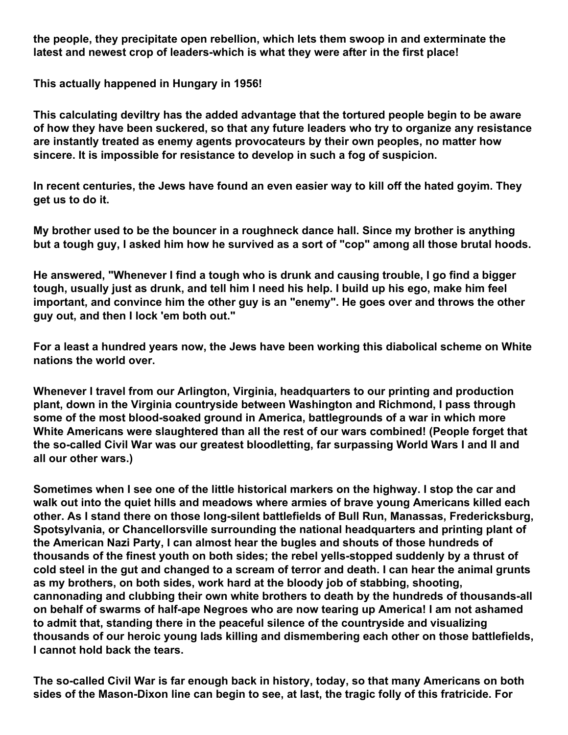the people, they precipitate open rebellion, which lets them swoop in and exterminate the latest and newest crop of leaders-which is what they were after in the first place!

This actually happened in Hungary in 1956!

This calculating deviltry has the added advantage that the tortured people begin to be aware of how they have been suckered, so that any future leaders who try to organize any resistance are instantly treated as enemy agents provocateurs by their own peoples, no matter how sincere. It is impossible for resistance to develop in such a fog of suspicion.

In recent centuries, the Jews have found an even easier way to kill off the hated goyim. They get us to do it.

My brother used to be the bouncer in a roughneck dance hall. Since my brother is anything but a tough guy, I asked him how he survived as a sort of "cop" among all those brutal hoods.

He answered, "Whenever I find a tough who is drunk and causing trouble, I go find a bigger tough, usually just as drunk, and tell him I need his help. I build up his ego, make him feel important, and convince him the other guy is an "enemy". He goes over and throws the other guy out, and then I lock 'em both out."

For a least a hundred years now, the Jews have been working this diabolical scheme on White nations the world over.

Whenever I travel from our Arlington, Virginia, headquarters to our printing and production plant, down in the Virginia countryside between Washington and Richmond, I pass through some of the most blood-soaked ground in America, battlegrounds of a war in which more White Americans were slaughtered than all the rest of our wars combined! (People forget that the so-called Civil War was our greatest bloodletting, far surpassing World Wars I and II and all our other wars.)

Sometimes when I see one of the little historical markers on the highway. I stop the car and walk out into the quiet hills and meadows where armies of brave young Americans killed each other. As I stand there on those long-silent battlefields of Bull Run, Manassas, Fredericksburg, Spotsylvania, or Chancellorsville surrounding the national headquarters and printing plant of the American Nazi Party, I can almost hear the bugles and shouts of those hundreds of thousands of the finest youth on both sides; the rebel yells-stopped suddenly by a thrust of cold steel in the gut and changed to a scream of terror and death. I can hear the animal grunts as my brothers, on both sides, work hard at the bloody job of stabbing, shooting, cannonading and clubbing their own white brothers to death by the hundreds of thousands-all on behalf of swarms of half-ape Negroes who are now tearing up America! I am not ashamed to admit that, standing there in the peaceful silence of the countryside and visualizing thousands of our heroic young lads killing and dismembering each other on those battlefields, I cannot hold back the tears.

The so-called Civil War is far enough back in history, today, so that many Americans on both sides of the Mason-Dixon line can begin to see, at last, the tragic folly of this fratricide. For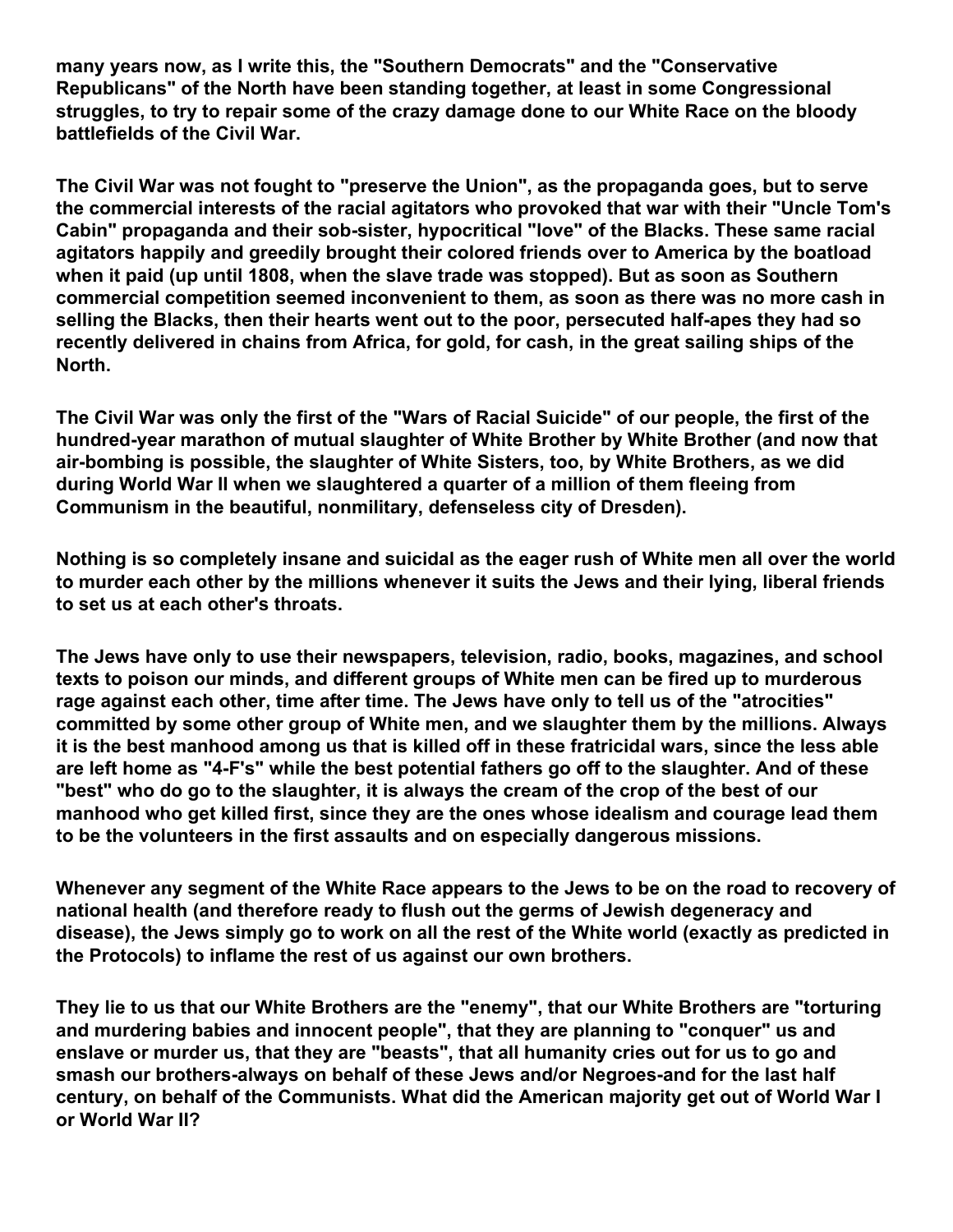**many years now, as I write this, the "Southern Democrats" and the "Conservative Republicans" of the North have been standing together, at least in some Congressional struggles, to try to repair some of the crazy damage done to our White Race on the bloody battlefields of the Civil War.**

**The Civil War was not fought to "preserve the Union", as the propaganda goes, but to serve the commercial interests of the racial agitators who provoked that war with their "Uncle Tom's Cabin" propaganda and their sob-sister, hypocritical "love" of the Blacks. These same racial agitators happily and greedily brought their colored friends over to America by the boatload when it paid (up until 1808, when the slave trade was stopped). But as soon as Southern commercial competition seemed inconvenient to them, as soon as there was no more cash in selling the Blacks, then their hearts went out to the poor, persecuted half-apes they had so recently delivered in chains from Africa, for gold, for cash, in the great sailing ships of the North.**

**The Civil War was only the first of the "Wars of Racial Suicide" of our people, the first of the hundred-year marathon of mutual slaughter of White Brother by White Brother (and now that air-bombing is possible, the slaughter of White Sisters, too, by White Brothers, as we did during World War II when we slaughtered a quarter of a million of them fleeing from Communism in the beautiful, nonmilitary, defenseless city of Dresden).**

**Nothing is so completely insane and suicidal as the eager rush of White men all over the world to murder each other by the millions whenever it suits the Jews and their lying, liberal friends to set us at each other's throats.**

**The Jews have only to use their newspapers, television, radio, books, magazines, and school texts to poison our minds, and different groups of White men can be fired up to murderous rage against each other, time after time. The Jews have only to tell us of the "atrocities" committed by some other group of White men, and we slaughter them by the millions. Always it is the best manhood among us that is killed off in these fratricidal wars, since the less able are left home as "4-F's" while the best potential fathers go off to the slaughter. And of these "best" who do go to the slaughter, it is always the cream of the crop of the best of our manhood who get killed first, since they are the ones whose idealism and courage lead them to be the volunteers in the first assaults and on especially dangerous missions.**

**Whenever any segment of the White Race appears to the Jews to be on the road to recovery of national health (and therefore ready to flush out the germs of Jewish degeneracy and disease), the Jews simply go to work on all the rest of the White world (exactly as predicted in the Protocols) to inflame the rest of us against our own brothers.**

**They lie to us that our White Brothers are the "enemy", that our White Brothers are "torturing and murdering babies and innocent people", that they are planning to "conquer" us and enslave or murder us, that they are "beasts", that all humanity cries out for us to go and smash our brothers-always on behalf of these Jews and/or Negroes-and for the last half century, on behalf of the Communists. What did the American majority get out of World War I or World War II?**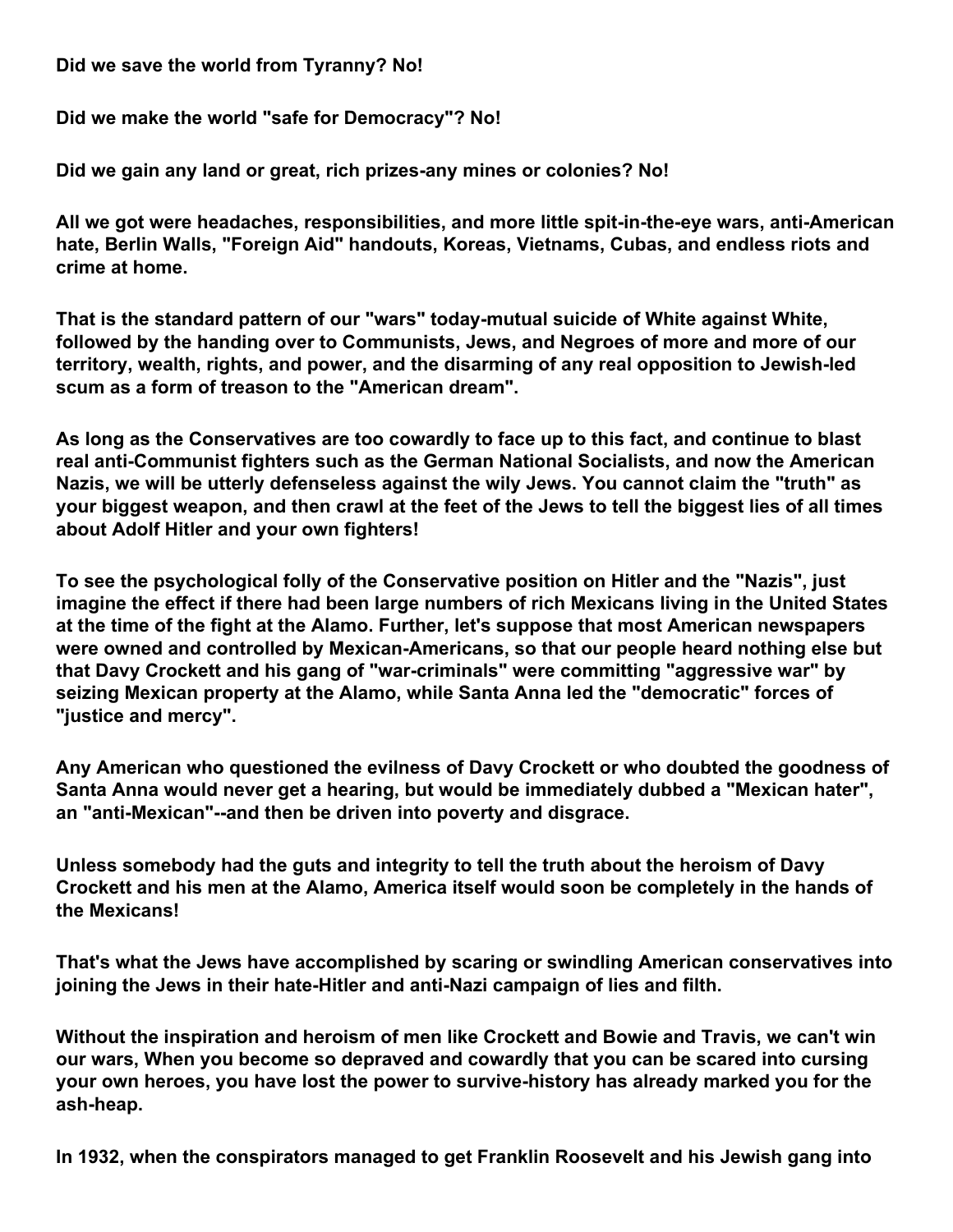**Did we save the world from Tyranny? No!**

**Did we make the world "safe for Democracy"? No!**

**Did we gain any land or great, rich prizes-any mines or colonies? No!**

**All we got were headaches, responsibilities, and more little spit-in-the-eye wars, anti-American hate, Berlin Walls, "Foreign Aid" handouts, Koreas, Vietnams, Cubas, and endless riots and crime at home.**

**That is the standard pattern of our "wars" today-mutual suicide of White against White, followed by the handing over to Communists, Jews, and Negroes of more and more of our territory, wealth, rights, and power, and the disarming of any real opposition to Jewish-led scum as a form of treason to the "American dream".**

**As long as the Conservatives are too cowardly to face up to this fact, and continue to blast real anti-Communist fighters such as the German National Socialists, and now the American Nazis, we will be utterly defenseless against the wily Jews. You cannot claim the "truth" as your biggest weapon, and then crawl at the feet of the Jews to tell the biggest lies of all times about Adolf Hitler and your own fighters!**

**To see the psychological folly of the Conservative position on Hitler and the "Nazis", just imagine the effect if there had been large numbers of rich Mexicans living in the United States at the time of the fight at the Alamo. Further, let's suppose that most American newspapers were owned and controlled by Mexican-Americans, so that our people heard nothing else but that Davy Crockett and his gang of "war-criminals" were committing "aggressive war" by seizing Mexican property at the Alamo, while Santa Anna led the "democratic" forces of "justice and mercy".**

**Any American who questioned the evilness of Davy Crockett or who doubted the goodness of Santa Anna would never get a hearing, but would be immediately dubbed a "Mexican hater", an "anti-Mexican"--and then be driven into poverty and disgrace.**

**Unless somebody had the guts and integrity to tell the truth about the heroism of Davy Crockett and his men at the Alamo, America itself would soon be completely in the hands of the Mexicans!**

**That's what the Jews have accomplished by scaring or swindling American conservatives into joining the Jews in their hate-Hitler and anti-Nazi campaign of lies and filth.**

**Without the inspiration and heroism of men like Crockett and Bowie and Travis, we can't win our wars, When you become so depraved and cowardly that you can be scared into cursing your own heroes, you have lost the power to survive-history has already marked you for the ash-heap.**

**In 1932, when the conspirators managed to get Franklin Roosevelt and his Jewish gang into**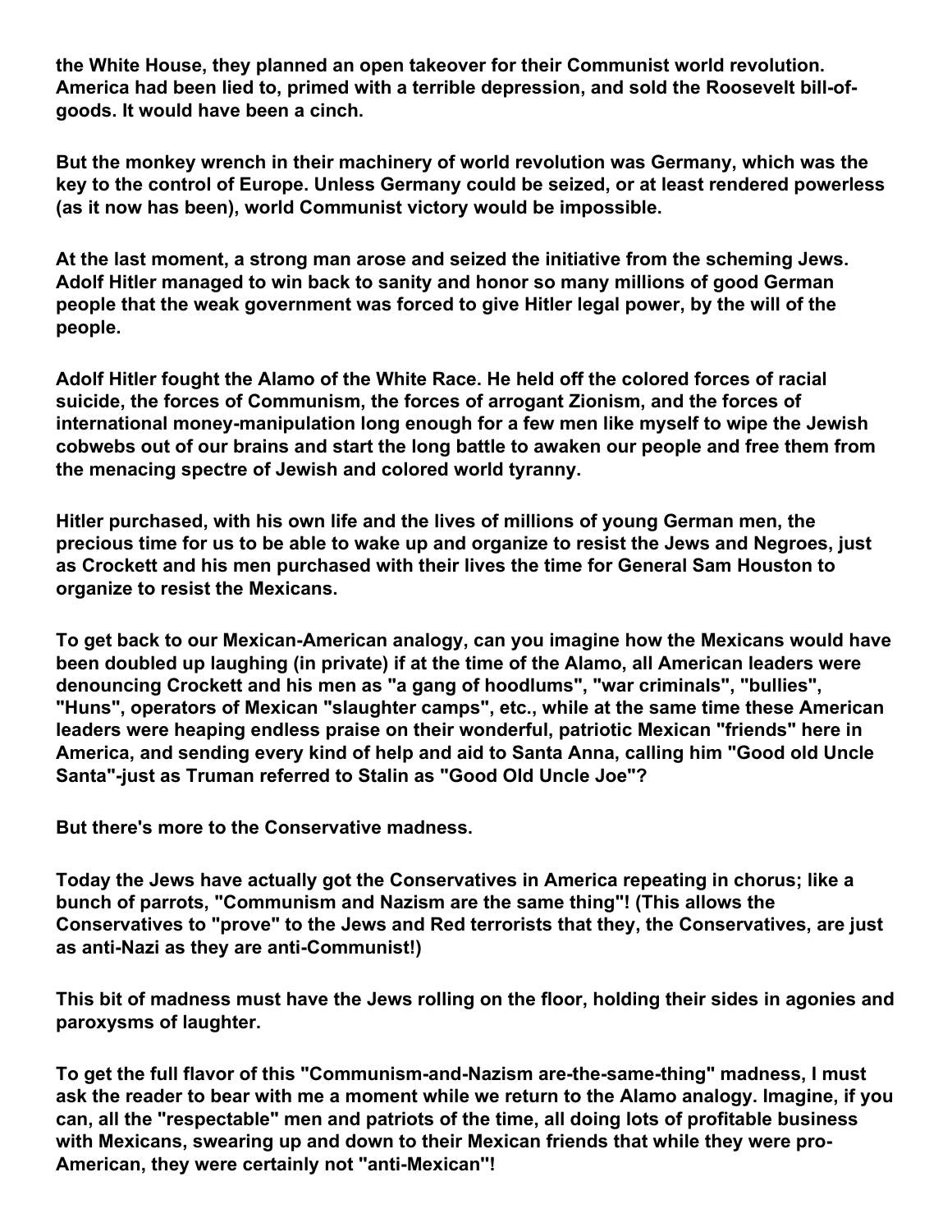**the White House, they planned an open takeover for their Communist world revolution. America had been lied to, primed with a terrible depression, and sold the Roosevelt bill-of-goods. It would have been a cinch.**

**But the monkey wrench in their machinery of world revolution was Germany, which was the key to the control of Europe. Unless Germany could be seized, or at least rendered powerless (as it now has been), world Communist victory would be impossible.**

**At the last moment, a strong man arose and seized the initiative from the scheming Jews. Adolf Hitler managed to win back to sanity and honor so many millions of good German people that the weak government was forced to give Hitler legal power, by the will of the people.**

**Adolf Hitler fought the Alamo of the White Race. He held off the colored forces of racial suicide, the forces of Communism, the forces of arrogant Zionism, and the forces of international money-manipulation long enough for a few men like myself to wipe the Jewish cobwebs out of our brains and start the long battle to awaken our people and free them from the menacing spectre of Jewish and colored world tyranny.**

**Hitler purchased, with his own life and the lives of millions of young German men, the precious time for us to be able to wake up and organize to resist the Jews and Negroes, just as Crockett and his men purchased with their lives the time for General Sam Houston to organize to resist the Mexicans.**

**To get back to our Mexican-American analogy, can you imagine how the Mexicans would have been doubled up laughing (in private) if at the time of the Alamo, all American leaders were denouncing Crockett and his men as "a gang of hoodlums", "war criminals", "bullies", "Huns", operators of Mexican "slaughter camps", etc., while at the same time these American leaders were heaping endless praise on their wonderful, patriotic Mexican "friends" here in America, and sending every kind of help and aid to Santa Anna, calling him "Good old Uncle Santa"-just as Truman referred to Stalin as "Good Old Uncle Joe"?**

**But there's more to the Conservative madness.**

**Today the Jews have actually got the Conservatives in America repeating in chorus; like a bunch of parrots, "Communism and Nazism are the same thing"! (This allows the Conservatives to "prove" to the Jews and Red terrorists that they, the Conservatives, are just as anti-Nazi as they are anti-Communist!)**

**This bit of madness must have the Jews rolling on the floor, holding their sides in agonies and paroxysms of laughter.**

**To get the full flavor of this "Communism-and-Nazism are-the-same-thing" madness, I must ask the reader to bear with me a moment while we return to the Alamo analogy. Imagine, if you can, all the "respectable" men and patriots of the time, all doing lots of profitable business with Mexicans, swearing up and down to their Mexican friends that while they were pro-American, they were certainly not "anti-Mexican"!**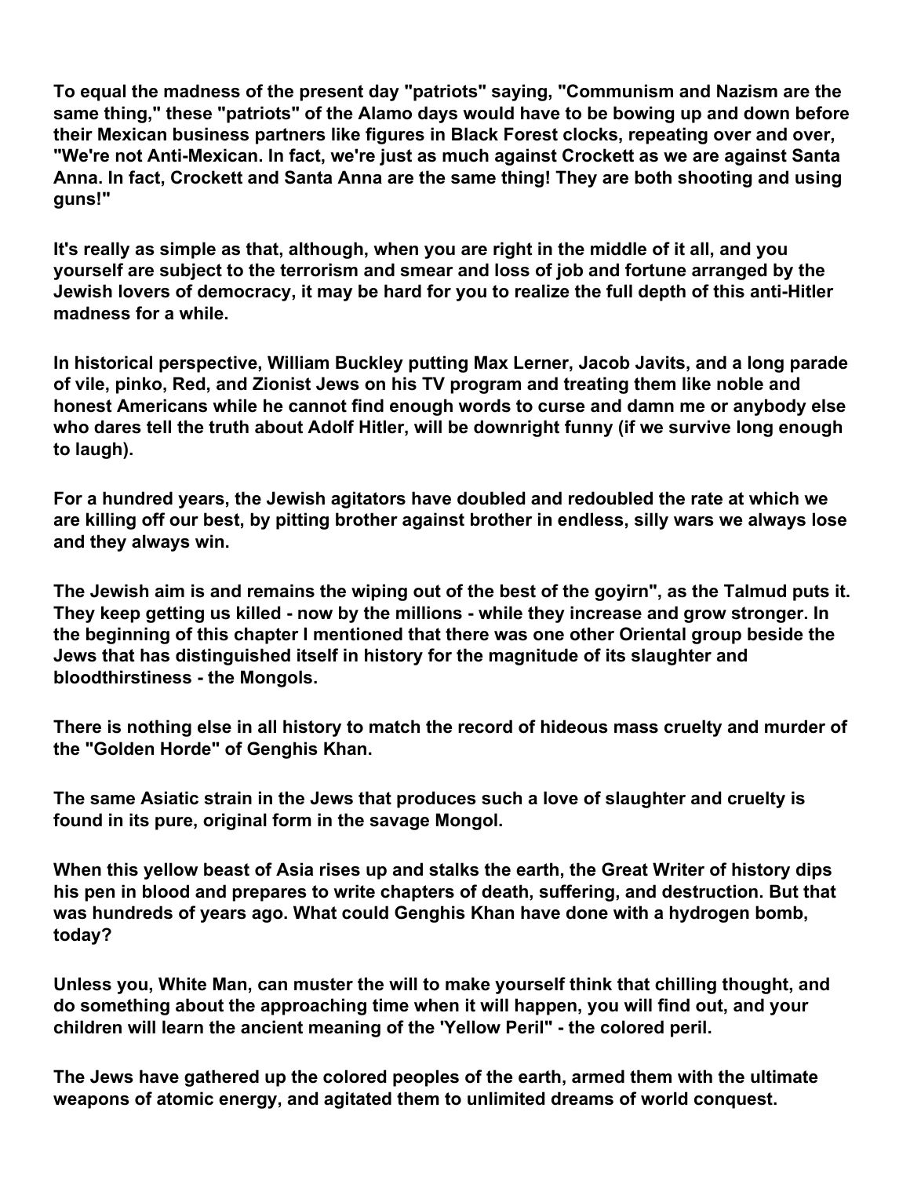**To equal the madness of the present day "patriots" saying, "Communism and Nazism are the same thing," these "patriots" of the Alamo days would have to be bowing up and down before their Mexican business partners like figures in Black Forest clocks, repeating over and over, "We're not Anti-Mexican. In fact, we're just as much against Crockett as we are against Santa Anna. In fact, Crockett and Santa Anna are the same thing! They are both shooting and using guns!"**

**It's really as simple as that, although, when you are right in the middle of it all, and you yourself are subject to the terrorism and smear and loss of job and fortune arranged by the Jewish lovers of democracy, it may be hard for you to realize the full depth of this anti-Hitler madness for a while.**

**In historical perspective, William Buckley putting Max Lerner, Jacob Javits, and a long parade of vile, pinko, Red, and Zionist Jews on his TV program and treating them like noble and honest Americans while he cannot find enough words to curse and damn me or anybody else who dares tell the truth about Adolf Hitler, will be downright funny (if we survive long enough to laugh).**

**For a hundred years, the Jewish agitators have doubled and redoubled the rate at which we are killing off our best, by pitting brother against brother in endless, silly wars we always lose and they always win.**

**The Jewish aim is and remains the wiping out of the best of the goyirn", as the Talmud puts it. They keep getting us killed - now by the millions - while they increase and grow stronger. In the beginning of this chapter I mentioned that there was one other Oriental group beside the Jews that has distinguished itself in history for the magnitude of its slaughter and bloodthirstiness - the Mongols.**

**There is nothing else in all history to match the record of hideous mass cruelty and murder of the "Golden Horde" of Genghis Khan.**

**The same Asiatic strain in the Jews that produces such a love of slaughter and cruelty is found in its pure, original form in the savage Mongol.**

**When this yellow beast of Asia rises up and stalks the earth, the Great Writer of history dips his pen in blood and prepares to write chapters of death, suffering, and destruction. But that was hundreds of years ago. What could Genghis Khan have done with a hydrogen bomb, today?**

**Unless you, White Man, can muster the will to make yourself think that chilling thought, and do something about the approaching time when it will happen, you will find out, and your children will learn the ancient meaning of the 'Yellow Peril" - the colored peril.**

**The Jews have gathered up the colored peoples of the earth, armed them with the ultimate weapons of atomic energy, and agitated them to unlimited dreams of world conquest.**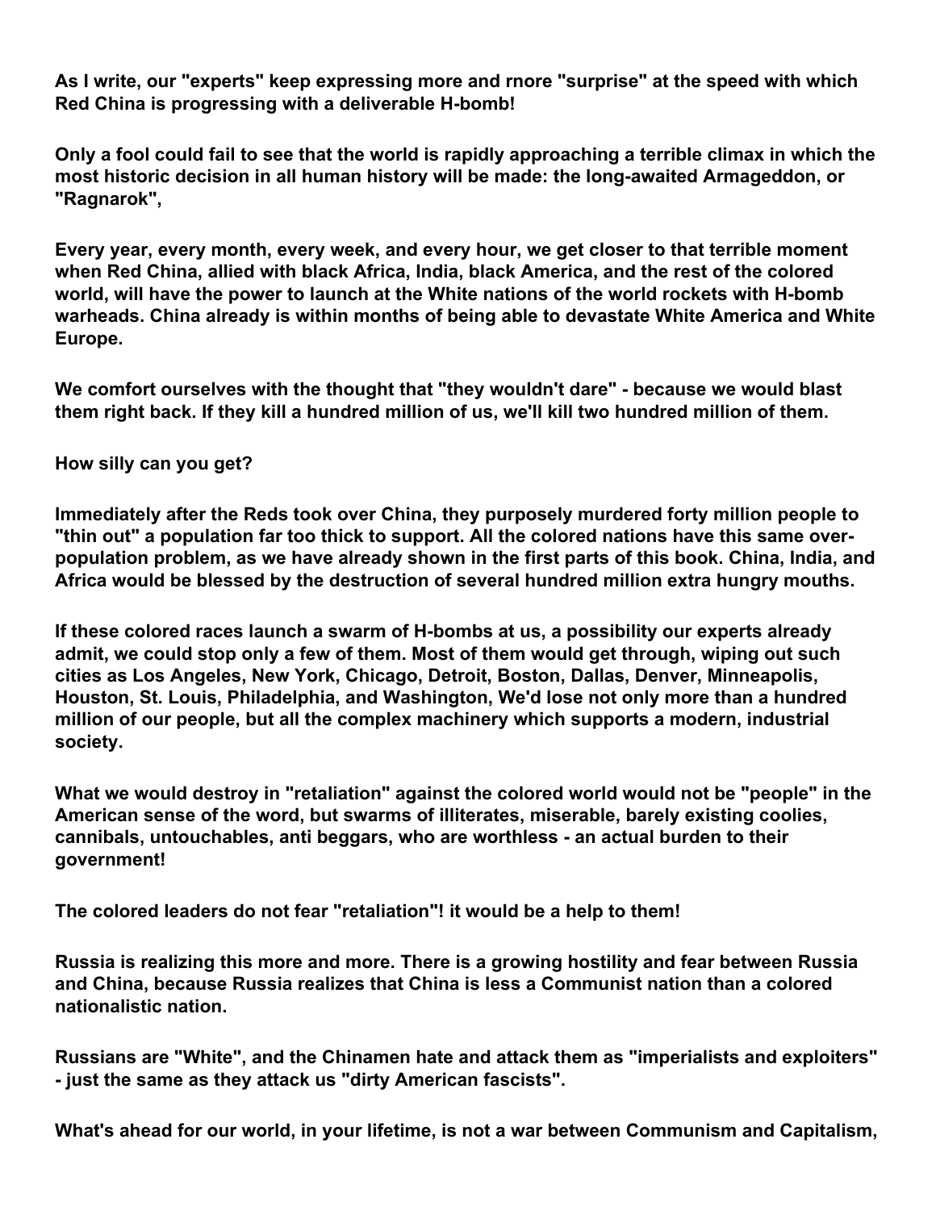**As I write, our "experts" keep expressing more and rnore "surprise" at the speed with which Red China is progressing with a deliverable H-bomb!**

**Only a fool could fail to see that the world is rapidly approaching a terrible climax in which the most historic decision in all human history will be made: the long-awaited Armageddon, or "Ragnarok",**

**Every year, every month, every week, and every hour, we get closer to that terrible moment when Red China, allied with black Africa, India, black America, and the rest of the colored world, will have the power to launch at the White nations of the world rockets with H-bomb warheads. China already is within months of being able to devastate White America and White Europe.**

**We comfort ourselves with the thought that "they wouldn't dare" - because we would blast them right back. If they kill a hundred million of us, we'll kill two hundred million of them.**

**How silly can you get?**

**Immediately after the Reds took over China, they purposely murdered forty million people to "thin out" a population far too thick to support. All the colored nations have this same over-population problem, as we have already shown in the first parts of this book. China, India, and Africa would be blessed by the destruction of several hundred million extra hungry mouths.**

**If these colored races launch a swarm of H-bombs at us, a possibility our experts already admit, we could stop only a few of them. Most of them would get through, wiping out such cities as Los Angeles, New York, Chicago, Detroit, Boston, Dallas, Denver, Minneapolis, Houston, St. Louis, Philadelphia, and Washington, We'd lose not only more than a hundred million of our people, but all the complex machinery which supports a modern, industrial society.**

**What we would destroy in "retaliation" against the colored world would not be "people" in the American sense of the word, but swarms of illiterates, miserable, barely existing coolies, cannibals, untouchables, anti beggars, who are worthless - an actual burden to their government!**

**The colored leaders do not fear "retaliation"! it would be a help to them!**

**Russia is realizing this more and more. There is a growing hostility and fear between Russia and China, because Russia realizes that China is less a Communist nation than a colored nationalistic nation.**

**Russians are "White", and the Chinamen hate and attack them as "imperialists and exploiters" - just the same as they attack us "dirty American fascists".**

**What's ahead for our world, in your lifetime, is not a war between Communism and Capitalism,**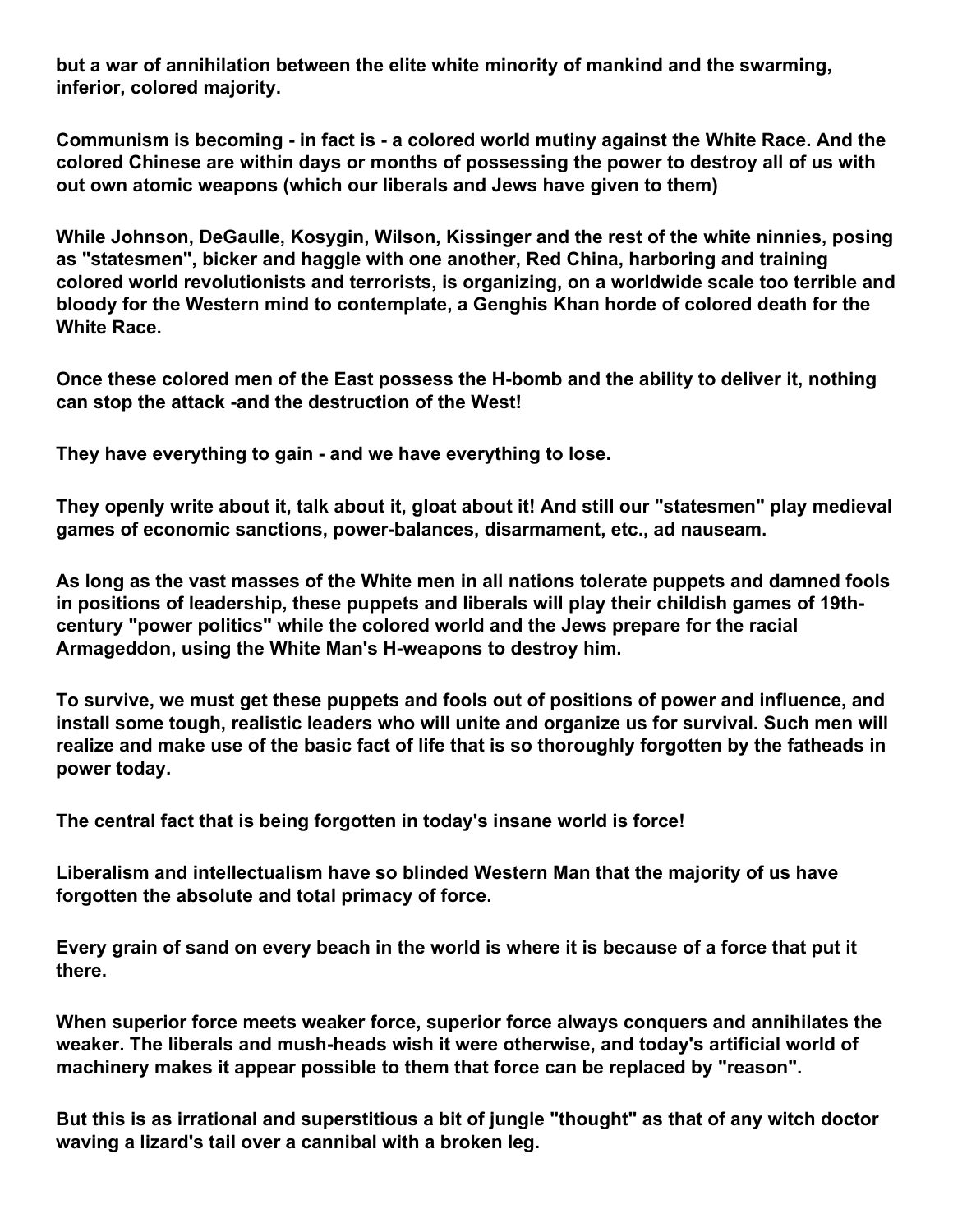**but a war of annihilation between the elite white minority of mankind and the swarming, inferior, colored majority.**

**Communism is becoming - in fact is - a colored world mutiny against the White Race. And the colored Chinese are within days or months of possessing the power to destroy all of us with out own atomic weapons (which our liberals and Jews have given to them)**

**While Johnson, DeGaulle, Kosygin, Wilson, Kissinger and the rest of the white ninnies, posing as "statesmen", bicker and haggle with one another, Red China, harboring and training colored world revolutionists and terrorists, is organizing, on a worldwide scale too terrible and bloody for the Western mind to contemplate, a Genghis Khan horde of colored death for the White Race.**

**Once these colored men of the East possess the H-bomb and the ability to deliver it, nothing can stop the attack -and the destruction of the West!**

**They have everything to gain - and we have everything to lose.**

**They openly write about it, talk about it, gloat about it! And still our "statesmen" play medieval games of economic sanctions, power-balances, disarmament, etc., ad nauseam.**

**As long as the vast masses of the White men in all nations tolerate puppets and damned fools in positions of leadership, these puppets and liberals will play their childish games of 19th-century "power politics" while the colored world and the Jews prepare for the racial Armageddon, using the White Man's H-weapons to destroy him.**

**To survive, we must get these puppets and fools out of positions of power and influence, and install some tough, realistic leaders who will unite and organize us for survival. Such men will realize and make use of the basic fact of life that is so thoroughly forgotten by the fatheads in power today.**

**The central fact that is being forgotten in today's insane world is force!**

**Liberalism and intellectualism have so blinded Western Man that the majority of us have forgotten the absolute and total primacy of force.**

**Every grain of sand on every beach in the world is where it is because of a force that put it there.**

**When superior force meets weaker force, superior force always conquers and annihilates the weaker. The liberals and mush-heads wish it were otherwise, and today's artificial world of machinery makes it appear possible to them that force can be replaced by "reason".**

**But this is as irrational and superstitious a bit of jungle "thought" as that of any witch doctor waving a lizard's tail over a cannibal with a broken leg.**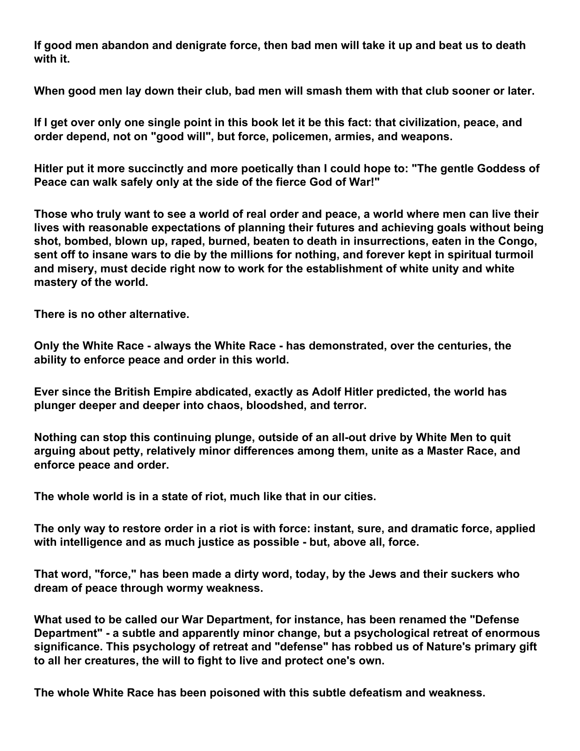**If good men abandon and denigrate force, then bad men will take it up and beat us to death with it.**

**When good men lay down their club, bad men will smash them with that club sooner or later.**

**If I get over only one single point in this book let it be this fact: that civilization, peace, and order depend, not on "good will", but force, policemen, armies, and weapons.**

**Hitler put it more succinctly and more poetically than I could hope to: "The gentle Goddess of Peace can walk safely only at the side of the fierce God of War!"**

**Those who truly want to see a world of real order and peace, a world where men can live their lives with reasonable expectations of planning their futures and achieving goals without being shot, bombed, blown up, raped, burned, beaten to death in insurrections, eaten in the Congo, sent off to insane wars to die by the millions for nothing, and forever kept in spiritual turmoil and misery, must decide right now to work for the establishment of white unity and white mastery of the world.**

**There is no other alternative.**

**Only the White Race - always the White Race - has demonstrated, over the centuries, the ability to enforce peace and order in this world.**

**Ever since the British Empire abdicated, exactly as Adolf Hitler predicted, the world has plunger deeper and deeper into chaos, bloodshed, and terror.**

**Nothing can stop this continuing plunge, outside of an all-out drive by White Men to quit arguing about petty, relatively minor differences among them, unite as a Master Race, and enforce peace and order.**

**The whole world is in a state of riot, much like that in our cities.**

**The only way to restore order in a riot is with force: instant, sure, and dramatic force, applied with intelligence and as much justice as possible - but, above all, force.**

**That word, "force," has been made a dirty word, today, by the Jews and their suckers who dream of peace through wormy weakness.**

**What used to be called our War Department, for instance, has been renamed the "Defense Department" - a subtle and apparently minor change, but a psychological retreat of enormous significance. This psychology of retreat and "defense" has robbed us of Nature's primary gift to all her creatures, the will to fight to live and protect one's own.**

**The whole White Race has been poisoned with this subtle defeatism and weakness.**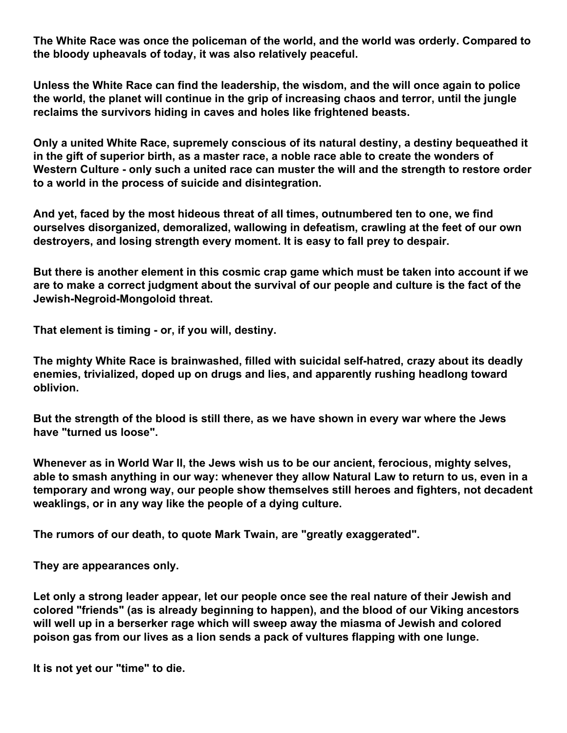The White Race was once the policeman of the world, and the world was orderly. Compared to the bloody upheavals of today, it was also relatively peaceful.

Unless the White Race can find the leadership, the wisdom, and the will once again to police the world, the planet will continue in the grip of increasing chaos and terror, until the jungle reclaims the survivors hiding in caves and holes like frightened beasts.

Only a united White Race, supremely conscious of its natural destiny, a destiny bequeathed it in the gift of superior birth, as a master race, a noble race able to create the wonders of Western Culture - only such a united race can muster the will and the strength to restore order to a world in the process of suicide and disintegration.

And yet, faced by the most hideous threat of all times, outnumbered ten to one, we find ourselves disorganized, demoralized, wallowing in defeatism, crawling at the feet of our own destroyers, and losing strength every moment. It is easy to fall prey to despair.

But there is another element in this cosmic crap game which must be taken into account if we are to make a correct judgment about the survival of our people and culture is the fact of the Jewish-Negroid-Mongoloid threat.

That element is timing - or, if you will, destiny.

The mighty White Race is brainwashed, filled with suicidal self-hatred, crazy about its deadly enemies, trivialized, doped up on drugs and lies, and apparently rushing headlong toward oblivion.

But the strength of the blood is still there, as we have shown in every war where the Jews have "turned us loose".

Whenever as in World War II, the Jews wish us to be our ancient, ferocious, mighty selves, able to smash anything in our way: whenever they allow Natural Law to return to us, even in a temporary and wrong way, our people show themselves still heroes and fighters, not decadent weaklings, or in any way like the people of a dying culture.

The rumors of our death, to quote Mark Twain, are "greatly exaggerated".

They are appearances only.

Let only a strong leader appear, let our people once see the real nature of their Jewish and colored "friends" (as is already beginning to happen), and the blood of our Viking ancestors will well up in a berserker rage which will sweep away the miasma of Jewish and colored poison gas from our lives as a lion sends a pack of vultures flapping with one lunge.

It is not yet our "time" to die.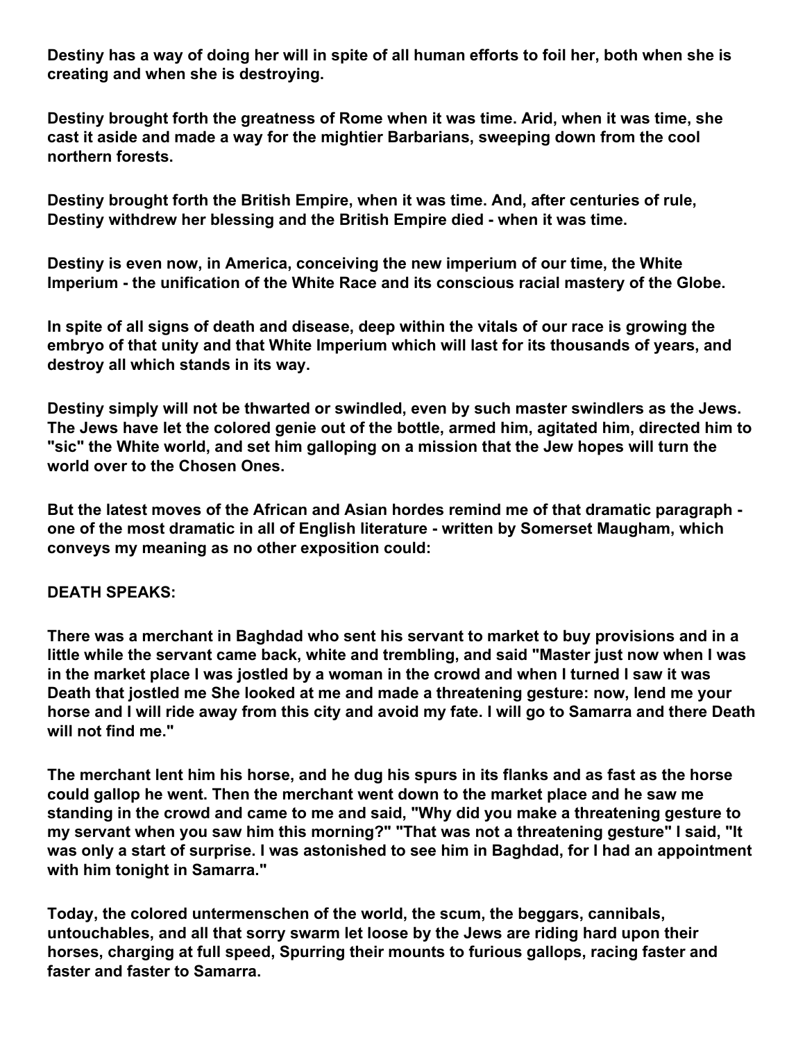Destiny has a way of doing her will in spite of all human efforts to foil her, both when she is creating and when she is destroying.

Destiny brought forth the greatness of Rome when it was time. Arid, when it was time, she cast it aside and made a way for the mightier Barbarians, sweeping down from the cool northern forests.

Destiny brought forth the British Empire, when it was time. And, after centuries of rule, Destiny withdrew her blessing and the British Empire died - when it was time.

Destiny is even now, in America, conceiving the new imperium of our time, the White Imperium - the unification of the White Race and its conscious racial mastery of the Globe.

In spite of all signs of death and disease, deep within the vitals of our race is growing the embryo of that unity and that White Imperium which will last for its thousands of years, and destroy all which stands in its way.

Destiny simply will not be thwarted or swindled, even by such master swindlers as the Jews. The Jews have let the colored genie out of the bottle, armed him, agitated him, directed him to "sic" the White world, and set him galloping on a mission that the Jew hopes will turn the world over to the Chosen Ones.

But the latest moves of the African and Asian hordes remind me of that dramatic paragraph - one of the most dramatic in all of English literature - written by Somerset Maugham, which conveys my meaning as no other exposition could:

**DEATH SPEAKS:**

There was a merchant in Baghdad who sent his servant to market to buy provisions and in a little while the servant came back, white and trembling, and said "Master just now when I was in the market place I was jostled by a woman in the crowd and when I turned I saw it was Death that jostled me She looked at me and made a threatening gesture: now, lend me your horse and I will ride away from this city and avoid my fate. I will go to Samarra and there Death will not find me."

The merchant lent him his horse, and he dug his spurs in its flanks and as fast as the horse could gallop he went. Then the merchant went down to the market place and he saw me standing in the crowd and came to me and said, "Why did you make a threatening gesture to my servant when you saw him this morning?" "That was not a threatening gesture" I said, "It was only a start of surprise. I was astonished to see him in Baghdad, for I had an appointment with him tonight in Samarra."

Today, the colored untermenschen of the world, the scum, the beggars, cannibals, untouchables, and all that sorry swarm let loose by the Jews are riding hard upon their horses, charging at full speed, Spurring their mounts to furious gallops, racing faster and faster and faster to Samarra.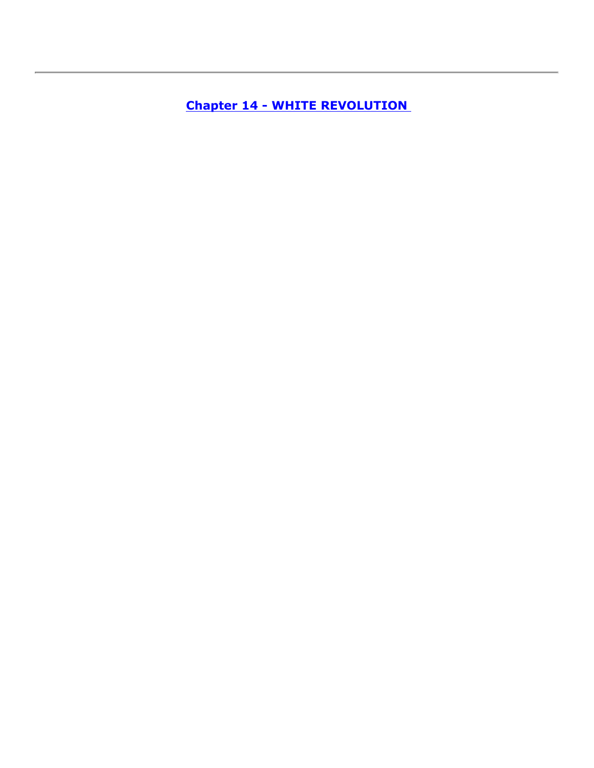---

## Chapter 14 - WHITE REVOLUTION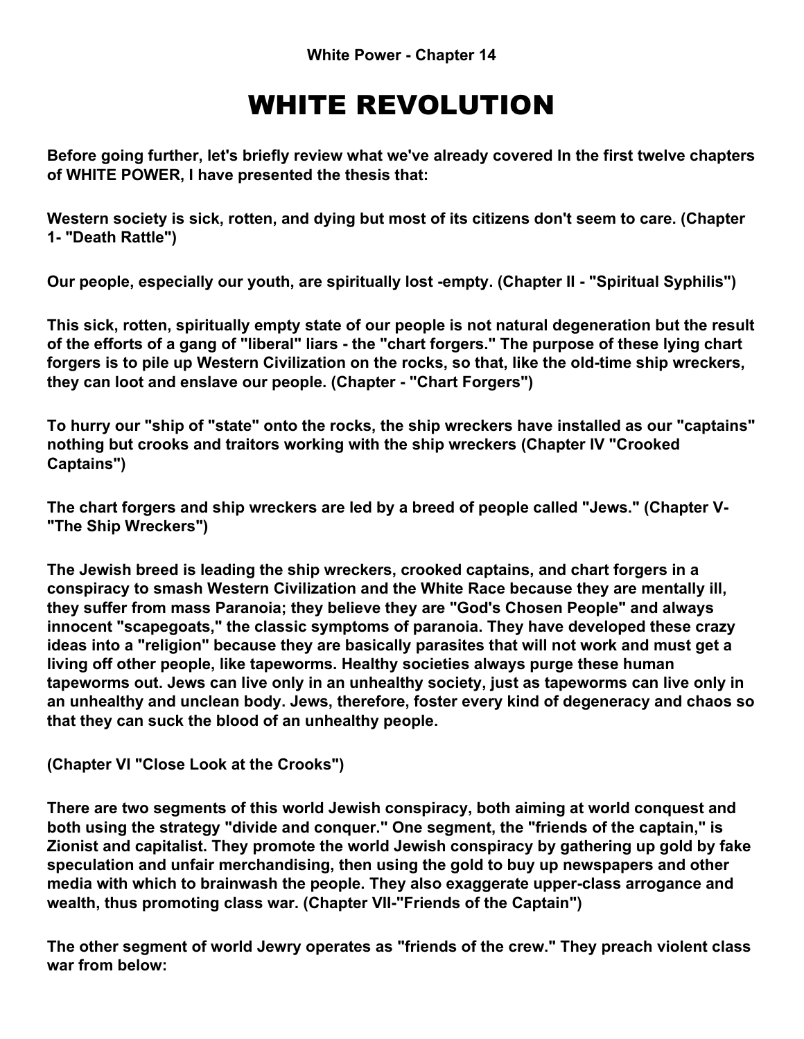**White Power - Chapter 14**

# WHITE REVOLUTION

**Before going further, let's briefly review what we've already covered In the first twelve chapters of WHITE POWER, I have presented the thesis that:**

**Western society is sick, rotten, and dying but most of its citizens don't seem to care. (Chapter 1- "Death Rattle")**

**Our people, especially our youth, are spiritually lost -empty. (Chapter II - "Spiritual Syphilis")**

**This sick, rotten, spiritually empty state of our people is not natural degeneration but the result of the efforts of a gang of "liberal" liars - the "chart forgers." The purpose of these lying chart forgers is to pile up Western Civilization on the rocks, so that, like the old-time ship wreckers, they can loot and enslave our people. (Chapter - "Chart Forgers")**

**To hurry our "ship of "state" onto the rocks, the ship wreckers have installed as our "captains" nothing but crooks and traitors working with the ship wreckers (Chapter IV "Crooked Captains")**

**The chart forgers and ship wreckers are led by a breed of people called "Jews." (Chapter V- "The Ship Wreckers")**

**The Jewish breed is leading the ship wreckers, crooked captains, and chart forgers in a conspiracy to smash Western Civilization and the White Race because they are mentally ill, they suffer from mass Paranoia; they believe they are "God's Chosen People" and always innocent "scapegoats," the classic symptoms of paranoia. They have developed these crazy ideas into a "religion" because they are basically parasites that will not work and must get a living off other people, like tapeworms. Healthy societies always purge these human tapeworms out. Jews can live only in an unhealthy society, just as tapeworms can live only in an unhealthy and unclean body. Jews, therefore, foster every kind of degeneracy and chaos so that they can suck the blood of an unhealthy people.**

**(Chapter VI "Close Look at the Crooks")**

**There are two segments of this world Jewish conspiracy, both aiming at world conquest and both using the strategy "divide and conquer." One segment, the "friends of the captain," is Zionist and capitalist. They promote the world Jewish conspiracy by gathering up gold by fake speculation and unfair merchandising, then using the gold to buy up newspapers and other media with which to brainwash the people. They also exaggerate upper-class arrogance and wealth, thus promoting class war. (Chapter VII-"Friends of the Captain")**

**The other segment of world Jewry operates as "friends of the crew." They preach violent class war from below:**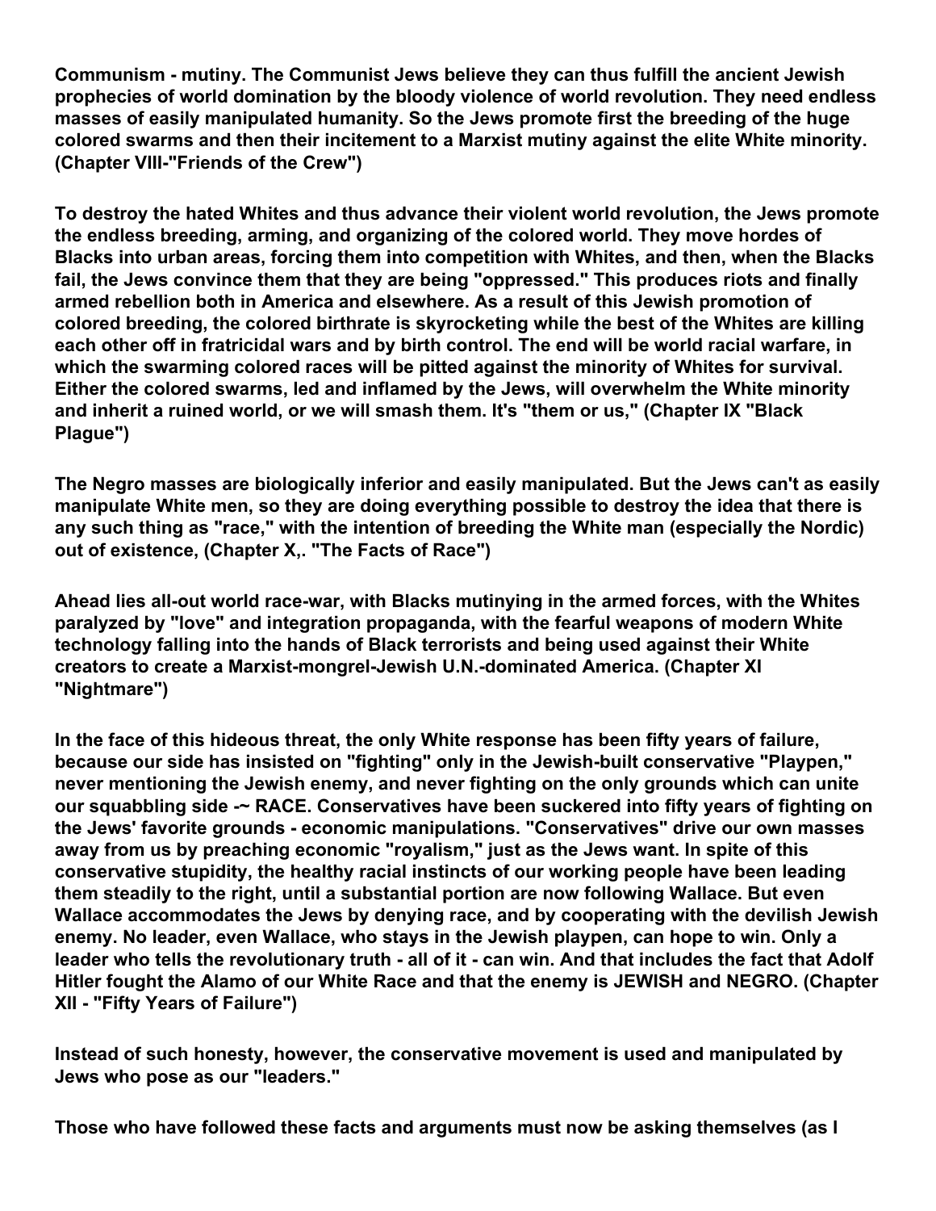**Communism - mutiny. The Communist Jews believe they can thus fulfill the ancient Jewish prophecies of world domination by the bloody violence of world revolution. They need endless masses of easily manipulated humanity. So the Jews promote first the breeding of the huge colored swarms and then their incitement to a Marxist mutiny against the elite White minority. (Chapter VIII-"Friends of the Crew")**

**To destroy the hated Whites and thus advance their violent world revolution, the Jews promote the endless breeding, arming, and organizing of the colored world. They move hordes of Blacks into urban areas, forcing them into competition with Whites, and then, when the Blacks fail, the Jews convince them that they are being "oppressed." This produces riots and finally armed rebellion both in America and elsewhere. As a result of this Jewish promotion of colored breeding, the colored birthrate is skyrocketing while the best of the Whites are killing each other off in fratricidal wars and by birth control. The end will be world racial warfare, in which the swarming colored races will be pitted against the minority of Whites for survival. Either the colored swarms, led and inflamed by the Jews, will overwhelm the White minority and inherit a ruined world, or we will smash them. It's "them or us," (Chapter IX "Black Plague")**

**The Negro masses are biologically inferior and easily manipulated. But the Jews can't as easily manipulate White men, so they are doing everything possible to destroy the idea that there is any such thing as "race," with the intention of breeding the White man (especially the Nordic) out of existence, (Chapter X,. "The Facts of Race")**

**Ahead lies all-out world race-war, with Blacks mutinying in the armed forces, with the Whites paralyzed by "love" and integration propaganda, with the fearful weapons of modern White technology falling into the hands of Black terrorists and being used against their White creators to create a Marxist-mongrel-Jewish U.N.-dominated America. (Chapter XI "Nightmare")**

**In the face of this hideous threat, the only White response has been fifty years of failure, because our side has insisted on "fighting" only in the Jewish-built conservative "Playpen," never mentioning the Jewish enemy, and never fighting on the only grounds which can unite our squabbling side -~ RACE. Conservatives have been suckered into fifty years of fighting on the Jews' favorite grounds - economic manipulations. "Conservatives" drive our own masses away from us by preaching economic "royalism," just as the Jews want. In spite of this conservative stupidity, the healthy racial instincts of our working people have been leading them steadily to the right, until a substantial portion are now following Wallace. But even Wallace accommodates the Jews by denying race, and by cooperating with the devilish Jewish enemy. No leader, even Wallace, who stays in the Jewish playpen, can hope to win. Only a leader who tells the revolutionary truth - all of it - can win. And that includes the fact that Adolf Hitler fought the Alamo of our White Race and that the enemy is JEWISH and NEGRO. (Chapter XII - "Fifty Years of Failure")**

**Instead of such honesty, however, the conservative movement is used and manipulated by Jews who pose as our "leaders."**

**Those who have followed these facts and arguments must now be asking themselves (as I**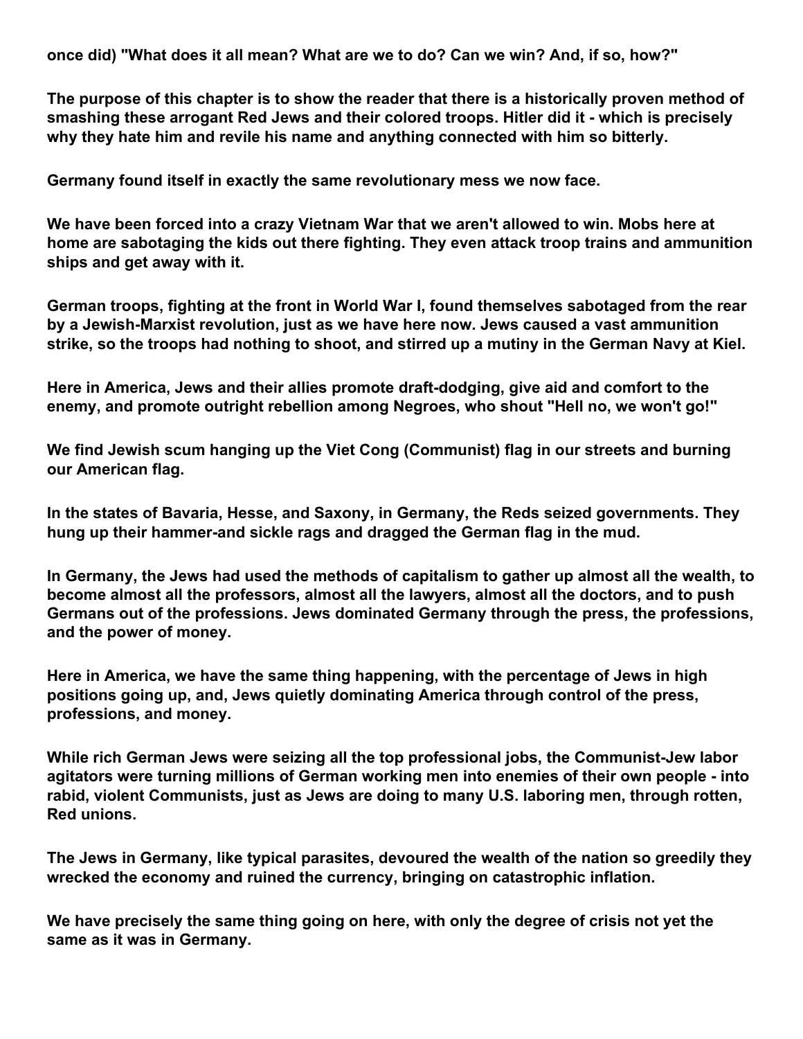**once did) "What does it all mean? What are we to do? Can we win? And, if so, how?"**

**The purpose of this chapter is to show the reader that there is a historically proven method of smashing these arrogant Red Jews and their colored troops. Hitler did it - which is precisely why they hate him and revile his name and anything connected with him so bitterly.**

**Germany found itself in exactly the same revolutionary mess we now face.**

**We have been forced into a crazy Vietnam War that we aren't allowed to win. Mobs here at home are sabotaging the kids out there fighting. They even attack troop trains and ammunition ships and get away with it.**

**German troops, fighting at the front in World War I, found themselves sabotaged from the rear by a Jewish-Marxist revolution, just as we have here now. Jews caused a vast ammunition strike, so the troops had nothing to shoot, and stirred up a mutiny in the German Navy at Kiel.**

**Here in America, Jews and their allies promote draft-dodging, give aid and comfort to the enemy, and promote outright rebellion among Negroes, who shout "Hell no, we won't go!"**

**We find Jewish scum hanging up the Viet Cong (Communist) flag in our streets and burning our American flag.**

**In the states of Bavaria, Hesse, and Saxony, in Germany, the Reds seized governments. They hung up their hammer-and sickle rags and dragged the German flag in the mud.**

**In Germany, the Jews had used the methods of capitalism to gather up almost all the wealth, to become almost all the professors, almost all the lawyers, almost all the doctors, and to push Germans out of the professions. Jews dominated Germany through the press, the professions, and the power of money.**

**Here in America, we have the same thing happening, with the percentage of Jews in high positions going up, and, Jews quietly dominating America through control of the press, professions, and money.**

**While rich German Jews were seizing all the top professional jobs, the Communist-Jew labor agitators were turning millions of German working men into enemies of their own people - into rabid, violent Communists, just as Jews are doing to many U.S. laboring men, through rotten, Red unions.**

**The Jews in Germany, like typical parasites, devoured the wealth of the nation so greedily they wrecked the economy and ruined the currency, bringing on catastrophic inflation.**

**We have precisely the same thing going on here, with only the degree of crisis not yet the same as it was in Germany.**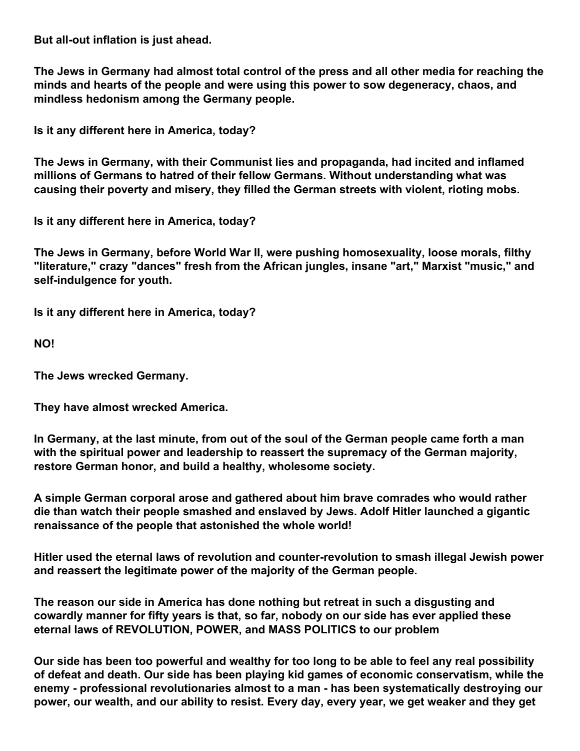**But all-out inflation is just ahead.**

**The Jews in Germany had almost total control of the press and all other media for reaching the minds and hearts of the people and were using this power to sow degeneracy, chaos, and mindless hedonism among the Germany people.**

**Is it any different here in America, today?**

**The Jews in Germany, with their Communist lies and propaganda, had incited and inflamed millions of Germans to hatred of their fellow Germans. Without understanding what was causing their poverty and misery, they filled the German streets with violent, rioting mobs.**

**Is it any different here in America, today?**

**The Jews in Germany, before World War II, were pushing homosexuality, loose morals, filthy "literature," crazy "dances" fresh from the African jungles, insane "art," Marxist "music," and self-indulgence for youth.**

**Is it any different here in America, today?**

**NO!**

**The Jews wrecked Germany.**

**They have almost wrecked America.**

**In Germany, at the last minute, from out of the soul of the German people came forth a man with the spiritual power and leadership to reassert the supremacy of the German majority, restore German honor, and build a healthy, wholesome society.**

**A simple German corporal arose and gathered about him brave comrades who would rather die than watch their people smashed and enslaved by Jews. Adolf Hitler launched a gigantic renaissance of the people that astonished the whole world!**

**Hitler used the eternal laws of revolution and counter-revolution to smash illegal Jewish power and reassert the legitimate power of the majority of the German people.**

**The reason our side in America has done nothing but retreat in such a disgusting and cowardly manner for fifty years is that, so far, nobody on our side has ever applied these eternal laws of REVOLUTION, POWER, and MASS POLITICS to our problem**

**Our side has been too powerful and wealthy for too long to be able to feel any real possibility of defeat and death. Our side has been playing kid games of economic conservatism, while the enemy - professional revolutionaries almost to a man - has been systematically destroying our power, our wealth, and our ability to resist. Every day, every year, we get weaker and they get**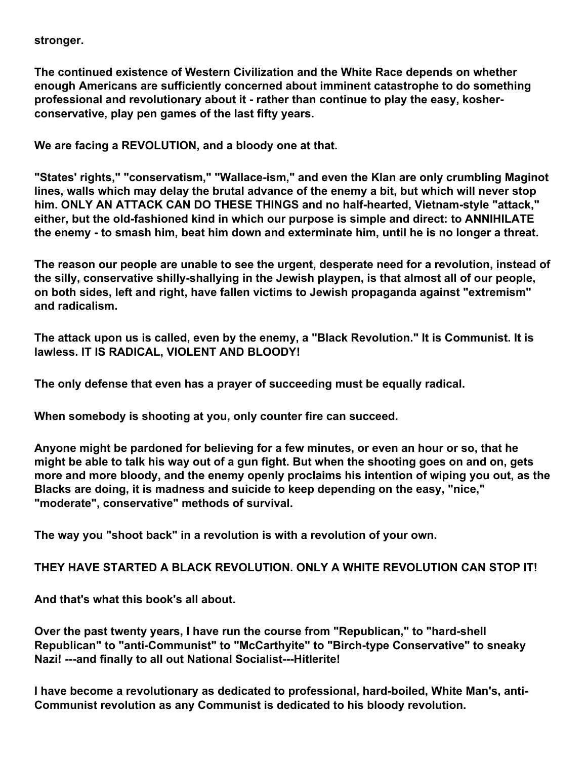**stronger.**

**The continued existence of Western Civilization and the White Race depends on whether enough Americans are sufficiently concerned about imminent catastrophe to do something professional and revolutionary about it - rather than continue to play the easy, kosher-conservative, play pen games of the last fifty years.**

**We are facing a REVOLUTION, and a bloody one at that.**

**"States' rights," "conservatism," "Wallace-ism," and even the Klan are only crumbling Maginot lines, walls which may delay the brutal advance of the enemy a bit, but which will never stop him. ONLY AN ATTACK CAN DO THESE THINGS and no half-hearted, Vietnam-style "attack," either, but the old-fashioned kind in which our purpose is simple and direct: to ANNIHILATE the enemy - to smash him, beat him down and exterminate him, until he is no longer a threat.**

**The reason our people are unable to see the urgent, desperate need for a revolution, instead of the silly, conservative shilly-shallying in the Jewish playpen, is that almost all of our people, on both sides, left and right, have fallen victims to Jewish propaganda against "extremism" and radicalism.**

**The attack upon us is called, even by the enemy, a "Black Revolution." It is Communist. It is lawless. IT IS RADICAL, VIOLENT AND BLOODY!**

**The only defense that even has a prayer of succeeding must be equally radical.**

**When somebody is shooting at you, only counter fire can succeed.**

**Anyone might be pardoned for believing for a few minutes, or even an hour or so, that he might be able to talk his way out of a gun fight. But when the shooting goes on and on, gets more and more bloody, and the enemy openly proclaims his intention of wiping you out, as the Blacks are doing, it is madness and suicide to keep depending on the easy, "nice," "moderate", conservative" methods of survival.**

**The way you "shoot back" in a revolution is with a revolution of your own.**

**THEY HAVE STARTED A BLACK REVOLUTION. ONLY A WHITE REVOLUTION CAN STOP IT!**

**And that's what this book's all about.**

**Over the past twenty years, I have run the course from "Republican," to "hard-shell Republican" to "anti-Communist" to "McCarthyite" to "Birch-type Conservative" to sneaky Nazi! ---and finally to all out National Socialist---Hitlerite!**

**I have become a revolutionary as dedicated to professional, hard-boiled, White Man's, anti-Communist revolution as any Communist is dedicated to his bloody revolution.**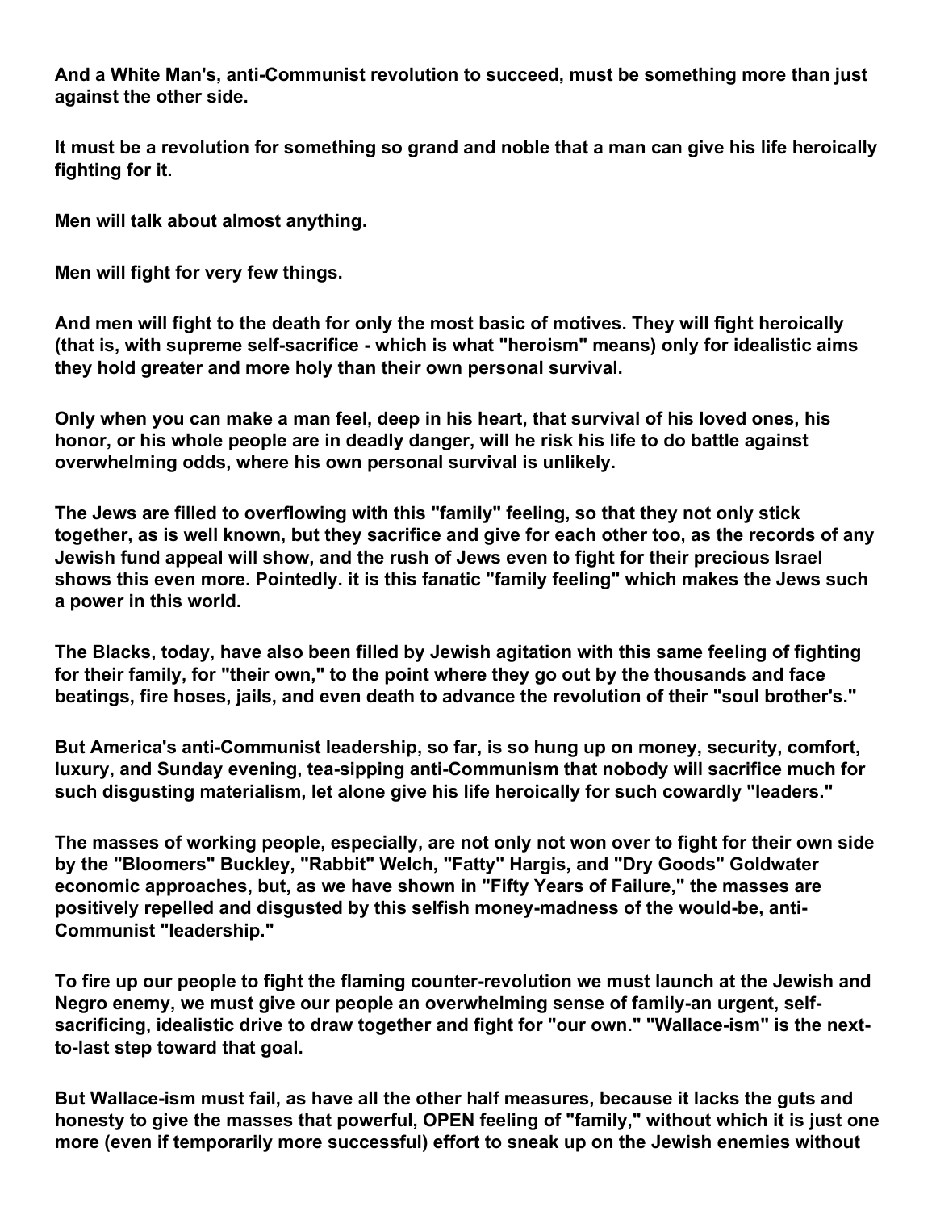And a White Man's, anti-Communist revolution to succeed, must be something more than just against the other side.

It must be a revolution for something so grand and noble that a man can give his life heroically fighting for it.

Men will talk about almost anything.

Men will fight for very few things.

And men will fight to the death for only the most basic of motives. They will fight heroically (that is, with supreme self-sacrifice - which is what "heroism" means) only for idealistic aims they hold greater and more holy than their own personal survival.

Only when you can make a man feel, deep in his heart, that survival of his loved ones, his honor, or his whole people are in deadly danger, will he risk his life to do battle against overwhelming odds, where his own personal survival is unlikely.

The Jews are filled to overflowing with this "family" feeling, so that they not only stick together, as is well known, but they sacrifice and give for each other too, as the records of any Jewish fund appeal will show, and the rush of Jews even to fight for their precious Israel shows this even more. Pointedly. it is this fanatic "family feeling" which makes the Jews such a power in this world.

The Blacks, today, have also been filled by Jewish agitation with this same feeling of fighting for their family, for "their own," to the point where they go out by the thousands and face beatings, fire hoses, jails, and even death to advance the revolution of their "soul brother's."

But America's anti-Communist leadership, so far, is so hung up on money, security, comfort, luxury, and Sunday evening, tea-sipping anti-Communism that nobody will sacrifice much for such disgusting materialism, let alone give his life heroically for such cowardly "leaders."

The masses of working people, especially, are not only not won over to fight for their own side by the "Bloomers" Buckley, "Rabbit" Welch, "Fatty" Hargis, and "Dry Goods" Goldwater economic approaches, but, as we have shown in "Fifty Years of Failure," the masses are positively repelled and disgusted by this selfish money-madness of the would-be, anti-Communist "leadership."

To fire up our people to fight the flaming counter-revolution we must launch at the Jewish and Negro enemy, we must give our people an overwhelming sense of family-an urgent, self-sacrificing, idealistic drive to draw together and fight for "our own." "Wallace-ism" is the next-to-last step toward that goal.

But Wallace-ism must fail, as have all the other half measures, because it lacks the guts and honesty to give the masses that powerful, OPEN feeling of "family," without which it is just one more (even if temporarily more successful) effort to sneak up on the Jewish enemies without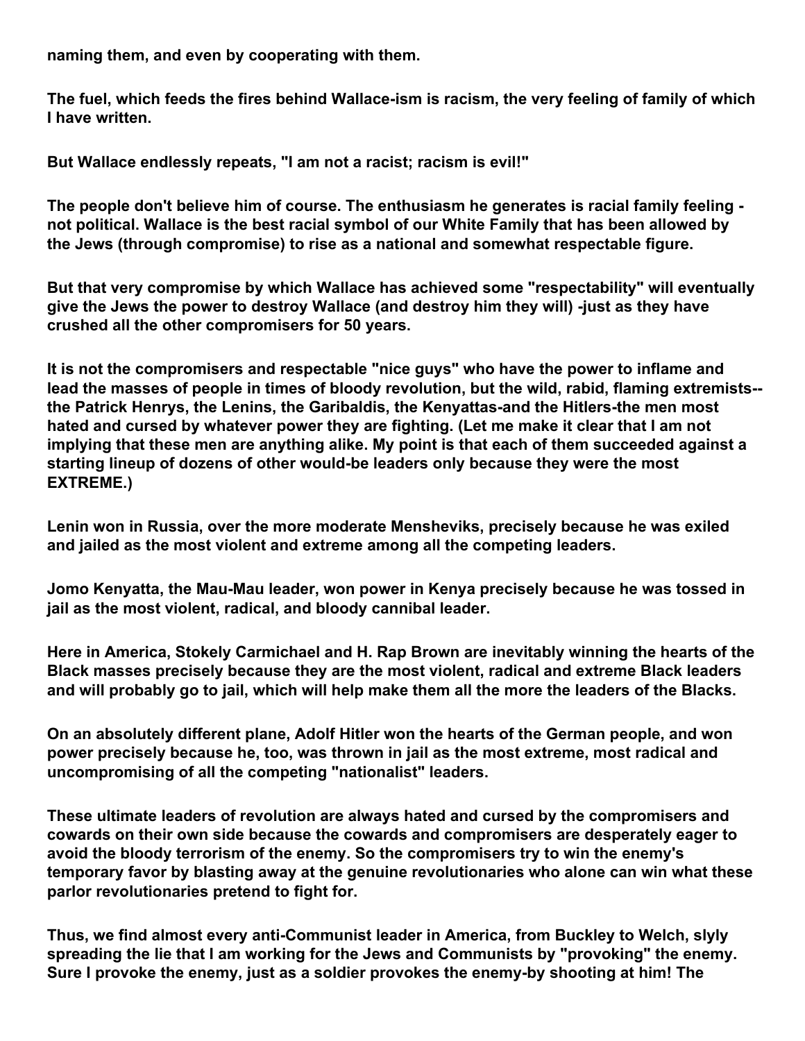**naming them, and even by cooperating with them.**

**The fuel, which feeds the fires behind Wallace-ism is racism, the very feeling of family of which I have written.**

**But Wallace endlessly repeats, "I am not a racist; racism is evil!"**

**The people don't believe him of course. The enthusiasm he generates is racial family feeling - not political. Wallace is the best racial symbol of our White Family that has been allowed by the Jews (through compromise) to rise as a national and somewhat respectable figure.**

**But that very compromise by which Wallace has achieved some "respectability" will eventually give the Jews the power to destroy Wallace (and destroy him they will) -just as they have crushed all the other compromisers for 50 years.**

**It is not the compromisers and respectable "nice guys" who have the power to inflame and lead the masses of people in times of bloody revolution, but the wild, rabid, flaming extremists--the Patrick Henrys, the Lenins, the Garibaldis, the Kenyattas-and the Hitlers-the men most hated and cursed by whatever power they are fighting. (Let me make it clear that I am not implying that these men are anything alike. My point is that each of them succeeded against a starting lineup of dozens of other would-be leaders only because they were the most EXTREME.)**

**Lenin won in Russia, over the more moderate Mensheviks, precisely because he was exiled and jailed as the most violent and extreme among all the competing leaders.**

**Jomo Kenyatta, the Mau-Mau leader, won power in Kenya precisely because he was tossed in jail as the most violent, radical, and bloody cannibal leader.**

**Here in America, Stokely Carmichael and H. Rap Brown are inevitably winning the hearts of the Black masses precisely because they are the most violent, radical and extreme Black leaders and will probably go to jail, which will help make them all the more the leaders of the Blacks.**

**On an absolutely different plane, Adolf Hitler won the hearts of the German people, and won power precisely because he, too, was thrown in jail as the most extreme, most radical and uncompromising of all the competing "nationalist" leaders.**

**These ultimate leaders of revolution are always hated and cursed by the compromisers and cowards on their own side because the cowards and compromisers are desperately eager to avoid the bloody terrorism of the enemy. So the compromisers try to win the enemy's temporary favor by blasting away at the genuine revolutionaries who alone can win what these parlor revolutionaries pretend to fight for.**

**Thus, we find almost every anti-Communist leader in America, from Buckley to Welch, slyly spreading the lie that I am working for the Jews and Communists by "provoking" the enemy. Sure I provoke the enemy, just as a soldier provokes the enemy-by shooting at him! The**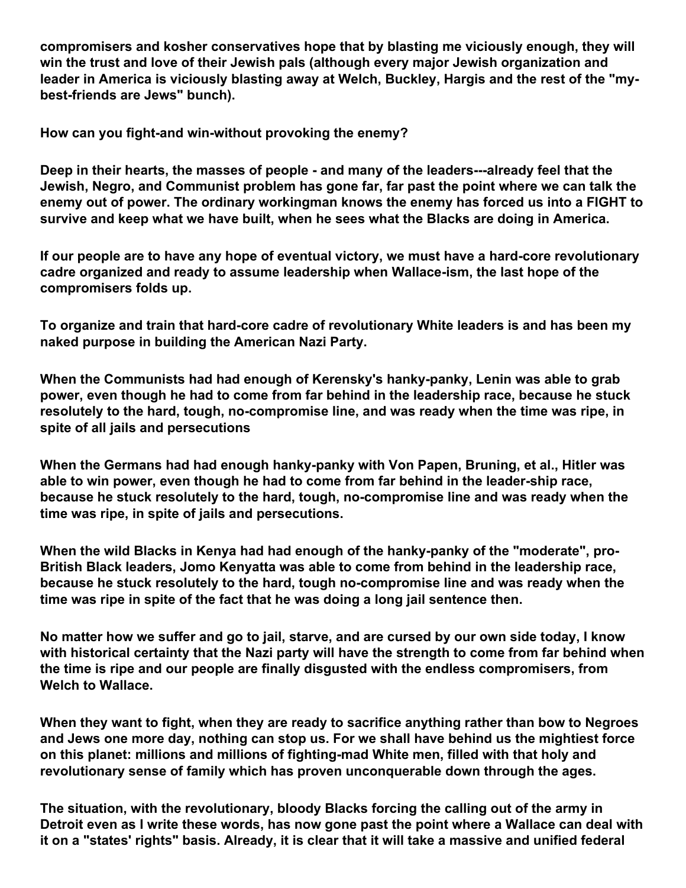**compromisers and kosher conservatives hope that by blasting me viciously enough, they will win the trust and love of their Jewish pals (although every major Jewish organization and leader in America is viciously blasting away at Welch, Buckley, Hargis and the rest of the "my-best-friends are Jews" bunch).**

**How can you fight-and win-without provoking the enemy?**

**Deep in their hearts, the masses of people - and many of the leaders---already feel that the Jewish, Negro, and Communist problem has gone far, far past the point where we can talk the enemy out of power. The ordinary workingman knows the enemy has forced us into a FIGHT to survive and keep what we have built, when he sees what the Blacks are doing in America.**

**If our people are to have any hope of eventual victory, we must have a hard-core revolutionary cadre organized and ready to assume leadership when Wallace-ism, the last hope of the compromisers folds up.**

**To organize and train that hard-core cadre of revolutionary White leaders is and has been my naked purpose in building the American Nazi Party.**

**When the Communists had had enough of Kerensky's hanky-panky, Lenin was able to grab power, even though he had to come from far behind in the leadership race, because he stuck resolutely to the hard, tough, no-compromise line, and was ready when the time was ripe, in spite of all jails and persecutions**

**When the Germans had had enough hanky-panky with Von Papen, Bruning, et al., Hitler was able to win power, even though he had to come from far behind in the leader-ship race, because he stuck resolutely to the hard, tough, no-compromise line and was ready when the time was ripe, in spite of jails and persecutions.**

**When the wild Blacks in Kenya had had enough of the hanky-panky of the "moderate", pro-British Black leaders, Jomo Kenyatta was able to come from behind in the leadership race, because he stuck resolutely to the hard, tough no-compromise line and was ready when the time was ripe in spite of the fact that he was doing a long jail sentence then.**

**No matter how we suffer and go to jail, starve, and are cursed by our own side today, I know with historical certainty that the Nazi party will have the strength to come from far behind when the time is ripe and our people are finally disgusted with the endless compromisers, from Welch to Wallace.**

**When they want to fight, when they are ready to sacrifice anything rather than bow to Negroes and Jews one more day, nothing can stop us. For we shall have behind us the mightiest force on this planet: millions and millions of fighting-mad White men, filled with that holy and revolutionary sense of family which has proven unconquerable down through the ages.**

**The situation, with the revolutionary, bloody Blacks forcing the calling out of the army in Detroit even as I write these words, has now gone past the point where a Wallace can deal with it on a "states' rights" basis. Already, it is clear that it will take a massive and unified federal**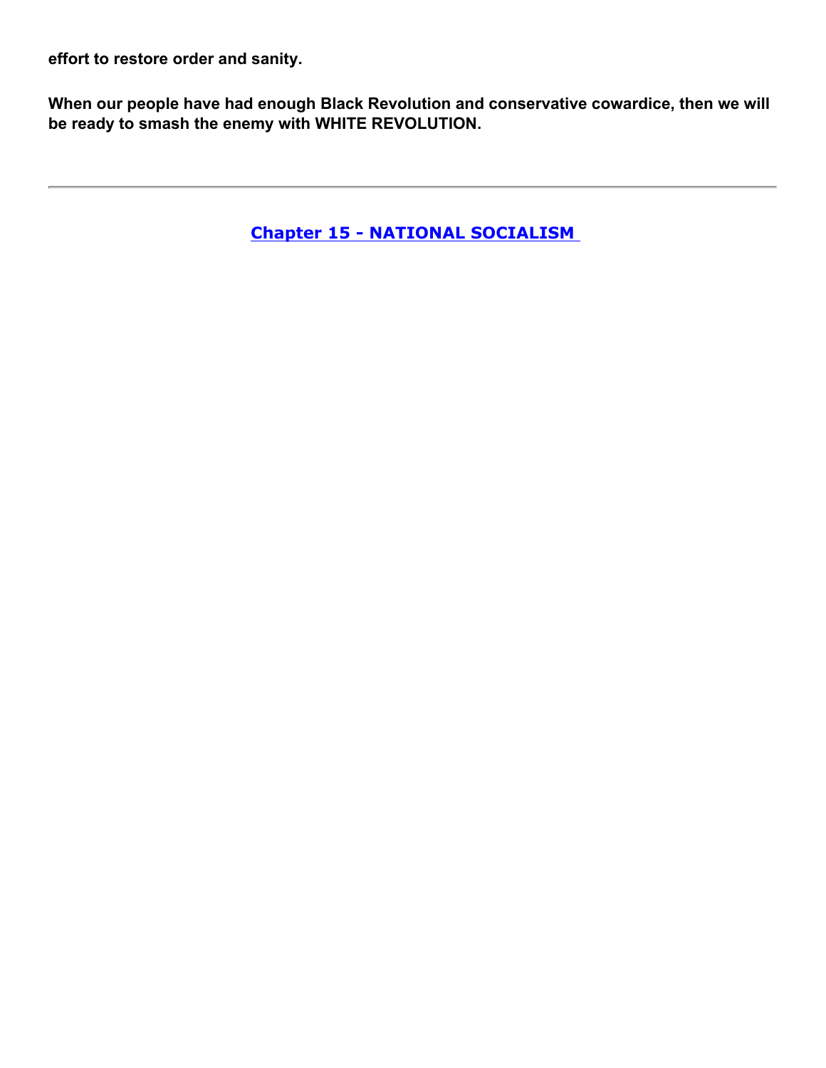**effort to restore order and sanity.**

**When our people have had enough Black Revolution and conservative cowardice, then we will be ready to smash the enemy with WHITE REVOLUTION.**

---

## Chapter 15 - NATIONAL SOCIALISM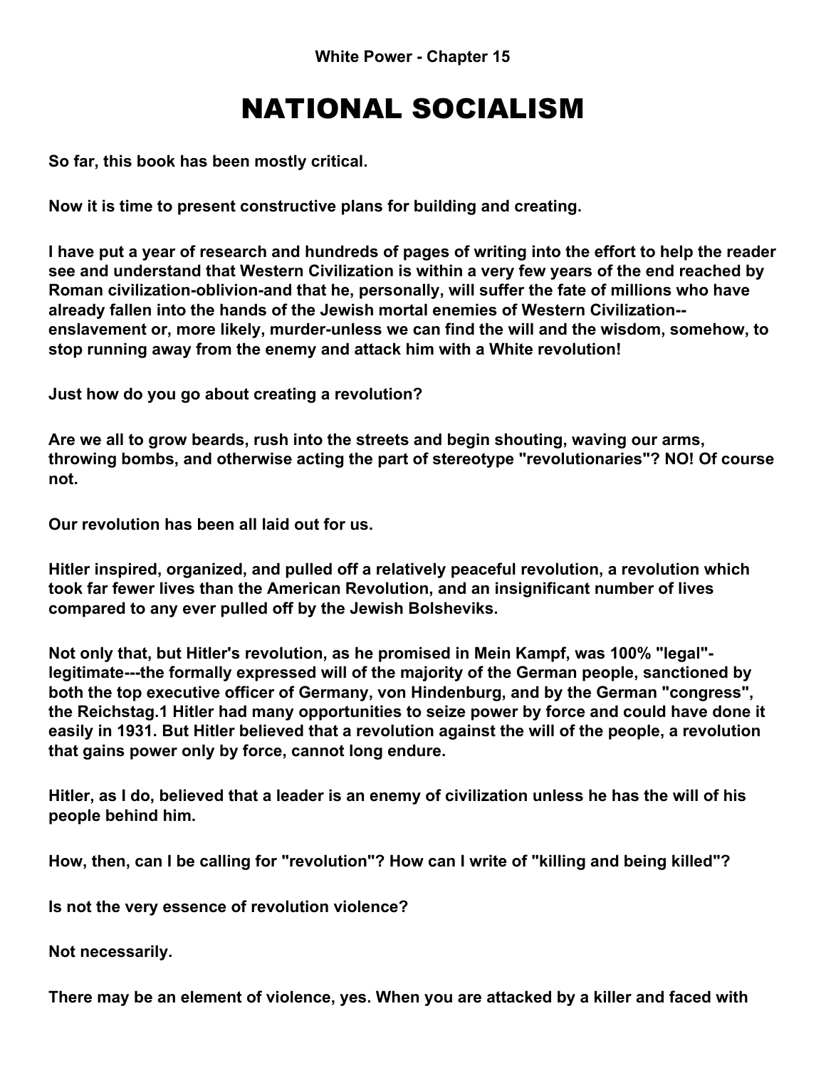**White Power - Chapter 15**

# NATIONAL SOCIALISM

**So far, this book has been mostly critical.**

**Now it is time to present constructive plans for building and creating.**

**I have put a year of research and hundreds of pages of writing into the effort to help the reader see and understand that Western Civilization is within a very few years of the end reached by Roman civilization-oblivion-and that he, personally, will suffer the fate of millions who have already fallen into the hands of the Jewish mortal enemies of Western Civilization--enslavement or, more likely, murder-unless we can find the will and the wisdom, somehow, to stop running away from the enemy and attack him with a White revolution!**

**Just how do you go about creating a revolution?**

**Are we all to grow beards, rush into the streets and begin shouting, waving our arms, throwing bombs, and otherwise acting the part of stereotype "revolutionaries"? NO! Of course not.**

**Our revolution has been all laid out for us.**

**Hitler inspired, organized, and pulled off a relatively peaceful revolution, a revolution which took far fewer lives than the American Revolution, and an insignificant number of lives compared to any ever pulled off by the Jewish Bolsheviks.**

**Not only that, but Hitler's revolution, as he promised in Mein Kampf, was 100% "legal"-legitimate---the formally expressed will of the majority of the German people, sanctioned by both the top executive officer of Germany, von Hindenburg, and by the German "congress", the Reichstag.[1] Hitler had many opportunities to seize power by force and could have done it easily in 1931. But Hitler believed that a revolution against the will of the people, a revolution that gains power only by force, cannot long endure.**

**Hitler, as I do, believed that a leader is an enemy of civilization unless he has the will of his people behind him.**

**How, then, can I be calling for "revolution"? How can I write of "killing and being killed"?**

**Is not the very essence of revolution violence?**

**Not necessarily.**

**There may be an element of violence, yes. When you are attacked by a killer and faced with**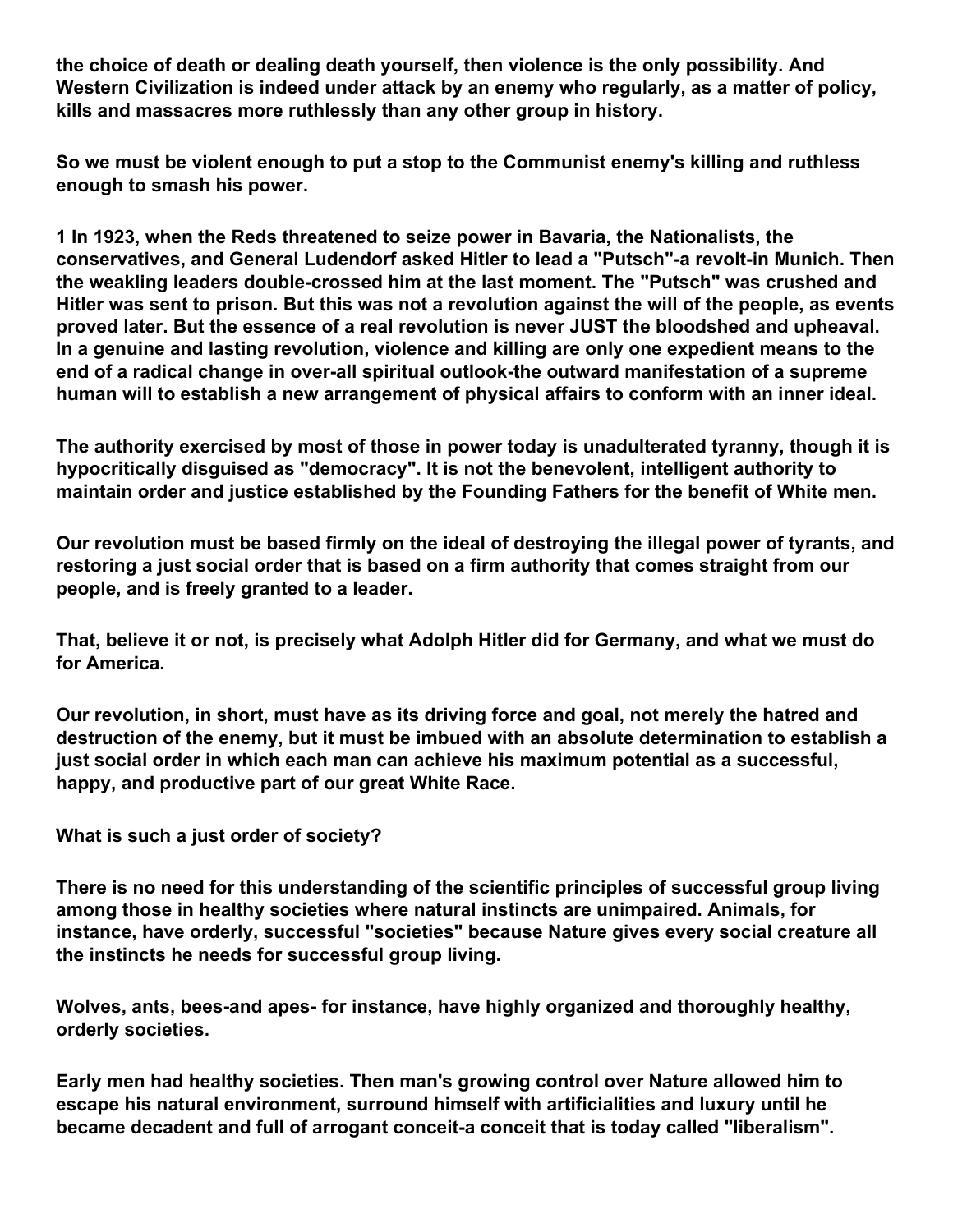the choice of death or dealing death yourself, then violence is the only possibility. And Western Civilization is indeed under attack by an enemy who regularly, as a matter of policy, kills and massacres more ruthlessly than any other group in history.

So we must be violent enough to put a stop to the Communist enemy's killing and ruthless enough to smash his power.

1 In 1923, when the Reds threatened to seize power in Bavaria, the Nationalists, the conservatives, and General Ludendorf asked Hitler to lead a "Putsch"-a revolt-in Munich. Then the weakling leaders double-crossed him at the last moment. The "Putsch" was crushed and Hitler was sent to prison. But this was not a revolution against the will of the people, as events proved later. But the essence of a real revolution is never JUST the bloodshed and upheaval. In a genuine and lasting revolution, violence and killing are only one expedient means to the end of a radical change in over-all spiritual outlook-the outward manifestation of a supreme human will to establish a new arrangement of physical affairs to conform with an inner ideal.

The authority exercised by most of those in power today is unadulterated tyranny, though it is hypocritically disguised as "democracy". It is not the benevolent, intelligent authority to maintain order and justice established by the Founding Fathers for the benefit of White men.

Our revolution must be based firmly on the ideal of destroying the illegal power of tyrants, and restoring a just social order that is based on a firm authority that comes straight from our people, and is freely granted to a leader.

That, believe it or not, is precisely what Adolph Hitler did for Germany, and what we must do for America.

Our revolution, in short, must have as its driving force and goal, not merely the hatred and destruction of the enemy, but it must be imbued with an absolute determination to establish a just social order in which each man can achieve his maximum potential as a successful, happy, and productive part of our great White Race.

What is such a just order of society?

There is no need for this understanding of the scientific principles of successful group living among those in healthy societies where natural instincts are unimpaired. Animals, for instance, have orderly, successful "societies" because Nature gives every social creature all the instincts he needs for successful group living.

Wolves, ants, bees-and apes- for instance, have highly organized and thoroughly healthy, orderly societies.

Early men had healthy societies. Then man's growing control over Nature allowed him to escape his natural environment, surround himself with artificialities and luxury until he became decadent and full of arrogant conceit-a conceit that is today called "liberalism".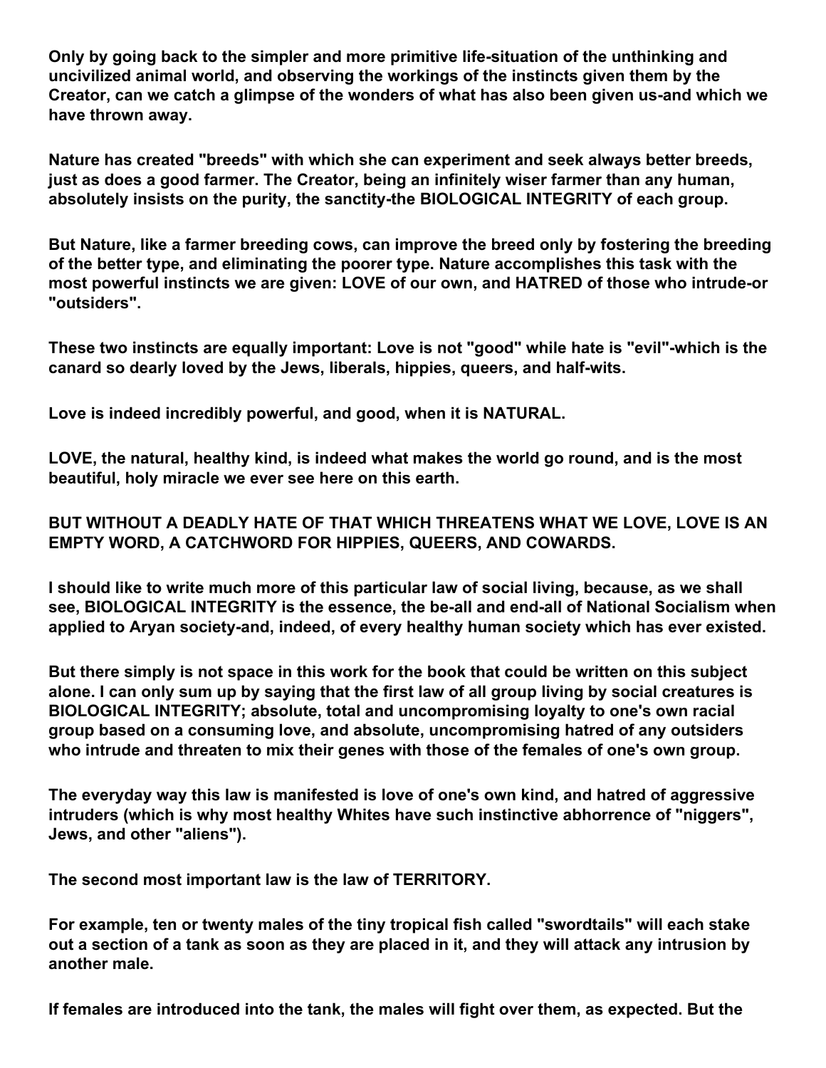**Only by going back to the simpler and more primitive life-situation of the unthinking and uncivilized animal world, and observing the workings of the instincts given them by the Creator, can we catch a glimpse of the wonders of what has also been given us-and which we have thrown away.**

**Nature has created "breeds" with which she can experiment and seek always better breeds, just as does a good farmer. The Creator, being an infinitely wiser farmer than any human, absolutely insists on the purity, the sanctity-the BIOLOGICAL INTEGRITY of each group.**

**But Nature, like a farmer breeding cows, can improve the breed only by fostering the breeding of the better type, and eliminating the poorer type. Nature accomplishes this task with the most powerful instincts we are given: LOVE of our own, and HATRED of those who intrude-or "outsiders".**

**These two instincts are equally important: Love is not "good" while hate is "evil"-which is the canard so dearly loved by the Jews, liberals, hippies, queers, and half-wits.**

**Love is indeed incredibly powerful, and good, when it is NATURAL.**

**LOVE, the natural, healthy kind, is indeed what makes the world go round, and is the most beautiful, holy miracle we ever see here on this earth.**

**BUT WITHOUT A DEADLY HATE OF THAT WHICH THREATENS WHAT WE LOVE, LOVE IS AN EMPTY WORD, A CATCHWORD FOR HIPPIES, QUEERS, AND COWARDS.**

**I should like to write much more of this particular law of social living, because, as we shall see, BIOLOGICAL INTEGRITY is the essence, the be-all and end-all of National Socialism when applied to Aryan society-and, indeed, of every healthy human society which has ever existed.**

**But there simply is not space in this work for the book that could be written on this subject alone. I can only sum up by saying that the first law of all group living by social creatures is BIOLOGICAL INTEGRITY; absolute, total and uncompromising loyalty to one's own racial group based on a consuming love, and absolute, uncompromising hatred of any outsiders who intrude and threaten to mix their genes with those of the females of one's own group.**

**The everyday way this law is manifested is love of one's own kind, and hatred of aggressive intruders (which is why most healthy Whites have such instinctive abhorrence of "niggers", Jews, and other "aliens").**

**The second most important law is the law of TERRITORY.**

**For example, ten or twenty males of the tiny tropical fish called "swordtails" will each stake out a section of a tank as soon as they are placed in it, and they will attack any intrusion by another male.**

**If females are introduced into the tank, the males will fight over them, as expected. But the**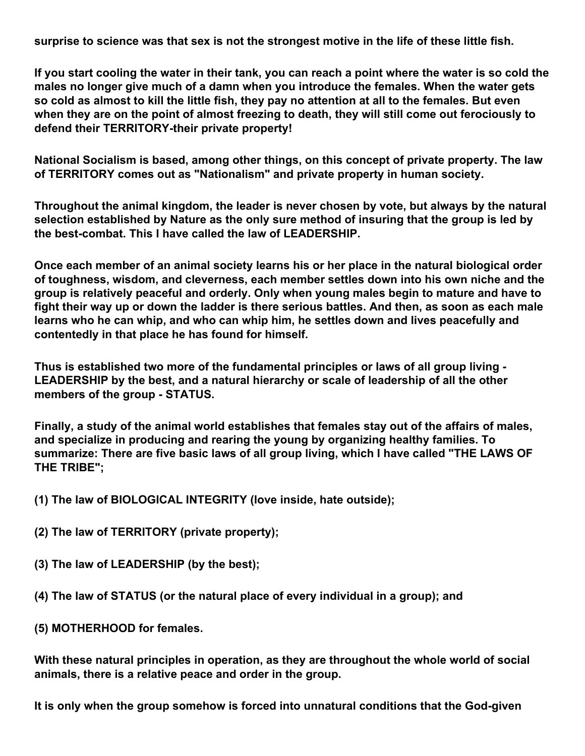**surprise to science was that sex is not the strongest motive in the life of these little fish.**

**If you start cooling the water in their tank, you can reach a point where the water is so cold the males no longer give much of a damn when you introduce the females. When the water gets so cold as almost to kill the little fish, they pay no attention at all to the females. But even when they are on the point of almost freezing to death, they will still come out ferociously to defend their TERRITORY-their private property!**

**National Socialism is based, among other things, on this concept of private property. The law of TERRITORY comes out as "Nationalism" and private property in human society.**

**Throughout the animal kingdom, the leader is never chosen by vote, but always by the natural selection established by Nature as the only sure method of insuring that the group is led by the best-combat. This I have called the law of LEADERSHIP.**

**Once each member of an animal society learns his or her place in the natural biological order of toughness, wisdom, and cleverness, each member settles down into his own niche and the group is relatively peaceful and orderly. Only when young males begin to mature and have to fight their way up or down the ladder is there serious battles. And then, as soon as each male learns who he can whip, and who can whip him, he settles down and lives peacefully and contentedly in that place he has found for himself.**

**Thus is established two more of the fundamental principles or laws of all group living - LEADERSHIP by the best, and a natural hierarchy or scale of leadership of all the other members of the group - STATUS.**

**Finally, a study of the animal world establishes that females stay out of the affairs of males, and specialize in producing and rearing the young by organizing healthy families. To summarize: There are five basic laws of all group living, which I have called "THE LAWS OF THE TRIBE";**

**(1) The law of BIOLOGICAL INTEGRITY (love inside, hate outside);**

**(2) The law of TERRITORY (private property);**

**(3) The law of LEADERSHIP (by the best);**

**(4) The law of STATUS (or the natural place of every individual in a group); and**

**(5) MOTHERHOOD for females.**

**With these natural principles in operation, as they are throughout the whole world of social animals, there is a relative peace and order in the group.**

**It is only when the group somehow is forced into unnatural conditions that the God-given**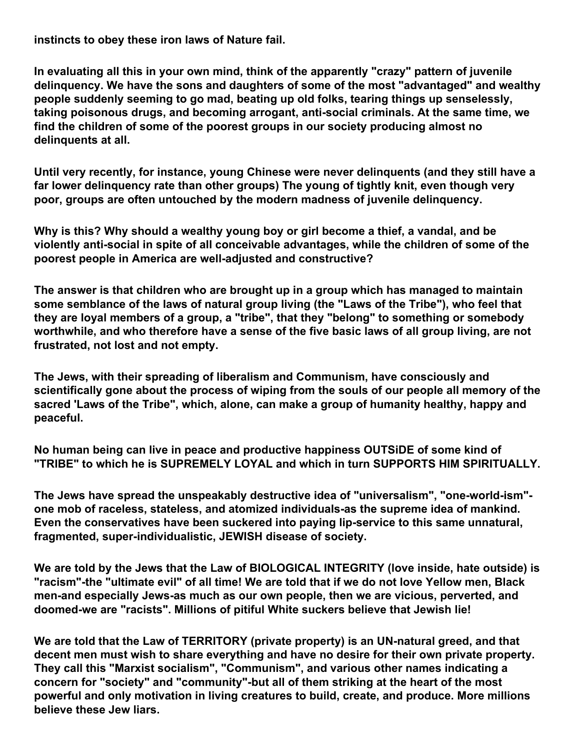**instincts to obey these iron laws of Nature fail.**

**In evaluating all this in your own mind, think of the apparently "crazy" pattern of juvenile delinquency. We have the sons and daughters of some of the most "advantaged" and wealthy people suddenly seeming to go mad, beating up old folks, tearing things up senselessly, taking poisonous drugs, and becoming arrogant, anti-social criminals. At the same time, we find the children of some of the poorest groups in our society producing almost no delinquents at all.**

**Until very recently, for instance, young Chinese were never delinquents (and they still have a far lower delinquency rate than other groups) The young of tightly knit, even though very poor, groups are often untouched by the modern madness of juvenile delinquency.**

**Why is this? Why should a wealthy young boy or girl become a thief, a vandal, and be violently anti-social in spite of all conceivable advantages, while the children of some of the poorest people in America are well-adjusted and constructive?**

**The answer is that children who are brought up in a group which has managed to maintain some semblance of the laws of natural group living (the "Laws of the Tribe"), who feel that they are loyal members of a group, a "tribe", that they "belong" to something or somebody worthwhile, and who therefore have a sense of the five basic laws of all group living, are not frustrated, not lost and not empty.**

**The Jews, with their spreading of liberalism and Communism, have consciously and scientifically gone about the process of wiping from the souls of our people all memory of the sacred 'Laws of the Tribe", which, alone, can make a group of humanity healthy, happy and peaceful.**

**No human being can live in peace and productive happiness OUTSiDE of some kind of "TRIBE" to which he is SUPREMELY LOYAL and which in turn SUPPORTS HIM SPIRITUALLY.**

**The Jews have spread the unspeakably destructive idea of "universalism", "one-world-ism"-one mob of raceless, stateless, and atomized individuals-as the supreme idea of mankind. Even the conservatives have been suckered into paying lip-service to this same unnatural, fragmented, super-individualistic, JEWISH disease of society.**

**We are told by the Jews that the Law of BIOLOGICAL INTEGRITY (love inside, hate outside) is "racism"-the "ultimate evil" of all time! We are told that if we do not love Yellow men, Black men-and especially Jews-as much as our own people, then we are vicious, perverted, and doomed-we are "racists". Millions of pitiful White suckers believe that Jewish lie!**

**We are told that the Law of TERRITORY (private property) is an UN-natural greed, and that decent men must wish to share everything and have no desire for their own private property. They call this "Marxist socialism", "Communism", and various other names indicating a concern for "society" and "community"-but all of them striking at the heart of the most powerful and only motivation in living creatures to build, create, and produce. More millions believe these Jew liars.**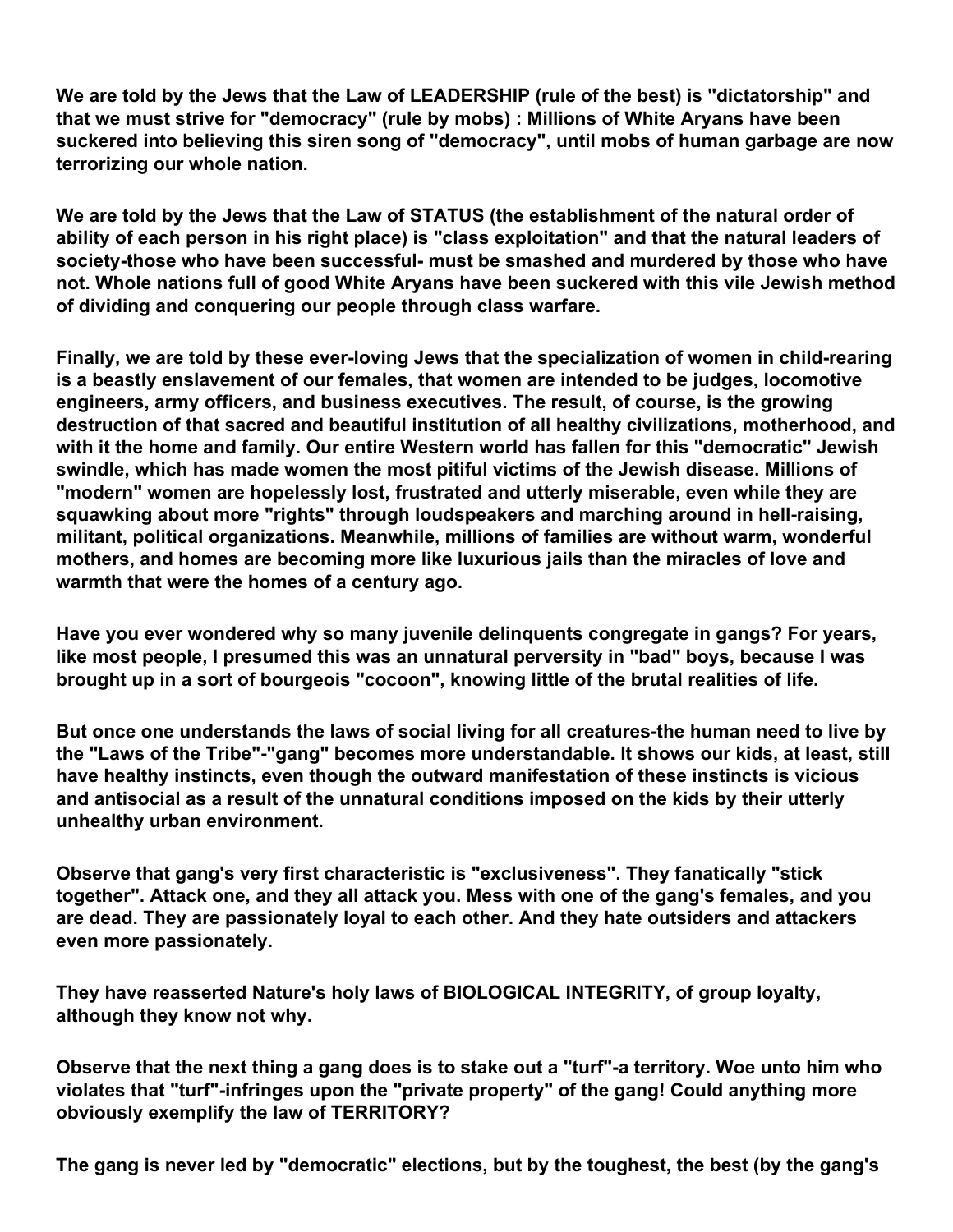**We are told by the Jews that the Law of LEADERSHIP (rule of the best) is "dictatorship" and that we must strive for "democracy" (rule by mobs) : Millions of White Aryans have been suckered into believing this siren song of "democracy", until mobs of human garbage are now terrorizing our whole nation.**

**We are told by the Jews that the Law of STATUS (the establishment of the natural order of ability of each person in his right place) is "class exploitation" and that the natural leaders of society-those who have been successful- must be smashed and murdered by those who have not. Whole nations full of good White Aryans have been suckered with this vile Jewish method of dividing and conquering our people through class warfare.**

**Finally, we are told by these ever-loving Jews that the specialization of women in child-rearing is a beastly enslavement of our females, that women are intended to be judges, locomotive engineers, army officers, and business executives. The result, of course, is the growing destruction of that sacred and beautiful institution of all healthy civilizations, motherhood, and with it the home and family. Our entire Western world has fallen for this "democratic" Jewish swindle, which has made women the most pitiful victims of the Jewish disease. Millions of "modern" women are hopelessly lost, frustrated and utterly miserable, even while they are squawking about more "rights" through loudspeakers and marching around in hell-raising, militant, political organizations. Meanwhile, millions of families are without warm, wonderful mothers, and homes are becoming more like luxurious jails than the miracles of love and warmth that were the homes of a century ago.**

**Have you ever wondered why so many juvenile delinquents congregate in gangs? For years, like most people, I presumed this was an unnatural perversity in "bad" boys, because I was brought up in a sort of bourgeois "cocoon", knowing little of the brutal realities of life.**

**But once one understands the laws of social living for all creatures-the human need to live by the "Laws of the Tribe"-"gang" becomes more understandable. It shows our kids, at least, still have healthy instincts, even though the outward manifestation of these instincts is vicious and antisocial as a result of the unnatural conditions imposed on the kids by their utterly unhealthy urban environment.**

**Observe that gang's very first characteristic is "exclusiveness". They fanatically "stick together". Attack one, and they all attack you. Mess with one of the gang's females, and you are dead. They are passionately loyal to each other. And they hate outsiders and attackers even more passionately.**

**They have reasserted Nature's holy laws of BIOLOGICAL INTEGRITY, of group loyalty, although they know not why.**

**Observe that the next thing a gang does is to stake out a "turf"-a territory. Woe unto him who violates that "turf"-infringes upon the "private property" of the gang! Could anything more obviously exemplify the law of TERRITORY?**

**The gang is never led by "democratic" elections, but by the toughest, the best (by the gang's**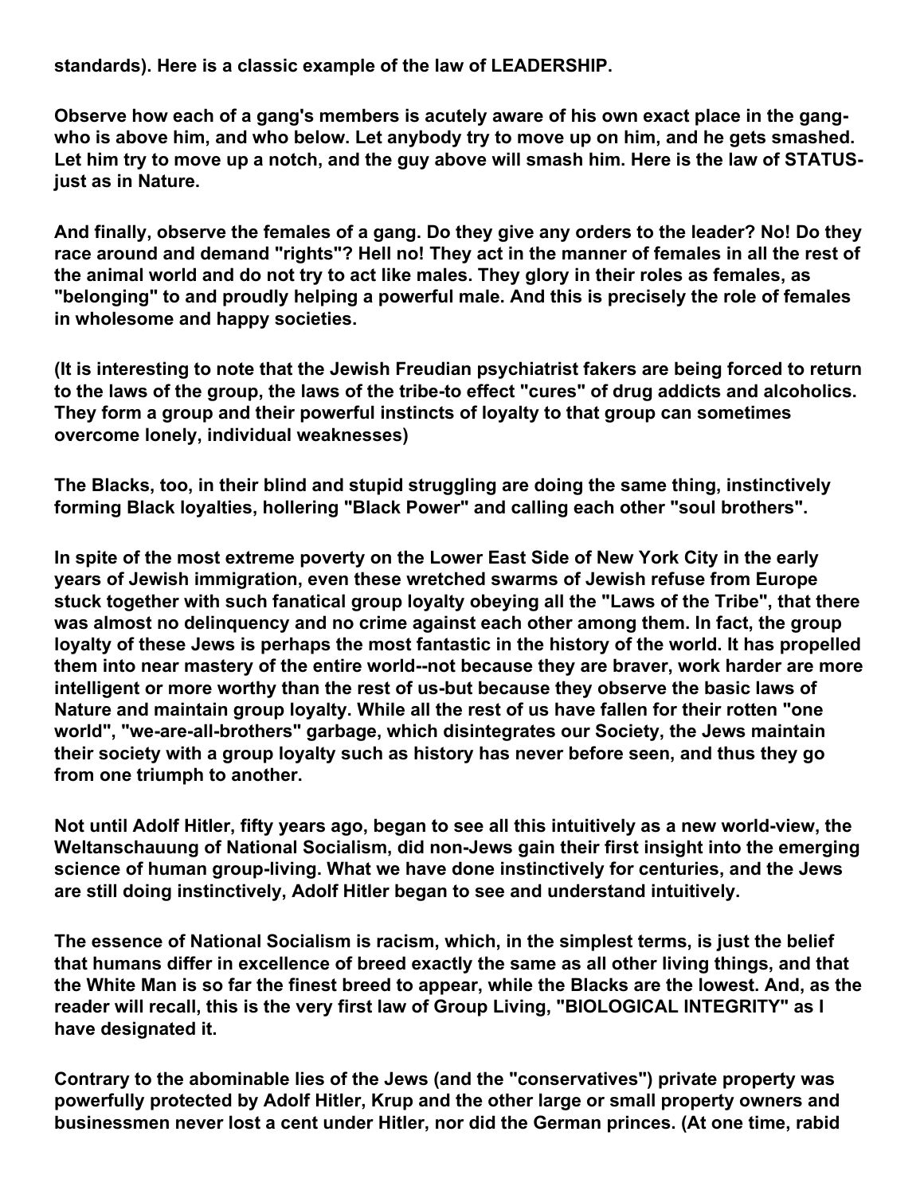**standards). Here is a classic example of the law of LEADERSHIP.**

**Observe how each of a gang's members is acutely aware of his own exact place in the gang- who is above him, and who below. Let anybody try to move up on him, and he gets smashed. Let him try to move up a notch, and the guy above will smash him. Here is the law of STATUS- just as in Nature.**

**And finally, observe the females of a gang. Do they give any orders to the leader? No! Do they race around and demand "rights"? Hell no! They act in the manner of females in all the rest of the animal world and do not try to act like males. They glory in their roles as females, as "belonging" to and proudly helping a powerful male. And this is precisely the role of females in wholesome and happy societies.**

**(It is interesting to note that the Jewish Freudian psychiatrist fakers are being forced to return to the laws of the group, the laws of the tribe-to effect "cures" of drug addicts and alcoholics. They form a group and their powerful instincts of loyalty to that group can sometimes overcome lonely, individual weaknesses)**

**The Blacks, too, in their blind and stupid struggling are doing the same thing, instinctively forming Black loyalties, hollering "Black Power" and calling each other "soul brothers".**

**In spite of the most extreme poverty on the Lower East Side of New York City in the early years of Jewish immigration, even these wretched swarms of Jewish refuse from Europe stuck together with such fanatical group loyalty obeying all the "Laws of the Tribe", that there was almost no delinquency and no crime against each other among them. In fact, the group loyalty of these Jews is perhaps the most fantastic in the history of the world. It has propelled them into near mastery of the entire world--not because they are braver, work harder are more intelligent or more worthy than the rest of us-but because they observe the basic laws of Nature and maintain group loyalty. While all the rest of us have fallen for their rotten "one world", "we-are-all-brothers" garbage, which disintegrates our Society, the Jews maintain their society with a group loyalty such as history has never before seen, and thus they go from one triumph to another.**

**Not until Adolf Hitler, fifty years ago, began to see all this intuitively as a new world-view, the Weltanschauung of National Socialism, did non-Jews gain their first insight into the emerging science of human group-living. What we have done instinctively for centuries, and the Jews are still doing instinctively, Adolf Hitler began to see and understand intuitively.**

**The essence of National Socialism is racism, which, in the simplest terms, is just the belief that humans differ in excellence of breed exactly the same as all other living things, and that the White Man is so far the finest breed to appear, while the Blacks are the lowest. And, as the reader will recall, this is the very first law of Group Living, "BIOLOGICAL INTEGRITY" as I have designated it.**

**Contrary to the abominable lies of the Jews (and the "conservatives") private property was powerfully protected by Adolf Hitler, Krup and the other large or small property owners and businessmen never lost a cent under Hitler, nor did the German princes. (At one time, rabid**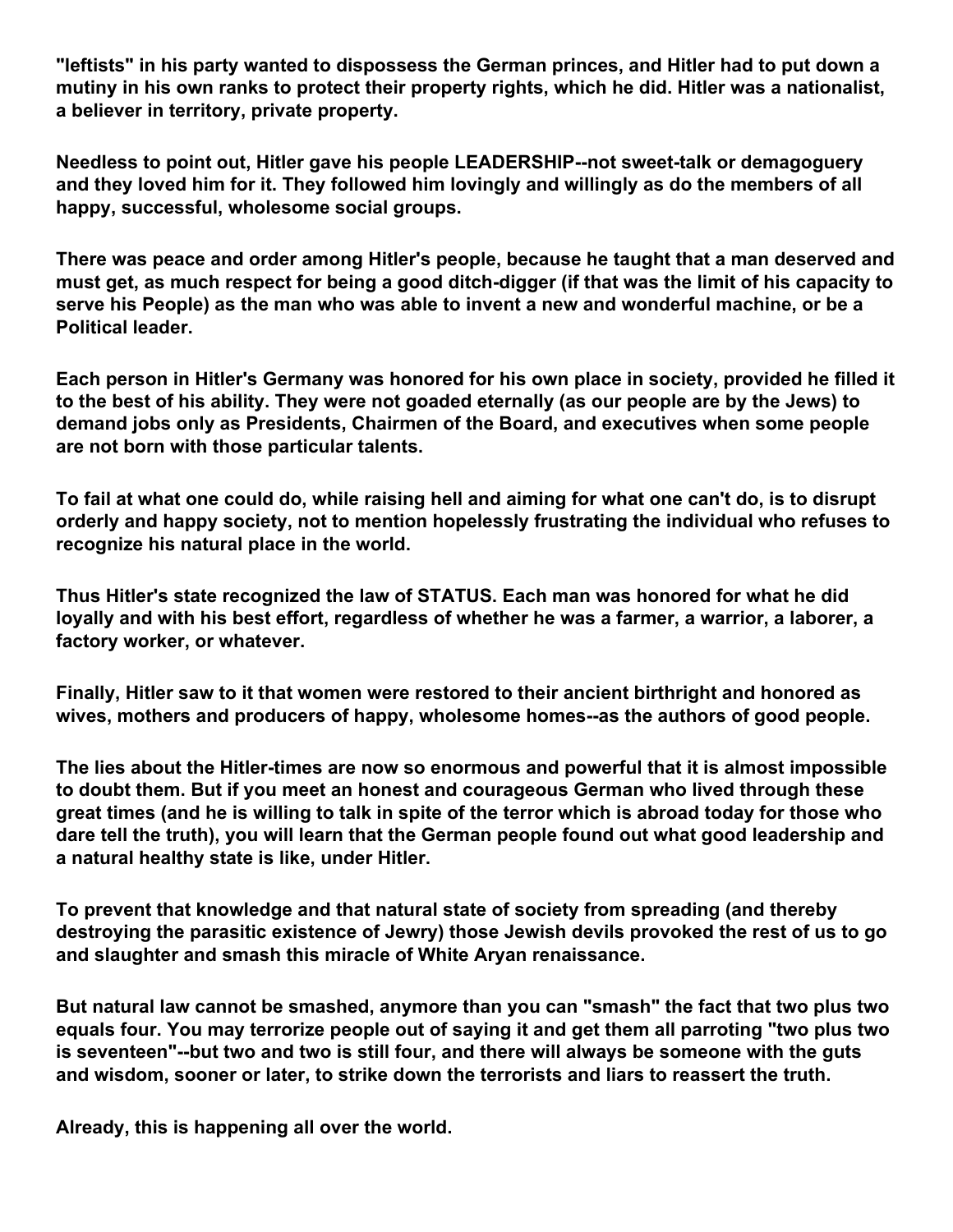**"leftists" in his party wanted to dispossess the German princes, and Hitler had to put down a mutiny in his own ranks to protect their property rights, which he did. Hitler was a nationalist, a believer in territory, private property.**

**Needless to point out, Hitler gave his people LEADERSHIP--not sweet-talk or demagoguery and they loved him for it. They followed him lovingly and willingly as do the members of all happy, successful, wholesome social groups.**

**There was peace and order among Hitler's people, because he taught that a man deserved and must get, as much respect for being a good ditch-digger (if that was the limit of his capacity to serve his People) as the man who was able to invent a new and wonderful machine, or be a Political leader.**

**Each person in Hitler's Germany was honored for his own place in society, provided he filled it to the best of his ability. They were not goaded eternally (as our people are by the Jews) to demand jobs only as Presidents, Chairmen of the Board, and executives when some people are not born with those particular talents.**

**To fail at what one could do, while raising hell and aiming for what one can't do, is to disrupt orderly and happy society, not to mention hopelessly frustrating the individual who refuses to recognize his natural place in the world.**

**Thus Hitler's state recognized the law of STATUS. Each man was honored for what he did loyally and with his best effort, regardless of whether he was a farmer, a warrior, a laborer, a factory worker, or whatever.**

**Finally, Hitler saw to it that women were restored to their ancient birthright and honored as wives, mothers and producers of happy, wholesome homes--as the authors of good people.**

**The lies about the Hitler-times are now so enormous and powerful that it is almost impossible to doubt them. But if you meet an honest and courageous German who lived through these great times (and he is willing to talk in spite of the terror which is abroad today for those who dare tell the truth), you will learn that the German people found out what good leadership and a natural healthy state is like, under Hitler.**

**To prevent that knowledge and that natural state of society from spreading (and thereby destroying the parasitic existence of Jewry) those Jewish devils provoked the rest of us to go and slaughter and smash this miracle of White Aryan renaissance.**

**But natural law cannot be smashed, anymore than you can "smash" the fact that two plus two equals four. You may terrorize people out of saying it and get them all parroting "two plus two is seventeen"--but two and two is still four, and there will always be someone with the guts and wisdom, sooner or later, to strike down the terrorists and liars to reassert the truth.**

**Already, this is happening all over the world.**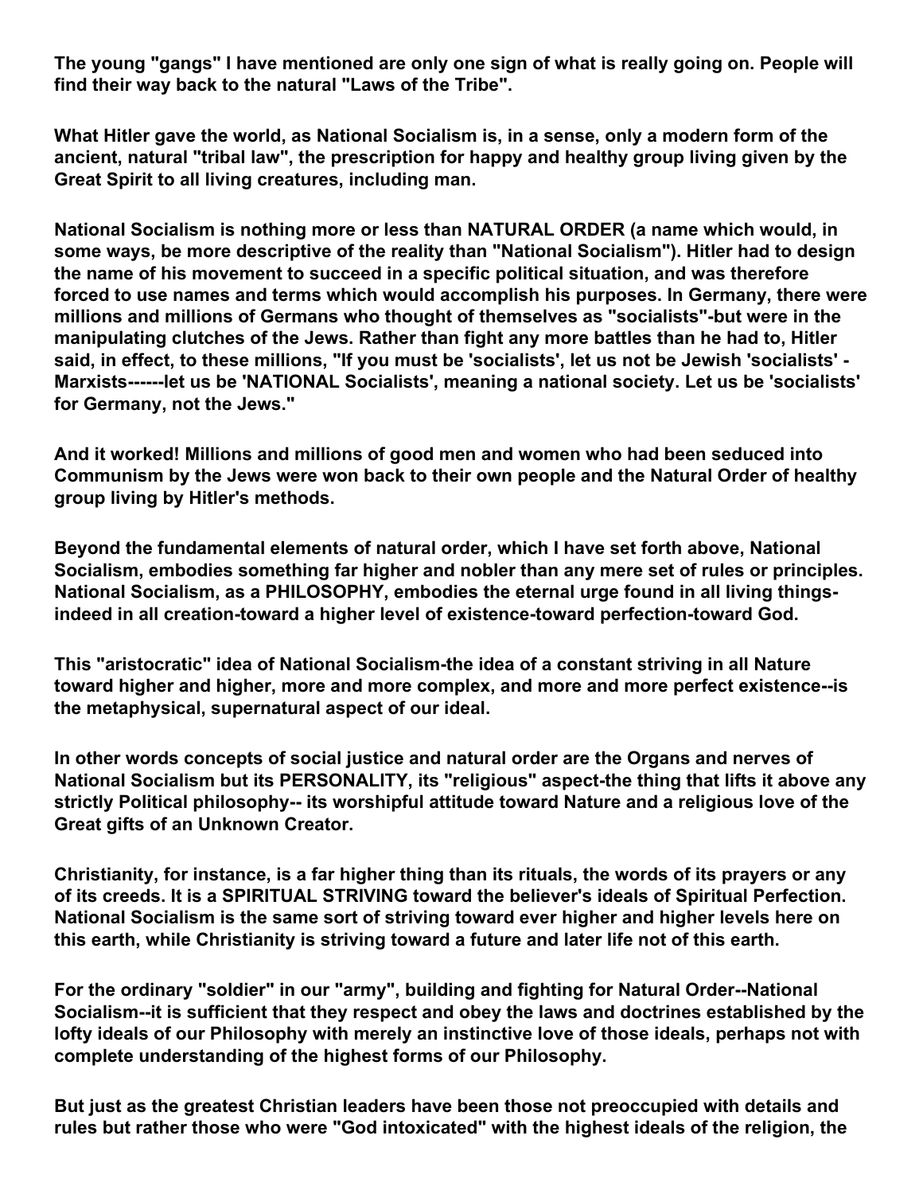**The young "gangs" I have mentioned are only one sign of what is really going on. People will find their way back to the natural "Laws of the Tribe".**

**What Hitler gave the world, as National Socialism is, in a sense, only a modern form of the ancient, natural "tribal law", the prescription for happy and healthy group living given by the Great Spirit to all living creatures, including man.**

**National Socialism is nothing more or less than NATURAL ORDER (a name which would, in some ways, be more descriptive of the reality than "National Socialism"). Hitler had to design the name of his movement to succeed in a specific political situation, and was therefore forced to use names and terms which would accomplish his purposes. In Germany, there were millions and millions of Germans who thought of themselves as "socialists"-but were in the manipulating clutches of the Jews. Rather than fight any more battles than he had to, Hitler said, in effect, to these millions, "If you must be 'socialists', let us not be Jewish 'socialists' - Marxists------let us be 'NATIONAL Socialists', meaning a national society. Let us be 'socialists' for Germany, not the Jews."**

**And it worked! Millions and millions of good men and women who had been seduced into Communism by the Jews were won back to their own people and the Natural Order of healthy group living by Hitler's methods.**

**Beyond the fundamental elements of natural order, which I have set forth above, National Socialism, embodies something far higher and nobler than any mere set of rules or principles. National Socialism, as a PHILOSOPHY, embodies the eternal urge found in all living things-indeed in all creation-toward a higher level of existence-toward perfection-toward God.**

**This "aristocratic" idea of National Socialism-the idea of a constant striving in all Nature toward higher and higher, more and more complex, and more and more perfect existence--is the metaphysical, supernatural aspect of our ideal.**

**In other words concepts of social justice and natural order are the Organs and nerves of National Socialism but its PERSONALITY, its "religious" aspect-the thing that lifts it above any strictly Political philosophy-- its worshipful attitude toward Nature and a religious love of the Great gifts of an Unknown Creator.**

**Christianity, for instance, is a far higher thing than its rituals, the words of its prayers or any of its creeds. It is a SPIRITUAL STRIVING toward the believer's ideals of Spiritual Perfection. National Socialism is the same sort of striving toward ever higher and higher levels here on this earth, while Christianity is striving toward a future and later life not of this earth.**

**For the ordinary "soldier" in our "army", building and fighting for Natural Order--National Socialism--it is sufficient that they respect and obey the laws and doctrines established by the lofty ideals of our Philosophy with merely an instinctive love of those ideals, perhaps not with complete understanding of the highest forms of our Philosophy.**

**But just as the greatest Christian leaders have been those not preoccupied with details and rules but rather those who were "God intoxicated" with the highest ideals of the religion, the**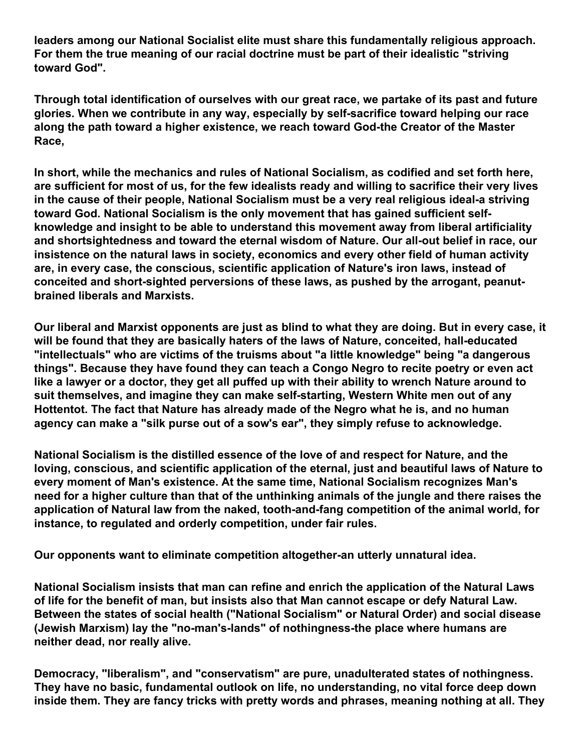**leaders among our National Socialist elite must share this fundamentally religious approach. For them the true meaning of our racial doctrine must be part of their idealistic "striving toward God".**

**Through total identification of ourselves with our great race, we partake of its past and future glories. When we contribute in any way, especially by self-sacrifice toward helping our race along the path toward a higher existence, we reach toward God-the Creator of the Master Race,**

**In short, while the mechanics and rules of National Socialism, as codified and set forth here, are sufficient for most of us, for the few idealists ready and willing to sacrifice their very lives in the cause of their people, National Socialism must be a very real religious ideal-a striving toward God. National Socialism is the only movement that has gained sufficient self-knowledge and insight to be able to understand this movement away from liberal artificiality and shortsightedness and toward the eternal wisdom of Nature. Our all-out belief in race, our insistence on the natural laws in society, economics and every other field of human activity are, in every case, the conscious, scientific application of Nature's iron laws, instead of conceited and short-sighted perversions of these laws, as pushed by the arrogant, peanut-brained liberals and Marxists.**

**Our liberal and Marxist opponents are just as blind to what they are doing. But in every case, it will be found that they are basically haters of the laws of Nature, conceited, hall-educated "intellectuals" who are victims of the truisms about "a little knowledge" being "a dangerous things". Because they have found they can teach a Congo Negro to recite poetry or even act like a lawyer or a doctor, they get all puffed up with their ability to wrench Nature around to suit themselves, and imagine they can make self-starting, Western White men out of any Hottentot. The fact that Nature has already made of the Negro what he is, and no human agency can make a "silk purse out of a sow's ear", they simply refuse to acknowledge.**

**National Socialism is the distilled essence of the love of and respect for Nature, and the loving, conscious, and scientific application of the eternal, just and beautiful laws of Nature to every moment of Man's existence. At the same time, National Socialism recognizes Man's need for a higher culture than that of the unthinking animals of the jungle and there raises the application of Natural law from the naked, tooth-and-fang competition of the animal world, for instance, to regulated and orderly competition, under fair rules.**

**Our opponents want to eliminate competition altogether-an utterly unnatural idea.**

**National Socialism insists that man can refine and enrich the application of the Natural Laws of life for the benefit of man, but insists also that Man cannot escape or defy Natural Law. Between the states of social health ("National Socialism" or Natural Order) and social disease (Jewish Marxism) lay the "no-man's-lands" of nothingness-the place where humans are neither dead, nor really alive.**

**Democracy, "liberalism", and "conservatism" are pure, unadulterated states of nothingness. They have no basic, fundamental outlook on life, no understanding, no vital force deep down inside them. They are fancy tricks with pretty words and phrases, meaning nothing at all. They**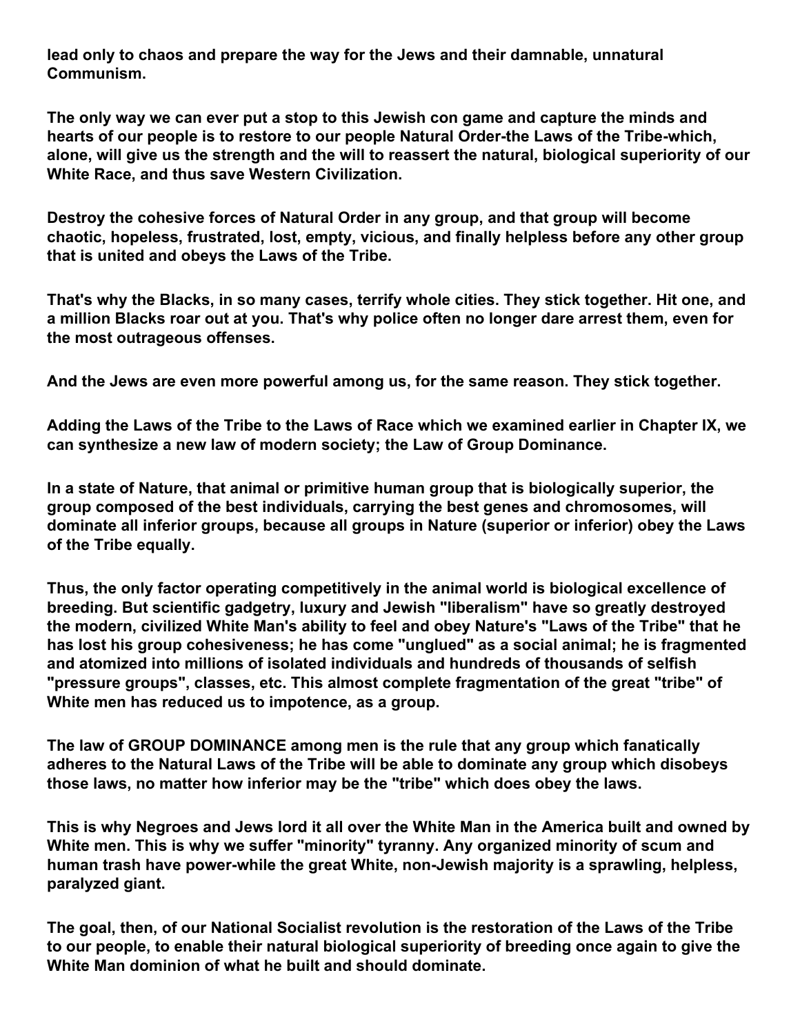**lead only to chaos and prepare the way for the Jews and their damnable, unnatural Communism.**

**The only way we can ever put a stop to this Jewish con game and capture the minds and hearts of our people is to restore to our people Natural Order-the Laws of the Tribe-which, alone, will give us the strength and the will to reassert the natural, biological superiority of our White Race, and thus save Western Civilization.**

**Destroy the cohesive forces of Natural Order in any group, and that group will become chaotic, hopeless, frustrated, lost, empty, vicious, and finally helpless before any other group that is united and obeys the Laws of the Tribe.**

**That's why the Blacks, in so many cases, terrify whole cities. They stick together. Hit one, and a million Blacks roar out at you. That's why police often no longer dare arrest them, even for the most outrageous offenses.**

**And the Jews are even more powerful among us, for the same reason. They stick together.**

**Adding the Laws of the Tribe to the Laws of Race which we examined earlier in Chapter IX, we can synthesize a new law of modern society; the Law of Group Dominance.**

**In a state of Nature, that animal or primitive human group that is biologically superior, the group composed of the best individuals, carrying the best genes and chromosomes, will dominate all inferior groups, because all groups in Nature (superior or inferior) obey the Laws of the Tribe equally.**

**Thus, the only factor operating competitively in the animal world is biological excellence of breeding. But scientific gadgetry, luxury and Jewish "liberalism" have so greatly destroyed the modern, civilized White Man's ability to feel and obey Nature's "Laws of the Tribe" that he has lost his group cohesiveness; he has come "unglued" as a social animal; he is fragmented and atomized into millions of isolated individuals and hundreds of thousands of selfish "pressure groups", classes, etc. This almost complete fragmentation of the great "tribe" of White men has reduced us to impotence, as a group.**

**The law of GROUP DOMINANCE among men is the rule that any group which fanatically adheres to the Natural Laws of the Tribe will be able to dominate any group which disobeys those laws, no matter how inferior may be the "tribe" which does obey the laws.**

**This is why Negroes and Jews lord it all over the White Man in the America built and owned by White men. This is why we suffer "minority" tyranny. Any organized minority of scum and human trash have power-while the great White, non-Jewish majority is a sprawling, helpless, paralyzed giant.**

**The goal, then, of our National Socialist revolution is the restoration of the Laws of the Tribe to our people, to enable their natural biological superiority of breeding once again to give the White Man dominion of what he built and should dominate.**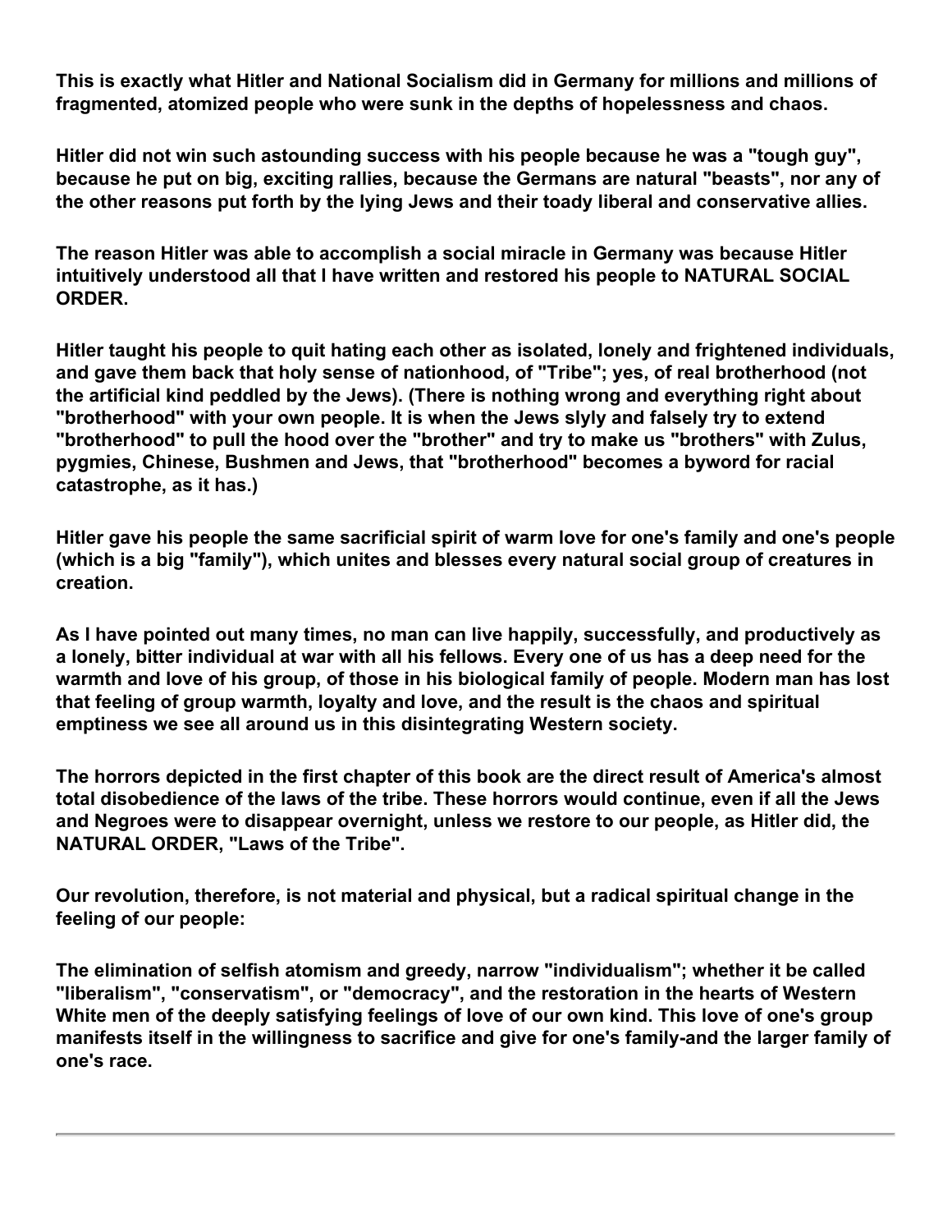This is exactly what Hitler and National Socialism did in Germany for millions and millions of fragmented, atomized people who were sunk in the depths of hopelessness and chaos.

Hitler did not win such astounding success with his people because he was a "tough guy", because he put on big, exciting rallies, because the Germans are natural "beasts", nor any of the other reasons put forth by the lying Jews and their toady liberal and conservative allies.

The reason Hitler was able to accomplish a social miracle in Germany was because Hitler intuitively understood all that I have written and restored his people to NATURAL SOCIAL ORDER.

Hitler taught his people to quit hating each other as isolated, lonely and frightened individuals, and gave them back that holy sense of nationhood, of "Tribe"; yes, of real brotherhood (not the artificial kind peddled by the Jews). (There is nothing wrong and everything right about "brotherhood" with your own people. It is when the Jews slyly and falsely try to extend "brotherhood" to pull the hood over the "brother" and try to make us "brothers" with Zulus, pygmies, Chinese, Bushmen and Jews, that "brotherhood" becomes a byword for racial catastrophe, as it has.)

Hitler gave his people the same sacrificial spirit of warm love for one's family and one's people (which is a big "family"), which unites and blesses every natural social group of creatures in creation.

As I have pointed out many times, no man can live happily, successfully, and productively as a lonely, bitter individual at war with all his fellows. Every one of us has a deep need for the warmth and love of his group, of those in his biological family of people. Modern man has lost that feeling of group warmth, loyalty and love, and the result is the chaos and spiritual emptiness we see all around us in this disintegrating Western society.

The horrors depicted in the first chapter of this book are the direct result of America's almost total disobedience of the laws of the tribe. These horrors would continue, even if all the Jews and Negroes were to disappear overnight, unless we restore to our people, as Hitler did, the NATURAL ORDER, "Laws of the Tribe".

Our revolution, therefore, is not material and physical, but a radical spiritual change in the feeling of our people:

The elimination of selfish atomism and greedy, narrow "individualism"; whether it be called "liberalism", "conservatism", or "democracy", and the restoration in the hearts of Western White men of the deeply satisfying feelings of love of our own kind. This love of one's group manifests itself in the willingness to sacrifice and give for one's family-and the larger family of one's race.

---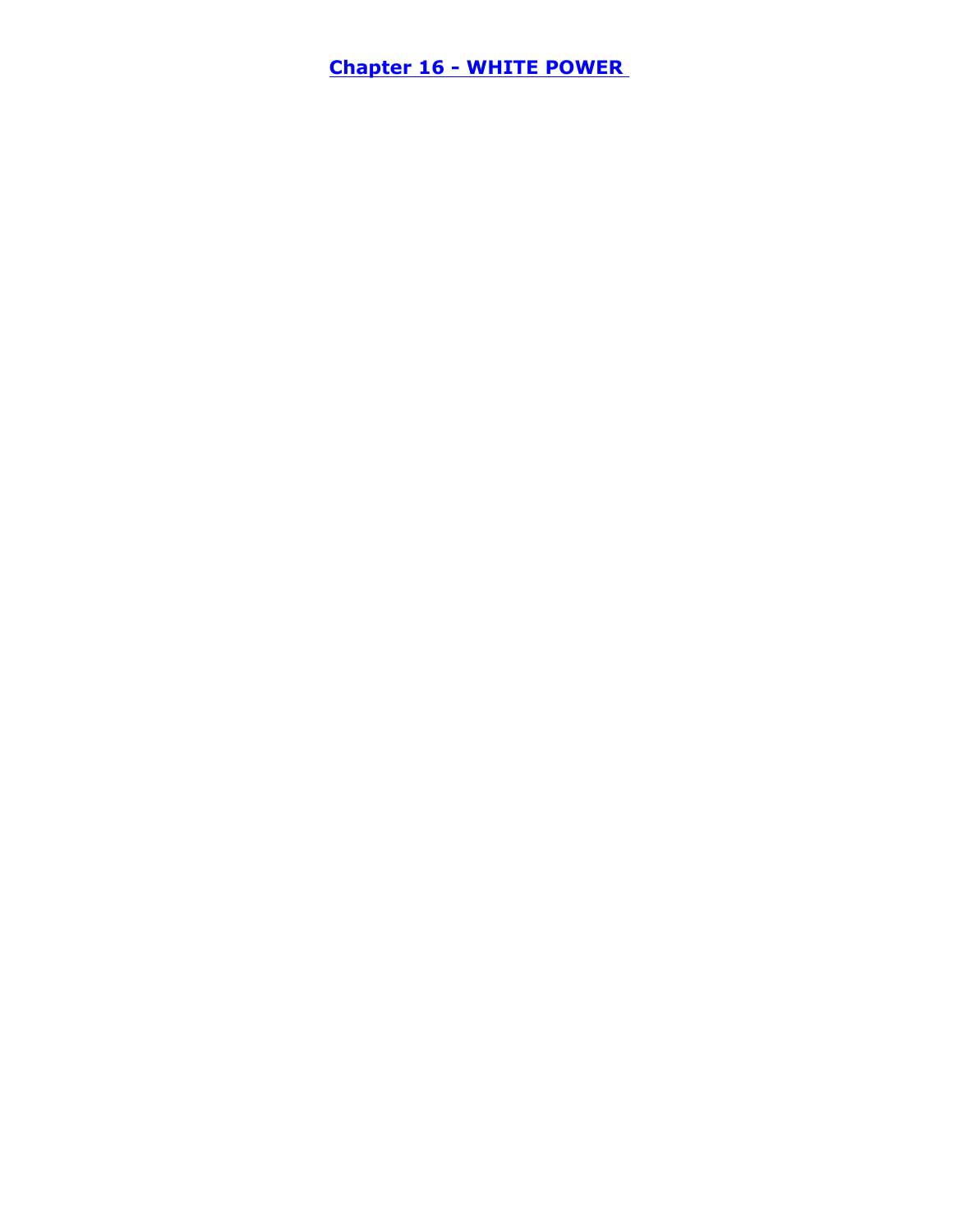## Chapter 16 - WHITE POWER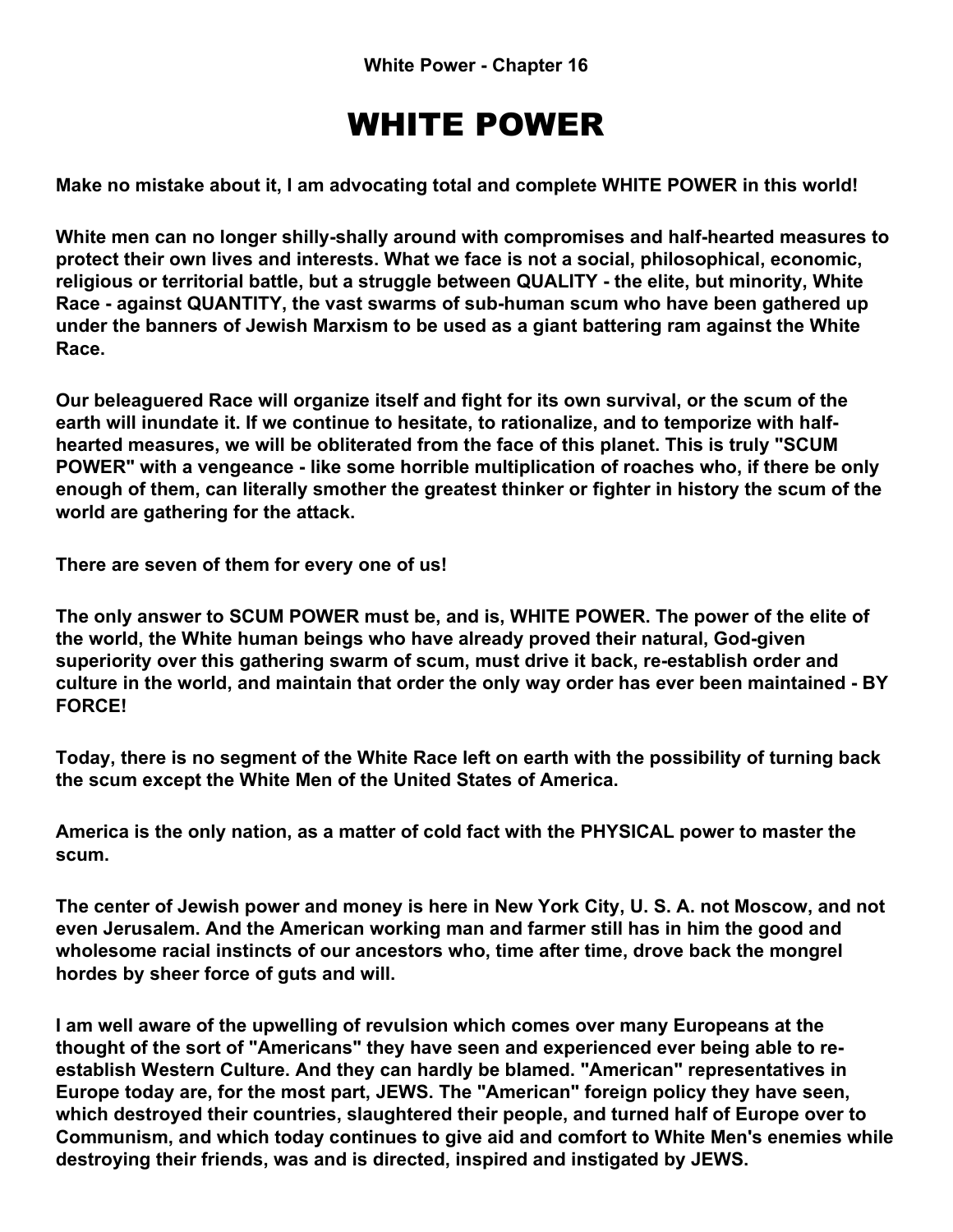# WHITE POWER

**Make no mistake about it, I am advocating total and complete WHITE POWER in this world!**

**White men can no longer shilly-shally around with compromises and half-hearted measures to protect their own lives and interests. What we face is not a social, philosophical, economic, religious or territorial battle, but a struggle between QUALITY - the elite, but minority, White Race - against QUANTITY, the vast swarms of sub-human scum who have been gathered up under the banners of Jewish Marxism to be used as a giant battering ram against the White Race.**

**Our beleaguered Race will organize itself and fight for its own survival, or the scum of the earth will inundate it. If we continue to hesitate, to rationalize, and to temporize with half-hearted measures, we will be obliterated from the face of this planet. This is truly "SCUM POWER" with a vengeance - like some horrible multiplication of roaches who, if there be only enough of them, can literally smother the greatest thinker or fighter in history the scum of the world are gathering for the attack.**

**There are seven of them for every one of us!**

**The only answer to SCUM POWER must be, and is, WHITE POWER. The power of the elite of the world, the White human beings who have already proved their natural, God-given superiority over this gathering swarm of scum, must drive it back, re-establish order and culture in the world, and maintain that order the only way order has ever been maintained - BY FORCE!**

**Today, there is no segment of the White Race left on earth with the possibility of turning back the scum except the White Men of the United States of America.**

**America is the only nation, as a matter of cold fact with the PHYSICAL power to master the scum.**

**The center of Jewish power and money is here in New York City, U. S. A. not Moscow, and not even Jerusalem. And the American working man and farmer still has in him the good and wholesome racial instincts of our ancestors who, time after time, drove back the mongrel hordes by sheer force of guts and will.**

**I am well aware of the upwelling of revulsion which comes over many Europeans at the thought of the sort of "Americans" they have seen and experienced ever being able to re-establish Western Culture. And they can hardly be blamed. "American" representatives in Europe today are, for the most part, JEWS. The "American" foreign policy they have seen, which destroyed their countries, slaughtered their people, and turned half of Europe over to Communism, and which today continues to give aid and comfort to White Men's enemies while destroying their friends, was and is directed, inspired and instigated by JEWS.**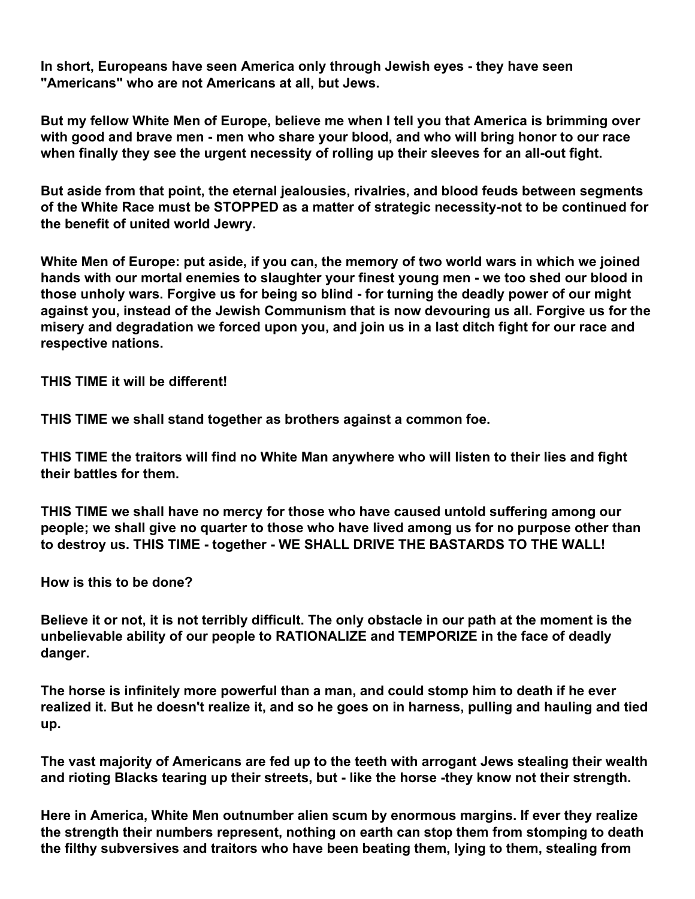**In short, Europeans have seen America only through Jewish eyes - they have seen "Americans" who are not Americans at all, but Jews.**

**But my fellow White Men of Europe, believe me when I tell you that America is brimming over with good and brave men - men who share your blood, and who will bring honor to our race when finally they see the urgent necessity of rolling up their sleeves for an all-out fight.**

**But aside from that point, the eternal jealousies, rivalries, and blood feuds between segments of the White Race must be STOPPED as a matter of strategic necessity-not to be continued for the benefit of united world Jewry.**

**White Men of Europe: put aside, if you can, the memory of two world wars in which we joined hands with our mortal enemies to slaughter your finest young men - we too shed our blood in those unholy wars. Forgive us for being so blind - for turning the deadly power of our might against you, instead of the Jewish Communism that is now devouring us all. Forgive us for the misery and degradation we forced upon you, and join us in a last ditch fight for our race and respective nations.**

**THIS TIME it will be different!**

**THIS TIME we shall stand together as brothers against a common foe.**

**THIS TIME the traitors will find no White Man anywhere who will listen to their lies and fight their battles for them.**

**THIS TIME we shall have no mercy for those who have caused untold suffering among our people; we shall give no quarter to those who have lived among us for no purpose other than to destroy us. THIS TIME - together - WE SHALL DRIVE THE BASTARDS TO THE WALL!**

**How is this to be done?**

**Believe it or not, it is not terribly difficult. The only obstacle in our path at the moment is the unbelievable ability of our people to RATIONALIZE and TEMPORIZE in the face of deadly danger.**

**The horse is infinitely more powerful than a man, and could stomp him to death if he ever realized it. But he doesn't realize it, and so he goes on in harness, pulling and hauling and tied up.**

**The vast majority of Americans are fed up to the teeth with arrogant Jews stealing their wealth and rioting Blacks tearing up their streets, but - like the horse -they know not their strength.**

**Here in America, White Men outnumber alien scum by enormous margins. If ever they realize the strength their numbers represent, nothing on earth can stop them from stomping to death the filthy subversives and traitors who have been beating them, lying to them, stealing from**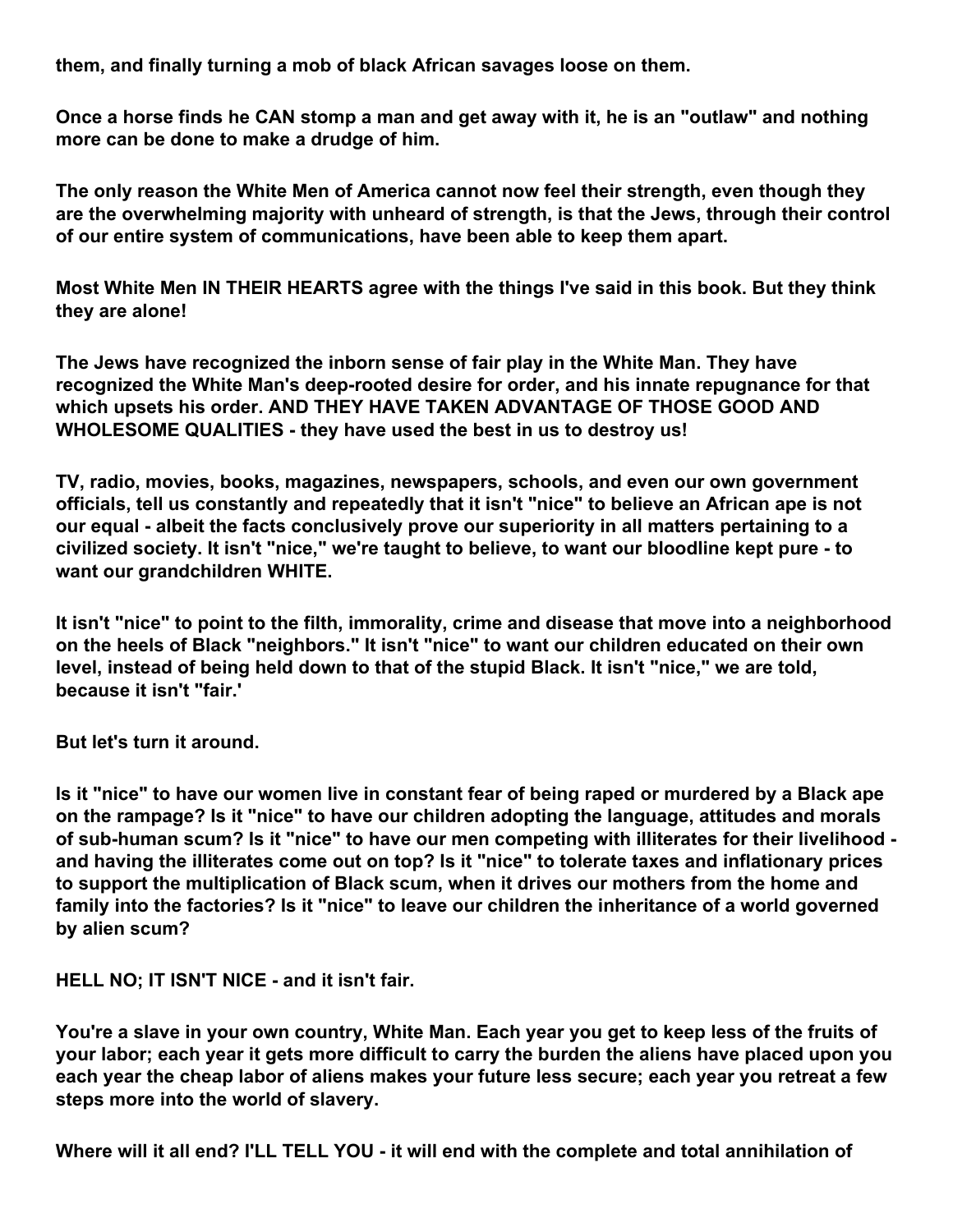**them, and finally turning a mob of black African savages loose on them.**

**Once a horse finds he CAN stomp a man and get away with it, he is an "outlaw" and nothing more can be done to make a drudge of him.**

**The only reason the White Men of America cannot now feel their strength, even though they are the overwhelming majority with unheard of strength, is that the Jews, through their control of our entire system of communications, have been able to keep them apart.**

**Most White Men IN THEIR HEARTS agree with the things I've said in this book. But they think they are alone!**

**The Jews have recognized the inborn sense of fair play in the White Man. They have recognized the White Man's deep-rooted desire for order, and his innate repugnance for that which upsets his order. AND THEY HAVE TAKEN ADVANTAGE OF THOSE GOOD AND WHOLESOME QUALITIES - they have used the best in us to destroy us!**

**TV, radio, movies, books, magazines, newspapers, schools, and even our own government officials, tell us constantly and repeatedly that it isn't "nice" to believe an African ape is not our equal - albeit the facts conclusively prove our superiority in all matters pertaining to a civilized society. It isn't "nice," we're taught to believe, to want our bloodline kept pure - to want our grandchildren WHITE.**

**It isn't "nice" to point to the filth, immorality, crime and disease that move into a neighborhood on the heels of Black "neighbors." It isn't "nice" to want our children educated on their own level, instead of being held down to that of the stupid Black. It isn't "nice," we are told, because it isn't "fair.'**

**But let's turn it around.**

**Is it "nice" to have our women live in constant fear of being raped or murdered by a Black ape on the rampage? Is it "nice" to have our children adopting the language, attitudes and morals of sub-human scum? Is it "nice" to have our men competing with illiterates for their livelihood - and having the illiterates come out on top? Is it "nice" to tolerate taxes and inflationary prices to support the multiplication of Black scum, when it drives our mothers from the home and family into the factories? Is it "nice" to leave our children the inheritance of a world governed by alien scum?**

**HELL NO; IT ISN'T NICE - and it isn't fair.**

**You're a slave in your own country, White Man. Each year you get to keep less of the fruits of your labor; each year it gets more difficult to carry the burden the aliens have placed upon you each year the cheap labor of aliens makes your future less secure; each year you retreat a few steps more into the world of slavery.**

**Where will it all end? I'LL TELL YOU - it will end with the complete and total annihilation of**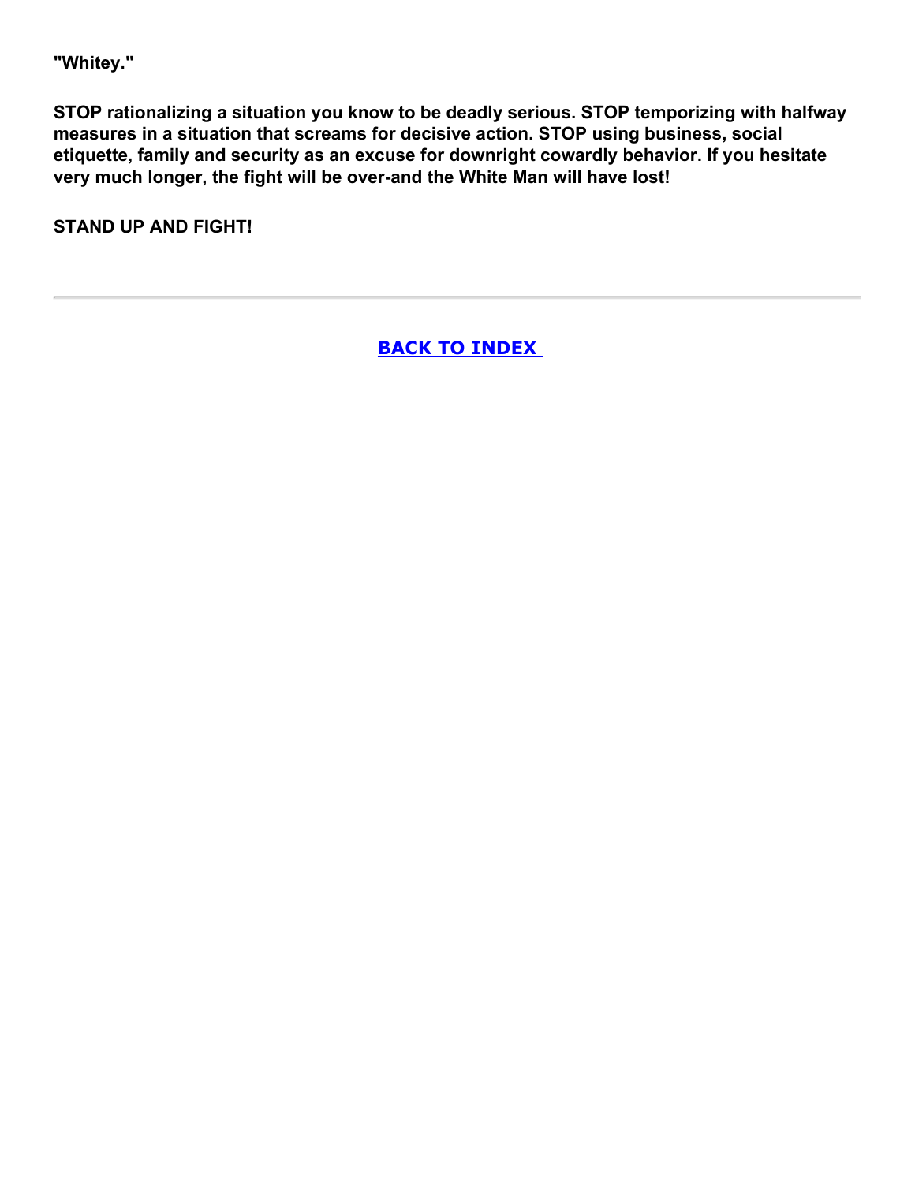**"Whitey."**

**STOP rationalizing a situation you know to be deadly serious. STOP temporizing with halfway measures in a situation that screams for decisive action. STOP using business, social etiquette, family and security as an excuse for downright cowardly behavior. If you hesitate very much longer, the fight will be over-and the White Man will have lost!**

**STAND UP AND FIGHT!**

---

**BACK TO INDEX**